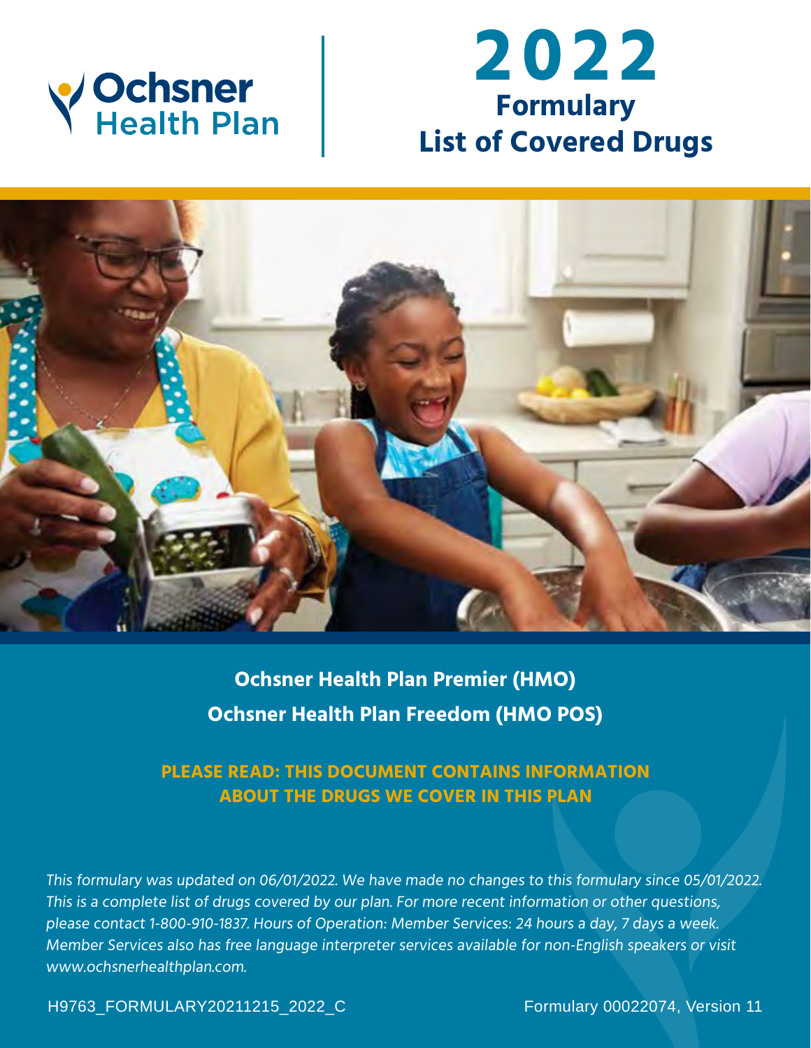Ochsner Health Plan

# 2022 Formulary List of Covered Drugs

**Ochsner Health Plan Premier (HMO)**

**Ochsner Health Plan Freedom (HMO POS)**

**PLEASE READ: THIS DOCUMENT CONTAINS INFORMATION ABOUT THE DRUGS WE COVER IN THIS PLAN**

*This formulary was updated on 06/01/2022. We have made no changes to this formulary since 05/01/2022. This is a complete list of drugs covered by our plan. For more recent information or other questions, please contact 1-800-910-1837. Hours of Operation: Member Services: 24 hours a day, 7 days a week. Member Services also has free language interpreter services available for non-English speakers or visit www.ochsnerhealthplan.com.*

H9763_FORMULARY20211215_2022_C

Formulary 00022074, Version 11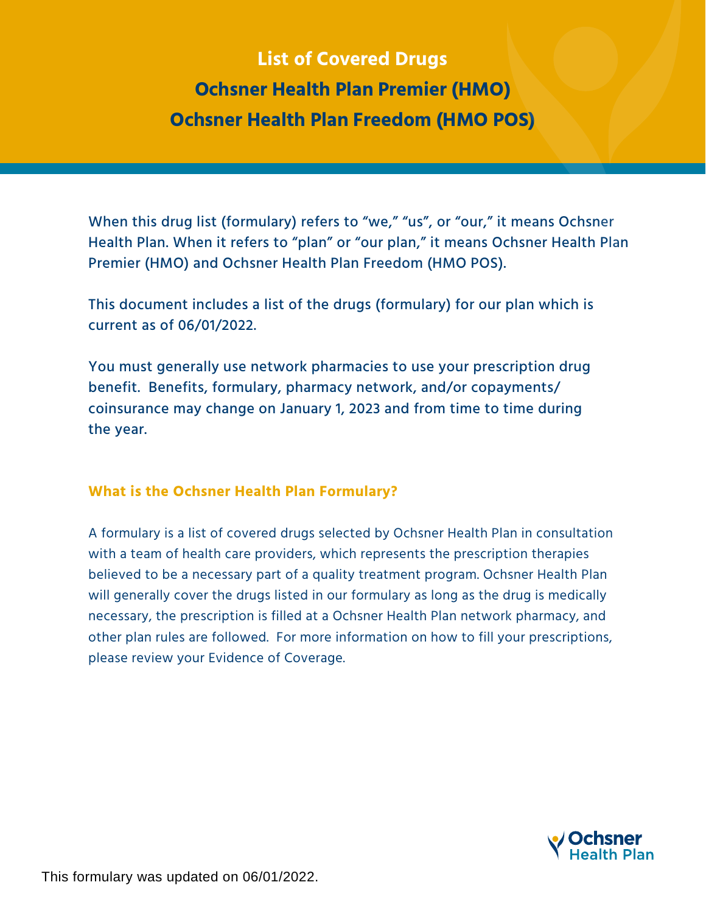# List of Covered Drugs

## Ochsner Health Plan Premier (HMO)

## Ochsner Health Plan Freedom (HMO POS)

When this drug list (formulary) refers to "we," "us", or "our," it means Ochsner Health Plan. When it refers to "plan" or "our plan," it means Ochsner Health Plan Premier (HMO) and Ochsner Health Plan Freedom (HMO POS).

This document includes a list of the drugs (formulary) for our plan which is current as of 06/01/2022.

You must generally use network pharmacies to use your prescription drug benefit. Benefits, formulary, pharmacy network, and/or copayments/ coinsurance may change on January 1, 2023 and from time to time during the year.

### What is the Ochsner Health Plan Formulary?

A formulary is a list of covered drugs selected by Ochsner Health Plan in consultation with a team of health care providers, which represents the prescription therapies believed to be a necessary part of a quality treatment program. Ochsner Health Plan will generally cover the drugs listed in our formulary as long as the drug is medically necessary, the prescription is filled at a Ochsner Health Plan network pharmacy, and other plan rules are followed. For more information on how to fill your prescriptions, please review your Evidence of Coverage.

This formulary was updated on 06/01/2022.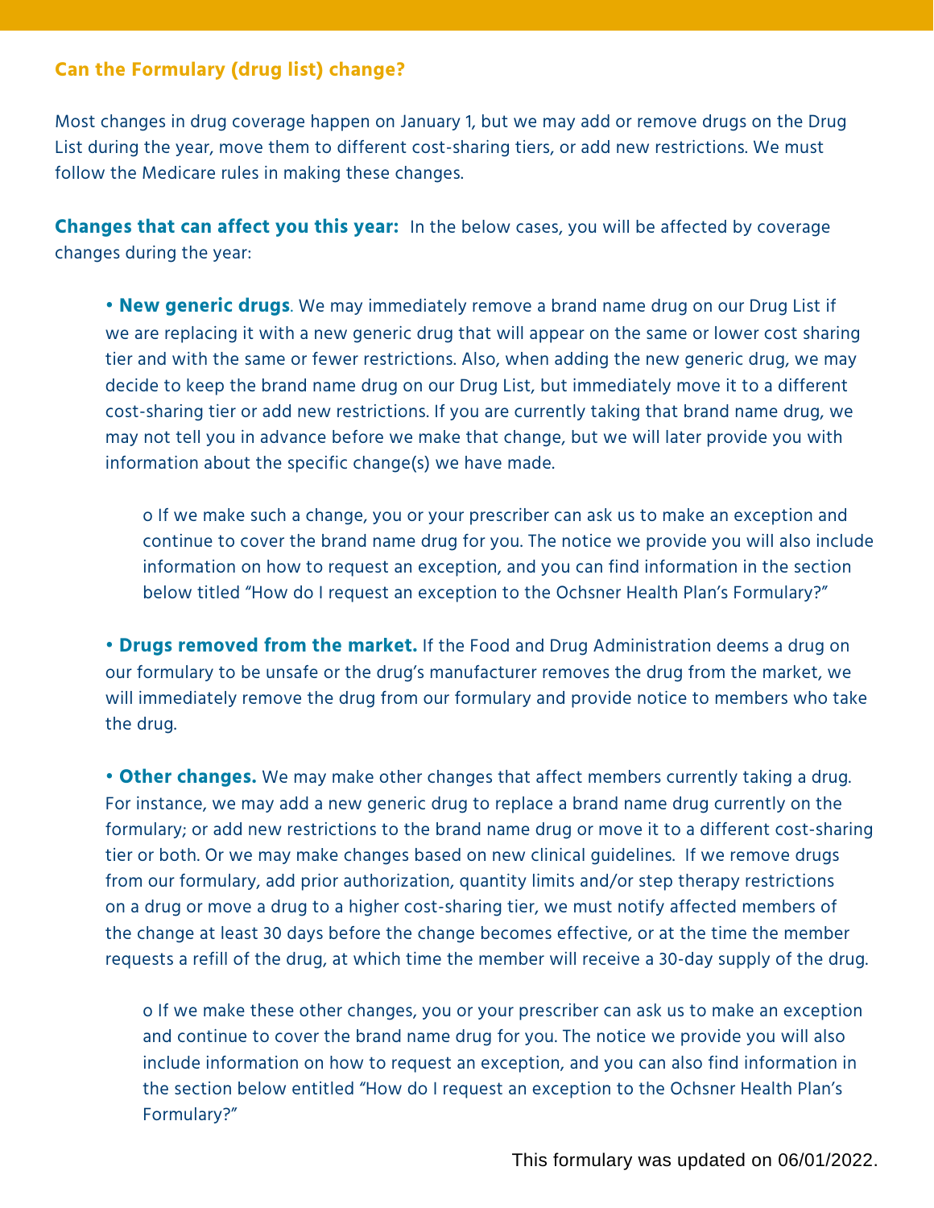## Can the Formulary (drug list) change?

Most changes in drug coverage happen on January 1, but we may add or remove drugs on the Drug List during the year, move them to different cost-sharing tiers, or add new restrictions. We must follow the Medicare rules in making these changes.

**Changes that can affect you this year:** In the below cases, you will be affected by coverage changes during the year:

- **New generic drugs**. We may immediately remove a brand name drug on our Drug List if we are replacing it with a new generic drug that will appear on the same or lower cost sharing tier and with the same or fewer restrictions. Also, when adding the new generic drug, we may decide to keep the brand name drug on our Drug List, but immediately move it to a different cost-sharing tier or add new restrictions. If you are currently taking that brand name drug, we may not tell you in advance before we make that change, but we will later provide you with information about the specific change(s) we have made.
  - If we make such a change, you or your prescriber can ask us to make an exception and continue to cover the brand name drug for you. The notice we provide you will also include information on how to request an exception, and you can find information in the section below titled "How do I request an exception to the Ochsner Health Plan's Formulary?"
- **Drugs removed from the market.** If the Food and Drug Administration deems a drug on our formulary to be unsafe or the drug's manufacturer removes the drug from the market, we will immediately remove the drug from our formulary and provide notice to members who take the drug.
- **Other changes.** We may make other changes that affect members currently taking a drug. For instance, we may add a new generic drug to replace a brand name drug currently on the formulary; or add new restrictions to the brand name drug or move it to a different cost-sharing tier or both. Or we may make changes based on new clinical guidelines. If we remove drugs from our formulary, add prior authorization, quantity limits and/or step therapy restrictions on a drug or move a drug to a higher cost-sharing tier, we must notify affected members of the change at least 30 days before the change becomes effective, or at the time the member requests a refill of the drug, at which time the member will receive a 30-day supply of the drug.
  - If we make these other changes, you or your prescriber can ask us to make an exception and continue to cover the brand name drug for you. The notice we provide you will also include information on how to request an exception, and you can also find information in the section below entitled "How do I request an exception to the Ochsner Health Plan's Formulary?"

This formulary was updated on 06/01/2022.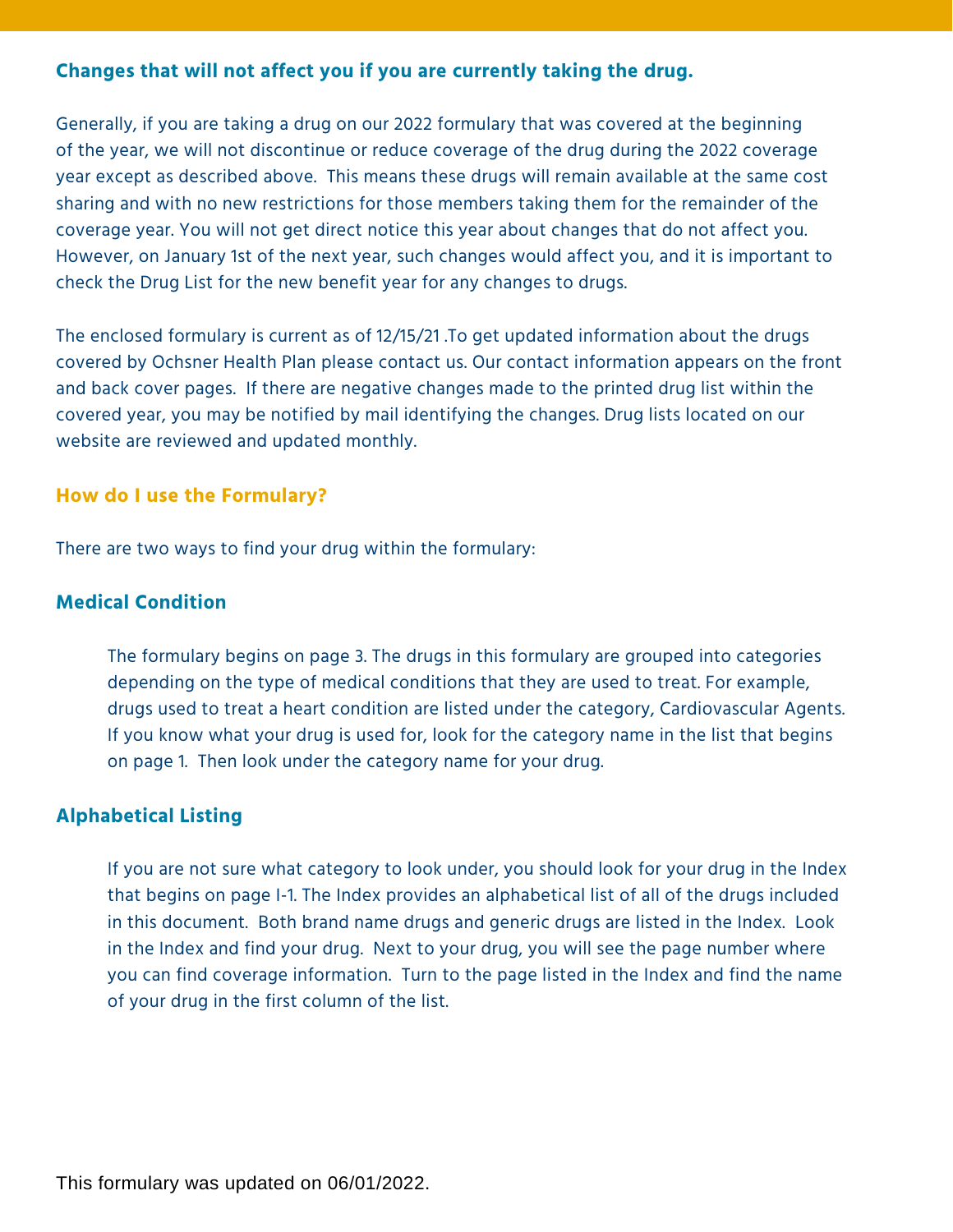### Changes that will not affect you if you are currently taking the drug.

Generally, if you are taking a drug on our 2022 formulary that was covered at the beginning of the year, we will not discontinue or reduce coverage of the drug during the 2022 coverage year except as described above. This means these drugs will remain available at the same cost sharing and with no new restrictions for those members taking them for the remainder of the coverage year. You will not get direct notice this year about changes that do not affect you. However, on January 1st of the next year, such changes would affect you, and it is important to check the Drug List for the new benefit year for any changes to drugs.

The enclosed formulary is current as of 12/15/21 .To get updated information about the drugs covered by Ochsner Health Plan please contact us. Our contact information appears on the front and back cover pages. If there are negative changes made to the printed drug list within the covered year, you may be notified by mail identifying the changes. Drug lists located on our website are reviewed and updated monthly.

## How do I use the Formulary?

There are two ways to find your drug within the formulary:

### Medical Condition

The formulary begins on page 3. The drugs in this formulary are grouped into categories depending on the type of medical conditions that they are used to treat. For example, drugs used to treat a heart condition are listed under the category, Cardiovascular Agents. If you know what your drug is used for, look for the category name in the list that begins on page 1. Then look under the category name for your drug.

### Alphabetical Listing

If you are not sure what category to look under, you should look for your drug in the Index that begins on page I-1. The Index provides an alphabetical list of all of the drugs included in this document. Both brand name drugs and generic drugs are listed in the Index. Look in the Index and find your drug. Next to your drug, you will see the page number where you can find coverage information. Turn to the page listed in the Index and find the name of your drug in the first column of the list.

This formulary was updated on 06/01/2022.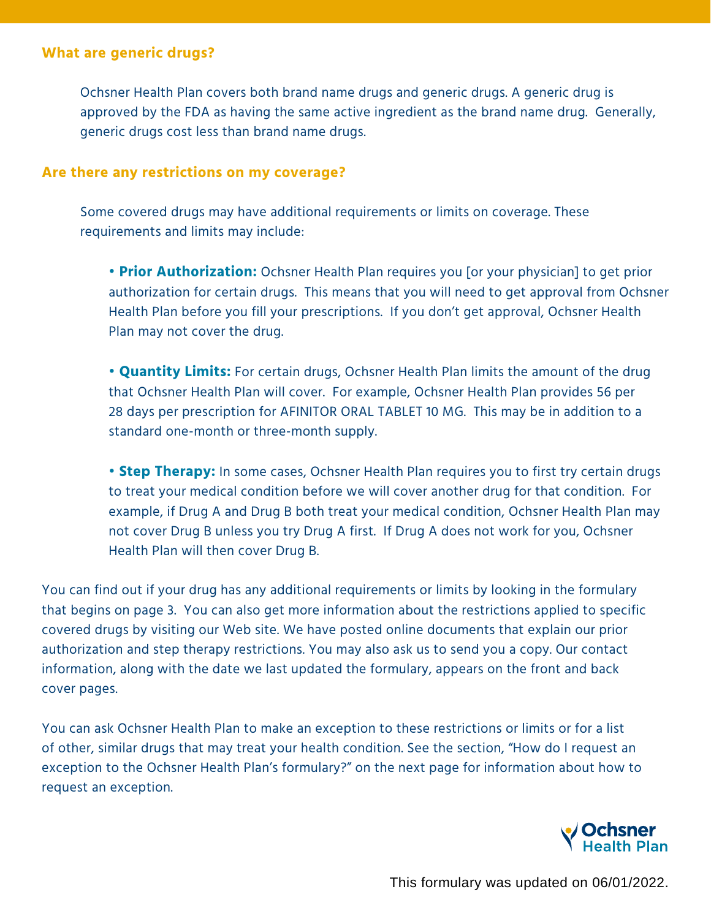## What are generic drugs?

Ochsner Health Plan covers both brand name drugs and generic drugs. A generic drug is approved by the FDA as having the same active ingredient as the brand name drug. Generally, generic drugs cost less than brand name drugs.

## Are there any restrictions on my coverage?

Some covered drugs may have additional requirements or limits on coverage. These requirements and limits may include:

- **Prior Authorization:** Ochsner Health Plan requires you [or your physician] to get prior authorization for certain drugs. This means that you will need to get approval from Ochsner Health Plan before you fill your prescriptions. If you don't get approval, Ochsner Health Plan may not cover the drug.

- **Quantity Limits:** For certain drugs, Ochsner Health Plan limits the amount of the drug that Ochsner Health Plan will cover. For example, Ochsner Health Plan provides 56 per 28 days per prescription for AFINITOR ORAL TABLET 10 MG. This may be in addition to a standard one-month or three-month supply.

- **Step Therapy:** In some cases, Ochsner Health Plan requires you to first try certain drugs to treat your medical condition before we will cover another drug for that condition. For example, if Drug A and Drug B both treat your medical condition, Ochsner Health Plan may not cover Drug B unless you try Drug A first. If Drug A does not work for you, Ochsner Health Plan will then cover Drug B.

You can find out if your drug has any additional requirements or limits by looking in the formulary that begins on page 3. You can also get more information about the restrictions applied to specific covered drugs by visiting our Web site. We have posted online documents that explain our prior authorization and step therapy restrictions. You may also ask us to send you a copy. Our contact information, along with the date we last updated the formulary, appears on the front and back cover pages.

You can ask Ochsner Health Plan to make an exception to these restrictions or limits or for a list of other, similar drugs that may treat your health condition. See the section, "How do I request an exception to the Ochsner Health Plan's formulary?" on the next page for information about how to request an exception.

This formulary was updated on 06/01/2022.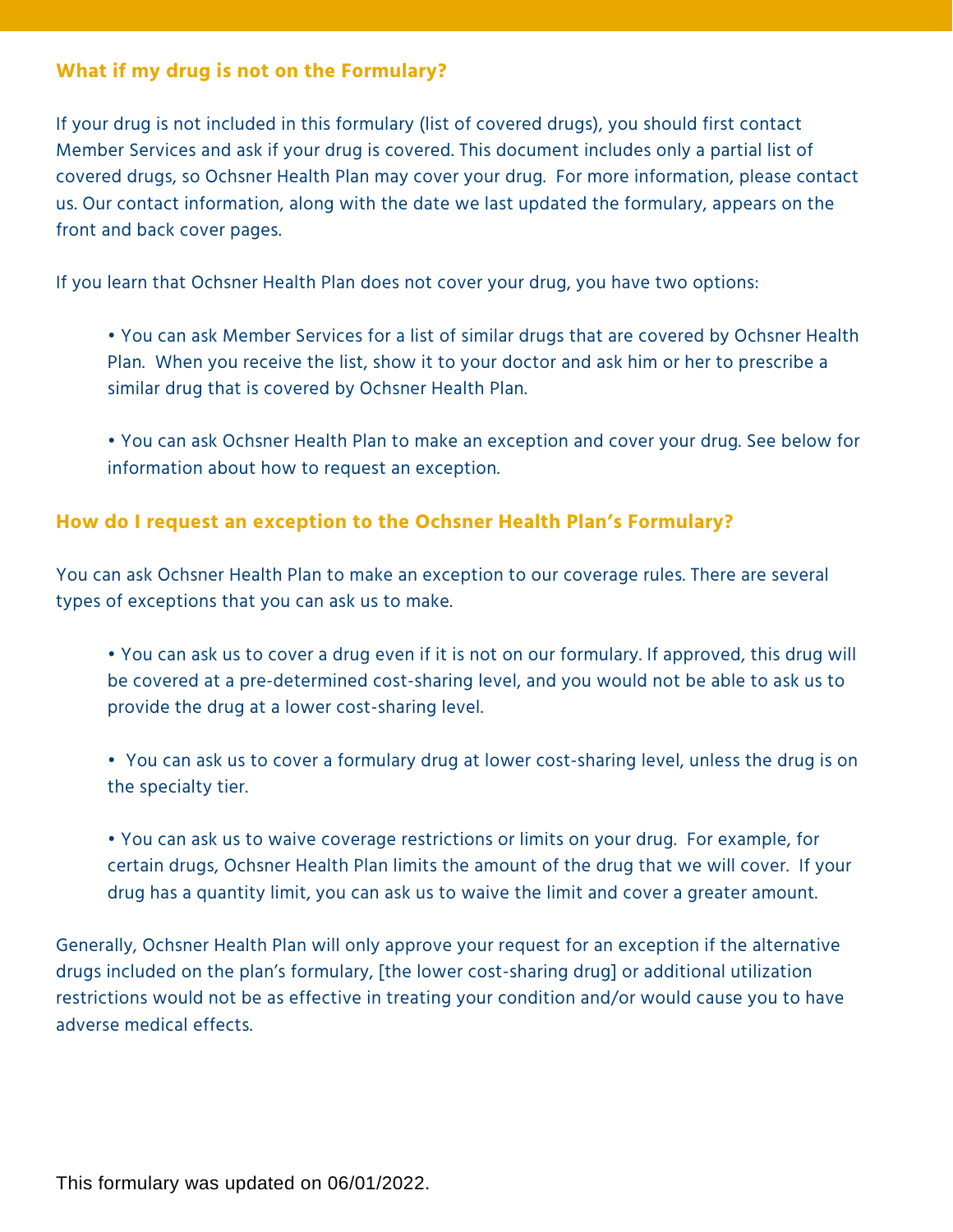## What if my drug is not on the Formulary?

If your drug is not included in this formulary (list of covered drugs), you should first contact Member Services and ask if your drug is covered. This document includes only a partial list of covered drugs, so Ochsner Health Plan may cover your drug. For more information, please contact us. Our contact information, along with the date we last updated the formulary, appears on the front and back cover pages.

If you learn that Ochsner Health Plan does not cover your drug, you have two options:

- You can ask Member Services for a list of similar drugs that are covered by Ochsner Health Plan. When you receive the list, show it to your doctor and ask him or her to prescribe a similar drug that is covered by Ochsner Health Plan.
- You can ask Ochsner Health Plan to make an exception and cover your drug. See below for information about how to request an exception.

## How do I request an exception to the Ochsner Health Plan's Formulary?

You can ask Ochsner Health Plan to make an exception to our coverage rules. There are several types of exceptions that you can ask us to make.

- You can ask us to cover a drug even if it is not on our formulary. If approved, this drug will be covered at a pre-determined cost-sharing level, and you would not be able to ask us to provide the drug at a lower cost-sharing level.
- You can ask us to cover a formulary drug at lower cost-sharing level, unless the drug is on the specialty tier.
- You can ask us to waive coverage restrictions or limits on your drug. For example, for certain drugs, Ochsner Health Plan limits the amount of the drug that we will cover. If your drug has a quantity limit, you can ask us to waive the limit and cover a greater amount.

Generally, Ochsner Health Plan will only approve your request for an exception if the alternative drugs included on the plan's formulary, [the lower cost-sharing drug] or additional utilization restrictions would not be as effective in treating your condition and/or would cause you to have adverse medical effects.

This formulary was updated on 06/01/2022.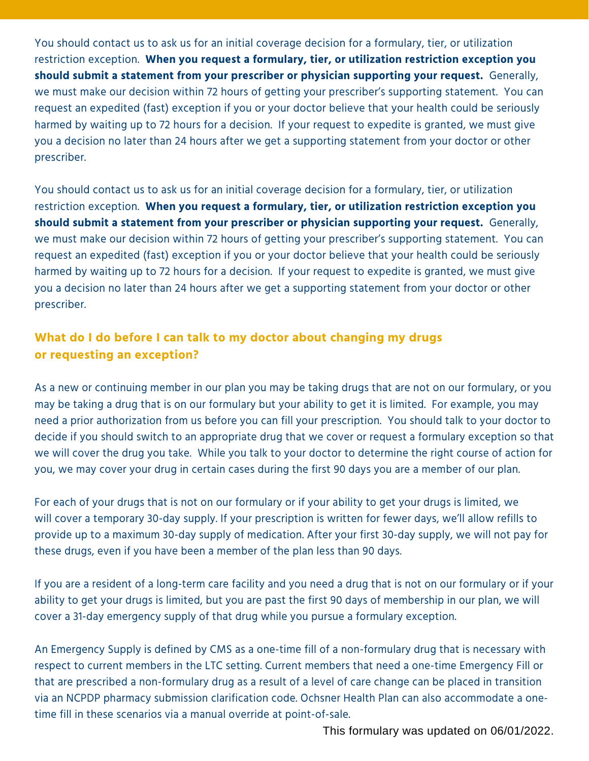You should contact us to ask us for an initial coverage decision for a formulary, tier, or utilization restriction exception. **When you request a formulary, tier, or utilization restriction exception you should submit a statement from your prescriber or physician supporting your request.** Generally, we must make our decision within 72 hours of getting your prescriber's supporting statement. You can request an expedited (fast) exception if you or your doctor believe that your health could be seriously harmed by waiting up to 72 hours for a decision. If your request to expedite is granted, we must give you a decision no later than 24 hours after we get a supporting statement from your doctor or other prescriber.

You should contact us to ask us for an initial coverage decision for a formulary, tier, or utilization restriction exception. **When you request a formulary, tier, or utilization restriction exception you should submit a statement from your prescriber or physician supporting your request.** Generally, we must make our decision within 72 hours of getting your prescriber's supporting statement. You can request an expedited (fast) exception if you or your doctor believe that your health could be seriously harmed by waiting up to 72 hours for a decision. If your request to expedite is granted, we must give you a decision no later than 24 hours after we get a supporting statement from your doctor or other prescriber.

## What do I do before I can talk to my doctor about changing my drugs or requesting an exception?

As a new or continuing member in our plan you may be taking drugs that are not on our formulary, or you may be taking a drug that is on our formulary but your ability to get it is limited. For example, you may need a prior authorization from us before you can fill your prescription. You should talk to your doctor to decide if you should switch to an appropriate drug that we cover or request a formulary exception so that we will cover the drug you take. While you talk to your doctor to determine the right course of action for you, we may cover your drug in certain cases during the first 90 days you are a member of our plan.

For each of your drugs that is not on our formulary or if your ability to get your drugs is limited, we will cover a temporary 30-day supply. If your prescription is written for fewer days, we'll allow refills to provide up to a maximum 30-day supply of medication. After your first 30-day supply, we will not pay for these drugs, even if you have been a member of the plan less than 90 days.

If you are a resident of a long-term care facility and you need a drug that is not on our formulary or if your ability to get your drugs is limited, but you are past the first 90 days of membership in our plan, we will cover a 31-day emergency supply of that drug while you pursue a formulary exception.

An Emergency Supply is defined by CMS as a one-time fill of a non-formulary drug that is necessary with respect to current members in the LTC setting. Current members that need a one-time Emergency Fill or that are prescribed a non-formulary drug as a result of a level of care change can be placed in transition via an NCPDP pharmacy submission clarification code. Ochsner Health Plan can also accommodate a one-time fill in these scenarios via a manual override at point-of-sale.

This formulary was updated on 06/01/2022.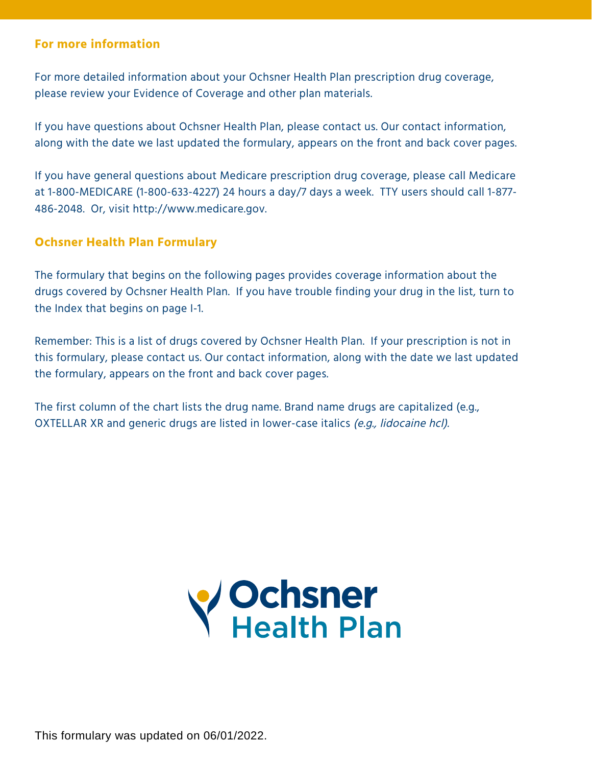## For more information

For more detailed information about your Ochsner Health Plan prescription drug coverage, please review your Evidence of Coverage and other plan materials.

If you have questions about Ochsner Health Plan, please contact us. Our contact information, along with the date we last updated the formulary, appears on the front and back cover pages.

If you have general questions about Medicare prescription drug coverage, please call Medicare at 1-800-MEDICARE (1-800-633-4227) 24 hours a day/7 days a week. TTY users should call 1-877-486-2048. Or, visit http://www.medicare.gov.

## Ochsner Health Plan Formulary

The formulary that begins on the following pages provides coverage information about the drugs covered by Ochsner Health Plan. If you have trouble finding your drug in the list, turn to the Index that begins on page I-1.

Remember: This is a list of drugs covered by Ochsner Health Plan. If your prescription is not in this formulary, please contact us. Our contact information, along with the date we last updated the formulary, appears on the front and back cover pages.

The first column of the chart lists the drug name. Brand name drugs are capitalized (e.g., OXTELLAR XR and generic drugs are listed in lower-case italics *(e.g., lidocaine hcl).*

Ochsner Health Plan

This formulary was updated on 06/01/2022.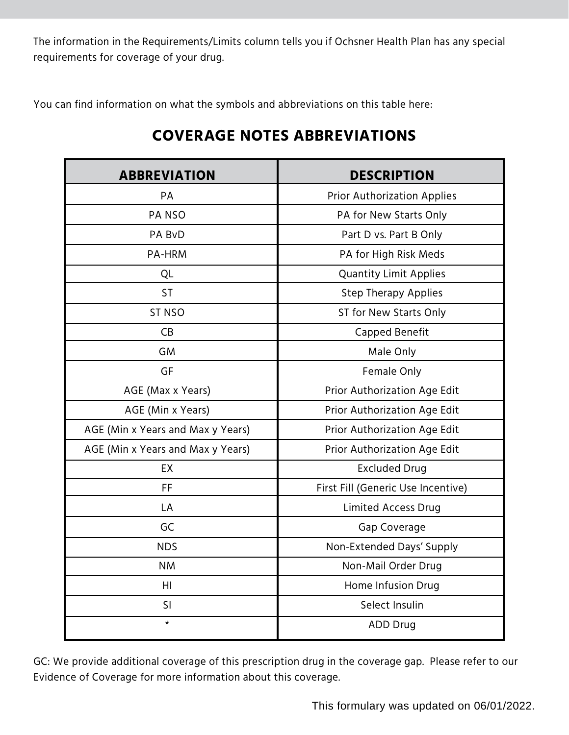The information in the Requirements/Limits column tells you if Ochsner Health Plan has any special requirements for coverage of your drug.

You can find information on what the symbols and abbreviations on this table here:

## COVERAGE NOTES ABBREVIATIONS

| ABBREVIATION | DESCRIPTION |
|---|---|
| PA | Prior Authorization Applies |
| PA NSO | PA for New Starts Only |
| PA BvD | Part D vs. Part B Only |
| PA-HRM | PA for High Risk Meds |
| QL | Quantity Limit Applies |
| ST | Step Therapy Applies |
| ST NSO | ST for New Starts Only |
| CB | Capped Benefit |
| GM | Male Only |
| GF | Female Only |
| AGE (Max x Years) | Prior Authorization Age Edit |
| AGE (Min x Years) | Prior Authorization Age Edit |
| AGE (Min x Years and Max y Years) | Prior Authorization Age Edit |
| AGE (Min x Years and Max y Years) | Prior Authorization Age Edit |
| EX | Excluded Drug |
| FF | First Fill (Generic Use Incentive) |
| LA | Limited Access Drug |
| GC | Gap Coverage |
| NDS | Non-Extended Days' Supply |
| NM | Non-Mail Order Drug |
| HI | Home Infusion Drug |
| SI | Select Insulin |
| * | ADD Drug |

GC: We provide additional coverage of this prescription drug in the coverage gap. Please refer to our Evidence of Coverage for more information about this coverage.

This formulary was updated on 06/01/2022.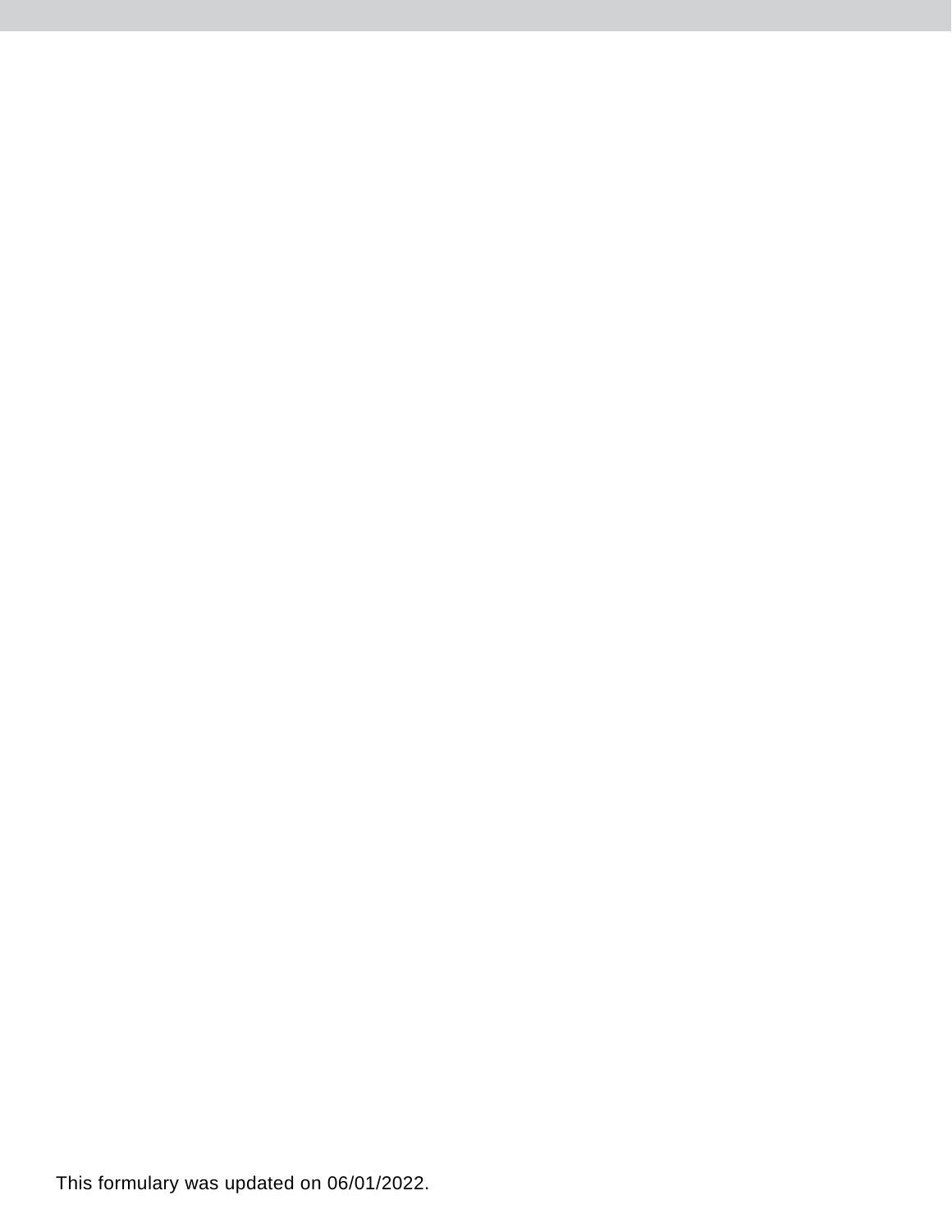This formulary was updated on 06/01/2022.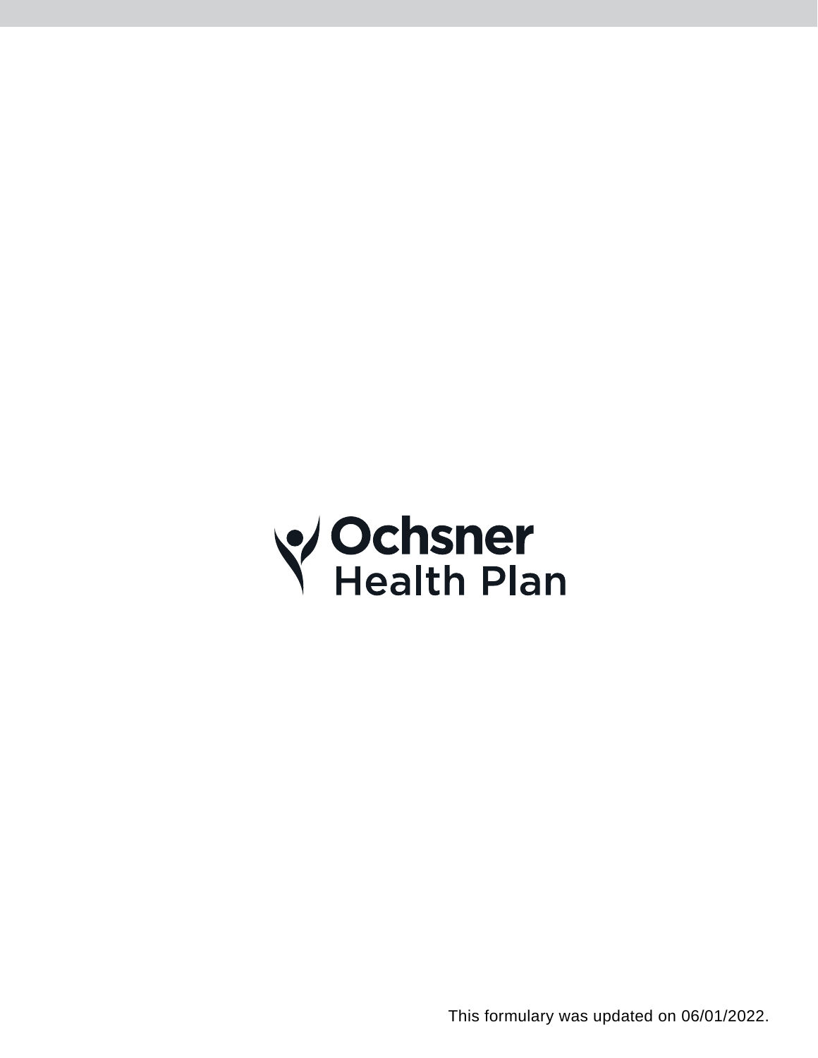Ochsner Health Plan

This formulary was updated on 06/01/2022.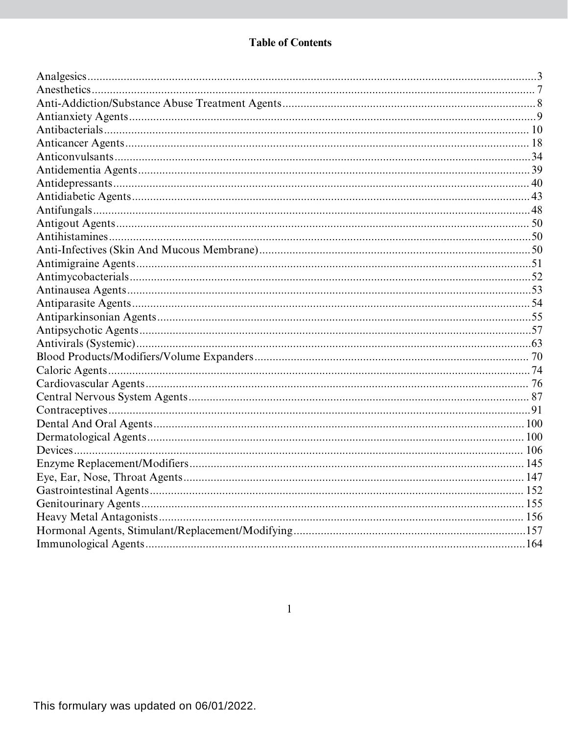# Table of Contents

| | |
|---|---|
| Analgesics | 3 |
| Anesthetics | 7 |
| Anti-Addiction/Substance Abuse Treatment Agents | 8 |
| Antianxiety Agents | 9 |
| Antibacterials | 10 |
| Anticancer Agents | 18 |
| Anticonvulsants | 34 |
| Antidementia Agents | 39 |
| Antidepressants | 40 |
| Antidiabetic Agents | 43 |
| Antifungals | 48 |
| Antigout Agents | 50 |
| Antihistamines | 50 |
| Anti-Infectives (Skin And Mucous Membrane) | 50 |
| Antimigraine Agents | 51 |
| Antimycobacterials | 52 |
| Antinausea Agents | 53 |
| Antiparasite Agents | 54 |
| Antiparkinsonian Agents | 55 |
| Antipsychotic Agents | 57 |
| Antivirals (Systemic) | 63 |
| Blood Products/Modifiers/Volume Expanders | 70 |
| Caloric Agents | 74 |
| Cardiovascular Agents | 76 |
| Central Nervous System Agents | 87 |
| Contraceptives | 91 |
| Dental And Oral Agents | 100 |
| Dermatological Agents | 100 |
| Devices | 106 |
| Enzyme Replacement/Modifiers | 145 |
| Eye, Ear, Nose, Throat Agents | 147 |
| Gastrointestinal Agents | 152 |
| Genitourinary Agents | 155 |
| Heavy Metal Antagonists | 156 |
| Hormonal Agents, Stimulant/Replacement/Modifying | 157 |
| Immunological Agents | 164 |

This formulary was updated on 06/01/2022.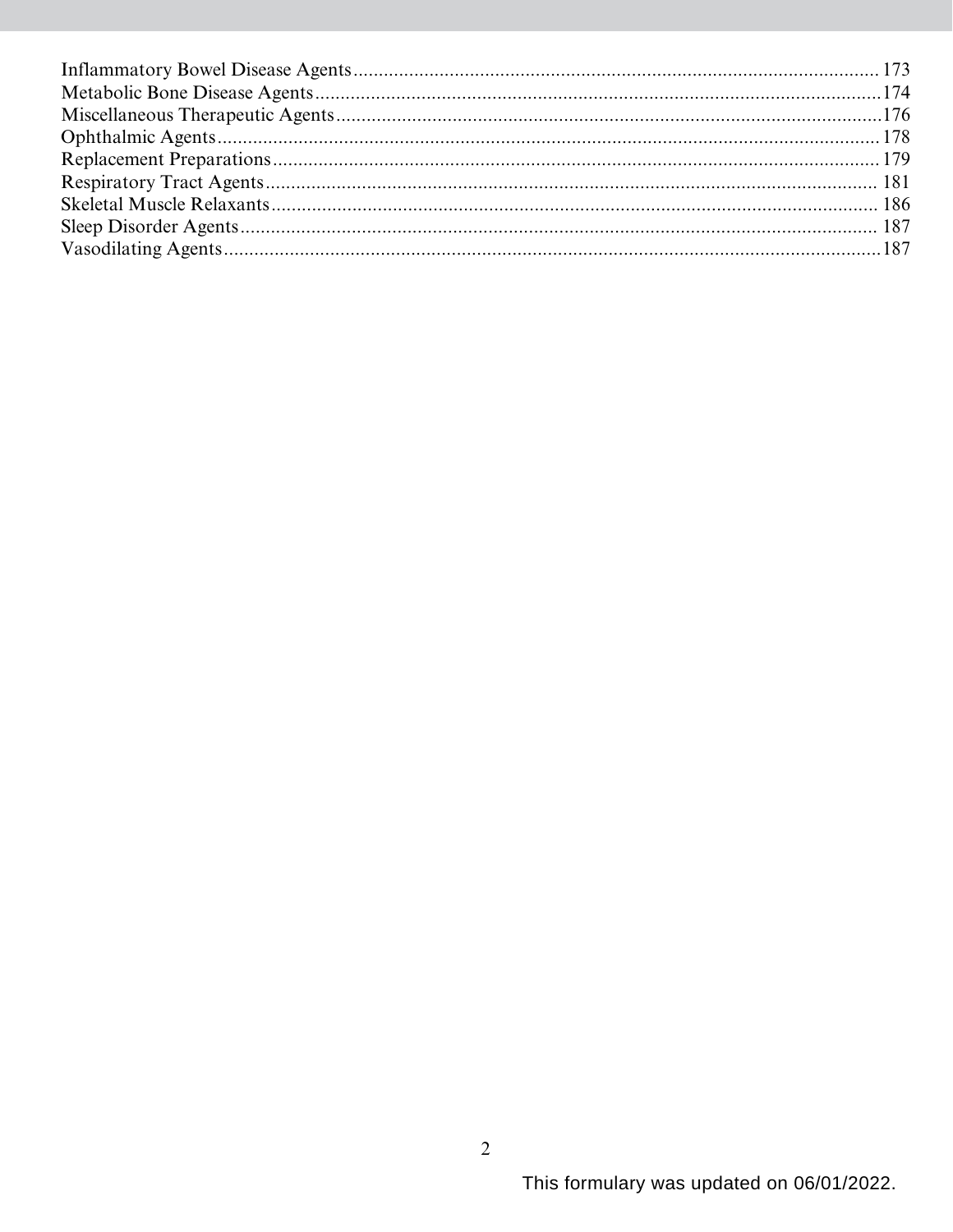Inflammatory Bowel Disease Agents........................................................................................................173
Metabolic Bone Disease Agents...............................................................................................................174
Miscellaneous Therapeutic Agents...........................................................................................................176
Ophthalmic Agents...................................................................................................................................178
Replacement Preparations........................................................................................................................179
Respiratory Tract Agents.........................................................................................................................181
Skeletal Muscle Relaxants........................................................................................................................186
Sleep Disorder Agents..............................................................................................................................187
Vasodilating Agents..................................................................................................................................187

This formulary was updated on 06/01/2022.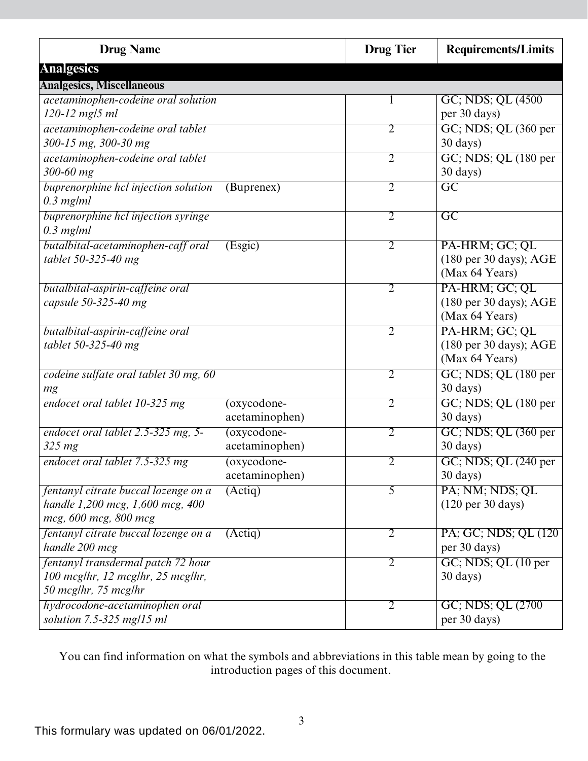| Drug Name | | Drug Tier | Requirements/Limits |
|---|---|---|---|
| **Analgesics** | | | |
| **Analgesics, Miscellaneous** | | | |
| *acetaminophen-codeine oral solution 120-12 mg/5 ml* | | 1 | GC; NDS; QL (4500 per 30 days) |
| *acetaminophen-codeine oral tablet 300-15 mg, 300-30 mg* | | 2 | GC; NDS; QL (360 per 30 days) |
| *acetaminophen-codeine oral tablet 300-60 mg* | | 2 | GC; NDS; QL (180 per 30 days) |
| *buprenorphine hcl injection solution 0.3 mg/ml* | (Buprenex) | 2 | GC |
| *buprenorphine hcl injection syringe 0.3 mg/ml* | | 2 | GC |
| *butalbital-acetaminophen-caff oral tablet 50-325-40 mg* | (Esgic) | 2 | PA-HRM; GC; QL (180 per 30 days); AGE (Max 64 Years) |
| *butalbital-aspirin-caffeine oral capsule 50-325-40 mg* | | 2 | PA-HRM; GC; QL (180 per 30 days); AGE (Max 64 Years) |
| *butalbital-aspirin-caffeine oral tablet 50-325-40 mg* | | 2 | PA-HRM; GC; QL (180 per 30 days); AGE (Max 64 Years) |
| *codeine sulfate oral tablet 30 mg, 60 mg* | | 2 | GC; NDS; QL (180 per 30 days) |
| *endocet oral tablet 10-325 mg* | (oxycodone-acetaminophen) | 2 | GC; NDS; QL (180 per 30 days) |
| *endocet oral tablet 2.5-325 mg, 5-325 mg* | (oxycodone-acetaminophen) | 2 | GC; NDS; QL (360 per 30 days) |
| *endocet oral tablet 7.5-325 mg* | (oxycodone-acetaminophen) | 2 | GC; NDS; QL (240 per 30 days) |
| *fentanyl citrate buccal lozenge on a handle 1,200 mcg, 1,600 mcg, 400 mcg, 600 mcg, 800 mcg* | (Actiq) | 5 | PA; NM; NDS; QL (120 per 30 days) |
| *fentanyl citrate buccal lozenge on a handle 200 mcg* | (Actiq) | 2 | PA; GC; NDS; QL (120 per 30 days) |
| *fentanyl transdermal patch 72 hour 100 mcg/hr, 12 mcg/hr, 25 mcg/hr, 50 mcg/hr, 75 mcg/hr* | | 2 | GC; NDS; QL (10 per 30 days) |
| *hydrocodone-acetaminophen oral solution 7.5-325 mg/15 ml* | | 2 | GC; NDS; QL (2700 per 30 days) |

You can find information on what the symbols and abbreviations in this table mean by going to the introduction pages of this document.

This formulary was updated on 06/01/2022.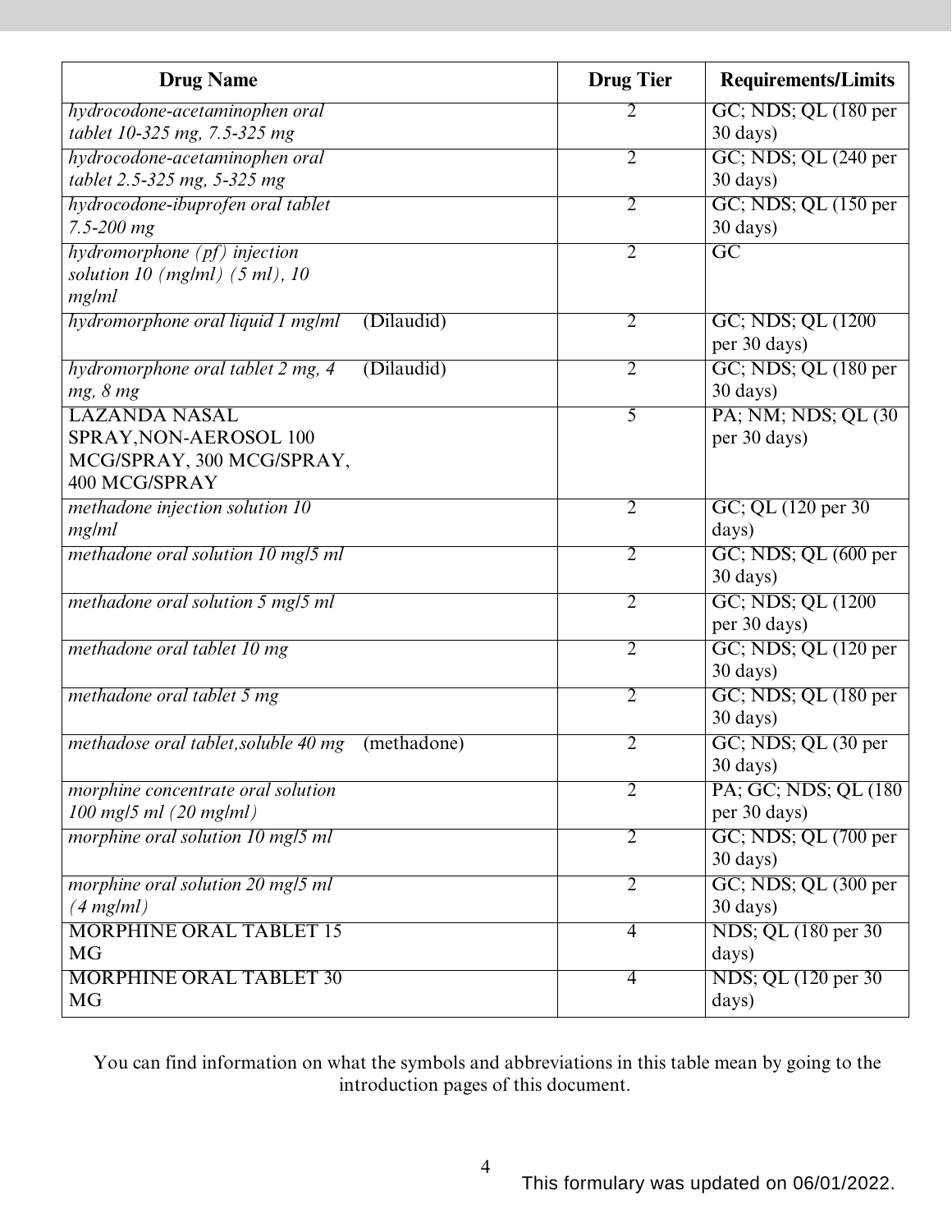| Drug Name | Drug Tier | Requirements/Limits |
|---|---|---|
| *hydrocodone-acetaminophen oral tablet 10-325 mg, 7.5-325 mg* | 2 | GC; NDS; QL (180 per 30 days) |
| *hydrocodone-acetaminophen oral tablet 2.5-325 mg, 5-325 mg* | 2 | GC; NDS; QL (240 per 30 days) |
| *hydrocodone-ibuprofen oral tablet 7.5-200 mg* | 2 | GC; NDS; QL (150 per 30 days) |
| *hydromorphone (pf) injection solution 10 (mg/ml) (5 ml), 10 mg/ml* | 2 | GC |
| *hydromorphone oral liquid 1 mg/ml* (Dilaudid) | 2 | GC; NDS; QL (1200 per 30 days) |
| *hydromorphone oral tablet 2 mg, 4 mg, 8 mg* (Dilaudid) | 2 | GC; NDS; QL (180 per 30 days) |
| LAZANDA NASAL SPRAY,NON-AEROSOL 100 MCG/SPRAY, 300 MCG/SPRAY, 400 MCG/SPRAY | 5 | PA; NM; NDS; QL (30 per 30 days) |
| *methadone injection solution 10 mg/ml* | 2 | GC; QL (120 per 30 days) |
| *methadone oral solution 10 mg/5 ml* | 2 | GC; NDS; QL (600 per 30 days) |
| *methadone oral solution 5 mg/5 ml* | 2 | GC; NDS; QL (1200 per 30 days) |
| *methadone oral tablet 10 mg* | 2 | GC; NDS; QL (120 per 30 days) |
| *methadone oral tablet 5 mg* | 2 | GC; NDS; QL (180 per 30 days) |
| *methadose oral tablet,soluble 40 mg* (methadone) | 2 | GC; NDS; QL (30 per 30 days) |
| *morphine concentrate oral solution 100 mg/5 ml (20 mg/ml)* | 2 | PA; GC; NDS; QL (180 per 30 days) |
| *morphine oral solution 10 mg/5 ml* | 2 | GC; NDS; QL (700 per 30 days) |
| *morphine oral solution 20 mg/5 ml (4 mg/ml)* | 2 | GC; NDS; QL (300 per 30 days) |
| MORPHINE ORAL TABLET 15 MG | 4 | NDS; QL (180 per 30 days) |
| MORPHINE ORAL TABLET 30 MG | 4 | NDS; QL (120 per 30 days) |

You can find information on what the symbols and abbreviations in this table mean by going to the introduction pages of this document.

This formulary was updated on 06/01/2022.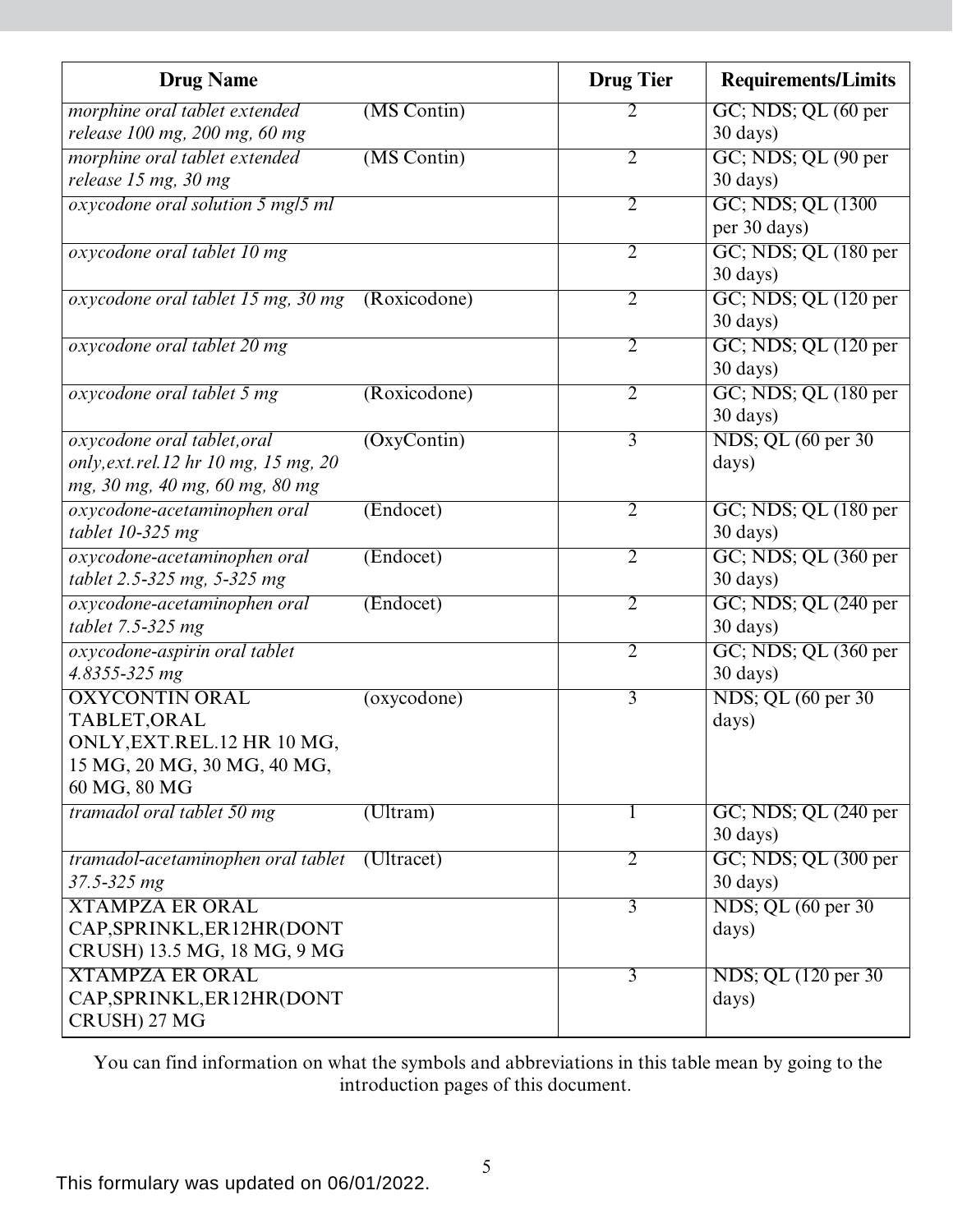| Drug Name | | Drug Tier | Requirements/Limits |
|---|---|---|---|
| *morphine oral tablet extended release 100 mg, 200 mg, 60 mg* | (MS Contin) | 2 | GC; NDS; QL (60 per 30 days) |
| *morphine oral tablet extended release 15 mg, 30 mg* | (MS Contin) | 2 | GC; NDS; QL (90 per 30 days) |
| *oxycodone oral solution 5 mg/5 ml* | | 2 | GC; NDS; QL (1300 per 30 days) |
| *oxycodone oral tablet 10 mg* | | 2 | GC; NDS; QL (180 per 30 days) |
| *oxycodone oral tablet 15 mg, 30 mg* | (Roxicodone) | 2 | GC; NDS; QL (120 per 30 days) |
| *oxycodone oral tablet 20 mg* | | 2 | GC; NDS; QL (120 per 30 days) |
| *oxycodone oral tablet 5 mg* | (Roxicodone) | 2 | GC; NDS; QL (180 per 30 days) |
| *oxycodone oral tablet,oral only,ext.rel.12 hr 10 mg, 15 mg, 20 mg, 30 mg, 40 mg, 60 mg, 80 mg* | (OxyContin) | 3 | NDS; QL (60 per 30 days) |
| *oxycodone-acetaminophen oral tablet 10-325 mg* | (Endocet) | 2 | GC; NDS; QL (180 per 30 days) |
| *oxycodone-acetaminophen oral tablet 2.5-325 mg, 5-325 mg* | (Endocet) | 2 | GC; NDS; QL (360 per 30 days) |
| *oxycodone-acetaminophen oral tablet 7.5-325 mg* | (Endocet) | 2 | GC; NDS; QL (240 per 30 days) |
| *oxycodone-aspirin oral tablet 4.8355-325 mg* | | 2 | GC; NDS; QL (360 per 30 days) |
| OXYCONTIN ORAL TABLET,ORAL ONLY,EXT.REL.12 HR 10 MG, 15 MG, 20 MG, 30 MG, 40 MG, 60 MG, 80 MG | (oxycodone) | 3 | NDS; QL (60 per 30 days) |
| *tramadol oral tablet 50 mg* | (Ultram) | 1 | GC; NDS; QL (240 per 30 days) |
| *tramadol-acetaminophen oral tablet 37.5-325 mg* | (Ultracet) | 2 | GC; NDS; QL (300 per 30 days) |
| XTAMPZA ER ORAL CAP,SPRINKL,ER12HR(DONT CRUSH) 13.5 MG, 18 MG, 9 MG | | 3 | NDS; QL (60 per 30 days) |
| XTAMPZA ER ORAL CAP,SPRINKL,ER12HR(DONT CRUSH) 27 MG | | 3 | NDS; QL (120 per 30 days) |

You can find information on what the symbols and abbreviations in this table mean by going to the introduction pages of this document.

This formulary was updated on 06/01/2022.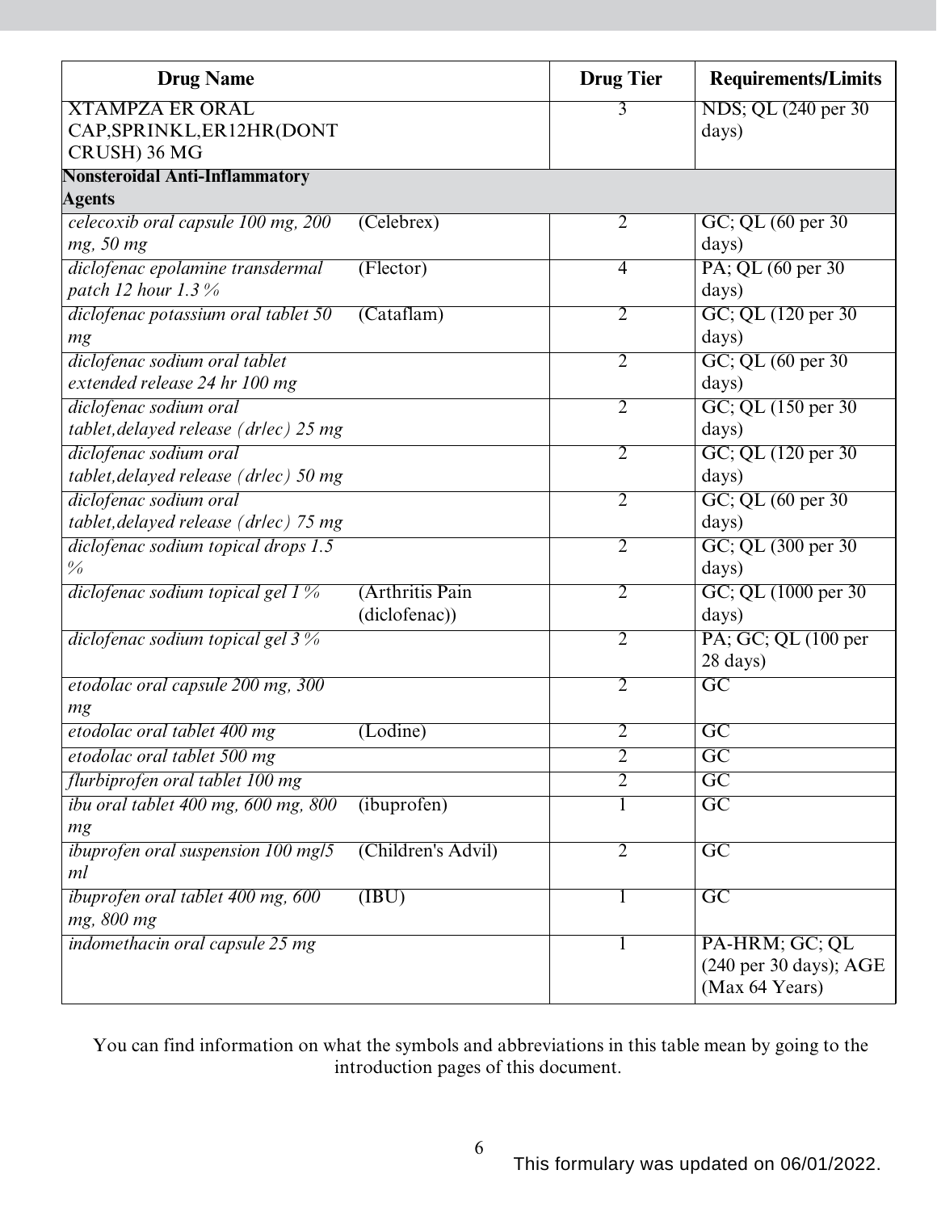| Drug Name | | Drug Tier | Requirements/Limits |
|---|---|---|---|
| XTAMPZA ER ORAL CAP,SPRINKL,ER12HR(DONT CRUSH) 36 MG | | 3 | NDS; QL (240 per 30 days) |
| **Nonsteroidal Anti-Inflammatory Agents** | | | |
| *celecoxib oral capsule 100 mg, 200 mg, 50 mg* | (Celebrex) | 2 | GC; QL (60 per 30 days) |
| *diclofenac epolamine transdermal patch 12 hour 1.3 %* | (Flector) | 4 | PA; QL (60 per 30 days) |
| *diclofenac potassium oral tablet 50 mg* | (Cataflam) | 2 | GC; QL (120 per 30 days) |
| *diclofenac sodium oral tablet extended release 24 hr 100 mg* | | 2 | GC; QL (60 per 30 days) |
| *diclofenac sodium oral tablet,delayed release (dr/ec) 25 mg* | | 2 | GC; QL (150 per 30 days) |
| *diclofenac sodium oral tablet,delayed release (dr/ec) 50 mg* | | 2 | GC; QL (120 per 30 days) |
| *diclofenac sodium oral tablet,delayed release (dr/ec) 75 mg* | | 2 | GC; QL (60 per 30 days) |
| *diclofenac sodium topical drops 1.5 %* | | 2 | GC; QL (300 per 30 days) |
| *diclofenac sodium topical gel 1 %* | (Arthritis Pain (diclofenac)) | 2 | GC; QL (1000 per 30 days) |
| *diclofenac sodium topical gel 3 %* | | 2 | PA; GC; QL (100 per 28 days) |
| *etodolac oral capsule 200 mg, 300 mg* | | 2 | GC |
| *etodolac oral tablet 400 mg* | (Lodine) | 2 | GC |
| *etodolac oral tablet 500 mg* | | 2 | GC |
| *flurbiprofen oral tablet 100 mg* | | 2 | GC |
| *ibu oral tablet 400 mg, 600 mg, 800 mg* | (ibuprofen) | 1 | GC |
| *ibuprofen oral suspension 100 mg/5 ml* | (Children's Advil) | 2 | GC |
| *ibuprofen oral tablet 400 mg, 600 mg, 800 mg* | (IBU) | 1 | GC |
| *indomethacin oral capsule 25 mg* | | 1 | PA-HRM; GC; QL (240 per 30 days); AGE (Max 64 Years) |

You can find information on what the symbols and abbreviations in this table mean by going to the introduction pages of this document.

This formulary was updated on 06/01/2022.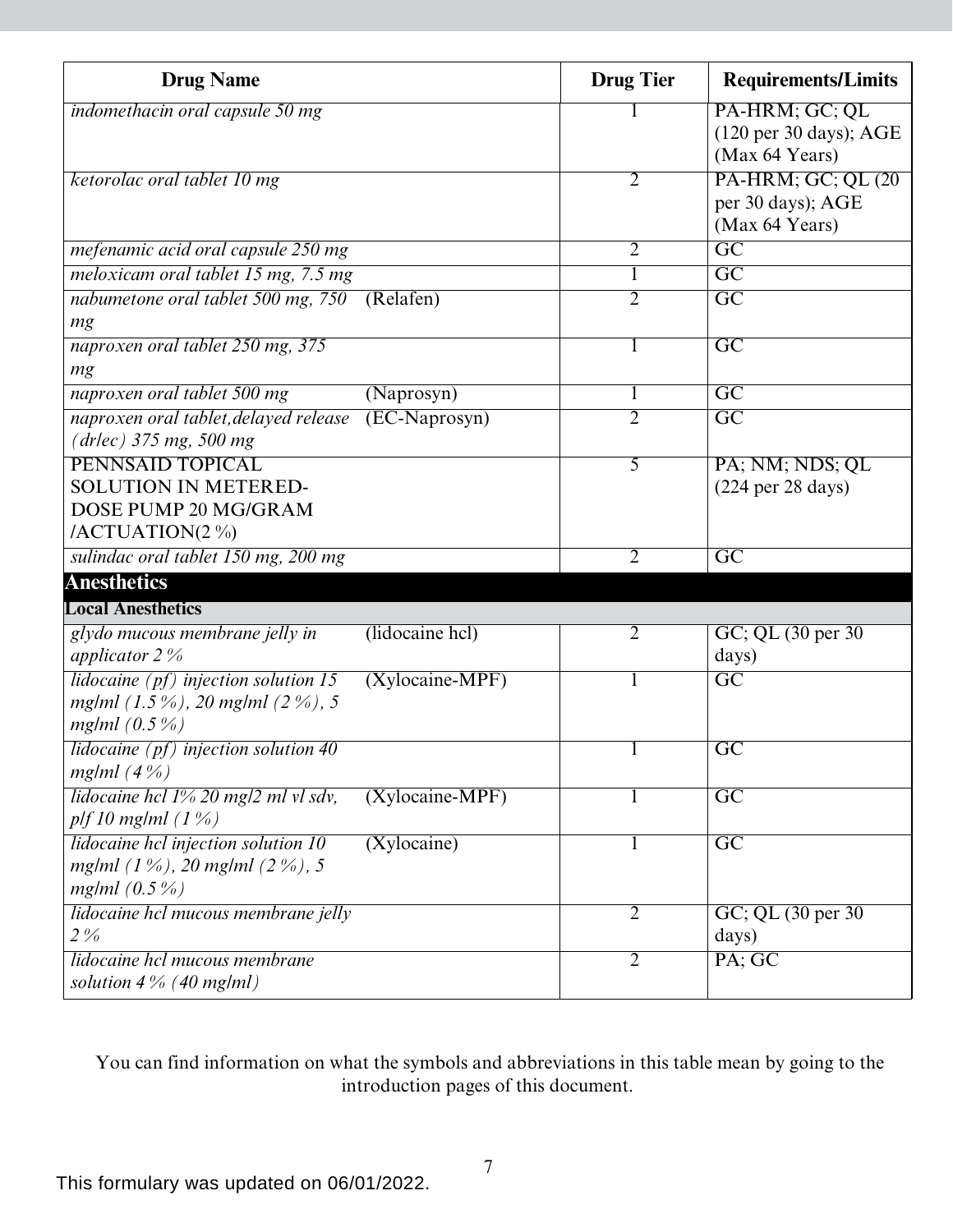| Drug Name | | Drug Tier | Requirements/Limits |
|---|---|---|---|
| *indomethacin oral capsule 50 mg* | | 1 | PA-HRM; GC; QL (120 per 30 days); AGE (Max 64 Years) |
| *ketorolac oral tablet 10 mg* | | 2 | PA-HRM; GC; QL (20 per 30 days); AGE (Max 64 Years) |
| *mefenamic acid oral capsule 250 mg* | | 2 | GC |
| *meloxicam oral tablet 15 mg, 7.5 mg* | | 1 | GC |
| *nabumetone oral tablet 500 mg, 750 mg* | (Relafen) | 2 | GC |
| *naproxen oral tablet 250 mg, 375 mg* | | 1 | GC |
| *naproxen oral tablet 500 mg* | (Naprosyn) | 1 | GC |
| *naproxen oral tablet,delayed release (dr/ec) 375 mg, 500 mg* | (EC-Naprosyn) | 2 | GC |
| PENNSAID TOPICAL SOLUTION IN METERED-DOSE PUMP 20 MG/GRAM /ACTUATION(2 %) | | 5 | PA; NM; NDS; QL (224 per 28 days) |
| *sulindac oral tablet 150 mg, 200 mg* | | 2 | GC |
| **Anesthetics** | | | |
| **Local Anesthetics** | | | |
| *glydo mucous membrane jelly in applicator 2 %* | (lidocaine hcl) | 2 | GC; QL (30 per 30 days) |
| *lidocaine (pf) injection solution 15 mg/ml (1.5 %), 20 mg/ml (2 %), 5 mg/ml (0.5 %)* | (Xylocaine-MPF) | 1 | GC |
| *lidocaine (pf) injection solution 40 mg/ml (4 %)* | | 1 | GC |
| *lidocaine hcl 1% 20 mg/2 ml vl sdv, p/f 10 mg/ml (1 %)* | (Xylocaine-MPF) | 1 | GC |
| *lidocaine hcl injection solution 10 mg/ml (1 %), 20 mg/ml (2 %), 5 mg/ml (0.5 %)* | (Xylocaine) | 1 | GC |
| *lidocaine hcl mucous membrane jelly 2 %* | | 2 | GC; QL (30 per 30 days) |
| *lidocaine hcl mucous membrane solution 4 % (40 mg/ml)* | | 2 | PA; GC |

You can find information on what the symbols and abbreviations in this table mean by going to the introduction pages of this document.

This formulary was updated on 06/01/2022.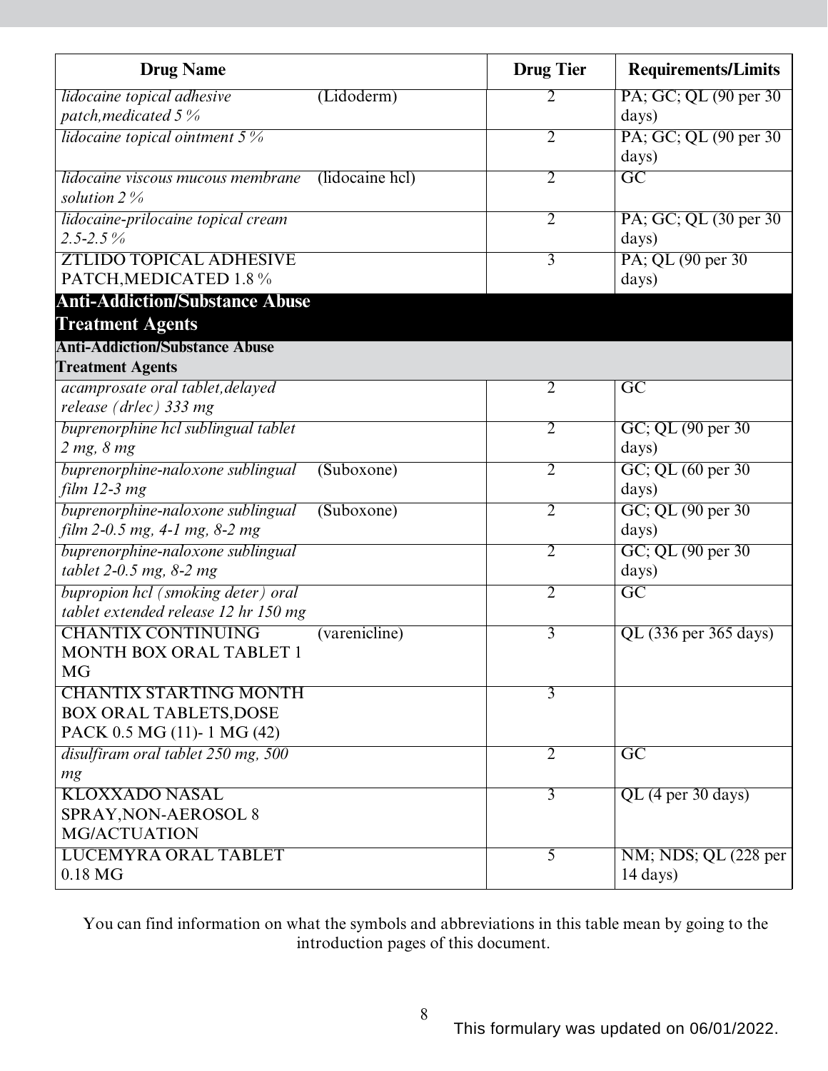| Drug Name | | Drug Tier | Requirements/Limits |
|---|---|---|---|
| *lidocaine topical adhesive patch,medicated 5 %* | (Lidoderm) | 2 | PA; GC; QL (90 per 30 days) |
| *lidocaine topical ointment 5 %* | | 2 | PA; GC; QL (90 per 30 days) |
| *lidocaine viscous mucous membrane solution 2 %* | (lidocaine hcl) | 2 | GC |
| *lidocaine-prilocaine topical cream 2.5-2.5 %* | | 2 | PA; GC; QL (30 per 30 days) |
| ZTLIDO TOPICAL ADHESIVE PATCH,MEDICATED 1.8 % | | 3 | PA; QL (90 per 30 days) |
| **Anti-Addiction/Substance Abuse Treatment Agents** | | | |
| **Anti-Addiction/Substance Abuse Treatment Agents** | | | |
| *acamprosate oral tablet,delayed release (dr/ec) 333 mg* | | 2 | GC |
| *buprenorphine hcl sublingual tablet 2 mg, 8 mg* | | 2 | GC; QL (90 per 30 days) |
| *buprenorphine-naloxone sublingual film 12-3 mg* | (Suboxone) | 2 | GC; QL (60 per 30 days) |
| *buprenorphine-naloxone sublingual film 2-0.5 mg, 4-1 mg, 8-2 mg* | (Suboxone) | 2 | GC; QL (90 per 30 days) |
| *buprenorphine-naloxone sublingual tablet 2-0.5 mg, 8-2 mg* | | 2 | GC; QL (90 per 30 days) |
| *bupropion hcl (smoking deter) oral tablet extended release 12 hr 150 mg* | | 2 | GC |
| CHANTIX CONTINUING MONTH BOX ORAL TABLET 1 MG | (varenicline) | 3 | QL (336 per 365 days) |
| CHANTIX STARTING MONTH BOX ORAL TABLETS,DOSE PACK 0.5 MG (11)- 1 MG (42) | | 3 | |
| *disulfiram oral tablet 250 mg, 500 mg* | | 2 | GC |
| KLOXXADO NASAL SPRAY,NON-AEROSOL 8 MG/ACTUATION | | 3 | QL (4 per 30 days) |
| LUCEMYRA ORAL TABLET 0.18 MG | | 5 | NM; NDS; QL (228 per 14 days) |

You can find information on what the symbols and abbreviations in this table mean by going to the introduction pages of this document.

This formulary was updated on 06/01/2022.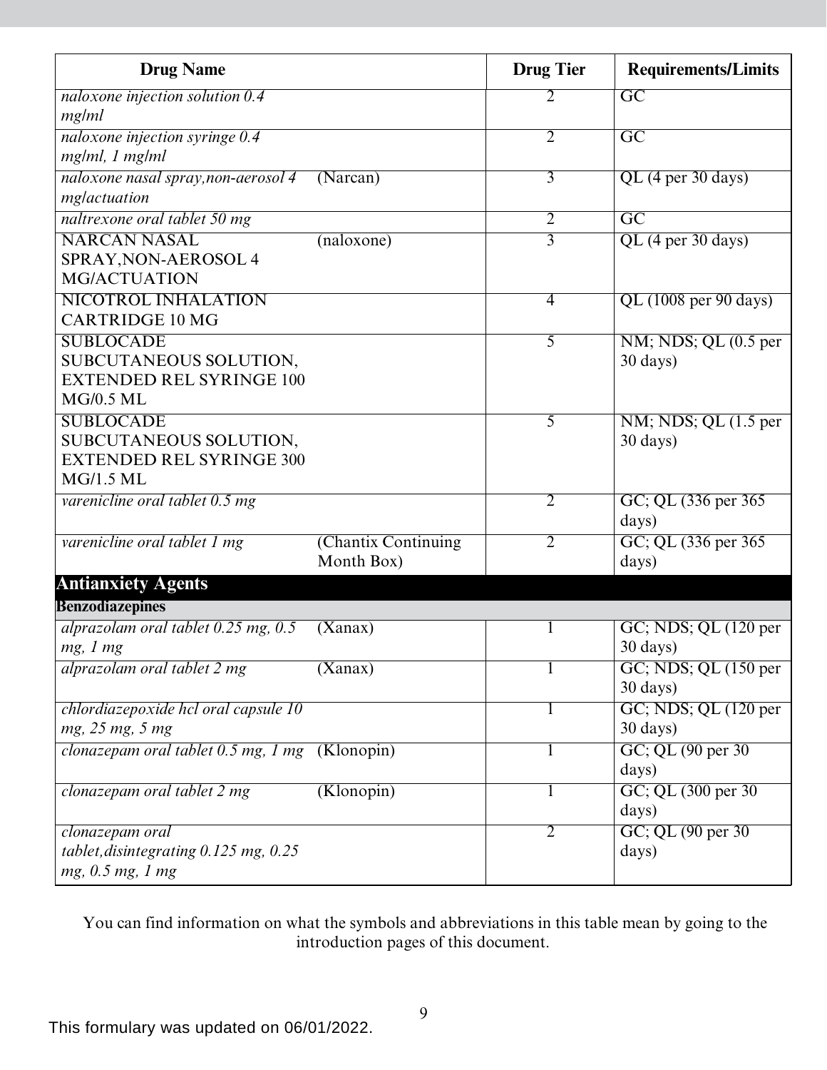| Drug Name | | Drug Tier | Requirements/Limits |
|---|---|---|---|
| *naloxone injection solution 0.4 mg/ml* | | 2 | GC |
| *naloxone injection syringe 0.4 mg/ml, 1 mg/ml* | | 2 | GC |
| *naloxone nasal spray,non-aerosol 4 mg/actuation* | (Narcan) | 3 | QL (4 per 30 days) |
| *naltrexone oral tablet 50 mg* | | 2 | GC |
| NARCAN NASAL SPRAY,NON-AEROSOL 4 MG/ACTUATION | (naloxone) | 3 | QL (4 per 30 days) |
| NICOTROL INHALATION CARTRIDGE 10 MG | | 4 | QL (1008 per 90 days) |
| SUBLOCADE SUBCUTANEOUS SOLUTION, EXTENDED REL SYRINGE 100 MG/0.5 ML | | 5 | NM; NDS; QL (0.5 per 30 days) |
| SUBLOCADE SUBCUTANEOUS SOLUTION, EXTENDED REL SYRINGE 300 MG/1.5 ML | | 5 | NM; NDS; QL (1.5 per 30 days) |
| *varenicline oral tablet 0.5 mg* | | 2 | GC; QL (336 per 365 days) |
| *varenicline oral tablet 1 mg* | (Chantix Continuing Month Box) | 2 | GC; QL (336 per 365 days) |
| **Antianxiety Agents** | | | |
| **Benzodiazepines** | | | |
| *alprazolam oral tablet 0.25 mg, 0.5 mg, 1 mg* | (Xanax) | 1 | GC; NDS; QL (120 per 30 days) |
| *alprazolam oral tablet 2 mg* | (Xanax) | 1 | GC; NDS; QL (150 per 30 days) |
| *chlordiazepoxide hcl oral capsule 10 mg, 25 mg, 5 mg* | | 1 | GC; NDS; QL (120 per 30 days) |
| *clonazepam oral tablet 0.5 mg, 1 mg* | (Klonopin) | 1 | GC; QL (90 per 30 days) |
| *clonazepam oral tablet 2 mg* | (Klonopin) | 1 | GC; QL (300 per 30 days) |
| *clonazepam oral tablet,disintegrating 0.125 mg, 0.25 mg, 0.5 mg, 1 mg* | | 2 | GC; QL (90 per 30 days) |

You can find information on what the symbols and abbreviations in this table mean by going to the introduction pages of this document.

This formulary was updated on 06/01/2022.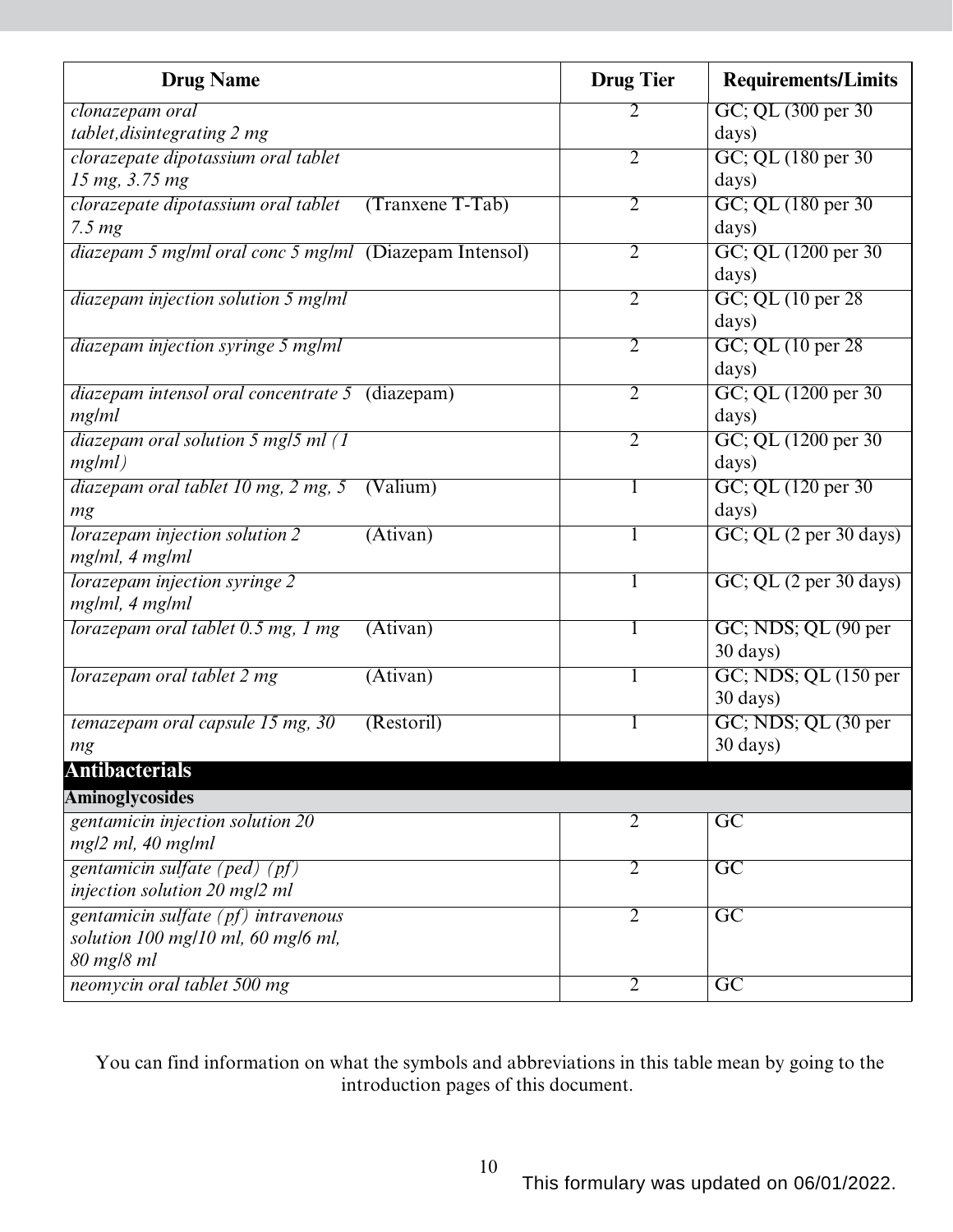| Drug Name | Drug Tier | Requirements/Limits |
|---|---|---|
| *clonazepam oral tablet,disintegrating 2 mg* | 2 | GC; QL (300 per 30 days) |
| *clorazepate dipotassium oral tablet 15 mg, 3.75 mg* | 2 | GC; QL (180 per 30 days) |
| *clorazepate dipotassium oral tablet 7.5 mg* (Tranxene T-Tab) | 2 | GC; QL (180 per 30 days) |
| *diazepam 5 mg/ml oral conc 5 mg/ml* (Diazepam Intensol) | 2 | GC; QL (1200 per 30 days) |
| *diazepam injection solution 5 mg/ml* | 2 | GC; QL (10 per 28 days) |
| *diazepam injection syringe 5 mg/ml* | 2 | GC; QL (10 per 28 days) |
| *diazepam intensol oral concentrate 5 mg/ml* (diazepam) | 2 | GC; QL (1200 per 30 days) |
| *diazepam oral solution 5 mg/5 ml (1 mg/ml)* | 2 | GC; QL (1200 per 30 days) |
| *diazepam oral tablet 10 mg, 2 mg, 5 mg* (Valium) | 1 | GC; QL (120 per 30 days) |
| *lorazepam injection solution 2 mg/ml, 4 mg/ml* (Ativan) | 1 | GC; QL (2 per 30 days) |
| *lorazepam injection syringe 2 mg/ml, 4 mg/ml* | 1 | GC; QL (2 per 30 days) |
| *lorazepam oral tablet 0.5 mg, 1 mg* (Ativan) | 1 | GC; NDS; QL (90 per 30 days) |
| *lorazepam oral tablet 2 mg* (Ativan) | 1 | GC; NDS; QL (150 per 30 days) |
| *temazepam oral capsule 15 mg, 30 mg* (Restoril) | 1 | GC; NDS; QL (30 per 30 days) |
| **Antibacterials** | | |
| **Aminoglycosides** | | |
| *gentamicin injection solution 20 mg/2 ml, 40 mg/ml* | 2 | GC |
| *gentamicin sulfate (ped) (pf) injection solution 20 mg/2 ml* | 2 | GC |
| *gentamicin sulfate (pf) intravenous solution 100 mg/10 ml, 60 mg/6 ml, 80 mg/8 ml* | 2 | GC |
| *neomycin oral tablet 500 mg* | 2 | GC |

You can find information on what the symbols and abbreviations in this table mean by going to the introduction pages of this document.

This formulary was updated on 06/01/2022.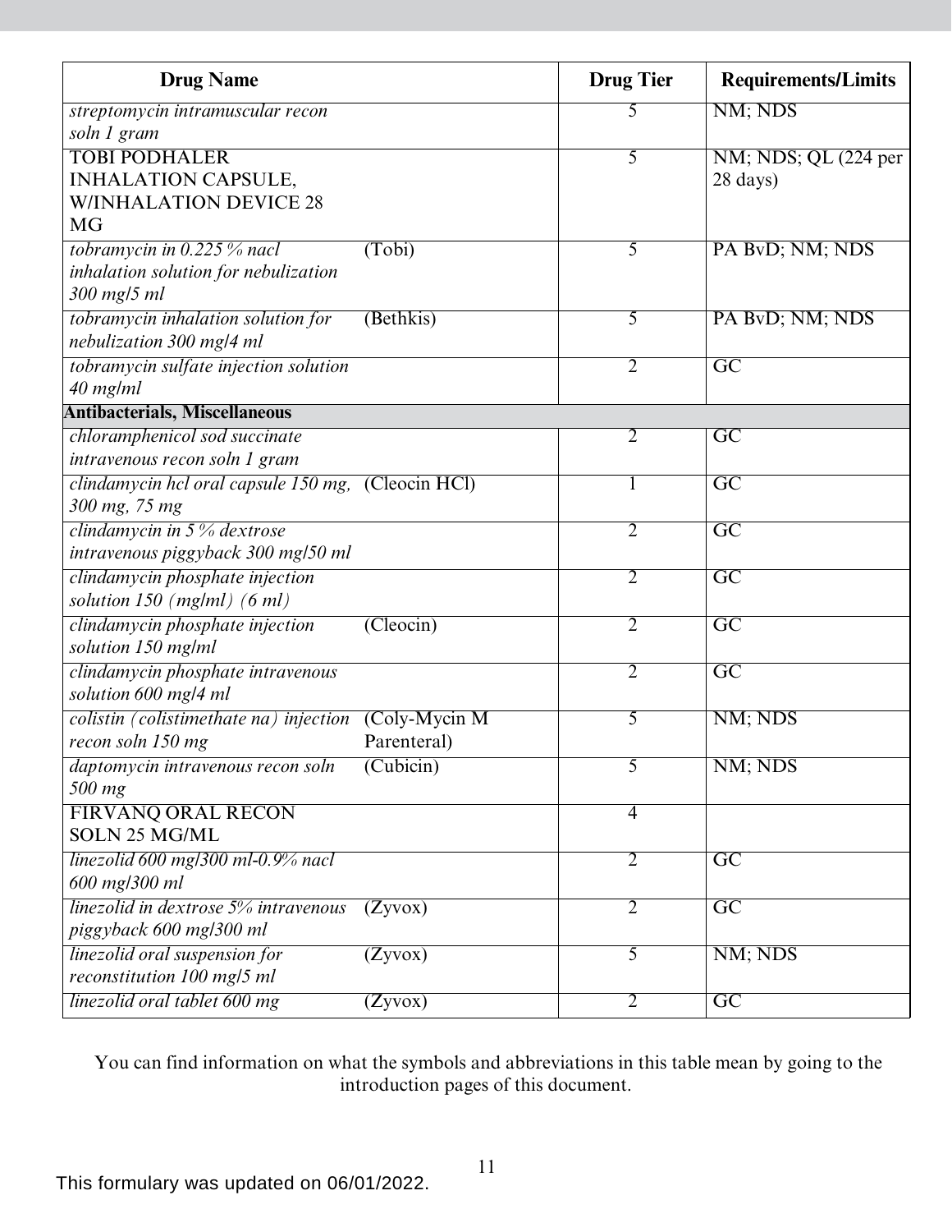| Drug Name | | Drug Tier | Requirements/Limits |
|---|---|---|---|
| *streptomycin intramuscular recon soln 1 gram* | | 5 | NM; NDS |
| TOBI PODHALER INHALATION CAPSULE, W/INHALATION DEVICE 28 MG | | 5 | NM; NDS; QL (224 per 28 days) |
| *tobramycin in 0.225 % nacl inhalation solution for nebulization 300 mg/5 ml* | (Tobi) | 5 | PA BvD; NM; NDS |
| *tobramycin inhalation solution for nebulization 300 mg/4 ml* | (Bethkis) | 5 | PA BvD; NM; NDS |
| *tobramycin sulfate injection solution 40 mg/ml* | | 2 | GC |
| **Antibacterials, Miscellaneous** | | | |
| *chloramphenicol sod succinate intravenous recon soln 1 gram* | | 2 | GC |
| *clindamycin hcl oral capsule 150 mg, 300 mg, 75 mg* | (Cleocin HCl) | 1 | GC |
| *clindamycin in 5 % dextrose intravenous piggyback 300 mg/50 ml* | | 2 | GC |
| *clindamycin phosphate injection solution 150 (mg/ml) (6 ml)* | | 2 | GC |
| *clindamycin phosphate injection solution 150 mg/ml* | (Cleocin) | 2 | GC |
| *clindamycin phosphate intravenous solution 600 mg/4 ml* | | 2 | GC |
| *colistin (colistimethate na) injection recon soln 150 mg* | (Coly-Mycin M Parenteral) | 5 | NM; NDS |
| *daptomycin intravenous recon soln 500 mg* | (Cubicin) | 5 | NM; NDS |
| FIRVANQ ORAL RECON SOLN 25 MG/ML | | 4 | |
| *linezolid 600 mg/300 ml-0.9% nacl 600 mg/300 ml* | | 2 | GC |
| *linezolid in dextrose 5% intravenous piggyback 600 mg/300 ml* | (Zyvox) | 2 | GC |
| *linezolid oral suspension for reconstitution 100 mg/5 ml* | (Zyvox) | 5 | NM; NDS |
| *linezolid oral tablet 600 mg* | (Zyvox) | 2 | GC |

You can find information on what the symbols and abbreviations in this table mean by going to the introduction pages of this document.

This formulary was updated on 06/01/2022.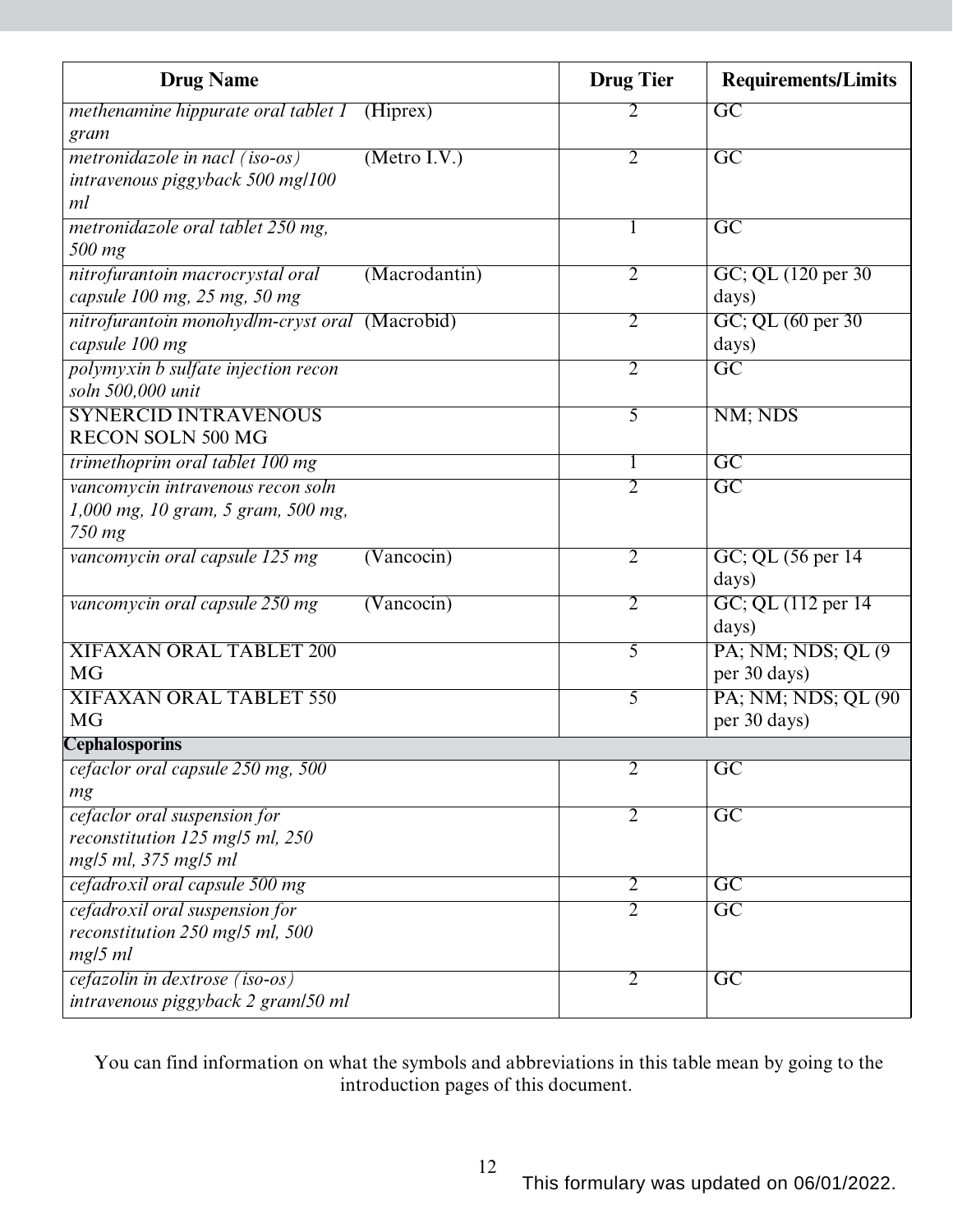| Drug Name | | Drug Tier | Requirements/Limits |
|---|---|---|---|
| *methenamine hippurate oral tablet 1 gram* | (Hiprex) | 2 | GC |
| *metronidazole in nacl (iso-os) intravenous piggyback 500 mg/100 ml* | (Metro I.V.) | 2 | GC |
| *metronidazole oral tablet 250 mg, 500 mg* | | 1 | GC |
| *nitrofurantoin macrocrystal oral capsule 100 mg, 25 mg, 50 mg* | (Macrodantin) | 2 | GC; QL (120 per 30 days) |
| *nitrofurantoin monohyd/m-cryst oral capsule 100 mg* | (Macrobid) | 2 | GC; QL (60 per 30 days) |
| *polymyxin b sulfate injection recon soln 500,000 unit* | | 2 | GC |
| SYNERCID INTRAVENOUS RECON SOLN 500 MG | | 5 | NM; NDS |
| *trimethoprim oral tablet 100 mg* | | 1 | GC |
| *vancomycin intravenous recon soln 1,000 mg, 10 gram, 5 gram, 500 mg, 750 mg* | | 2 | GC |
| *vancomycin oral capsule 125 mg* | (Vancocin) | 2 | GC; QL (56 per 14 days) |
| *vancomycin oral capsule 250 mg* | (Vancocin) | 2 | GC; QL (112 per 14 days) |
| XIFAXAN ORAL TABLET 200 MG | | 5 | PA; NM; NDS; QL (9 per 30 days) |
| XIFAXAN ORAL TABLET 550 MG | | 5 | PA; NM; NDS; QL (90 per 30 days) |
| **Cephalosporins** | | | |
| *cefaclor oral capsule 250 mg, 500 mg* | | 2 | GC |
| *cefaclor oral suspension for reconstitution 125 mg/5 ml, 250 mg/5 ml, 375 mg/5 ml* | | 2 | GC |
| *cefadroxil oral capsule 500 mg* | | 2 | GC |
| *cefadroxil oral suspension for reconstitution 250 mg/5 ml, 500 mg/5 ml* | | 2 | GC |
| *cefazolin in dextrose (iso-os) intravenous piggyback 2 gram/50 ml* | | 2 | GC |

You can find information on what the symbols and abbreviations in this table mean by going to the introduction pages of this document.

This formulary was updated on 06/01/2022.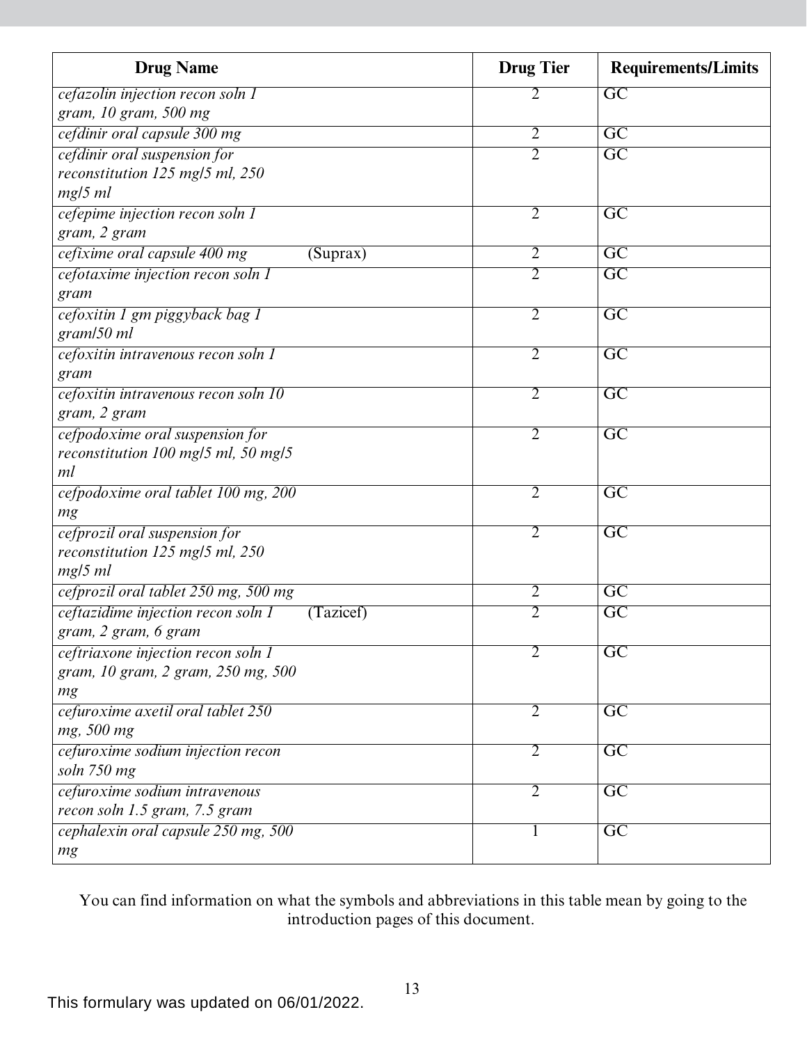| Drug Name | Drug Tier | Requirements/Limits |
| --- | --- | --- |
| *cefazolin injection recon soln 1 gram, 10 gram, 500 mg* | 2 | GC |
| *cefdinir oral capsule 300 mg* | 2 | GC |
| *cefdinir oral suspension for reconstitution 125 mg/5 ml, 250 mg/5 ml* | 2 | GC |
| *cefepime injection recon soln 1 gram, 2 gram* | 2 | GC |
| *cefixime oral capsule 400 mg* (Suprax) | 2 | GC |
| *cefotaxime injection recon soln 1 gram* | 2 | GC |
| *cefoxitin 1 gm piggyback bag 1 gram/50 ml* | 2 | GC |
| *cefoxitin intravenous recon soln 1 gram* | 2 | GC |
| *cefoxitin intravenous recon soln 10 gram, 2 gram* | 2 | GC |
| *cefpodoxime oral suspension for reconstitution 100 mg/5 ml, 50 mg/5 ml* | 2 | GC |
| *cefpodoxime oral tablet 100 mg, 200 mg* | 2 | GC |
| *cefprozil oral suspension for reconstitution 125 mg/5 ml, 250 mg/5 ml* | 2 | GC |
| *cefprozil oral tablet 250 mg, 500 mg* | 2 | GC |
| *ceftazidime injection recon soln 1 gram, 2 gram, 6 gram* (Tazicef) | 2 | GC |
| *ceftriaxone injection recon soln 1 gram, 10 gram, 2 gram, 250 mg, 500 mg* | 2 | GC |
| *cefuroxime axetil oral tablet 250 mg, 500 mg* | 2 | GC |
| *cefuroxime sodium injection recon soln 750 mg* | 2 | GC |
| *cefuroxime sodium intravenous recon soln 1.5 gram, 7.5 gram* | 2 | GC |
| *cephalexin oral capsule 250 mg, 500 mg* | 1 | GC |

You can find information on what the symbols and abbreviations in this table mean by going to the introduction pages of this document.

This formulary was updated on 06/01/2022.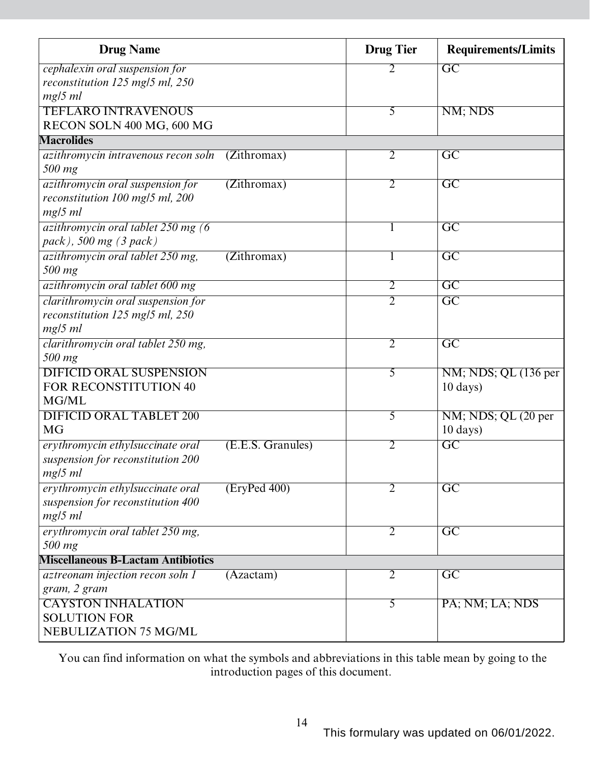| Drug Name | | Drug Tier | Requirements/Limits |
|---|---|---|---|
| *cephalexin oral suspension for reconstitution 125 mg/5 ml, 250 mg/5 ml* | | 2 | GC |
| TEFLARO INTRAVENOUS RECON SOLN 400 MG, 600 MG | | 5 | NM; NDS |
| **Macrolides** | | | |
| *azithromycin intravenous recon soln 500 mg* | (Zithromax) | 2 | GC |
| *azithromycin oral suspension for reconstitution 100 mg/5 ml, 200 mg/5 ml* | (Zithromax) | 2 | GC |
| *azithromycin oral tablet 250 mg (6 pack), 500 mg (3 pack)* | | 1 | GC |
| *azithromycin oral tablet 250 mg, 500 mg* | (Zithromax) | 1 | GC |
| *azithromycin oral tablet 600 mg* | | 2 | GC |
| *clarithromycin oral suspension for reconstitution 125 mg/5 ml, 250 mg/5 ml* | | 2 | GC |
| *clarithromycin oral tablet 250 mg, 500 mg* | | 2 | GC |
| DIFICID ORAL SUSPENSION FOR RECONSTITUTION 40 MG/ML | | 5 | NM; NDS; QL (136 per 10 days) |
| DIFICID ORAL TABLET 200 MG | | 5 | NM; NDS; QL (20 per 10 days) |
| *erythromycin ethylsuccinate oral suspension for reconstitution 200 mg/5 ml* | (E.E.S. Granules) | 2 | GC |
| *erythromycin ethylsuccinate oral suspension for reconstitution 400 mg/5 ml* | (EryPed 400) | 2 | GC |
| *erythromycin oral tablet 250 mg, 500 mg* | | 2 | GC |
| **Miscellaneous B-Lactam Antibiotics** | | | |
| *aztreonam injection recon soln 1 gram, 2 gram* | (Azactam) | 2 | GC |
| CAYSTON INHALATION SOLUTION FOR NEBULIZATION 75 MG/ML | | 5 | PA; NM; LA; NDS |

You can find information on what the symbols and abbreviations in this table mean by going to the introduction pages of this document.

This formulary was updated on 06/01/2022.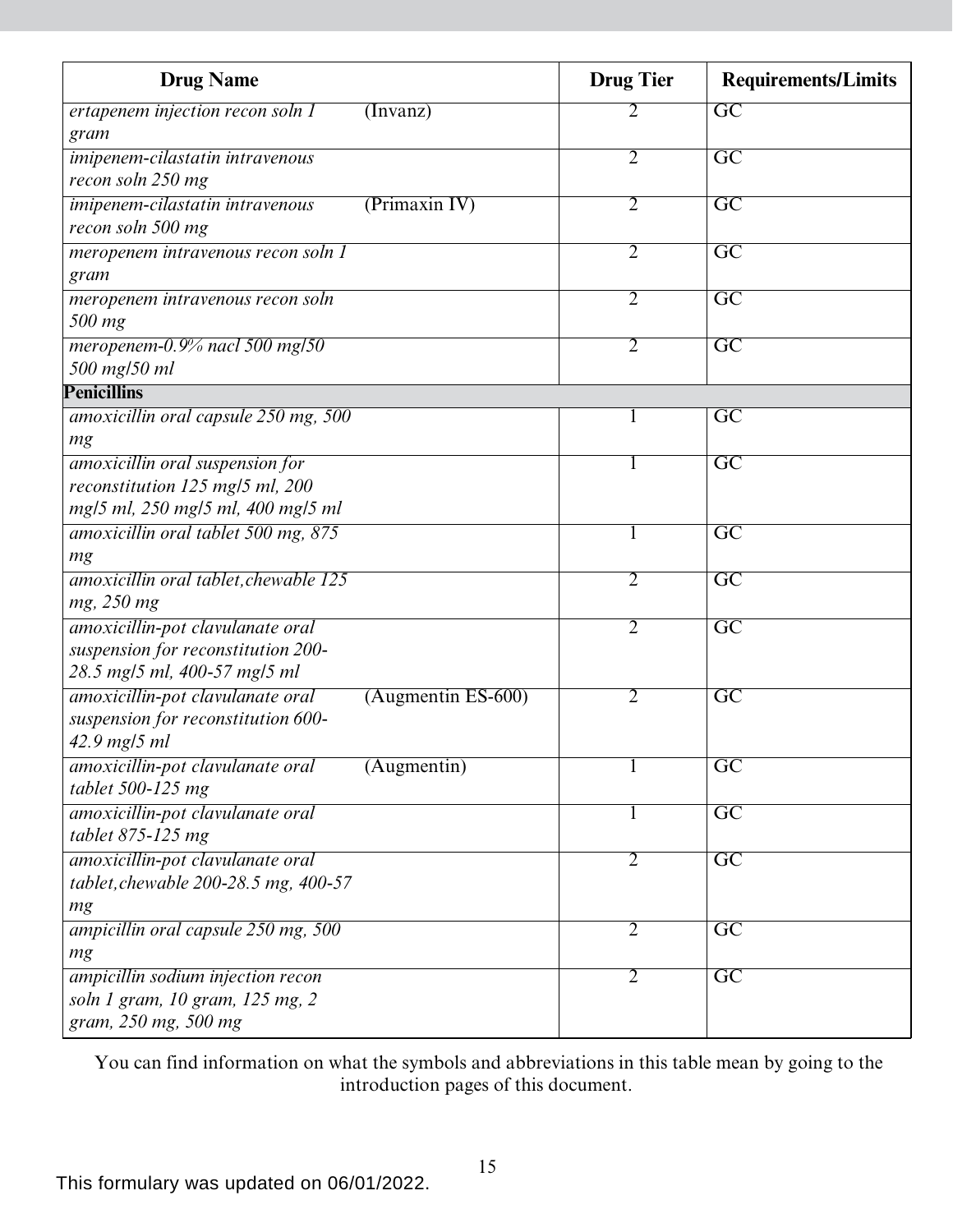| Drug Name | | Drug Tier | Requirements/Limits |
|---|---|---|---|
| *ertapenem injection recon soln 1 gram* | (Invanz) | 2 | GC |
| *imipenem-cilastatin intravenous recon soln 250 mg* | | 2 | GC |
| *imipenem-cilastatin intravenous recon soln 500 mg* | (Primaxin IV) | 2 | GC |
| *meropenem intravenous recon soln 1 gram* | | 2 | GC |
| *meropenem intravenous recon soln 500 mg* | | 2 | GC |
| *meropenem-0.9% nacl 500 mg/50 500 mg/50 ml* | | 2 | GC |
| **Penicillins** | | | |
| *amoxicillin oral capsule 250 mg, 500 mg* | | 1 | GC |
| *amoxicillin oral suspension for reconstitution 125 mg/5 ml, 200 mg/5 ml, 250 mg/5 ml, 400 mg/5 ml* | | 1 | GC |
| *amoxicillin oral tablet 500 mg, 875 mg* | | 1 | GC |
| *amoxicillin oral tablet,chewable 125 mg, 250 mg* | | 2 | GC |
| *amoxicillin-pot clavulanate oral suspension for reconstitution 200-28.5 mg/5 ml, 400-57 mg/5 ml* | | 2 | GC |
| *amoxicillin-pot clavulanate oral suspension for reconstitution 600-42.9 mg/5 ml* | (Augmentin ES-600) | 2 | GC |
| *amoxicillin-pot clavulanate oral tablet 500-125 mg* | (Augmentin) | 1 | GC |
| *amoxicillin-pot clavulanate oral tablet 875-125 mg* | | 1 | GC |
| *amoxicillin-pot clavulanate oral tablet,chewable 200-28.5 mg, 400-57 mg* | | 2 | GC |
| *ampicillin oral capsule 250 mg, 500 mg* | | 2 | GC |
| *ampicillin sodium injection recon soln 1 gram, 10 gram, 125 mg, 2 gram, 250 mg, 500 mg* | | 2 | GC |

You can find information on what the symbols and abbreviations in this table mean by going to the introduction pages of this document.

This formulary was updated on 06/01/2022.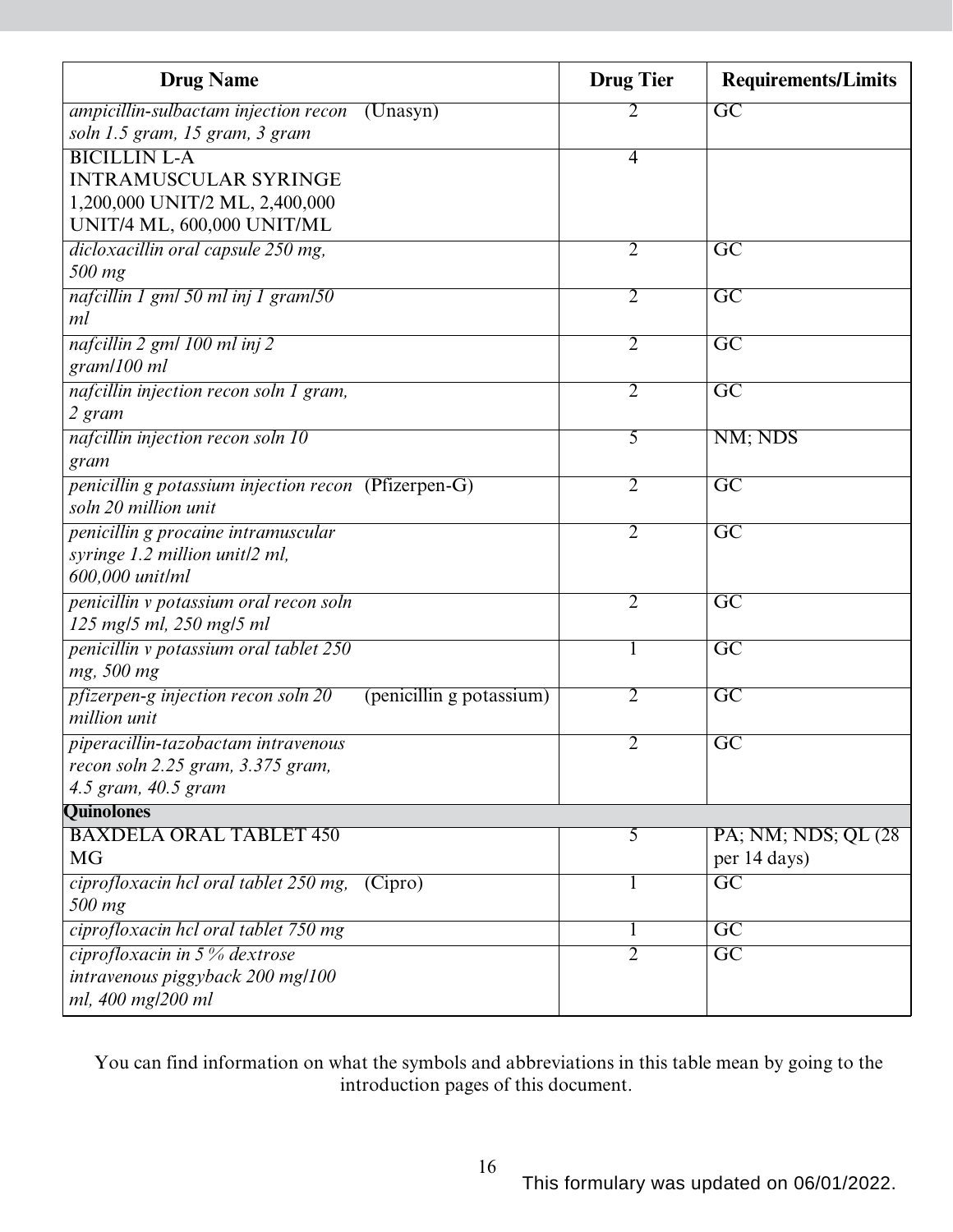| Drug Name | Drug Tier | Requirements/Limits |
|---|---|---|
| *ampicillin-sulbactam injection recon soln 1.5 gram, 15 gram, 3 gram* (Unasyn) | 2 | GC |
| BICILLIN L-A INTRAMUSCULAR SYRINGE 1,200,000 UNIT/2 ML, 2,400,000 UNIT/4 ML, 600,000 UNIT/ML | 4 | |
| *dicloxacillin oral capsule 250 mg, 500 mg* | 2 | GC |
| *nafcillin 1 gm/ 50 ml inj 1 gram/50 ml* | 2 | GC |
| *nafcillin 2 gm/ 100 ml inj 2 gram/100 ml* | 2 | GC |
| *nafcillin injection recon soln 1 gram, 2 gram* | 2 | GC |
| *nafcillin injection recon soln 10 gram* | 5 | NM; NDS |
| *penicillin g potassium injection recon soln 20 million unit* (Pfizerpen-G) | 2 | GC |
| *penicillin g procaine intramuscular syringe 1.2 million unit/2 ml, 600,000 unit/ml* | 2 | GC |
| *penicillin v potassium oral recon soln 125 mg/5 ml, 250 mg/5 ml* | 2 | GC |
| *penicillin v potassium oral tablet 250 mg, 500 mg* | 1 | GC |
| *pfizerpen-g injection recon soln 20 million unit* (penicillin g potassium) | 2 | GC |
| *piperacillin-tazobactam intravenous recon soln 2.25 gram, 3.375 gram, 4.5 gram, 40.5 gram* | 2 | GC |
| **Quinolones** | | |
| BAXDELA ORAL TABLET 450 MG | 5 | PA; NM; NDS; QL (28 per 14 days) |
| *ciprofloxacin hcl oral tablet 250 mg, 500 mg* (Cipro) | 1 | GC |
| *ciprofloxacin hcl oral tablet 750 mg* | 1 | GC |
| *ciprofloxacin in 5 % dextrose intravenous piggyback 200 mg/100 ml, 400 mg/200 ml* | 2 | GC |

You can find information on what the symbols and abbreviations in this table mean by going to the introduction pages of this document.

This formulary was updated on 06/01/2022.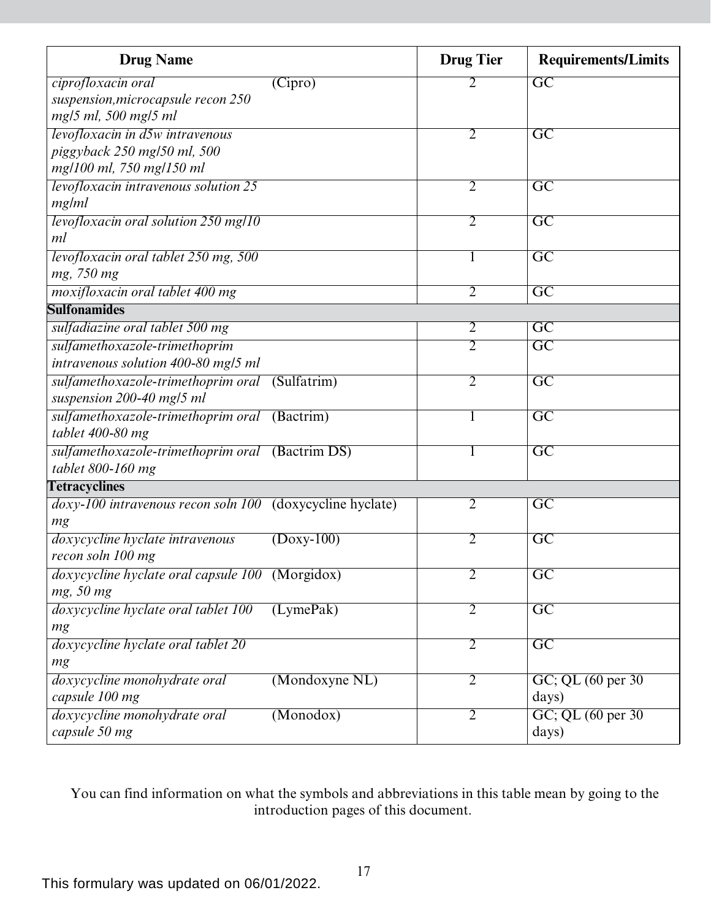| Drug Name | | Drug Tier | Requirements/Limits |
|---|---|---|---|
| *ciprofloxacin oral suspension,microcapsule recon 250 mg/5 ml, 500 mg/5 ml* | (Cipro) | 2 | GC |
| *levofloxacin in d5w intravenous piggyback 250 mg/50 ml, 500 mg/100 ml, 750 mg/150 ml* | | 2 | GC |
| *levofloxacin intravenous solution 25 mg/ml* | | 2 | GC |
| *levofloxacin oral solution 250 mg/10 ml* | | 2 | GC |
| *levofloxacin oral tablet 250 mg, 500 mg, 750 mg* | | 1 | GC |
| *moxifloxacin oral tablet 400 mg* | | 2 | GC |
| **Sulfonamides** | | | |
| *sulfadiazine oral tablet 500 mg* | | 2 | GC |
| *sulfamethoxazole-trimethoprim intravenous solution 400-80 mg/5 ml* | | 2 | GC |
| *sulfamethoxazole-trimethoprim oral suspension 200-40 mg/5 ml* | (Sulfatrim) | 2 | GC |
| *sulfamethoxazole-trimethoprim oral tablet 400-80 mg* | (Bactrim) | 1 | GC |
| *sulfamethoxazole-trimethoprim oral tablet 800-160 mg* | (Bactrim DS) | 1 | GC |
| **Tetracyclines** | | | |
| *doxy-100 intravenous recon soln 100 mg* | (doxycycline hyclate) | 2 | GC |
| *doxycycline hyclate intravenous recon soln 100 mg* | (Doxy-100) | 2 | GC |
| *doxycycline hyclate oral capsule 100 mg, 50 mg* | (Morgidox) | 2 | GC |
| *doxycycline hyclate oral tablet 100 mg* | (LymePak) | 2 | GC |
| *doxycycline hyclate oral tablet 20 mg* | | 2 | GC |
| *doxycycline monohydrate oral capsule 100 mg* | (Mondoxyne NL) | 2 | GC; QL (60 per 30 days) |
| *doxycycline monohydrate oral capsule 50 mg* | (Monodox) | 2 | GC; QL (60 per 30 days) |

You can find information on what the symbols and abbreviations in this table mean by going to the introduction pages of this document.

This formulary was updated on 06/01/2022.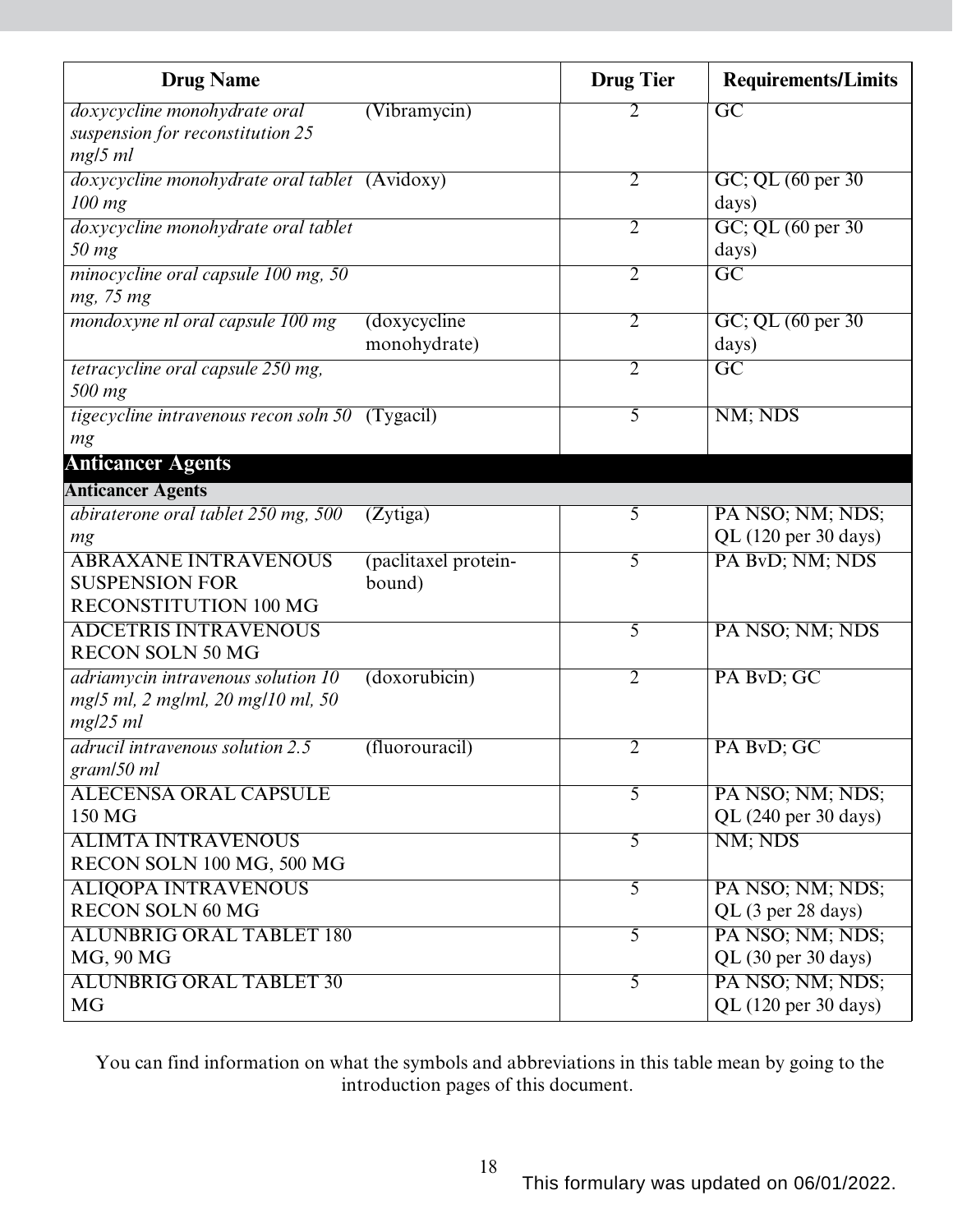| Drug Name | | Drug Tier | Requirements/Limits |
|---|---|---|---|
| *doxycycline monohydrate oral suspension for reconstitution 25 mg/5 ml* | (Vibramycin) | 2 | GC |
| *doxycycline monohydrate oral tablet 100 mg* | (Avidoxy) | 2 | GC; QL (60 per 30 days) |
| *doxycycline monohydrate oral tablet 50 mg* | | 2 | GC; QL (60 per 30 days) |
| *minocycline oral capsule 100 mg, 50 mg, 75 mg* | | 2 | GC |
| *mondoxyne nl oral capsule 100 mg* | (doxycycline monohydrate) | 2 | GC; QL (60 per 30 days) |
| *tetracycline oral capsule 250 mg, 500 mg* | | 2 | GC |
| *tigecycline intravenous recon soln 50 mg* | (Tygacil) | 5 | NM; NDS |
| **Anticancer Agents** | | | |
| **Anticancer Agents** | | | |
| *abiraterone oral tablet 250 mg, 500 mg* | (Zytiga) | 5 | PA NSO; NM; NDS; QL (120 per 30 days) |
| ABRAXANE INTRAVENOUS SUSPENSION FOR RECONSTITUTION 100 MG | (paclitaxel protein-bound) | 5 | PA BvD; NM; NDS |
| ADCETRIS INTRAVENOUS RECON SOLN 50 MG | | 5 | PA NSO; NM; NDS |
| *adriamycin intravenous solution 10 mg/5 ml, 2 mg/ml, 20 mg/10 ml, 50 mg/25 ml* | (doxorubicin) | 2 | PA BvD; GC |
| *adrucil intravenous solution 2.5 gram/50 ml* | (fluorouracil) | 2 | PA BvD; GC |
| ALECENSA ORAL CAPSULE 150 MG | | 5 | PA NSO; NM; NDS; QL (240 per 30 days) |
| ALIMTA INTRAVENOUS RECON SOLN 100 MG, 500 MG | | 5 | NM; NDS |
| ALIQOPA INTRAVENOUS RECON SOLN 60 MG | | 5 | PA NSO; NM; NDS; QL (3 per 28 days) |
| ALUNBRIG ORAL TABLET 180 MG, 90 MG | | 5 | PA NSO; NM; NDS; QL (30 per 30 days) |
| ALUNBRIG ORAL TABLET 30 MG | | 5 | PA NSO; NM; NDS; QL (120 per 30 days) |

You can find information on what the symbols and abbreviations in this table mean by going to the introduction pages of this document.

This formulary was updated on 06/01/2022.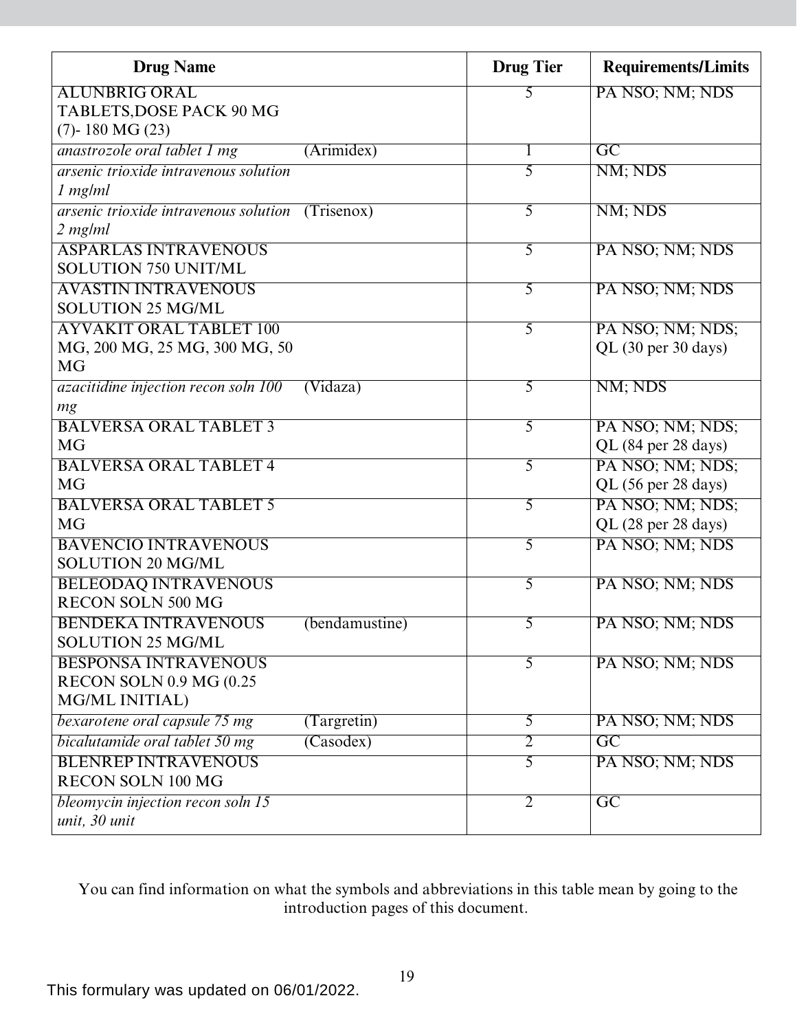| Drug Name | | Drug Tier | Requirements/Limits |
|---|---|---|---|
| ALUNBRIG ORAL TABLETS,DOSE PACK 90 MG (7)- 180 MG (23) | | 5 | PA NSO; NM; NDS |
| *anastrozole oral tablet 1 mg* | (Arimidex) | 1 | GC |
| *arsenic trioxide intravenous solution 1 mg/ml* | | 5 | NM; NDS |
| *arsenic trioxide intravenous solution 2 mg/ml* | (Trisenox) | 5 | NM; NDS |
| ASPARLAS INTRAVENOUS SOLUTION 750 UNIT/ML | | 5 | PA NSO; NM; NDS |
| AVASTIN INTRAVENOUS SOLUTION 25 MG/ML | | 5 | PA NSO; NM; NDS |
| AYVAKIT ORAL TABLET 100 MG, 200 MG, 25 MG, 300 MG, 50 MG | | 5 | PA NSO; NM; NDS; QL (30 per 30 days) |
| *azacitidine injection recon soln 100 mg* | (Vidaza) | 5 | NM; NDS |
| BALVERSA ORAL TABLET 3 MG | | 5 | PA NSO; NM; NDS; QL (84 per 28 days) |
| BALVERSA ORAL TABLET 4 MG | | 5 | PA NSO; NM; NDS; QL (56 per 28 days) |
| BALVERSA ORAL TABLET 5 MG | | 5 | PA NSO; NM; NDS; QL (28 per 28 days) |
| BAVENCIO INTRAVENOUS SOLUTION 20 MG/ML | | 5 | PA NSO; NM; NDS |
| BELEODAQ INTRAVENOUS RECON SOLN 500 MG | | 5 | PA NSO; NM; NDS |
| BENDEKA INTRAVENOUS SOLUTION 25 MG/ML | (bendamustine) | 5 | PA NSO; NM; NDS |
| BESPONSA INTRAVENOUS RECON SOLN 0.9 MG (0.25 MG/ML INITIAL) | | 5 | PA NSO; NM; NDS |
| *bexarotene oral capsule 75 mg* | (Targretin) | 5 | PA NSO; NM; NDS |
| *bicalutamide oral tablet 50 mg* | (Casodex) | 2 | GC |
| BLENREP INTRAVENOUS RECON SOLN 100 MG | | 5 | PA NSO; NM; NDS |
| *bleomycin injection recon soln 15 unit, 30 unit* | | 2 | GC |

You can find information on what the symbols and abbreviations in this table mean by going to the introduction pages of this document.

This formulary was updated on 06/01/2022.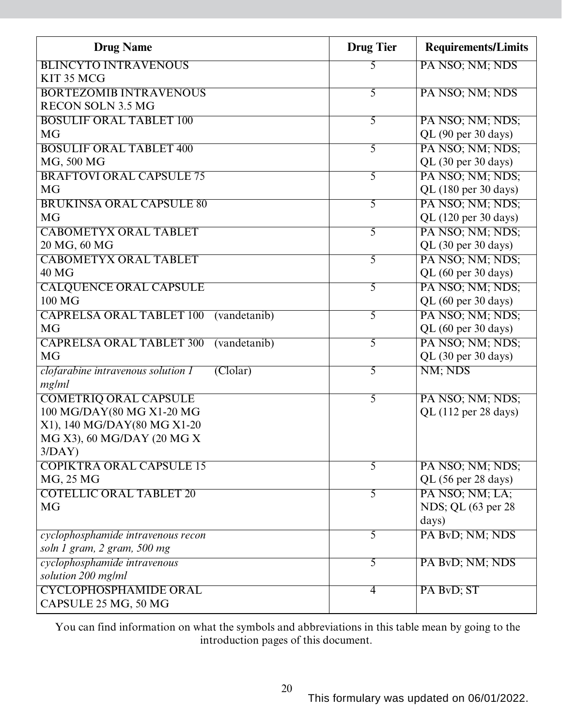| Drug Name | Drug Tier | Requirements/Limits |
|---|---|---|
| BLINCYTO INTRAVENOUS KIT 35 MCG | 5 | PA NSO; NM; NDS |
| BORTEZOMIB INTRAVENOUS RECON SOLN 3.5 MG | 5 | PA NSO; NM; NDS |
| BOSULIF ORAL TABLET 100 MG | 5 | PA NSO; NM; NDS; QL (90 per 30 days) |
| BOSULIF ORAL TABLET 400 MG, 500 MG | 5 | PA NSO; NM; NDS; QL (30 per 30 days) |
| BRAFTOVI ORAL CAPSULE 75 MG | 5 | PA NSO; NM; NDS; QL (180 per 30 days) |
| BRUKINSA ORAL CAPSULE 80 MG | 5 | PA NSO; NM; NDS; QL (120 per 30 days) |
| CABOMETYX ORAL TABLET 20 MG, 60 MG | 5 | PA NSO; NM; NDS; QL (30 per 30 days) |
| CABOMETYX ORAL TABLET 40 MG | 5 | PA NSO; NM; NDS; QL (60 per 30 days) |
| CALQUENCE ORAL CAPSULE 100 MG | 5 | PA NSO; NM; NDS; QL (60 per 30 days) |
| CAPRELSA ORAL TABLET 100 MG (vandetanib) | 5 | PA NSO; NM; NDS; QL (60 per 30 days) |
| CAPRELSA ORAL TABLET 300 MG (vandetanib) | 5 | PA NSO; NM; NDS; QL (30 per 30 days) |
| *clofarabine intravenous solution 1 mg/ml* (Clolar) | 5 | NM; NDS |
| COMETRIQ ORAL CAPSULE 100 MG/DAY(80 MG X1-20 MG X1), 140 MG/DAY(80 MG X1-20 MG X3), 60 MG/DAY (20 MG X 3/DAY) | 5 | PA NSO; NM; NDS; QL (112 per 28 days) |
| COPIKTRA ORAL CAPSULE 15 MG, 25 MG | 5 | PA NSO; NM; NDS; QL (56 per 28 days) |
| COTELLIC ORAL TABLET 20 MG | 5 | PA NSO; NM; LA; NDS; QL (63 per 28 days) |
| *cyclophosphamide intravenous recon soln 1 gram, 2 gram, 500 mg* | 5 | PA BvD; NM; NDS |
| *cyclophosphamide intravenous solution 200 mg/ml* | 5 | PA BvD; NM; NDS |
| CYCLOPHOSPHAMIDE ORAL CAPSULE 25 MG, 50 MG | 4 | PA BvD; ST |

You can find information on what the symbols and abbreviations in this table mean by going to the introduction pages of this document.

This formulary was updated on 06/01/2022.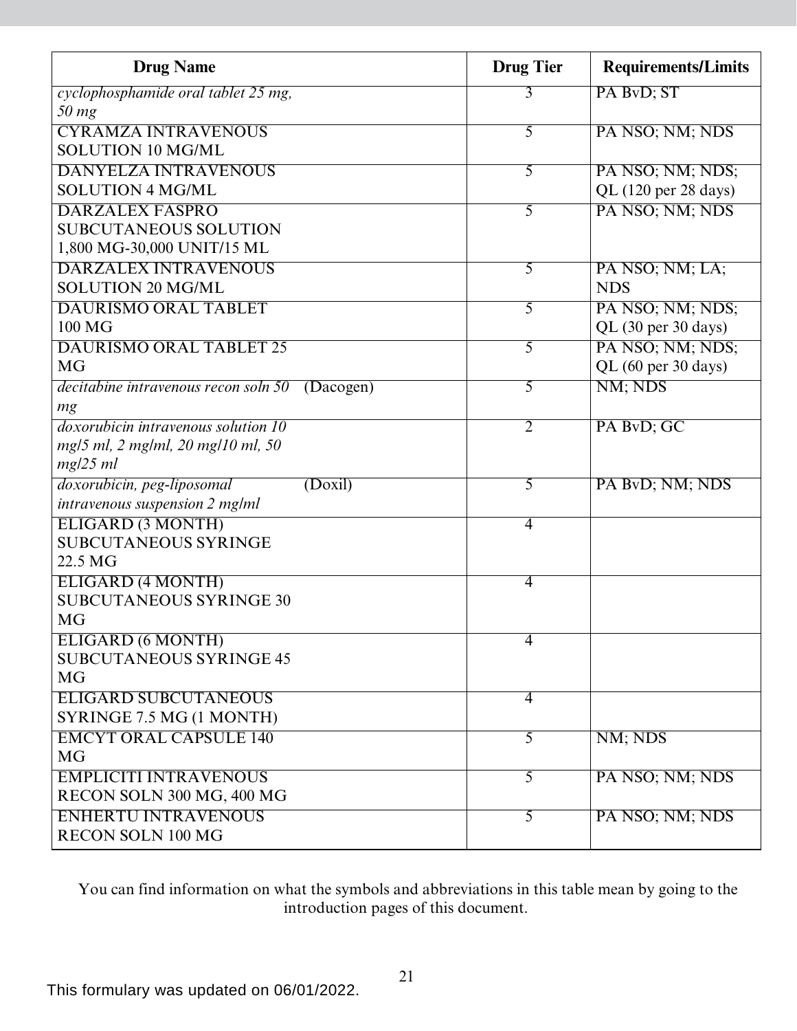| Drug Name | Drug Tier | Requirements/Limits |
|---|---|---|
| *cyclophosphamide oral tablet 25 mg, 50 mg* | 3 | PA BvD; ST |
| CYRAMZA INTRAVENOUS SOLUTION 10 MG/ML | 5 | PA NSO; NM; NDS |
| DANYELZA INTRAVENOUS SOLUTION 4 MG/ML | 5 | PA NSO; NM; NDS; QL (120 per 28 days) |
| DARZALEX FASPRO SUBCUTANEOUS SOLUTION 1,800 MG-30,000 UNIT/15 ML | 5 | PA NSO; NM; NDS |
| DARZALEX INTRAVENOUS SOLUTION 20 MG/ML | 5 | PA NSO; NM; LA; NDS |
| DAURISMO ORAL TABLET 100 MG | 5 | PA NSO; NM; NDS; QL (30 per 30 days) |
| DAURISMO ORAL TABLET 25 MG | 5 | PA NSO; NM; NDS; QL (60 per 30 days) |
| *decitabine intravenous recon soln 50 mg* (Dacogen) | 5 | NM; NDS |
| *doxorubicin intravenous solution 10 mg/5 ml, 2 mg/ml, 20 mg/10 ml, 50 mg/25 ml* | 2 | PA BvD; GC |
| *doxorubicin, peg-liposomal intravenous suspension 2 mg/ml* (Doxil) | 5 | PA BvD; NM; NDS |
| ELIGARD (3 MONTH) SUBCUTANEOUS SYRINGE 22.5 MG | 4 | |
| ELIGARD (4 MONTH) SUBCUTANEOUS SYRINGE 30 MG | 4 | |
| ELIGARD (6 MONTH) SUBCUTANEOUS SYRINGE 45 MG | 4 | |
| ELIGARD SUBCUTANEOUS SYRINGE 7.5 MG (1 MONTH) | 4 | |
| EMCYT ORAL CAPSULE 140 MG | 5 | NM; NDS |
| EMPLICITI INTRAVENOUS RECON SOLN 300 MG, 400 MG | 5 | PA NSO; NM; NDS |
| ENHERTU INTRAVENOUS RECON SOLN 100 MG | 5 | PA NSO; NM; NDS |

You can find information on what the symbols and abbreviations in this table mean by going to the introduction pages of this document.

This formulary was updated on 06/01/2022.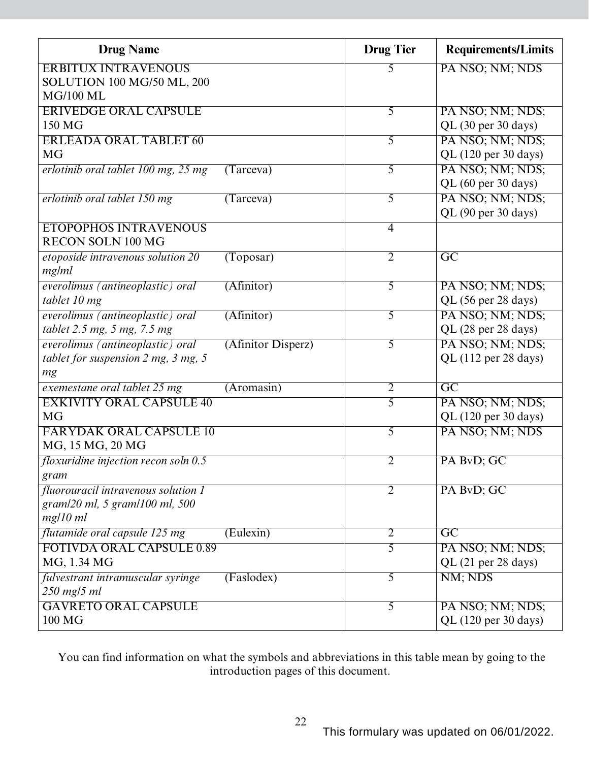| Drug Name | | Drug Tier | Requirements/Limits |
|---|---|---|---|
| ERBITUX INTRAVENOUS SOLUTION 100 MG/50 ML, 200 MG/100 ML | | 5 | PA NSO; NM; NDS |
| ERIVEDGE ORAL CAPSULE 150 MG | | 5 | PA NSO; NM; NDS; QL (30 per 30 days) |
| ERLEADA ORAL TABLET 60 MG | | 5 | PA NSO; NM; NDS; QL (120 per 30 days) |
| *erlotinib oral tablet 100 mg, 25 mg* | (Tarceva) | 5 | PA NSO; NM; NDS; QL (60 per 30 days) |
| *erlotinib oral tablet 150 mg* | (Tarceva) | 5 | PA NSO; NM; NDS; QL (90 per 30 days) |
| ETOPOPHOS INTRAVENOUS RECON SOLN 100 MG | | 4 | |
| *etoposide intravenous solution 20 mg/ml* | (Toposar) | 2 | GC |
| *everolimus (antineoplastic) oral tablet 10 mg* | (Afinitor) | 5 | PA NSO; NM; NDS; QL (56 per 28 days) |
| *everolimus (antineoplastic) oral tablet 2.5 mg, 5 mg, 7.5 mg* | (Afinitor) | 5 | PA NSO; NM; NDS; QL (28 per 28 days) |
| *everolimus (antineoplastic) oral tablet for suspension 2 mg, 3 mg, 5 mg* | (Afinitor Disperz) | 5 | PA NSO; NM; NDS; QL (112 per 28 days) |
| *exemestane oral tablet 25 mg* | (Aromasin) | 2 | GC |
| EXKIVITY ORAL CAPSULE 40 MG | | 5 | PA NSO; NM; NDS; QL (120 per 30 days) |
| FARYDAK ORAL CAPSULE 10 MG, 15 MG, 20 MG | | 5 | PA NSO; NM; NDS |
| *floxuridine injection recon soln 0.5 gram* | | 2 | PA BvD; GC |
| *fluorouracil intravenous solution 1 gram/20 ml, 5 gram/100 ml, 500 mg/10 ml* | | 2 | PA BvD; GC |
| *flutamide oral capsule 125 mg* | (Eulexin) | 2 | GC |
| FOTIVDA ORAL CAPSULE 0.89 MG, 1.34 MG | | 5 | PA NSO; NM; NDS; QL (21 per 28 days) |
| *fulvestrant intramuscular syringe 250 mg/5 ml* | (Faslodex) | 5 | NM; NDS |
| GAVRETO ORAL CAPSULE 100 MG | | 5 | PA NSO; NM; NDS; QL (120 per 30 days) |

You can find information on what the symbols and abbreviations in this table mean by going to the introduction pages of this document.

This formulary was updated on 06/01/2022.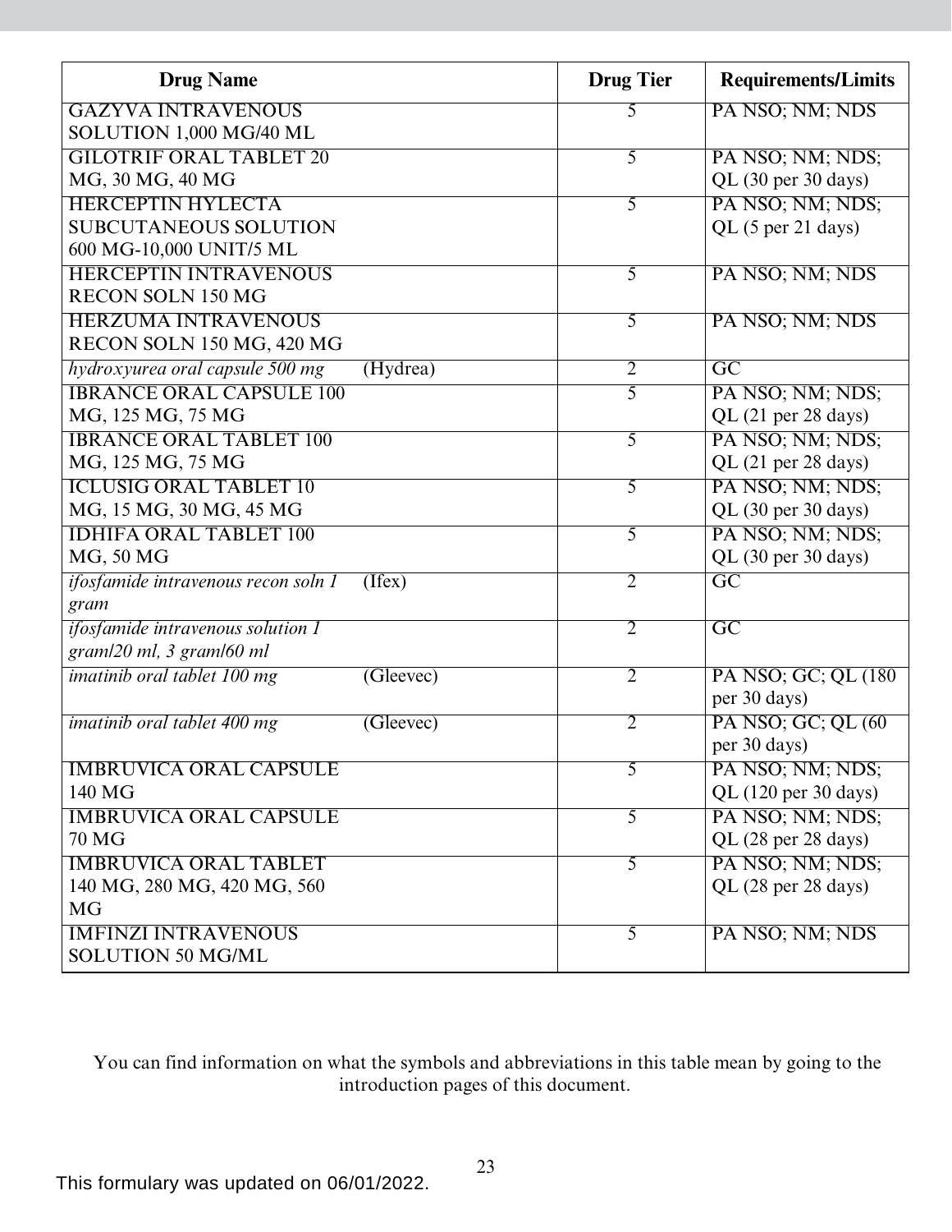| Drug Name | Drug Tier | Requirements/Limits |
|---|---|---|
| GAZYVA INTRAVENOUS SOLUTION 1,000 MG/40 ML | 5 | PA NSO; NM; NDS |
| GILOTRIF ORAL TABLET 20 MG, 30 MG, 40 MG | 5 | PA NSO; NM; NDS; QL (30 per 30 days) |
| HERCEPTIN HYLECTA SUBCUTANEOUS SOLUTION 600 MG-10,000 UNIT/5 ML | 5 | PA NSO; NM; NDS; QL (5 per 21 days) |
| HERCEPTIN INTRAVENOUS RECON SOLN 150 MG | 5 | PA NSO; NM; NDS |
| HERZUMA INTRAVENOUS RECON SOLN 150 MG, 420 MG | 5 | PA NSO; NM; NDS |
| *hydroxyurea oral capsule 500 mg* (Hydrea) | 2 | GC |
| IBRANCE ORAL CAPSULE 100 MG, 125 MG, 75 MG | 5 | PA NSO; NM; NDS; QL (21 per 28 days) |
| IBRANCE ORAL TABLET 100 MG, 125 MG, 75 MG | 5 | PA NSO; NM; NDS; QL (21 per 28 days) |
| ICLUSIG ORAL TABLET 10 MG, 15 MG, 30 MG, 45 MG | 5 | PA NSO; NM; NDS; QL (30 per 30 days) |
| IDHIFA ORAL TABLET 100 MG, 50 MG | 5 | PA NSO; NM; NDS; QL (30 per 30 days) |
| *ifosfamide intravenous recon soln 1 gram* (Ifex) | 2 | GC |
| *ifosfamide intravenous solution 1 gram/20 ml, 3 gram/60 ml* | 2 | GC |
| *imatinib oral tablet 100 mg* (Gleevec) | 2 | PA NSO; GC; QL (180 per 30 days) |
| *imatinib oral tablet 400 mg* (Gleevec) | 2 | PA NSO; GC; QL (60 per 30 days) |
| IMBRUVICA ORAL CAPSULE 140 MG | 5 | PA NSO; NM; NDS; QL (120 per 30 days) |
| IMBRUVICA ORAL CAPSULE 70 MG | 5 | PA NSO; NM; NDS; QL (28 per 28 days) |
| IMBRUVICA ORAL TABLET 140 MG, 280 MG, 420 MG, 560 MG | 5 | PA NSO; NM; NDS; QL (28 per 28 days) |
| IMFINZI INTRAVENOUS SOLUTION 50 MG/ML | 5 | PA NSO; NM; NDS |

You can find information on what the symbols and abbreviations in this table mean by going to the introduction pages of this document.

This formulary was updated on 06/01/2022.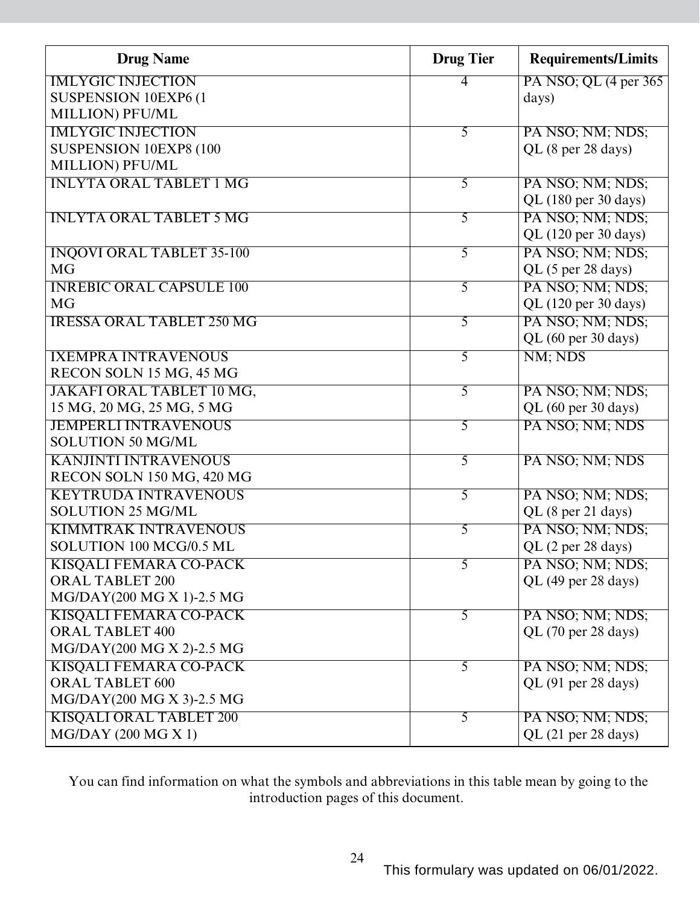| Drug Name | Drug Tier | Requirements/Limits |
|---|---|---|
| IMLYGIC INJECTION SUSPENSION 10EXP6 (1 MILLION) PFU/ML | 4 | PA NSO; QL (4 per 365 days) |
| IMLYGIC INJECTION SUSPENSION 10EXP8 (100 MILLION) PFU/ML | 5 | PA NSO; NM; NDS; QL (8 per 28 days) |
| INLYTA ORAL TABLET 1 MG | 5 | PA NSO; NM; NDS; QL (180 per 30 days) |
| INLYTA ORAL TABLET 5 MG | 5 | PA NSO; NM; NDS; QL (120 per 30 days) |
| INQOVI ORAL TABLET 35-100 MG | 5 | PA NSO; NM; NDS; QL (5 per 28 days) |
| INREBIC ORAL CAPSULE 100 MG | 5 | PA NSO; NM; NDS; QL (120 per 30 days) |
| IRESSA ORAL TABLET 250 MG | 5 | PA NSO; NM; NDS; QL (60 per 30 days) |
| IXEMPRA INTRAVENOUS RECON SOLN 15 MG, 45 MG | 5 | NM; NDS |
| JAKAFI ORAL TABLET 10 MG, 15 MG, 20 MG, 25 MG, 5 MG | 5 | PA NSO; NM; NDS; QL (60 per 30 days) |
| JEMPERLI INTRAVENOUS SOLUTION 50 MG/ML | 5 | PA NSO; NM; NDS |
| KANJINTI INTRAVENOUS RECON SOLN 150 MG, 420 MG | 5 | PA NSO; NM; NDS |
| KEYTRUDA INTRAVENOUS SOLUTION 25 MG/ML | 5 | PA NSO; NM; NDS; QL (8 per 21 days) |
| KIMMTRAK INTRAVENOUS SOLUTION 100 MCG/0.5 ML | 5 | PA NSO; NM; NDS; QL (2 per 28 days) |
| KISQALI FEMARA CO-PACK ORAL TABLET 200 MG/DAY(200 MG X 1)-2.5 MG | 5 | PA NSO; NM; NDS; QL (49 per 28 days) |
| KISQALI FEMARA CO-PACK ORAL TABLET 400 MG/DAY(200 MG X 2)-2.5 MG | 5 | PA NSO; NM; NDS; QL (70 per 28 days) |
| KISQALI FEMARA CO-PACK ORAL TABLET 600 MG/DAY(200 MG X 3)-2.5 MG | 5 | PA NSO; NM; NDS; QL (91 per 28 days) |
| KISQALI ORAL TABLET 200 MG/DAY (200 MG X 1) | 5 | PA NSO; NM; NDS; QL (21 per 28 days) |

You can find information on what the symbols and abbreviations in this table mean by going to the introduction pages of this document.

This formulary was updated on 06/01/2022.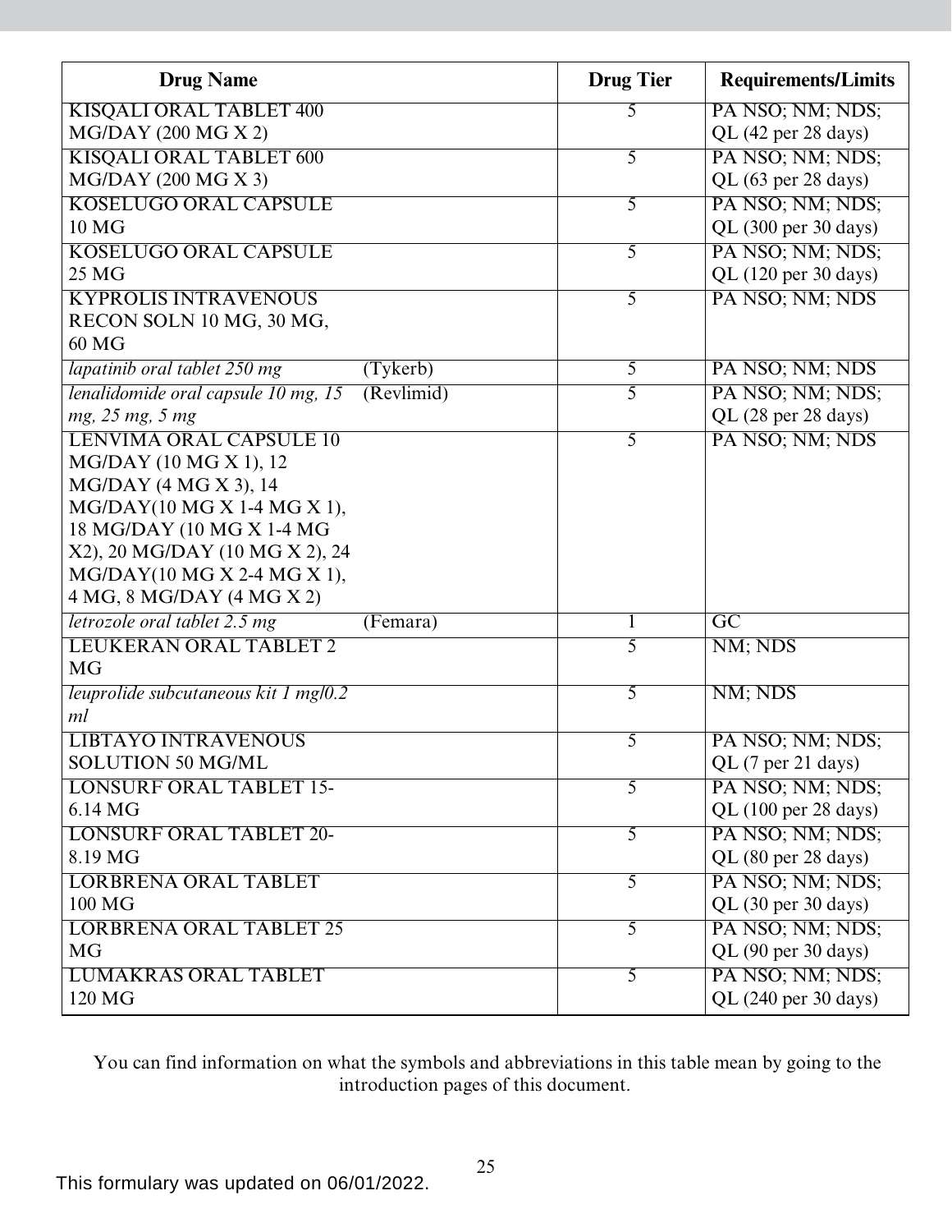| Drug Name | Drug Tier | Requirements/Limits |
|---|---|---|
| KISQALI ORAL TABLET 400 MG/DAY (200 MG X 2) | 5 | PA NSO; NM; NDS; QL (42 per 28 days) |
| KISQALI ORAL TABLET 600 MG/DAY (200 MG X 3) | 5 | PA NSO; NM; NDS; QL (63 per 28 days) |
| KOSELUGO ORAL CAPSULE 10 MG | 5 | PA NSO; NM; NDS; QL (300 per 30 days) |
| KOSELUGO ORAL CAPSULE 25 MG | 5 | PA NSO; NM; NDS; QL (120 per 30 days) |
| KYPROLIS INTRAVENOUS RECON SOLN 10 MG, 30 MG, 60 MG | 5 | PA NSO; NM; NDS |
| *lapatinib oral tablet 250 mg* (Tykerb) | 5 | PA NSO; NM; NDS |
| *lenalidomide oral capsule 10 mg, 15 mg, 25 mg, 5 mg* (Revlimid) | 5 | PA NSO; NM; NDS; QL (28 per 28 days) |
| LENVIMA ORAL CAPSULE 10 MG/DAY (10 MG X 1), 12 MG/DAY (4 MG X 3), 14 MG/DAY(10 MG X 1-4 MG X 1), 18 MG/DAY (10 MG X 1-4 MG X2), 20 MG/DAY (10 MG X 2), 24 MG/DAY(10 MG X 2-4 MG X 1), 4 MG, 8 MG/DAY (4 MG X 2) | 5 | PA NSO; NM; NDS |
| *letrozole oral tablet 2.5 mg* (Femara) | 1 | GC |
| LEUKERAN ORAL TABLET 2 MG | 5 | NM; NDS |
| *leuprolide subcutaneous kit 1 mg/0.2 ml* | 5 | NM; NDS |
| LIBTAYO INTRAVENOUS SOLUTION 50 MG/ML | 5 | PA NSO; NM; NDS; QL (7 per 21 days) |
| LONSURF ORAL TABLET 15-6.14 MG | 5 | PA NSO; NM; NDS; QL (100 per 28 days) |
| LONSURF ORAL TABLET 20-8.19 MG | 5 | PA NSO; NM; NDS; QL (80 per 28 days) |
| LORBRENA ORAL TABLET 100 MG | 5 | PA NSO; NM; NDS; QL (30 per 30 days) |
| LORBRENA ORAL TABLET 25 MG | 5 | PA NSO; NM; NDS; QL (90 per 30 days) |
| LUMAKRAS ORAL TABLET 120 MG | 5 | PA NSO; NM; NDS; QL (240 per 30 days) |

You can find information on what the symbols and abbreviations in this table mean by going to the introduction pages of this document.

This formulary was updated on 06/01/2022.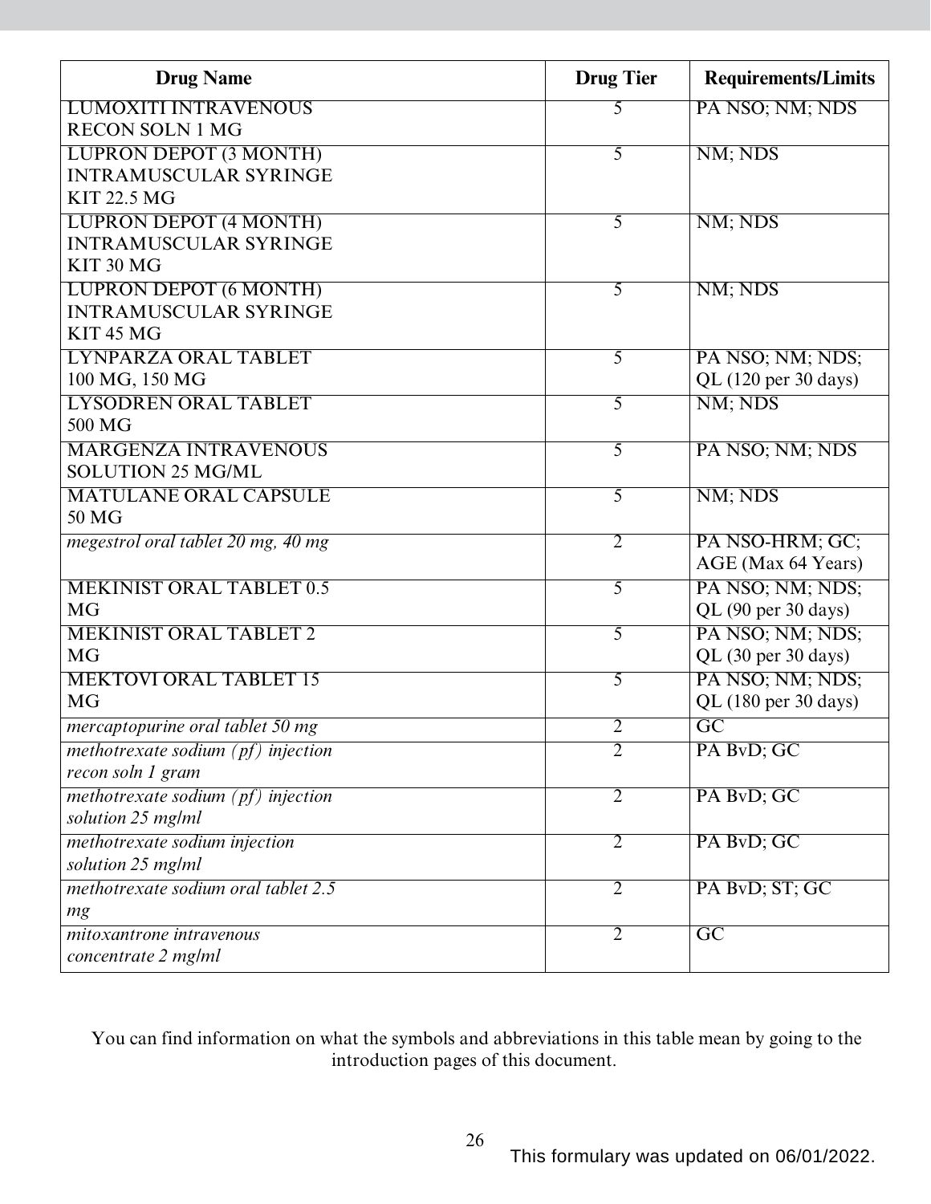| Drug Name | Drug Tier | Requirements/Limits |
|---|---|---|
| LUMOXITI INTRAVENOUS RECON SOLN 1 MG | 5 | PA NSO; NM; NDS |
| LUPRON DEPOT (3 MONTH) INTRAMUSCULAR SYRINGE KIT 22.5 MG | 5 | NM; NDS |
| LUPRON DEPOT (4 MONTH) INTRAMUSCULAR SYRINGE KIT 30 MG | 5 | NM; NDS |
| LUPRON DEPOT (6 MONTH) INTRAMUSCULAR SYRINGE KIT 45 MG | 5 | NM; NDS |
| LYNPARZA ORAL TABLET 100 MG, 150 MG | 5 | PA NSO; NM; NDS; QL (120 per 30 days) |
| LYSODREN ORAL TABLET 500 MG | 5 | NM; NDS |
| MARGENZA INTRAVENOUS SOLUTION 25 MG/ML | 5 | PA NSO; NM; NDS |
| MATULANE ORAL CAPSULE 50 MG | 5 | NM; NDS |
| *megestrol oral tablet 20 mg, 40 mg* | 2 | PA NSO-HRM; GC; AGE (Max 64 Years) |
| MEKINIST ORAL TABLET 0.5 MG | 5 | PA NSO; NM; NDS; QL (90 per 30 days) |
| MEKINIST ORAL TABLET 2 MG | 5 | PA NSO; NM; NDS; QL (30 per 30 days) |
| MEKTOVI ORAL TABLET 15 MG | 5 | PA NSO; NM; NDS; QL (180 per 30 days) |
| *mercaptopurine oral tablet 50 mg* | 2 | GC |
| *methotrexate sodium (pf) injection recon soln 1 gram* | 2 | PA BvD; GC |
| *methotrexate sodium (pf) injection solution 25 mg/ml* | 2 | PA BvD; GC |
| *methotrexate sodium injection solution 25 mg/ml* | 2 | PA BvD; GC |
| *methotrexate sodium oral tablet 2.5 mg* | 2 | PA BvD; ST; GC |
| *mitoxantrone intravenous concentrate 2 mg/ml* | 2 | GC |

You can find information on what the symbols and abbreviations in this table mean by going to the introduction pages of this document.

This formulary was updated on 06/01/2022.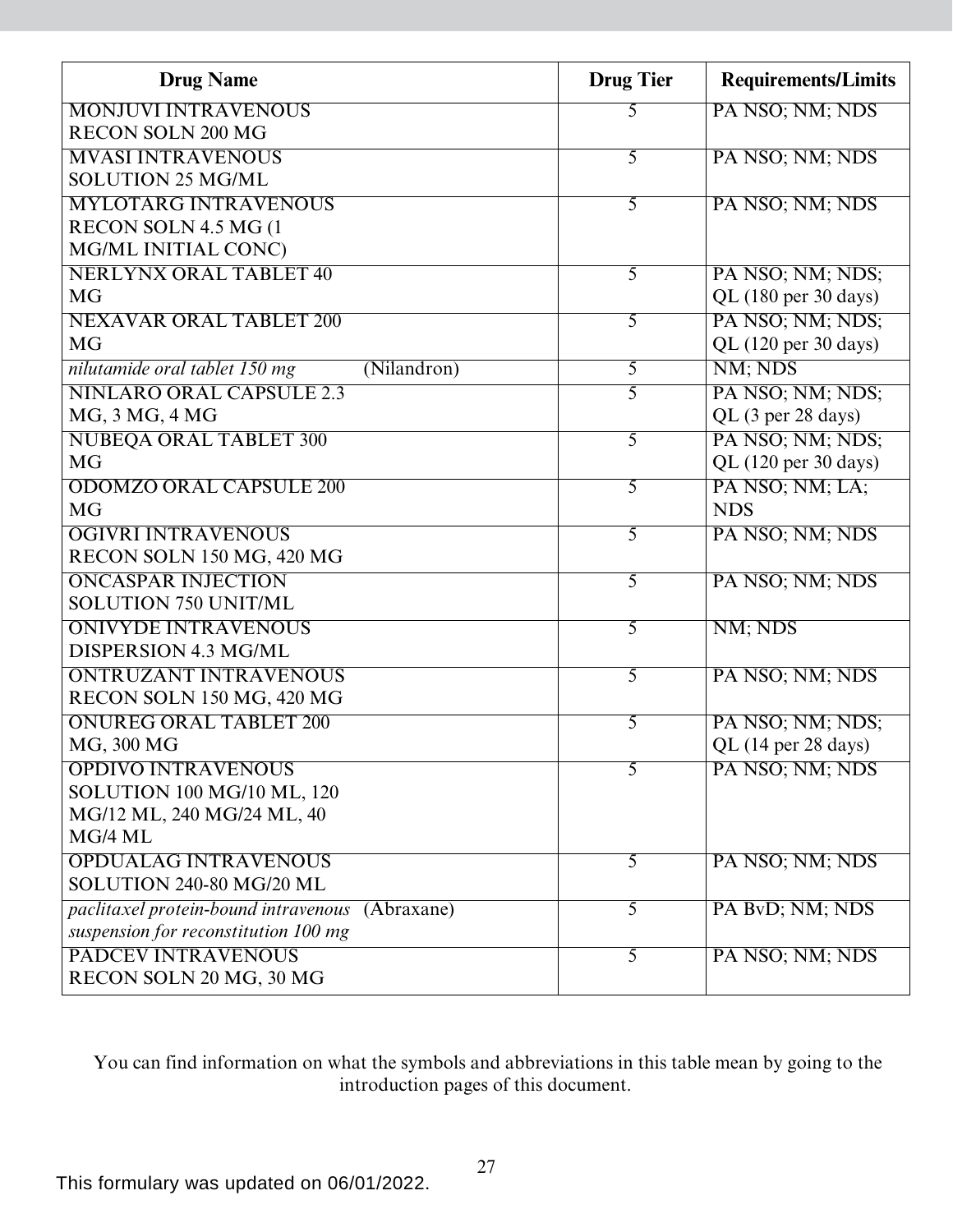| Drug Name | Drug Tier | Requirements/Limits |
|---|---|---|
| MONJUVI INTRAVENOUS RECON SOLN 200 MG | 5 | PA NSO; NM; NDS |
| MVASI INTRAVENOUS SOLUTION 25 MG/ML | 5 | PA NSO; NM; NDS |
| MYLOTARG INTRAVENOUS RECON SOLN 4.5 MG (1 MG/ML INITIAL CONC) | 5 | PA NSO; NM; NDS |
| NERLYNX ORAL TABLET 40 MG | 5 | PA NSO; NM; NDS; QL (180 per 30 days) |
| NEXAVAR ORAL TABLET 200 MG | 5 | PA NSO; NM; NDS; QL (120 per 30 days) |
| *nilutamide oral tablet 150 mg* (Nilandron) | 5 | NM; NDS |
| NINLARO ORAL CAPSULE 2.3 MG, 3 MG, 4 MG | 5 | PA NSO; NM; NDS; QL (3 per 28 days) |
| NUBEQA ORAL TABLET 300 MG | 5 | PA NSO; NM; NDS; QL (120 per 30 days) |
| ODOMZO ORAL CAPSULE 200 MG | 5 | PA NSO; NM; LA; NDS |
| OGIVRI INTRAVENOUS RECON SOLN 150 MG, 420 MG | 5 | PA NSO; NM; NDS |
| ONCASPAR INJECTION SOLUTION 750 UNIT/ML | 5 | PA NSO; NM; NDS |
| ONIVYDE INTRAVENOUS DISPERSION 4.3 MG/ML | 5 | NM; NDS |
| ONTRUZANT INTRAVENOUS RECON SOLN 150 MG, 420 MG | 5 | PA NSO; NM; NDS |
| ONUREG ORAL TABLET 200 MG, 300 MG | 5 | PA NSO; NM; NDS; QL (14 per 28 days) |
| OPDIVO INTRAVENOUS SOLUTION 100 MG/10 ML, 120 MG/12 ML, 240 MG/24 ML, 40 MG/4 ML | 5 | PA NSO; NM; NDS |
| OPDUALAG INTRAVENOUS SOLUTION 240-80 MG/20 ML | 5 | PA NSO; NM; NDS |
| *paclitaxel protein-bound intravenous suspension for reconstitution 100 mg* (Abraxane) | 5 | PA BvD; NM; NDS |
| PADCEV INTRAVENOUS RECON SOLN 20 MG, 30 MG | 5 | PA NSO; NM; NDS |

You can find information on what the symbols and abbreviations in this table mean by going to the introduction pages of this document.

This formulary was updated on 06/01/2022.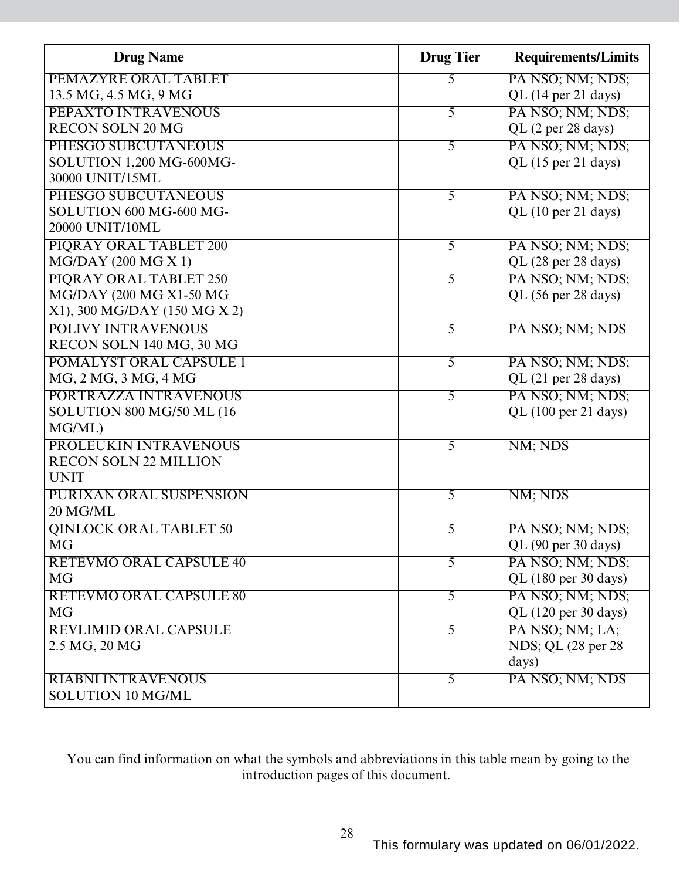| Drug Name | Drug Tier | Requirements/Limits |
|---|---|---|
| PEMAZYRE ORAL TABLET 13.5 MG, 4.5 MG, 9 MG | 5 | PA NSO; NM; NDS; QL (14 per 21 days) |
| PEPAXTO INTRAVENOUS RECON SOLN 20 MG | 5 | PA NSO; NM; NDS; QL (2 per 28 days) |
| PHESGO SUBCUTANEOUS SOLUTION 1,200 MG-600MG-30000 UNIT/15ML | 5 | PA NSO; NM; NDS; QL (15 per 21 days) |
| PHESGO SUBCUTANEOUS SOLUTION 600 MG-600 MG-20000 UNIT/10ML | 5 | PA NSO; NM; NDS; QL (10 per 21 days) |
| PIQRAY ORAL TABLET 200 MG/DAY (200 MG X 1) | 5 | PA NSO; NM; NDS; QL (28 per 28 days) |
| PIQRAY ORAL TABLET 250 MG/DAY (200 MG X1-50 MG X1), 300 MG/DAY (150 MG X 2) | 5 | PA NSO; NM; NDS; QL (56 per 28 days) |
| POLIVY INTRAVENOUS RECON SOLN 140 MG, 30 MG | 5 | PA NSO; NM; NDS |
| POMALYST ORAL CAPSULE 1 MG, 2 MG, 3 MG, 4 MG | 5 | PA NSO; NM; NDS; QL (21 per 28 days) |
| PORTRAZZA INTRAVENOUS SOLUTION 800 MG/50 ML (16 MG/ML) | 5 | PA NSO; NM; NDS; QL (100 per 21 days) |
| PROLEUKIN INTRAVENOUS RECON SOLN 22 MILLION UNIT | 5 | NM; NDS |
| PURIXAN ORAL SUSPENSION 20 MG/ML | 5 | NM; NDS |
| QINLOCK ORAL TABLET 50 MG | 5 | PA NSO; NM; NDS; QL (90 per 30 days) |
| RETEVMO ORAL CAPSULE 40 MG | 5 | PA NSO; NM; NDS; QL (180 per 30 days) |
| RETEVMO ORAL CAPSULE 80 MG | 5 | PA NSO; NM; NDS; QL (120 per 30 days) |
| REVLIMID ORAL CAPSULE 2.5 MG, 20 MG | 5 | PA NSO; NM; LA; NDS; QL (28 per 28 days) |
| RIABNI INTRAVENOUS SOLUTION 10 MG/ML | 5 | PA NSO; NM; NDS |

You can find information on what the symbols and abbreviations in this table mean by going to the introduction pages of this document.

This formulary was updated on 06/01/2022.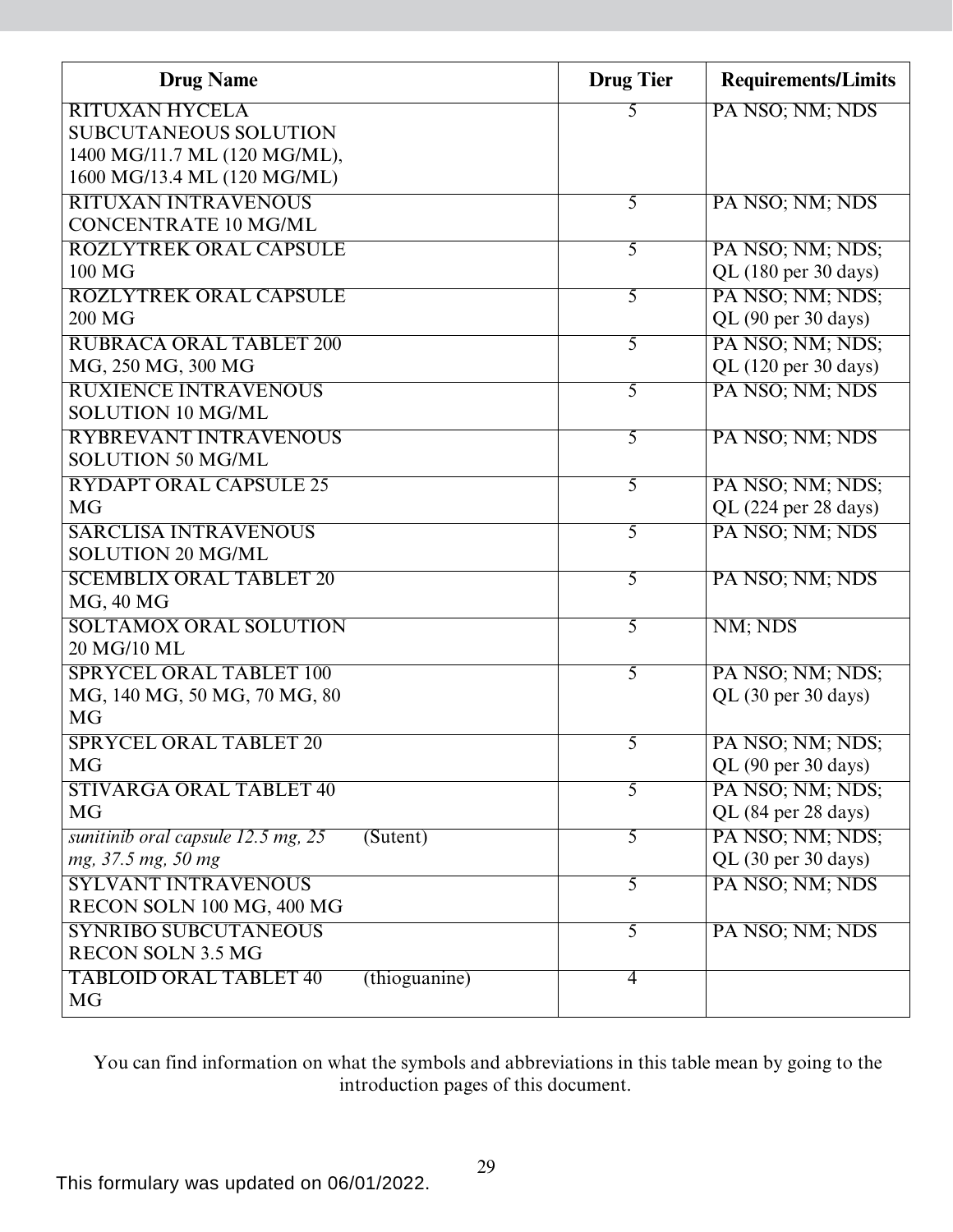| Drug Name | Drug Tier | Requirements/Limits |
|---|---|---|
| RITUXAN HYCELA SUBCUTANEOUS SOLUTION 1400 MG/11.7 ML (120 MG/ML), 1600 MG/13.4 ML (120 MG/ML) | 5 | PA NSO; NM; NDS |
| RITUXAN INTRAVENOUS CONCENTRATE 10 MG/ML | 5 | PA NSO; NM; NDS |
| ROZLYTREK ORAL CAPSULE 100 MG | 5 | PA NSO; NM; NDS; QL (180 per 30 days) |
| ROZLYTREK ORAL CAPSULE 200 MG | 5 | PA NSO; NM; NDS; QL (90 per 30 days) |
| RUBRACA ORAL TABLET 200 MG, 250 MG, 300 MG | 5 | PA NSO; NM; NDS; QL (120 per 30 days) |
| RUXIENCE INTRAVENOUS SOLUTION 10 MG/ML | 5 | PA NSO; NM; NDS |
| RYBREVANT INTRAVENOUS SOLUTION 50 MG/ML | 5 | PA NSO; NM; NDS |
| RYDAPT ORAL CAPSULE 25 MG | 5 | PA NSO; NM; NDS; QL (224 per 28 days) |
| SARCLISA INTRAVENOUS SOLUTION 20 MG/ML | 5 | PA NSO; NM; NDS |
| SCEMBLIX ORAL TABLET 20 MG, 40 MG | 5 | PA NSO; NM; NDS |
| SOLTAMOX ORAL SOLUTION 20 MG/10 ML | 5 | NM; NDS |
| SPRYCEL ORAL TABLET 100 MG, 140 MG, 50 MG, 70 MG, 80 MG | 5 | PA NSO; NM; NDS; QL (30 per 30 days) |
| SPRYCEL ORAL TABLET 20 MG | 5 | PA NSO; NM; NDS; QL (90 per 30 days) |
| STIVARGA ORAL TABLET 40 MG | 5 | PA NSO; NM; NDS; QL (84 per 28 days) |
| *sunitinib oral capsule 12.5 mg, 25 mg, 37.5 mg, 50 mg* (Sutent) | 5 | PA NSO; NM; NDS; QL (30 per 30 days) |
| SYLVANT INTRAVENOUS RECON SOLN 100 MG, 400 MG | 5 | PA NSO; NM; NDS |
| SYNRIBO SUBCUTANEOUS RECON SOLN 3.5 MG | 5 | PA NSO; NM; NDS |
| TABLOID ORAL TABLET 40 MG (thioguanine) | 4 | |

You can find information on what the symbols and abbreviations in this table mean by going to the introduction pages of this document.

This formulary was updated on 06/01/2022.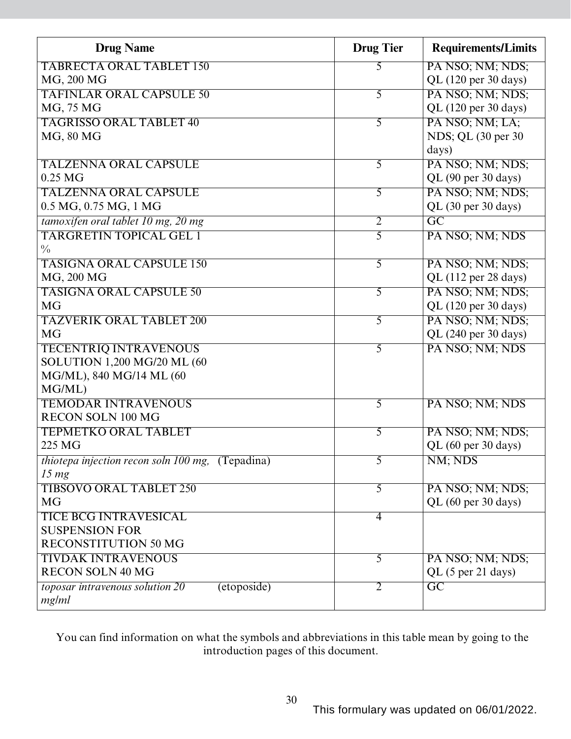| Drug Name | Drug Tier | Requirements/Limits |
|---|---|---|
| TABRECTA ORAL TABLET 150 MG, 200 MG | 5 | PA NSO; NM; NDS; QL (120 per 30 days) |
| TAFINLAR ORAL CAPSULE 50 MG, 75 MG | 5 | PA NSO; NM; NDS; QL (120 per 30 days) |
| TAGRISSO ORAL TABLET 40 MG, 80 MG | 5 | PA NSO; NM; LA; NDS; QL (30 per 30 days) |
| TALZENNA ORAL CAPSULE 0.25 MG | 5 | PA NSO; NM; NDS; QL (90 per 30 days) |
| TALZENNA ORAL CAPSULE 0.5 MG, 0.75 MG, 1 MG | 5 | PA NSO; NM; NDS; QL (30 per 30 days) |
| *tamoxifen oral tablet 10 mg, 20 mg* | 2 | GC |
| TARGRETIN TOPICAL GEL 1 % | 5 | PA NSO; NM; NDS |
| TASIGNA ORAL CAPSULE 150 MG, 200 MG | 5 | PA NSO; NM; NDS; QL (112 per 28 days) |
| TASIGNA ORAL CAPSULE 50 MG | 5 | PA NSO; NM; NDS; QL (120 per 30 days) |
| TAZVERIK ORAL TABLET 200 MG | 5 | PA NSO; NM; NDS; QL (240 per 30 days) |
| TECENTRIQ INTRAVENOUS SOLUTION 1,200 MG/20 ML (60 MG/ML), 840 MG/14 ML (60 MG/ML) | 5 | PA NSO; NM; NDS |
| TEMODAR INTRAVENOUS RECON SOLN 100 MG | 5 | PA NSO; NM; NDS |
| TEPMETKO ORAL TABLET 225 MG | 5 | PA NSO; NM; NDS; QL (60 per 30 days) |
| *thiotepa injection recon soln 100 mg, 15 mg* (Tepadina) | 5 | NM; NDS |
| TIBSOVO ORAL TABLET 250 MG | 5 | PA NSO; NM; NDS; QL (60 per 30 days) |
| TICE BCG INTRAVESICAL SUSPENSION FOR RECONSTITUTION 50 MG | 4 | |
| TIVDAK INTRAVENOUS RECON SOLN 40 MG | 5 | PA NSO; NM; NDS; QL (5 per 21 days) |
| *toposar intravenous solution 20 mg/ml* (etoposide) | 2 | GC |

You can find information on what the symbols and abbreviations in this table mean by going to the introduction pages of this document.

This formulary was updated on 06/01/2022.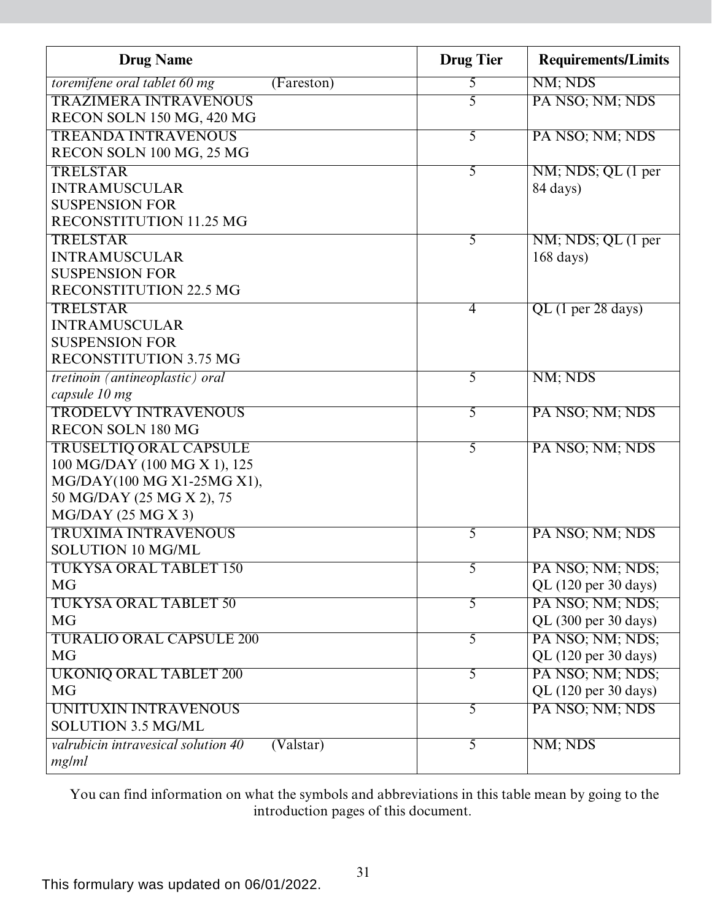| Drug Name | Drug Tier | Requirements/Limits |
|---|---|---|
| *toremifene oral tablet 60 mg* (Fareston) | 5 | NM; NDS |
| TRAZIMERA INTRAVENOUS RECON SOLN 150 MG, 420 MG | 5 | PA NSO; NM; NDS |
| TREANDA INTRAVENOUS RECON SOLN 100 MG, 25 MG | 5 | PA NSO; NM; NDS |
| TRELSTAR INTRAMUSCULAR SUSPENSION FOR RECONSTITUTION 11.25 MG | 5 | NM; NDS; QL (1 per 84 days) |
| TRELSTAR INTRAMUSCULAR SUSPENSION FOR RECONSTITUTION 22.5 MG | 5 | NM; NDS; QL (1 per 168 days) |
| TRELSTAR INTRAMUSCULAR SUSPENSION FOR RECONSTITUTION 3.75 MG | 4 | QL (1 per 28 days) |
| *tretinoin (antineoplastic) oral capsule 10 mg* | 5 | NM; NDS |
| TRODELVY INTRAVENOUS RECON SOLN 180 MG | 5 | PA NSO; NM; NDS |
| TRUSELTIQ ORAL CAPSULE 100 MG/DAY (100 MG X 1), 125 MG/DAY(100 MG X1-25MG X1), 50 MG/DAY (25 MG X 2), 75 MG/DAY (25 MG X 3) | 5 | PA NSO; NM; NDS |
| TRUXIMA INTRAVENOUS SOLUTION 10 MG/ML | 5 | PA NSO; NM; NDS |
| TUKYSA ORAL TABLET 150 MG | 5 | PA NSO; NM; NDS; QL (120 per 30 days) |
| TUKYSA ORAL TABLET 50 MG | 5 | PA NSO; NM; NDS; QL (300 per 30 days) |
| TURALIO ORAL CAPSULE 200 MG | 5 | PA NSO; NM; NDS; QL (120 per 30 days) |
| UKONIQ ORAL TABLET 200 MG | 5 | PA NSO; NM; NDS; QL (120 per 30 days) |
| UNITUXIN INTRAVENOUS SOLUTION 3.5 MG/ML | 5 | PA NSO; NM; NDS |
| *valrubicin intravesical solution 40 mg/ml* (Valstar) | 5 | NM; NDS |

You can find information on what the symbols and abbreviations in this table mean by going to the introduction pages of this document.

This formulary was updated on 06/01/2022.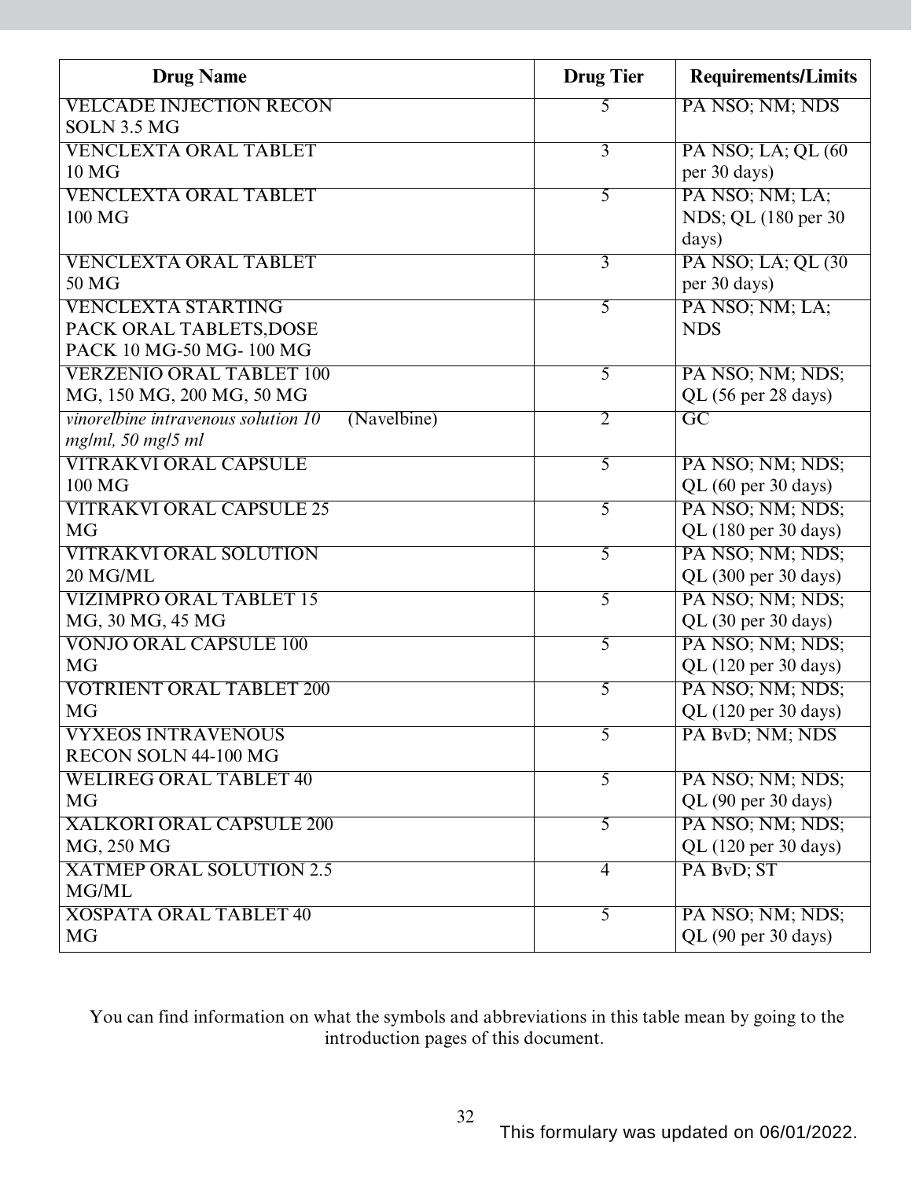| Drug Name | Drug Tier | Requirements/Limits |
|---|---|---|
| VELCADE INJECTION RECON SOLN 3.5 MG | 5 | PA NSO; NM; NDS |
| VENCLEXTA ORAL TABLET 10 MG | 3 | PA NSO; LA; QL (60 per 30 days) |
| VENCLEXTA ORAL TABLET 100 MG | 5 | PA NSO; NM; LA; NDS; QL (180 per 30 days) |
| VENCLEXTA ORAL TABLET 50 MG | 3 | PA NSO; LA; QL (30 per 30 days) |
| VENCLEXTA STARTING PACK ORAL TABLETS,DOSE PACK 10 MG-50 MG- 100 MG | 5 | PA NSO; NM; LA; NDS |
| VERZENIO ORAL TABLET 100 MG, 150 MG, 200 MG, 50 MG | 5 | PA NSO; NM; NDS; QL (56 per 28 days) |
| *vinorelbine intravenous solution 10 mg/ml, 50 mg/5 ml* (Navelbine) | 2 | GC |
| VITRAKVI ORAL CAPSULE 100 MG | 5 | PA NSO; NM; NDS; QL (60 per 30 days) |
| VITRAKVI ORAL CAPSULE 25 MG | 5 | PA NSO; NM; NDS; QL (180 per 30 days) |
| VITRAKVI ORAL SOLUTION 20 MG/ML | 5 | PA NSO; NM; NDS; QL (300 per 30 days) |
| VIZIMPRO ORAL TABLET 15 MG, 30 MG, 45 MG | 5 | PA NSO; NM; NDS; QL (30 per 30 days) |
| VONJO ORAL CAPSULE 100 MG | 5 | PA NSO; NM; NDS; QL (120 per 30 days) |
| VOTRIENT ORAL TABLET 200 MG | 5 | PA NSO; NM; NDS; QL (120 per 30 days) |
| VYXEOS INTRAVENOUS RECON SOLN 44-100 MG | 5 | PA BvD; NM; NDS |
| WELIREG ORAL TABLET 40 MG | 5 | PA NSO; NM; NDS; QL (90 per 30 days) |
| XALKORI ORAL CAPSULE 200 MG, 250 MG | 5 | PA NSO; NM; NDS; QL (120 per 30 days) |
| XATMEP ORAL SOLUTION 2.5 MG/ML | 4 | PA BvD; ST |
| XOSPATA ORAL TABLET 40 MG | 5 | PA NSO; NM; NDS; QL (90 per 30 days) |

You can find information on what the symbols and abbreviations in this table mean by going to the introduction pages of this document.

This formulary was updated on 06/01/2022.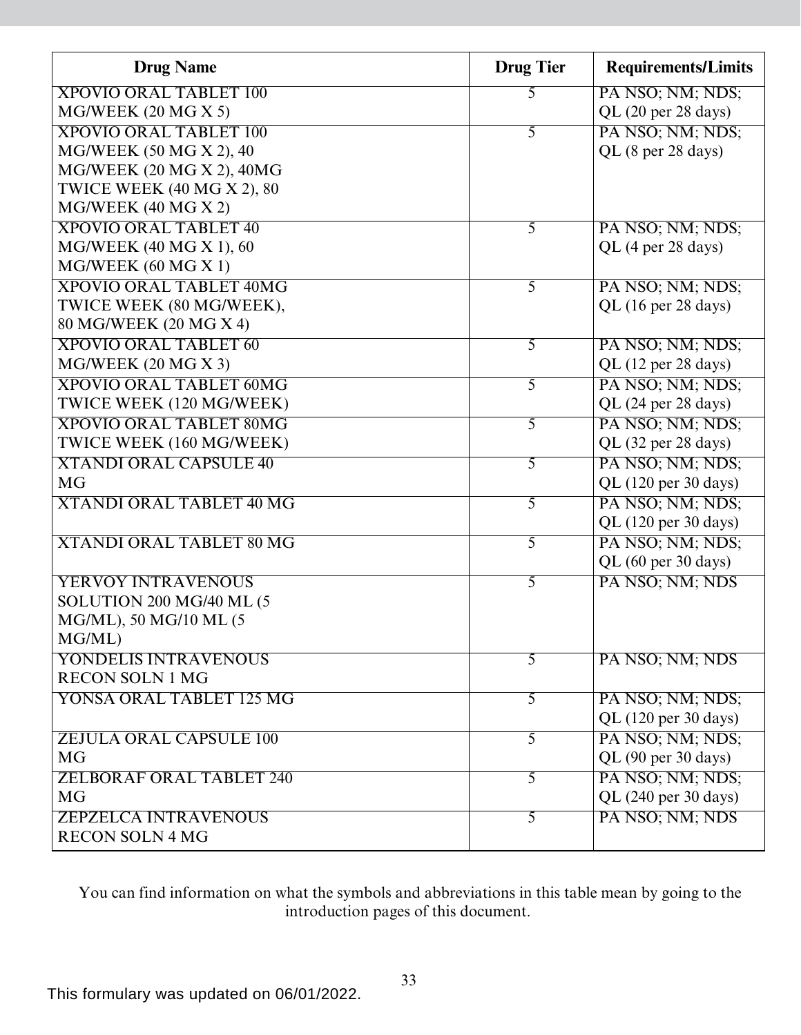| Drug Name | Drug Tier | Requirements/Limits |
|---|---|---|
| XPOVIO ORAL TABLET 100 MG/WEEK (20 MG X 5) | 5 | PA NSO; NM; NDS; QL (20 per 28 days) |
| XPOVIO ORAL TABLET 100 MG/WEEK (50 MG X 2), 40 MG/WEEK (20 MG X 2), 40MG TWICE WEEK (40 MG X 2), 80 MG/WEEK (40 MG X 2) | 5 | PA NSO; NM; NDS; QL (8 per 28 days) |
| XPOVIO ORAL TABLET 40 MG/WEEK (40 MG X 1), 60 MG/WEEK (60 MG X 1) | 5 | PA NSO; NM; NDS; QL (4 per 28 days) |
| XPOVIO ORAL TABLET 40MG TWICE WEEK (80 MG/WEEK), 80 MG/WEEK (20 MG X 4) | 5 | PA NSO; NM; NDS; QL (16 per 28 days) |
| XPOVIO ORAL TABLET 60 MG/WEEK (20 MG X 3) | 5 | PA NSO; NM; NDS; QL (12 per 28 days) |
| XPOVIO ORAL TABLET 60MG TWICE WEEK (120 MG/WEEK) | 5 | PA NSO; NM; NDS; QL (24 per 28 days) |
| XPOVIO ORAL TABLET 80MG TWICE WEEK (160 MG/WEEK) | 5 | PA NSO; NM; NDS; QL (32 per 28 days) |
| XTANDI ORAL CAPSULE 40 MG | 5 | PA NSO; NM; NDS; QL (120 per 30 days) |
| XTANDI ORAL TABLET 40 MG | 5 | PA NSO; NM; NDS; QL (120 per 30 days) |
| XTANDI ORAL TABLET 80 MG | 5 | PA NSO; NM; NDS; QL (60 per 30 days) |
| YERVOY INTRAVENOUS SOLUTION 200 MG/40 ML (5 MG/ML), 50 MG/10 ML (5 MG/ML) | 5 | PA NSO; NM; NDS |
| YONDELIS INTRAVENOUS RECON SOLN 1 MG | 5 | PA NSO; NM; NDS |
| YONSA ORAL TABLET 125 MG | 5 | PA NSO; NM; NDS; QL (120 per 30 days) |
| ZEJULA ORAL CAPSULE 100 MG | 5 | PA NSO; NM; NDS; QL (90 per 30 days) |
| ZELBORAF ORAL TABLET 240 MG | 5 | PA NSO; NM; NDS; QL (240 per 30 days) |
| ZEPZELCA INTRAVENOUS RECON SOLN 4 MG | 5 | PA NSO; NM; NDS |

You can find information on what the symbols and abbreviations in this table mean by going to the introduction pages of this document.

This formulary was updated on 06/01/2022.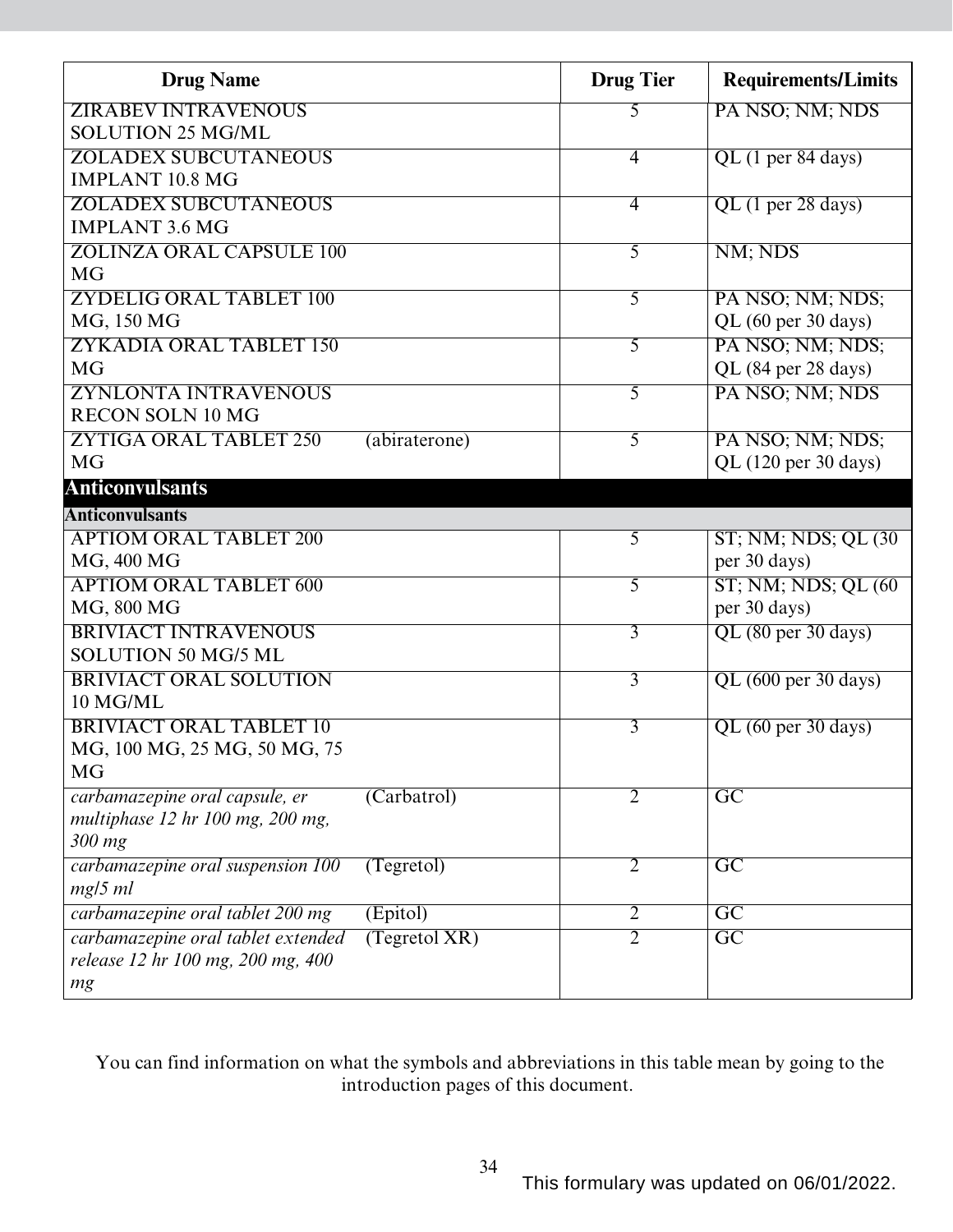| Drug Name | | Drug Tier | Requirements/Limits |
|---|---|---|---|
| ZIRABEV INTRAVENOUS SOLUTION 25 MG/ML | | 5 | PA NSO; NM; NDS |
| ZOLADEX SUBCUTANEOUS IMPLANT 10.8 MG | | 4 | QL (1 per 84 days) |
| ZOLADEX SUBCUTANEOUS IMPLANT 3.6 MG | | 4 | QL (1 per 28 days) |
| ZOLINZA ORAL CAPSULE 100 MG | | 5 | NM; NDS |
| ZYDELIG ORAL TABLET 100 MG, 150 MG | | 5 | PA NSO; NM; NDS; QL (60 per 30 days) |
| ZYKADIA ORAL TABLET 150 MG | | 5 | PA NSO; NM; NDS; QL (84 per 28 days) |
| ZYNLONTA INTRAVENOUS RECON SOLN 10 MG | | 5 | PA NSO; NM; NDS |
| ZYTIGA ORAL TABLET 250 MG | (abiraterone) | 5 | PA NSO; NM; NDS; QL (120 per 30 days) |
| **Anticonvulsants** | | | |
| **Anticonvulsants** | | | |
| APTIOM ORAL TABLET 200 MG, 400 MG | | 5 | ST; NM; NDS; QL (30 per 30 days) |
| APTIOM ORAL TABLET 600 MG, 800 MG | | 5 | ST; NM; NDS; QL (60 per 30 days) |
| BRIVIACT INTRAVENOUS SOLUTION 50 MG/5 ML | | 3 | QL (80 per 30 days) |
| BRIVIACT ORAL SOLUTION 10 MG/ML | | 3 | QL (600 per 30 days) |
| BRIVIACT ORAL TABLET 10 MG, 100 MG, 25 MG, 50 MG, 75 MG | | 3 | QL (60 per 30 days) |
| *carbamazepine oral capsule, er multiphase 12 hr 100 mg, 200 mg, 300 mg* | (Carbatrol) | 2 | GC |
| *carbamazepine oral suspension 100 mg/5 ml* | (Tegretol) | 2 | GC |
| *carbamazepine oral tablet 200 mg* | (Epitol) | 2 | GC |
| *carbamazepine oral tablet extended release 12 hr 100 mg, 200 mg, 400 mg* | (Tegretol XR) | 2 | GC |

You can find information on what the symbols and abbreviations in this table mean by going to the introduction pages of this document.

This formulary was updated on 06/01/2022.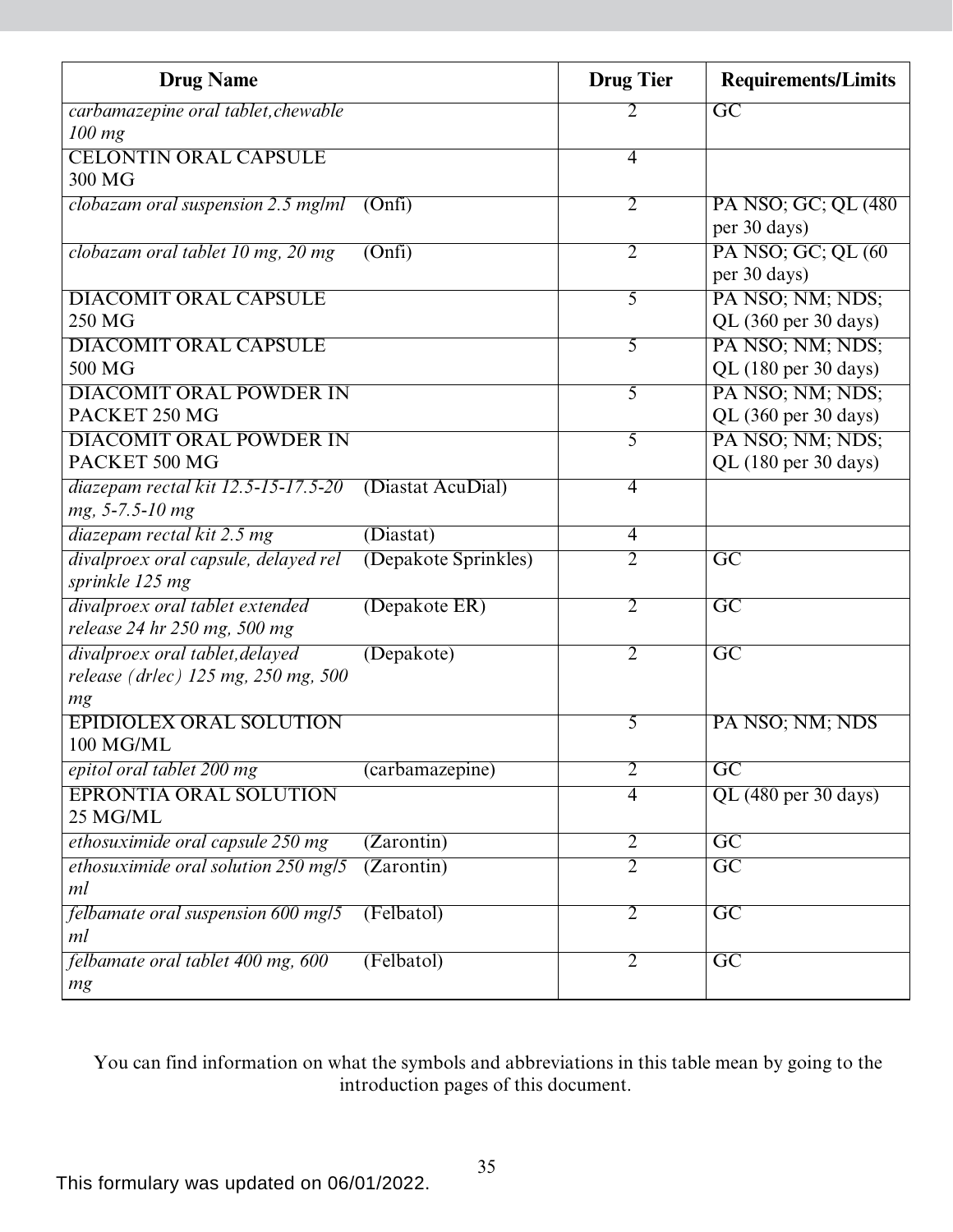| Drug Name | | Drug Tier | Requirements/Limits |
|---|---|---|---|
| *carbamazepine oral tablet,chewable 100 mg* | | 2 | GC |
| CELONTIN ORAL CAPSULE 300 MG | | 4 | |
| *clobazam oral suspension 2.5 mg/ml* | (Onfi) | 2 | PA NSO; GC; QL (480 per 30 days) |
| *clobazam oral tablet 10 mg, 20 mg* | (Onfi) | 2 | PA NSO; GC; QL (60 per 30 days) |
| DIACOMIT ORAL CAPSULE 250 MG | | 5 | PA NSO; NM; NDS; QL (360 per 30 days) |
| DIACOMIT ORAL CAPSULE 500 MG | | 5 | PA NSO; NM; NDS; QL (180 per 30 days) |
| DIACOMIT ORAL POWDER IN PACKET 250 MG | | 5 | PA NSO; NM; NDS; QL (360 per 30 days) |
| DIACOMIT ORAL POWDER IN PACKET 500 MG | | 5 | PA NSO; NM; NDS; QL (180 per 30 days) |
| *diazepam rectal kit 12.5-15-17.5-20 mg, 5-7.5-10 mg* | (Diastat AcuDial) | 4 | |
| *diazepam rectal kit 2.5 mg* | (Diastat) | 4 | |
| *divalproex oral capsule, delayed rel sprinkle 125 mg* | (Depakote Sprinkles) | 2 | GC |
| *divalproex oral tablet extended release 24 hr 250 mg, 500 mg* | (Depakote ER) | 2 | GC |
| *divalproex oral tablet,delayed release (dr/ec) 125 mg, 250 mg, 500 mg* | (Depakote) | 2 | GC |
| EPIDIOLEX ORAL SOLUTION 100 MG/ML | | 5 | PA NSO; NM; NDS |
| *epitol oral tablet 200 mg* | (carbamazepine) | 2 | GC |
| EPRONTIA ORAL SOLUTION 25 MG/ML | | 4 | QL (480 per 30 days) |
| *ethosuximide oral capsule 250 mg* | (Zarontin) | 2 | GC |
| *ethosuximide oral solution 250 mg/5 ml* | (Zarontin) | 2 | GC |
| *felbamate oral suspension 600 mg/5 ml* | (Felbatol) | 2 | GC |
| *felbamate oral tablet 400 mg, 600 mg* | (Felbatol) | 2 | GC |

You can find information on what the symbols and abbreviations in this table mean by going to the introduction pages of this document.

This formulary was updated on 06/01/2022.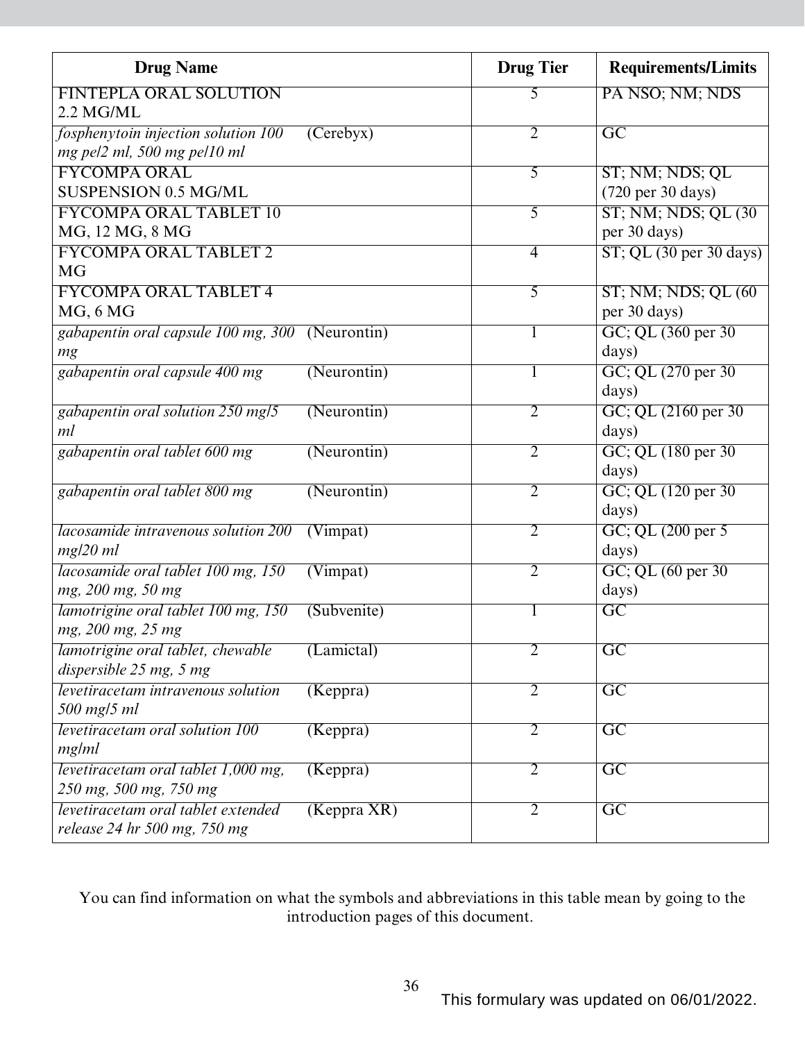| Drug Name | | Drug Tier | Requirements/Limits |
|---|---|---|---|
| FINTEPLA ORAL SOLUTION 2.2 MG/ML | | 5 | PA NSO; NM; NDS |
| *fosphenytoin injection solution 100 mg pe/2 ml, 500 mg pe/10 ml* | (Cerebyx) | 2 | GC |
| FYCOMPA ORAL SUSPENSION 0.5 MG/ML | | 5 | ST; NM; NDS; QL (720 per 30 days) |
| FYCOMPA ORAL TABLET 10 MG, 12 MG, 8 MG | | 5 | ST; NM; NDS; QL (30 per 30 days) |
| FYCOMPA ORAL TABLET 2 MG | | 4 | ST; QL (30 per 30 days) |
| FYCOMPA ORAL TABLET 4 MG, 6 MG | | 5 | ST; NM; NDS; QL (60 per 30 days) |
| *gabapentin oral capsule 100 mg, 300 mg* | (Neurontin) | 1 | GC; QL (360 per 30 days) |
| *gabapentin oral capsule 400 mg* | (Neurontin) | 1 | GC; QL (270 per 30 days) |
| *gabapentin oral solution 250 mg/5 ml* | (Neurontin) | 2 | GC; QL (2160 per 30 days) |
| *gabapentin oral tablet 600 mg* | (Neurontin) | 2 | GC; QL (180 per 30 days) |
| *gabapentin oral tablet 800 mg* | (Neurontin) | 2 | GC; QL (120 per 30 days) |
| *lacosamide intravenous solution 200 mg/20 ml* | (Vimpat) | 2 | GC; QL (200 per 5 days) |
| *lacosamide oral tablet 100 mg, 150 mg, 200 mg, 50 mg* | (Vimpat) | 2 | GC; QL (60 per 30 days) |
| *lamotrigine oral tablet 100 mg, 150 mg, 200 mg, 25 mg* | (Subvenite) | 1 | GC |
| *lamotrigine oral tablet, chewable dispersible 25 mg, 5 mg* | (Lamictal) | 2 | GC |
| *levetiracetam intravenous solution 500 mg/5 ml* | (Keppra) | 2 | GC |
| *levetiracetam oral solution 100 mg/ml* | (Keppra) | 2 | GC |
| *levetiracetam oral tablet 1,000 mg, 250 mg, 500 mg, 750 mg* | (Keppra) | 2 | GC |
| *levetiracetam oral tablet extended release 24 hr 500 mg, 750 mg* | (Keppra XR) | 2 | GC |

You can find information on what the symbols and abbreviations in this table mean by going to the introduction pages of this document.

This formulary was updated on 06/01/2022.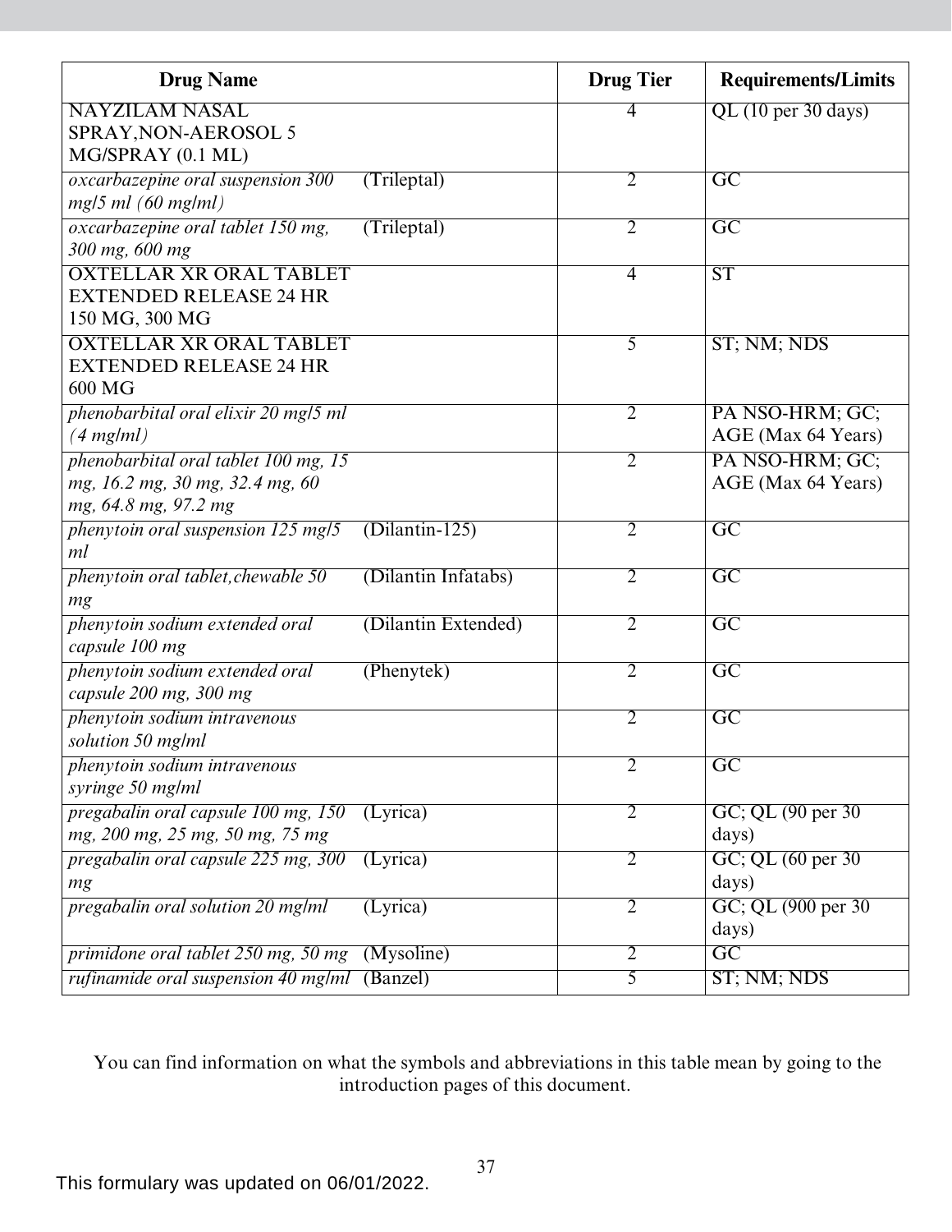| Drug Name | | Drug Tier | Requirements/Limits |
|---|---|---|---|
| NAYZILAM NASAL SPRAY,NON-AEROSOL 5 MG/SPRAY (0.1 ML) | | 4 | QL (10 per 30 days) |
| *oxcarbazepine oral suspension 300 mg/5 ml (60 mg/ml)* | (Trileptal) | 2 | GC |
| *oxcarbazepine oral tablet 150 mg, 300 mg, 600 mg* | (Trileptal) | 2 | GC |
| OXTELLAR XR ORAL TABLET EXTENDED RELEASE 24 HR 150 MG, 300 MG | | 4 | ST |
| OXTELLAR XR ORAL TABLET EXTENDED RELEASE 24 HR 600 MG | | 5 | ST; NM; NDS |
| *phenobarbital oral elixir 20 mg/5 ml (4 mg/ml)* | | 2 | PA NSO-HRM; GC; AGE (Max 64 Years) |
| *phenobarbital oral tablet 100 mg, 15 mg, 16.2 mg, 30 mg, 32.4 mg, 60 mg, 64.8 mg, 97.2 mg* | | 2 | PA NSO-HRM; GC; AGE (Max 64 Years) |
| *phenytoin oral suspension 125 mg/5 ml* | (Dilantin-125) | 2 | GC |
| *phenytoin oral tablet,chewable 50 mg* | (Dilantin Infatabs) | 2 | GC |
| *phenytoin sodium extended oral capsule 100 mg* | (Dilantin Extended) | 2 | GC |
| *phenytoin sodium extended oral capsule 200 mg, 300 mg* | (Phenytek) | 2 | GC |
| *phenytoin sodium intravenous solution 50 mg/ml* | | 2 | GC |
| *phenytoin sodium intravenous syringe 50 mg/ml* | | 2 | GC |
| *pregabalin oral capsule 100 mg, 150 mg, 200 mg, 25 mg, 50 mg, 75 mg* | (Lyrica) | 2 | GC; QL (90 per 30 days) |
| *pregabalin oral capsule 225 mg, 300 mg* | (Lyrica) | 2 | GC; QL (60 per 30 days) |
| *pregabalin oral solution 20 mg/ml* | (Lyrica) | 2 | GC; QL (900 per 30 days) |
| *primidone oral tablet 250 mg, 50 mg* | (Mysoline) | 2 | GC |
| *rufinamide oral suspension 40 mg/ml* | (Banzel) | 5 | ST; NM; NDS |

You can find information on what the symbols and abbreviations in this table mean by going to the introduction pages of this document.

This formulary was updated on 06/01/2022.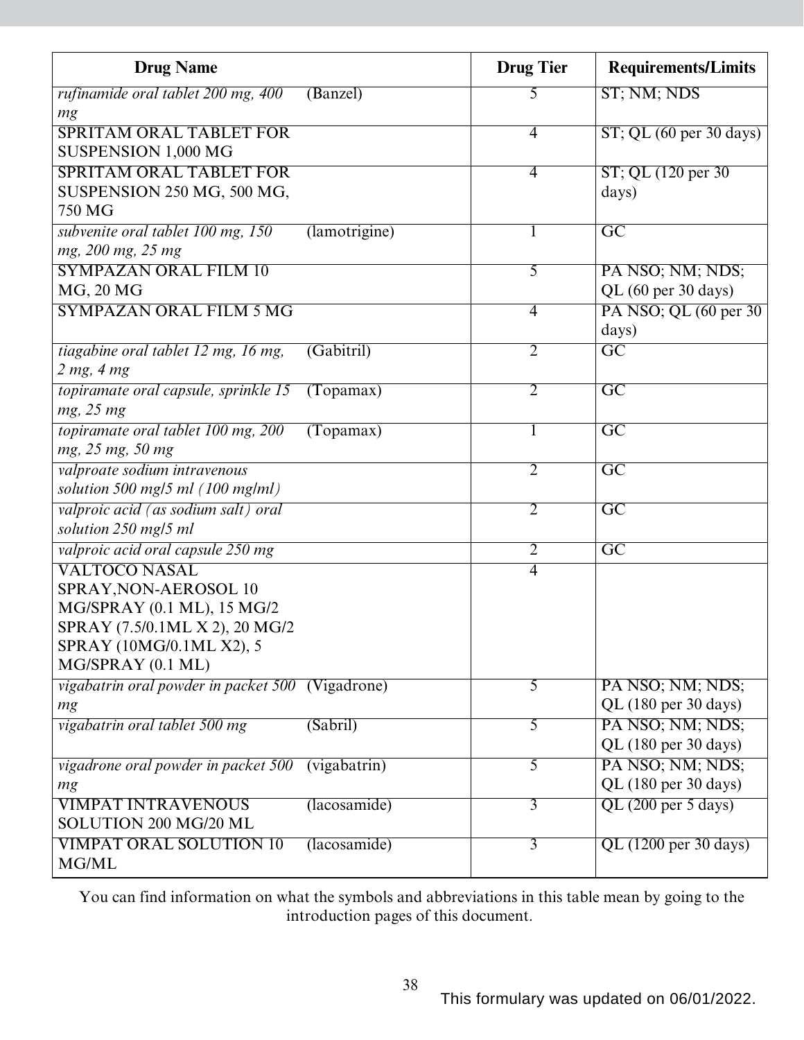| Drug Name | | Drug Tier | Requirements/Limits |
|---|---|---|---|
| *rufinamide oral tablet 200 mg, 400 mg* | (Banzel) | 5 | ST; NM; NDS |
| SPRITAM ORAL TABLET FOR SUSPENSION 1,000 MG | | 4 | ST; QL (60 per 30 days) |
| SPRITAM ORAL TABLET FOR SUSPENSION 250 MG, 500 MG, 750 MG | | 4 | ST; QL (120 per 30 days) |
| *subvenite oral tablet 100 mg, 150 mg, 200 mg, 25 mg* | (lamotrigine) | 1 | GC |
| SYMPAZAN ORAL FILM 10 MG, 20 MG | | 5 | PA NSO; NM; NDS; QL (60 per 30 days) |
| SYMPAZAN ORAL FILM 5 MG | | 4 | PA NSO; QL (60 per 30 days) |
| *tiagabine oral tablet 12 mg, 16 mg, 2 mg, 4 mg* | (Gabitril) | 2 | GC |
| *topiramate oral capsule, sprinkle 15 mg, 25 mg* | (Topamax) | 2 | GC |
| *topiramate oral tablet 100 mg, 200 mg, 25 mg, 50 mg* | (Topamax) | 1 | GC |
| *valproate sodium intravenous solution 500 mg/5 ml (100 mg/ml)* | | 2 | GC |
| *valproic acid (as sodium salt) oral solution 250 mg/5 ml* | | 2 | GC |
| *valproic acid oral capsule 250 mg* | | 2 | GC |
| VALTOCO NASAL SPRAY,NON-AEROSOL 10 MG/SPRAY (0.1 ML), 15 MG/2 SPRAY (7.5/0.1ML X 2), 20 MG/2 SPRAY (10MG/0.1ML X2), 5 MG/SPRAY (0.1 ML) | | 4 | |
| *vigabatrin oral powder in packet 500 mg* | (Vigadrone) | 5 | PA NSO; NM; NDS; QL (180 per 30 days) |
| *vigabatrin oral tablet 500 mg* | (Sabril) | 5 | PA NSO; NM; NDS; QL (180 per 30 days) |
| *vigadrone oral powder in packet 500 mg* | (vigabatrin) | 5 | PA NSO; NM; NDS; QL (180 per 30 days) |
| VIMPAT INTRAVENOUS SOLUTION 200 MG/20 ML | (lacosamide) | 3 | QL (200 per 5 days) |
| VIMPAT ORAL SOLUTION 10 MG/ML | (lacosamide) | 3 | QL (1200 per 30 days) |

You can find information on what the symbols and abbreviations in this table mean by going to the introduction pages of this document.

This formulary was updated on 06/01/2022.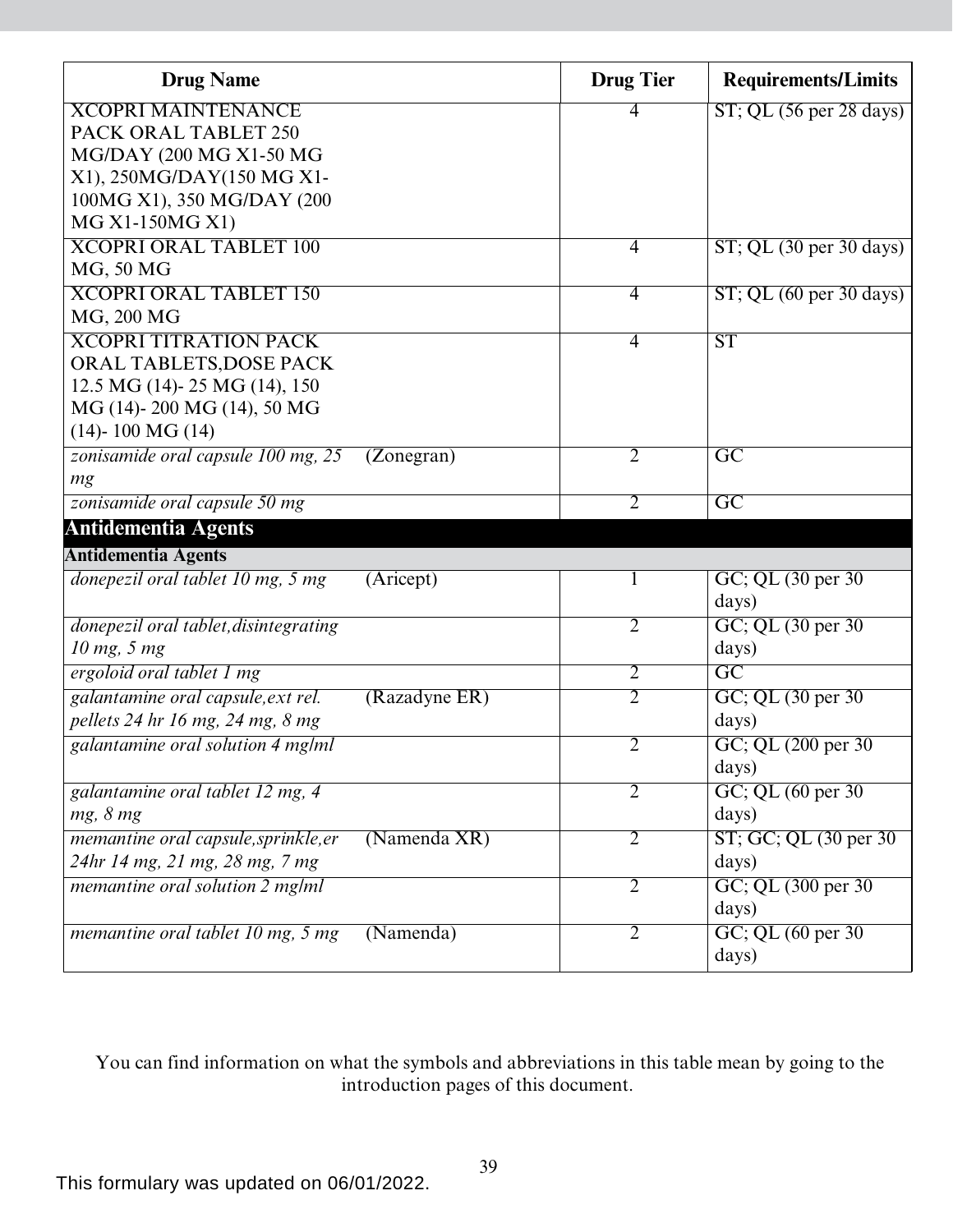| Drug Name | Drug Tier | Requirements/Limits |
|---|---|---|
| XCOPRI MAINTENANCE PACK ORAL TABLET 250 MG/DAY (200 MG X1-50 MG X1), 250MG/DAY(150 MG X1-100MG X1), 350 MG/DAY (200 MG X1-150MG X1) | 4 | ST; QL (56 per 28 days) |
| XCOPRI ORAL TABLET 100 MG, 50 MG | 4 | ST; QL (30 per 30 days) |
| XCOPRI ORAL TABLET 150 MG, 200 MG | 4 | ST; QL (60 per 30 days) |
| XCOPRI TITRATION PACK ORAL TABLETS,DOSE PACK 12.5 MG (14)- 25 MG (14), 150 MG (14)- 200 MG (14), 50 MG (14)- 100 MG (14) | 4 | ST |
| *zonisamide oral capsule 100 mg, 25 mg* (Zonegran) | 2 | GC |
| *zonisamide oral capsule 50 mg* | 2 | GC |
| **Antidementia Agents** | | |
| **Antidementia Agents** | | |
| *donepezil oral tablet 10 mg, 5 mg* (Aricept) | 1 | GC; QL (30 per 30 days) |
| *donepezil oral tablet,disintegrating 10 mg, 5 mg* | 2 | GC; QL (30 per 30 days) |
| *ergoloid oral tablet 1 mg* | 2 | GC |
| *galantamine oral capsule,ext rel. pellets 24 hr 16 mg, 24 mg, 8 mg* (Razadyne ER) | 2 | GC; QL (30 per 30 days) |
| *galantamine oral solution 4 mg/ml* | 2 | GC; QL (200 per 30 days) |
| *galantamine oral tablet 12 mg, 4 mg, 8 mg* | 2 | GC; QL (60 per 30 days) |
| *memantine oral capsule,sprinkle,er 24hr 14 mg, 21 mg, 28 mg, 7 mg* (Namenda XR) | 2 | ST; GC; QL (30 per 30 days) |
| *memantine oral solution 2 mg/ml* | 2 | GC; QL (300 per 30 days) |
| *memantine oral tablet 10 mg, 5 mg* (Namenda) | 2 | GC; QL (60 per 30 days) |

You can find information on what the symbols and abbreviations in this table mean by going to the introduction pages of this document.

This formulary was updated on 06/01/2022.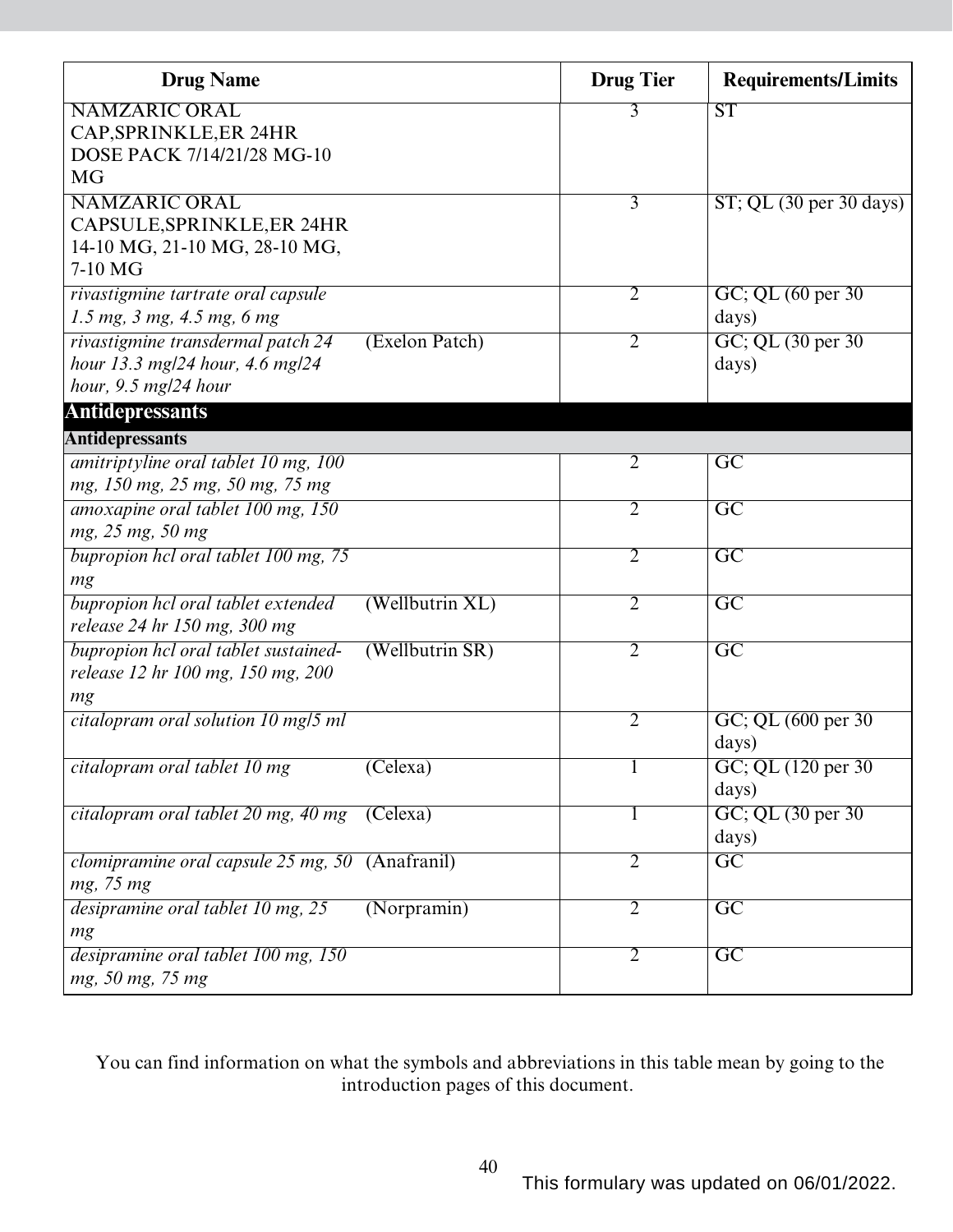| Drug Name | | Drug Tier | Requirements/Limits |
|---|---|---|---|
| NAMZARIC ORAL CAP,SPRINKLE,ER 24HR DOSE PACK 7/14/21/28 MG-10 MG | | 3 | ST |
| NAMZARIC ORAL CAPSULE,SPRINKLE,ER 24HR 14-10 MG, 21-10 MG, 28-10 MG, 7-10 MG | | 3 | ST; QL (30 per 30 days) |
| *rivastigmine tartrate oral capsule 1.5 mg, 3 mg, 4.5 mg, 6 mg* | | 2 | GC; QL (60 per 30 days) |
| *rivastigmine transdermal patch 24 hour 13.3 mg/24 hour, 4.6 mg/24 hour, 9.5 mg/24 hour* | (Exelon Patch) | 2 | GC; QL (30 per 30 days) |
| **Antidepressants** | | | |
| **Antidepressants** | | | |
| *amitriptyline oral tablet 10 mg, 100 mg, 150 mg, 25 mg, 50 mg, 75 mg* | | 2 | GC |
| *amoxapine oral tablet 100 mg, 150 mg, 25 mg, 50 mg* | | 2 | GC |
| *bupropion hcl oral tablet 100 mg, 75 mg* | | 2 | GC |
| *bupropion hcl oral tablet extended release 24 hr 150 mg, 300 mg* | (Wellbutrin XL) | 2 | GC |
| *bupropion hcl oral tablet sustained-release 12 hr 100 mg, 150 mg, 200 mg* | (Wellbutrin SR) | 2 | GC |
| *citalopram oral solution 10 mg/5 ml* | | 2 | GC; QL (600 per 30 days) |
| *citalopram oral tablet 10 mg* | (Celexa) | 1 | GC; QL (120 per 30 days) |
| *citalopram oral tablet 20 mg, 40 mg* | (Celexa) | 1 | GC; QL (30 per 30 days) |
| *clomipramine oral capsule 25 mg, 50 mg, 75 mg* | (Anafranil) | 2 | GC |
| *desipramine oral tablet 10 mg, 25 mg* | (Norpramin) | 2 | GC |
| *desipramine oral tablet 100 mg, 150 mg, 50 mg, 75 mg* | | 2 | GC |

You can find information on what the symbols and abbreviations in this table mean by going to the introduction pages of this document.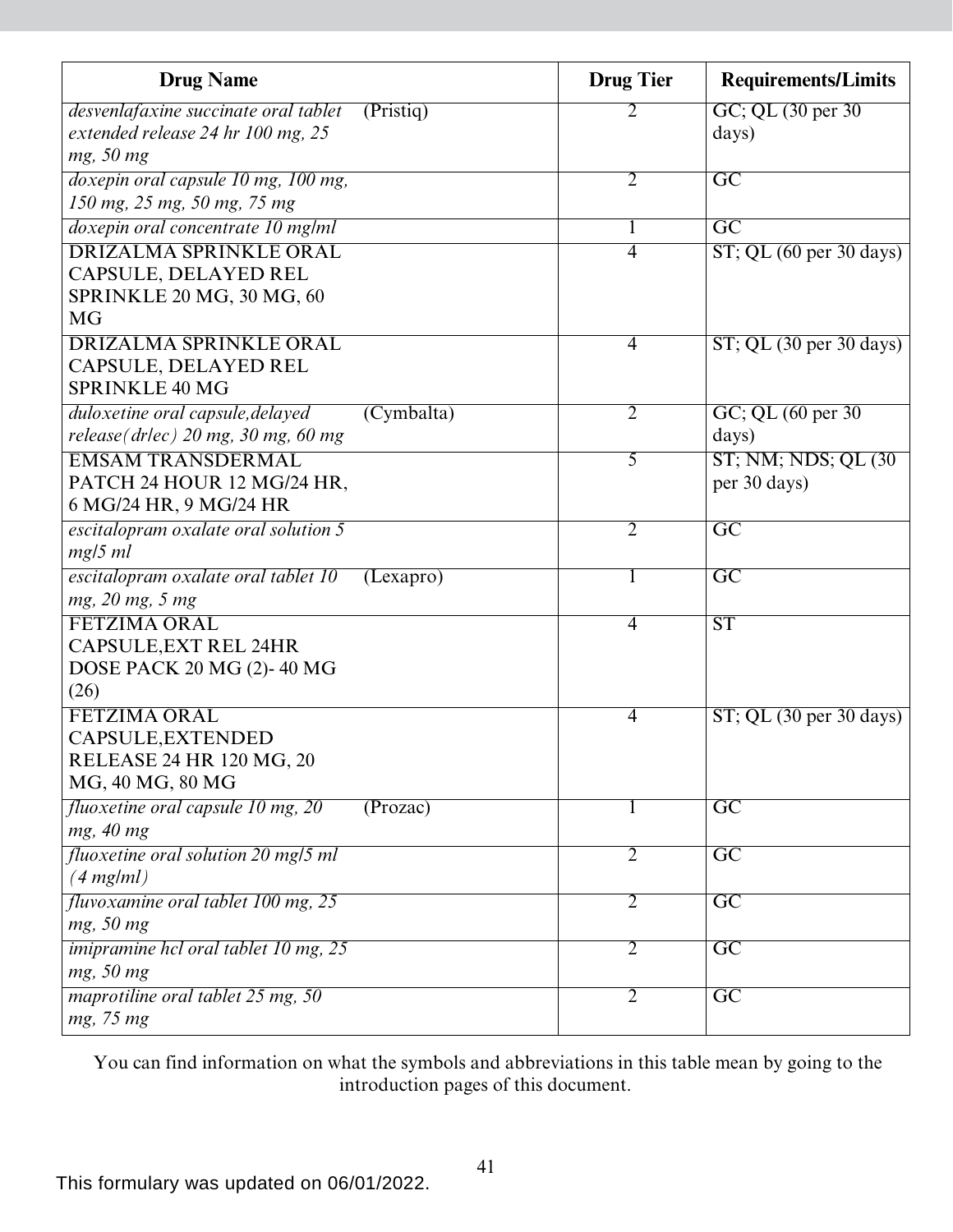| Drug Name | Drug Tier | Requirements/Limits |
|---|---|---|
| *desvenlafaxine succinate oral tablet extended release 24 hr 100 mg, 25 mg, 50 mg* (Pristiq) | 2 | GC; QL (30 per 30 days) |
| *doxepin oral capsule 10 mg, 100 mg, 150 mg, 25 mg, 50 mg, 75 mg* | 2 | GC |
| *doxepin oral concentrate 10 mg/ml* | 1 | GC |
| DRIZALMA SPRINKLE ORAL CAPSULE, DELAYED REL SPRINKLE 20 MG, 30 MG, 60 MG | 4 | ST; QL (60 per 30 days) |
| DRIZALMA SPRINKLE ORAL CAPSULE, DELAYED REL SPRINKLE 40 MG | 4 | ST; QL (30 per 30 days) |
| *duloxetine oral capsule,delayed release(dr/ec) 20 mg, 30 mg, 60 mg* (Cymbalta) | 2 | GC; QL (60 per 30 days) |
| EMSAM TRANSDERMAL PATCH 24 HOUR 12 MG/24 HR, 6 MG/24 HR, 9 MG/24 HR | 5 | ST; NM; NDS; QL (30 per 30 days) |
| *escitalopram oxalate oral solution 5 mg/5 ml* | 2 | GC |
| *escitalopram oxalate oral tablet 10 mg, 20 mg, 5 mg* (Lexapro) | 1 | GC |
| FETZIMA ORAL CAPSULE,EXT REL 24HR DOSE PACK 20 MG (2)- 40 MG (26) | 4 | ST |
| FETZIMA ORAL CAPSULE,EXTENDED RELEASE 24 HR 120 MG, 20 MG, 40 MG, 80 MG | 4 | ST; QL (30 per 30 days) |
| *fluoxetine oral capsule 10 mg, 20 mg, 40 mg* (Prozac) | 1 | GC |
| *fluoxetine oral solution 20 mg/5 ml (4 mg/ml)* | 2 | GC |
| *fluvoxamine oral tablet 100 mg, 25 mg, 50 mg* | 2 | GC |
| *imipramine hcl oral tablet 10 mg, 25 mg, 50 mg* | 2 | GC |
| *maprotiline oral tablet 25 mg, 50 mg, 75 mg* | 2 | GC |

You can find information on what the symbols and abbreviations in this table mean by going to the introduction pages of this document.

This formulary was updated on 06/01/2022.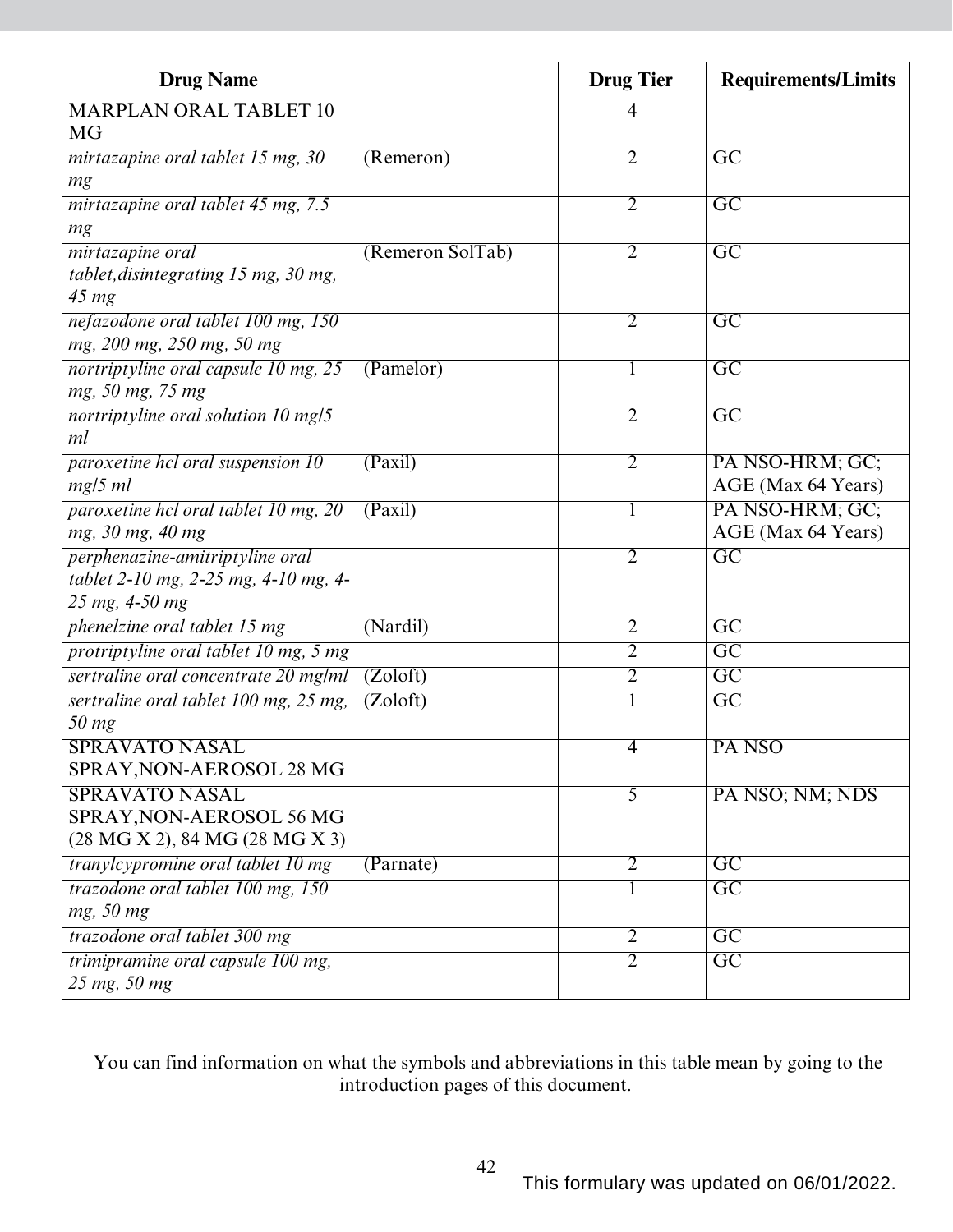| Drug Name | | Drug Tier | Requirements/Limits |
|---|---|---|---|
| MARPLAN ORAL TABLET 10 MG | | 4 | |
| *mirtazapine oral tablet 15 mg, 30 mg* | (Remeron) | 2 | GC |
| *mirtazapine oral tablet 45 mg, 7.5 mg* | | 2 | GC |
| *mirtazapine oral tablet,disintegrating 15 mg, 30 mg, 45 mg* | (Remeron SolTab) | 2 | GC |
| *nefazodone oral tablet 100 mg, 150 mg, 200 mg, 250 mg, 50 mg* | | 2 | GC |
| *nortriptyline oral capsule 10 mg, 25 mg, 50 mg, 75 mg* | (Pamelor) | 1 | GC |
| *nortriptyline oral solution 10 mg/5 ml* | | 2 | GC |
| *paroxetine hcl oral suspension 10 mg/5 ml* | (Paxil) | 2 | PA NSO-HRM; GC; AGE (Max 64 Years) |
| *paroxetine hcl oral tablet 10 mg, 20 mg, 30 mg, 40 mg* | (Paxil) | 1 | PA NSO-HRM; GC; AGE (Max 64 Years) |
| *perphenazine-amitriptyline oral tablet 2-10 mg, 2-25 mg, 4-10 mg, 4-25 mg, 4-50 mg* | | 2 | GC |
| *phenelzine oral tablet 15 mg* | (Nardil) | 2 | GC |
| *protriptyline oral tablet 10 mg, 5 mg* | | 2 | GC |
| *sertraline oral concentrate 20 mg/ml* | (Zoloft) | 2 | GC |
| *sertraline oral tablet 100 mg, 25 mg, 50 mg* | (Zoloft) | 1 | GC |
| SPRAVATO NASAL SPRAY,NON-AEROSOL 28 MG | | 4 | PA NSO |
| SPRAVATO NASAL SPRAY,NON-AEROSOL 56 MG (28 MG X 2), 84 MG (28 MG X 3) | | 5 | PA NSO; NM; NDS |
| *tranylcypromine oral tablet 10 mg* | (Parnate) | 2 | GC |
| *trazodone oral tablet 100 mg, 150 mg, 50 mg* | | 1 | GC |
| *trazodone oral tablet 300 mg* | | 2 | GC |
| *trimipramine oral capsule 100 mg, 25 mg, 50 mg* | | 2 | GC |

You can find information on what the symbols and abbreviations in this table mean by going to the introduction pages of this document.

This formulary was updated on 06/01/2022.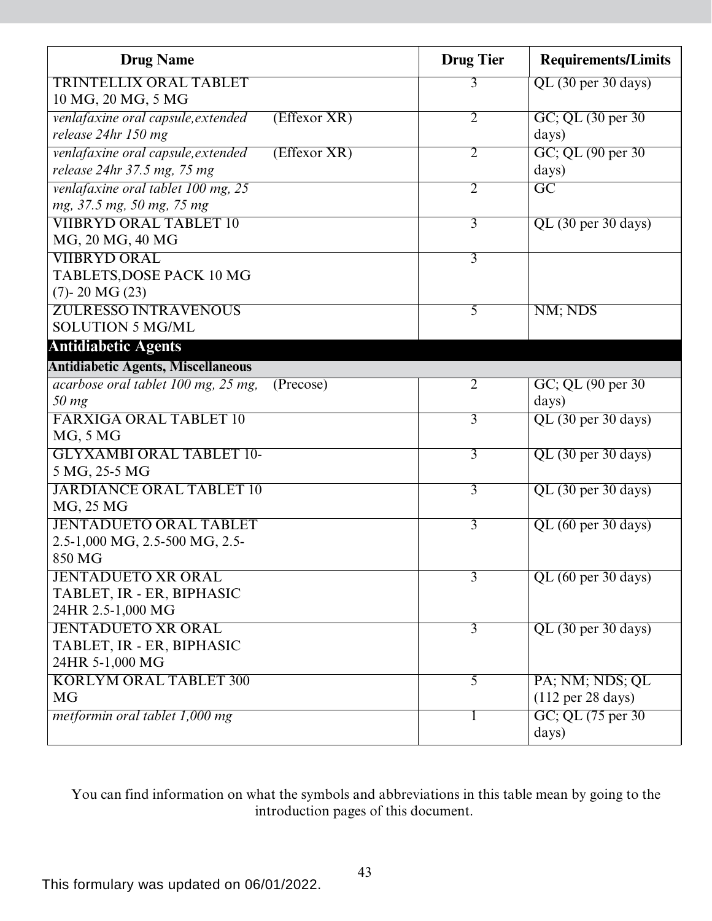| Drug Name | Drug Tier | Requirements/Limits |
|---|---|---|
| TRINTELLIX ORAL TABLET 10 MG, 20 MG, 5 MG | 3 | QL (30 per 30 days) |
| *venlafaxine oral capsule,extended release 24hr 150 mg* (Effexor XR) | 2 | GC; QL (30 per 30 days) |
| *venlafaxine oral capsule,extended release 24hr 37.5 mg, 75 mg* (Effexor XR) | 2 | GC; QL (90 per 30 days) |
| *venlafaxine oral tablet 100 mg, 25 mg, 37.5 mg, 50 mg, 75 mg* | 2 | GC |
| VIIBRYD ORAL TABLET 10 MG, 20 MG, 40 MG | 3 | QL (30 per 30 days) |
| VIIBRYD ORAL TABLETS,DOSE PACK 10 MG (7)- 20 MG (23) | 3 | |
| ZULRESSO INTRAVENOUS SOLUTION 5 MG/ML | 5 | NM; NDS |
| **Antidiabetic Agents** | | |
| **Antidiabetic Agents, Miscellaneous** | | |
| *acarbose oral tablet 100 mg, 25 mg, 50 mg* (Precose) | 2 | GC; QL (90 per 30 days) |
| FARXIGA ORAL TABLET 10 MG, 5 MG | 3 | QL (30 per 30 days) |
| GLYXAMBI ORAL TABLET 10-5 MG, 25-5 MG | 3 | QL (30 per 30 days) |
| JARDIANCE ORAL TABLET 10 MG, 25 MG | 3 | QL (30 per 30 days) |
| JENTADUETO ORAL TABLET 2.5-1,000 MG, 2.5-500 MG, 2.5-850 MG | 3 | QL (60 per 30 days) |
| JENTADUETO XR ORAL TABLET, IR - ER, BIPHASIC 24HR 2.5-1,000 MG | 3 | QL (60 per 30 days) |
| JENTADUETO XR ORAL TABLET, IR - ER, BIPHASIC 24HR 5-1,000 MG | 3 | QL (30 per 30 days) |
| KORLYM ORAL TABLET 300 MG | 5 | PA; NM; NDS; QL (112 per 28 days) |
| *metformin oral tablet 1,000 mg* | 1 | GC; QL (75 per 30 days) |

You can find information on what the symbols and abbreviations in this table mean by going to the introduction pages of this document.

This formulary was updated on 06/01/2022.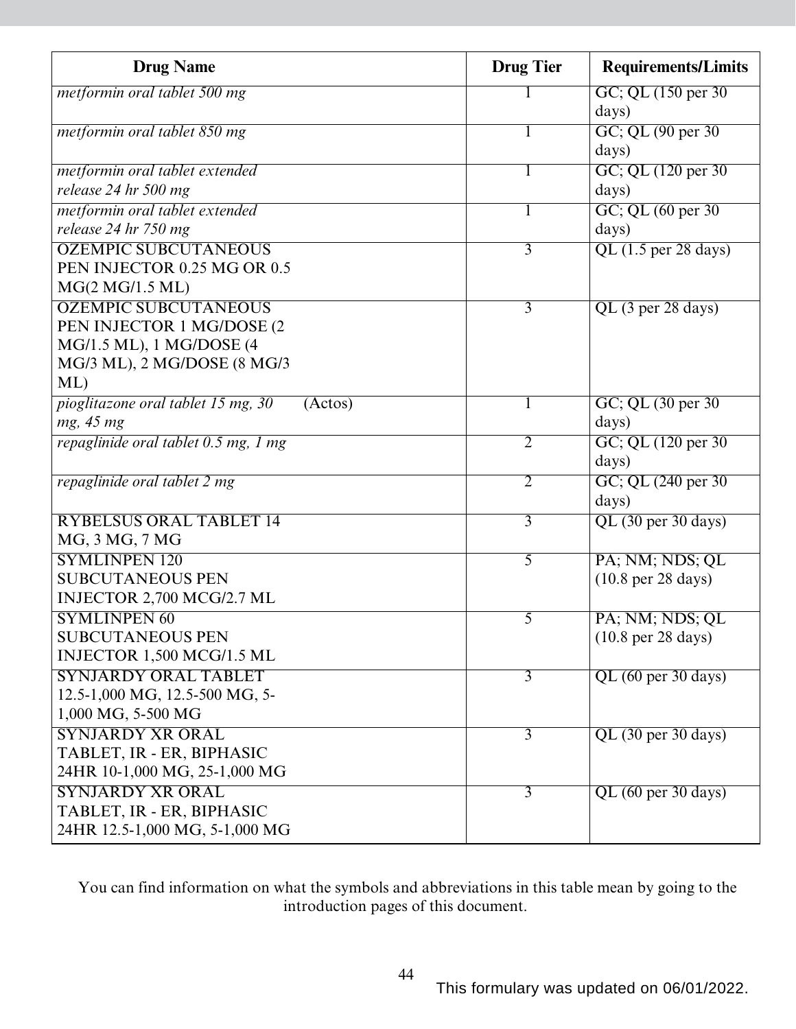| Drug Name | Drug Tier | Requirements/Limits |
|---|---|---|
| *metformin oral tablet 500 mg* | 1 | GC; QL (150 per 30 days) |
| *metformin oral tablet 850 mg* | 1 | GC; QL (90 per 30 days) |
| *metformin oral tablet extended release 24 hr 500 mg* | 1 | GC; QL (120 per 30 days) |
| *metformin oral tablet extended release 24 hr 750 mg* | 1 | GC; QL (60 per 30 days) |
| OZEMPIC SUBCUTANEOUS PEN INJECTOR 0.25 MG OR 0.5 MG(2 MG/1.5 ML) | 3 | QL (1.5 per 28 days) |
| OZEMPIC SUBCUTANEOUS PEN INJECTOR 1 MG/DOSE (2 MG/1.5 ML), 1 MG/DOSE (4 MG/3 ML), 2 MG/DOSE (8 MG/3 ML) | 3 | QL (3 per 28 days) |
| *pioglitazone oral tablet 15 mg, 30 mg, 45 mg* (Actos) | 1 | GC; QL (30 per 30 days) |
| *repaglinide oral tablet 0.5 mg, 1 mg* | 2 | GC; QL (120 per 30 days) |
| *repaglinide oral tablet 2 mg* | 2 | GC; QL (240 per 30 days) |
| RYBELSUS ORAL TABLET 14 MG, 3 MG, 7 MG | 3 | QL (30 per 30 days) |
| SYMLINPEN 120 SUBCUTANEOUS PEN INJECTOR 2,700 MCG/2.7 ML | 5 | PA; NM; NDS; QL (10.8 per 28 days) |
| SYMLINPEN 60 SUBCUTANEOUS PEN INJECTOR 1,500 MCG/1.5 ML | 5 | PA; NM; NDS; QL (10.8 per 28 days) |
| SYNJARDY ORAL TABLET 12.5-1,000 MG, 12.5-500 MG, 5-1,000 MG, 5-500 MG | 3 | QL (60 per 30 days) |
| SYNJARDY XR ORAL TABLET, IR - ER, BIPHASIC 24HR 10-1,000 MG, 25-1,000 MG | 3 | QL (30 per 30 days) |
| SYNJARDY XR ORAL TABLET, IR - ER, BIPHASIC 24HR 12.5-1,000 MG, 5-1,000 MG | 3 | QL (60 per 30 days) |

You can find information on what the symbols and abbreviations in this table mean by going to the introduction pages of this document.

This formulary was updated on 06/01/2022.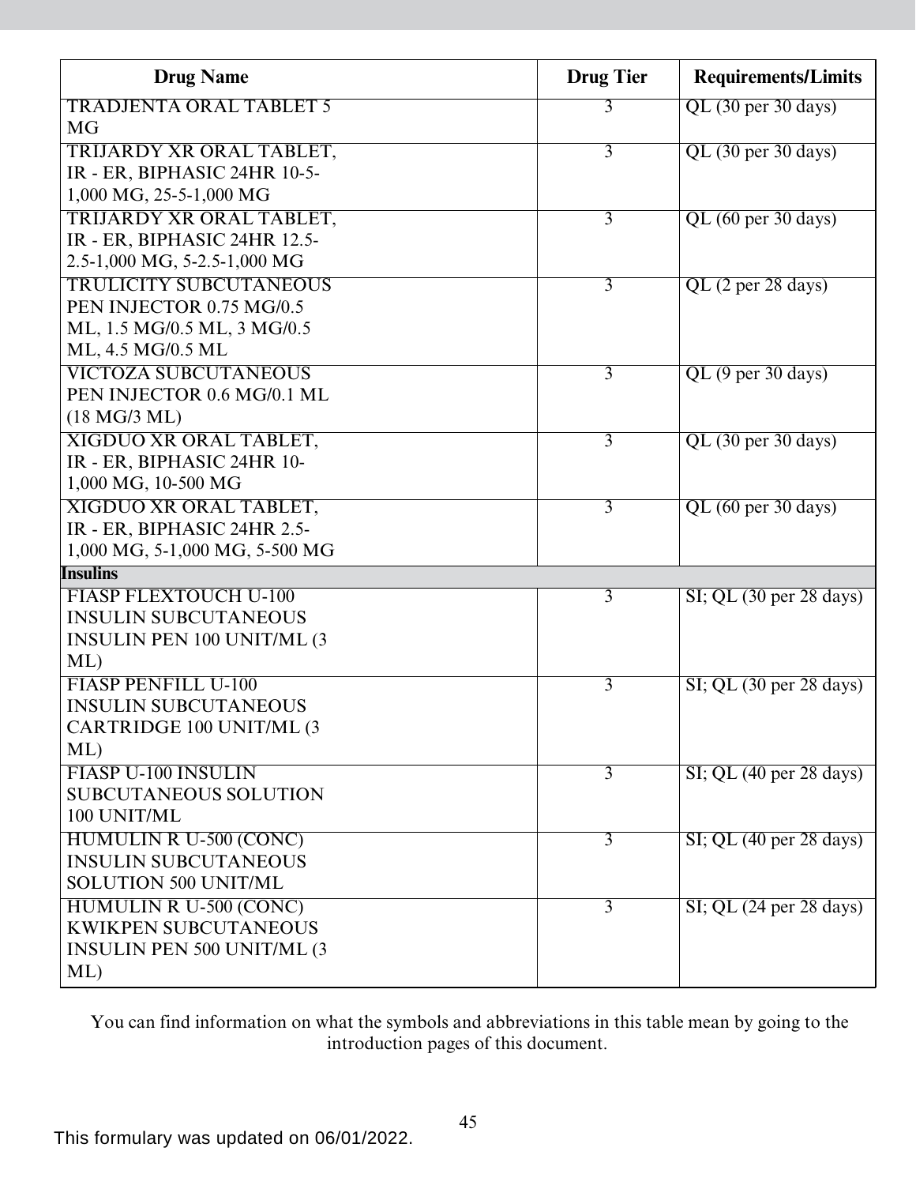| Drug Name | Drug Tier | Requirements/Limits |
|---|---|---|
| TRADJENTA ORAL TABLET 5 MG | 3 | QL (30 per 30 days) |
| TRIJARDY XR ORAL TABLET, IR - ER, BIPHASIC 24HR 10-5-1,000 MG, 25-5-1,000 MG | 3 | QL (30 per 30 days) |
| TRIJARDY XR ORAL TABLET, IR - ER, BIPHASIC 24HR 12.5-2.5-1,000 MG, 5-2.5-1,000 MG | 3 | QL (60 per 30 days) |
| TRULICITY SUBCUTANEOUS PEN INJECTOR 0.75 MG/0.5 ML, 1.5 MG/0.5 ML, 3 MG/0.5 ML, 4.5 MG/0.5 ML | 3 | QL (2 per 28 days) |
| VICTOZA SUBCUTANEOUS PEN INJECTOR 0.6 MG/0.1 ML (18 MG/3 ML) | 3 | QL (9 per 30 days) |
| XIGDUO XR ORAL TABLET, IR - ER, BIPHASIC 24HR 10-1,000 MG, 10-500 MG | 3 | QL (30 per 30 days) |
| XIGDUO XR ORAL TABLET, IR - ER, BIPHASIC 24HR 2.5-1,000 MG, 5-1,000 MG, 5-500 MG | 3 | QL (60 per 30 days) |
| **Insulins** | | |
| FIASP FLEXTOUCH U-100 INSULIN SUBCUTANEOUS INSULIN PEN 100 UNIT/ML (3 ML) | 3 | SI; QL (30 per 28 days) |
| FIASP PENFILL U-100 INSULIN SUBCUTANEOUS CARTRIDGE 100 UNIT/ML (3 ML) | 3 | SI; QL (30 per 28 days) |
| FIASP U-100 INSULIN SUBCUTANEOUS SOLUTION 100 UNIT/ML | 3 | SI; QL (40 per 28 days) |
| HUMULIN R U-500 (CONC) INSULIN SUBCUTANEOUS SOLUTION 500 UNIT/ML | 3 | SI; QL (40 per 28 days) |
| HUMULIN R U-500 (CONC) KWIKPEN SUBCUTANEOUS INSULIN PEN 500 UNIT/ML (3 ML) | 3 | SI; QL (24 per 28 days) |

You can find information on what the symbols and abbreviations in this table mean by going to the introduction pages of this document.

This formulary was updated on 06/01/2022.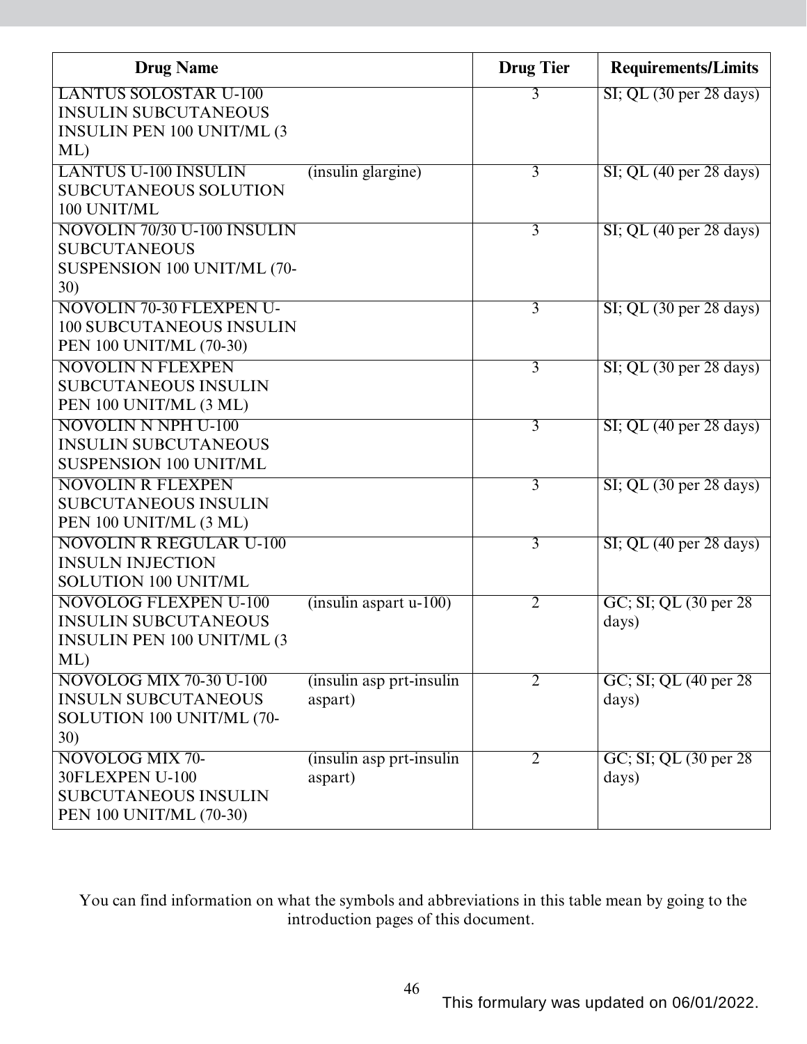| Drug Name | | Drug Tier | Requirements/Limits |
|---|---|---|---|
| LANTUS SOLOSTAR U-100 INSULIN SUBCUTANEOUS INSULIN PEN 100 UNIT/ML (3 ML) | | 3 | SI; QL (30 per 28 days) |
| LANTUS U-100 INSULIN SUBCUTANEOUS SOLUTION 100 UNIT/ML | (insulin glargine) | 3 | SI; QL (40 per 28 days) |
| NOVOLIN 70/30 U-100 INSULIN SUBCUTANEOUS SUSPENSION 100 UNIT/ML (70-30) | | 3 | SI; QL (40 per 28 days) |
| NOVOLIN 70-30 FLEXPEN U-100 SUBCUTANEOUS INSULIN PEN 100 UNIT/ML (70-30) | | 3 | SI; QL (30 per 28 days) |
| NOVOLIN N FLEXPEN SUBCUTANEOUS INSULIN PEN 100 UNIT/ML (3 ML) | | 3 | SI; QL (30 per 28 days) |
| NOVOLIN N NPH U-100 INSULIN SUBCUTANEOUS SUSPENSION 100 UNIT/ML | | 3 | SI; QL (40 per 28 days) |
| NOVOLIN R FLEXPEN SUBCUTANEOUS INSULIN PEN 100 UNIT/ML (3 ML) | | 3 | SI; QL (30 per 28 days) |
| NOVOLIN R REGULAR U-100 INSULN INJECTION SOLUTION 100 UNIT/ML | | 3 | SI; QL (40 per 28 days) |
| NOVOLOG FLEXPEN U-100 INSULIN SUBCUTANEOUS INSULIN PEN 100 UNIT/ML (3 ML) | (insulin aspart u-100) | 2 | GC; SI; QL (30 per 28 days) |
| NOVOLOG MIX 70-30 U-100 INSULN SUBCUTANEOUS SOLUTION 100 UNIT/ML (70-30) | (insulin asp prt-insulin aspart) | 2 | GC; SI; QL (40 per 28 days) |
| NOVOLOG MIX 70-30FLEXPEN U-100 SUBCUTANEOUS INSULIN PEN 100 UNIT/ML (70-30) | (insulin asp prt-insulin aspart) | 2 | GC; SI; QL (30 per 28 days) |

You can find information on what the symbols and abbreviations in this table mean by going to the introduction pages of this document.

This formulary was updated on 06/01/2022.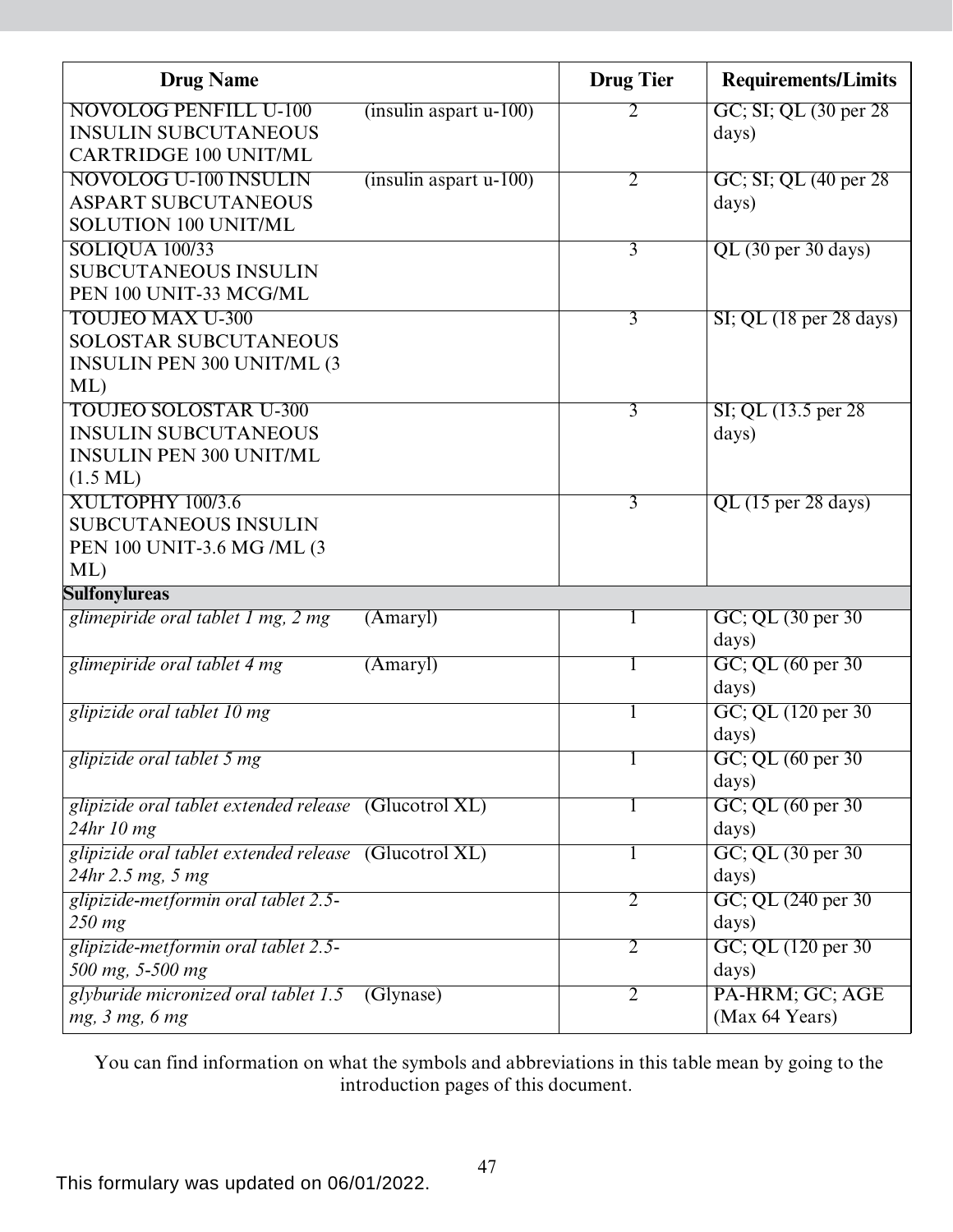| Drug Name | | Drug Tier | Requirements/Limits |
|---|---|---|---|
| NOVOLOG PENFILL U-100 INSULIN SUBCUTANEOUS CARTRIDGE 100 UNIT/ML | (insulin aspart u-100) | 2 | GC; SI; QL (30 per 28 days) |
| NOVOLOG U-100 INSULIN ASPART SUBCUTANEOUS SOLUTION 100 UNIT/ML | (insulin aspart u-100) | 2 | GC; SI; QL (40 per 28 days) |
| SOLIQUA 100/33 SUBCUTANEOUS INSULIN PEN 100 UNIT-33 MCG/ML | | 3 | QL (30 per 30 days) |
| TOUJEO MAX U-300 SOLOSTAR SUBCUTANEOUS INSULIN PEN 300 UNIT/ML (3 ML) | | 3 | SI; QL (18 per 28 days) |
| TOUJEO SOLOSTAR U-300 INSULIN SUBCUTANEOUS INSULIN PEN 300 UNIT/ML (1.5 ML) | | 3 | SI; QL (13.5 per 28 days) |
| XULTOPHY 100/3.6 SUBCUTANEOUS INSULIN PEN 100 UNIT-3.6 MG /ML (3 ML) | | 3 | QL (15 per 28 days) |
| **Sulfonylureas** | | | |
| *glimepiride oral tablet 1 mg, 2 mg* | (Amaryl) | 1 | GC; QL (30 per 30 days) |
| *glimepiride oral tablet 4 mg* | (Amaryl) | 1 | GC; QL (60 per 30 days) |
| *glipizide oral tablet 10 mg* | | 1 | GC; QL (120 per 30 days) |
| *glipizide oral tablet 5 mg* | | 1 | GC; QL (60 per 30 days) |
| *glipizide oral tablet extended release 24hr 10 mg* | (Glucotrol XL) | 1 | GC; QL (60 per 30 days) |
| *glipizide oral tablet extended release 24hr 2.5 mg, 5 mg* | (Glucotrol XL) | 1 | GC; QL (30 per 30 days) |
| *glipizide-metformin oral tablet 2.5-250 mg* | | 2 | GC; QL (240 per 30 days) |
| *glipizide-metformin oral tablet 2.5-500 mg, 5-500 mg* | | 2 | GC; QL (120 per 30 days) |
| *glyburide micronized oral tablet 1.5 mg, 3 mg, 6 mg* | (Glynase) | 2 | PA-HRM; GC; AGE (Max 64 Years) |

You can find information on what the symbols and abbreviations in this table mean by going to the introduction pages of this document.

This formulary was updated on 06/01/2022.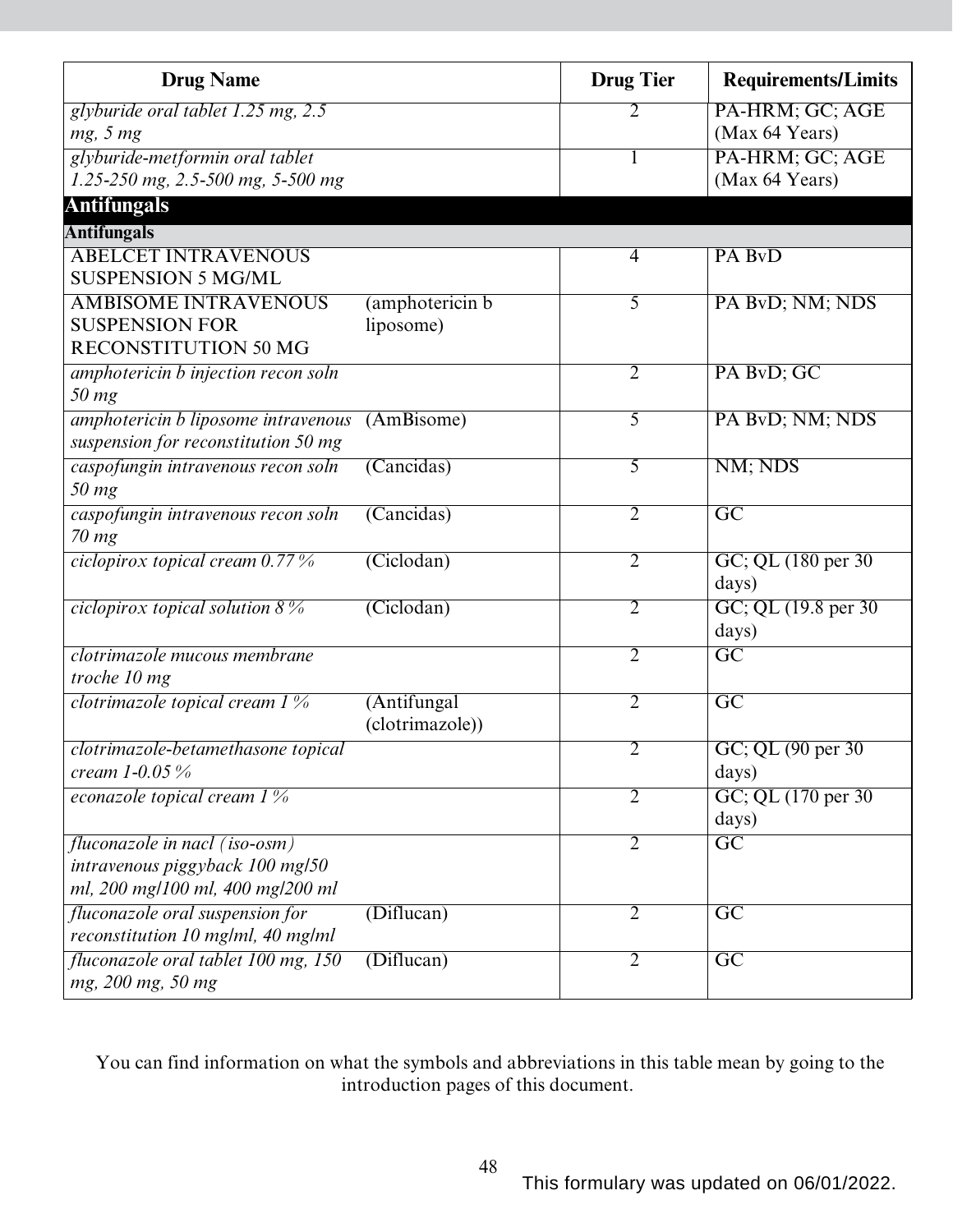| Drug Name | | Drug Tier | Requirements/Limits |
|---|---|---|---|
| *glyburide oral tablet 1.25 mg, 2.5 mg, 5 mg* | | 2 | PA-HRM; GC; AGE (Max 64 Years) |
| *glyburide-metformin oral tablet 1.25-250 mg, 2.5-500 mg, 5-500 mg* | | 1 | PA-HRM; GC; AGE (Max 64 Years) |
| **Antifungals** | | | |
| **Antifungals** | | | |
| ABELCET INTRAVENOUS SUSPENSION 5 MG/ML | | 4 | PA BvD |
| AMBISOME INTRAVENOUS SUSPENSION FOR RECONSTITUTION 50 MG | (amphotericin b liposome) | 5 | PA BvD; NM; NDS |
| *amphotericin b injection recon soln 50 mg* | | 2 | PA BvD; GC |
| *amphotericin b liposome intravenous suspension for reconstitution 50 mg* | (AmBisome) | 5 | PA BvD; NM; NDS |
| *caspofungin intravenous recon soln 50 mg* | (Cancidas) | 5 | NM; NDS |
| *caspofungin intravenous recon soln 70 mg* | (Cancidas) | 2 | GC |
| *ciclopirox topical cream 0.77 %* | (Ciclodan) | 2 | GC; QL (180 per 30 days) |
| *ciclopirox topical solution 8 %* | (Ciclodan) | 2 | GC; QL (19.8 per 30 days) |
| *clotrimazole mucous membrane troche 10 mg* | | 2 | GC |
| *clotrimazole topical cream 1 %* | (Antifungal (clotrimazole)) | 2 | GC |
| *clotrimazole-betamethasone topical cream 1-0.05 %* | | 2 | GC; QL (90 per 30 days) |
| *econazole topical cream 1 %* | | 2 | GC; QL (170 per 30 days) |
| *fluconazole in nacl (iso-osm) intravenous piggyback 100 mg/50 ml, 200 mg/100 ml, 400 mg/200 ml* | | 2 | GC |
| *fluconazole oral suspension for reconstitution 10 mg/ml, 40 mg/ml* | (Diflucan) | 2 | GC |
| *fluconazole oral tablet 100 mg, 150 mg, 200 mg, 50 mg* | (Diflucan) | 2 | GC |

You can find information on what the symbols and abbreviations in this table mean by going to the introduction pages of this document.

This formulary was updated on 06/01/2022.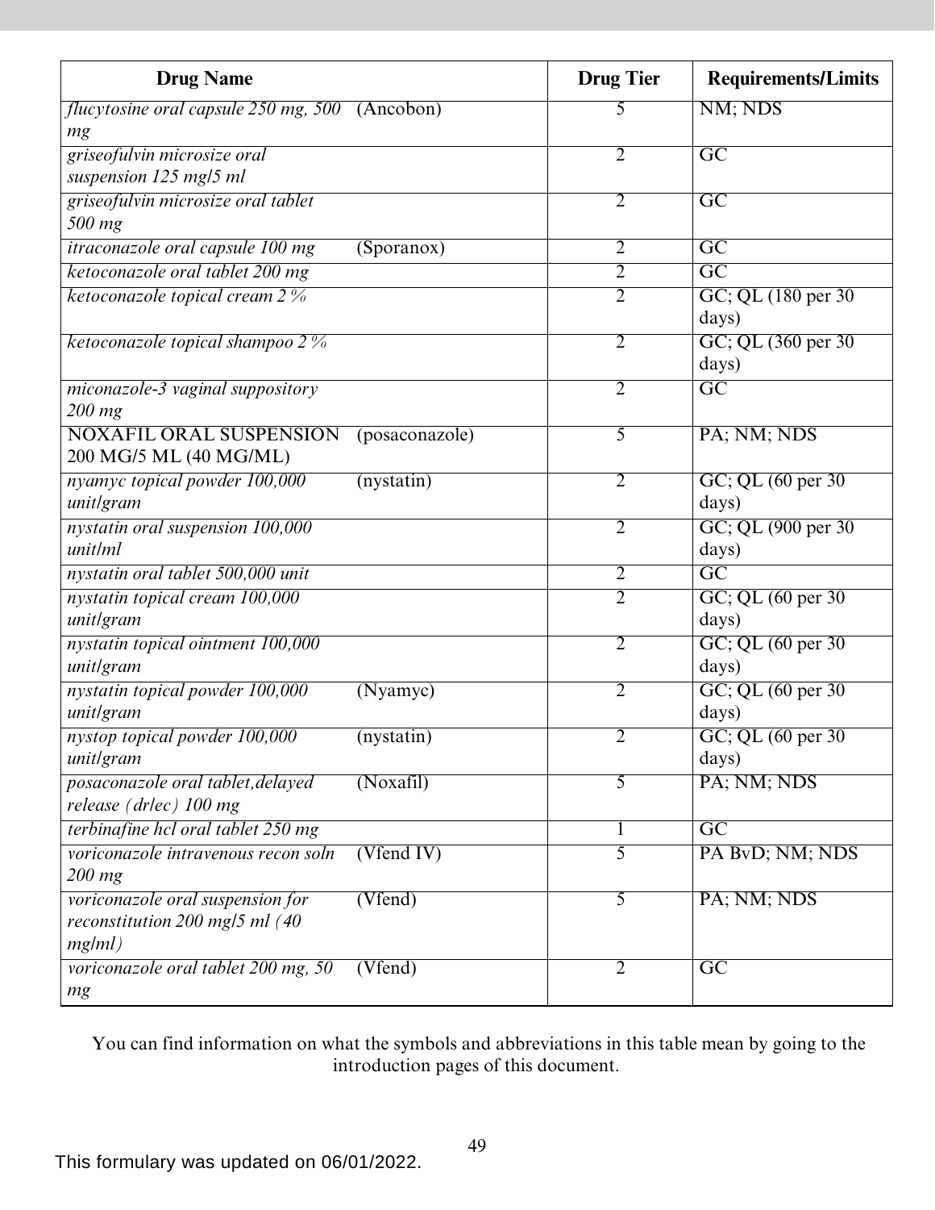| Drug Name | | Drug Tier | Requirements/Limits |
|---|---|---|---|
| *flucytosine oral capsule 250 mg, 500 mg* | (Ancobon) | 5 | NM; NDS |
| *griseofulvin microsize oral suspension 125 mg/5 ml* | | 2 | GC |
| *griseofulvin microsize oral tablet 500 mg* | | 2 | GC |
| *itraconazole oral capsule 100 mg* | (Sporanox) | 2 | GC |
| *ketoconazole oral tablet 200 mg* | | 2 | GC |
| *ketoconazole topical cream 2 %* | | 2 | GC; QL (180 per 30 days) |
| *ketoconazole topical shampoo 2 %* | | 2 | GC; QL (360 per 30 days) |
| *miconazole-3 vaginal suppository 200 mg* | | 2 | GC |
| NOXAFIL ORAL SUSPENSION 200 MG/5 ML (40 MG/ML) | (posaconazole) | 5 | PA; NM; NDS |
| *nyamyc topical powder 100,000 unit/gram* | (nystatin) | 2 | GC; QL (60 per 30 days) |
| *nystatin oral suspension 100,000 unit/ml* | | 2 | GC; QL (900 per 30 days) |
| *nystatin oral tablet 500,000 unit* | | 2 | GC |
| *nystatin topical cream 100,000 unit/gram* | | 2 | GC; QL (60 per 30 days) |
| *nystatin topical ointment 100,000 unit/gram* | | 2 | GC; QL (60 per 30 days) |
| *nystatin topical powder 100,000 unit/gram* | (Nyamyc) | 2 | GC; QL (60 per 30 days) |
| *nystop topical powder 100,000 unit/gram* | (nystatin) | 2 | GC; QL (60 per 30 days) |
| *posaconazole oral tablet,delayed release (dr/ec) 100 mg* | (Noxafil) | 5 | PA; NM; NDS |
| *terbinafine hcl oral tablet 250 mg* | | 1 | GC |
| *voriconazole intravenous recon soln 200 mg* | (Vfend IV) | 5 | PA BvD; NM; NDS |
| *voriconazole oral suspension for reconstitution 200 mg/5 ml (40 mg/ml)* | (Vfend) | 5 | PA; NM; NDS |
| *voriconazole oral tablet 200 mg, 50 mg* | (Vfend) | 2 | GC |

You can find information on what the symbols and abbreviations in this table mean by going to the introduction pages of this document.

This formulary was updated on 06/01/2022.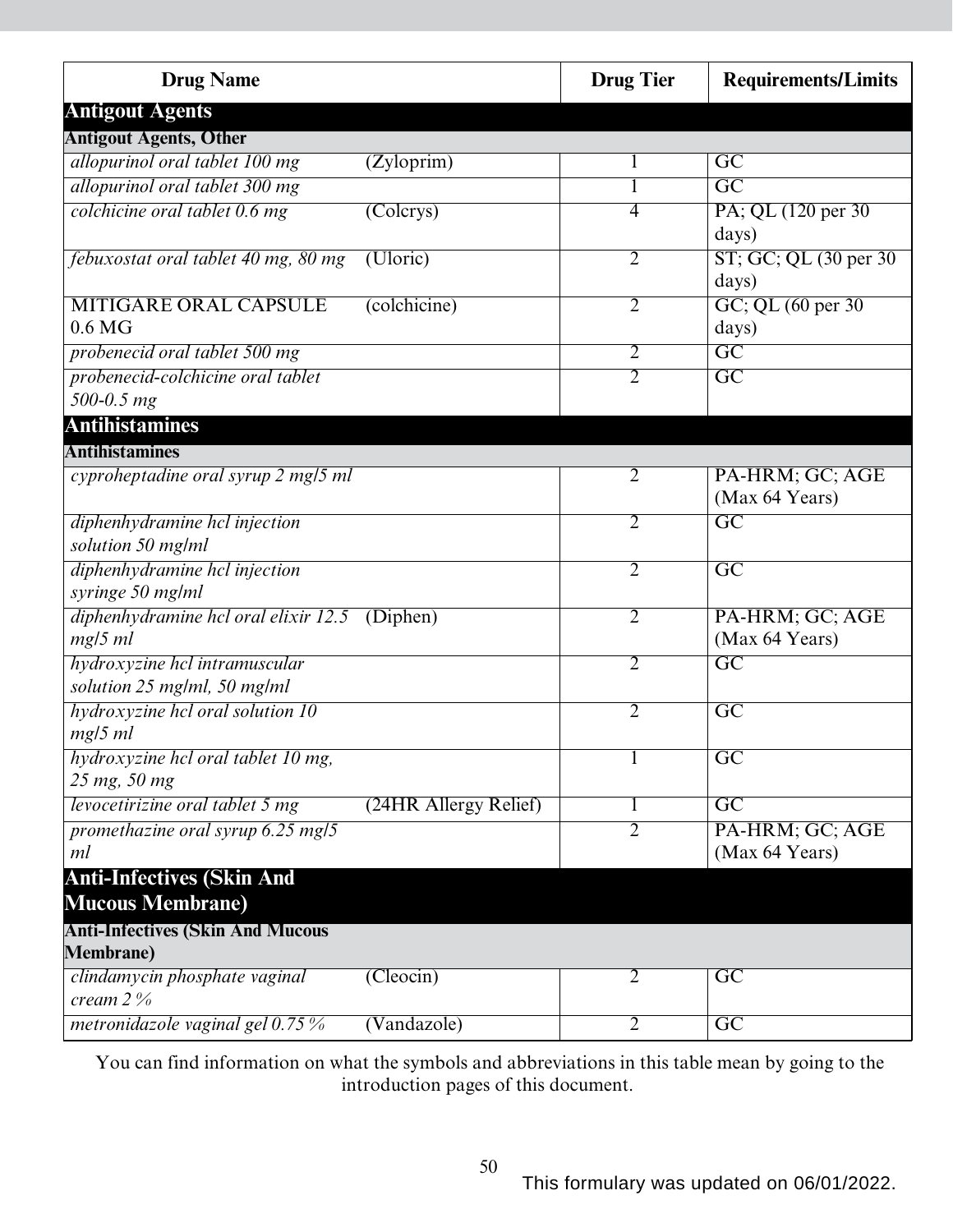| Drug Name | | Drug Tier | Requirements/Limits |
|---|---|---|---|
| **Antigout Agents** | | | |
| **Antigout Agents, Other** | | | |
| *allopurinol oral tablet 100 mg* | (Zyloprim) | 1 | GC |
| *allopurinol oral tablet 300 mg* | | 1 | GC |
| *colchicine oral tablet 0.6 mg* | (Colcrys) | 4 | PA; QL (120 per 30 days) |
| *febuxostat oral tablet 40 mg, 80 mg* | (Uloric) | 2 | ST; GC; QL (30 per 30 days) |
| MITIGARE ORAL CAPSULE 0.6 MG | (colchicine) | 2 | GC; QL (60 per 30 days) |
| *probenecid oral tablet 500 mg* | | 2 | GC |
| *probenecid-colchicine oral tablet 500-0.5 mg* | | 2 | GC |
| **Antihistamines** | | | |
| **Antihistamines** | | | |
| *cyproheptadine oral syrup 2 mg/5 ml* | | 2 | PA-HRM; GC; AGE (Max 64 Years) |
| *diphenhydramine hcl injection solution 50 mg/ml* | | 2 | GC |
| *diphenhydramine hcl injection syringe 50 mg/ml* | | 2 | GC |
| *diphenhydramine hcl oral elixir 12.5 mg/5 ml* | (Diphen) | 2 | PA-HRM; GC; AGE (Max 64 Years) |
| *hydroxyzine hcl intramuscular solution 25 mg/ml, 50 mg/ml* | | 2 | GC |
| *hydroxyzine hcl oral solution 10 mg/5 ml* | | 2 | GC |
| *hydroxyzine hcl oral tablet 10 mg, 25 mg, 50 mg* | | 1 | GC |
| *levocetirizine oral tablet 5 mg* | (24HR Allergy Relief) | 1 | GC |
| *promethazine oral syrup 6.25 mg/5 ml* | | 2 | PA-HRM; GC; AGE (Max 64 Years) |
| **Anti-Infectives (Skin And Mucous Membrane)** | | | |
| **Anti-Infectives (Skin And Mucous Membrane)** | | | |
| *clindamycin phosphate vaginal cream 2 %* | (Cleocin) | 2 | GC |
| *metronidazole vaginal gel 0.75 %* | (Vandazole) | 2 | GC |

You can find information on what the symbols and abbreviations in this table mean by going to the introduction pages of this document.

This formulary was updated on 06/01/2022.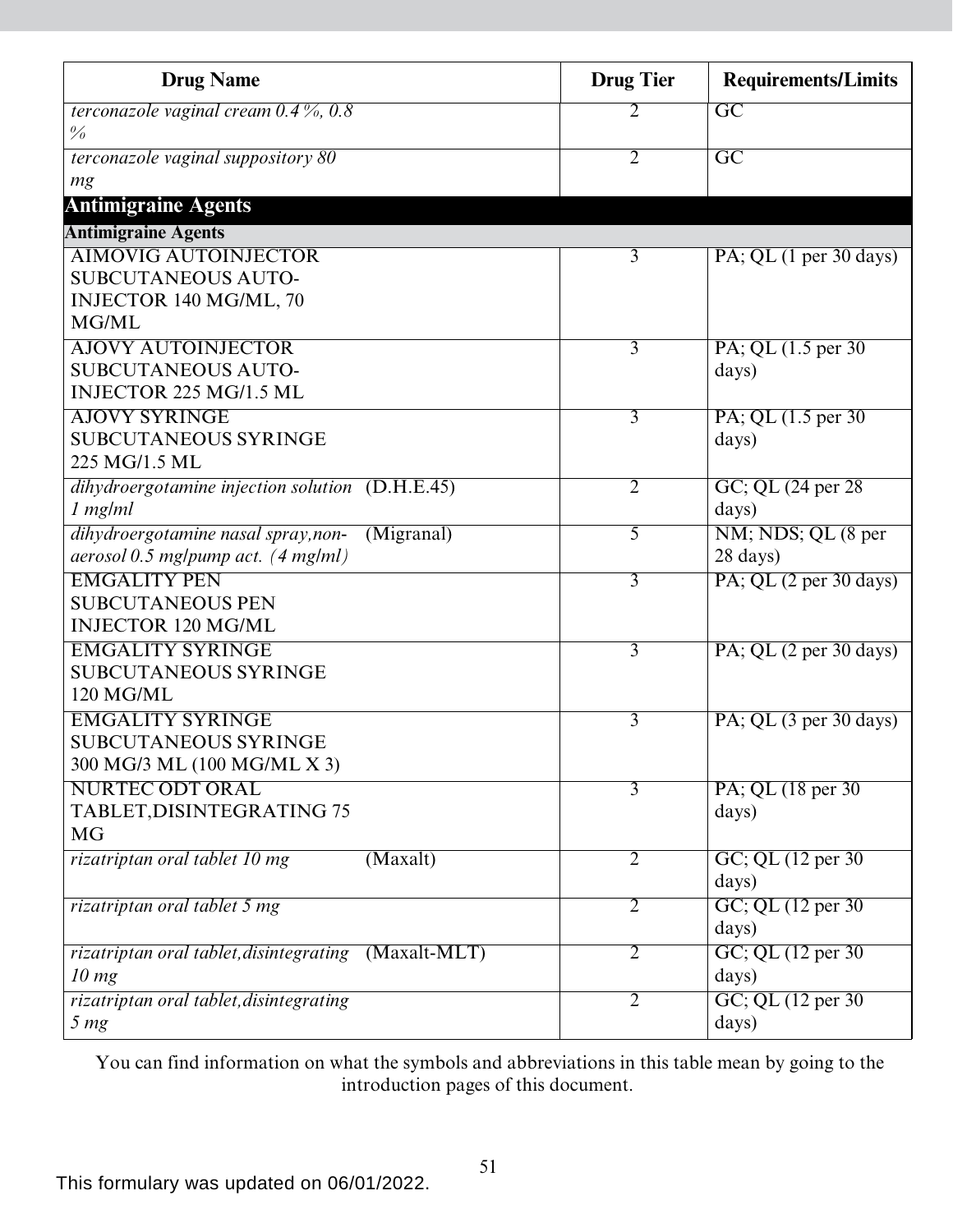| Drug Name | Drug Tier | Requirements/Limits |
|---|---|---|
| *terconazole vaginal cream 0.4 %, 0.8 %* | 2 | GC |
| *terconazole vaginal suppository 80 mg* | 2 | GC |
| **Antimigraine Agents** | | |
| **Antimigraine Agents** | | |
| AIMOVIG AUTOINJECTOR SUBCUTANEOUS AUTO-INJECTOR 140 MG/ML, 70 MG/ML | 3 | PA; QL (1 per 30 days) |
| AJOVY AUTOINJECTOR SUBCUTANEOUS AUTO-INJECTOR 225 MG/1.5 ML | 3 | PA; QL (1.5 per 30 days) |
| AJOVY SYRINGE SUBCUTANEOUS SYRINGE 225 MG/1.5 ML | 3 | PA; QL (1.5 per 30 days) |
| *dihydroergotamine injection solution 1 mg/ml* (D.H.E.45) | 2 | GC; QL (24 per 28 days) |
| *dihydroergotamine nasal spray,non-aerosol 0.5 mg/pump act. (4 mg/ml)* (Migranal) | 5 | NM; NDS; QL (8 per 28 days) |
| EMGALITY PEN SUBCUTANEOUS PEN INJECTOR 120 MG/ML | 3 | PA; QL (2 per 30 days) |
| EMGALITY SYRINGE SUBCUTANEOUS SYRINGE 120 MG/ML | 3 | PA; QL (2 per 30 days) |
| EMGALITY SYRINGE SUBCUTANEOUS SYRINGE 300 MG/3 ML (100 MG/ML X 3) | 3 | PA; QL (3 per 30 days) |
| NURTEC ODT ORAL TABLET,DISINTEGRATING 75 MG | 3 | PA; QL (18 per 30 days) |
| *rizatriptan oral tablet 10 mg* (Maxalt) | 2 | GC; QL (12 per 30 days) |
| *rizatriptan oral tablet 5 mg* | 2 | GC; QL (12 per 30 days) |
| *rizatriptan oral tablet,disintegrating 10 mg* (Maxalt-MLT) | 2 | GC; QL (12 per 30 days) |
| *rizatriptan oral tablet,disintegrating 5 mg* | 2 | GC; QL (12 per 30 days) |

You can find information on what the symbols and abbreviations in this table mean by going to the introduction pages of this document.

This formulary was updated on 06/01/2022.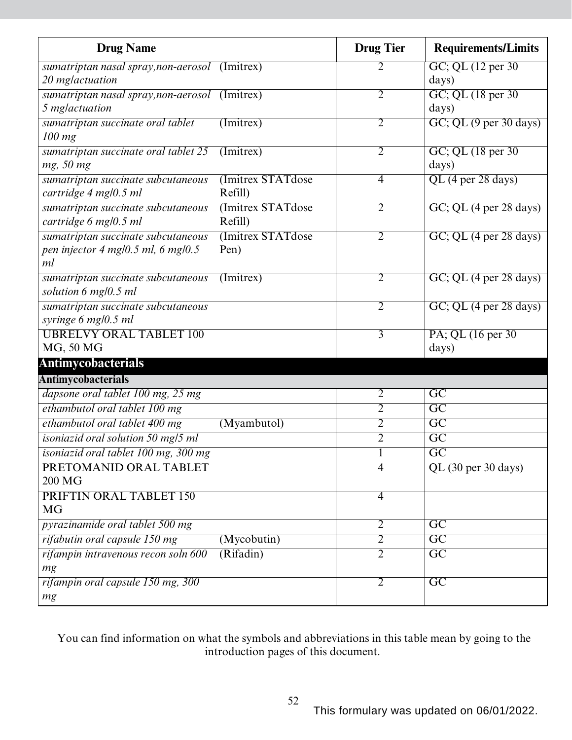| Drug Name | | Drug Tier | Requirements/Limits |
|---|---|---|---|
| *sumatriptan nasal spray,non-aerosol 20 mg/actuation* | (Imitrex) | 2 | GC; QL (12 per 30 days) |
| *sumatriptan nasal spray,non-aerosol 5 mg/actuation* | (Imitrex) | 2 | GC; QL (18 per 30 days) |
| *sumatriptan succinate oral tablet 100 mg* | (Imitrex) | 2 | GC; QL (9 per 30 days) |
| *sumatriptan succinate oral tablet 25 mg, 50 mg* | (Imitrex) | 2 | GC; QL (18 per 30 days) |
| *sumatriptan succinate subcutaneous cartridge 4 mg/0.5 ml* | (Imitrex STATdose Refill) | 4 | QL (4 per 28 days) |
| *sumatriptan succinate subcutaneous cartridge 6 mg/0.5 ml* | (Imitrex STATdose Refill) | 2 | GC; QL (4 per 28 days) |
| *sumatriptan succinate subcutaneous pen injector 4 mg/0.5 ml, 6 mg/0.5 ml* | (Imitrex STATdose Pen) | 2 | GC; QL (4 per 28 days) |
| *sumatriptan succinate subcutaneous solution 6 mg/0.5 ml* | (Imitrex) | 2 | GC; QL (4 per 28 days) |
| *sumatriptan succinate subcutaneous syringe 6 mg/0.5 ml* | | 2 | GC; QL (4 per 28 days) |
| UBRELVY ORAL TABLET 100 MG, 50 MG | | 3 | PA; QL (16 per 30 days) |
| **Antimycobacterials** | | | |
| **Antimycobacterials** | | | |
| *dapsone oral tablet 100 mg, 25 mg* | | 2 | GC |
| *ethambutol oral tablet 100 mg* | | 2 | GC |
| *ethambutol oral tablet 400 mg* | (Myambutol) | 2 | GC |
| *isoniazid oral solution 50 mg/5 ml* | | 2 | GC |
| *isoniazid oral tablet 100 mg, 300 mg* | | 1 | GC |
| PRETOMANID ORAL TABLET 200 MG | | 4 | QL (30 per 30 days) |
| PRIFTIN ORAL TABLET 150 MG | | 4 | |
| *pyrazinamide oral tablet 500 mg* | | 2 | GC |
| *rifabutin oral capsule 150 mg* | (Mycobutin) | 2 | GC |
| *rifampin intravenous recon soln 600 mg* | (Rifadin) | 2 | GC |
| *rifampin oral capsule 150 mg, 300 mg* | | 2 | GC |

You can find information on what the symbols and abbreviations in this table mean by going to the introduction pages of this document.

This formulary was updated on 06/01/2022.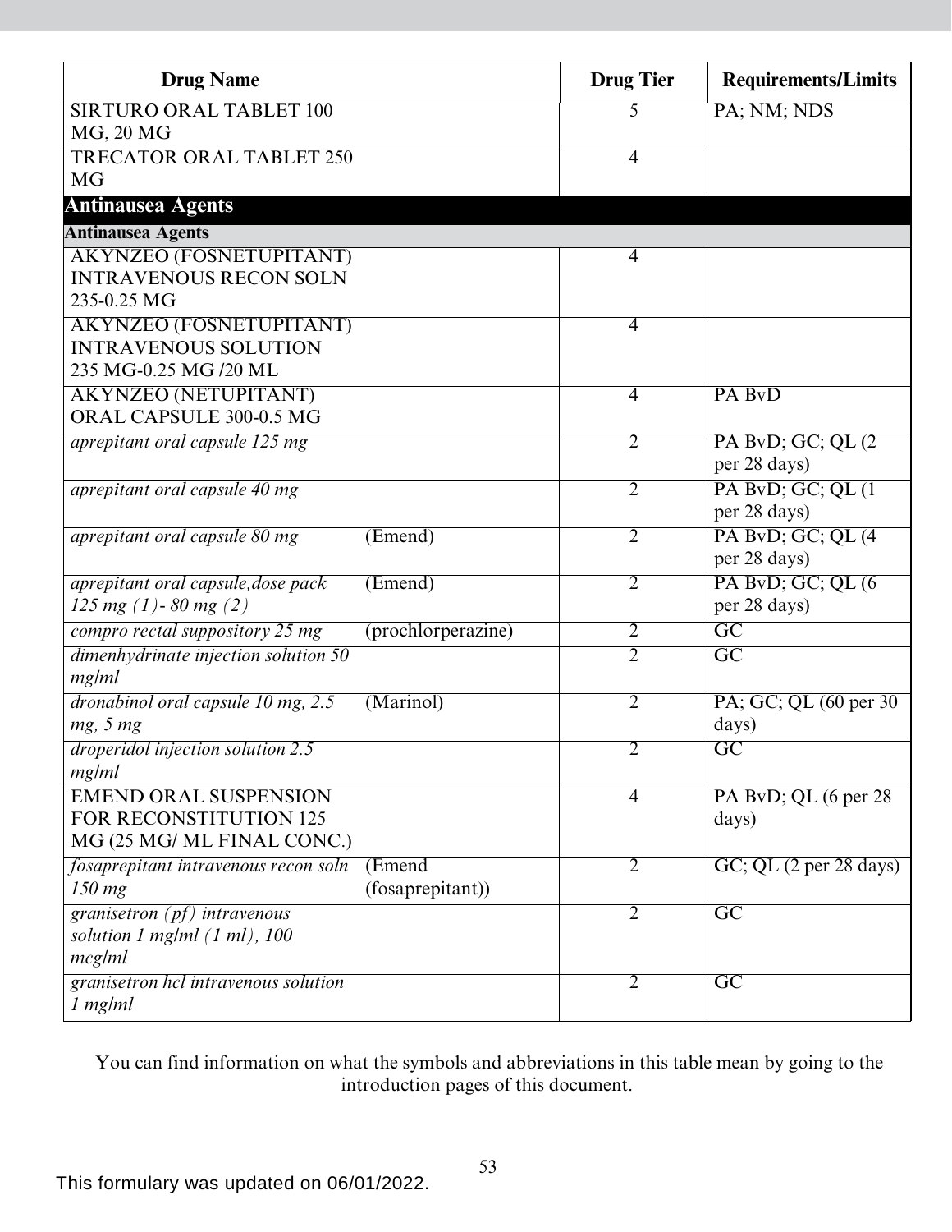| Drug Name | | Drug Tier | Requirements/Limits |
|---|---|---|---|
| SIRTURO ORAL TABLET 100 MG, 20 MG | | 5 | PA; NM; NDS |
| TRECATOR ORAL TABLET 250 MG | | 4 | |
| **Antinausea Agents** | | | |
| **Antinausea Agents** | | | |
| AKYNZEO (FOSNETUPITANT) INTRAVENOUS RECON SOLN 235-0.25 MG | | 4 | |
| AKYNZEO (FOSNETUPITANT) INTRAVENOUS SOLUTION 235 MG-0.25 MG /20 ML | | 4 | |
| AKYNZEO (NETUPITANT) ORAL CAPSULE 300-0.5 MG | | 4 | PA BvD |
| *aprepitant oral capsule 125 mg* | | 2 | PA BvD; GC; QL (2 per 28 days) |
| *aprepitant oral capsule 40 mg* | | 2 | PA BvD; GC; QL (1 per 28 days) |
| *aprepitant oral capsule 80 mg* | (Emend) | 2 | PA BvD; GC; QL (4 per 28 days) |
| *aprepitant oral capsule,dose pack 125 mg (1)- 80 mg (2)* | (Emend) | 2 | PA BvD; GC; QL (6 per 28 days) |
| *compro rectal suppository 25 mg* | (prochlorperazine) | 2 | GC |
| *dimenhydrinate injection solution 50 mg/ml* | | 2 | GC |
| *dronabinol oral capsule 10 mg, 2.5 mg, 5 mg* | (Marinol) | 2 | PA; GC; QL (60 per 30 days) |
| *droperidol injection solution 2.5 mg/ml* | | 2 | GC |
| EMEND ORAL SUSPENSION FOR RECONSTITUTION 125 MG (25 MG/ ML FINAL CONC.) | | 4 | PA BvD; QL (6 per 28 days) |
| *fosaprepitant intravenous recon soln 150 mg* | (Emend (fosaprepitant)) | 2 | GC; QL (2 per 28 days) |
| *granisetron (pf) intravenous solution 1 mg/ml (1 ml), 100 mcg/ml* | | 2 | GC |
| *granisetron hcl intravenous solution 1 mg/ml* | | 2 | GC |

You can find information on what the symbols and abbreviations in this table mean by going to the introduction pages of this document.

This formulary was updated on 06/01/2022.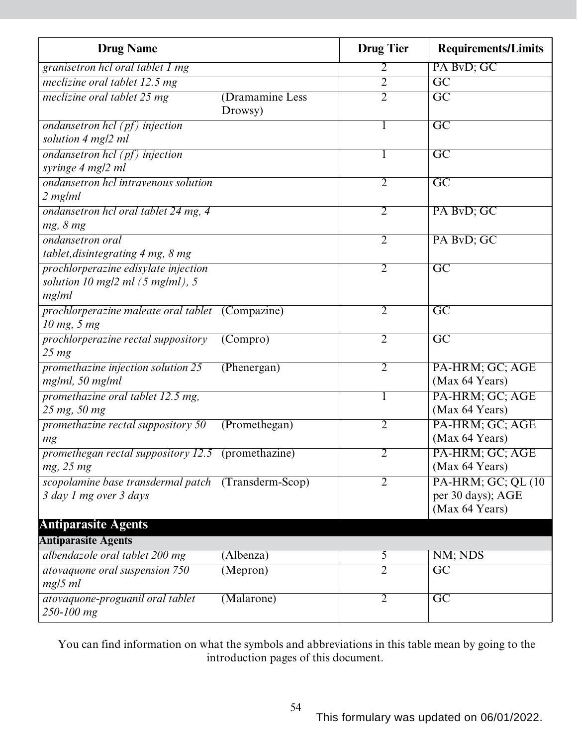| Drug Name | | Drug Tier | Requirements/Limits |
|---|---|---|---|
| *granisetron hcl oral tablet 1 mg* | | 2 | PA BvD; GC |
| *meclizine oral tablet 12.5 mg* | | 2 | GC |
| *meclizine oral tablet 25 mg* | (Dramamine Less Drowsy) | 2 | GC |
| *ondansetron hcl (pf) injection solution 4 mg/2 ml* | | 1 | GC |
| *ondansetron hcl (pf) injection syringe 4 mg/2 ml* | | 1 | GC |
| *ondansetron hcl intravenous solution 2 mg/ml* | | 2 | GC |
| *ondansetron hcl oral tablet 24 mg, 4 mg, 8 mg* | | 2 | PA BvD; GC |
| *ondansetron oral tablet,disintegrating 4 mg, 8 mg* | | 2 | PA BvD; GC |
| *prochlorperazine edisylate injection solution 10 mg/2 ml (5 mg/ml), 5 mg/ml* | | 2 | GC |
| *prochlorperazine maleate oral tablet 10 mg, 5 mg* | (Compazine) | 2 | GC |
| *prochlorperazine rectal suppository 25 mg* | (Compro) | 2 | GC |
| *promethazine injection solution 25 mg/ml, 50 mg/ml* | (Phenergan) | 2 | PA-HRM; GC; AGE (Max 64 Years) |
| *promethazine oral tablet 12.5 mg, 25 mg, 50 mg* | | 1 | PA-HRM; GC; AGE (Max 64 Years) |
| *promethazine rectal suppository 50 mg* | (Promethegan) | 2 | PA-HRM; GC; AGE (Max 64 Years) |
| *promethegan rectal suppository 12.5 mg, 25 mg* | (promethazine) | 2 | PA-HRM; GC; AGE (Max 64 Years) |
| *scopolamine base transdermal patch 3 day 1 mg over 3 days* | (Transderm-Scop) | 2 | PA-HRM; GC; QL (10 per 30 days); AGE (Max 64 Years) |
| **Antiparasite Agents** | | | |
| **Antiparasite Agents** | | | |
| *albendazole oral tablet 200 mg* | (Albenza) | 5 | NM; NDS |
| *atovaquone oral suspension 750 mg/5 ml* | (Mepron) | 2 | GC |
| *atovaquone-proguanil oral tablet 250-100 mg* | (Malarone) | 2 | GC |

You can find information on what the symbols and abbreviations in this table mean by going to the introduction pages of this document.

This formulary was updated on 06/01/2022.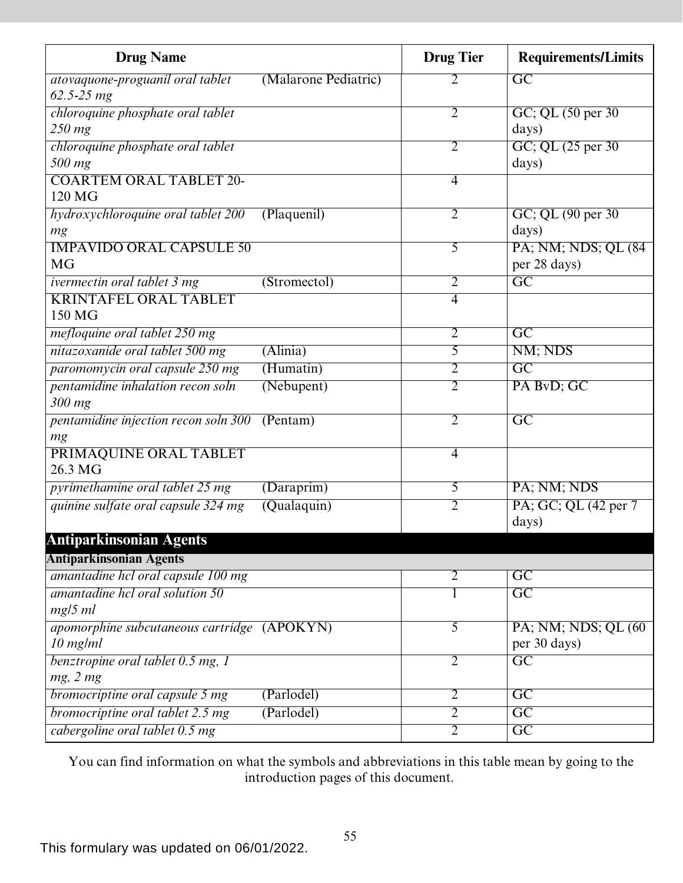| Drug Name | | Drug Tier | Requirements/Limits |
|---|---|---|---|
| *atovaquone-proguanil oral tablet 62.5-25 mg* | (Malarone Pediatric) | 2 | GC |
| *chloroquine phosphate oral tablet 250 mg* | | 2 | GC; QL (50 per 30 days) |
| *chloroquine phosphate oral tablet 500 mg* | | 2 | GC; QL (25 per 30 days) |
| COARTEM ORAL TABLET 20-120 MG | | 4 | |
| *hydroxychloroquine oral tablet 200 mg* | (Plaquenil) | 2 | GC; QL (90 per 30 days) |
| IMPAVIDO ORAL CAPSULE 50 MG | | 5 | PA; NM; NDS; QL (84 per 28 days) |
| *ivermectin oral tablet 3 mg* | (Stromectol) | 2 | GC |
| KRINTAFEL ORAL TABLET 150 MG | | 4 | |
| *mefloquine oral tablet 250 mg* | | 2 | GC |
| *nitazoxanide oral tablet 500 mg* | (Alinia) | 5 | NM; NDS |
| *paromomycin oral capsule 250 mg* | (Humatin) | 2 | GC |
| *pentamidine inhalation recon soln 300 mg* | (Nebupent) | 2 | PA BvD; GC |
| *pentamidine injection recon soln 300 mg* | (Pentam) | 2 | GC |
| PRIMAQUINE ORAL TABLET 26.3 MG | | 4 | |
| *pyrimethamine oral tablet 25 mg* | (Daraprim) | 5 | PA; NM; NDS |
| *quinine sulfate oral capsule 324 mg* | (Qualaquin) | 2 | PA; GC; QL (42 per 7 days) |
| **Antiparkinsonian Agents** | | | |
| **Antiparkinsonian Agents** | | | |
| *amantadine hcl oral capsule 100 mg* | | 2 | GC |
| *amantadine hcl oral solution 50 mg/5 ml* | | 1 | GC |
| *apomorphine subcutaneous cartridge 10 mg/ml* | (APOKYN) | 5 | PA; NM; NDS; QL (60 per 30 days) |
| *benztropine oral tablet 0.5 mg, 1 mg, 2 mg* | | 2 | GC |
| *bromocriptine oral capsule 5 mg* | (Parlodel) | 2 | GC |
| *bromocriptine oral tablet 2.5 mg* | (Parlodel) | 2 | GC |
| *cabergoline oral tablet 0.5 mg* | | 2 | GC |

You can find information on what the symbols and abbreviations in this table mean by going to the introduction pages of this document.

This formulary was updated on 06/01/2022.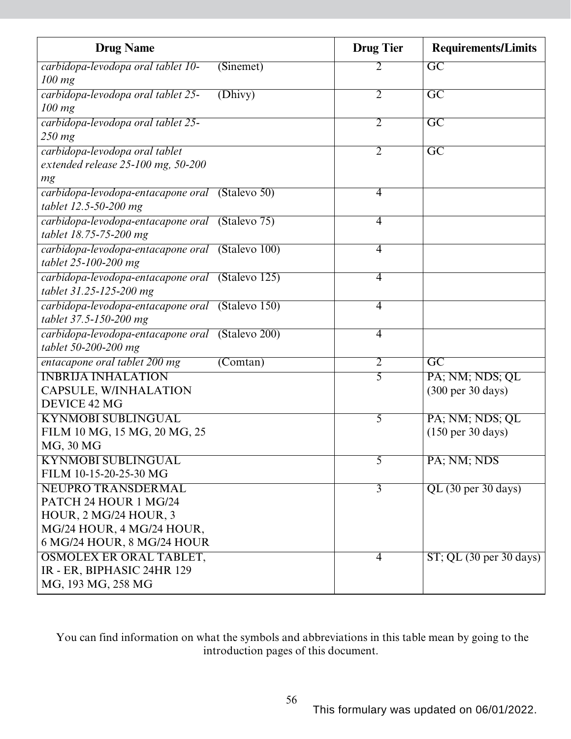| Drug Name | | Drug Tier | Requirements/Limits |
|---|---|---|---|
| *carbidopa-levodopa oral tablet 10-100 mg* | (Sinemet) | 2 | GC |
| *carbidopa-levodopa oral tablet 25-100 mg* | (Dhivy) | 2 | GC |
| *carbidopa-levodopa oral tablet 25-250 mg* | | 2 | GC |
| *carbidopa-levodopa oral tablet extended release 25-100 mg, 50-200 mg* | | 2 | GC |
| *carbidopa-levodopa-entacapone oral tablet 12.5-50-200 mg* | (Stalevo 50) | 4 | |
| *carbidopa-levodopa-entacapone oral tablet 18.75-75-200 mg* | (Stalevo 75) | 4 | |
| *carbidopa-levodopa-entacapone oral tablet 25-100-200 mg* | (Stalevo 100) | 4 | |
| *carbidopa-levodopa-entacapone oral tablet 31.25-125-200 mg* | (Stalevo 125) | 4 | |
| *carbidopa-levodopa-entacapone oral tablet 37.5-150-200 mg* | (Stalevo 150) | 4 | |
| *carbidopa-levodopa-entacapone oral tablet 50-200-200 mg* | (Stalevo 200) | 4 | |
| *entacapone oral tablet 200 mg* | (Comtan) | 2 | GC |
| INBRIJA INHALATION CAPSULE, W/INHALATION DEVICE 42 MG | | 5 | PA; NM; NDS; QL (300 per 30 days) |
| KYNMOBI SUBLINGUAL FILM 10 MG, 15 MG, 20 MG, 25 MG, 30 MG | | 5 | PA; NM; NDS; QL (150 per 30 days) |
| KYNMOBI SUBLINGUAL FILM 10-15-20-25-30 MG | | 5 | PA; NM; NDS |
| NEUPRO TRANSDERMAL PATCH 24 HOUR 1 MG/24 HOUR, 2 MG/24 HOUR, 3 MG/24 HOUR, 4 MG/24 HOUR, 6 MG/24 HOUR, 8 MG/24 HOUR | | 3 | QL (30 per 30 days) |
| OSMOLEX ER ORAL TABLET, IR - ER, BIPHASIC 24HR 129 MG, 193 MG, 258 MG | | 4 | ST; QL (30 per 30 days) |

You can find information on what the symbols and abbreviations in this table mean by going to the introduction pages of this document.

This formulary was updated on 06/01/2022.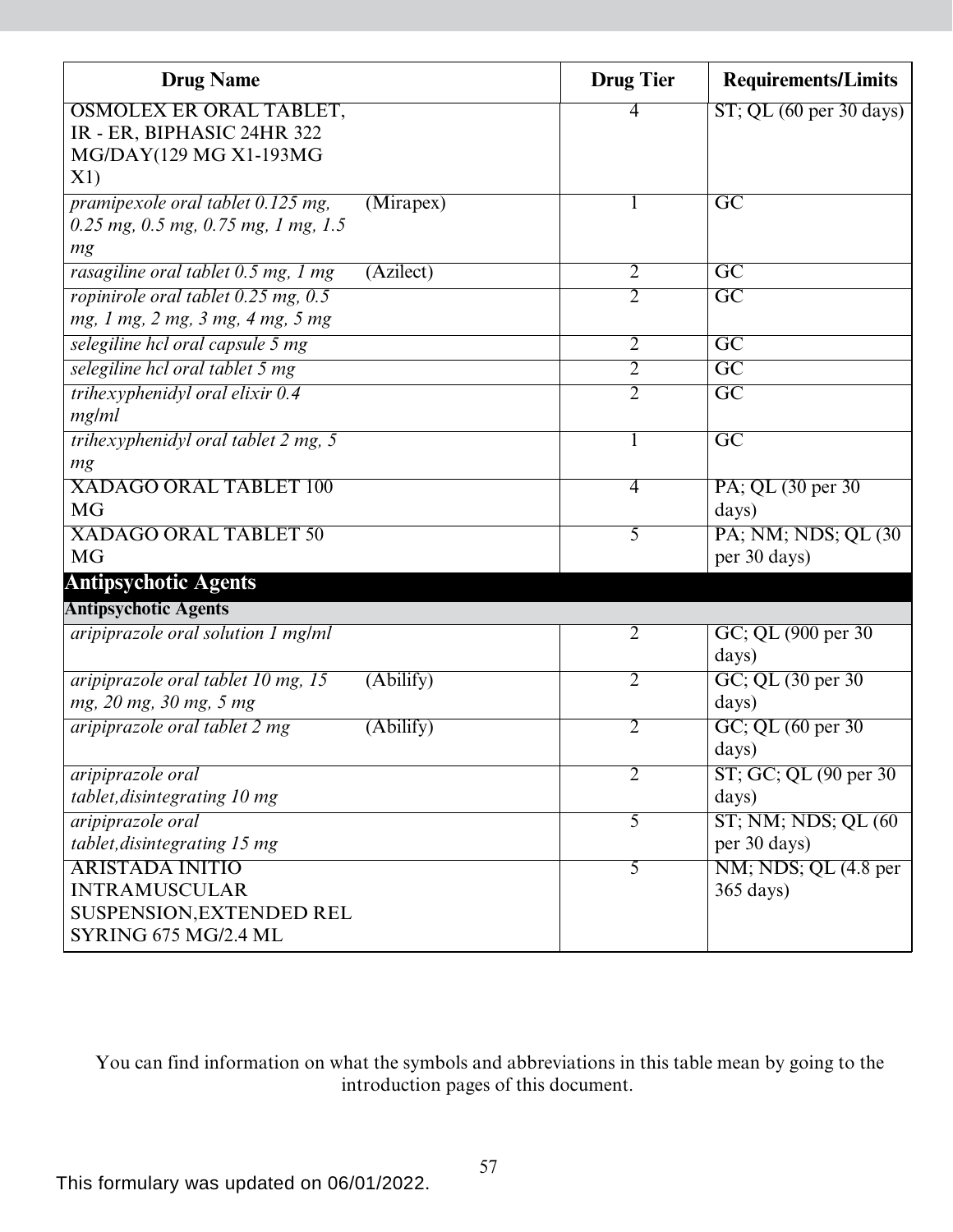| Drug Name | | Drug Tier | Requirements/Limits |
|---|---|---|---|
| OSMOLEX ER ORAL TABLET, IR - ER, BIPHASIC 24HR 322 MG/DAY(129 MG X1-193MG X1) | | 4 | ST; QL (60 per 30 days) |
| *pramipexole oral tablet 0.125 mg, 0.25 mg, 0.5 mg, 0.75 mg, 1 mg, 1.5 mg* | (Mirapex) | 1 | GC |
| *rasagiline oral tablet 0.5 mg, 1 mg* | (Azilect) | 2 | GC |
| *ropinirole oral tablet 0.25 mg, 0.5 mg, 1 mg, 2 mg, 3 mg, 4 mg, 5 mg* | | 2 | GC |
| *selegiline hcl oral capsule 5 mg* | | 2 | GC |
| *selegiline hcl oral tablet 5 mg* | | 2 | GC |
| *trihexyphenidyl oral elixir 0.4 mg/ml* | | 2 | GC |
| *trihexyphenidyl oral tablet 2 mg, 5 mg* | | 1 | GC |
| XADAGO ORAL TABLET 100 MG | | 4 | PA; QL (30 per 30 days) |
| XADAGO ORAL TABLET 50 MG | | 5 | PA; NM; NDS; QL (30 per 30 days) |
| **Antipsychotic Agents** | | | |
| **Antipsychotic Agents** | | | |
| *aripiprazole oral solution 1 mg/ml* | | 2 | GC; QL (900 per 30 days) |
| *aripiprazole oral tablet 10 mg, 15 mg, 20 mg, 30 mg, 5 mg* | (Abilify) | 2 | GC; QL (30 per 30 days) |
| *aripiprazole oral tablet 2 mg* | (Abilify) | 2 | GC; QL (60 per 30 days) |
| *aripiprazole oral tablet,disintegrating 10 mg* | | 2 | ST; GC; QL (90 per 30 days) |
| *aripiprazole oral tablet,disintegrating 15 mg* | | 5 | ST; NM; NDS; QL (60 per 30 days) |
| ARISTADA INITIO INTRAMUSCULAR SUSPENSION,EXTENDED REL SYRING 675 MG/2.4 ML | | 5 | NM; NDS; QL (4.8 per 365 days) |

You can find information on what the symbols and abbreviations in this table mean by going to the introduction pages of this document.

This formulary was updated on 06/01/2022.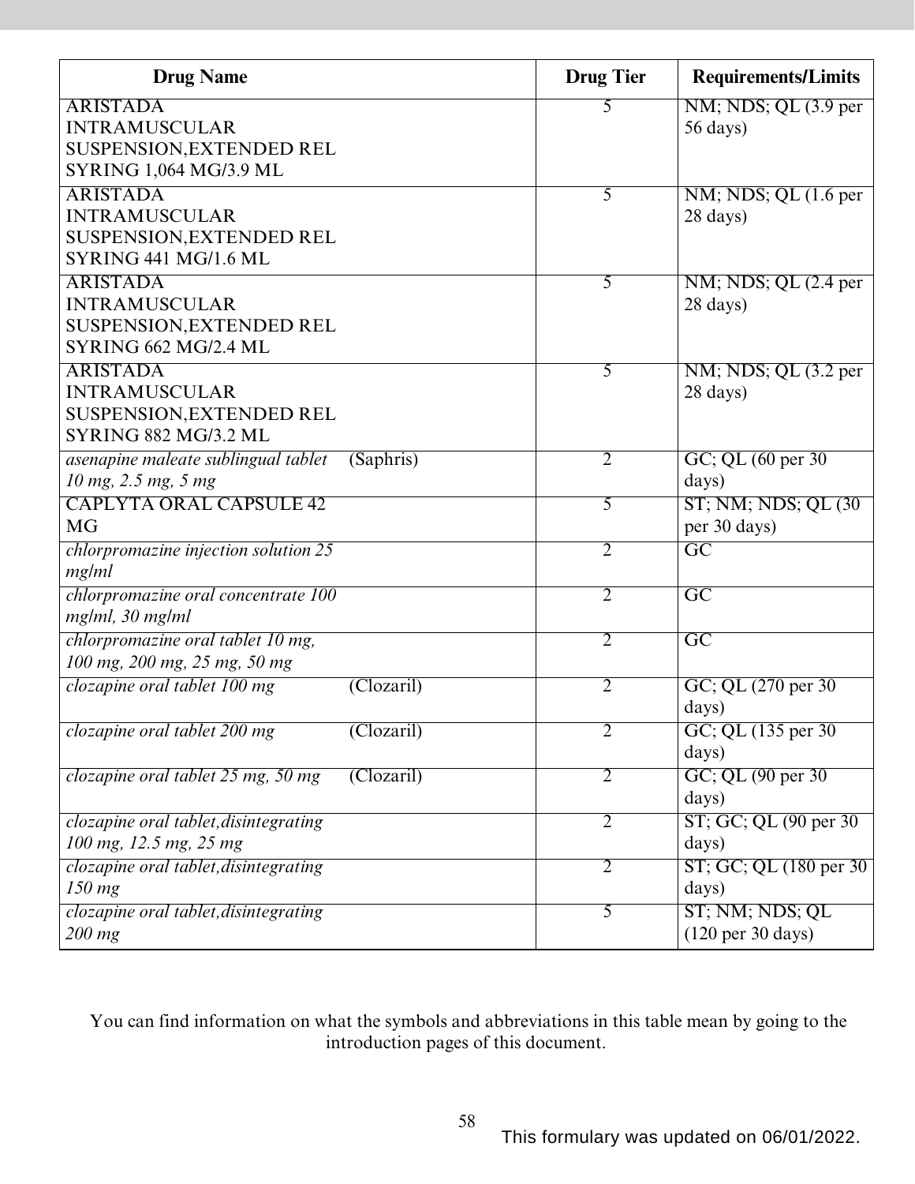| Drug Name | Drug Tier | Requirements/Limits |
|---|---|---|
| ARISTADA INTRAMUSCULAR SUSPENSION,EXTENDED REL SYRING 1,064 MG/3.9 ML | 5 | NM; NDS; QL (3.9 per 56 days) |
| ARISTADA INTRAMUSCULAR SUSPENSION,EXTENDED REL SYRING 441 MG/1.6 ML | 5 | NM; NDS; QL (1.6 per 28 days) |
| ARISTADA INTRAMUSCULAR SUSPENSION,EXTENDED REL SYRING 662 MG/2.4 ML | 5 | NM; NDS; QL (2.4 per 28 days) |
| ARISTADA INTRAMUSCULAR SUSPENSION,EXTENDED REL SYRING 882 MG/3.2 ML | 5 | NM; NDS; QL (3.2 per 28 days) |
| *asenapine maleate sublingual tablet 10 mg, 2.5 mg, 5 mg* (Saphris) | 2 | GC; QL (60 per 30 days) |
| CAPLYTA ORAL CAPSULE 42 MG | 5 | ST; NM; NDS; QL (30 per 30 days) |
| *chlorpromazine injection solution 25 mg/ml* | 2 | GC |
| *chlorpromazine oral concentrate 100 mg/ml, 30 mg/ml* | 2 | GC |
| *chlorpromazine oral tablet 10 mg, 100 mg, 200 mg, 25 mg, 50 mg* | 2 | GC |
| *clozapine oral tablet 100 mg* (Clozaril) | 2 | GC; QL (270 per 30 days) |
| *clozapine oral tablet 200 mg* (Clozaril) | 2 | GC; QL (135 per 30 days) |
| *clozapine oral tablet 25 mg, 50 mg* (Clozaril) | 2 | GC; QL (90 per 30 days) |
| *clozapine oral tablet,disintegrating 100 mg, 12.5 mg, 25 mg* | 2 | ST; GC; QL (90 per 30 days) |
| *clozapine oral tablet,disintegrating 150 mg* | 2 | ST; GC; QL (180 per 30 days) |
| *clozapine oral tablet,disintegrating 200 mg* | 5 | ST; NM; NDS; QL (120 per 30 days) |

You can find information on what the symbols and abbreviations in this table mean by going to the introduction pages of this document.

This formulary was updated on 06/01/2022.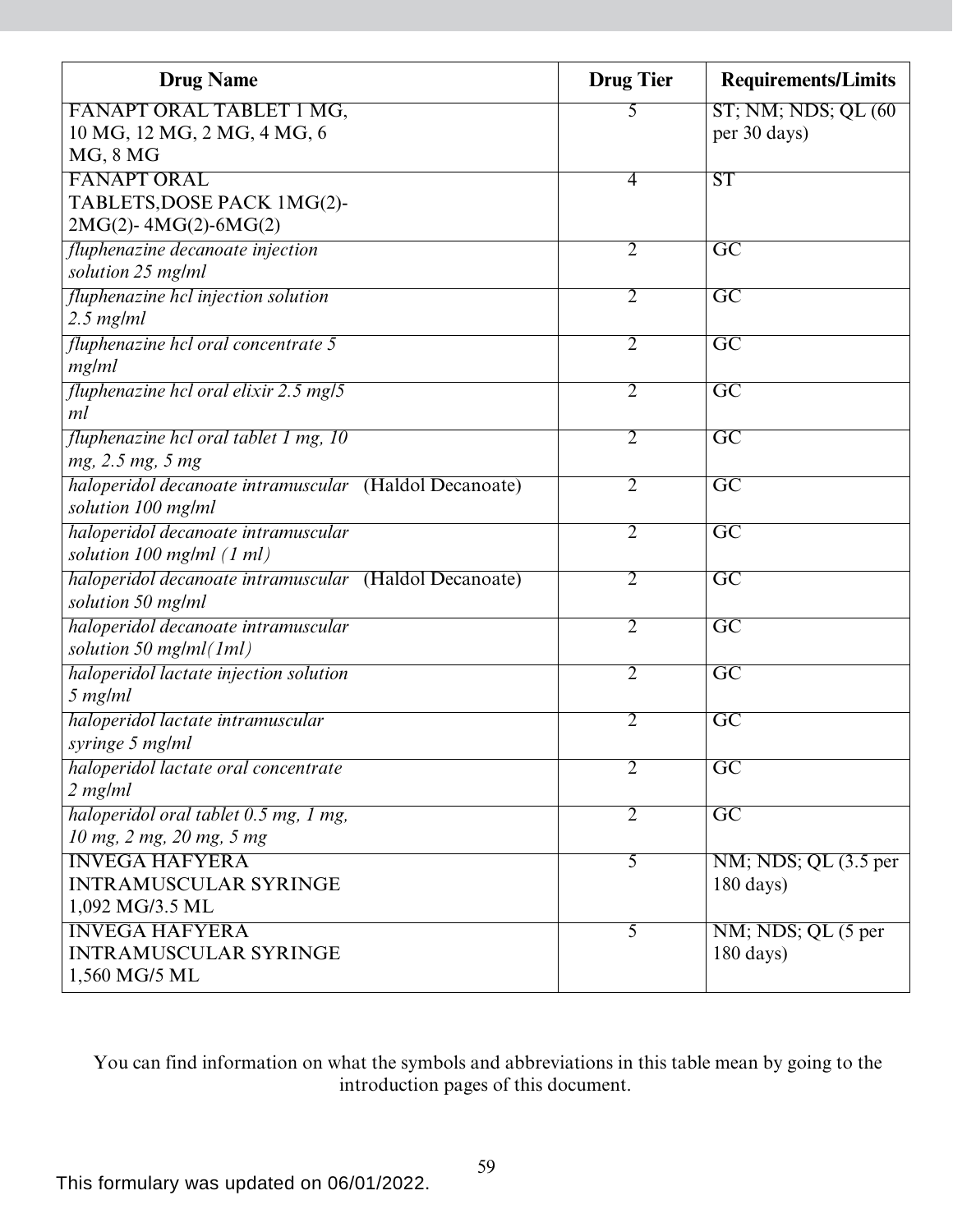| Drug Name | Drug Tier | Requirements/Limits |
|---|---|---|
| FANAPT ORAL TABLET 1 MG, 10 MG, 12 MG, 2 MG, 4 MG, 6 MG, 8 MG | 5 | ST; NM; NDS; QL (60 per 30 days) |
| FANAPT ORAL TABLETS,DOSE PACK 1MG(2)- 2MG(2)- 4MG(2)-6MG(2) | 4 | ST |
| *fluphenazine decanoate injection solution 25 mg/ml* | 2 | GC |
| *fluphenazine hcl injection solution 2.5 mg/ml* | 2 | GC |
| *fluphenazine hcl oral concentrate 5 mg/ml* | 2 | GC |
| *fluphenazine hcl oral elixir 2.5 mg/5 ml* | 2 | GC |
| *fluphenazine hcl oral tablet 1 mg, 10 mg, 2.5 mg, 5 mg* | 2 | GC |
| *haloperidol decanoate intramuscular solution 100 mg/ml* (Haldol Decanoate) | 2 | GC |
| *haloperidol decanoate intramuscular solution 100 mg/ml (1 ml)* | 2 | GC |
| *haloperidol decanoate intramuscular solution 50 mg/ml* (Haldol Decanoate) | 2 | GC |
| *haloperidol decanoate intramuscular solution 50 mg/ml(1ml)* | 2 | GC |
| *haloperidol lactate injection solution 5 mg/ml* | 2 | GC |
| *haloperidol lactate intramuscular syringe 5 mg/ml* | 2 | GC |
| *haloperidol lactate oral concentrate 2 mg/ml* | 2 | GC |
| *haloperidol oral tablet 0.5 mg, 1 mg, 10 mg, 2 mg, 20 mg, 5 mg* | 2 | GC |
| INVEGA HAFYERA INTRAMUSCULAR SYRINGE 1,092 MG/3.5 ML | 5 | NM; NDS; QL (3.5 per 180 days) |
| INVEGA HAFYERA INTRAMUSCULAR SYRINGE 1,560 MG/5 ML | 5 | NM; NDS; QL (5 per 180 days) |

You can find information on what the symbols and abbreviations in this table mean by going to the introduction pages of this document.

This formulary was updated on 06/01/2022.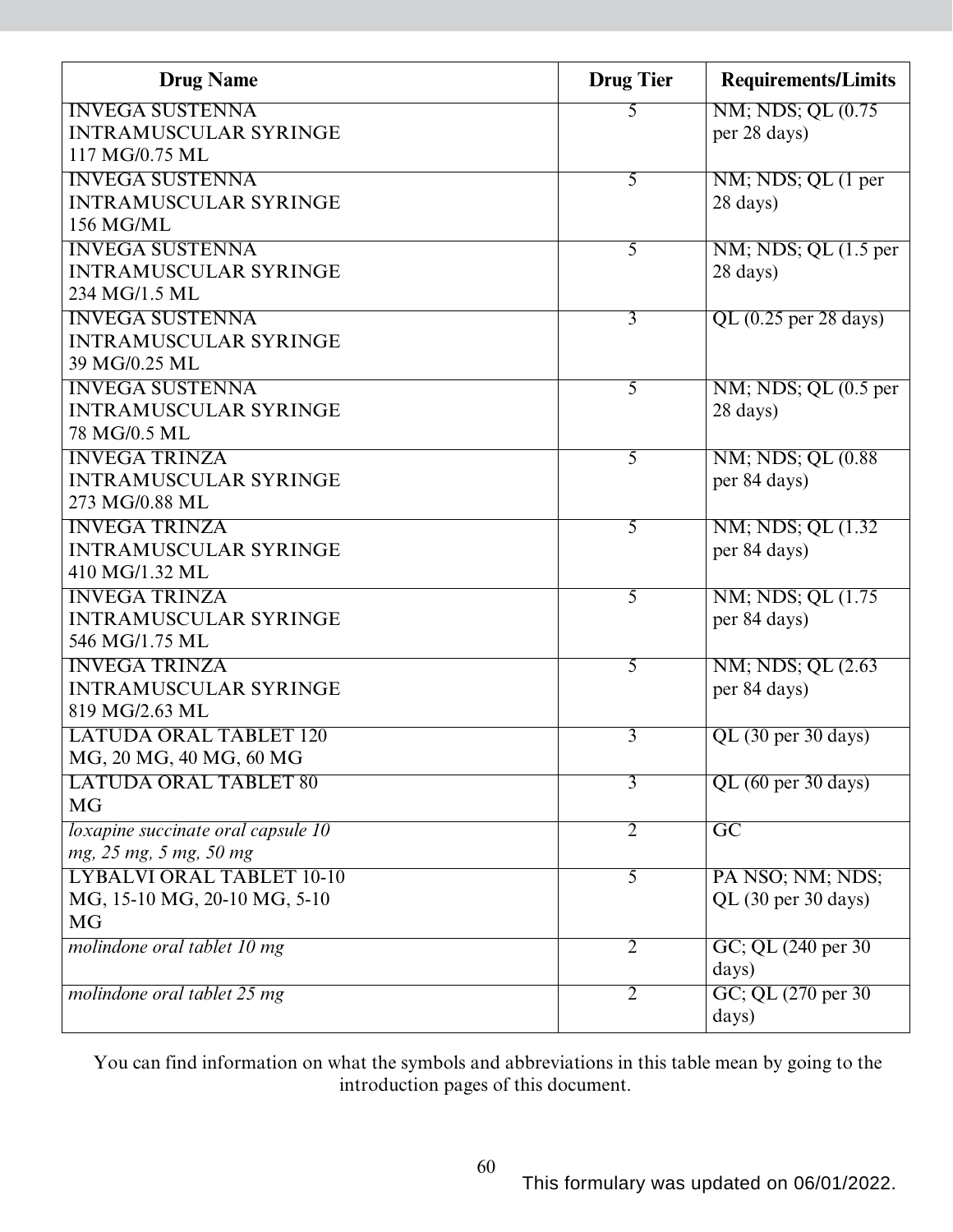| Drug Name | Drug Tier | Requirements/Limits |
|---|---|---|
| INVEGA SUSTENNA INTRAMUSCULAR SYRINGE 117 MG/0.75 ML | 5 | NM; NDS; QL (0.75 per 28 days) |
| INVEGA SUSTENNA INTRAMUSCULAR SYRINGE 156 MG/ML | 5 | NM; NDS; QL (1 per 28 days) |
| INVEGA SUSTENNA INTRAMUSCULAR SYRINGE 234 MG/1.5 ML | 5 | NM; NDS; QL (1.5 per 28 days) |
| INVEGA SUSTENNA INTRAMUSCULAR SYRINGE 39 MG/0.25 ML | 3 | QL (0.25 per 28 days) |
| INVEGA SUSTENNA INTRAMUSCULAR SYRINGE 78 MG/0.5 ML | 5 | NM; NDS; QL (0.5 per 28 days) |
| INVEGA TRINZA INTRAMUSCULAR SYRINGE 273 MG/0.88 ML | 5 | NM; NDS; QL (0.88 per 84 days) |
| INVEGA TRINZA INTRAMUSCULAR SYRINGE 410 MG/1.32 ML | 5 | NM; NDS; QL (1.32 per 84 days) |
| INVEGA TRINZA INTRAMUSCULAR SYRINGE 546 MG/1.75 ML | 5 | NM; NDS; QL (1.75 per 84 days) |
| INVEGA TRINZA INTRAMUSCULAR SYRINGE 819 MG/2.63 ML | 5 | NM; NDS; QL (2.63 per 84 days) |
| LATUDA ORAL TABLET 120 MG, 20 MG, 40 MG, 60 MG | 3 | QL (30 per 30 days) |
| LATUDA ORAL TABLET 80 MG | 3 | QL (60 per 30 days) |
| *loxapine succinate oral capsule 10 mg, 25 mg, 5 mg, 50 mg* | 2 | GC |
| LYBALVI ORAL TABLET 10-10 MG, 15-10 MG, 20-10 MG, 5-10 MG | 5 | PA NSO; NM; NDS; QL (30 per 30 days) |
| *molindone oral tablet 10 mg* | 2 | GC; QL (240 per 30 days) |
| *molindone oral tablet 25 mg* | 2 | GC; QL (270 per 30 days) |

You can find information on what the symbols and abbreviations in this table mean by going to the introduction pages of this document.

This formulary was updated on 06/01/2022.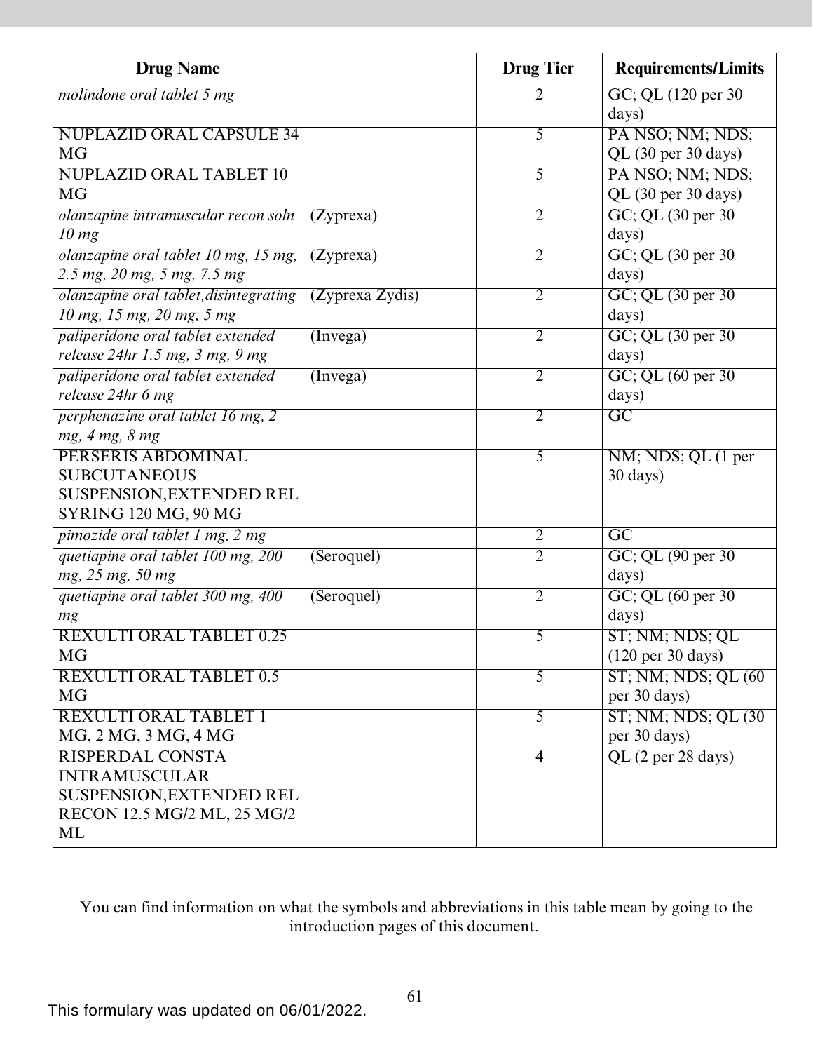| Drug Name | Drug Tier | Requirements/Limits |
|---|---|---|
| *molindone oral tablet 5 mg* | 2 | GC; QL (120 per 30 days) |
| NUPLAZID ORAL CAPSULE 34 MG | 5 | PA NSO; NM; NDS; QL (30 per 30 days) |
| NUPLAZID ORAL TABLET 10 MG | 5 | PA NSO; NM; NDS; QL (30 per 30 days) |
| *olanzapine intramuscular recon soln 10 mg* (Zyprexa) | 2 | GC; QL (30 per 30 days) |
| *olanzapine oral tablet 10 mg, 15 mg, 2.5 mg, 20 mg, 5 mg, 7.5 mg* (Zyprexa) | 2 | GC; QL (30 per 30 days) |
| *olanzapine oral tablet,disintegrating 10 mg, 15 mg, 20 mg, 5 mg* (Zyprexa Zydis) | 2 | GC; QL (30 per 30 days) |
| *paliperidone oral tablet extended release 24hr 1.5 mg, 3 mg, 9 mg* (Invega) | 2 | GC; QL (30 per 30 days) |
| *paliperidone oral tablet extended release 24hr 6 mg* (Invega) | 2 | GC; QL (60 per 30 days) |
| *perphenazine oral tablet 16 mg, 2 mg, 4 mg, 8 mg* | 2 | GC |
| PERSERIS ABDOMINAL SUBCUTANEOUS SUSPENSION,EXTENDED REL SYRING 120 MG, 90 MG | 5 | NM; NDS; QL (1 per 30 days) |
| *pimozide oral tablet 1 mg, 2 mg* | 2 | GC |
| *quetiapine oral tablet 100 mg, 200 mg, 25 mg, 50 mg* (Seroquel) | 2 | GC; QL (90 per 30 days) |
| *quetiapine oral tablet 300 mg, 400 mg* (Seroquel) | 2 | GC; QL (60 per 30 days) |
| REXULTI ORAL TABLET 0.25 MG | 5 | ST; NM; NDS; QL (120 per 30 days) |
| REXULTI ORAL TABLET 0.5 MG | 5 | ST; NM; NDS; QL (60 per 30 days) |
| REXULTI ORAL TABLET 1 MG, 2 MG, 3 MG, 4 MG | 5 | ST; NM; NDS; QL (30 per 30 days) |
| RISPERDAL CONSTA INTRAMUSCULAR SUSPENSION,EXTENDED REL RECON 12.5 MG/2 ML, 25 MG/2 ML | 4 | QL (2 per 28 days) |

You can find information on what the symbols and abbreviations in this table mean by going to the introduction pages of this document.

This formulary was updated on 06/01/2022.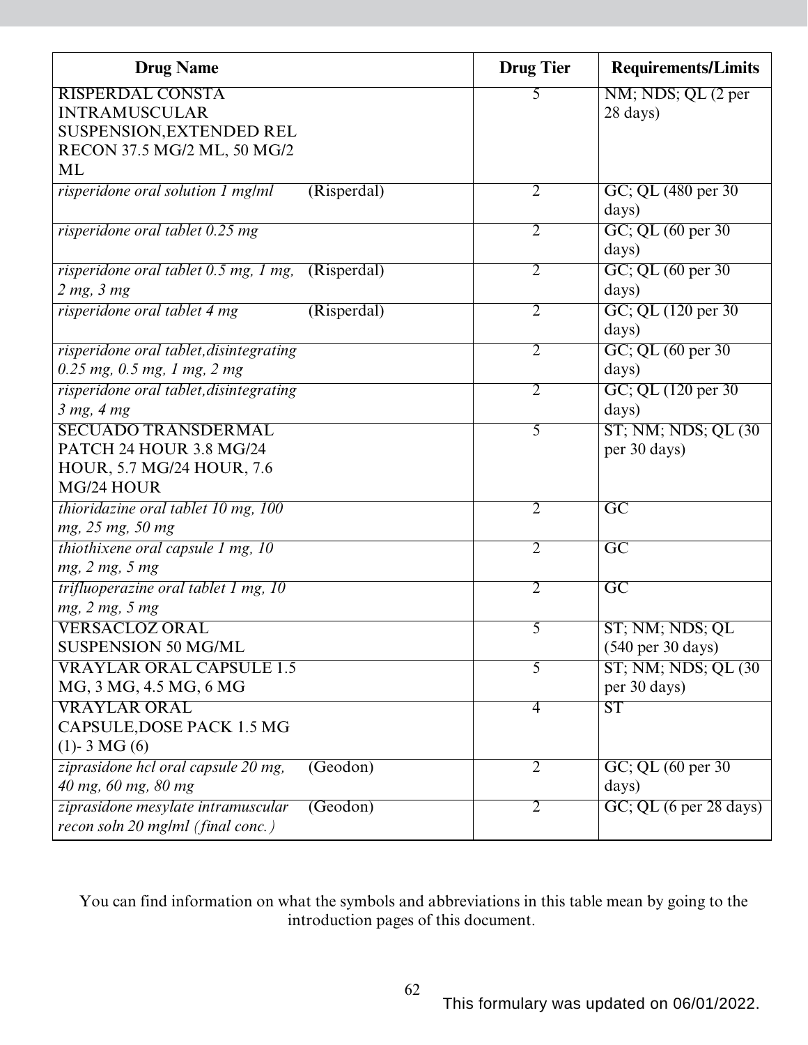| Drug Name | Drug Tier | Requirements/Limits |
|---|---|---|
| RISPERDAL CONSTA INTRAMUSCULAR SUSPENSION,EXTENDED REL RECON 37.5 MG/2 ML, 50 MG/2 ML | 5 | NM; NDS; QL (2 per 28 days) |
| *risperidone oral solution 1 mg/ml* (Risperdal) | 2 | GC; QL (480 per 30 days) |
| *risperidone oral tablet 0.25 mg* | 2 | GC; QL (60 per 30 days) |
| *risperidone oral tablet 0.5 mg, 1 mg, 2 mg, 3 mg* (Risperdal) | 2 | GC; QL (60 per 30 days) |
| *risperidone oral tablet 4 mg* (Risperdal) | 2 | GC; QL (120 per 30 days) |
| *risperidone oral tablet,disintegrating 0.25 mg, 0.5 mg, 1 mg, 2 mg* | 2 | GC; QL (60 per 30 days) |
| *risperidone oral tablet,disintegrating 3 mg, 4 mg* | 2 | GC; QL (120 per 30 days) |
| SECUADO TRANSDERMAL PATCH 24 HOUR 3.8 MG/24 HOUR, 5.7 MG/24 HOUR, 7.6 MG/24 HOUR | 5 | ST; NM; NDS; QL (30 per 30 days) |
| *thioridazine oral tablet 10 mg, 100 mg, 25 mg, 50 mg* | 2 | GC |
| *thiothixene oral capsule 1 mg, 10 mg, 2 mg, 5 mg* | 2 | GC |
| *trifluoperazine oral tablet 1 mg, 10 mg, 2 mg, 5 mg* | 2 | GC |
| VERSACLOZ ORAL SUSPENSION 50 MG/ML | 5 | ST; NM; NDS; QL (540 per 30 days) |
| VRAYLAR ORAL CAPSULE 1.5 MG, 3 MG, 4.5 MG, 6 MG | 5 | ST; NM; NDS; QL (30 per 30 days) |
| VRAYLAR ORAL CAPSULE,DOSE PACK 1.5 MG (1)- 3 MG (6) | 4 | ST |
| *ziprasidone hcl oral capsule 20 mg, 40 mg, 60 mg, 80 mg* (Geodon) | 2 | GC; QL (60 per 30 days) |
| *ziprasidone mesylate intramuscular recon soln 20 mg/ml (final conc.)* (Geodon) | 2 | GC; QL (6 per 28 days) |

You can find information on what the symbols and abbreviations in this table mean by going to the introduction pages of this document.

This formulary was updated on 06/01/2022.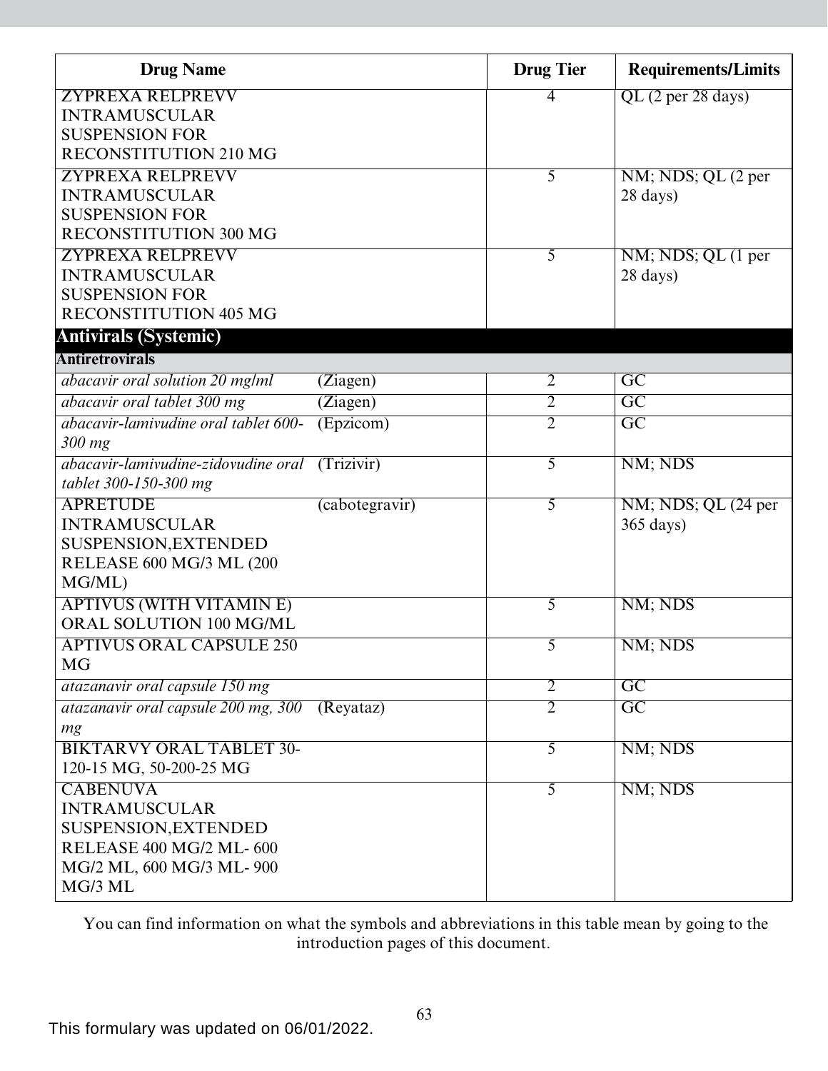| Drug Name | | Drug Tier | Requirements/Limits |
|---|---|---|---|
| ZYPREXA RELPREVV INTRAMUSCULAR SUSPENSION FOR RECONSTITUTION 210 MG | | 4 | QL (2 per 28 days) |
| ZYPREXA RELPREVV INTRAMUSCULAR SUSPENSION FOR RECONSTITUTION 300 MG | | 5 | NM; NDS; QL (2 per 28 days) |
| ZYPREXA RELPREVV INTRAMUSCULAR SUSPENSION FOR RECONSTITUTION 405 MG | | 5 | NM; NDS; QL (1 per 28 days) |
| **Antivirals (Systemic)** | | | |
| **Antiretrovirals** | | | |
| *abacavir oral solution 20 mg/ml* | (Ziagen) | 2 | GC |
| *abacavir oral tablet 300 mg* | (Ziagen) | 2 | GC |
| *abacavir-lamivudine oral tablet 600-300 mg* | (Epzicom) | 2 | GC |
| *abacavir-lamivudine-zidovudine oral tablet 300-150-300 mg* | (Trizivir) | 5 | NM; NDS |
| APRETUDE INTRAMUSCULAR SUSPENSION,EXTENDED RELEASE 600 MG/3 ML (200 MG/ML) | (cabotegravir) | 5 | NM; NDS; QL (24 per 365 days) |
| APTIVUS (WITH VITAMIN E) ORAL SOLUTION 100 MG/ML | | 5 | NM; NDS |
| APTIVUS ORAL CAPSULE 250 MG | | 5 | NM; NDS |
| *atazanavir oral capsule 150 mg* | | 2 | GC |
| *atazanavir oral capsule 200 mg, 300 mg* | (Reyataz) | 2 | GC |
| BIKTARVY ORAL TABLET 30-120-15 MG, 50-200-25 MG | | 5 | NM; NDS |
| CABENUVA INTRAMUSCULAR SUSPENSION,EXTENDED RELEASE 400 MG/2 ML- 600 MG/2 ML, 600 MG/3 ML- 900 MG/3 ML | | 5 | NM; NDS |

You can find information on what the symbols and abbreviations in this table mean by going to the introduction pages of this document.

This formulary was updated on 06/01/2022.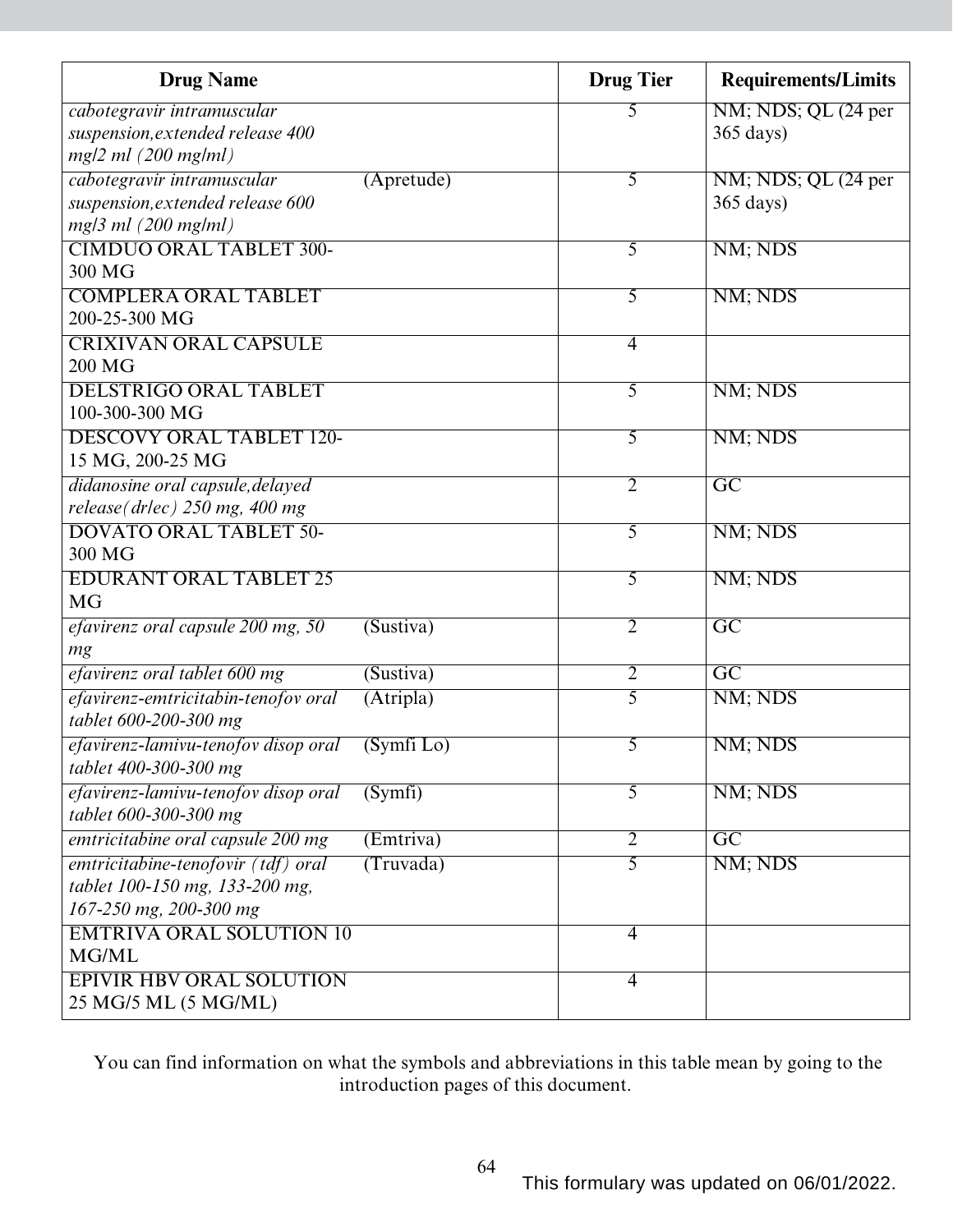| Drug Name | | Drug Tier | Requirements/Limits |
|---|---|---|---|
| *cabotegravir intramuscular suspension,extended release 400 mg/2 ml (200 mg/ml)* | | 5 | NM; NDS; QL (24 per 365 days) |
| *cabotegravir intramuscular suspension,extended release 600 mg/3 ml (200 mg/ml)* | (Apretude) | 5 | NM; NDS; QL (24 per 365 days) |
| CIMDUO ORAL TABLET 300-300 MG | | 5 | NM; NDS |
| COMPLERA ORAL TABLET 200-25-300 MG | | 5 | NM; NDS |
| CRIXIVAN ORAL CAPSULE 200 MG | | 4 | |
| DELSTRIGO ORAL TABLET 100-300-300 MG | | 5 | NM; NDS |
| DESCOVY ORAL TABLET 120-15 MG, 200-25 MG | | 5 | NM; NDS |
| *didanosine oral capsule,delayed release(dr/ec) 250 mg, 400 mg* | | 2 | GC |
| DOVATO ORAL TABLET 50-300 MG | | 5 | NM; NDS |
| EDURANT ORAL TABLET 25 MG | | 5 | NM; NDS |
| *efavirenz oral capsule 200 mg, 50 mg* | (Sustiva) | 2 | GC |
| *efavirenz oral tablet 600 mg* | (Sustiva) | 2 | GC |
| *efavirenz-emtricitabin-tenofov oral tablet 600-200-300 mg* | (Atripla) | 5 | NM; NDS |
| *efavirenz-lamivu-tenofov disop oral tablet 400-300-300 mg* | (Symfi Lo) | 5 | NM; NDS |
| *efavirenz-lamivu-tenofov disop oral tablet 600-300-300 mg* | (Symfi) | 5 | NM; NDS |
| *emtricitabine oral capsule 200 mg* | (Emtriva) | 2 | GC |
| *emtricitabine-tenofovir (tdf) oral tablet 100-150 mg, 133-200 mg, 167-250 mg, 200-300 mg* | (Truvada) | 5 | NM; NDS |
| EMTRIVA ORAL SOLUTION 10 MG/ML | | 4 | |
| EPIVIR HBV ORAL SOLUTION 25 MG/5 ML (5 MG/ML) | | 4 | |

You can find information on what the symbols and abbreviations in this table mean by going to the introduction pages of this document.

This formulary was updated on 06/01/2022.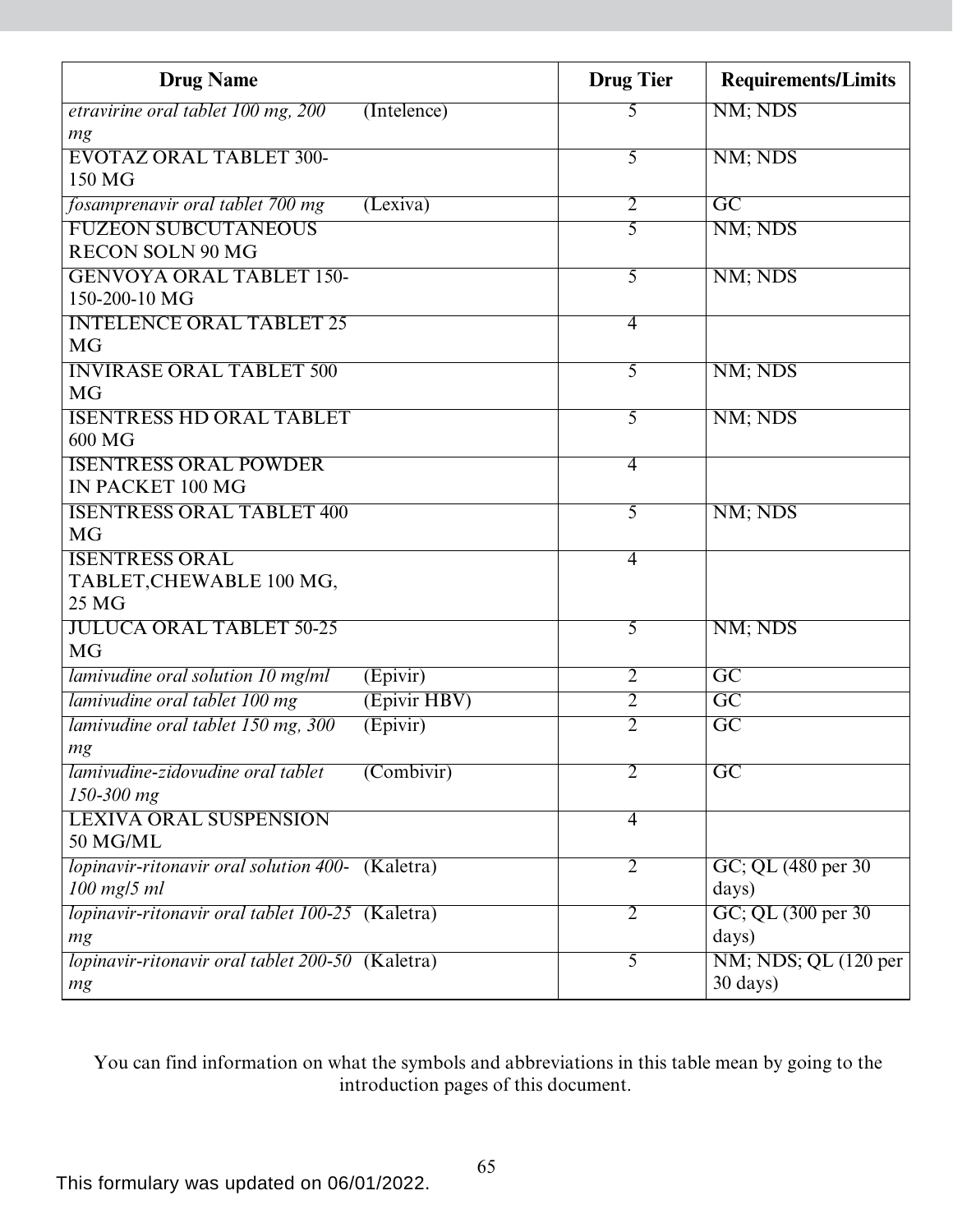| Drug Name | | Drug Tier | Requirements/Limits |
|---|---|---|---|
| *etravirine oral tablet 100 mg, 200 mg* | (Intelence) | 5 | NM; NDS |
| EVOTAZ ORAL TABLET 300-150 MG | | 5 | NM; NDS |
| *fosamprenavir oral tablet 700 mg* | (Lexiva) | 2 | GC |
| FUZEON SUBCUTANEOUS RECON SOLN 90 MG | | 5 | NM; NDS |
| GENVOYA ORAL TABLET 150-150-200-10 MG | | 5 | NM; NDS |
| INTELENCE ORAL TABLET 25 MG | | 4 | |
| INVIRASE ORAL TABLET 500 MG | | 5 | NM; NDS |
| ISENTRESS HD ORAL TABLET 600 MG | | 5 | NM; NDS |
| ISENTRESS ORAL POWDER IN PACKET 100 MG | | 4 | |
| ISENTRESS ORAL TABLET 400 MG | | 5 | NM; NDS |
| ISENTRESS ORAL TABLET,CHEWABLE 100 MG, 25 MG | | 4 | |
| JULUCA ORAL TABLET 50-25 MG | | 5 | NM; NDS |
| *lamivudine oral solution 10 mg/ml* | (Epivir) | 2 | GC |
| *lamivudine oral tablet 100 mg* | (Epivir HBV) | 2 | GC |
| *lamivudine oral tablet 150 mg, 300 mg* | (Epivir) | 2 | GC |
| *lamivudine-zidovudine oral tablet 150-300 mg* | (Combivir) | 2 | GC |
| LEXIVA ORAL SUSPENSION 50 MG/ML | | 4 | |
| *lopinavir-ritonavir oral solution 400-100 mg/5 ml* | (Kaletra) | 2 | GC; QL (480 per 30 days) |
| *lopinavir-ritonavir oral tablet 100-25 mg* | (Kaletra) | 2 | GC; QL (300 per 30 days) |
| *lopinavir-ritonavir oral tablet 200-50 mg* | (Kaletra) | 5 | NM; NDS; QL (120 per 30 days) |

You can find information on what the symbols and abbreviations in this table mean by going to the introduction pages of this document.

This formulary was updated on 06/01/2022.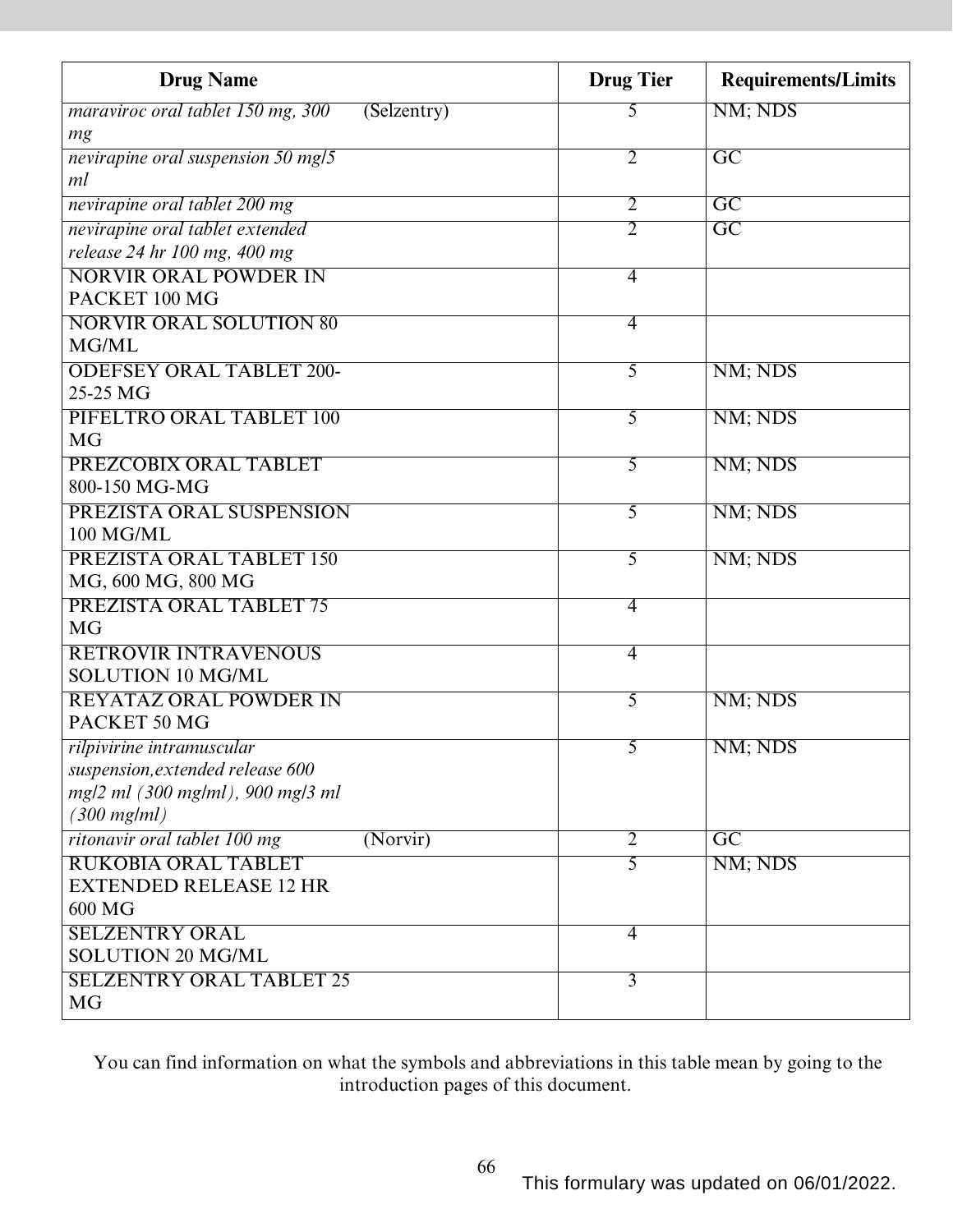| Drug Name | Drug Tier | Requirements/Limits |
|---|---|---|
| *maraviroc oral tablet 150 mg, 300 mg* (Selzentry) | 5 | NM; NDS |
| *nevirapine oral suspension 50 mg/5 ml* | 2 | GC |
| *nevirapine oral tablet 200 mg* | 2 | GC |
| *nevirapine oral tablet extended release 24 hr 100 mg, 400 mg* | 2 | GC |
| NORVIR ORAL POWDER IN PACKET 100 MG | 4 | |
| NORVIR ORAL SOLUTION 80 MG/ML | 4 | |
| ODEFSEY ORAL TABLET 200-25-25 MG | 5 | NM; NDS |
| PIFELTRO ORAL TABLET 100 MG | 5 | NM; NDS |
| PREZCOBIX ORAL TABLET 800-150 MG-MG | 5 | NM; NDS |
| PREZISTA ORAL SUSPENSION 100 MG/ML | 5 | NM; NDS |
| PREZISTA ORAL TABLET 150 MG, 600 MG, 800 MG | 5 | NM; NDS |
| PREZISTA ORAL TABLET 75 MG | 4 | |
| RETROVIR INTRAVENOUS SOLUTION 10 MG/ML | 4 | |
| REYATAZ ORAL POWDER IN PACKET 50 MG | 5 | NM; NDS |
| *rilpivirine intramuscular suspension,extended release 600 mg/2 ml (300 mg/ml), 900 mg/3 ml (300 mg/ml)* | 5 | NM; NDS |
| *ritonavir oral tablet 100 mg* (Norvir) | 2 | GC |
| RUKOBIA ORAL TABLET EXTENDED RELEASE 12 HR 600 MG | 5 | NM; NDS |
| SELZENTRY ORAL SOLUTION 20 MG/ML | 4 | |
| SELZENTRY ORAL TABLET 25 MG | 3 | |

You can find information on what the symbols and abbreviations in this table mean by going to the introduction pages of this document.

This formulary was updated on 06/01/2022.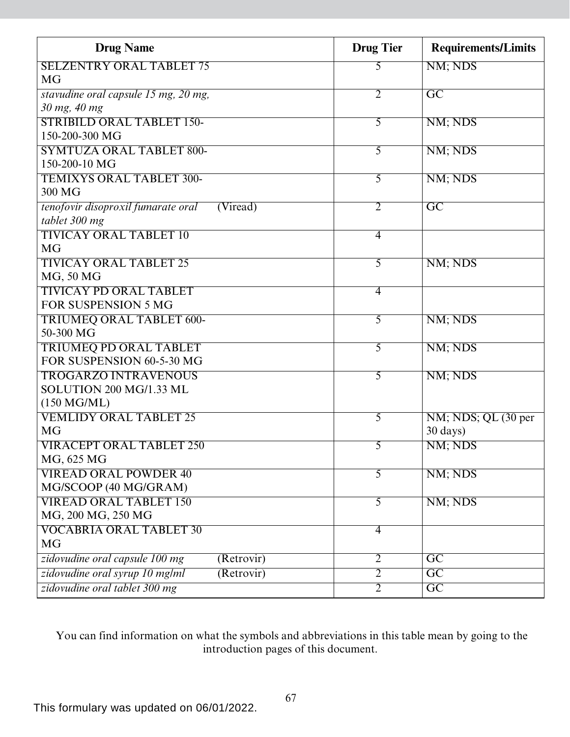| Drug Name | Drug Tier | Requirements/Limits |
|---|---|---|
| SELZENTRY ORAL TABLET 75 MG | 5 | NM; NDS |
| *stavudine oral capsule 15 mg, 20 mg, 30 mg, 40 mg* | 2 | GC |
| STRIBILD ORAL TABLET 150-150-200-300 MG | 5 | NM; NDS |
| SYMTUZA ORAL TABLET 800-150-200-10 MG | 5 | NM; NDS |
| TEMIXYS ORAL TABLET 300-300 MG | 5 | NM; NDS |
| *tenofovir disoproxil fumarate oral tablet 300 mg* (Viread) | 2 | GC |
| TIVICAY ORAL TABLET 10 MG | 4 | |
| TIVICAY ORAL TABLET 25 MG, 50 MG | 5 | NM; NDS |
| TIVICAY PD ORAL TABLET FOR SUSPENSION 5 MG | 4 | |
| TRIUMEQ ORAL TABLET 600-50-300 MG | 5 | NM; NDS |
| TRIUMEQ PD ORAL TABLET FOR SUSPENSION 60-5-30 MG | 5 | NM; NDS |
| TROGARZO INTRAVENOUS SOLUTION 200 MG/1.33 ML (150 MG/ML) | 5 | NM; NDS |
| VEMLIDY ORAL TABLET 25 MG | 5 | NM; NDS; QL (30 per 30 days) |
| VIRACEPT ORAL TABLET 250 MG, 625 MG | 5 | NM; NDS |
| VIREAD ORAL POWDER 40 MG/SCOOP (40 MG/GRAM) | 5 | NM; NDS |
| VIREAD ORAL TABLET 150 MG, 200 MG, 250 MG | 5 | NM; NDS |
| VOCABRIA ORAL TABLET 30 MG | 4 | |
| *zidovudine oral capsule 100 mg* (Retrovir) | 2 | GC |
| *zidovudine oral syrup 10 mg/ml* (Retrovir) | 2 | GC |
| *zidovudine oral tablet 300 mg* | 2 | GC |

You can find information on what the symbols and abbreviations in this table mean by going to the introduction pages of this document.

This formulary was updated on 06/01/2022.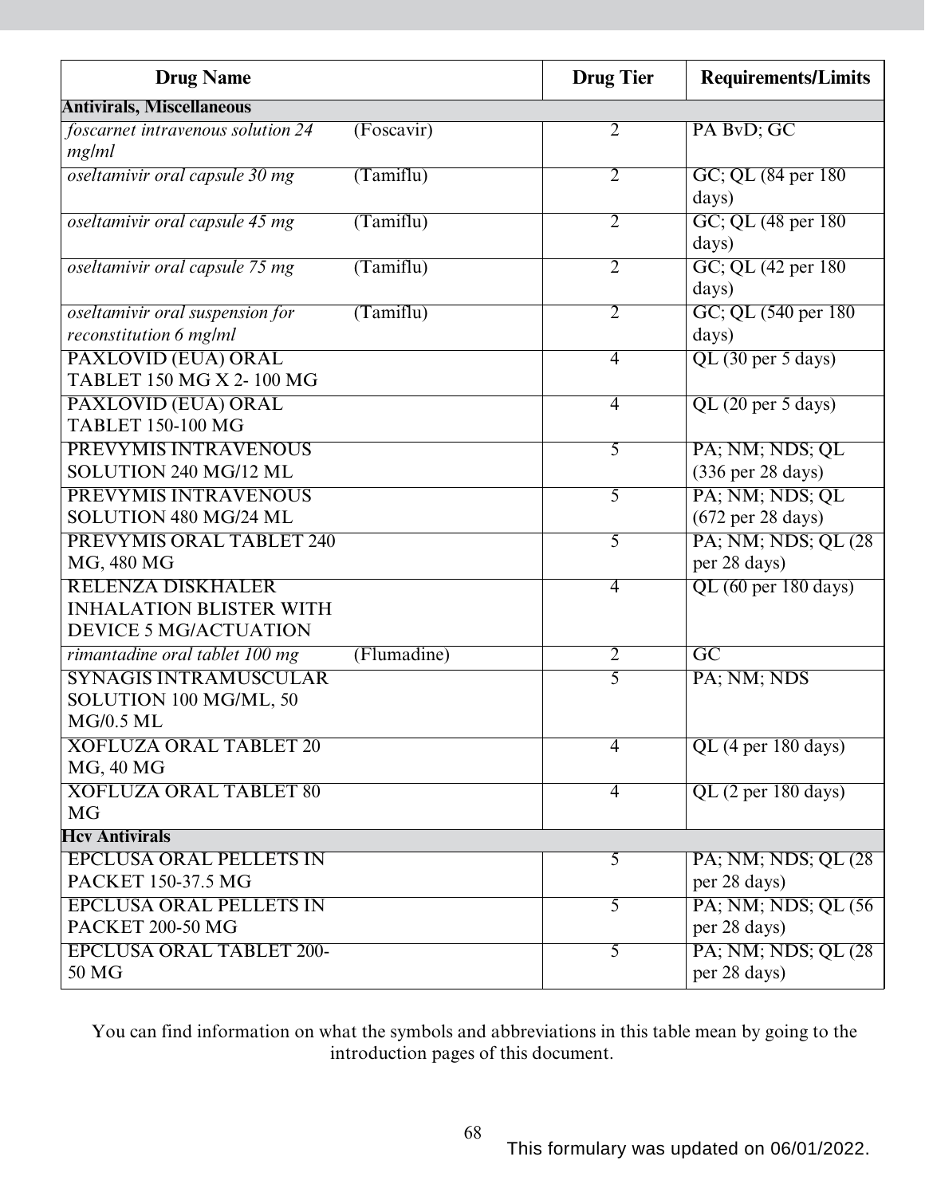| Drug Name | | Drug Tier | Requirements/Limits |
|---|---|---|---|
| **Antivirals, Miscellaneous** | | | |
| *foscarnet intravenous solution 24 mg/ml* | (Foscavir) | 2 | PA BvD; GC |
| *oseltamivir oral capsule 30 mg* | (Tamiflu) | 2 | GC; QL (84 per 180 days) |
| *oseltamivir oral capsule 45 mg* | (Tamiflu) | 2 | GC; QL (48 per 180 days) |
| *oseltamivir oral capsule 75 mg* | (Tamiflu) | 2 | GC; QL (42 per 180 days) |
| *oseltamivir oral suspension for reconstitution 6 mg/ml* | (Tamiflu) | 2 | GC; QL (540 per 180 days) |
| PAXLOVID (EUA) ORAL TABLET 150 MG X 2- 100 MG | | 4 | QL (30 per 5 days) |
| PAXLOVID (EUA) ORAL TABLET 150-100 MG | | 4 | QL (20 per 5 days) |
| PREVYMIS INTRAVENOUS SOLUTION 240 MG/12 ML | | 5 | PA; NM; NDS; QL (336 per 28 days) |
| PREVYMIS INTRAVENOUS SOLUTION 480 MG/24 ML | | 5 | PA; NM; NDS; QL (672 per 28 days) |
| PREVYMIS ORAL TABLET 240 MG, 480 MG | | 5 | PA; NM; NDS; QL (28 per 28 days) |
| RELENZA DISKHALER INHALATION BLISTER WITH DEVICE 5 MG/ACTUATION | | 4 | QL (60 per 180 days) |
| *rimantadine oral tablet 100 mg* | (Flumadine) | 2 | GC |
| SYNAGIS INTRAMUSCULAR SOLUTION 100 MG/ML, 50 MG/0.5 ML | | 5 | PA; NM; NDS |
| XOFLUZA ORAL TABLET 20 MG, 40 MG | | 4 | QL (4 per 180 days) |
| XOFLUZA ORAL TABLET 80 MG | | 4 | QL (2 per 180 days) |
| **Hcv Antivirals** | | | |
| EPCLUSA ORAL PELLETS IN PACKET 150-37.5 MG | | 5 | PA; NM; NDS; QL (28 per 28 days) |
| EPCLUSA ORAL PELLETS IN PACKET 200-50 MG | | 5 | PA; NM; NDS; QL (56 per 28 days) |
| EPCLUSA ORAL TABLET 200-50 MG | | 5 | PA; NM; NDS; QL (28 per 28 days) |

You can find information on what the symbols and abbreviations in this table mean by going to the introduction pages of this document.

This formulary was updated on 06/01/2022.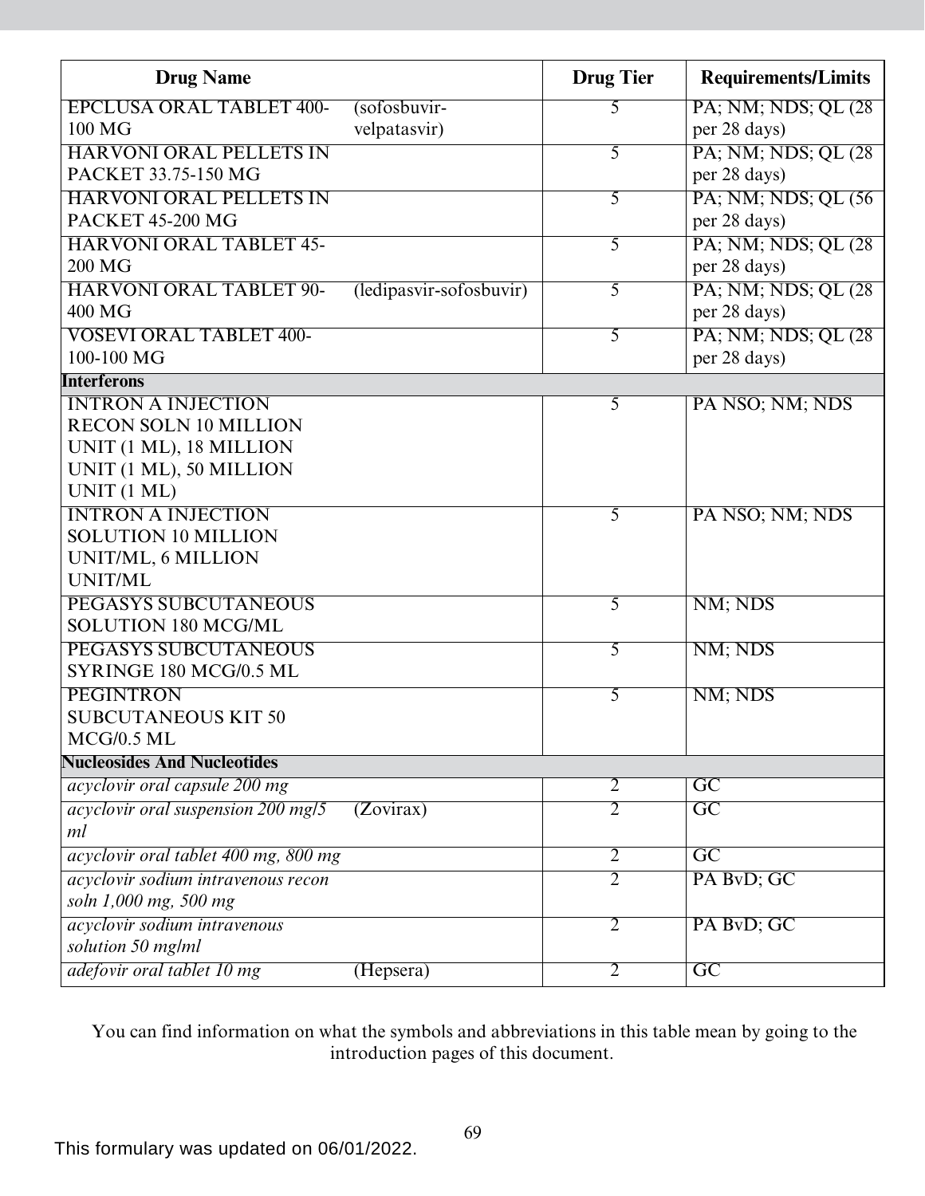| Drug Name | | Drug Tier | Requirements/Limits |
|---|---|---|---|
| EPCLUSA ORAL TABLET 400-100 MG | (sofosbuvir-velpatasvir) | 5 | PA; NM; NDS; QL (28 per 28 days) |
| HARVONI ORAL PELLETS IN PACKET 33.75-150 MG | | 5 | PA; NM; NDS; QL (28 per 28 days) |
| HARVONI ORAL PELLETS IN PACKET 45-200 MG | | 5 | PA; NM; NDS; QL (56 per 28 days) |
| HARVONI ORAL TABLET 45-200 MG | | 5 | PA; NM; NDS; QL (28 per 28 days) |
| HARVONI ORAL TABLET 90-400 MG | (ledipasvir-sofosbuvir) | 5 | PA; NM; NDS; QL (28 per 28 days) |
| VOSEVI ORAL TABLET 400-100-100 MG | | 5 | PA; NM; NDS; QL (28 per 28 days) |
| **Interferons** | | | |
| INTRON A INJECTION RECON SOLN 10 MILLION UNIT (1 ML), 18 MILLION UNIT (1 ML), 50 MILLION UNIT (1 ML) | | 5 | PA NSO; NM; NDS |
| INTRON A INJECTION SOLUTION 10 MILLION UNIT/ML, 6 MILLION UNIT/ML | | 5 | PA NSO; NM; NDS |
| PEGASYS SUBCUTANEOUS SOLUTION 180 MCG/ML | | 5 | NM; NDS |
| PEGASYS SUBCUTANEOUS SYRINGE 180 MCG/0.5 ML | | 5 | NM; NDS |
| PEGINTRON SUBCUTANEOUS KIT 50 MCG/0.5 ML | | 5 | NM; NDS |
| **Nucleosides And Nucleotides** | | | |
| *acyclovir oral capsule 200 mg* | | 2 | GC |
| *acyclovir oral suspension 200 mg/5 ml* | (Zovirax) | 2 | GC |
| *acyclovir oral tablet 400 mg, 800 mg* | | 2 | GC |
| *acyclovir sodium intravenous recon soln 1,000 mg, 500 mg* | | 2 | PA BvD; GC |
| *acyclovir sodium intravenous solution 50 mg/ml* | | 2 | PA BvD; GC |
| *adefovir oral tablet 10 mg* | (Hepsera) | 2 | GC |

You can find information on what the symbols and abbreviations in this table mean by going to the introduction pages of this document.

This formulary was updated on 06/01/2022.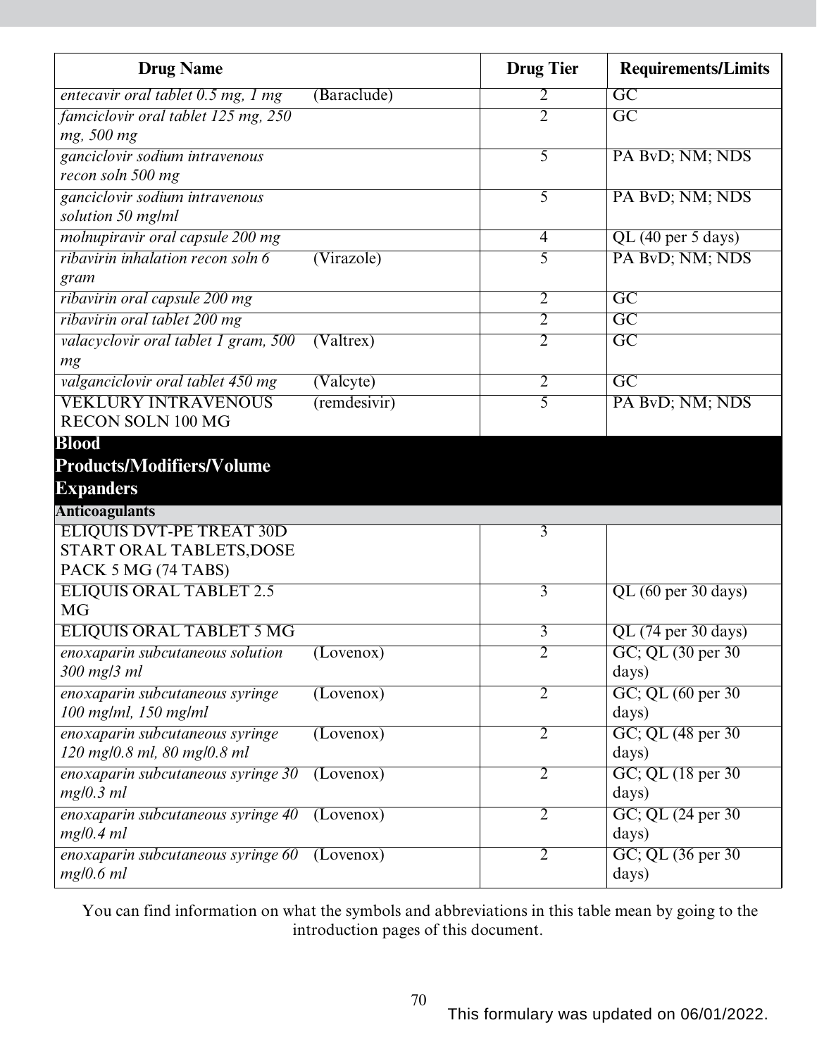| Drug Name | | Drug Tier | Requirements/Limits |
|---|---|---|---|
| *entecavir oral tablet 0.5 mg, 1 mg* | (Baraclude) | 2 | GC |
| *famciclovir oral tablet 125 mg, 250 mg, 500 mg* | | 2 | GC |
| *ganciclovir sodium intravenous recon soln 500 mg* | | 5 | PA BvD; NM; NDS |
| *ganciclovir sodium intravenous solution 50 mg/ml* | | 5 | PA BvD; NM; NDS |
| *molnupiravir oral capsule 200 mg* | | 4 | QL (40 per 5 days) |
| *ribavirin inhalation recon soln 6 gram* | (Virazole) | 5 | PA BvD; NM; NDS |
| *ribavirin oral capsule 200 mg* | | 2 | GC |
| *ribavirin oral tablet 200 mg* | | 2 | GC |
| *valacyclovir oral tablet 1 gram, 500 mg* | (Valtrex) | 2 | GC |
| *valganciclovir oral tablet 450 mg* | (Valcyte) | 2 | GC |
| VEKLURY INTRAVENOUS RECON SOLN 100 MG | (remdesivir) | 5 | PA BvD; NM; NDS |
| **Blood Products/Modifiers/Volume Expanders** | | | |
| **Anticoagulants** | | | |
| ELIQUIS DVT-PE TREAT 30D START ORAL TABLETS,DOSE PACK 5 MG (74 TABS) | | 3 | |
| ELIQUIS ORAL TABLET 2.5 MG | | 3 | QL (60 per 30 days) |
| ELIQUIS ORAL TABLET 5 MG | | 3 | QL (74 per 30 days) |
| *enoxaparin subcutaneous solution 300 mg/3 ml* | (Lovenox) | 2 | GC; QL (30 per 30 days) |
| *enoxaparin subcutaneous syringe 100 mg/ml, 150 mg/ml* | (Lovenox) | 2 | GC; QL (60 per 30 days) |
| *enoxaparin subcutaneous syringe 120 mg/0.8 ml, 80 mg/0.8 ml* | (Lovenox) | 2 | GC; QL (48 per 30 days) |
| *enoxaparin subcutaneous syringe 30 mg/0.3 ml* | (Lovenox) | 2 | GC; QL (18 per 30 days) |
| *enoxaparin subcutaneous syringe 40 mg/0.4 ml* | (Lovenox) | 2 | GC; QL (24 per 30 days) |
| *enoxaparin subcutaneous syringe 60 mg/0.6 ml* | (Lovenox) | 2 | GC; QL (36 per 30 days) |

You can find information on what the symbols and abbreviations in this table mean by going to the introduction pages of this document.

This formulary was updated on 06/01/2022.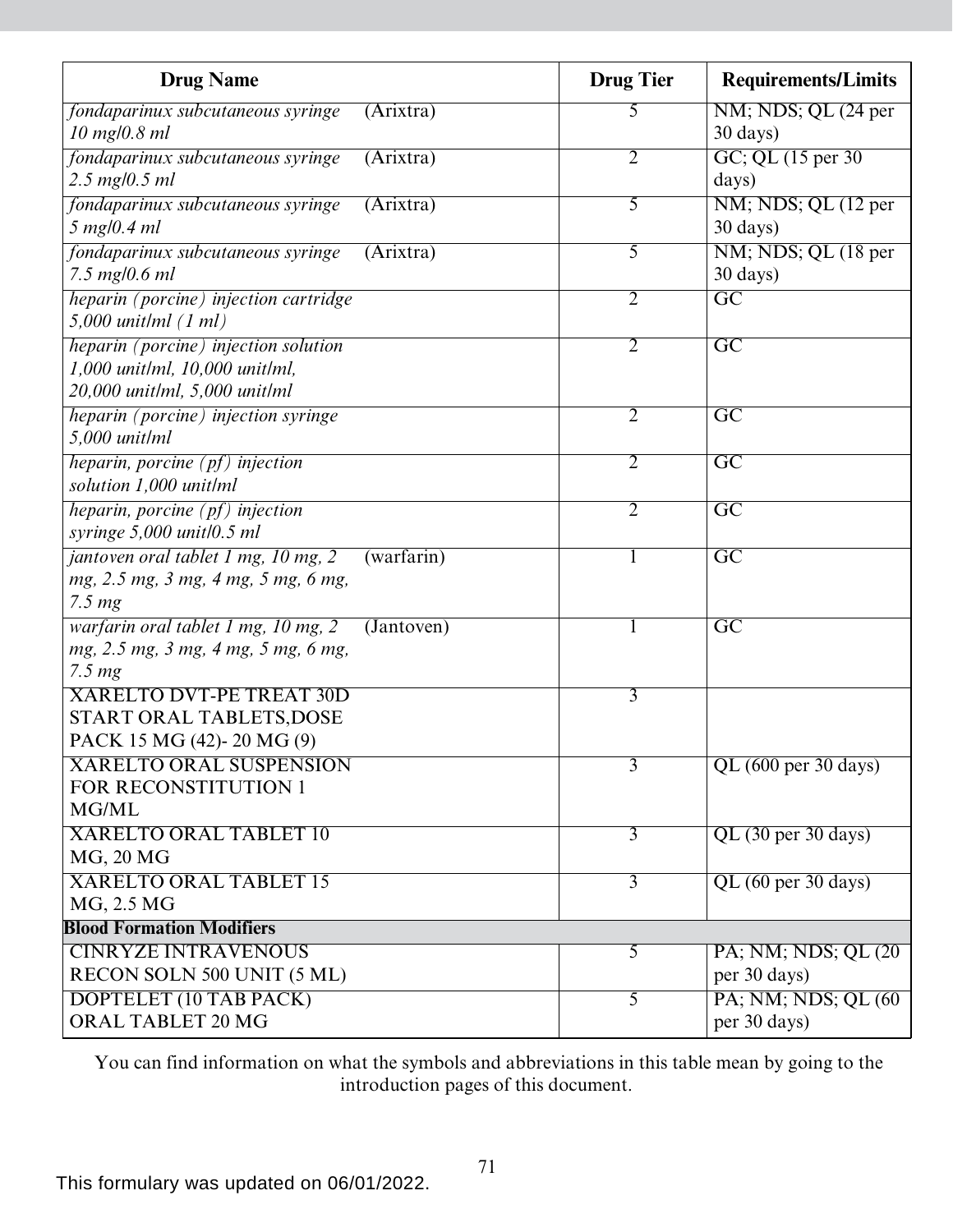| Drug Name | Drug Tier | Requirements/Limits |
|---|---|---|
| *fondaparinux subcutaneous syringe 10 mg/0.8 ml* (Arixtra) | 5 | NM; NDS; QL (24 per 30 days) |
| *fondaparinux subcutaneous syringe 2.5 mg/0.5 ml* (Arixtra) | 2 | GC; QL (15 per 30 days) |
| *fondaparinux subcutaneous syringe 5 mg/0.4 ml* (Arixtra) | 5 | NM; NDS; QL (12 per 30 days) |
| *fondaparinux subcutaneous syringe 7.5 mg/0.6 ml* (Arixtra) | 5 | NM; NDS; QL (18 per 30 days) |
| *heparin (porcine) injection cartridge 5,000 unit/ml (1 ml)* | 2 | GC |
| *heparin (porcine) injection solution 1,000 unit/ml, 10,000 unit/ml, 20,000 unit/ml, 5,000 unit/ml* | 2 | GC |
| *heparin (porcine) injection syringe 5,000 unit/ml* | 2 | GC |
| *heparin, porcine (pf) injection solution 1,000 unit/ml* | 2 | GC |
| *heparin, porcine (pf) injection syringe 5,000 unit/0.5 ml* | 2 | GC |
| *jantoven oral tablet 1 mg, 10 mg, 2 mg, 2.5 mg, 3 mg, 4 mg, 5 mg, 6 mg, 7.5 mg* (warfarin) | 1 | GC |
| *warfarin oral tablet 1 mg, 10 mg, 2 mg, 2.5 mg, 3 mg, 4 mg, 5 mg, 6 mg, 7.5 mg* (Jantoven) | 1 | GC |
| XARELTO DVT-PE TREAT 30D START ORAL TABLETS,DOSE PACK 15 MG (42)- 20 MG (9) | 3 | |
| XARELTO ORAL SUSPENSION FOR RECONSTITUTION 1 MG/ML | 3 | QL (600 per 30 days) |
| XARELTO ORAL TABLET 10 MG, 20 MG | 3 | QL (30 per 30 days) |
| XARELTO ORAL TABLET 15 MG, 2.5 MG | 3 | QL (60 per 30 days) |
| **Blood Formation Modifiers** | | |
| CINRYZE INTRAVENOUS RECON SOLN 500 UNIT (5 ML) | 5 | PA; NM; NDS; QL (20 per 30 days) |
| DOPTELET (10 TAB PACK) ORAL TABLET 20 MG | 5 | PA; NM; NDS; QL (60 per 30 days) |

You can find information on what the symbols and abbreviations in this table mean by going to the introduction pages of this document.

This formulary was updated on 06/01/2022.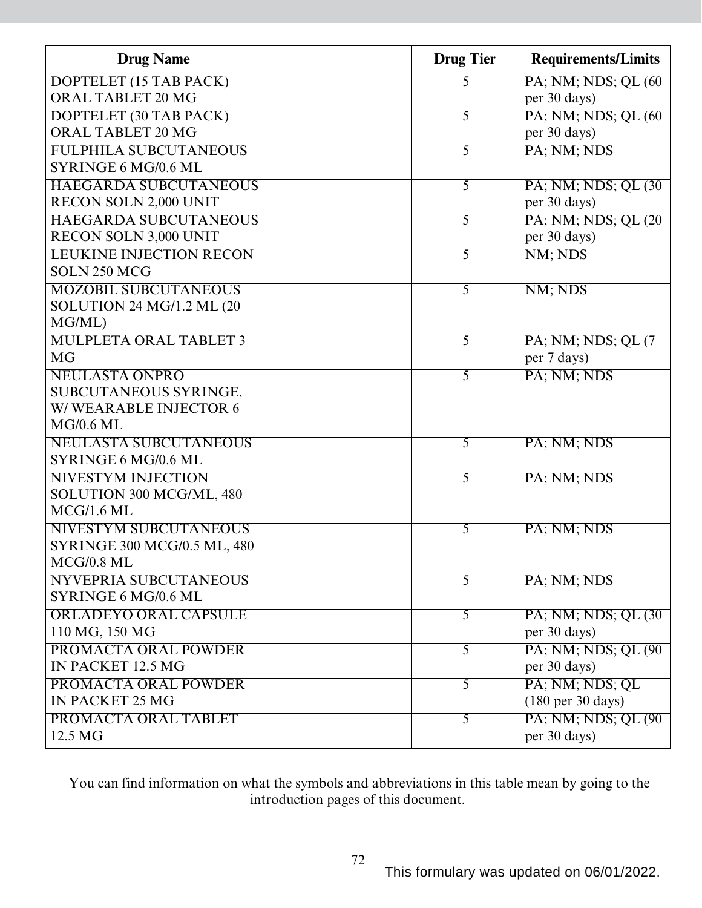| Drug Name | Drug Tier | Requirements/Limits |
|---|---|---|
| DOPTELET (15 TAB PACK) ORAL TABLET 20 MG | 5 | PA; NM; NDS; QL (60 per 30 days) |
| DOPTELET (30 TAB PACK) ORAL TABLET 20 MG | 5 | PA; NM; NDS; QL (60 per 30 days) |
| FULPHILA SUBCUTANEOUS SYRINGE 6 MG/0.6 ML | 5 | PA; NM; NDS |
| HAEGARDA SUBCUTANEOUS RECON SOLN 2,000 UNIT | 5 | PA; NM; NDS; QL (30 per 30 days) |
| HAEGARDA SUBCUTANEOUS RECON SOLN 3,000 UNIT | 5 | PA; NM; NDS; QL (20 per 30 days) |
| LEUKINE INJECTION RECON SOLN 250 MCG | 5 | NM; NDS |
| MOZOBIL SUBCUTANEOUS SOLUTION 24 MG/1.2 ML (20 MG/ML) | 5 | NM; NDS |
| MULPLETA ORAL TABLET 3 MG | 5 | PA; NM; NDS; QL (7 per 7 days) |
| NEULASTA ONPRO SUBCUTANEOUS SYRINGE, W/ WEARABLE INJECTOR 6 MG/0.6 ML | 5 | PA; NM; NDS |
| NEULASTA SUBCUTANEOUS SYRINGE 6 MG/0.6 ML | 5 | PA; NM; NDS |
| NIVESTYM INJECTION SOLUTION 300 MCG/ML, 480 MCG/1.6 ML | 5 | PA; NM; NDS |
| NIVESTYM SUBCUTANEOUS SYRINGE 300 MCG/0.5 ML, 480 MCG/0.8 ML | 5 | PA; NM; NDS |
| NYVEPRIA SUBCUTANEOUS SYRINGE 6 MG/0.6 ML | 5 | PA; NM; NDS |
| ORLADEYO ORAL CAPSULE 110 MG, 150 MG | 5 | PA; NM; NDS; QL (30 per 30 days) |
| PROMACTA ORAL POWDER IN PACKET 12.5 MG | 5 | PA; NM; NDS; QL (90 per 30 days) |
| PROMACTA ORAL POWDER IN PACKET 25 MG | 5 | PA; NM; NDS; QL (180 per 30 days) |
| PROMACTA ORAL TABLET 12.5 MG | 5 | PA; NM; NDS; QL (90 per 30 days) |

You can find information on what the symbols and abbreviations in this table mean by going to the introduction pages of this document.

This formulary was updated on 06/01/2022.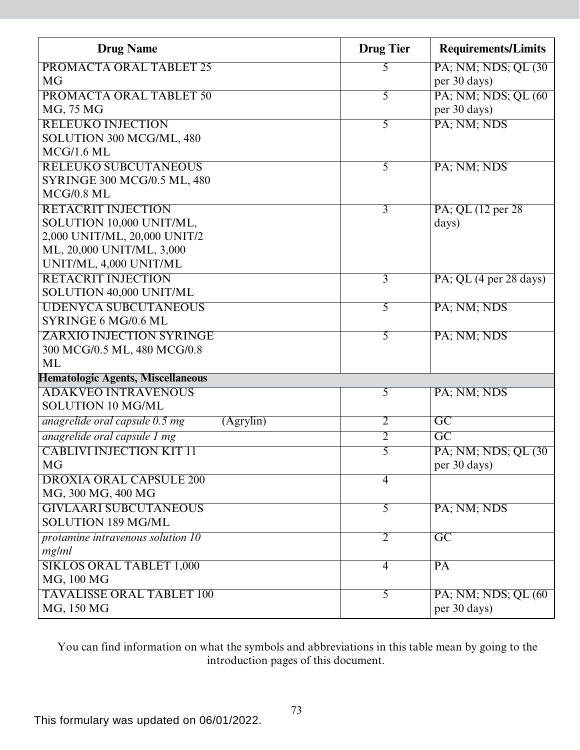| Drug Name | Drug Tier | Requirements/Limits |
|---|---|---|
| PROMACTA ORAL TABLET 25 MG | 5 | PA; NM; NDS; QL (30 per 30 days) |
| PROMACTA ORAL TABLET 50 MG, 75 MG | 5 | PA; NM; NDS; QL (60 per 30 days) |
| RELEUKO INJECTION SOLUTION 300 MCG/ML, 480 MCG/1.6 ML | 5 | PA; NM; NDS |
| RELEUKO SUBCUTANEOUS SYRINGE 300 MCG/0.5 ML, 480 MCG/0.8 ML | 5 | PA; NM; NDS |
| RETACRIT INJECTION SOLUTION 10,000 UNIT/ML, 2,000 UNIT/ML, 20,000 UNIT/2 ML, 20,000 UNIT/ML, 3,000 UNIT/ML, 4,000 UNIT/ML | 3 | PA; QL (12 per 28 days) |
| RETACRIT INJECTION SOLUTION 40,000 UNIT/ML | 3 | PA; QL (4 per 28 days) |
| UDENYCA SUBCUTANEOUS SYRINGE 6 MG/0.6 ML | 5 | PA; NM; NDS |
| ZARXIO INJECTION SYRINGE 300 MCG/0.5 ML, 480 MCG/0.8 ML | 5 | PA; NM; NDS |
| **Hematologic Agents, Miscellaneous** | | |
| ADAKVEO INTRAVENOUS SOLUTION 10 MG/ML | 5 | PA; NM; NDS |
| *anagrelide oral capsule 0.5 mg* (Agrylin) | 2 | GC |
| *anagrelide oral capsule 1 mg* | 2 | GC |
| CABLIVI INJECTION KIT 11 MG | 5 | PA; NM; NDS; QL (30 per 30 days) |
| DROXIA ORAL CAPSULE 200 MG, 300 MG, 400 MG | 4 | |
| GIVLAARI SUBCUTANEOUS SOLUTION 189 MG/ML | 5 | PA; NM; NDS |
| *protamine intravenous solution 10 mg/ml* | 2 | GC |
| SIKLOS ORAL TABLET 1,000 MG, 100 MG | 4 | PA |
| TAVALISSE ORAL TABLET 100 MG, 150 MG | 5 | PA; NM; NDS; QL (60 per 30 days) |

You can find information on what the symbols and abbreviations in this table mean by going to the introduction pages of this document.

This formulary was updated on 06/01/2022.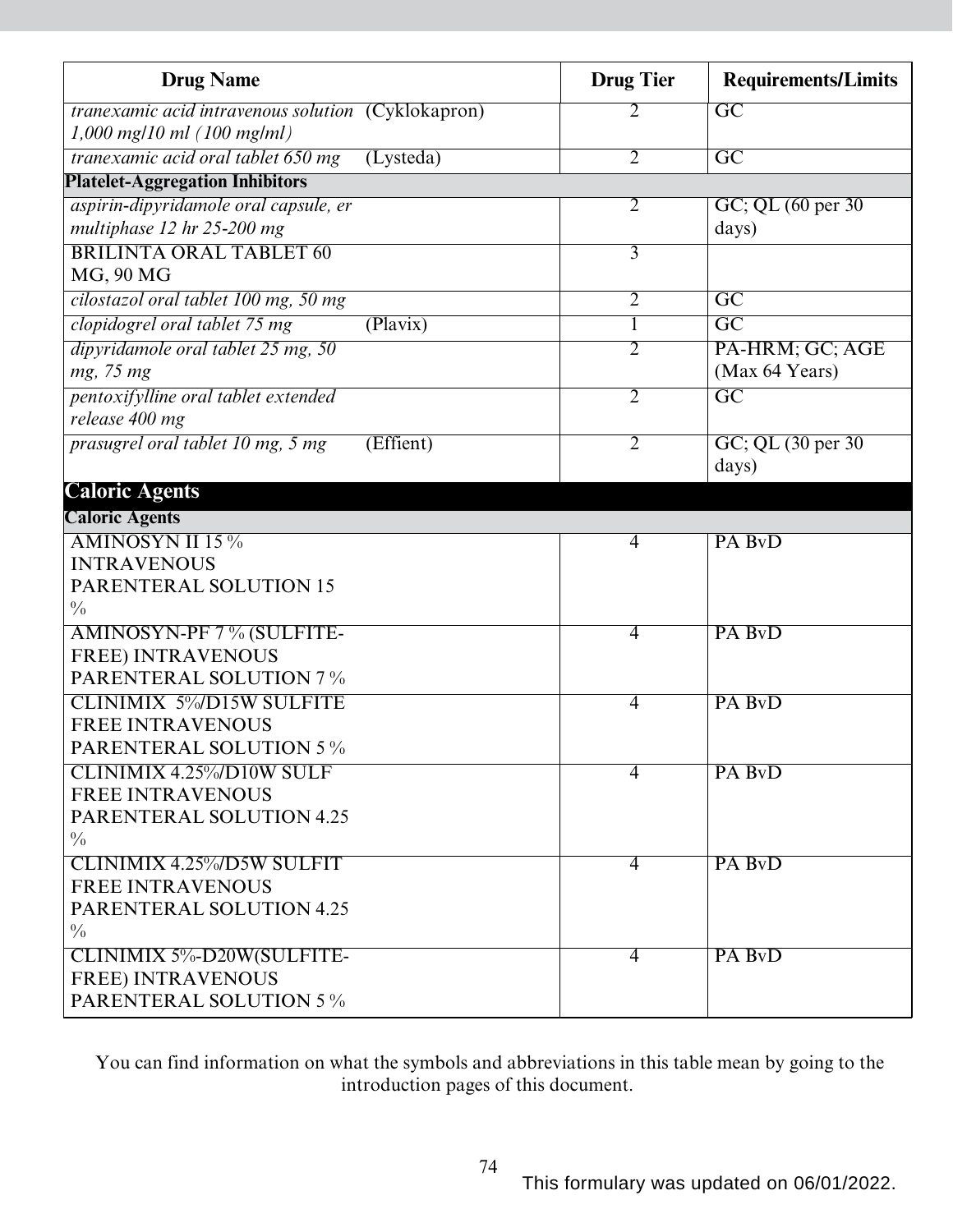| Drug Name | Drug Tier | Requirements/Limits |
|---|---|---|
| *tranexamic acid intravenous solution 1,000 mg/10 ml (100 mg/ml)* (Cyklokapron) | 2 | GC |
| *tranexamic acid oral tablet 650 mg* (Lysteda) | 2 | GC |
| **Platelet-Aggregation Inhibitors** | | |
| *aspirin-dipyridamole oral capsule, er multiphase 12 hr 25-200 mg* | 2 | GC; QL (60 per 30 days) |
| BRILINTA ORAL TABLET 60 MG, 90 MG | 3 | |
| *cilostazol oral tablet 100 mg, 50 mg* | 2 | GC |
| *clopidogrel oral tablet 75 mg* (Plavix) | 1 | GC |
| *dipyridamole oral tablet 25 mg, 50 mg, 75 mg* | 2 | PA-HRM; GC; AGE (Max 64 Years) |
| *pentoxifylline oral tablet extended release 400 mg* | 2 | GC |
| *prasugrel oral tablet 10 mg, 5 mg* (Effient) | 2 | GC; QL (30 per 30 days) |
| **Caloric Agents** | | |
| **Caloric Agents** | | |
| AMINOSYN II 15 % INTRAVENOUS PARENTERAL SOLUTION 15 % | 4 | PA BvD |
| AMINOSYN-PF 7 % (SULFITE-FREE) INTRAVENOUS PARENTERAL SOLUTION 7 % | 4 | PA BvD |
| CLINIMIX 5%/D15W SULFITE FREE INTRAVENOUS PARENTERAL SOLUTION 5 % | 4 | PA BvD |
| CLINIMIX 4.25%/D10W SULF FREE INTRAVENOUS PARENTERAL SOLUTION 4.25 % | 4 | PA BvD |
| CLINIMIX 4.25%/D5W SULFIT FREE INTRAVENOUS PARENTERAL SOLUTION 4.25 % | 4 | PA BvD |
| CLINIMIX 5%-D20W(SULFITE-FREE) INTRAVENOUS PARENTERAL SOLUTION 5 % | 4 | PA BvD |

You can find information on what the symbols and abbreviations in this table mean by going to the introduction pages of this document.

This formulary was updated on 06/01/2022.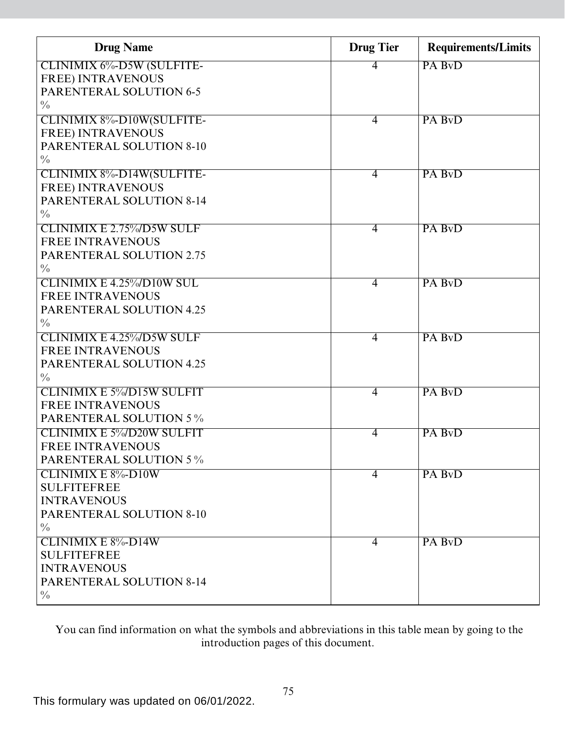| Drug Name | Drug Tier | Requirements/Limits |
|---|---|---|
| CLINIMIX 6%-D5W (SULFITE-FREE) INTRAVENOUS PARENTERAL SOLUTION 6-5 % | 4 | PA BvD |
| CLINIMIX 8%-D10W(SULFITE-FREE) INTRAVENOUS PARENTERAL SOLUTION 8-10 % | 4 | PA BvD |
| CLINIMIX 8%-D14W(SULFITE-FREE) INTRAVENOUS PARENTERAL SOLUTION 8-14 % | 4 | PA BvD |
| CLINIMIX E 2.75%/D5W SULF FREE INTRAVENOUS PARENTERAL SOLUTION 2.75 % | 4 | PA BvD |
| CLINIMIX E 4.25%/D10W SUL FREE INTRAVENOUS PARENTERAL SOLUTION 4.25 % | 4 | PA BvD |
| CLINIMIX E 4.25%/D5W SULF FREE INTRAVENOUS PARENTERAL SOLUTION 4.25 % | 4 | PA BvD |
| CLINIMIX E 5%/D15W SULFIT FREE INTRAVENOUS PARENTERAL SOLUTION 5 % | 4 | PA BvD |
| CLINIMIX E 5%/D20W SULFIT FREE INTRAVENOUS PARENTERAL SOLUTION 5 % | 4 | PA BvD |
| CLINIMIX E 8%-D10W SULFITEFREE INTRAVENOUS PARENTERAL SOLUTION 8-10 % | 4 | PA BvD |
| CLINIMIX E 8%-D14W SULFITEFREE INTRAVENOUS PARENTERAL SOLUTION 8-14 % | 4 | PA BvD |

You can find information on what the symbols and abbreviations in this table mean by going to the introduction pages of this document.

This formulary was updated on 06/01/2022.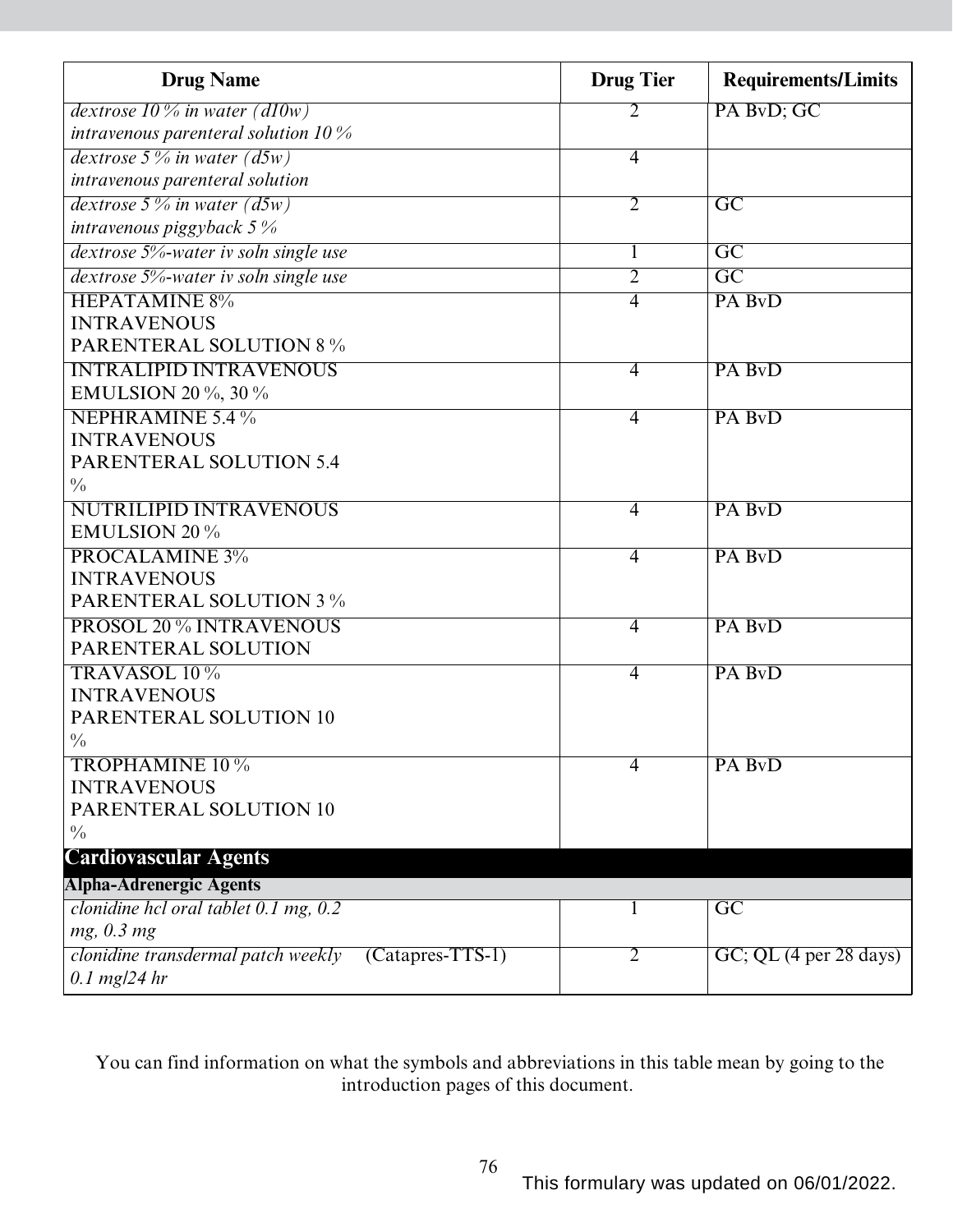| Drug Name | Drug Tier | Requirements/Limits |
|---|---|---|
| *dextrose 10 % in water (d10w) intravenous parenteral solution 10 %* | 2 | PA BvD; GC |
| *dextrose 5 % in water (d5w) intravenous parenteral solution* | 4 | |
| *dextrose 5 % in water (d5w) intravenous piggyback 5 %* | 2 | GC |
| *dextrose 5%-water iv soln single use* | 1 | GC |
| *dextrose 5%-water iv soln single use* | 2 | GC |
| HEPATAMINE 8% INTRAVENOUS PARENTERAL SOLUTION 8 % | 4 | PA BvD |
| INTRALIPID INTRAVENOUS EMULSION 20 %, 30 % | 4 | PA BvD |
| NEPHRAMINE 5.4 % INTRAVENOUS PARENTERAL SOLUTION 5.4 % | 4 | PA BvD |
| NUTRILIPID INTRAVENOUS EMULSION 20 % | 4 | PA BvD |
| PROCALAMINE 3% INTRAVENOUS PARENTERAL SOLUTION 3 % | 4 | PA BvD |
| PROSOL 20 % INTRAVENOUS PARENTERAL SOLUTION | 4 | PA BvD |
| TRAVASOL 10 % INTRAVENOUS PARENTERAL SOLUTION 10 % | 4 | PA BvD |
| TROPHAMINE 10 % INTRAVENOUS PARENTERAL SOLUTION 10 % | 4 | PA BvD |
| **Cardiovascular Agents** | | |
| **Alpha-Adrenergic Agents** | | |
| *clonidine hcl oral tablet 0.1 mg, 0.2 mg, 0.3 mg* | 1 | GC |
| *clonidine transdermal patch weekly 0.1 mg/24 hr* (Catapres-TTS-1) | 2 | GC; QL (4 per 28 days) |

You can find information on what the symbols and abbreviations in this table mean by going to the introduction pages of this document.

This formulary was updated on 06/01/2022.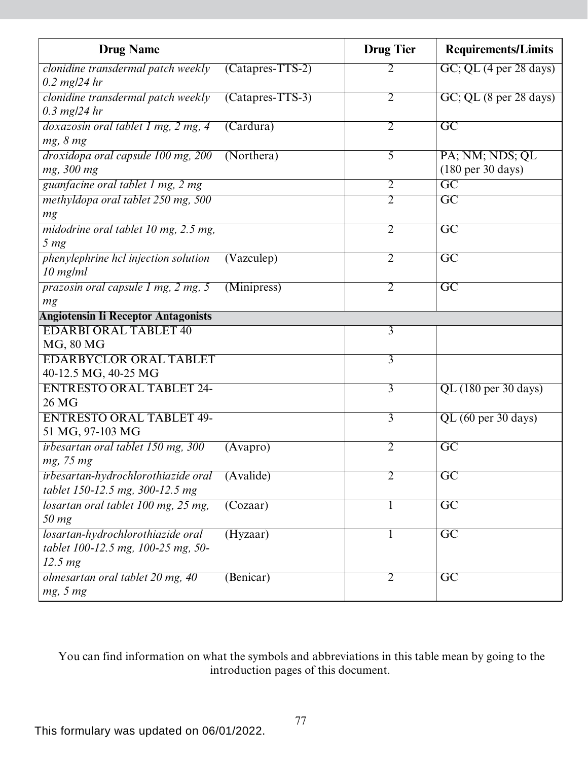| Drug Name | | Drug Tier | Requirements/Limits |
|---|---|---|---|
| *clonidine transdermal patch weekly 0.2 mg/24 hr* | (Catapres-TTS-2) | 2 | GC; QL (4 per 28 days) |
| *clonidine transdermal patch weekly 0.3 mg/24 hr* | (Catapres-TTS-3) | 2 | GC; QL (8 per 28 days) |
| *doxazosin oral tablet 1 mg, 2 mg, 4 mg, 8 mg* | (Cardura) | 2 | GC |
| *droxidopa oral capsule 100 mg, 200 mg, 300 mg* | (Northera) | 5 | PA; NM; NDS; QL (180 per 30 days) |
| *guanfacine oral tablet 1 mg, 2 mg* | | 2 | GC |
| *methyldopa oral tablet 250 mg, 500 mg* | | 2 | GC |
| *midodrine oral tablet 10 mg, 2.5 mg, 5 mg* | | 2 | GC |
| *phenylephrine hcl injection solution 10 mg/ml* | (Vazculep) | 2 | GC |
| *prazosin oral capsule 1 mg, 2 mg, 5 mg* | (Minipress) | 2 | GC |
| **Angiotensin Ii Receptor Antagonists** | | | |
| EDARBI ORAL TABLET 40 MG, 80 MG | | 3 | |
| EDARBYCLOR ORAL TABLET 40-12.5 MG, 40-25 MG | | 3 | |
| ENTRESTO ORAL TABLET 24-26 MG | | 3 | QL (180 per 30 days) |
| ENTRESTO ORAL TABLET 49-51 MG, 97-103 MG | | 3 | QL (60 per 30 days) |
| *irbesartan oral tablet 150 mg, 300 mg, 75 mg* | (Avapro) | 2 | GC |
| *irbesartan-hydrochlorothiazide oral tablet 150-12.5 mg, 300-12.5 mg* | (Avalide) | 2 | GC |
| *losartan oral tablet 100 mg, 25 mg, 50 mg* | (Cozaar) | 1 | GC |
| *losartan-hydrochlorothiazide oral tablet 100-12.5 mg, 100-25 mg, 50-12.5 mg* | (Hyzaar) | 1 | GC |
| *olmesartan oral tablet 20 mg, 40 mg, 5 mg* | (Benicar) | 2 | GC |

You can find information on what the symbols and abbreviations in this table mean by going to the introduction pages of this document.

This formulary was updated on 06/01/2022.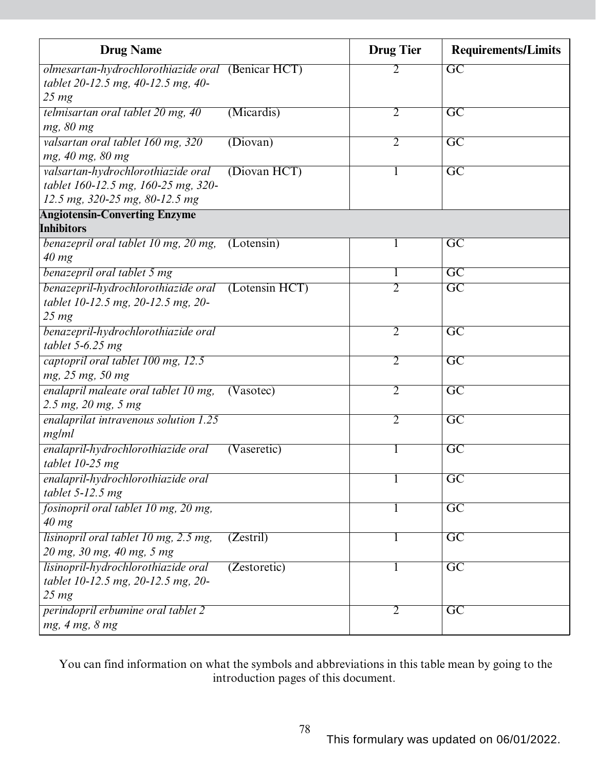| Drug Name | | Drug Tier | Requirements/Limits |
|---|---|---|---|
| *olmesartan-hydrochlorothiazide oral tablet 20-12.5 mg, 40-12.5 mg, 40-25 mg* | (Benicar HCT) | 2 | GC |
| *telmisartan oral tablet 20 mg, 40 mg, 80 mg* | (Micardis) | 2 | GC |
| *valsartan oral tablet 160 mg, 320 mg, 40 mg, 80 mg* | (Diovan) | 2 | GC |
| *valsartan-hydrochlorothiazide oral tablet 160-12.5 mg, 160-25 mg, 320-12.5 mg, 320-25 mg, 80-12.5 mg* | (Diovan HCT) | 1 | GC |
| **Angiotensin-Converting Enzyme Inhibitors** | | | |
| *benazepril oral tablet 10 mg, 20 mg, 40 mg* | (Lotensin) | 1 | GC |
| *benazepril oral tablet 5 mg* | | 1 | GC |
| *benazepril-hydrochlorothiazide oral tablet 10-12.5 mg, 20-12.5 mg, 20-25 mg* | (Lotensin HCT) | 2 | GC |
| *benazepril-hydrochlorothiazide oral tablet 5-6.25 mg* | | 2 | GC |
| *captopril oral tablet 100 mg, 12.5 mg, 25 mg, 50 mg* | | 2 | GC |
| *enalapril maleate oral tablet 10 mg, 2.5 mg, 20 mg, 5 mg* | (Vasotec) | 2 | GC |
| *enalaprilat intravenous solution 1.25 mg/ml* | | 2 | GC |
| *enalapril-hydrochlorothiazide oral tablet 10-25 mg* | (Vaseretic) | 1 | GC |
| *enalapril-hydrochlorothiazide oral tablet 5-12.5 mg* | | 1 | GC |
| *fosinopril oral tablet 10 mg, 20 mg, 40 mg* | | 1 | GC |
| *lisinopril oral tablet 10 mg, 2.5 mg, 20 mg, 30 mg, 40 mg, 5 mg* | (Zestril) | 1 | GC |
| *lisinopril-hydrochlorothiazide oral tablet 10-12.5 mg, 20-12.5 mg, 20-25 mg* | (Zestoretic) | 1 | GC |
| *perindopril erbumine oral tablet 2 mg, 4 mg, 8 mg* | | 2 | GC |

You can find information on what the symbols and abbreviations in this table mean by going to the introduction pages of this document.

This formulary was updated on 06/01/2022.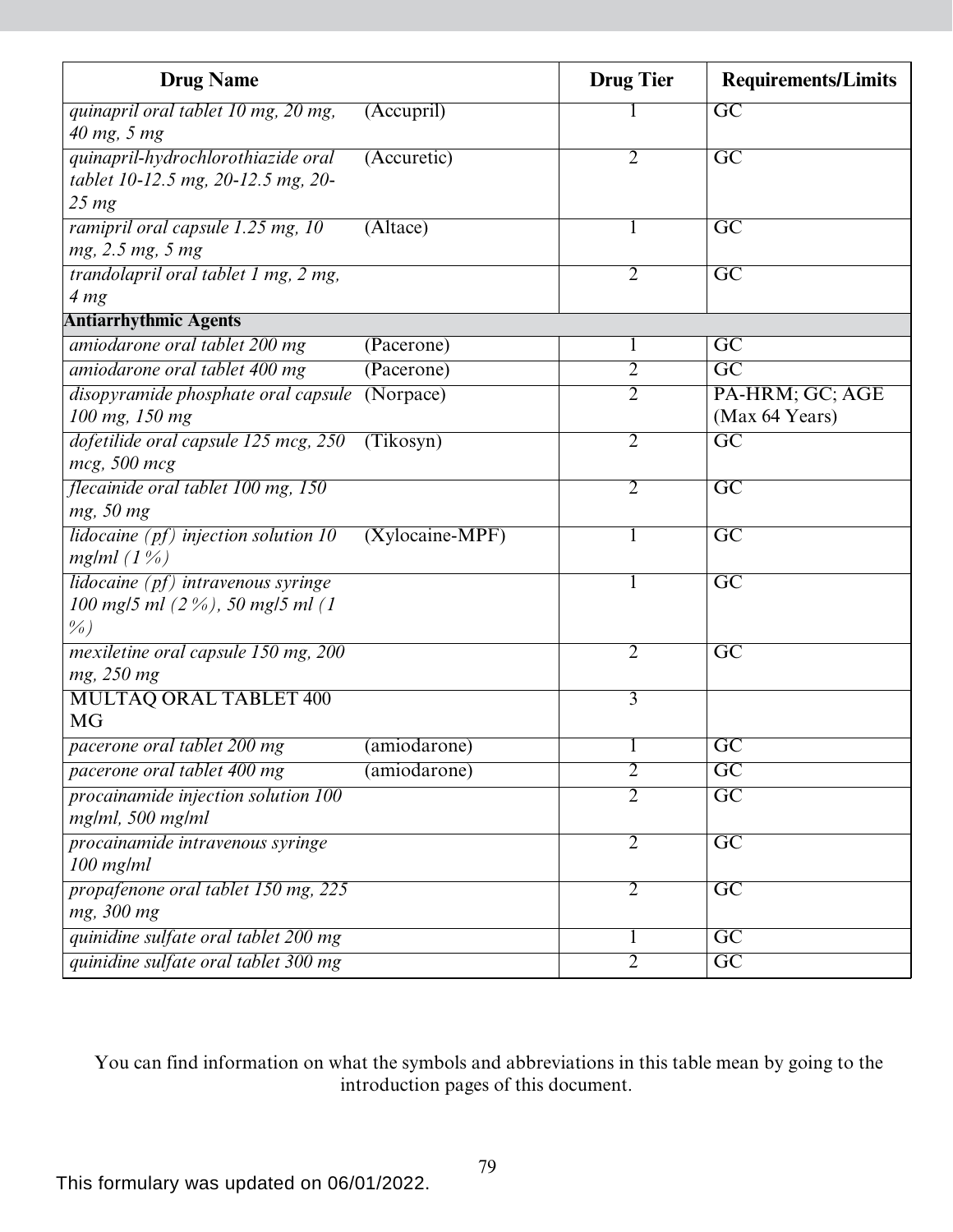| Drug Name | | Drug Tier | Requirements/Limits |
|---|---|---|---|
| *quinapril oral tablet 10 mg, 20 mg, 40 mg, 5 mg* | (Accupril) | 1 | GC |
| *quinapril-hydrochlorothiazide oral tablet 10-12.5 mg, 20-12.5 mg, 20-25 mg* | (Accuretic) | 2 | GC |
| *ramipril oral capsule 1.25 mg, 10 mg, 2.5 mg, 5 mg* | (Altace) | 1 | GC |
| *trandolapril oral tablet 1 mg, 2 mg, 4 mg* | | 2 | GC |
| **Antiarrhythmic Agents** | | | |
| *amiodarone oral tablet 200 mg* | (Pacerone) | 1 | GC |
| *amiodarone oral tablet 400 mg* | (Pacerone) | 2 | GC |
| *disopyramide phosphate oral capsule 100 mg, 150 mg* | (Norpace) | 2 | PA-HRM; GC; AGE (Max 64 Years) |
| *dofetilide oral capsule 125 mcg, 250 mcg, 500 mcg* | (Tikosyn) | 2 | GC |
| *flecainide oral tablet 100 mg, 150 mg, 50 mg* | | 2 | GC |
| *lidocaine (pf) injection solution 10 mg/ml (1 %)* | (Xylocaine-MPF) | 1 | GC |
| *lidocaine (pf) intravenous syringe 100 mg/5 ml (2 %), 50 mg/5 ml (1 %)* | | 1 | GC |
| *mexiletine oral capsule 150 mg, 200 mg, 250 mg* | | 2 | GC |
| MULTAQ ORAL TABLET 400 MG | | 3 | |
| *pacerone oral tablet 200 mg* | (amiodarone) | 1 | GC |
| *pacerone oral tablet 400 mg* | (amiodarone) | 2 | GC |
| *procainamide injection solution 100 mg/ml, 500 mg/ml* | | 2 | GC |
| *procainamide intravenous syringe 100 mg/ml* | | 2 | GC |
| *propafenone oral tablet 150 mg, 225 mg, 300 mg* | | 2 | GC |
| *quinidine sulfate oral tablet 200 mg* | | 1 | GC |
| *quinidine sulfate oral tablet 300 mg* | | 2 | GC |

You can find information on what the symbols and abbreviations in this table mean by going to the introduction pages of this document.

This formulary was updated on 06/01/2022.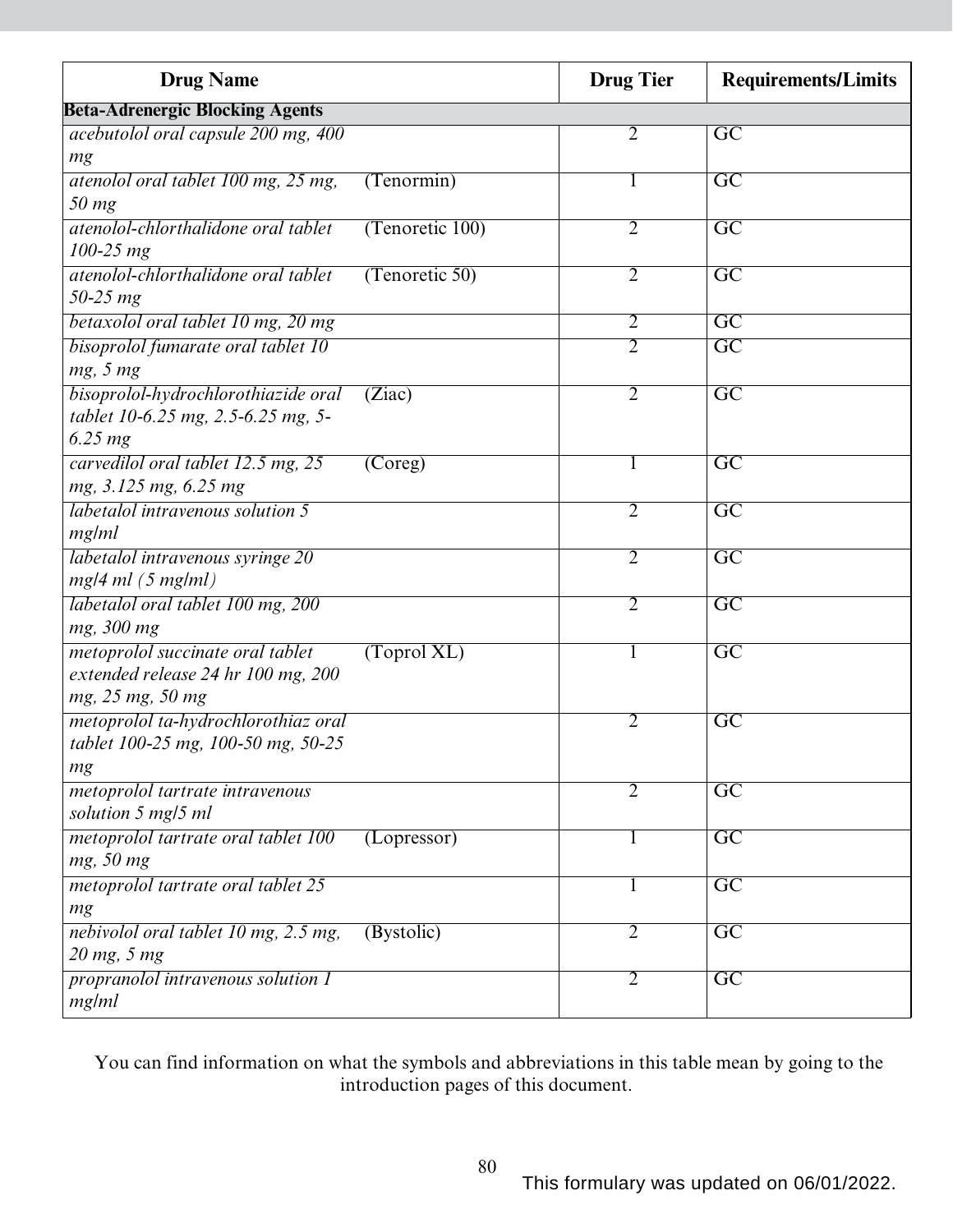| Drug Name | | Drug Tier | Requirements/Limits |
|---|---|---|---|
| **Beta-Adrenergic Blocking Agents** | | | |
| *acebutolol oral capsule 200 mg, 400 mg* | | 2 | GC |
| *atenolol oral tablet 100 mg, 25 mg, 50 mg* | (Tenormin) | 1 | GC |
| *atenolol-chlorthalidone oral tablet 100-25 mg* | (Tenoretic 100) | 2 | GC |
| *atenolol-chlorthalidone oral tablet 50-25 mg* | (Tenoretic 50) | 2 | GC |
| *betaxolol oral tablet 10 mg, 20 mg* | | 2 | GC |
| *bisoprolol fumarate oral tablet 10 mg, 5 mg* | | 2 | GC |
| *bisoprolol-hydrochlorothiazide oral tablet 10-6.25 mg, 2.5-6.25 mg, 5-6.25 mg* | (Ziac) | 2 | GC |
| *carvedilol oral tablet 12.5 mg, 25 mg, 3.125 mg, 6.25 mg* | (Coreg) | 1 | GC |
| *labetalol intravenous solution 5 mg/ml* | | 2 | GC |
| *labetalol intravenous syringe 20 mg/4 ml (5 mg/ml)* | | 2 | GC |
| *labetalol oral tablet 100 mg, 200 mg, 300 mg* | | 2 | GC |
| *metoprolol succinate oral tablet extended release 24 hr 100 mg, 200 mg, 25 mg, 50 mg* | (Toprol XL) | 1 | GC |
| *metoprolol ta-hydrochlorothiaz oral tablet 100-25 mg, 100-50 mg, 50-25 mg* | | 2 | GC |
| *metoprolol tartrate intravenous solution 5 mg/5 ml* | | 2 | GC |
| *metoprolol tartrate oral tablet 100 mg, 50 mg* | (Lopressor) | 1 | GC |
| *metoprolol tartrate oral tablet 25 mg* | | 1 | GC |
| *nebivolol oral tablet 10 mg, 2.5 mg, 20 mg, 5 mg* | (Bystolic) | 2 | GC |
| *propranolol intravenous solution 1 mg/ml* | | 2 | GC |

You can find information on what the symbols and abbreviations in this table mean by going to the introduction pages of this document.

This formulary was updated on 06/01/2022.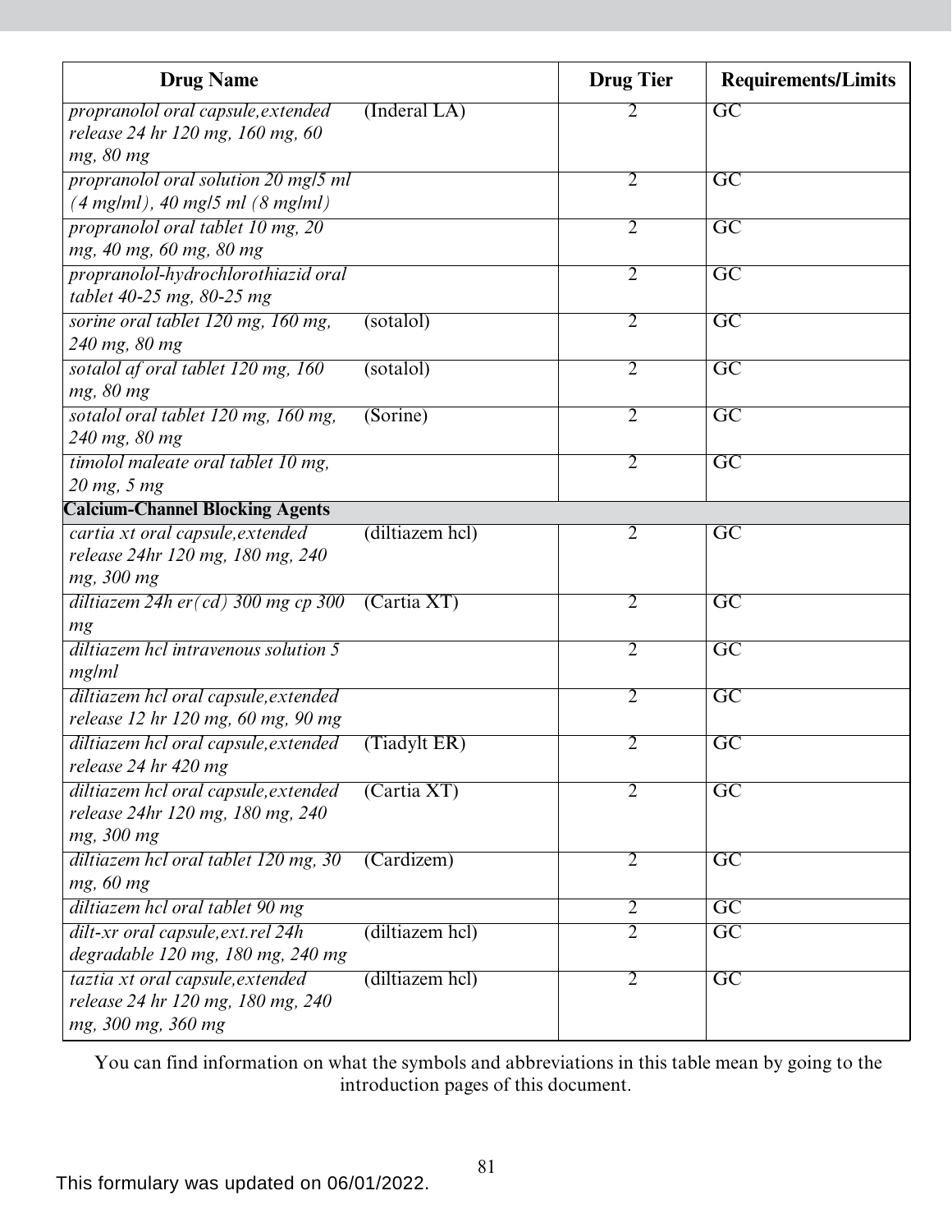| Drug Name | | Drug Tier | Requirements/Limits |
|---|---|---|---|
| *propranolol oral capsule,extended release 24 hr 120 mg, 160 mg, 60 mg, 80 mg* | (Inderal LA) | 2 | GC |
| *propranolol oral solution 20 mg/5 ml (4 mg/ml), 40 mg/5 ml (8 mg/ml)* | | 2 | GC |
| *propranolol oral tablet 10 mg, 20 mg, 40 mg, 60 mg, 80 mg* | | 2 | GC |
| *propranolol-hydrochlorothiazid oral tablet 40-25 mg, 80-25 mg* | | 2 | GC |
| *sorine oral tablet 120 mg, 160 mg, 240 mg, 80 mg* | (sotalol) | 2 | GC |
| *sotalol af oral tablet 120 mg, 160 mg, 80 mg* | (sotalol) | 2 | GC |
| *sotalol oral tablet 120 mg, 160 mg, 240 mg, 80 mg* | (Sorine) | 2 | GC |
| *timolol maleate oral tablet 10 mg, 20 mg, 5 mg* | | 2 | GC |
| **Calcium-Channel Blocking Agents** | | | |
| *cartia xt oral capsule,extended release 24hr 120 mg, 180 mg, 240 mg, 300 mg* | (diltiazem hcl) | 2 | GC |
| *diltiazem 24h er(cd) 300 mg cp 300 mg* | (Cartia XT) | 2 | GC |
| *diltiazem hcl intravenous solution 5 mg/ml* | | 2 | GC |
| *diltiazem hcl oral capsule,extended release 12 hr 120 mg, 60 mg, 90 mg* | | 2 | GC |
| *diltiazem hcl oral capsule,extended release 24 hr 420 mg* | (Tiadylt ER) | 2 | GC |
| *diltiazem hcl oral capsule,extended release 24hr 120 mg, 180 mg, 240 mg, 300 mg* | (Cartia XT) | 2 | GC |
| *diltiazem hcl oral tablet 120 mg, 30 mg, 60 mg* | (Cardizem) | 2 | GC |
| *diltiazem hcl oral tablet 90 mg* | | 2 | GC |
| *dilt-xr oral capsule,ext.rel 24h degradable 120 mg, 180 mg, 240 mg* | (diltiazem hcl) | 2 | GC |
| *taztia xt oral capsule,extended release 24 hr 120 mg, 180 mg, 240 mg, 300 mg, 360 mg* | (diltiazem hcl) | 2 | GC |

You can find information on what the symbols and abbreviations in this table mean by going to the introduction pages of this document.

This formulary was updated on 06/01/2022.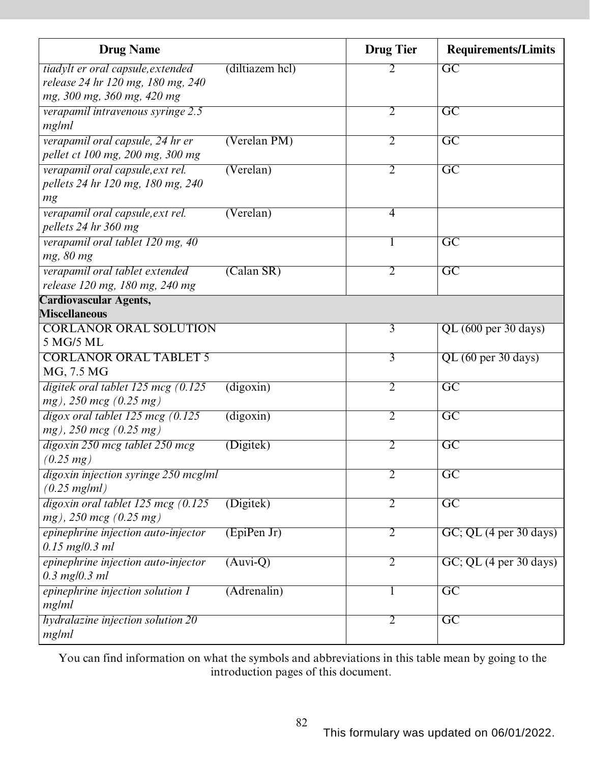| Drug Name | | Drug Tier | Requirements/Limits |
|---|---|---|---|
| *tiadylt er oral capsule,extended release 24 hr 120 mg, 180 mg, 240 mg, 300 mg, 360 mg, 420 mg* | (diltiazem hcl) | 2 | GC |
| *verapamil intravenous syringe 2.5 mg/ml* | | 2 | GC |
| *verapamil oral capsule, 24 hr er pellet ct 100 mg, 200 mg, 300 mg* | (Verelan PM) | 2 | GC |
| *verapamil oral capsule,ext rel. pellets 24 hr 120 mg, 180 mg, 240 mg* | (Verelan) | 2 | GC |
| *verapamil oral capsule,ext rel. pellets 24 hr 360 mg* | (Verelan) | 4 | |
| *verapamil oral tablet 120 mg, 40 mg, 80 mg* | | 1 | GC |
| *verapamil oral tablet extended release 120 mg, 180 mg, 240 mg* | (Calan SR) | 2 | GC |
| **Cardiovascular Agents, Miscellaneous** | | | |
| CORLANOR ORAL SOLUTION 5 MG/5 ML | | 3 | QL (600 per 30 days) |
| CORLANOR ORAL TABLET 5 MG, 7.5 MG | | 3 | QL (60 per 30 days) |
| *digitek oral tablet 125 mcg (0.125 mg), 250 mcg (0.25 mg)* | (digoxin) | 2 | GC |
| *digox oral tablet 125 mcg (0.125 mg), 250 mcg (0.25 mg)* | (digoxin) | 2 | GC |
| *digoxin 250 mcg tablet 250 mcg (0.25 mg)* | (Digitek) | 2 | GC |
| *digoxin injection syringe 250 mcg/ml (0.25 mg/ml)* | | 2 | GC |
| *digoxin oral tablet 125 mcg (0.125 mg), 250 mcg (0.25 mg)* | (Digitek) | 2 | GC |
| *epinephrine injection auto-injector 0.15 mg/0.3 ml* | (EpiPen Jr) | 2 | GC; QL (4 per 30 days) |
| *epinephrine injection auto-injector 0.3 mg/0.3 ml* | (Auvi-Q) | 2 | GC; QL (4 per 30 days) |
| *epinephrine injection solution 1 mg/ml* | (Adrenalin) | 1 | GC |
| *hydralazine injection solution 20 mg/ml* | | 2 | GC |

You can find information on what the symbols and abbreviations in this table mean by going to the introduction pages of this document.

This formulary was updated on 06/01/2022.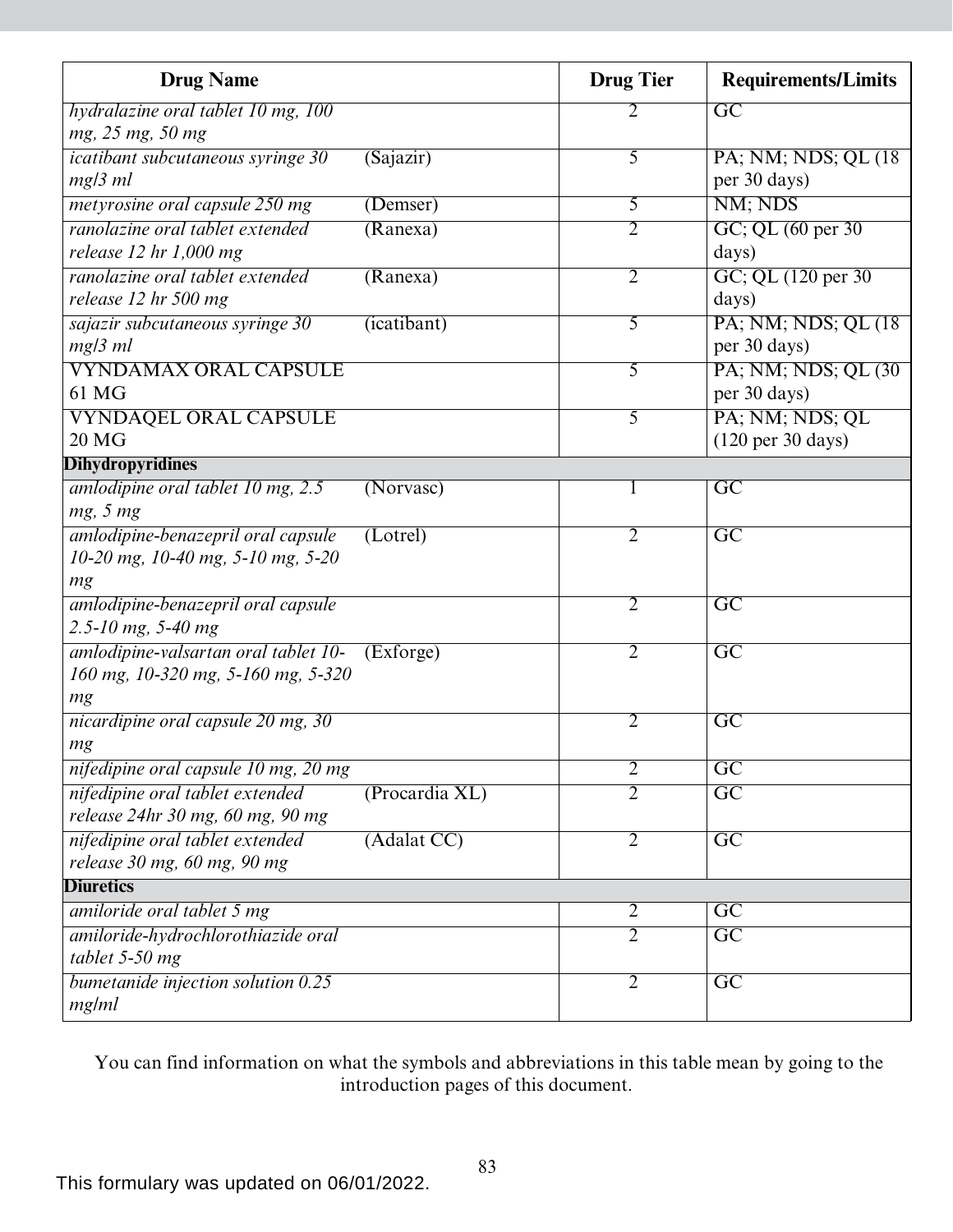| Drug Name | | Drug Tier | Requirements/Limits |
|---|---|---|---|
| *hydralazine oral tablet 10 mg, 100 mg, 25 mg, 50 mg* | | 2 | GC |
| *icatibant subcutaneous syringe 30 mg/3 ml* | (Sajazir) | 5 | PA; NM; NDS; QL (18 per 30 days) |
| *metyrosine oral capsule 250 mg* | (Demser) | 5 | NM; NDS |
| *ranolazine oral tablet extended release 12 hr 1,000 mg* | (Ranexa) | 2 | GC; QL (60 per 30 days) |
| *ranolazine oral tablet extended release 12 hr 500 mg* | (Ranexa) | 2 | GC; QL (120 per 30 days) |
| *sajazir subcutaneous syringe 30 mg/3 ml* | (icatibant) | 5 | PA; NM; NDS; QL (18 per 30 days) |
| VYNDAMAX ORAL CAPSULE 61 MG | | 5 | PA; NM; NDS; QL (30 per 30 days) |
| VYNDAQEL ORAL CAPSULE 20 MG | | 5 | PA; NM; NDS; QL (120 per 30 days) |
| **Dihydropyridines** | | | |
| *amlodipine oral tablet 10 mg, 2.5 mg, 5 mg* | (Norvasc) | 1 | GC |
| *amlodipine-benazepril oral capsule 10-20 mg, 10-40 mg, 5-10 mg, 5-20 mg* | (Lotrel) | 2 | GC |
| *amlodipine-benazepril oral capsule 2.5-10 mg, 5-40 mg* | | 2 | GC |
| *amlodipine-valsartan oral tablet 10-160 mg, 10-320 mg, 5-160 mg, 5-320 mg* | (Exforge) | 2 | GC |
| *nicardipine oral capsule 20 mg, 30 mg* | | 2 | GC |
| *nifedipine oral capsule 10 mg, 20 mg* | | 2 | GC |
| *nifedipine oral tablet extended release 24hr 30 mg, 60 mg, 90 mg* | (Procardia XL) | 2 | GC |
| *nifedipine oral tablet extended release 30 mg, 60 mg, 90 mg* | (Adalat CC) | 2 | GC |
| **Diuretics** | | | |
| *amiloride oral tablet 5 mg* | | 2 | GC |
| *amiloride-hydrochlorothiazide oral tablet 5-50 mg* | | 2 | GC |
| *bumetanide injection solution 0.25 mg/ml* | | 2 | GC |

You can find information on what the symbols and abbreviations in this table mean by going to the introduction pages of this document.

This formulary was updated on 06/01/2022.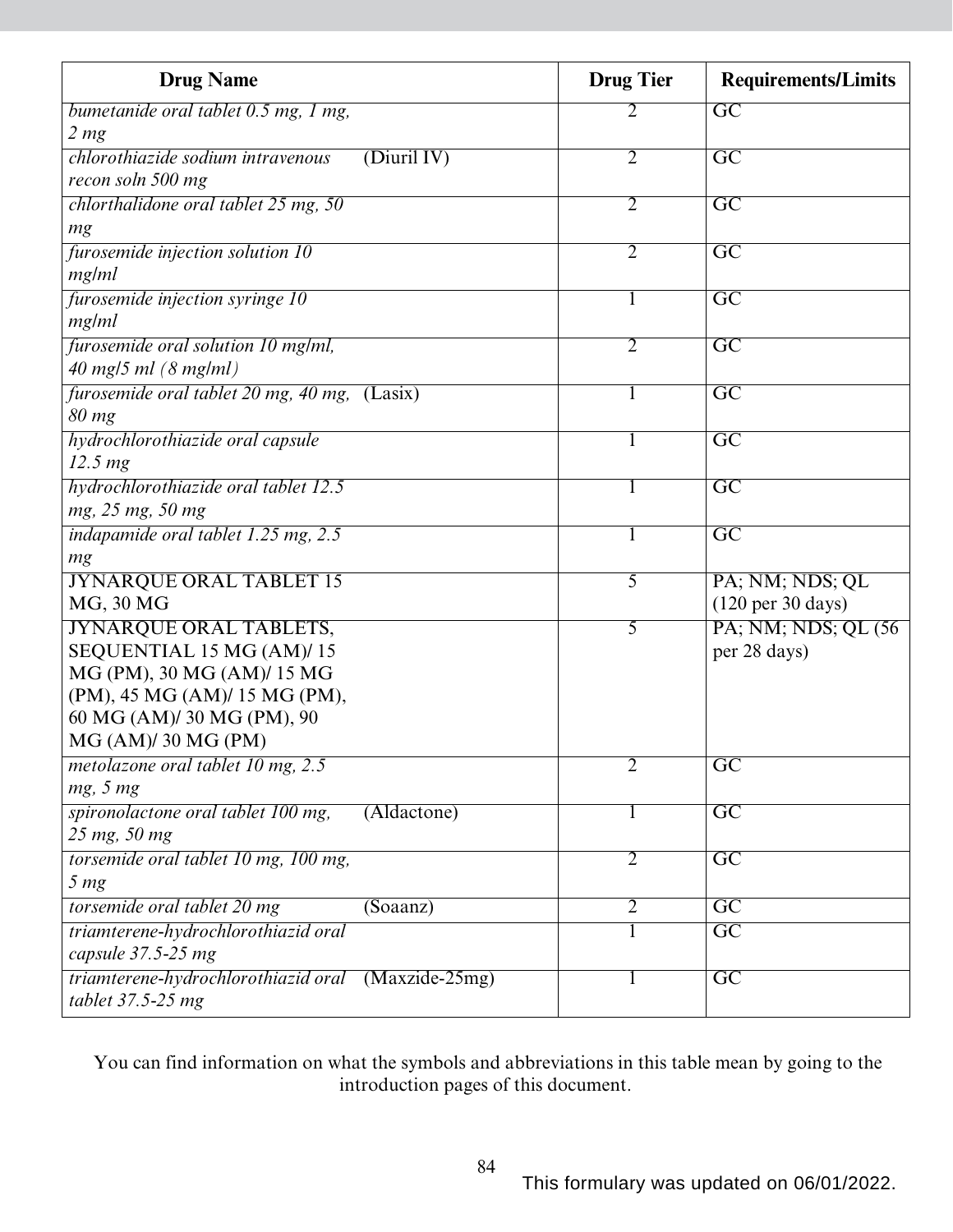| Drug Name | Drug Tier | Requirements/Limits |
|---|---|---|
| *bumetanide oral tablet 0.5 mg, 1 mg, 2 mg* | 2 | GC |
| *chlorothiazide sodium intravenous recon soln 500 mg* (Diuril IV) | 2 | GC |
| *chlorthalidone oral tablet 25 mg, 50 mg* | 2 | GC |
| *furosemide injection solution 10 mg/ml* | 2 | GC |
| *furosemide injection syringe 10 mg/ml* | 1 | GC |
| *furosemide oral solution 10 mg/ml, 40 mg/5 ml (8 mg/ml)* | 2 | GC |
| *furosemide oral tablet 20 mg, 40 mg, 80 mg* (Lasix) | 1 | GC |
| *hydrochlorothiazide oral capsule 12.5 mg* | 1 | GC |
| *hydrochlorothiazide oral tablet 12.5 mg, 25 mg, 50 mg* | 1 | GC |
| *indapamide oral tablet 1.25 mg, 2.5 mg* | 1 | GC |
| JYNARQUE ORAL TABLET 15 MG, 30 MG | 5 | PA; NM; NDS; QL (120 per 30 days) |
| JYNARQUE ORAL TABLETS, SEQUENTIAL 15 MG (AM)/ 15 MG (PM), 30 MG (AM)/ 15 MG (PM), 45 MG (AM)/ 15 MG (PM), 60 MG (AM)/ 30 MG (PM), 90 MG (AM)/ 30 MG (PM) | 5 | PA; NM; NDS; QL (56 per 28 days) |
| *metolazone oral tablet 10 mg, 2.5 mg, 5 mg* | 2 | GC |
| *spironolactone oral tablet 100 mg, 25 mg, 50 mg* (Aldactone) | 1 | GC |
| *torsemide oral tablet 10 mg, 100 mg, 5 mg* | 2 | GC |
| *torsemide oral tablet 20 mg* (Soaanz) | 2 | GC |
| *triamterene-hydrochlorothiazid oral capsule 37.5-25 mg* | 1 | GC |
| *triamterene-hydrochlorothiazid oral tablet 37.5-25 mg* (Maxzide-25mg) | 1 | GC |

You can find information on what the symbols and abbreviations in this table mean by going to the introduction pages of this document.

This formulary was updated on 06/01/2022.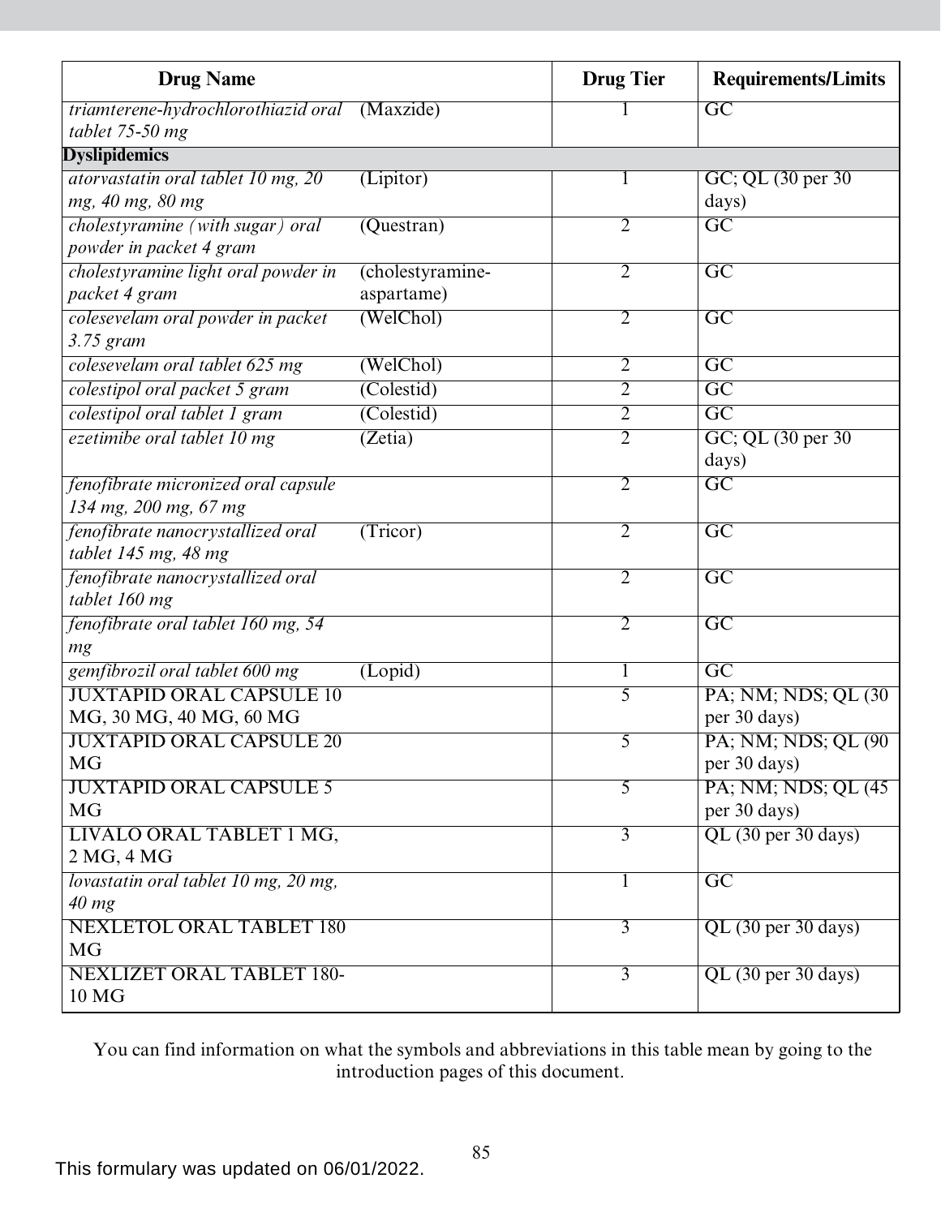| Drug Name | | Drug Tier | Requirements/Limits |
|---|---|---|---|
| *triamterene-hydrochlorothiazid oral tablet 75-50 mg* | (Maxzide) | 1 | GC |
| **Dyslipidemics** | | | |
| *atorvastatin oral tablet 10 mg, 20 mg, 40 mg, 80 mg* | (Lipitor) | 1 | GC; QL (30 per 30 days) |
| *cholestyramine (with sugar) oral powder in packet 4 gram* | (Questran) | 2 | GC |
| *cholestyramine light oral powder in packet 4 gram* | (cholestyramine-aspartame) | 2 | GC |
| *colesevelam oral powder in packet 3.75 gram* | (WelChol) | 2 | GC |
| *colesevelam oral tablet 625 mg* | (WelChol) | 2 | GC |
| *colestipol oral packet 5 gram* | (Colestid) | 2 | GC |
| *colestipol oral tablet 1 gram* | (Colestid) | 2 | GC |
| *ezetimibe oral tablet 10 mg* | (Zetia) | 2 | GC; QL (30 per 30 days) |
| *fenofibrate micronized oral capsule 134 mg, 200 mg, 67 mg* | | 2 | GC |
| *fenofibrate nanocrystallized oral tablet 145 mg, 48 mg* | (Tricor) | 2 | GC |
| *fenofibrate nanocrystallized oral tablet 160 mg* | | 2 | GC |
| *fenofibrate oral tablet 160 mg, 54 mg* | | 2 | GC |
| *gemfibrozil oral tablet 600 mg* | (Lopid) | 1 | GC |
| JUXTAPID ORAL CAPSULE 10 MG, 30 MG, 40 MG, 60 MG | | 5 | PA; NM; NDS; QL (30 per 30 days) |
| JUXTAPID ORAL CAPSULE 20 MG | | 5 | PA; NM; NDS; QL (90 per 30 days) |
| JUXTAPID ORAL CAPSULE 5 MG | | 5 | PA; NM; NDS; QL (45 per 30 days) |
| LIVALO ORAL TABLET 1 MG, 2 MG, 4 MG | | 3 | QL (30 per 30 days) |
| *lovastatin oral tablet 10 mg, 20 mg, 40 mg* | | 1 | GC |
| NEXLETOL ORAL TABLET 180 MG | | 3 | QL (30 per 30 days) |
| NEXLIZET ORAL TABLET 180-10 MG | | 3 | QL (30 per 30 days) |

You can find information on what the symbols and abbreviations in this table mean by going to the introduction pages of this document.

This formulary was updated on 06/01/2022.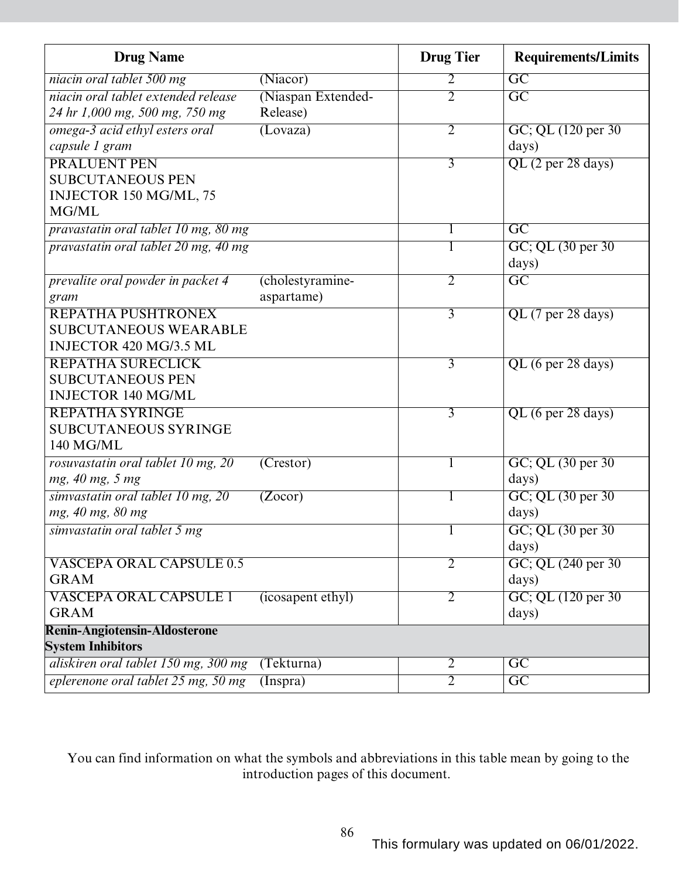| Drug Name | | Drug Tier | Requirements/Limits |
|---|---|---|---|
| *niacin oral tablet 500 mg* | (Niacor) | 2 | GC |
| *niacin oral tablet extended release 24 hr 1,000 mg, 500 mg, 750 mg* | (Niaspan Extended-Release) | 2 | GC |
| *omega-3 acid ethyl esters oral capsule 1 gram* | (Lovaza) | 2 | GC; QL (120 per 30 days) |
| PRALUENT PEN SUBCUTANEOUS PEN INJECTOR 150 MG/ML, 75 MG/ML | | 3 | QL (2 per 28 days) |
| *pravastatin oral tablet 10 mg, 80 mg* | | 1 | GC |
| *pravastatin oral tablet 20 mg, 40 mg* | | 1 | GC; QL (30 per 30 days) |
| *prevalite oral powder in packet 4 gram* | (cholestyramine-aspartame) | 2 | GC |
| REPATHA PUSHTRONEX SUBCUTANEOUS WEARABLE INJECTOR 420 MG/3.5 ML | | 3 | QL (7 per 28 days) |
| REPATHA SURECLICK SUBCUTANEOUS PEN INJECTOR 140 MG/ML | | 3 | QL (6 per 28 days) |
| REPATHA SYRINGE SUBCUTANEOUS SYRINGE 140 MG/ML | | 3 | QL (6 per 28 days) |
| *rosuvastatin oral tablet 10 mg, 20 mg, 40 mg, 5 mg* | (Crestor) | 1 | GC; QL (30 per 30 days) |
| *simvastatin oral tablet 10 mg, 20 mg, 40 mg, 80 mg* | (Zocor) | 1 | GC; QL (30 per 30 days) |
| *simvastatin oral tablet 5 mg* | | 1 | GC; QL (30 per 30 days) |
| VASCEPA ORAL CAPSULE 0.5 GRAM | | 2 | GC; QL (240 per 30 days) |
| VASCEPA ORAL CAPSULE 1 GRAM | (icosapent ethyl) | 2 | GC; QL (120 per 30 days) |
| **Renin-Angiotensin-Aldosterone System Inhibitors** | | | |
| *aliskiren oral tablet 150 mg, 300 mg* | (Tekturna) | 2 | GC |
| *eplerenone oral tablet 25 mg, 50 mg* | (Inspra) | 2 | GC |

You can find information on what the symbols and abbreviations in this table mean by going to the introduction pages of this document.

This formulary was updated on 06/01/2022.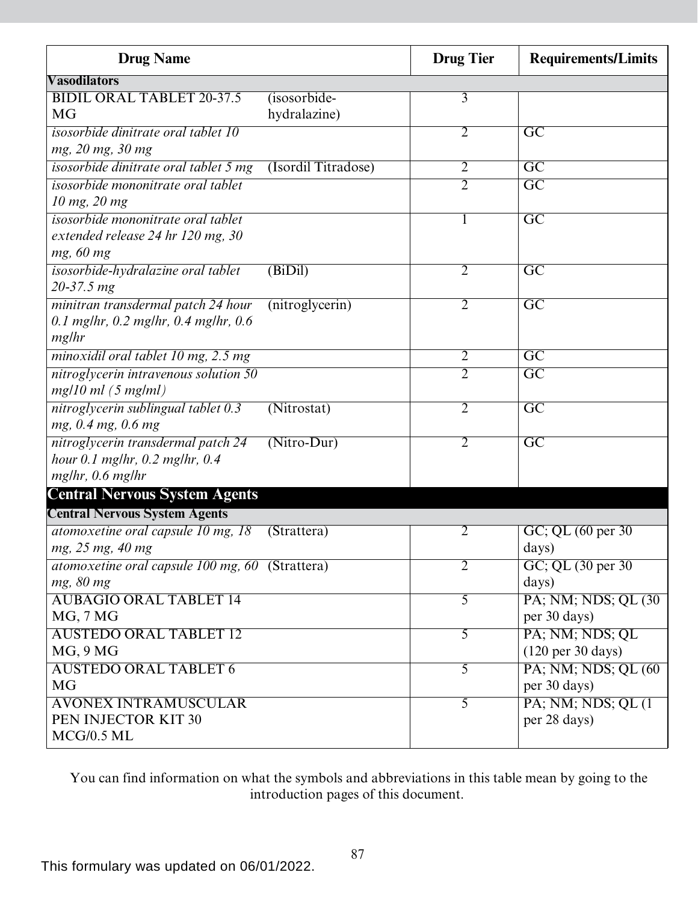| Drug Name | | Drug Tier | Requirements/Limits |
|---|---|---|---|
| **Vasodilators** | | | |
| BIDIL ORAL TABLET 20-37.5 MG | (isosorbide-hydralazine) | 3 | |
| *isosorbide dinitrate oral tablet 10 mg, 20 mg, 30 mg* | | 2 | GC |
| *isosorbide dinitrate oral tablet 5 mg* | (Isordil Titradose) | 2 | GC |
| *isosorbide mononitrate oral tablet 10 mg, 20 mg* | | 2 | GC |
| *isosorbide mononitrate oral tablet extended release 24 hr 120 mg, 30 mg, 60 mg* | | 1 | GC |
| *isosorbide-hydralazine oral tablet 20-37.5 mg* | (BiDil) | 2 | GC |
| *minitran transdermal patch 24 hour 0.1 mg/hr, 0.2 mg/hr, 0.4 mg/hr, 0.6 mg/hr* | (nitroglycerin) | 2 | GC |
| *minoxidil oral tablet 10 mg, 2.5 mg* | | 2 | GC |
| *nitroglycerin intravenous solution 50 mg/10 ml (5 mg/ml)* | | 2 | GC |
| *nitroglycerin sublingual tablet 0.3 mg, 0.4 mg, 0.6 mg* | (Nitrostat) | 2 | GC |
| *nitroglycerin transdermal patch 24 hour 0.1 mg/hr, 0.2 mg/hr, 0.4 mg/hr, 0.6 mg/hr* | (Nitro-Dur) | 2 | GC |
| **Central Nervous System Agents** | | | |
| **Central Nervous System Agents** | | | |
| *atomoxetine oral capsule 10 mg, 18 mg, 25 mg, 40 mg* | (Strattera) | 2 | GC; QL (60 per 30 days) |
| *atomoxetine oral capsule 100 mg, 60 mg, 80 mg* | (Strattera) | 2 | GC; QL (30 per 30 days) |
| AUBAGIO ORAL TABLET 14 MG, 7 MG | | 5 | PA; NM; NDS; QL (30 per 30 days) |
| AUSTEDO ORAL TABLET 12 MG, 9 MG | | 5 | PA; NM; NDS; QL (120 per 30 days) |
| AUSTEDO ORAL TABLET 6 MG | | 5 | PA; NM; NDS; QL (60 per 30 days) |
| AVONEX INTRAMUSCULAR PEN INJECTOR KIT 30 MCG/0.5 ML | | 5 | PA; NM; NDS; QL (1 per 28 days) |

You can find information on what the symbols and abbreviations in this table mean by going to the introduction pages of this document.

This formulary was updated on 06/01/2022.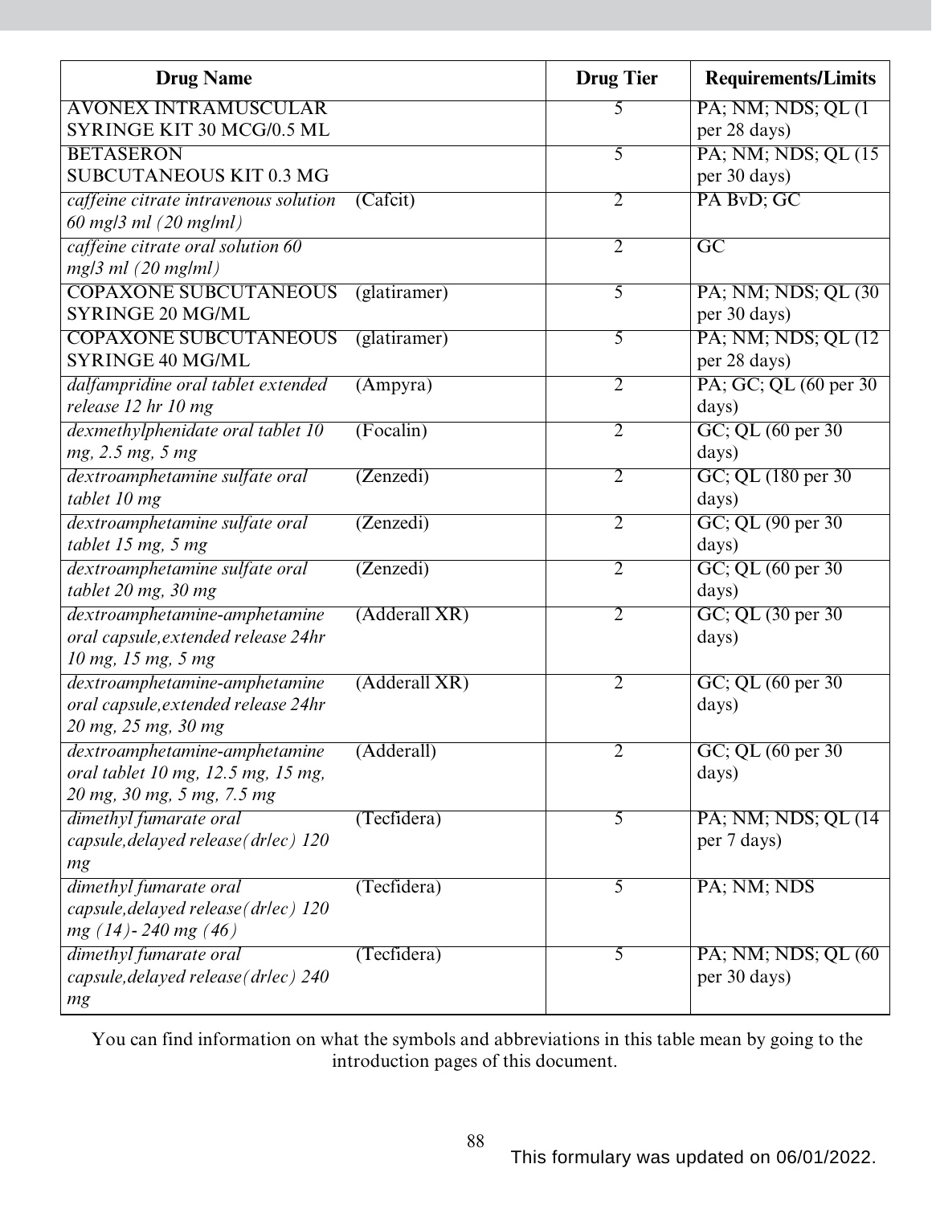| Drug Name | | Drug Tier | Requirements/Limits |
|---|---|---|---|
| AVONEX INTRAMUSCULAR SYRINGE KIT 30 MCG/0.5 ML | | 5 | PA; NM; NDS; QL (1 per 28 days) |
| BETASERON SUBCUTANEOUS KIT 0.3 MG | | 5 | PA; NM; NDS; QL (15 per 30 days) |
| *caffeine citrate intravenous solution 60 mg/3 ml (20 mg/ml)* | (Cafcit) | 2 | PA BvD; GC |
| *caffeine citrate oral solution 60 mg/3 ml (20 mg/ml)* | | 2 | GC |
| COPAXONE SUBCUTANEOUS SYRINGE 20 MG/ML | (glatiramer) | 5 | PA; NM; NDS; QL (30 per 30 days) |
| COPAXONE SUBCUTANEOUS SYRINGE 40 MG/ML | (glatiramer) | 5 | PA; NM; NDS; QL (12 per 28 days) |
| *dalfampridine oral tablet extended release 12 hr 10 mg* | (Ampyra) | 2 | PA; GC; QL (60 per 30 days) |
| *dexmethylphenidate oral tablet 10 mg, 2.5 mg, 5 mg* | (Focalin) | 2 | GC; QL (60 per 30 days) |
| *dextroamphetamine sulfate oral tablet 10 mg* | (Zenzedi) | 2 | GC; QL (180 per 30 days) |
| *dextroamphetamine sulfate oral tablet 15 mg, 5 mg* | (Zenzedi) | 2 | GC; QL (90 per 30 days) |
| *dextroamphetamine sulfate oral tablet 20 mg, 30 mg* | (Zenzedi) | 2 | GC; QL (60 per 30 days) |
| *dextroamphetamine-amphetamine oral capsule,extended release 24hr 10 mg, 15 mg, 5 mg* | (Adderall XR) | 2 | GC; QL (30 per 30 days) |
| *dextroamphetamine-amphetamine oral capsule,extended release 24hr 20 mg, 25 mg, 30 mg* | (Adderall XR) | 2 | GC; QL (60 per 30 days) |
| *dextroamphetamine-amphetamine oral tablet 10 mg, 12.5 mg, 15 mg, 20 mg, 30 mg, 5 mg, 7.5 mg* | (Adderall) | 2 | GC; QL (60 per 30 days) |
| *dimethyl fumarate oral capsule,delayed release(dr/ec) 120 mg* | (Tecfidera) | 5 | PA; NM; NDS; QL (14 per 7 days) |
| *dimethyl fumarate oral capsule,delayed release(dr/ec) 120 mg (14)- 240 mg (46)* | (Tecfidera) | 5 | PA; NM; NDS |
| *dimethyl fumarate oral capsule,delayed release(dr/ec) 240 mg* | (Tecfidera) | 5 | PA; NM; NDS; QL (60 per 30 days) |

You can find information on what the symbols and abbreviations in this table mean by going to the introduction pages of this document.

This formulary was updated on 06/01/2022.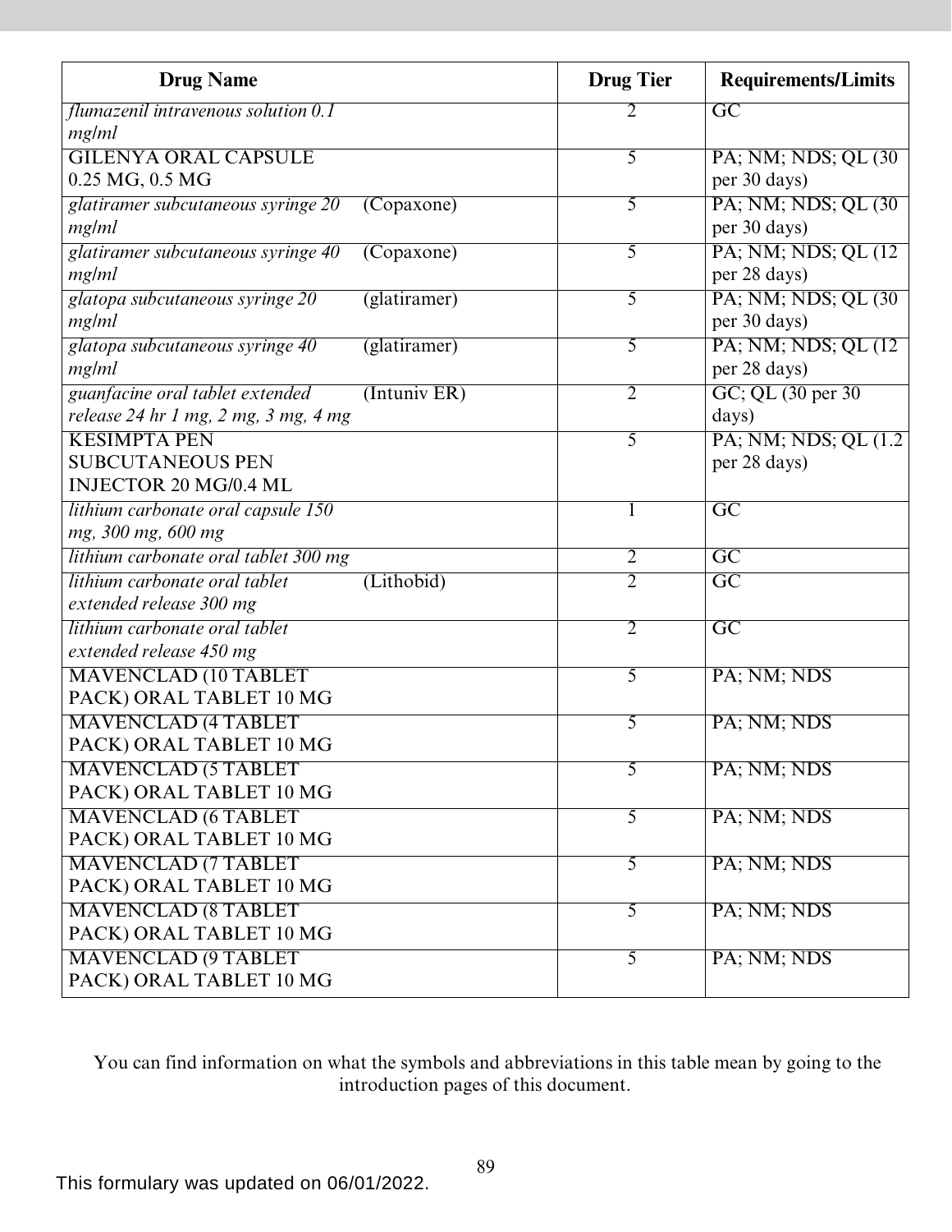| Drug Name | Drug Tier | Requirements/Limits |
|---|---|---|
| *flumazenil intravenous solution 0.1 mg/ml* | 2 | GC |
| GILENYA ORAL CAPSULE 0.25 MG, 0.5 MG | 5 | PA; NM; NDS; QL (30 per 30 days) |
| *glatiramer subcutaneous syringe 20 mg/ml* (Copaxone) | 5 | PA; NM; NDS; QL (30 per 30 days) |
| *glatiramer subcutaneous syringe 40 mg/ml* (Copaxone) | 5 | PA; NM; NDS; QL (12 per 28 days) |
| *glatopa subcutaneous syringe 20 mg/ml* (glatiramer) | 5 | PA; NM; NDS; QL (30 per 30 days) |
| *glatopa subcutaneous syringe 40 mg/ml* (glatiramer) | 5 | PA; NM; NDS; QL (12 per 28 days) |
| *guanfacine oral tablet extended release 24 hr 1 mg, 2 mg, 3 mg, 4 mg* (Intuniv ER) | 2 | GC; QL (30 per 30 days) |
| KESIMPTA PEN SUBCUTANEOUS PEN INJECTOR 20 MG/0.4 ML | 5 | PA; NM; NDS; QL (1.2 per 28 days) |
| *lithium carbonate oral capsule 150 mg, 300 mg, 600 mg* | 1 | GC |
| *lithium carbonate oral tablet 300 mg* | 2 | GC |
| *lithium carbonate oral tablet extended release 300 mg* (Lithobid) | 2 | GC |
| *lithium carbonate oral tablet extended release 450 mg* | 2 | GC |
| MAVENCLAD (10 TABLET PACK) ORAL TABLET 10 MG | 5 | PA; NM; NDS |
| MAVENCLAD (4 TABLET PACK) ORAL TABLET 10 MG | 5 | PA; NM; NDS |
| MAVENCLAD (5 TABLET PACK) ORAL TABLET 10 MG | 5 | PA; NM; NDS |
| MAVENCLAD (6 TABLET PACK) ORAL TABLET 10 MG | 5 | PA; NM; NDS |
| MAVENCLAD (7 TABLET PACK) ORAL TABLET 10 MG | 5 | PA; NM; NDS |
| MAVENCLAD (8 TABLET PACK) ORAL TABLET 10 MG | 5 | PA; NM; NDS |
| MAVENCLAD (9 TABLET PACK) ORAL TABLET 10 MG | 5 | PA; NM; NDS |

You can find information on what the symbols and abbreviations in this table mean by going to the introduction pages of this document.

This formulary was updated on 06/01/2022.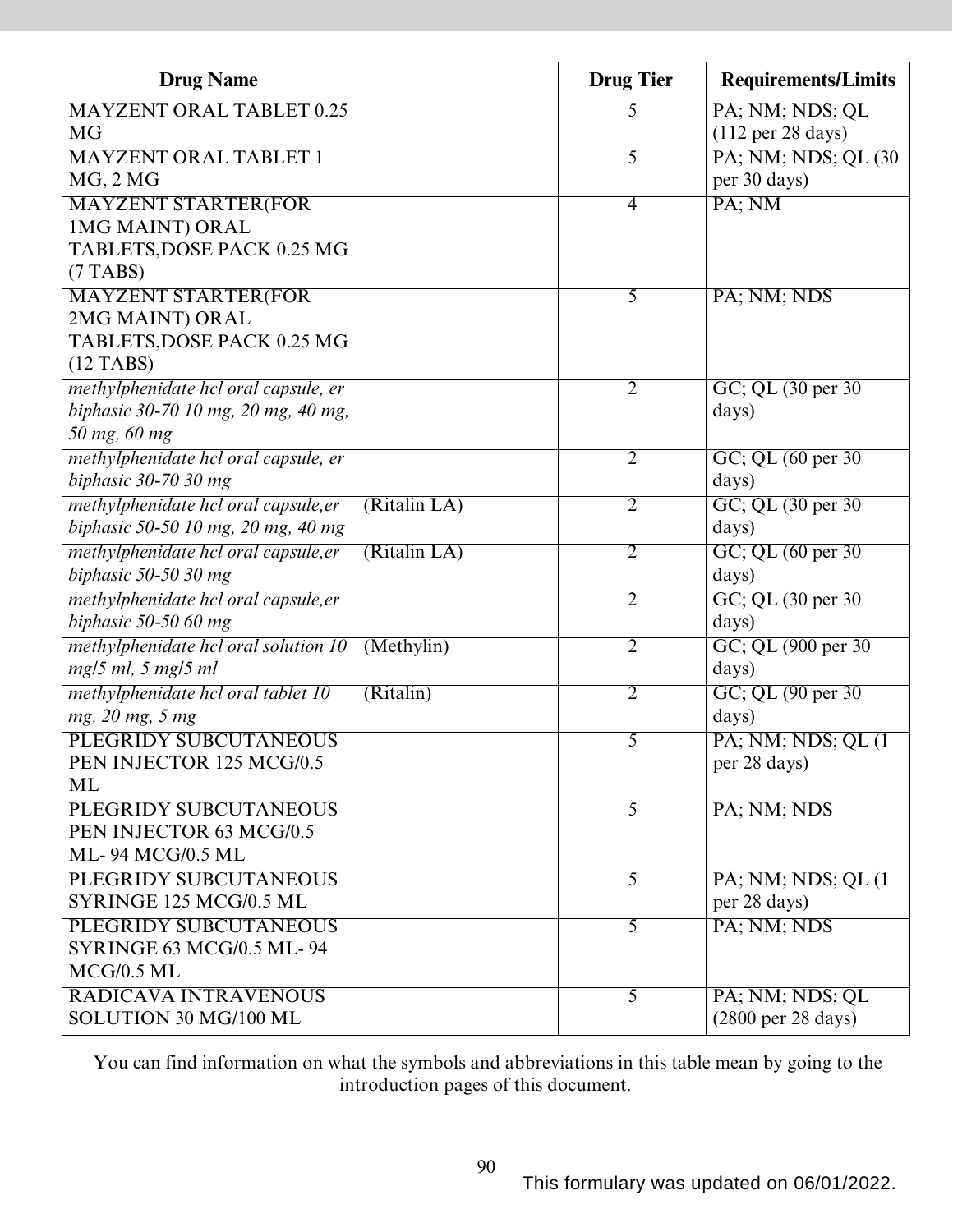| Drug Name | Drug Tier | Requirements/Limits |
|---|---|---|
| MAYZENT ORAL TABLET 0.25 MG | 5 | PA; NM; NDS; QL (112 per 28 days) |
| MAYZENT ORAL TABLET 1 MG, 2 MG | 5 | PA; NM; NDS; QL (30 per 30 days) |
| MAYZENT STARTER(FOR 1MG MAINT) ORAL TABLETS,DOSE PACK 0.25 MG (7 TABS) | 4 | PA; NM |
| MAYZENT STARTER(FOR 2MG MAINT) ORAL TABLETS,DOSE PACK 0.25 MG (12 TABS) | 5 | PA; NM; NDS |
| *methylphenidate hcl oral capsule, er biphasic 30-70 10 mg, 20 mg, 40 mg, 50 mg, 60 mg* | 2 | GC; QL (30 per 30 days) |
| *methylphenidate hcl oral capsule, er biphasic 30-70 30 mg* | 2 | GC; QL (60 per 30 days) |
| *methylphenidate hcl oral capsule,er biphasic 50-50 10 mg, 20 mg, 40 mg* (Ritalin LA) | 2 | GC; QL (30 per 30 days) |
| *methylphenidate hcl oral capsule,er biphasic 50-50 30 mg* (Ritalin LA) | 2 | GC; QL (60 per 30 days) |
| *methylphenidate hcl oral capsule,er biphasic 50-50 60 mg* | 2 | GC; QL (30 per 30 days) |
| *methylphenidate hcl oral solution 10 mg/5 ml, 5 mg/5 ml* (Methylin) | 2 | GC; QL (900 per 30 days) |
| *methylphenidate hcl oral tablet 10 mg, 20 mg, 5 mg* (Ritalin) | 2 | GC; QL (90 per 30 days) |
| PLEGRIDY SUBCUTANEOUS PEN INJECTOR 125 MCG/0.5 ML | 5 | PA; NM; NDS; QL (1 per 28 days) |
| PLEGRIDY SUBCUTANEOUS PEN INJECTOR 63 MCG/0.5 ML- 94 MCG/0.5 ML | 5 | PA; NM; NDS |
| PLEGRIDY SUBCUTANEOUS SYRINGE 125 MCG/0.5 ML | 5 | PA; NM; NDS; QL (1 per 28 days) |
| PLEGRIDY SUBCUTANEOUS SYRINGE 63 MCG/0.5 ML- 94 MCG/0.5 ML | 5 | PA; NM; NDS |
| RADICAVA INTRAVENOUS SOLUTION 30 MG/100 ML | 5 | PA; NM; NDS; QL (2800 per 28 days) |

You can find information on what the symbols and abbreviations in this table mean by going to the introduction pages of this document.

This formulary was updated on 06/01/2022.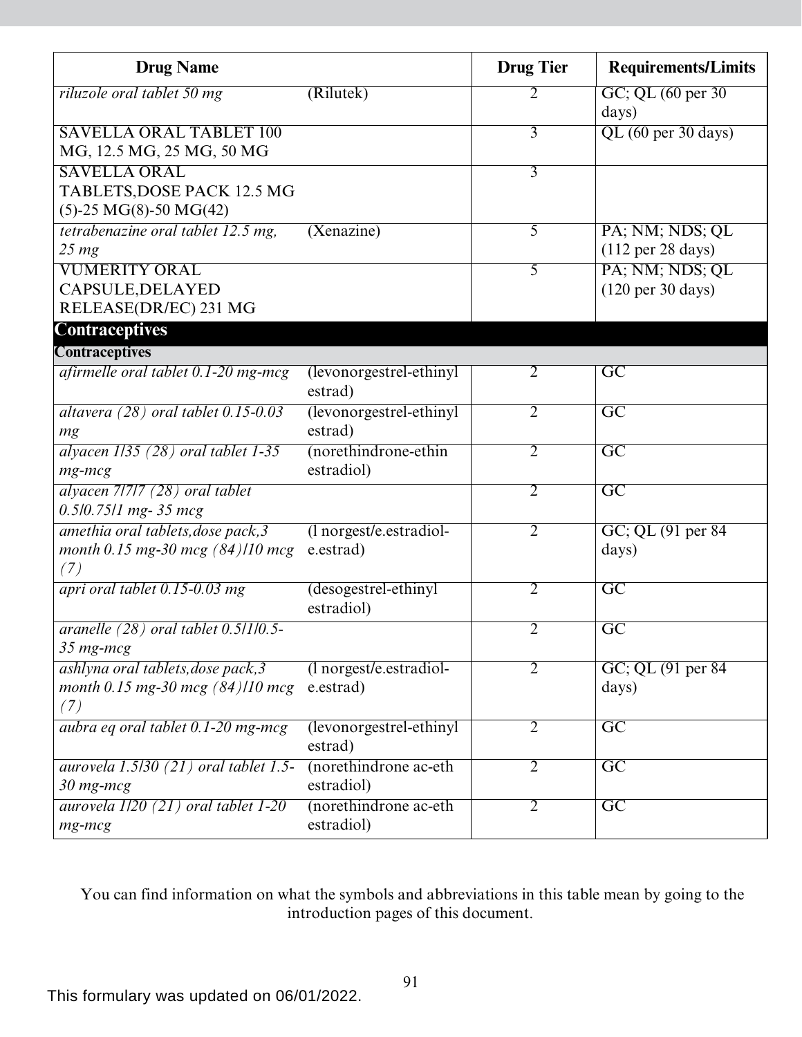| Drug Name | | Drug Tier | Requirements/Limits |
|---|---|---|---|
| *riluzole oral tablet 50 mg* | (Rilutek) | 2 | GC; QL (60 per 30 days) |
| SAVELLA ORAL TABLET 100 MG, 12.5 MG, 25 MG, 50 MG | | 3 | QL (60 per 30 days) |
| SAVELLA ORAL TABLETS,DOSE PACK 12.5 MG (5)-25 MG(8)-50 MG(42) | | 3 | |
| *tetrabenazine oral tablet 12.5 mg, 25 mg* | (Xenazine) | 5 | PA; NM; NDS; QL (112 per 28 days) |
| VUMERITY ORAL CAPSULE,DELAYED RELEASE(DR/EC) 231 MG | | 5 | PA; NM; NDS; QL (120 per 30 days) |
| **Contraceptives** | | | |
| **Contraceptives** | | | |
| *afirmelle oral tablet 0.1-20 mg-mcg* | (levonorgestrel-ethinyl estrad) | 2 | GC |
| *altavera (28) oral tablet 0.15-0.03 mg* | (levonorgestrel-ethinyl estrad) | 2 | GC |
| *alyacen 1/35 (28) oral tablet 1-35 mg-mcg* | (norethindrone-ethin estradiol) | 2 | GC |
| *alyacen 7/7/7 (28) oral tablet 0.5/0.75/1 mg- 35 mcg* | | 2 | GC |
| *amethia oral tablets,dose pack,3 month 0.15 mg-30 mcg (84)/10 mcg (7)* | (l norgest/e.estradiol-e.estrad) | 2 | GC; QL (91 per 84 days) |
| *apri oral tablet 0.15-0.03 mg* | (desogestrel-ethinyl estradiol) | 2 | GC |
| *aranelle (28) oral tablet 0.5/1/0.5-35 mg-mcg* | | 2 | GC |
| *ashlyna oral tablets,dose pack,3 month 0.15 mg-30 mcg (84)/10 mcg (7)* | (l norgest/e.estradiol-e.estrad) | 2 | GC; QL (91 per 84 days) |
| *aubra eq oral tablet 0.1-20 mg-mcg* | (levonorgestrel-ethinyl estrad) | 2 | GC |
| *aurovela 1.5/30 (21) oral tablet 1.5-30 mg-mcg* | (norethindrone ac-eth estradiol) | 2 | GC |
| *aurovela 1/20 (21) oral tablet 1-20 mg-mcg* | (norethindrone ac-eth estradiol) | 2 | GC |

You can find information on what the symbols and abbreviations in this table mean by going to the introduction pages of this document.

This formulary was updated on 06/01/2022.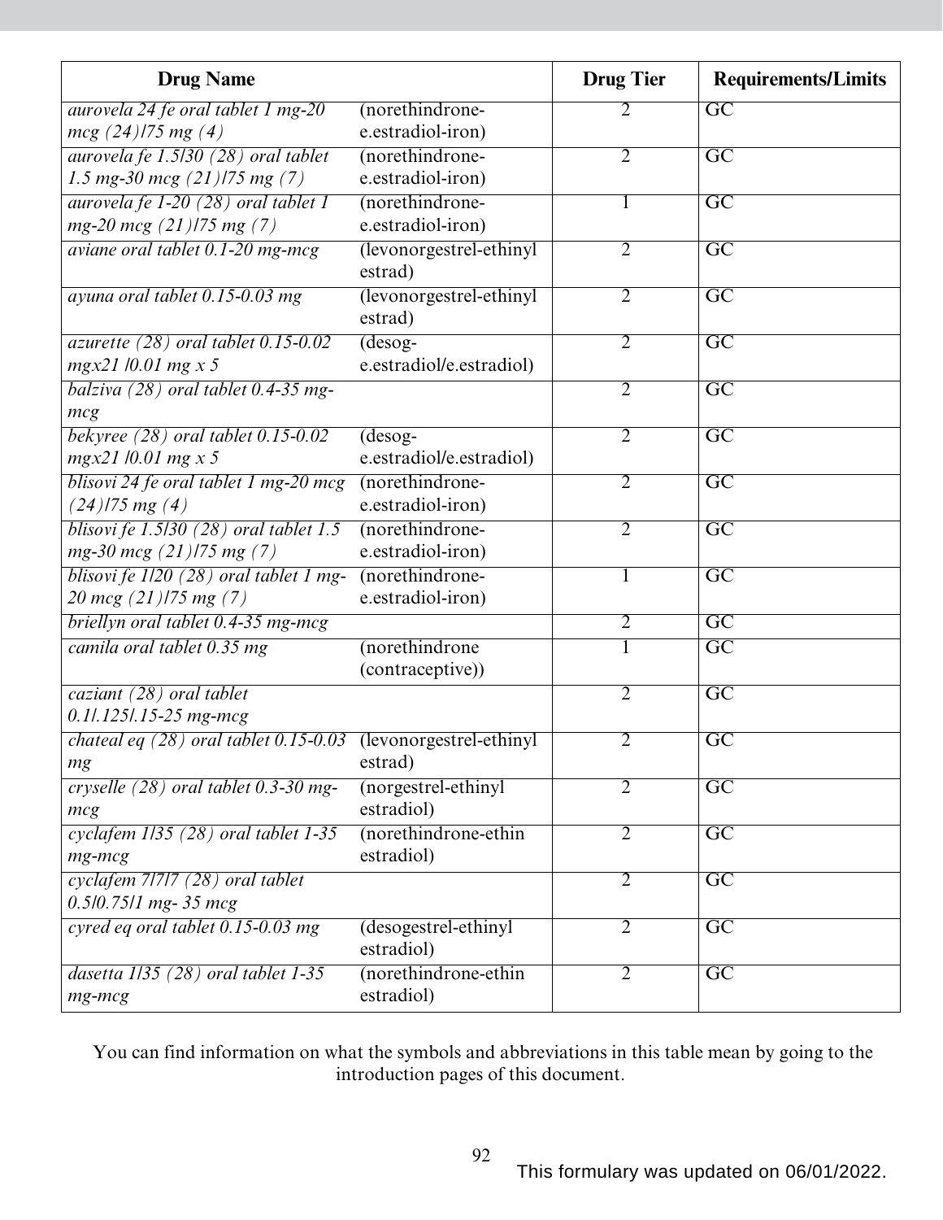| Drug Name | | Drug Tier | Requirements/Limits |
|---|---|---|---|
| *aurovela 24 fe oral tablet 1 mg-20 mcg (24)/75 mg (4)* | (norethindrone-e.estradiol-iron) | 2 | GC |
| *aurovela fe 1.5/30 (28) oral tablet 1.5 mg-30 mcg (21)/75 mg (7)* | (norethindrone-e.estradiol-iron) | 2 | GC |
| *aurovela fe 1-20 (28) oral tablet 1 mg-20 mcg (21)/75 mg (7)* | (norethindrone-e.estradiol-iron) | 1 | GC |
| *aviane oral tablet 0.1-20 mg-mcg* | (levonorgestrel-ethinyl estrad) | 2 | GC |
| *ayuna oral tablet 0.15-0.03 mg* | (levonorgestrel-ethinyl estrad) | 2 | GC |
| *azurette (28) oral tablet 0.15-0.02 mgx21 /0.01 mg x 5* | (desog-e.estradiol/e.estradiol) | 2 | GC |
| *balziva (28) oral tablet 0.4-35 mg-mcg* | | 2 | GC |
| *bekyree (28) oral tablet 0.15-0.02 mgx21 /0.01 mg x 5* | (desog-e.estradiol/e.estradiol) | 2 | GC |
| *blisovi 24 fe oral tablet 1 mg-20 mcg (24)/75 mg (4)* | (norethindrone-e.estradiol-iron) | 2 | GC |
| *blisovi fe 1.5/30 (28) oral tablet 1.5 mg-30 mcg (21)/75 mg (7)* | (norethindrone-e.estradiol-iron) | 2 | GC |
| *blisovi fe 1/20 (28) oral tablet 1 mg-20 mcg (21)/75 mg (7)* | (norethindrone-e.estradiol-iron) | 1 | GC |
| *briellyn oral tablet 0.4-35 mg-mcg* | | 2 | GC |
| *camila oral tablet 0.35 mg* | (norethindrone (contraceptive)) | 1 | GC |
| *caziant (28) oral tablet 0.1/.125/.15-25 mg-mcg* | | 2 | GC |
| *chateal eq (28) oral tablet 0.15-0.03 mg* | (levonorgestrel-ethinyl estrad) | 2 | GC |
| *cryselle (28) oral tablet 0.3-30 mg-mcg* | (norgestrel-ethinyl estradiol) | 2 | GC |
| *cyclafem 1/35 (28) oral tablet 1-35 mg-mcg* | (norethindrone-ethin estradiol) | 2 | GC |
| *cyclafem 7/7/7 (28) oral tablet 0.5/0.75/1 mg- 35 mcg* | | 2 | GC |
| *cyred eq oral tablet 0.15-0.03 mg* | (desogestrel-ethinyl estradiol) | 2 | GC |
| *dasetta 1/35 (28) oral tablet 1-35 mg-mcg* | (norethindrone-ethin estradiol) | 2 | GC |

You can find information on what the symbols and abbreviations in this table mean by going to the introduction pages of this document.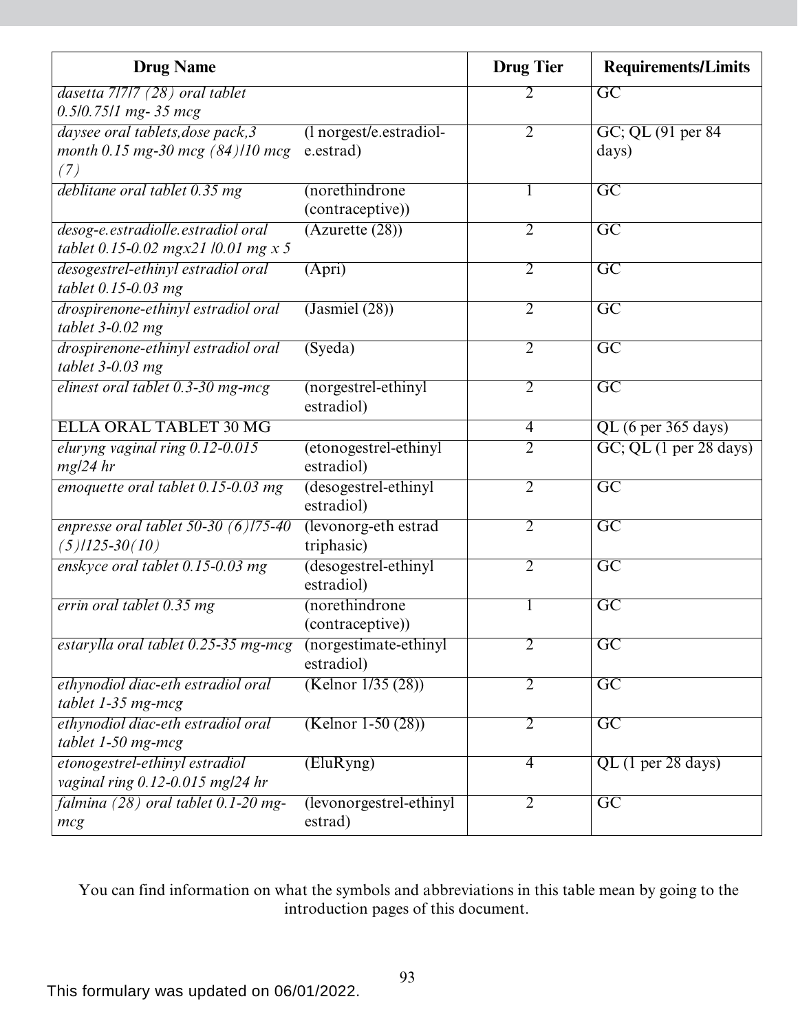| Drug Name | | Drug Tier | Requirements/Limits |
|---|---|---|---|
| *dasetta 7/7/7 (28) oral tablet 0.5/0.75/1 mg- 35 mcg* | | 2 | GC |
| *daysee oral tablets,dose pack,3 month 0.15 mg-30 mcg (84)/10 mcg (7)* | (l norgest/e.estradiol-e.estrad) | 2 | GC; QL (91 per 84 days) |
| *deblitane oral tablet 0.35 mg* | (norethindrone (contraceptive)) | 1 | GC |
| *desog-e.estradiol/e.estradiol oral tablet 0.15-0.02 mgx21 /0.01 mg x 5* | (Azurette (28)) | 2 | GC |
| *desogestrel-ethinyl estradiol oral tablet 0.15-0.03 mg* | (Apri) | 2 | GC |
| *drospirenone-ethinyl estradiol oral tablet 3-0.02 mg* | (Jasmiel (28)) | 2 | GC |
| *drospirenone-ethinyl estradiol oral tablet 3-0.03 mg* | (Syeda) | 2 | GC |
| *elinest oral tablet 0.3-30 mg-mcg* | (norgestrel-ethinyl estradiol) | 2 | GC |
| ELLA ORAL TABLET 30 MG | | 4 | QL (6 per 365 days) |
| *eluryng vaginal ring 0.12-0.015 mg/24 hr* | (etonogestrel-ethinyl estradiol) | 2 | GC; QL (1 per 28 days) |
| *emoquette oral tablet 0.15-0.03 mg* | (desogestrel-ethinyl estradiol) | 2 | GC |
| *enpresse oral tablet 50-30 (6)/75-40 (5)/125-30(10)* | (levonorg-eth estrad triphasic) | 2 | GC |
| *enskyce oral tablet 0.15-0.03 mg* | (desogestrel-ethinyl estradiol) | 2 | GC |
| *errin oral tablet 0.35 mg* | (norethindrone (contraceptive)) | 1 | GC |
| *estarylla oral tablet 0.25-35 mg-mcg* | (norgestimate-ethinyl estradiol) | 2 | GC |
| *ethynodiol diac-eth estradiol oral tablet 1-35 mg-mcg* | (Kelnor 1/35 (28)) | 2 | GC |
| *ethynodiol diac-eth estradiol oral tablet 1-50 mg-mcg* | (Kelnor 1-50 (28)) | 2 | GC |
| *etonogestrel-ethinyl estradiol vaginal ring 0.12-0.015 mg/24 hr* | (EluRyng) | 4 | QL (1 per 28 days) |
| *falmina (28) oral tablet 0.1-20 mg-mcg* | (levonorgestrel-ethinyl estrad) | 2 | GC |

You can find information on what the symbols and abbreviations in this table mean by going to the introduction pages of this document.

This formulary was updated on 06/01/2022.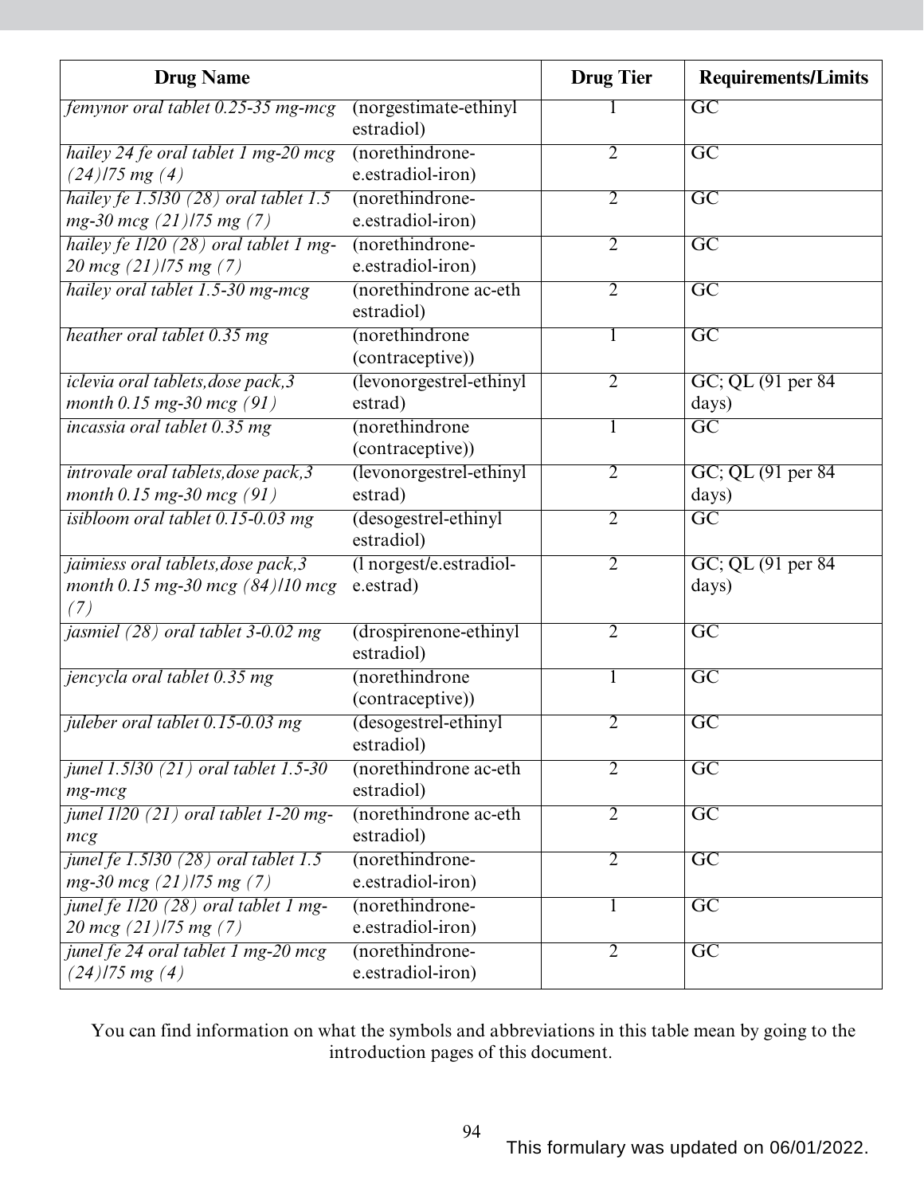| Drug Name | | Drug Tier | Requirements/Limits |
|---|---|---|---|
| *femynor oral tablet 0.25-35 mg-mcg* | (norgestimate-ethinyl estradiol) | 1 | GC |
| *hailey 24 fe oral tablet 1 mg-20 mcg (24)/75 mg (4)* | (norethindrone-e.estradiol-iron) | 2 | GC |
| *hailey fe 1.5/30 (28) oral tablet 1.5 mg-30 mcg (21)/75 mg (7)* | (norethindrone-e.estradiol-iron) | 2 | GC |
| *hailey fe 1/20 (28) oral tablet 1 mg-20 mcg (21)/75 mg (7)* | (norethindrone-e.estradiol-iron) | 2 | GC |
| *hailey oral tablet 1.5-30 mg-mcg* | (norethindrone ac-eth estradiol) | 2 | GC |
| *heather oral tablet 0.35 mg* | (norethindrone (contraceptive)) | 1 | GC |
| *iclevia oral tablets,dose pack,3 month 0.15 mg-30 mcg (91)* | (levonorgestrel-ethinyl estrad) | 2 | GC; QL (91 per 84 days) |
| *incassia oral tablet 0.35 mg* | (norethindrone (contraceptive)) | 1 | GC |
| *introvale oral tablets,dose pack,3 month 0.15 mg-30 mcg (91)* | (levonorgestrel-ethinyl estrad) | 2 | GC; QL (91 per 84 days) |
| *isibloom oral tablet 0.15-0.03 mg* | (desogestrel-ethinyl estradiol) | 2 | GC |
| *jaimiess oral tablets,dose pack,3 month 0.15 mg-30 mcg (84)/10 mcg (7)* | (l norgest/e.estradiol-e.estrad) | 2 | GC; QL (91 per 84 days) |
| *jasmiel (28) oral tablet 3-0.02 mg* | (drospirenone-ethinyl estradiol) | 2 | GC |
| *jencycla oral tablet 0.35 mg* | (norethindrone (contraceptive)) | 1 | GC |
| *juleber oral tablet 0.15-0.03 mg* | (desogestrel-ethinyl estradiol) | 2 | GC |
| *junel 1.5/30 (21) oral tablet 1.5-30 mg-mcg* | (norethindrone ac-eth estradiol) | 2 | GC |
| *junel 1/20 (21) oral tablet 1-20 mg-mcg* | (norethindrone ac-eth estradiol) | 2 | GC |
| *junel fe 1.5/30 (28) oral tablet 1.5 mg-30 mcg (21)/75 mg (7)* | (norethindrone-e.estradiol-iron) | 2 | GC |
| *junel fe 1/20 (28) oral tablet 1 mg-20 mcg (21)/75 mg (7)* | (norethindrone-e.estradiol-iron) | 1 | GC |
| *junel fe 24 oral tablet 1 mg-20 mcg (24)/75 mg (4)* | (norethindrone-e.estradiol-iron) | 2 | GC |

You can find information on what the symbols and abbreviations in this table mean by going to the introduction pages of this document.

This formulary was updated on 06/01/2022.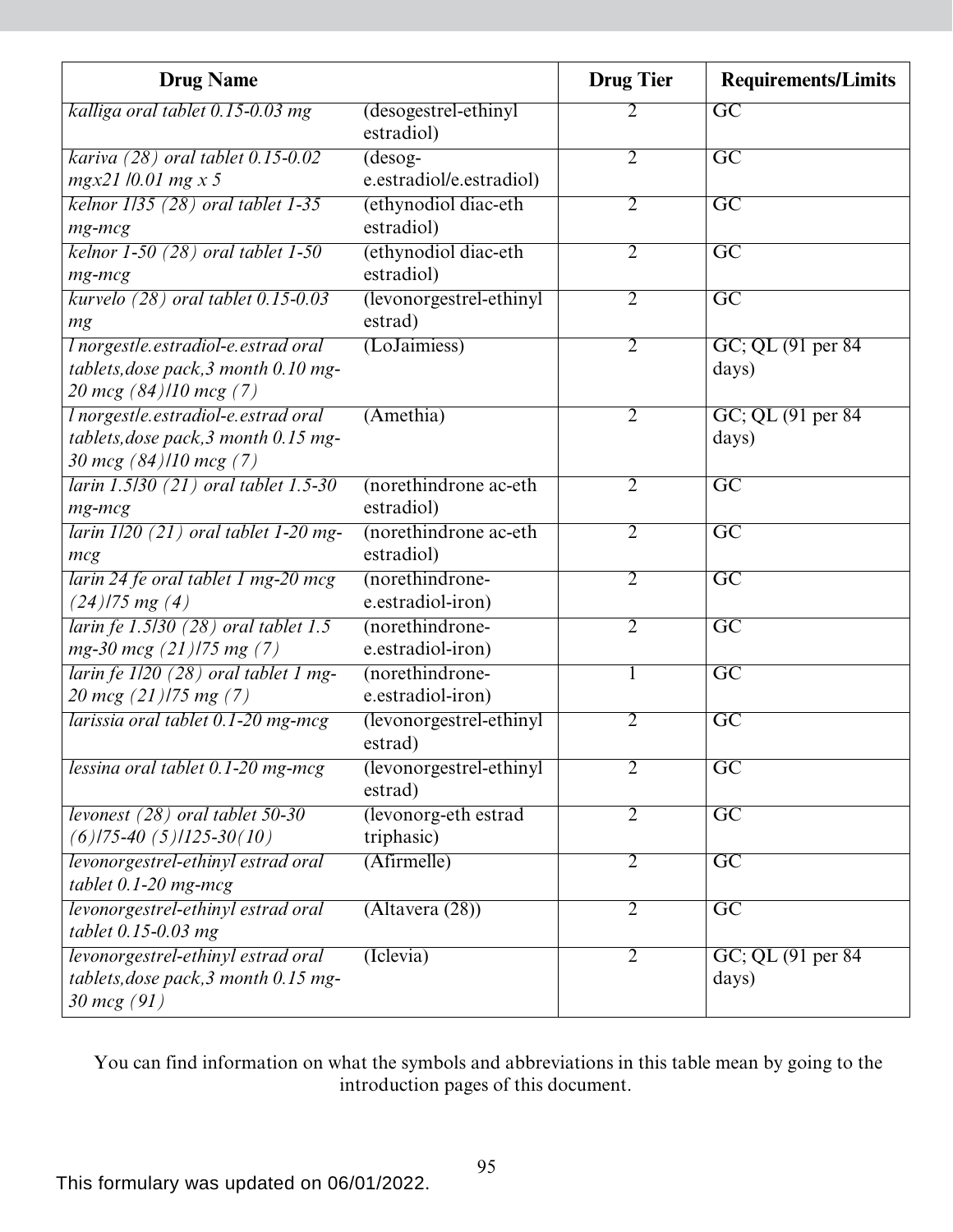| Drug Name | | Drug Tier | Requirements/Limits |
|---|---|---|---|
| *kalliga oral tablet 0.15-0.03 mg* | (desogestrel-ethinyl estradiol) | 2 | GC |
| *kariva (28) oral tablet 0.15-0.02 mgx21 /0.01 mg x 5* | (desog-e.estradiol/e.estradiol) | 2 | GC |
| *kelnor 1/35 (28) oral tablet 1-35 mg-mcg* | (ethynodiol diac-eth estradiol) | 2 | GC |
| *kelnor 1-50 (28) oral tablet 1-50 mg-mcg* | (ethynodiol diac-eth estradiol) | 2 | GC |
| *kurvelo (28) oral tablet 0.15-0.03 mg* | (levonorgestrel-ethinyl estrad) | 2 | GC |
| *l norgest/e.estradiol-e.estrad oral tablets,dose pack,3 month 0.10 mg-20 mcg (84)/10 mcg (7)* | (LoJaimiess) | 2 | GC; QL (91 per 84 days) |
| *l norgest/e.estradiol-e.estrad oral tablets,dose pack,3 month 0.15 mg-30 mcg (84)/10 mcg (7)* | (Amethia) | 2 | GC; QL (91 per 84 days) |
| *larin 1.5/30 (21) oral tablet 1.5-30 mg-mcg* | (norethindrone ac-eth estradiol) | 2 | GC |
| *larin 1/20 (21) oral tablet 1-20 mg-mcg* | (norethindrone ac-eth estradiol) | 2 | GC |
| *larin 24 fe oral tablet 1 mg-20 mcg (24)/75 mg (4)* | (norethindrone-e.estradiol-iron) | 2 | GC |
| *larin fe 1.5/30 (28) oral tablet 1.5 mg-30 mcg (21)/75 mg (7)* | (norethindrone-e.estradiol-iron) | 2 | GC |
| *larin fe 1/20 (28) oral tablet 1 mg-20 mcg (21)/75 mg (7)* | (norethindrone-e.estradiol-iron) | 1 | GC |
| *larissia oral tablet 0.1-20 mg-mcg* | (levonorgestrel-ethinyl estrad) | 2 | GC |
| *lessina oral tablet 0.1-20 mg-mcg* | (levonorgestrel-ethinyl estrad) | 2 | GC |
| *levonest (28) oral tablet 50-30 (6)/75-40 (5)/125-30(10)* | (levonorg-eth estrad triphasic) | 2 | GC |
| *levonorgestrel-ethinyl estrad oral tablet 0.1-20 mg-mcg* | (Afirmelle) | 2 | GC |
| *levonorgestrel-ethinyl estrad oral tablet 0.15-0.03 mg* | (Altavera (28)) | 2 | GC |
| *levonorgestrel-ethinyl estrad oral tablets,dose pack,3 month 0.15 mg-30 mcg (91)* | (Iclevia) | 2 | GC; QL (91 per 84 days) |

You can find information on what the symbols and abbreviations in this table mean by going to the introduction pages of this document.

This formulary was updated on 06/01/2022.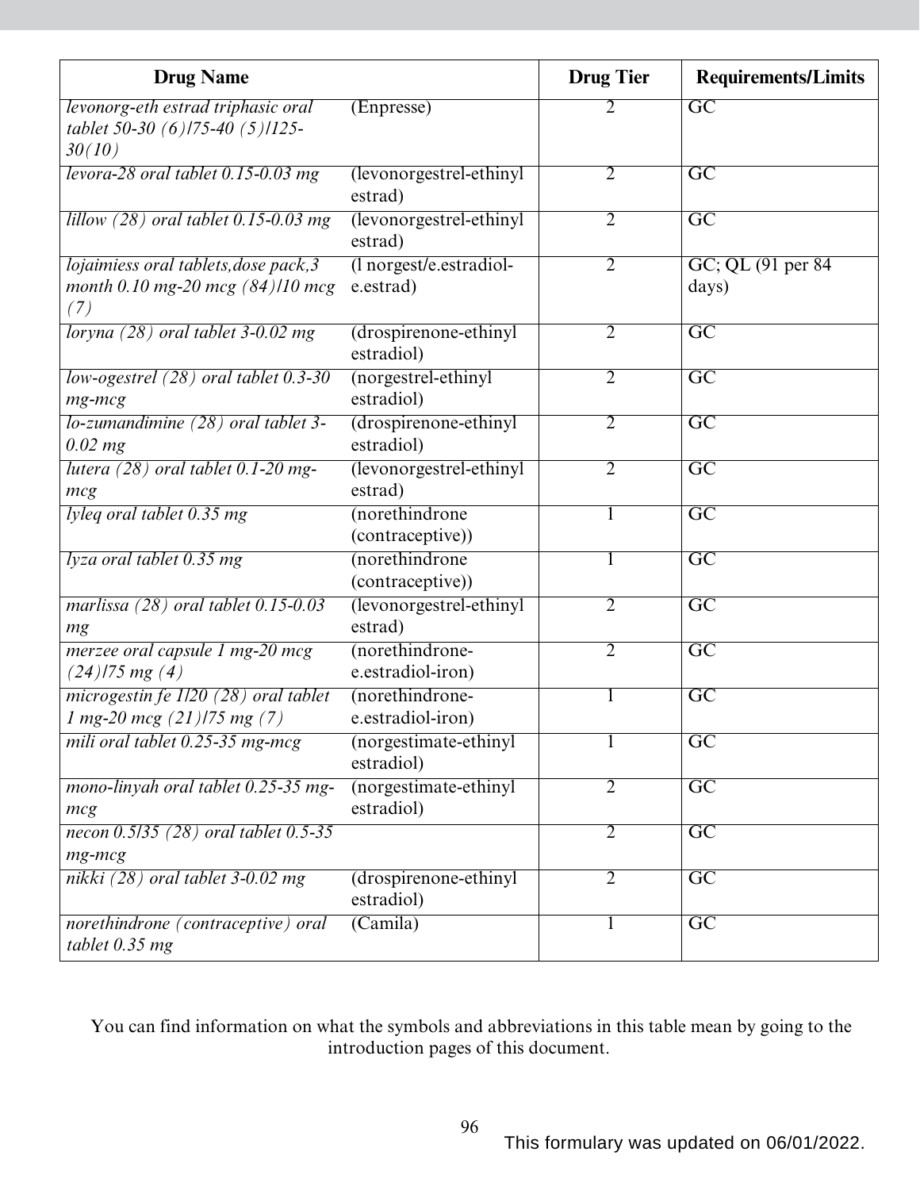| Drug Name | | Drug Tier | Requirements/Limits |
|---|---|---|---|
| *levonorg-eth estrad triphasic oral tablet 50-30 (6)/75-40 (5)/125-30(10)* | (Enpresse) | 2 | GC |
| *levora-28 oral tablet 0.15-0.03 mg* | (levonorgestrel-ethinyl estrad) | 2 | GC |
| *lillow (28) oral tablet 0.15-0.03 mg* | (levonorgestrel-ethinyl estrad) | 2 | GC |
| *lojaimiess oral tablets,dose pack,3 month 0.10 mg-20 mcg (84)/10 mcg (7)* | (l norgest/e.estradiol-e.estrad) | 2 | GC; QL (91 per 84 days) |
| *loryna (28) oral tablet 3-0.02 mg* | (drospirenone-ethinyl estradiol) | 2 | GC |
| *low-ogestrel (28) oral tablet 0.3-30 mg-mcg* | (norgestrel-ethinyl estradiol) | 2 | GC |
| *lo-zumandimine (28) oral tablet 3-0.02 mg* | (drospirenone-ethinyl estradiol) | 2 | GC |
| *lutera (28) oral tablet 0.1-20 mg-mcg* | (levonorgestrel-ethinyl estrad) | 2 | GC |
| *lyleq oral tablet 0.35 mg* | (norethindrone (contraceptive)) | 1 | GC |
| *lyza oral tablet 0.35 mg* | (norethindrone (contraceptive)) | 1 | GC |
| *marlissa (28) oral tablet 0.15-0.03 mg* | (levonorgestrel-ethinyl estrad) | 2 | GC |
| *merzee oral capsule 1 mg-20 mcg (24)/75 mg (4)* | (norethindrone-e.estradiol-iron) | 2 | GC |
| *microgestin fe 1/20 (28) oral tablet 1 mg-20 mcg (21)/75 mg (7)* | (norethindrone-e.estradiol-iron) | 1 | GC |
| *mili oral tablet 0.25-35 mg-mcg* | (norgestimate-ethinyl estradiol) | 1 | GC |
| *mono-linyah oral tablet 0.25-35 mg-mcg* | (norgestimate-ethinyl estradiol) | 2 | GC |
| *necon 0.5/35 (28) oral tablet 0.5-35 mg-mcg* | | 2 | GC |
| *nikki (28) oral tablet 3-0.02 mg* | (drospirenone-ethinyl estradiol) | 2 | GC |
| *norethindrone (contraceptive) oral tablet 0.35 mg* | (Camila) | 1 | GC |

You can find information on what the symbols and abbreviations in this table mean by going to the introduction pages of this document.

This formulary was updated on 06/01/2022.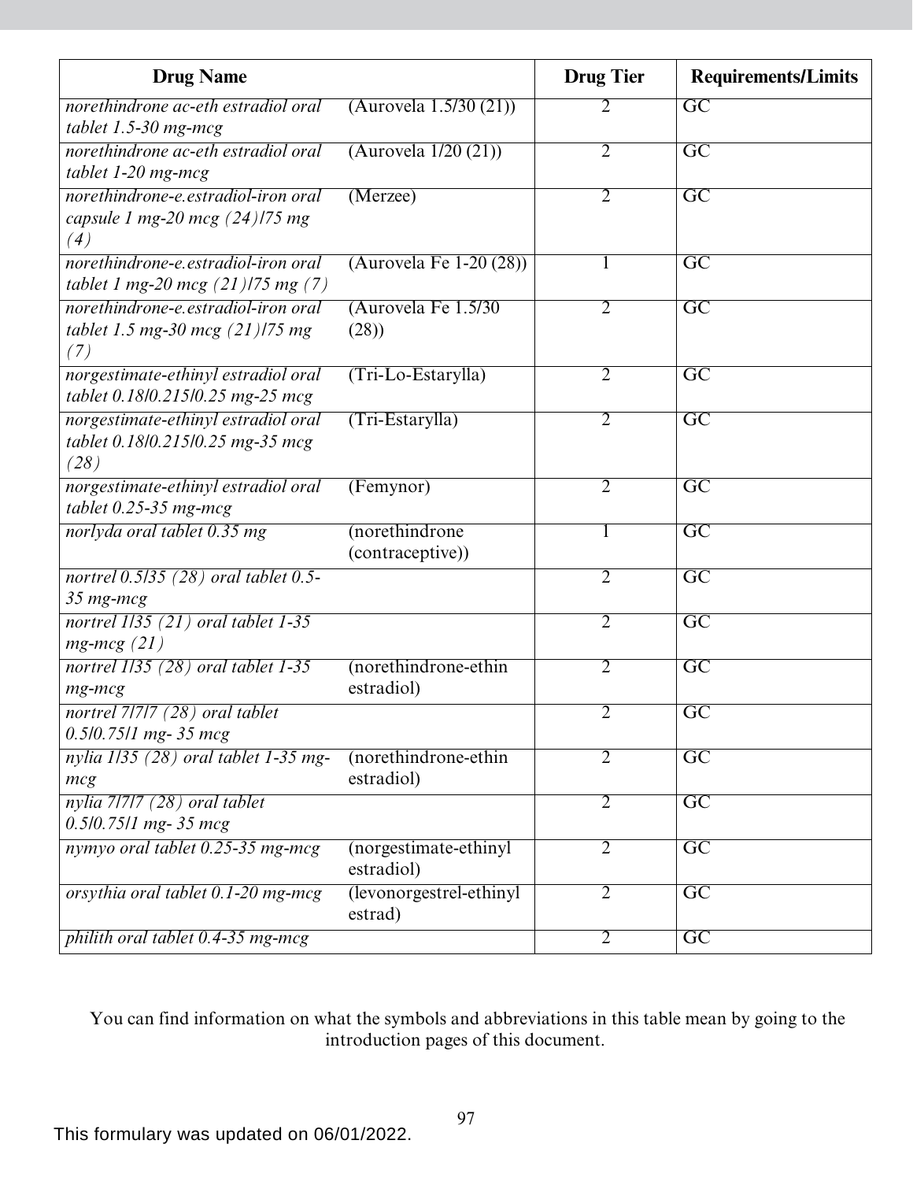| Drug Name | | Drug Tier | Requirements/Limits |
|---|---|---|---|
| *norethindrone ac-eth estradiol oral tablet 1.5-30 mg-mcg* | (Aurovela 1.5/30 (21)) | 2 | GC |
| *norethindrone ac-eth estradiol oral tablet 1-20 mg-mcg* | (Aurovela 1/20 (21)) | 2 | GC |
| *norethindrone-e.estradiol-iron oral capsule 1 mg-20 mcg (24)/75 mg (4)* | (Merzee) | 2 | GC |
| *norethindrone-e.estradiol-iron oral tablet 1 mg-20 mcg (21)/75 mg (7)* | (Aurovela Fe 1-20 (28)) | 1 | GC |
| *norethindrone-e.estradiol-iron oral tablet 1.5 mg-30 mcg (21)/75 mg (7)* | (Aurovela Fe 1.5/30 (28)) | 2 | GC |
| *norgestimate-ethinyl estradiol oral tablet 0.18/0.215/0.25 mg-25 mcg* | (Tri-Lo-Estarylla) | 2 | GC |
| *norgestimate-ethinyl estradiol oral tablet 0.18/0.215/0.25 mg-35 mcg (28)* | (Tri-Estarylla) | 2 | GC |
| *norgestimate-ethinyl estradiol oral tablet 0.25-35 mg-mcg* | (Femynor) | 2 | GC |
| *norlyda oral tablet 0.35 mg* | (norethindrone (contraceptive)) | 1 | GC |
| *nortrel 0.5/35 (28) oral tablet 0.5-35 mg-mcg* | | 2 | GC |
| *nortrel 1/35 (21) oral tablet 1-35 mg-mcg (21)* | | 2 | GC |
| *nortrel 1/35 (28) oral tablet 1-35 mg-mcg* | (norethindrone-ethin estradiol) | 2 | GC |
| *nortrel 7/7/7 (28) oral tablet 0.5/0.75/1 mg- 35 mcg* | | 2 | GC |
| *nylia 1/35 (28) oral tablet 1-35 mg-mcg* | (norethindrone-ethin estradiol) | 2 | GC |
| *nylia 7/7/7 (28) oral tablet 0.5/0.75/1 mg- 35 mcg* | | 2 | GC |
| *nymyo oral tablet 0.25-35 mg-mcg* | (norgestimate-ethinyl estradiol) | 2 | GC |
| *orsythia oral tablet 0.1-20 mg-mcg* | (levonorgestrel-ethinyl estrad) | 2 | GC |
| *philith oral tablet 0.4-35 mg-mcg* | | 2 | GC |

You can find information on what the symbols and abbreviations in this table mean by going to the introduction pages of this document.

This formulary was updated on 06/01/2022.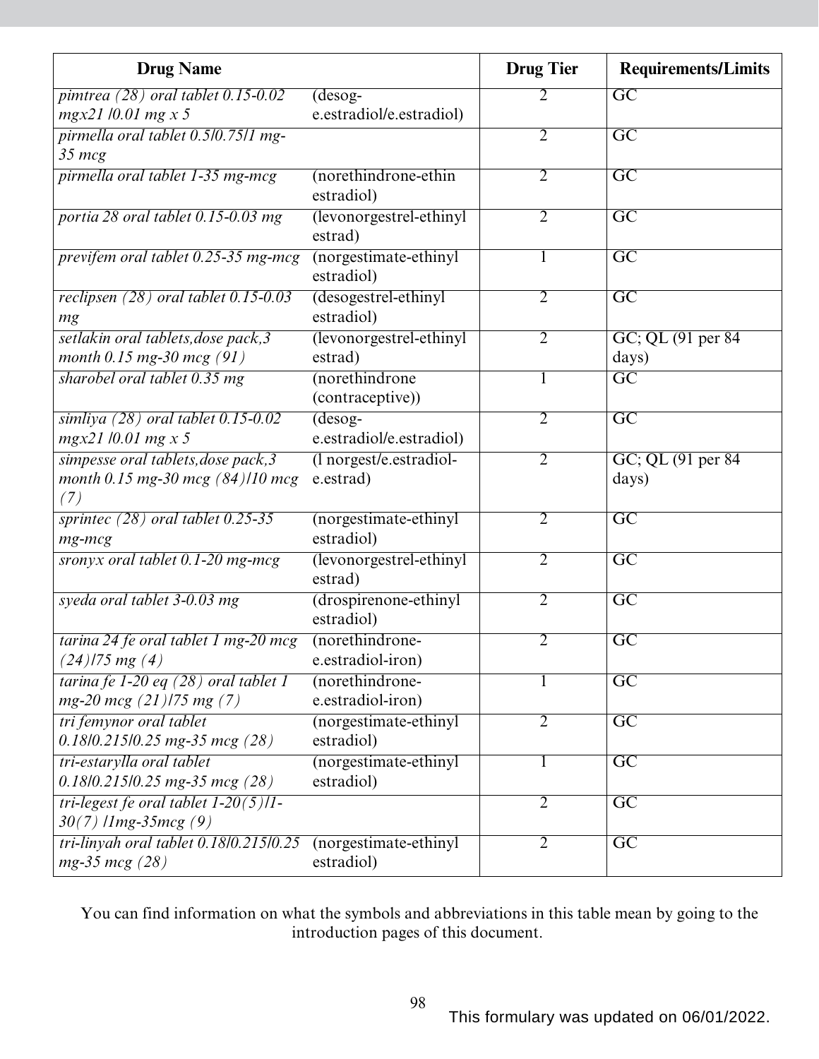| Drug Name | | Drug Tier | Requirements/Limits |
|---|---|---|---|
| *pimtrea (28) oral tablet 0.15-0.02 mgx21 /0.01 mg x 5* | (desog-e.estradiol/e.estradiol) | 2 | GC |
| *pirmella oral tablet 0.5/0.75/1 mg-35 mcg* | | 2 | GC |
| *pirmella oral tablet 1-35 mg-mcg* | (norethindrone-ethin estradiol) | 2 | GC |
| *portia 28 oral tablet 0.15-0.03 mg* | (levonorgestrel-ethinyl estrad) | 2 | GC |
| *previfem oral tablet 0.25-35 mg-mcg* | (norgestimate-ethinyl estradiol) | 1 | GC |
| *reclipsen (28) oral tablet 0.15-0.03 mg* | (desogestrel-ethinyl estradiol) | 2 | GC |
| *setlakin oral tablets,dose pack,3 month 0.15 mg-30 mcg (91)* | (levonorgestrel-ethinyl estrad) | 2 | GC; QL (91 per 84 days) |
| *sharobel oral tablet 0.35 mg* | (norethindrone (contraceptive)) | 1 | GC |
| *simliya (28) oral tablet 0.15-0.02 mgx21 /0.01 mg x 5* | (desog-e.estradiol/e.estradiol) | 2 | GC |
| *simpesse oral tablets,dose pack,3 month 0.15 mg-30 mcg (84)/10 mcg (7)* | (l norgest/e.estradiol-e.estrad) | 2 | GC; QL (91 per 84 days) |
| *sprintec (28) oral tablet 0.25-35 mg-mcg* | (norgestimate-ethinyl estradiol) | 2 | GC |
| *sronyx oral tablet 0.1-20 mg-mcg* | (levonorgestrel-ethinyl estrad) | 2 | GC |
| *syeda oral tablet 3-0.03 mg* | (drospirenone-ethinyl estradiol) | 2 | GC |
| *tarina 24 fe oral tablet 1 mg-20 mcg (24)/75 mg (4)* | (norethindrone-e.estradiol-iron) | 2 | GC |
| *tarina fe 1-20 eq (28) oral tablet 1 mg-20 mcg (21)/75 mg (7)* | (norethindrone-e.estradiol-iron) | 1 | GC |
| *tri femynor oral tablet 0.18/0.215/0.25 mg-35 mcg (28)* | (norgestimate-ethinyl estradiol) | 2 | GC |
| *tri-estarylla oral tablet 0.18/0.215/0.25 mg-35 mcg (28)* | (norgestimate-ethinyl estradiol) | 1 | GC |
| *tri-legest fe oral tablet 1-20(5)/1-30(7) /1mg-35mcg (9)* | | 2 | GC |
| *tri-linyah oral tablet 0.18/0.215/0.25 mg-35 mcg (28)* | (norgestimate-ethinyl estradiol) | 2 | GC |

You can find information on what the symbols and abbreviations in this table mean by going to the introduction pages of this document.

This formulary was updated on 06/01/2022.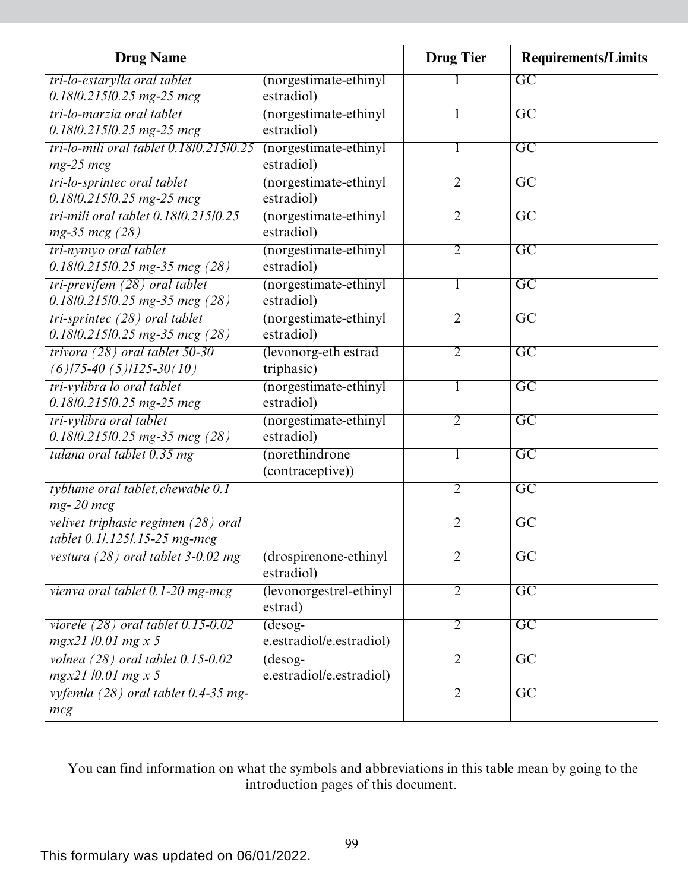| Drug Name | | Drug Tier | Requirements/Limits |
|---|---|---|---|
| *tri-lo-estarylla oral tablet 0.18/0.215/0.25 mg-25 mcg* | (norgestimate-ethinyl estradiol) | 1 | GC |
| *tri-lo-marzia oral tablet 0.18/0.215/0.25 mg-25 mcg* | (norgestimate-ethinyl estradiol) | 1 | GC |
| *tri-lo-mili oral tablet 0.18/0.215/0.25 mg-25 mcg* | (norgestimate-ethinyl estradiol) | 1 | GC |
| *tri-lo-sprintec oral tablet 0.18/0.215/0.25 mg-25 mcg* | (norgestimate-ethinyl estradiol) | 2 | GC |
| *tri-mili oral tablet 0.18/0.215/0.25 mg-35 mcg (28)* | (norgestimate-ethinyl estradiol) | 2 | GC |
| *tri-nymyo oral tablet 0.18/0.215/0.25 mg-35 mcg (28)* | (norgestimate-ethinyl estradiol) | 2 | GC |
| *tri-previfem (28) oral tablet 0.18/0.215/0.25 mg-35 mcg (28)* | (norgestimate-ethinyl estradiol) | 1 | GC |
| *tri-sprintec (28) oral tablet 0.18/0.215/0.25 mg-35 mcg (28)* | (norgestimate-ethinyl estradiol) | 2 | GC |
| *trivora (28) oral tablet 50-30 (6)/75-40 (5)/125-30(10)* | (levonorg-eth estrad triphasic) | 2 | GC |
| *tri-vylibra lo oral tablet 0.18/0.215/0.25 mg-25 mcg* | (norgestimate-ethinyl estradiol) | 1 | GC |
| *tri-vylibra oral tablet 0.18/0.215/0.25 mg-35 mcg (28)* | (norgestimate-ethinyl estradiol) | 2 | GC |
| *tulana oral tablet 0.35 mg* | (norethindrone (contraceptive)) | 1 | GC |
| *tyblume oral tablet,chewable 0.1 mg- 20 mcg* | | 2 | GC |
| *velivet triphasic regimen (28) oral tablet 0.1/.125/.15-25 mg-mcg* | | 2 | GC |
| *vestura (28) oral tablet 3-0.02 mg* | (drospirenone-ethinyl estradiol) | 2 | GC |
| *vienva oral tablet 0.1-20 mg-mcg* | (levonorgestrel-ethinyl estrad) | 2 | GC |
| *viorele (28) oral tablet 0.15-0.02 mgx21 /0.01 mg x 5* | (desog-e.estradiol/e.estradiol) | 2 | GC |
| *volnea (28) oral tablet 0.15-0.02 mgx21 /0.01 mg x 5* | (desog-e.estradiol/e.estradiol) | 2 | GC |
| *vyfemla (28) oral tablet 0.4-35 mg-mcg* | | 2 | GC |

You can find information on what the symbols and abbreviations in this table mean by going to the introduction pages of this document.

This formulary was updated on 06/01/2022.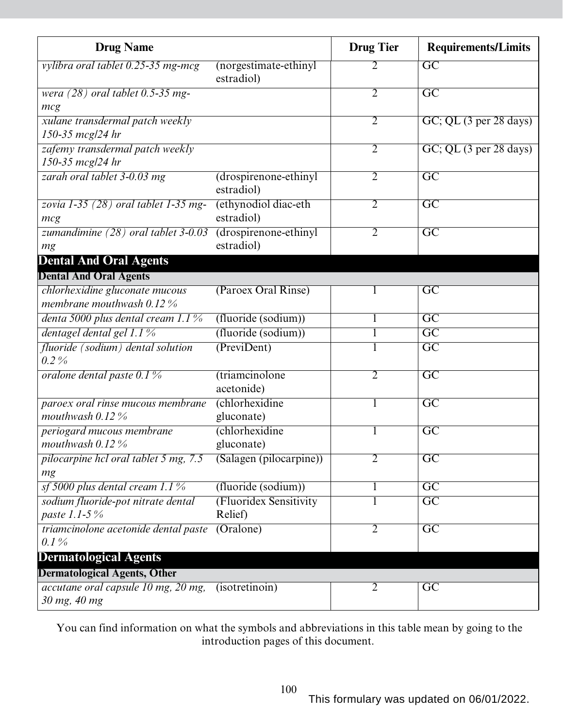| Drug Name | | Drug Tier | Requirements/Limits |
|---|---|---|---|
| *vylibra oral tablet 0.25-35 mg-mcg* | (norgestimate-ethinyl estradiol) | 2 | GC |
| *wera (28) oral tablet 0.5-35 mg-mcg* | | 2 | GC |
| *xulane transdermal patch weekly 150-35 mcg/24 hr* | | 2 | GC; QL (3 per 28 days) |
| *zafemy transdermal patch weekly 150-35 mcg/24 hr* | | 2 | GC; QL (3 per 28 days) |
| *zarah oral tablet 3-0.03 mg* | (drospirenone-ethinyl estradiol) | 2 | GC |
| *zovia 1-35 (28) oral tablet 1-35 mg-mcg* | (ethynodiol diac-eth estradiol) | 2 | GC |
| *zumandimine (28) oral tablet 3-0.03 mg* | (drospirenone-ethinyl estradiol) | 2 | GC |
| **Dental And Oral Agents** | | | |
| **Dental And Oral Agents** | | | |
| *chlorhexidine gluconate mucous membrane mouthwash 0.12 %* | (Paroex Oral Rinse) | 1 | GC |
| *denta 5000 plus dental cream 1.1 %* | (fluoride (sodium)) | 1 | GC |
| *dentagel dental gel 1.1 %* | (fluoride (sodium)) | 1 | GC |
| *fluoride (sodium) dental solution 0.2 %* | (PreviDent) | 1 | GC |
| *oralone dental paste 0.1 %* | (triamcinolone acetonide) | 2 | GC |
| *paroex oral rinse mucous membrane mouthwash 0.12 %* | (chlorhexidine gluconate) | 1 | GC |
| *periogard mucous membrane mouthwash 0.12 %* | (chlorhexidine gluconate) | 1 | GC |
| *pilocarpine hcl oral tablet 5 mg, 7.5 mg* | (Salagen (pilocarpine)) | 2 | GC |
| *sf 5000 plus dental cream 1.1 %* | (fluoride (sodium)) | 1 | GC |
| *sodium fluoride-pot nitrate dental paste 1.1-5 %* | (Fluoridex Sensitivity Relief) | 1 | GC |
| *triamcinolone acetonide dental paste 0.1 %* | (Oralone) | 2 | GC |
| **Dermatological Agents** | | | |
| **Dermatological Agents, Other** | | | |
| *accutane oral capsule 10 mg, 20 mg, 30 mg, 40 mg* | (isotretinoin) | 2 | GC |

You can find information on what the symbols and abbreviations in this table mean by going to the introduction pages of this document.

This formulary was updated on 06/01/2022.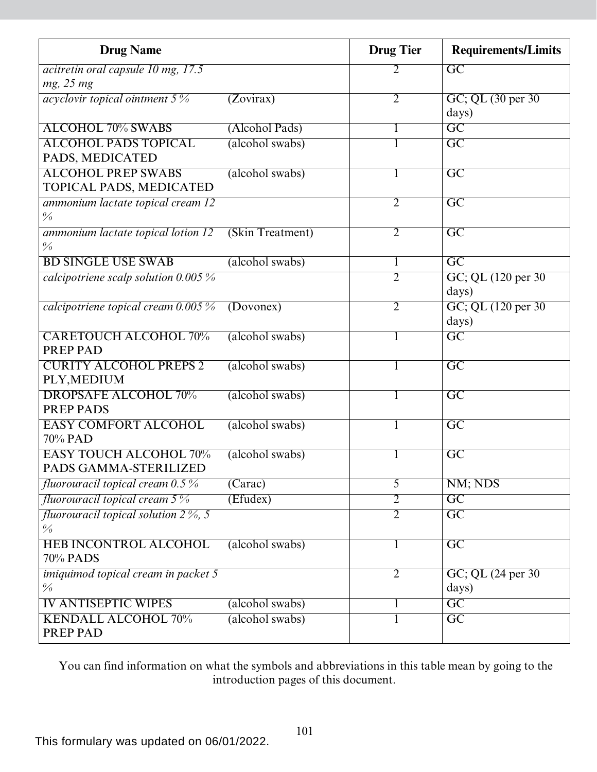| Drug Name | | Drug Tier | Requirements/Limits |
|---|---|---|---|
| *acitretin oral capsule 10 mg, 17.5 mg, 25 mg* | | 2 | GC |
| *acyclovir topical ointment 5 %* | (Zovirax) | 2 | GC; QL (30 per 30 days) |
| ALCOHOL 70% SWABS | (Alcohol Pads) | 1 | GC |
| ALCOHOL PADS TOPICAL PADS, MEDICATED | (alcohol swabs) | 1 | GC |
| ALCOHOL PREP SWABS TOPICAL PADS, MEDICATED | (alcohol swabs) | 1 | GC |
| *ammonium lactate topical cream 12 %* | | 2 | GC |
| *ammonium lactate topical lotion 12 %* | (Skin Treatment) | 2 | GC |
| BD SINGLE USE SWAB | (alcohol swabs) | 1 | GC |
| *calcipotriene scalp solution 0.005 %* | | 2 | GC; QL (120 per 30 days) |
| *calcipotriene topical cream 0.005 %* | (Dovonex) | 2 | GC; QL (120 per 30 days) |
| CARETOUCH ALCOHOL 70% PREP PAD | (alcohol swabs) | 1 | GC |
| CURITY ALCOHOL PREPS 2 PLY,MEDIUM | (alcohol swabs) | 1 | GC |
| DROPSAFE ALCOHOL 70% PREP PADS | (alcohol swabs) | 1 | GC |
| EASY COMFORT ALCOHOL 70% PAD | (alcohol swabs) | 1 | GC |
| EASY TOUCH ALCOHOL 70% PADS GAMMA-STERILIZED | (alcohol swabs) | 1 | GC |
| *fluorouracil topical cream 0.5 %* | (Carac) | 5 | NM; NDS |
| *fluorouracil topical cream 5 %* | (Efudex) | 2 | GC |
| *fluorouracil topical solution 2 %, 5 %* | | 2 | GC |
| HEB INCONTROL ALCOHOL 70% PADS | (alcohol swabs) | 1 | GC |
| *imiquimod topical cream in packet 5 %* | | 2 | GC; QL (24 per 30 days) |
| IV ANTISEPTIC WIPES | (alcohol swabs) | 1 | GC |
| KENDALL ALCOHOL 70% PREP PAD | (alcohol swabs) | 1 | GC |

You can find information on what the symbols and abbreviations in this table mean by going to the introduction pages of this document.

This formulary was updated on 06/01/2022.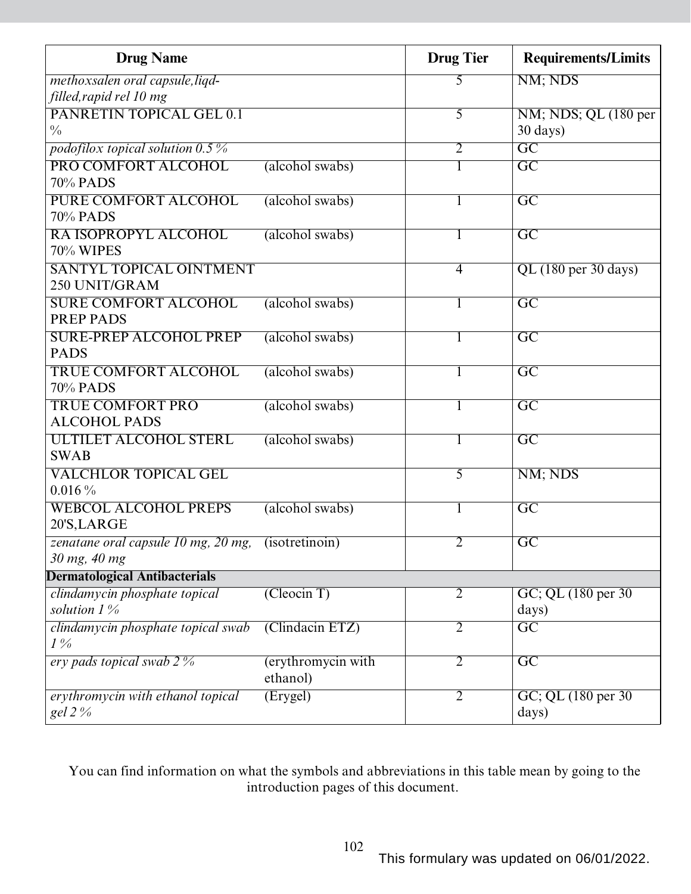| Drug Name | | Drug Tier | Requirements/Limits |
|---|---|---|---|
| *methoxsalen oral capsule,liqd-filled,rapid rel 10 mg* | | 5 | NM; NDS |
| PANRETIN TOPICAL GEL 0.1 % | | 5 | NM; NDS; QL (180 per 30 days) |
| *podofilox topical solution 0.5 %* | | 2 | GC |
| PRO COMFORT ALCOHOL 70% PADS | (alcohol swabs) | 1 | GC |
| PURE COMFORT ALCOHOL 70% PADS | (alcohol swabs) | 1 | GC |
| RA ISOPROPYL ALCOHOL 70% WIPES | (alcohol swabs) | 1 | GC |
| SANTYL TOPICAL OINTMENT 250 UNIT/GRAM | | 4 | QL (180 per 30 days) |
| SURE COMFORT ALCOHOL PREP PADS | (alcohol swabs) | 1 | GC |
| SURE-PREP ALCOHOL PREP PADS | (alcohol swabs) | 1 | GC |
| TRUE COMFORT ALCOHOL 70% PADS | (alcohol swabs) | 1 | GC |
| TRUE COMFORT PRO ALCOHOL PADS | (alcohol swabs) | 1 | GC |
| ULTILET ALCOHOL STERL SWAB | (alcohol swabs) | 1 | GC |
| VALCHLOR TOPICAL GEL 0.016 % | | 5 | NM; NDS |
| WEBCOL ALCOHOL PREPS 20'S,LARGE | (alcohol swabs) | 1 | GC |
| *zenatane oral capsule 10 mg, 20 mg, 30 mg, 40 mg* | (isotretinoin) | 2 | GC |
| **Dermatological Antibacterials** | | | |
| *clindamycin phosphate topical solution 1 %* | (Cleocin T) | 2 | GC; QL (180 per 30 days) |
| *clindamycin phosphate topical swab 1 %* | (Clindacin ETZ) | 2 | GC |
| *ery pads topical swab 2 %* | (erythromycin with ethanol) | 2 | GC |
| *erythromycin with ethanol topical gel 2 %* | (Erygel) | 2 | GC; QL (180 per 30 days) |

You can find information on what the symbols and abbreviations in this table mean by going to the introduction pages of this document.

This formulary was updated on 06/01/2022.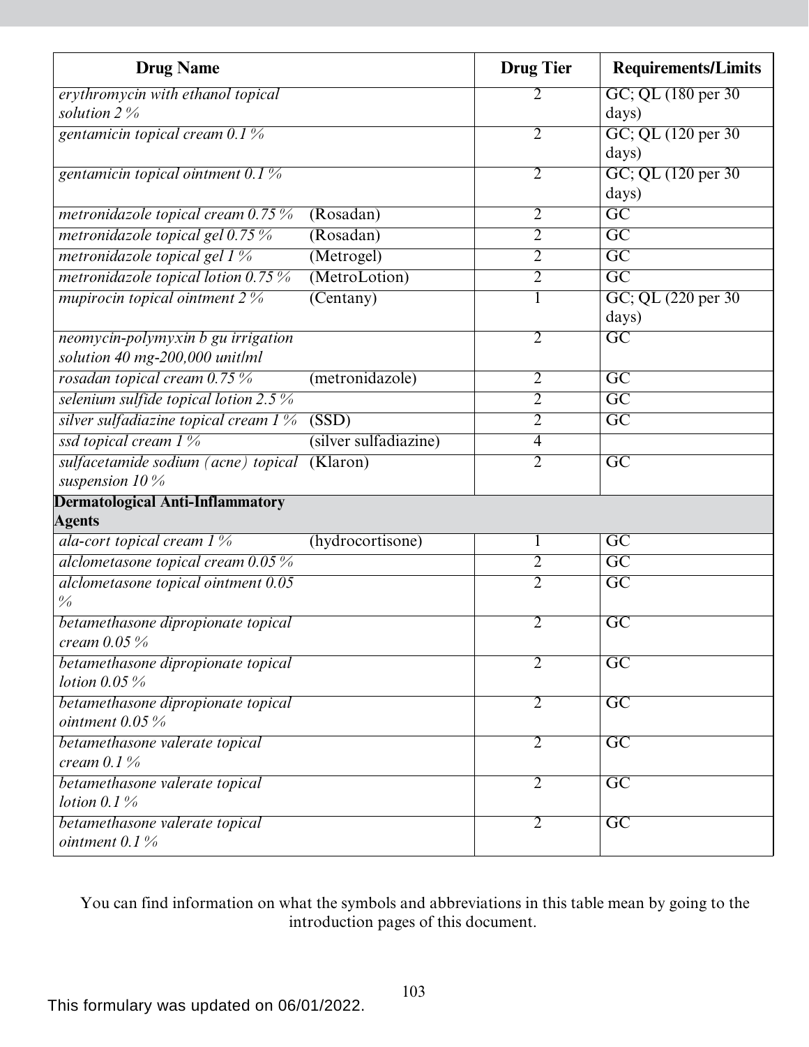| Drug Name | | Drug Tier | Requirements/Limits |
|---|---|---|---|
| *erythromycin with ethanol topical solution 2 %* | | 2 | GC; QL (180 per 30 days) |
| *gentamicin topical cream 0.1 %* | | 2 | GC; QL (120 per 30 days) |
| *gentamicin topical ointment 0.1 %* | | 2 | GC; QL (120 per 30 days) |
| *metronidazole topical cream 0.75 %* | (Rosadan) | 2 | GC |
| *metronidazole topical gel 0.75 %* | (Rosadan) | 2 | GC |
| *metronidazole topical gel 1 %* | (Metrogel) | 2 | GC |
| *metronidazole topical lotion 0.75 %* | (MetroLotion) | 2 | GC |
| *mupirocin topical ointment 2 %* | (Centany) | 1 | GC; QL (220 per 30 days) |
| *neomycin-polymyxin b gu irrigation solution 40 mg-200,000 unit/ml* | | 2 | GC |
| *rosadan topical cream 0.75 %* | (metronidazole) | 2 | GC |
| *selenium sulfide topical lotion 2.5 %* | | 2 | GC |
| *silver sulfadiazine topical cream 1 %* | (SSD) | 2 | GC |
| *ssd topical cream 1 %* | (silver sulfadiazine) | 4 | |
| *sulfacetamide sodium (acne) topical suspension 10 %* | (Klaron) | 2 | GC |
| **Dermatological Anti-Inflammatory Agents** | | | |
| *ala-cort topical cream 1 %* | (hydrocortisone) | 1 | GC |
| *alclometasone topical cream 0.05 %* | | 2 | GC |
| *alclometasone topical ointment 0.05 %* | | 2 | GC |
| *betamethasone dipropionate topical cream 0.05 %* | | 2 | GC |
| *betamethasone dipropionate topical lotion 0.05 %* | | 2 | GC |
| *betamethasone dipropionate topical ointment 0.05 %* | | 2 | GC |
| *betamethasone valerate topical cream 0.1 %* | | 2 | GC |
| *betamethasone valerate topical lotion 0.1 %* | | 2 | GC |
| *betamethasone valerate topical ointment 0.1 %* | | 2 | GC |

You can find information on what the symbols and abbreviations in this table mean by going to the introduction pages of this document.

This formulary was updated on 06/01/2022.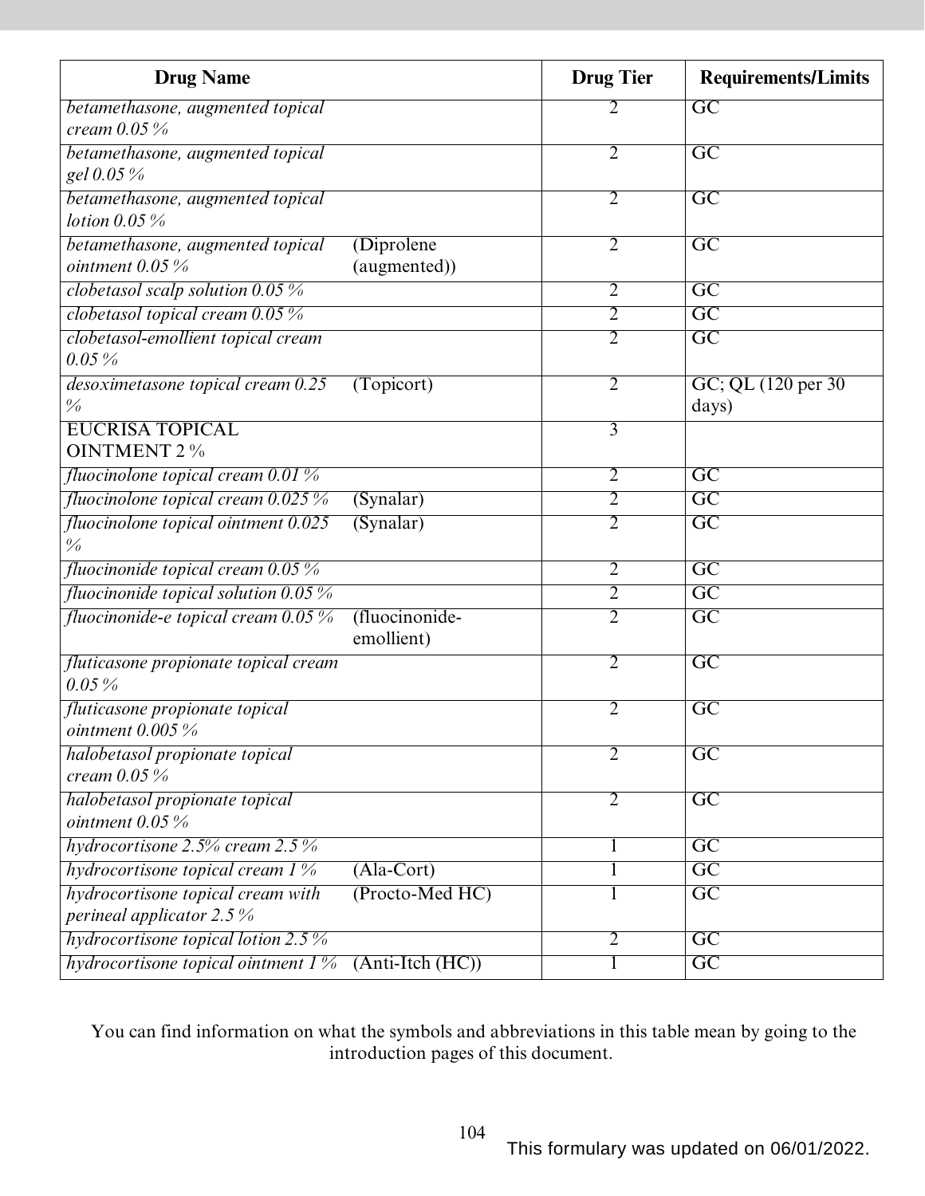| Drug Name | | Drug Tier | Requirements/Limits |
|---|---|---|---|
| *betamethasone, augmented topical cream 0.05 %* | | 2 | GC |
| *betamethasone, augmented topical gel 0.05 %* | | 2 | GC |
| *betamethasone, augmented topical lotion 0.05 %* | | 2 | GC |
| *betamethasone, augmented topical ointment 0.05 %* | (Diprolene (augmented)) | 2 | GC |
| *clobetasol scalp solution 0.05 %* | | 2 | GC |
| *clobetasol topical cream 0.05 %* | | 2 | GC |
| *clobetasol-emollient topical cream 0.05 %* | | 2 | GC |
| *desoximetasone topical cream 0.25 %* | (Topicort) | 2 | GC; QL (120 per 30 days) |
| EUCRISA TOPICAL OINTMENT 2 % | | 3 | |
| *fluocinolone topical cream 0.01 %* | | 2 | GC |
| *fluocinolone topical cream 0.025 %* | (Synalar) | 2 | GC |
| *fluocinolone topical ointment 0.025 %* | (Synalar) | 2 | GC |
| *fluocinonide topical cream 0.05 %* | | 2 | GC |
| *fluocinonide topical solution 0.05 %* | | 2 | GC |
| *fluocinonide-e topical cream 0.05 %* | (fluocinonide-emollient) | 2 | GC |
| *fluticasone propionate topical cream 0.05 %* | | 2 | GC |
| *fluticasone propionate topical ointment 0.005 %* | | 2 | GC |
| *halobetasol propionate topical cream 0.05 %* | | 2 | GC |
| *halobetasol propionate topical ointment 0.05 %* | | 2 | GC |
| *hydrocortisone 2.5% cream 2.5 %* | | 1 | GC |
| *hydrocortisone topical cream 1 %* | (Ala-Cort) | 1 | GC |
| *hydrocortisone topical cream with perineal applicator 2.5 %* | (Procto-Med HC) | 1 | GC |
| *hydrocortisone topical lotion 2.5 %* | | 2 | GC |
| *hydrocortisone topical ointment 1 %* | (Anti-Itch (HC)) | 1 | GC |

You can find information on what the symbols and abbreviations in this table mean by going to the introduction pages of this document.

This formulary was updated on 06/01/2022.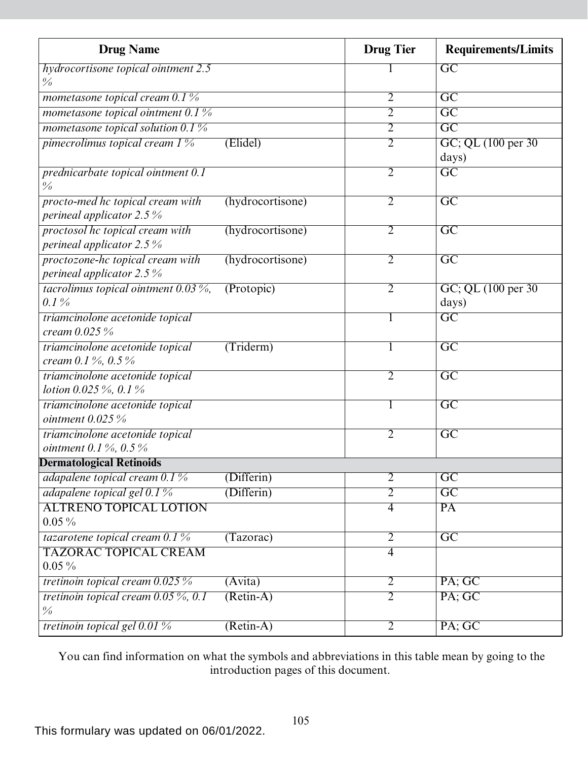| Drug Name | | Drug Tier | Requirements/Limits |
|---|---|---|---|
| *hydrocortisone topical ointment 2.5 %* | | 1 | GC |
| *mometasone topical cream 0.1 %* | | 2 | GC |
| *mometasone topical ointment 0.1 %* | | 2 | GC |
| *mometasone topical solution 0.1 %* | | 2 | GC |
| *pimecrolimus topical cream 1 %* | (Elidel) | 2 | GC; QL (100 per 30 days) |
| *prednicarbate topical ointment 0.1 %* | | 2 | GC |
| *procto-med hc topical cream with perineal applicator 2.5 %* | (hydrocortisone) | 2 | GC |
| *proctosol hc topical cream with perineal applicator 2.5 %* | (hydrocortisone) | 2 | GC |
| *proctozone-hc topical cream with perineal applicator 2.5 %* | (hydrocortisone) | 2 | GC |
| *tacrolimus topical ointment 0.03 %, 0.1 %* | (Protopic) | 2 | GC; QL (100 per 30 days) |
| *triamcinolone acetonide topical cream 0.025 %* | | 1 | GC |
| *triamcinolone acetonide topical cream 0.1 %, 0.5 %* | (Triderm) | 1 | GC |
| *triamcinolone acetonide topical lotion 0.025 %, 0.1 %* | | 2 | GC |
| *triamcinolone acetonide topical ointment 0.025 %* | | 1 | GC |
| *triamcinolone acetonide topical ointment 0.1 %, 0.5 %* | | 2 | GC |
| **Dermatological Retinoids** | | | |
| *adapalene topical cream 0.1 %* | (Differin) | 2 | GC |
| *adapalene topical gel 0.1 %* | (Differin) | 2 | GC |
| ALTRENO TOPICAL LOTION 0.05 % | | 4 | PA |
| *tazarotene topical cream 0.1 %* | (Tazorac) | 2 | GC |
| TAZORAC TOPICAL CREAM 0.05 % | | 4 | |
| *tretinoin topical cream 0.025 %* | (Avita) | 2 | PA; GC |
| *tretinoin topical cream 0.05 %, 0.1 %* | (Retin-A) | 2 | PA; GC |
| *tretinoin topical gel 0.01 %* | (Retin-A) | 2 | PA; GC |

You can find information on what the symbols and abbreviations in this table mean by going to the introduction pages of this document.

This formulary was updated on 06/01/2022.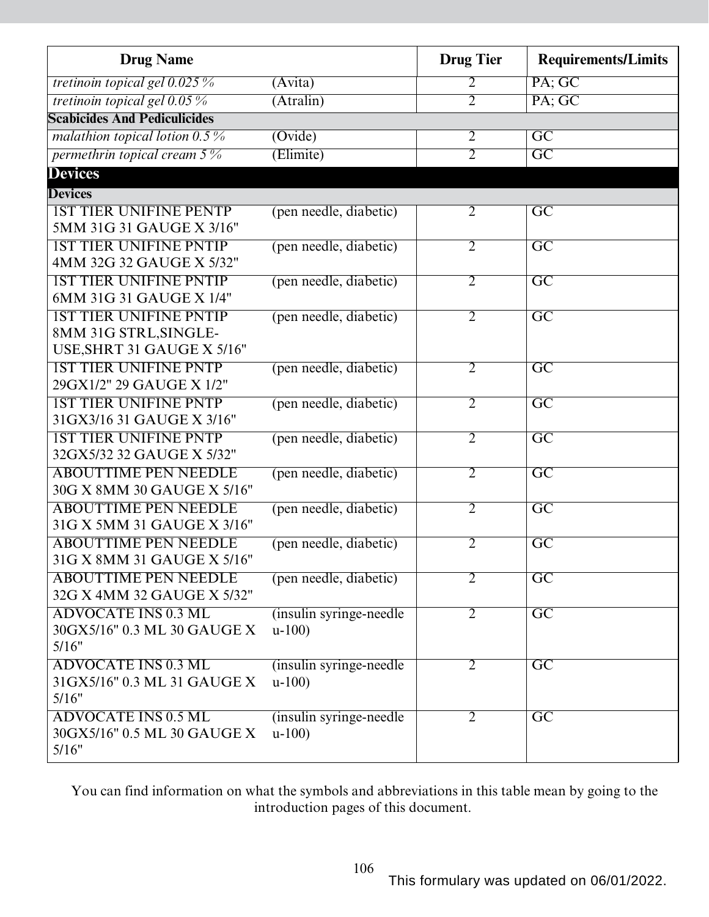| Drug Name | | Drug Tier | Requirements/Limits |
|---|---|---|---|
| *tretinoin topical gel 0.025 %* | (Avita) | 2 | PA; GC |
| *tretinoin topical gel 0.05 %* | (Atralin) | 2 | PA; GC |
| **Scabicides And Pediculicides** | | | |
| *malathion topical lotion 0.5 %* | (Ovide) | 2 | GC |
| *permethrin topical cream 5 %* | (Elimite) | 2 | GC |
| **Devices** | | | |
| **Devices** | | | |
| 1ST TIER UNIFINE PENTP 5MM 31G 31 GAUGE X 3/16" | (pen needle, diabetic) | 2 | GC |
| 1ST TIER UNIFINE PNTIP 4MM 32G 32 GAUGE X 5/32" | (pen needle, diabetic) | 2 | GC |
| 1ST TIER UNIFINE PNTIP 6MM 31G 31 GAUGE X 1/4" | (pen needle, diabetic) | 2 | GC |
| 1ST TIER UNIFINE PNTIP 8MM 31G STRL,SINGLE-USE,SHRT 31 GAUGE X 5/16" | (pen needle, diabetic) | 2 | GC |
| 1ST TIER UNIFINE PNTP 29GX1/2" 29 GAUGE X 1/2" | (pen needle, diabetic) | 2 | GC |
| 1ST TIER UNIFINE PNTP 31GX3/16 31 GAUGE X 3/16" | (pen needle, diabetic) | 2 | GC |
| 1ST TIER UNIFINE PNTP 32GX5/32 32 GAUGE X 5/32" | (pen needle, diabetic) | 2 | GC |
| ABOUTTIME PEN NEEDLE 30G X 8MM 30 GAUGE X 5/16" | (pen needle, diabetic) | 2 | GC |
| ABOUTTIME PEN NEEDLE 31G X 5MM 31 GAUGE X 3/16" | (pen needle, diabetic) | 2 | GC |
| ABOUTTIME PEN NEEDLE 31G X 8MM 31 GAUGE X 5/16" | (pen needle, diabetic) | 2 | GC |
| ABOUTTIME PEN NEEDLE 32G X 4MM 32 GAUGE X 5/32" | (pen needle, diabetic) | 2 | GC |
| ADVOCATE INS 0.3 ML 30GX5/16" 0.3 ML 30 GAUGE X 5/16" | (insulin syringe-needle u-100) | 2 | GC |
| ADVOCATE INS 0.3 ML 31GX5/16" 0.3 ML 31 GAUGE X 5/16" | (insulin syringe-needle u-100) | 2 | GC |
| ADVOCATE INS 0.5 ML 30GX5/16" 0.5 ML 30 GAUGE X 5/16" | (insulin syringe-needle u-100) | 2 | GC |

You can find information on what the symbols and abbreviations in this table mean by going to the introduction pages of this document.

This formulary was updated on 06/01/2022.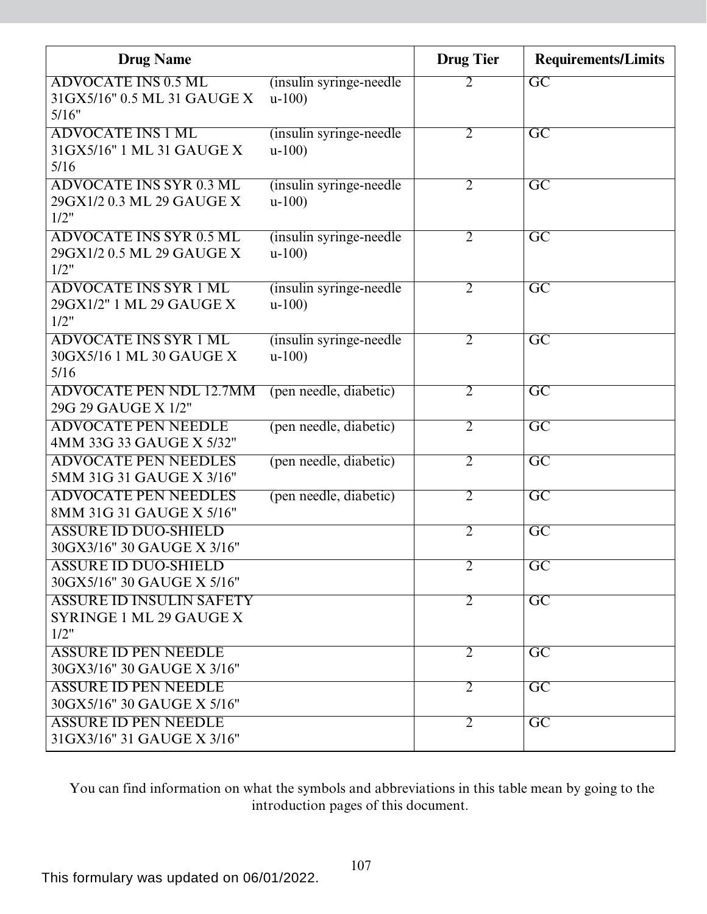| Drug Name | | Drug Tier | Requirements/Limits |
|---|---|---|---|
| ADVOCATE INS 0.5 ML 31GX5/16" 0.5 ML 31 GAUGE X 5/16" | (insulin syringe-needle u-100) | 2 | GC |
| ADVOCATE INS 1 ML 31GX5/16" 1 ML 31 GAUGE X 5/16 | (insulin syringe-needle u-100) | 2 | GC |
| ADVOCATE INS SYR 0.3 ML 29GX1/2 0.3 ML 29 GAUGE X 1/2" | (insulin syringe-needle u-100) | 2 | GC |
| ADVOCATE INS SYR 0.5 ML 29GX1/2 0.5 ML 29 GAUGE X 1/2" | (insulin syringe-needle u-100) | 2 | GC |
| ADVOCATE INS SYR 1 ML 29GX1/2" 1 ML 29 GAUGE X 1/2" | (insulin syringe-needle u-100) | 2 | GC |
| ADVOCATE INS SYR 1 ML 30GX5/16 1 ML 30 GAUGE X 5/16 | (insulin syringe-needle u-100) | 2 | GC |
| ADVOCATE PEN NDL 12.7MM 29G 29 GAUGE X 1/2" | (pen needle, diabetic) | 2 | GC |
| ADVOCATE PEN NEEDLE 4MM 33G 33 GAUGE X 5/32" | (pen needle, diabetic) | 2 | GC |
| ADVOCATE PEN NEEDLES 5MM 31G 31 GAUGE X 3/16" | (pen needle, diabetic) | 2 | GC |
| ADVOCATE PEN NEEDLES 8MM 31G 31 GAUGE X 5/16" | (pen needle, diabetic) | 2 | GC |
| ASSURE ID DUO-SHIELD 30GX3/16" 30 GAUGE X 3/16" | | 2 | GC |
| ASSURE ID DUO-SHIELD 30GX5/16" 30 GAUGE X 5/16" | | 2 | GC |
| ASSURE ID INSULIN SAFETY SYRINGE 1 ML 29 GAUGE X 1/2" | | 2 | GC |
| ASSURE ID PEN NEEDLE 30GX3/16" 30 GAUGE X 3/16" | | 2 | GC |
| ASSURE ID PEN NEEDLE 30GX5/16" 30 GAUGE X 5/16" | | 2 | GC |
| ASSURE ID PEN NEEDLE 31GX3/16" 31 GAUGE X 3/16" | | 2 | GC |

You can find information on what the symbols and abbreviations in this table mean by going to the introduction pages of this document.

This formulary was updated on 06/01/2022.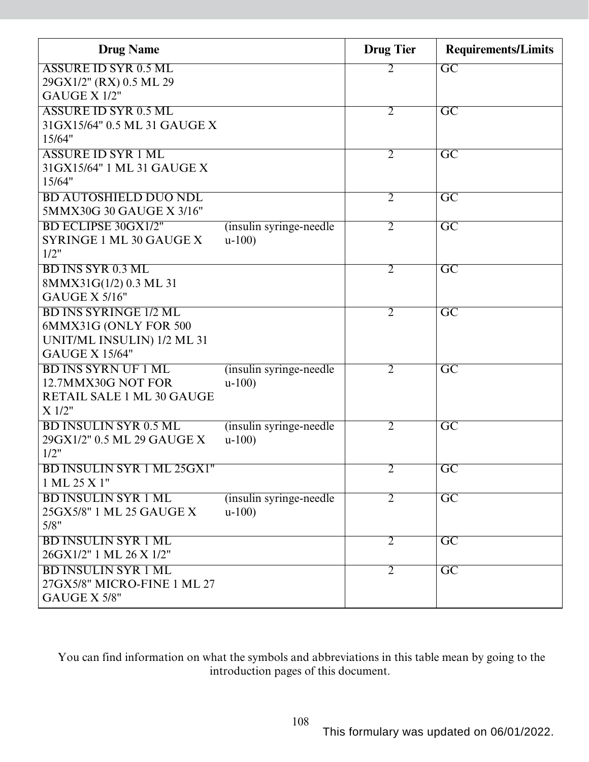| Drug Name | | Drug Tier | Requirements/Limits |
|---|---|---|---|
| ASSURE ID SYR 0.5 ML 29GX1/2" (RX) 0.5 ML 29 GAUGE X 1/2" | | 2 | GC |
| ASSURE ID SYR 0.5 ML 31GX15/64" 0.5 ML 31 GAUGE X 15/64" | | 2 | GC |
| ASSURE ID SYR 1 ML 31GX15/64" 1 ML 31 GAUGE X 15/64" | | 2 | GC |
| BD AUTOSHIELD DUO NDL 5MMX30G 30 GAUGE X 3/16" | | 2 | GC |
| BD ECLIPSE 30GX1/2" SYRINGE 1 ML 30 GAUGE X 1/2" | (insulin syringe-needle u-100) | 2 | GC |
| BD INS SYR 0.3 ML 8MMX31G(1/2) 0.3 ML 31 GAUGE X 5/16" | | 2 | GC |
| BD INS SYRINGE 1/2 ML 6MMX31G (ONLY FOR 500 UNIT/ML INSULIN) 1/2 ML 31 GAUGE X 15/64" | | 2 | GC |
| BD INS SYRN UF 1 ML 12.7MMX30G NOT FOR RETAIL SALE 1 ML 30 GAUGE X 1/2" | (insulin syringe-needle u-100) | 2 | GC |
| BD INSULIN SYR 0.5 ML 29GX1/2" 0.5 ML 29 GAUGE X 1/2" | (insulin syringe-needle u-100) | 2 | GC |
| BD INSULIN SYR 1 ML 25GX1" 1 ML 25 X 1" | | 2 | GC |
| BD INSULIN SYR 1 ML 25GX5/8" 1 ML 25 GAUGE X 5/8" | (insulin syringe-needle u-100) | 2 | GC |
| BD INSULIN SYR 1 ML 26GX1/2" 1 ML 26 X 1/2" | | 2 | GC |
| BD INSULIN SYR 1 ML 27GX5/8" MICRO-FINE 1 ML 27 GAUGE X 5/8" | | 2 | GC |

You can find information on what the symbols and abbreviations in this table mean by going to the introduction pages of this document.

This formulary was updated on 06/01/2022.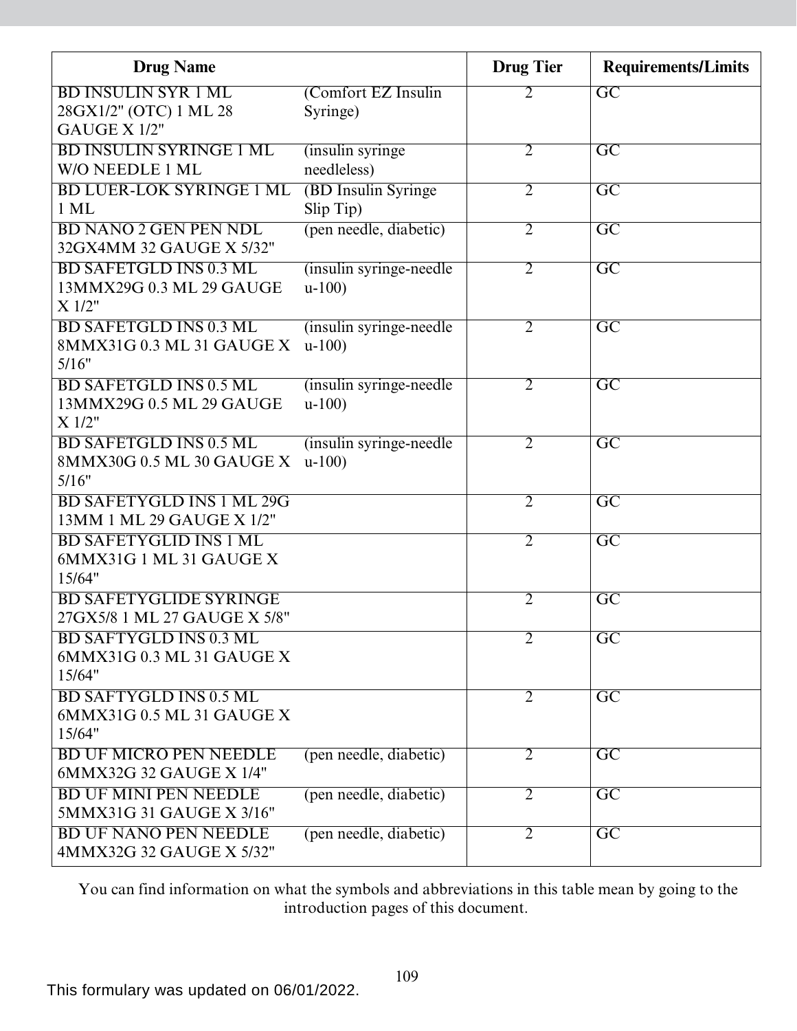| Drug Name | | Drug Tier | Requirements/Limits |
|---|---|---|---|
| BD INSULIN SYR 1 ML 28GX1/2" (OTC) 1 ML 28 GAUGE X 1/2" | (Comfort EZ Insulin Syringe) | 2 | GC |
| BD INSULIN SYRINGE 1 ML W/O NEEDLE 1 ML | (insulin syringe needleless) | 2 | GC |
| BD LUER-LOK SYRINGE 1 ML 1 ML | (BD Insulin Syringe Slip Tip) | 2 | GC |
| BD NANO 2 GEN PEN NDL 32GX4MM 32 GAUGE X 5/32" | (pen needle, diabetic) | 2 | GC |
| BD SAFETGLD INS 0.3 ML 13MMX29G 0.3 ML 29 GAUGE X 1/2" | (insulin syringe-needle u-100) | 2 | GC |
| BD SAFETGLD INS 0.3 ML 8MMX31G 0.3 ML 31 GAUGE X 5/16" | (insulin syringe-needle u-100) | 2 | GC |
| BD SAFETGLD INS 0.5 ML 13MMX29G 0.5 ML 29 GAUGE X 1/2" | (insulin syringe-needle u-100) | 2 | GC |
| BD SAFETGLD INS 0.5 ML 8MMX30G 0.5 ML 30 GAUGE X 5/16" | (insulin syringe-needle u-100) | 2 | GC |
| BD SAFETYGLD INS 1 ML 29G 13MM 1 ML 29 GAUGE X 1/2" | | 2 | GC |
| BD SAFETYGLID INS 1 ML 6MMX31G 1 ML 31 GAUGE X 15/64" | | 2 | GC |
| BD SAFETYGLIDE SYRINGE 27GX5/8 1 ML 27 GAUGE X 5/8" | | 2 | GC |
| BD SAFTYGLD INS 0.3 ML 6MMX31G 0.3 ML 31 GAUGE X 15/64" | | 2 | GC |
| BD SAFTYGLD INS 0.5 ML 6MMX31G 0.5 ML 31 GAUGE X 15/64" | | 2 | GC |
| BD UF MICRO PEN NEEDLE 6MMX32G 32 GAUGE X 1/4" | (pen needle, diabetic) | 2 | GC |
| BD UF MINI PEN NEEDLE 5MMX31G 31 GAUGE X 3/16" | (pen needle, diabetic) | 2 | GC |
| BD UF NANO PEN NEEDLE 4MMX32G 32 GAUGE X 5/32" | (pen needle, diabetic) | 2 | GC |

You can find information on what the symbols and abbreviations in this table mean by going to the introduction pages of this document.

This formulary was updated on 06/01/2022.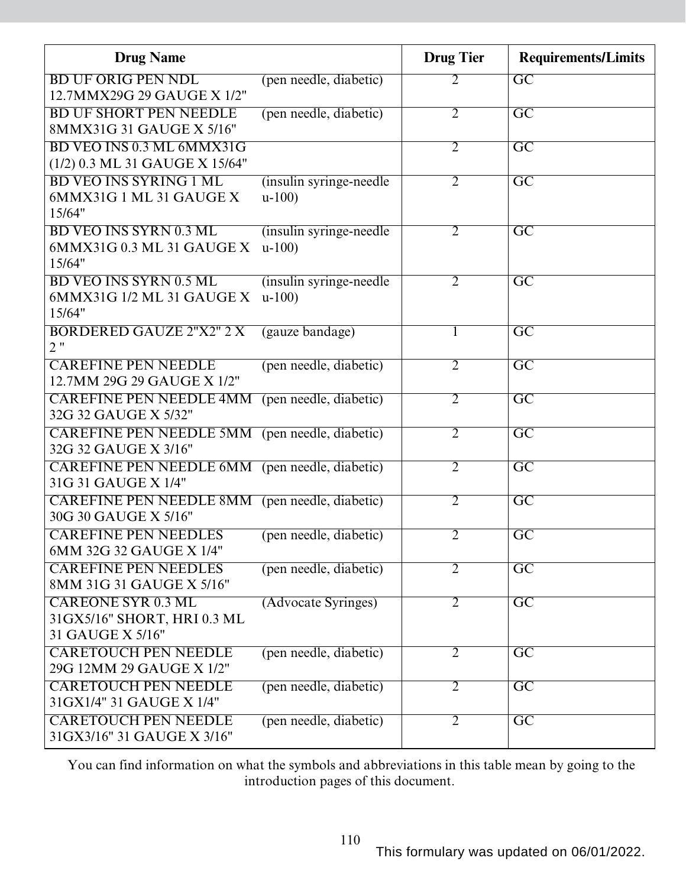| Drug Name | | Drug Tier | Requirements/Limits |
|---|---|---|---|
| BD UF ORIG PEN NDL 12.7MMX29G 29 GAUGE X 1/2" | (pen needle, diabetic) | 2 | GC |
| BD UF SHORT PEN NEEDLE 8MMX31G 31 GAUGE X 5/16" | (pen needle, diabetic) | 2 | GC |
| BD VEO INS 0.3 ML 6MMX31G (1/2) 0.3 ML 31 GAUGE X 15/64" | | 2 | GC |
| BD VEO INS SYRING 1 ML 6MMX31G 1 ML 31 GAUGE X 15/64" | (insulin syringe-needle u-100) | 2 | GC |
| BD VEO INS SYRN 0.3 ML 6MMX31G 0.3 ML 31 GAUGE X 15/64" | (insulin syringe-needle u-100) | 2 | GC |
| BD VEO INS SYRN 0.5 ML 6MMX31G 1/2 ML 31 GAUGE X 15/64" | (insulin syringe-needle u-100) | 2 | GC |
| BORDERED GAUZE 2"X2" 2 X 2 " | (gauze bandage) | 1 | GC |
| CAREFINE PEN NEEDLE 12.7MM 29G 29 GAUGE X 1/2" | (pen needle, diabetic) | 2 | GC |
| CAREFINE PEN NEEDLE 4MM 32G 32 GAUGE X 5/32" | (pen needle, diabetic) | 2 | GC |
| CAREFINE PEN NEEDLE 5MM 32G 32 GAUGE X 3/16" | (pen needle, diabetic) | 2 | GC |
| CAREFINE PEN NEEDLE 6MM 31G 31 GAUGE X 1/4" | (pen needle, diabetic) | 2 | GC |
| CAREFINE PEN NEEDLE 8MM 30G 30 GAUGE X 5/16" | (pen needle, diabetic) | 2 | GC |
| CAREFINE PEN NEEDLES 6MM 32G 32 GAUGE X 1/4" | (pen needle, diabetic) | 2 | GC |
| CAREFINE PEN NEEDLES 8MM 31G 31 GAUGE X 5/16" | (pen needle, diabetic) | 2 | GC |
| CAREONE SYR 0.3 ML 31GX5/16" SHORT, HRI 0.3 ML 31 GAUGE X 5/16" | (Advocate Syringes) | 2 | GC |
| CARETOUCH PEN NEEDLE 29G 12MM 29 GAUGE X 1/2" | (pen needle, diabetic) | 2 | GC |
| CARETOUCH PEN NEEDLE 31GX1/4" 31 GAUGE X 1/4" | (pen needle, diabetic) | 2 | GC |
| CARETOUCH PEN NEEDLE 31GX3/16" 31 GAUGE X 3/16" | (pen needle, diabetic) | 2 | GC |

You can find information on what the symbols and abbreviations in this table mean by going to the introduction pages of this document.

This formulary was updated on 06/01/2022.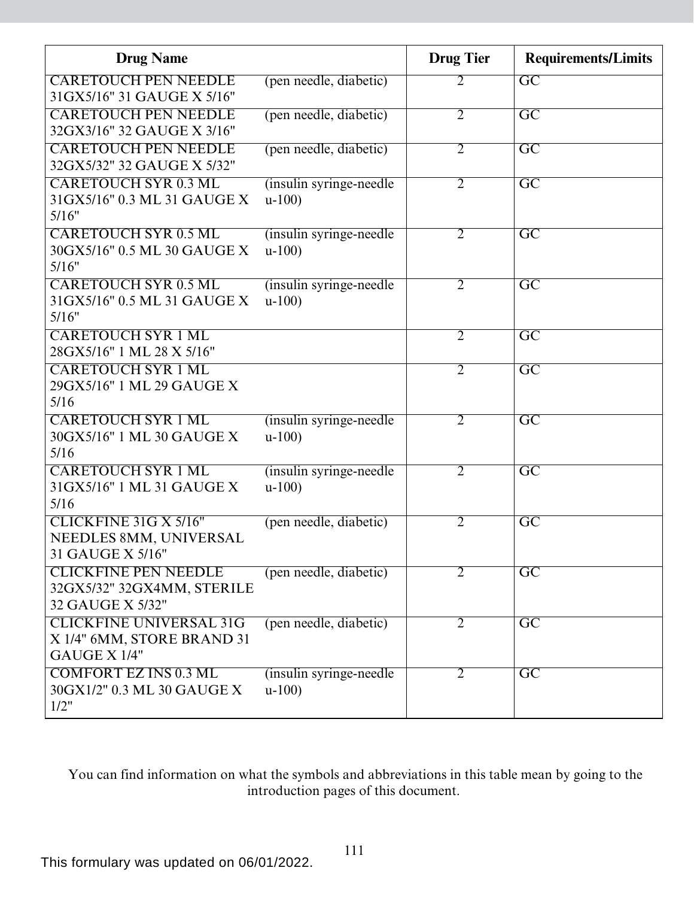| Drug Name | | Drug Tier | Requirements/Limits |
|---|---|---|---|
| CARETOUCH PEN NEEDLE 31GX5/16" 31 GAUGE X 5/16" | (pen needle, diabetic) | 2 | GC |
| CARETOUCH PEN NEEDLE 32GX3/16" 32 GAUGE X 3/16" | (pen needle, diabetic) | 2 | GC |
| CARETOUCH PEN NEEDLE 32GX5/32" 32 GAUGE X 5/32" | (pen needle, diabetic) | 2 | GC |
| CARETOUCH SYR 0.3 ML 31GX5/16" 0.3 ML 31 GAUGE X 5/16" | (insulin syringe-needle u-100) | 2 | GC |
| CARETOUCH SYR 0.5 ML 30GX5/16" 0.5 ML 30 GAUGE X 5/16" | (insulin syringe-needle u-100) | 2 | GC |
| CARETOUCH SYR 0.5 ML 31GX5/16" 0.5 ML 31 GAUGE X 5/16" | (insulin syringe-needle u-100) | 2 | GC |
| CARETOUCH SYR 1 ML 28GX5/16" 1 ML 28 X 5/16" | | 2 | GC |
| CARETOUCH SYR 1 ML 29GX5/16" 1 ML 29 GAUGE X 5/16 | | 2 | GC |
| CARETOUCH SYR 1 ML 30GX5/16" 1 ML 30 GAUGE X 5/16 | (insulin syringe-needle u-100) | 2 | GC |
| CARETOUCH SYR 1 ML 31GX5/16" 1 ML 31 GAUGE X 5/16 | (insulin syringe-needle u-100) | 2 | GC |
| CLICKFINE 31G X 5/16" NEEDLES 8MM, UNIVERSAL 31 GAUGE X 5/16" | (pen needle, diabetic) | 2 | GC |
| CLICKFINE PEN NEEDLE 32GX5/32" 32GX4MM, STERILE 32 GAUGE X 5/32" | (pen needle, diabetic) | 2 | GC |
| CLICKFINE UNIVERSAL 31G X 1/4" 6MM, STORE BRAND 31 GAUGE X 1/4" | (pen needle, diabetic) | 2 | GC |
| COMFORT EZ INS 0.3 ML 30GX1/2" 0.3 ML 30 GAUGE X 1/2" | (insulin syringe-needle u-100) | 2 | GC |

You can find information on what the symbols and abbreviations in this table mean by going to the introduction pages of this document.

This formulary was updated on 06/01/2022.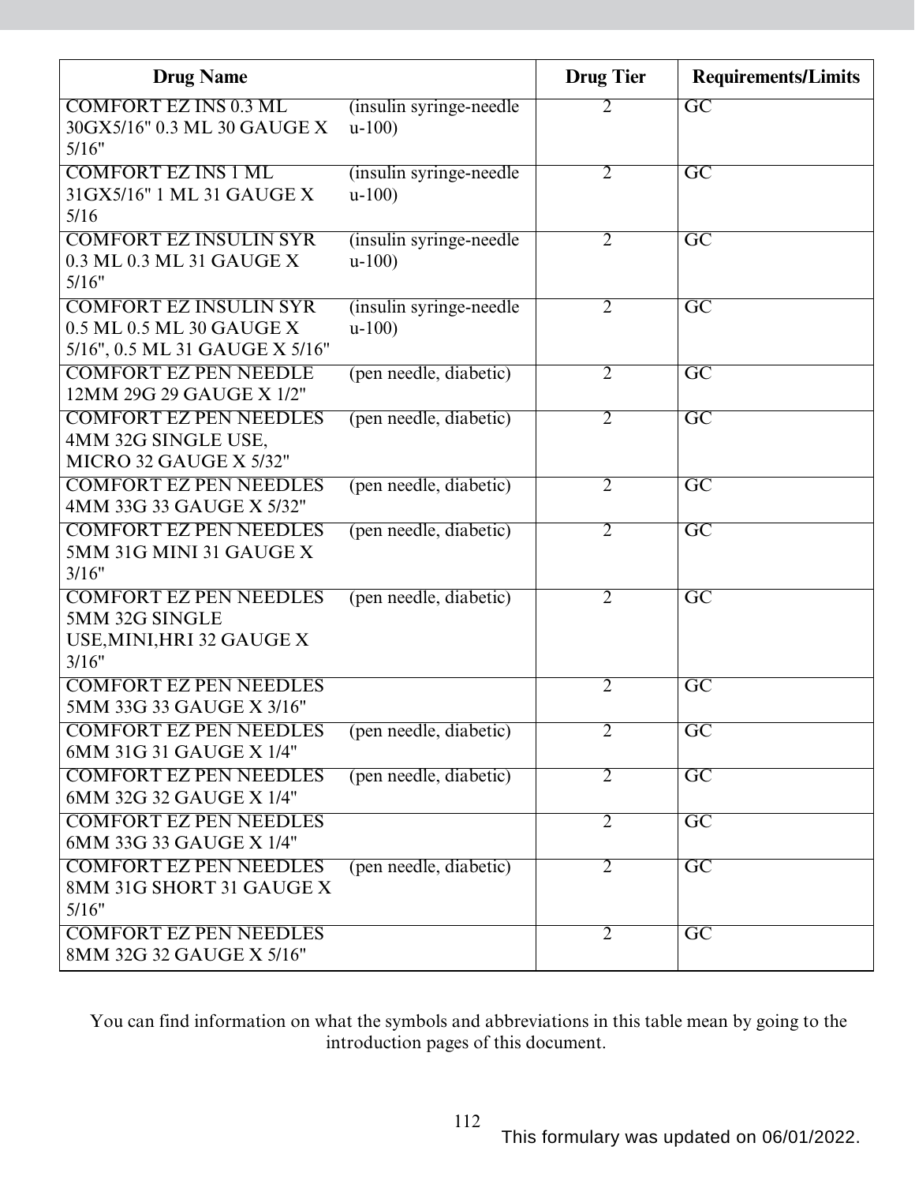| Drug Name | | Drug Tier | Requirements/Limits |
|---|---|---|---|
| COMFORT EZ INS 0.3 ML 30GX5/16" 0.3 ML 30 GAUGE X 5/16" | (insulin syringe-needle u-100) | 2 | GC |
| COMFORT EZ INS 1 ML 31GX5/16" 1 ML 31 GAUGE X 5/16 | (insulin syringe-needle u-100) | 2 | GC |
| COMFORT EZ INSULIN SYR 0.3 ML 0.3 ML 31 GAUGE X 5/16" | (insulin syringe-needle u-100) | 2 | GC |
| COMFORT EZ INSULIN SYR 0.5 ML 0.5 ML 30 GAUGE X 5/16", 0.5 ML 31 GAUGE X 5/16" | (insulin syringe-needle u-100) | 2 | GC |
| COMFORT EZ PEN NEEDLE 12MM 29G 29 GAUGE X 1/2" | (pen needle, diabetic) | 2 | GC |
| COMFORT EZ PEN NEEDLES 4MM 32G SINGLE USE, MICRO 32 GAUGE X 5/32" | (pen needle, diabetic) | 2 | GC |
| COMFORT EZ PEN NEEDLES 4MM 33G 33 GAUGE X 5/32" | (pen needle, diabetic) | 2 | GC |
| COMFORT EZ PEN NEEDLES 5MM 31G MINI 31 GAUGE X 3/16" | (pen needle, diabetic) | 2 | GC |
| COMFORT EZ PEN NEEDLES 5MM 32G SINGLE USE,MINI,HRI 32 GAUGE X 3/16" | (pen needle, diabetic) | 2 | GC |
| COMFORT EZ PEN NEEDLES 5MM 33G 33 GAUGE X 3/16" | | 2 | GC |
| COMFORT EZ PEN NEEDLES 6MM 31G 31 GAUGE X 1/4" | (pen needle, diabetic) | 2 | GC |
| COMFORT EZ PEN NEEDLES 6MM 32G 32 GAUGE X 1/4" | (pen needle, diabetic) | 2 | GC |
| COMFORT EZ PEN NEEDLES 6MM 33G 33 GAUGE X 1/4" | | 2 | GC |
| COMFORT EZ PEN NEEDLES 8MM 31G SHORT 31 GAUGE X 5/16" | (pen needle, diabetic) | 2 | GC |
| COMFORT EZ PEN NEEDLES 8MM 32G 32 GAUGE X 5/16" | | 2 | GC |

You can find information on what the symbols and abbreviations in this table mean by going to the introduction pages of this document.

This formulary was updated on 06/01/2022.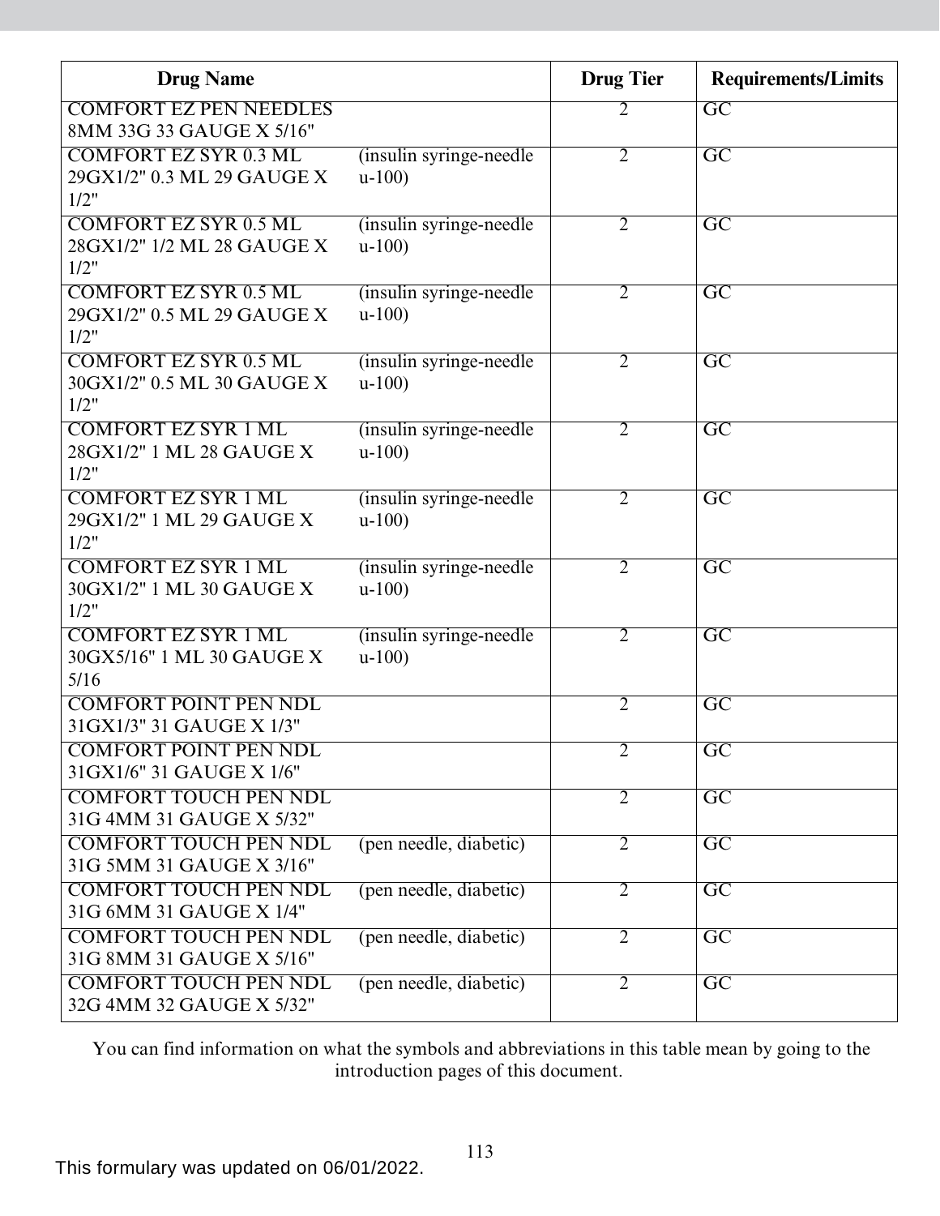| Drug Name | | Drug Tier | Requirements/Limits |
|---|---|---|---|
| COMFORT EZ PEN NEEDLES 8MM 33G 33 GAUGE X 5/16" | | 2 | GC |
| COMFORT EZ SYR 0.3 ML 29GX1/2" 0.3 ML 29 GAUGE X 1/2" | (insulin syringe-needle u-100) | 2 | GC |
| COMFORT EZ SYR 0.5 ML 28GX1/2" 1/2 ML 28 GAUGE X 1/2" | (insulin syringe-needle u-100) | 2 | GC |
| COMFORT EZ SYR 0.5 ML 29GX1/2" 0.5 ML 29 GAUGE X 1/2" | (insulin syringe-needle u-100) | 2 | GC |
| COMFORT EZ SYR 0.5 ML 30GX1/2" 0.5 ML 30 GAUGE X 1/2" | (insulin syringe-needle u-100) | 2 | GC |
| COMFORT EZ SYR 1 ML 28GX1/2" 1 ML 28 GAUGE X 1/2" | (insulin syringe-needle u-100) | 2 | GC |
| COMFORT EZ SYR 1 ML 29GX1/2" 1 ML 29 GAUGE X 1/2" | (insulin syringe-needle u-100) | 2 | GC |
| COMFORT EZ SYR 1 ML 30GX1/2" 1 ML 30 GAUGE X 1/2" | (insulin syringe-needle u-100) | 2 | GC |
| COMFORT EZ SYR 1 ML 30GX5/16" 1 ML 30 GAUGE X 5/16 | (insulin syringe-needle u-100) | 2 | GC |
| COMFORT POINT PEN NDL 31GX1/3" 31 GAUGE X 1/3" | | 2 | GC |
| COMFORT POINT PEN NDL 31GX1/6" 31 GAUGE X 1/6" | | 2 | GC |
| COMFORT TOUCH PEN NDL 31G 4MM 31 GAUGE X 5/32" | | 2 | GC |
| COMFORT TOUCH PEN NDL 31G 5MM 31 GAUGE X 3/16" | (pen needle, diabetic) | 2 | GC |
| COMFORT TOUCH PEN NDL 31G 6MM 31 GAUGE X 1/4" | (pen needle, diabetic) | 2 | GC |
| COMFORT TOUCH PEN NDL 31G 8MM 31 GAUGE X 5/16" | (pen needle, diabetic) | 2 | GC |
| COMFORT TOUCH PEN NDL 32G 4MM 32 GAUGE X 5/32" | (pen needle, diabetic) | 2 | GC |

You can find information on what the symbols and abbreviations in this table mean by going to the introduction pages of this document.

This formulary was updated on 06/01/2022.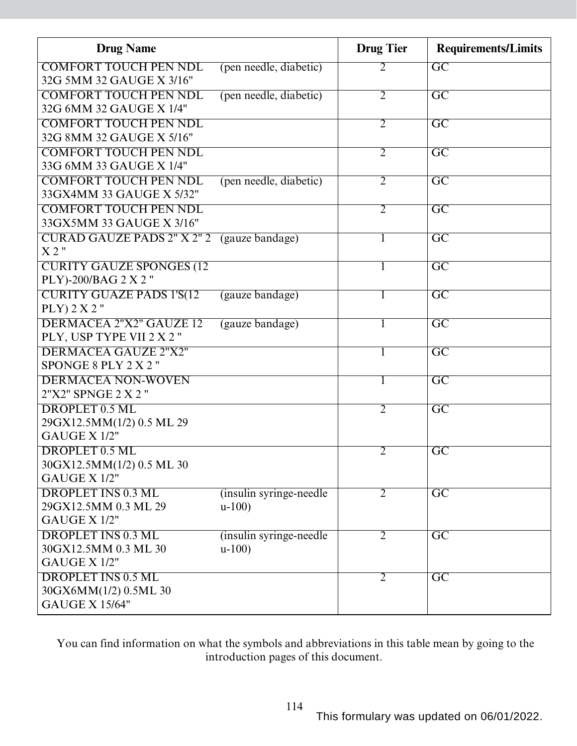| Drug Name | | Drug Tier | Requirements/Limits |
|---|---|---|---|
| COMFORT TOUCH PEN NDL 32G 5MM 32 GAUGE X 3/16" | (pen needle, diabetic) | 2 | GC |
| COMFORT TOUCH PEN NDL 32G 6MM 32 GAUGE X 1/4" | (pen needle, diabetic) | 2 | GC |
| COMFORT TOUCH PEN NDL 32G 8MM 32 GAUGE X 5/16" | | 2 | GC |
| COMFORT TOUCH PEN NDL 33G 6MM 33 GAUGE X 1/4" | | 2 | GC |
| COMFORT TOUCH PEN NDL 33GX4MM 33 GAUGE X 5/32" | (pen needle, diabetic) | 2 | GC |
| COMFORT TOUCH PEN NDL 33GX5MM 33 GAUGE X 3/16" | | 2 | GC |
| CURAD GAUZE PADS 2" X 2" 2 X 2 " | (gauze bandage) | 1 | GC |
| CURITY GAUZE SPONGES (12 PLY)-200/BAG 2 X 2 " | | 1 | GC |
| CURITY GUAZE PADS 1'S(12 PLY) 2 X 2 " | (gauze bandage) | 1 | GC |
| DERMACEA 2"X2" GAUZE 12 PLY, USP TYPE VII 2 X 2 " | (gauze bandage) | 1 | GC |
| DERMACEA GAUZE 2"X2" SPONGE 8 PLY 2 X 2 " | | 1 | GC |
| DERMACEA NON-WOVEN 2"X2" SPNGE 2 X 2 " | | 1 | GC |
| DROPLET 0.5 ML 29GX12.5MM(1/2) 0.5 ML 29 GAUGE X 1/2" | | 2 | GC |
| DROPLET 0.5 ML 30GX12.5MM(1/2) 0.5 ML 30 GAUGE X 1/2" | | 2 | GC |
| DROPLET INS 0.3 ML 29GX12.5MM 0.3 ML 29 GAUGE X 1/2" | (insulin syringe-needle u-100) | 2 | GC |
| DROPLET INS 0.3 ML 30GX12.5MM 0.3 ML 30 GAUGE X 1/2" | (insulin syringe-needle u-100) | 2 | GC |
| DROPLET INS 0.5 ML 30GX6MM(1/2) 0.5ML 30 GAUGE X 15/64" | | 2 | GC |

You can find information on what the symbols and abbreviations in this table mean by going to the introduction pages of this document.

This formulary was updated on 06/01/2022.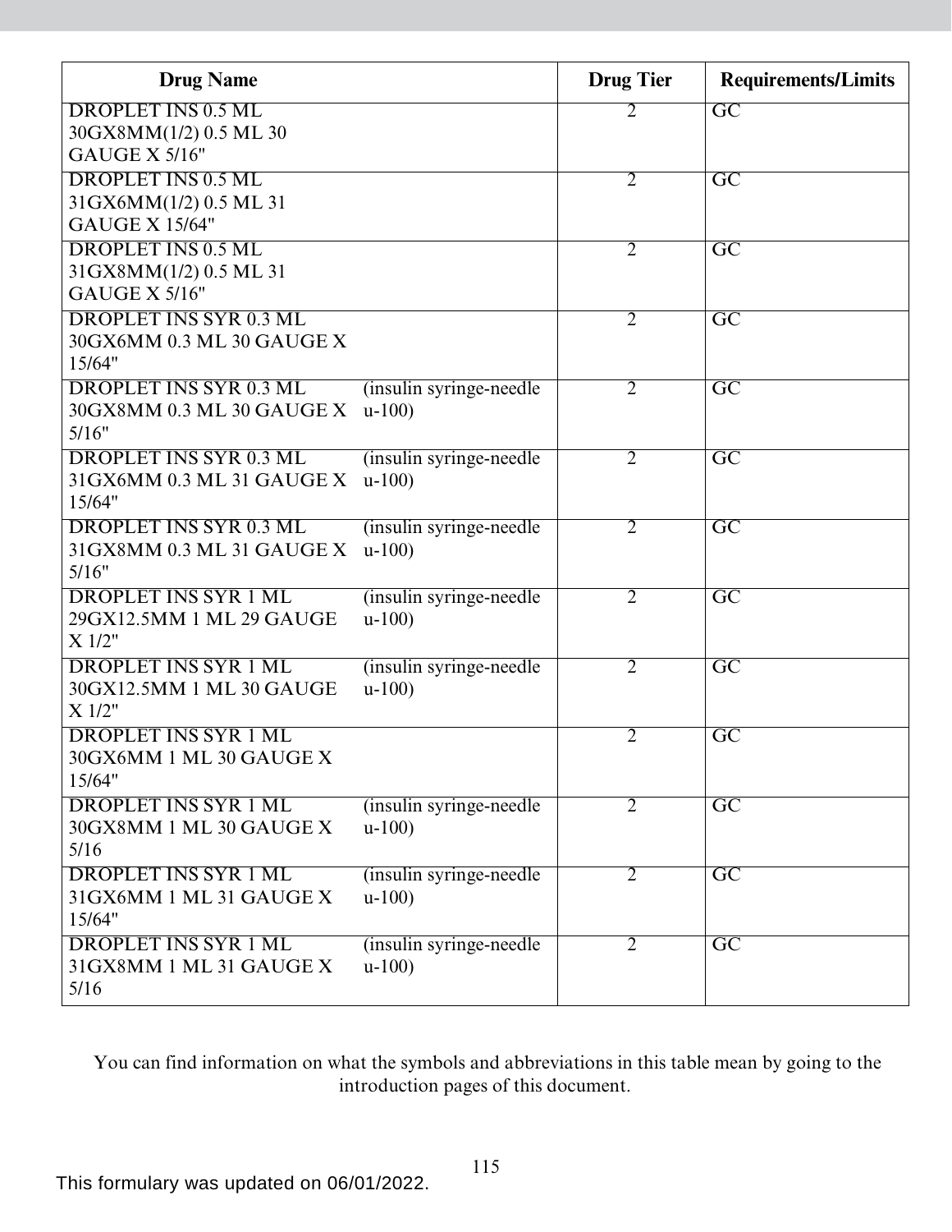| Drug Name | Drug Tier | Requirements/Limits |
|---|---|---|
| DROPLET INS 0.5 ML 30GX8MM(1/2) 0.5 ML 30 GAUGE X 5/16" | 2 | GC |
| DROPLET INS 0.5 ML 31GX6MM(1/2) 0.5 ML 31 GAUGE X 15/64" | 2 | GC |
| DROPLET INS 0.5 ML 31GX8MM(1/2) 0.5 ML 31 GAUGE X 5/16" | 2 | GC |
| DROPLET INS SYR 0.3 ML 30GX6MM 0.3 ML 30 GAUGE X 15/64" | 2 | GC |
| DROPLET INS SYR 0.3 ML 30GX8MM 0.3 ML 30 GAUGE X 5/16" (insulin syringe-needle u-100) | 2 | GC |
| DROPLET INS SYR 0.3 ML 31GX6MM 0.3 ML 31 GAUGE X 15/64" (insulin syringe-needle u-100) | 2 | GC |
| DROPLET INS SYR 0.3 ML 31GX8MM 0.3 ML 31 GAUGE X 5/16" (insulin syringe-needle u-100) | 2 | GC |
| DROPLET INS SYR 1 ML 29GX12.5MM 1 ML 29 GAUGE X 1/2" (insulin syringe-needle u-100) | 2 | GC |
| DROPLET INS SYR 1 ML 30GX12.5MM 1 ML 30 GAUGE X 1/2" (insulin syringe-needle u-100) | 2 | GC |
| DROPLET INS SYR 1 ML 30GX6MM 1 ML 30 GAUGE X 15/64" | 2 | GC |
| DROPLET INS SYR 1 ML 30GX8MM 1 ML 30 GAUGE X 5/16 (insulin syringe-needle u-100) | 2 | GC |
| DROPLET INS SYR 1 ML 31GX6MM 1 ML 31 GAUGE X 15/64" (insulin syringe-needle u-100) | 2 | GC |
| DROPLET INS SYR 1 ML 31GX8MM 1 ML 31 GAUGE X 5/16 (insulin syringe-needle u-100) | 2 | GC |

You can find information on what the symbols and abbreviations in this table mean by going to the introduction pages of this document.

This formulary was updated on 06/01/2022.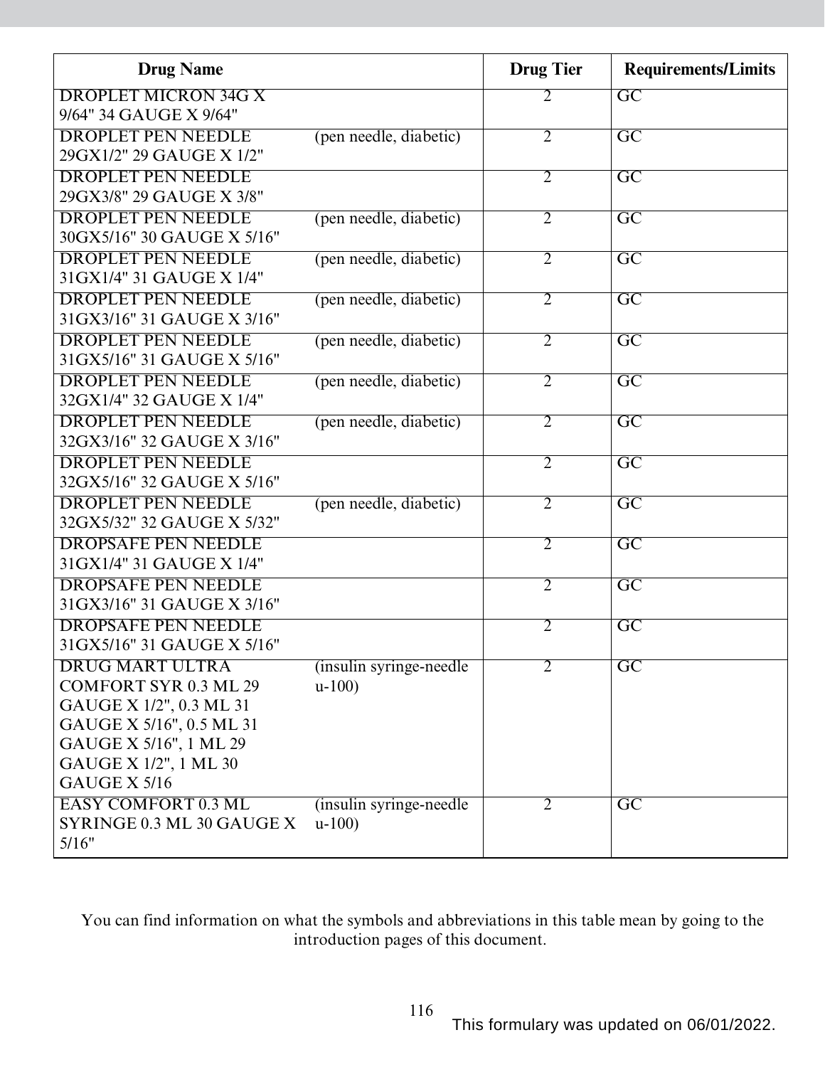| Drug Name | | Drug Tier | Requirements/Limits |
|---|---|---|---|
| DROPLET MICRON 34G X 9/64" 34 GAUGE X 9/64" | | 2 | GC |
| DROPLET PEN NEEDLE 29GX1/2" 29 GAUGE X 1/2" | (pen needle, diabetic) | 2 | GC |
| DROPLET PEN NEEDLE 29GX3/8" 29 GAUGE X 3/8" | | 2 | GC |
| DROPLET PEN NEEDLE 30GX5/16" 30 GAUGE X 5/16" | (pen needle, diabetic) | 2 | GC |
| DROPLET PEN NEEDLE 31GX1/4" 31 GAUGE X 1/4" | (pen needle, diabetic) | 2 | GC |
| DROPLET PEN NEEDLE 31GX3/16" 31 GAUGE X 3/16" | (pen needle, diabetic) | 2 | GC |
| DROPLET PEN NEEDLE 31GX5/16" 31 GAUGE X 5/16" | (pen needle, diabetic) | 2 | GC |
| DROPLET PEN NEEDLE 32GX1/4" 32 GAUGE X 1/4" | (pen needle, diabetic) | 2 | GC |
| DROPLET PEN NEEDLE 32GX3/16" 32 GAUGE X 3/16" | (pen needle, diabetic) | 2 | GC |
| DROPLET PEN NEEDLE 32GX5/16" 32 GAUGE X 5/16" | | 2 | GC |
| DROPLET PEN NEEDLE 32GX5/32" 32 GAUGE X 5/32" | (pen needle, diabetic) | 2 | GC |
| DROPSAFE PEN NEEDLE 31GX1/4" 31 GAUGE X 1/4" | | 2 | GC |
| DROPSAFE PEN NEEDLE 31GX3/16" 31 GAUGE X 3/16" | | 2 | GC |
| DROPSAFE PEN NEEDLE 31GX5/16" 31 GAUGE X 5/16" | | 2 | GC |
| DRUG MART ULTRA COMFORT SYR 0.3 ML 29 GAUGE X 1/2", 0.3 ML 31 GAUGE X 5/16", 0.5 ML 31 GAUGE X 5/16", 1 ML 29 GAUGE X 1/2", 1 ML 30 GAUGE X 5/16 | (insulin syringe-needle u-100) | 2 | GC |
| EASY COMFORT 0.3 ML SYRINGE 0.3 ML 30 GAUGE X 5/16" | (insulin syringe-needle u-100) | 2 | GC |

You can find information on what the symbols and abbreviations in this table mean by going to the introduction pages of this document.

This formulary was updated on 06/01/2022.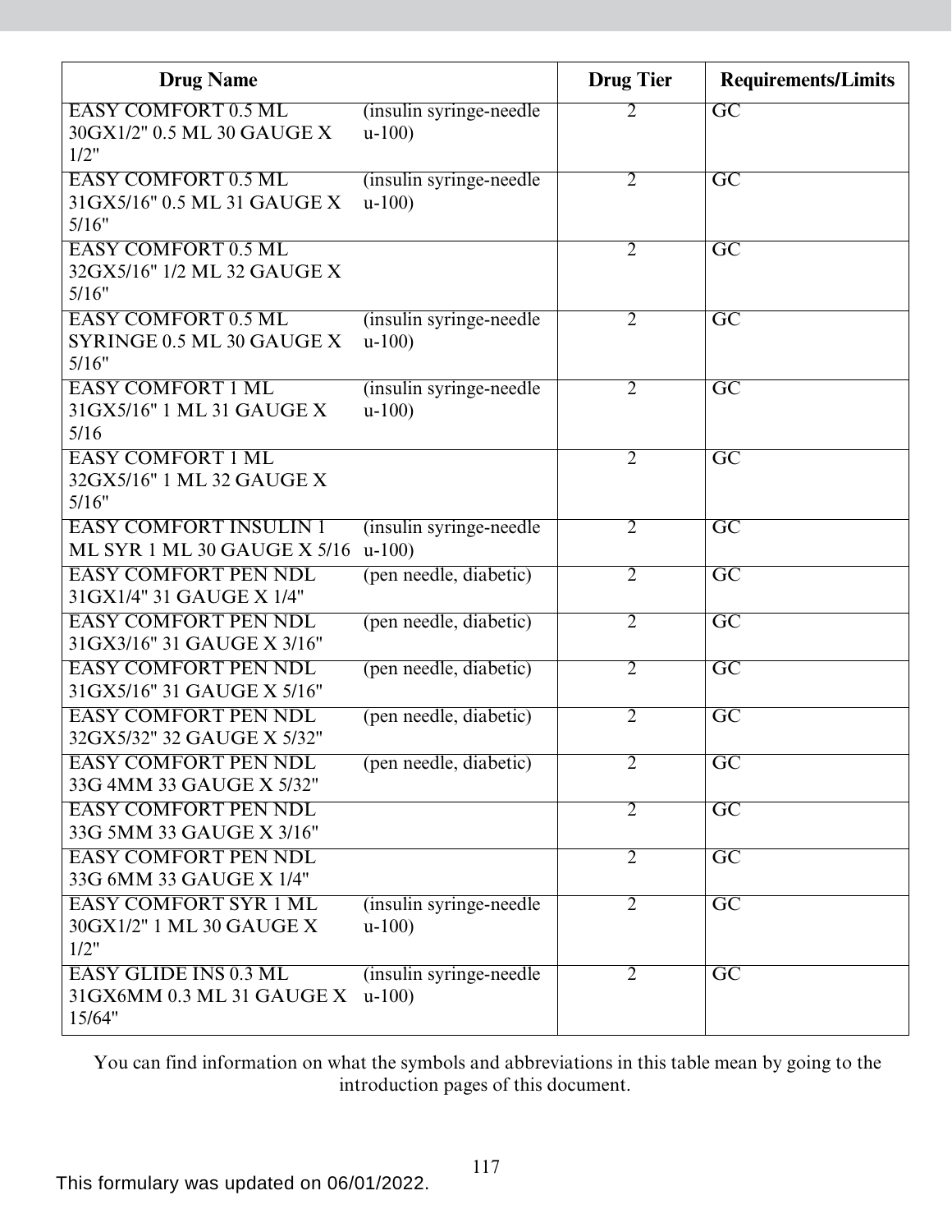| Drug Name | | Drug Tier | Requirements/Limits |
|---|---|---|---|
| EASY COMFORT 0.5 ML 30GX1/2" 0.5 ML 30 GAUGE X 1/2" | (insulin syringe-needle u-100) | 2 | GC |
| EASY COMFORT 0.5 ML 31GX5/16" 0.5 ML 31 GAUGE X 5/16" | (insulin syringe-needle u-100) | 2 | GC |
| EASY COMFORT 0.5 ML 32GX5/16" 1/2 ML 32 GAUGE X 5/16" | | 2 | GC |
| EASY COMFORT 0.5 ML SYRINGE 0.5 ML 30 GAUGE X 5/16" | (insulin syringe-needle u-100) | 2 | GC |
| EASY COMFORT 1 ML 31GX5/16" 1 ML 31 GAUGE X 5/16 | (insulin syringe-needle u-100) | 2 | GC |
| EASY COMFORT 1 ML 32GX5/16" 1 ML 32 GAUGE X 5/16" | | 2 | GC |
| EASY COMFORT INSULIN 1 ML SYR 1 ML 30 GAUGE X 5/16 | (insulin syringe-needle u-100) | 2 | GC |
| EASY COMFORT PEN NDL 31GX1/4" 31 GAUGE X 1/4" | (pen needle, diabetic) | 2 | GC |
| EASY COMFORT PEN NDL 31GX3/16" 31 GAUGE X 3/16" | (pen needle, diabetic) | 2 | GC |
| EASY COMFORT PEN NDL 31GX5/16" 31 GAUGE X 5/16" | (pen needle, diabetic) | 2 | GC |
| EASY COMFORT PEN NDL 32GX5/32" 32 GAUGE X 5/32" | (pen needle, diabetic) | 2 | GC |
| EASY COMFORT PEN NDL 33G 4MM 33 GAUGE X 5/32" | (pen needle, diabetic) | 2 | GC |
| EASY COMFORT PEN NDL 33G 5MM 33 GAUGE X 3/16" | | 2 | GC |
| EASY COMFORT PEN NDL 33G 6MM 33 GAUGE X 1/4" | | 2 | GC |
| EASY COMFORT SYR 1 ML 30GX1/2" 1 ML 30 GAUGE X 1/2" | (insulin syringe-needle u-100) | 2 | GC |
| EASY GLIDE INS 0.3 ML 31GX6MM 0.3 ML 31 GAUGE X 15/64" | (insulin syringe-needle u-100) | 2 | GC |

You can find information on what the symbols and abbreviations in this table mean by going to the introduction pages of this document.

This formulary was updated on 06/01/2022.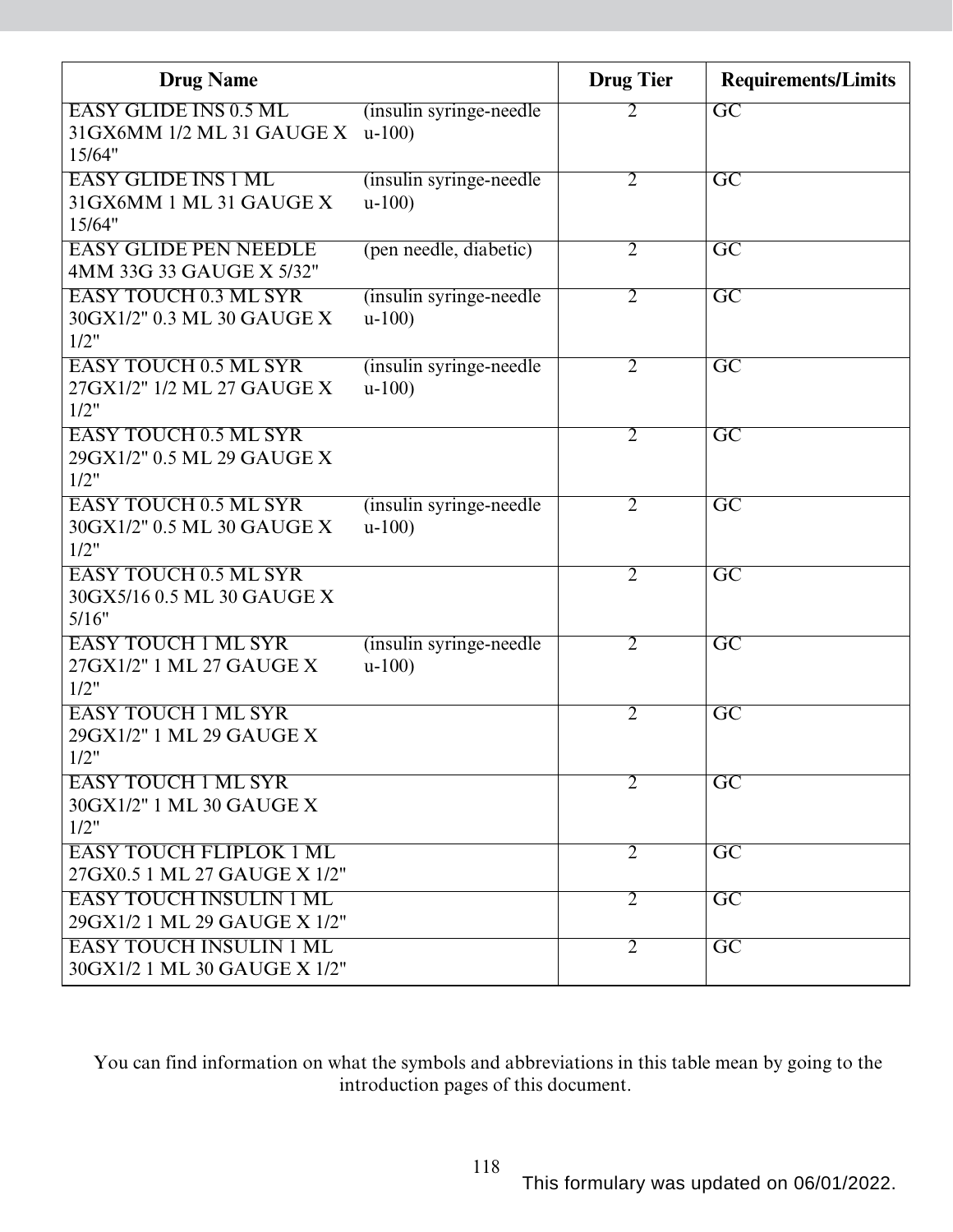| Drug Name | | Drug Tier | Requirements/Limits |
|---|---|---|---|
| EASY GLIDE INS 0.5 ML 31GX6MM 1/2 ML 31 GAUGE X 15/64" | (insulin syringe-needle u-100) | 2 | GC |
| EASY GLIDE INS 1 ML 31GX6MM 1 ML 31 GAUGE X 15/64" | (insulin syringe-needle u-100) | 2 | GC |
| EASY GLIDE PEN NEEDLE 4MM 33G 33 GAUGE X 5/32" | (pen needle, diabetic) | 2 | GC |
| EASY TOUCH 0.3 ML SYR 30GX1/2" 0.3 ML 30 GAUGE X 1/2" | (insulin syringe-needle u-100) | 2 | GC |
| EASY TOUCH 0.5 ML SYR 27GX1/2" 1/2 ML 27 GAUGE X 1/2" | (insulin syringe-needle u-100) | 2 | GC |
| EASY TOUCH 0.5 ML SYR 29GX1/2" 0.5 ML 29 GAUGE X 1/2" | | 2 | GC |
| EASY TOUCH 0.5 ML SYR 30GX1/2" 0.5 ML 30 GAUGE X 1/2" | (insulin syringe-needle u-100) | 2 | GC |
| EASY TOUCH 0.5 ML SYR 30GX5/16 0.5 ML 30 GAUGE X 5/16" | | 2 | GC |
| EASY TOUCH 1 ML SYR 27GX1/2" 1 ML 27 GAUGE X 1/2" | (insulin syringe-needle u-100) | 2 | GC |
| EASY TOUCH 1 ML SYR 29GX1/2" 1 ML 29 GAUGE X 1/2" | | 2 | GC |
| EASY TOUCH 1 ML SYR 30GX1/2" 1 ML 30 GAUGE X 1/2" | | 2 | GC |
| EASY TOUCH FLIPLOK 1 ML 27GX0.5 1 ML 27 GAUGE X 1/2" | | 2 | GC |
| EASY TOUCH INSULIN 1 ML 29GX1/2 1 ML 29 GAUGE X 1/2" | | 2 | GC |
| EASY TOUCH INSULIN 1 ML 30GX1/2 1 ML 30 GAUGE X 1/2" | | 2 | GC |

You can find information on what the symbols and abbreviations in this table mean by going to the introduction pages of this document.

This formulary was updated on 06/01/2022.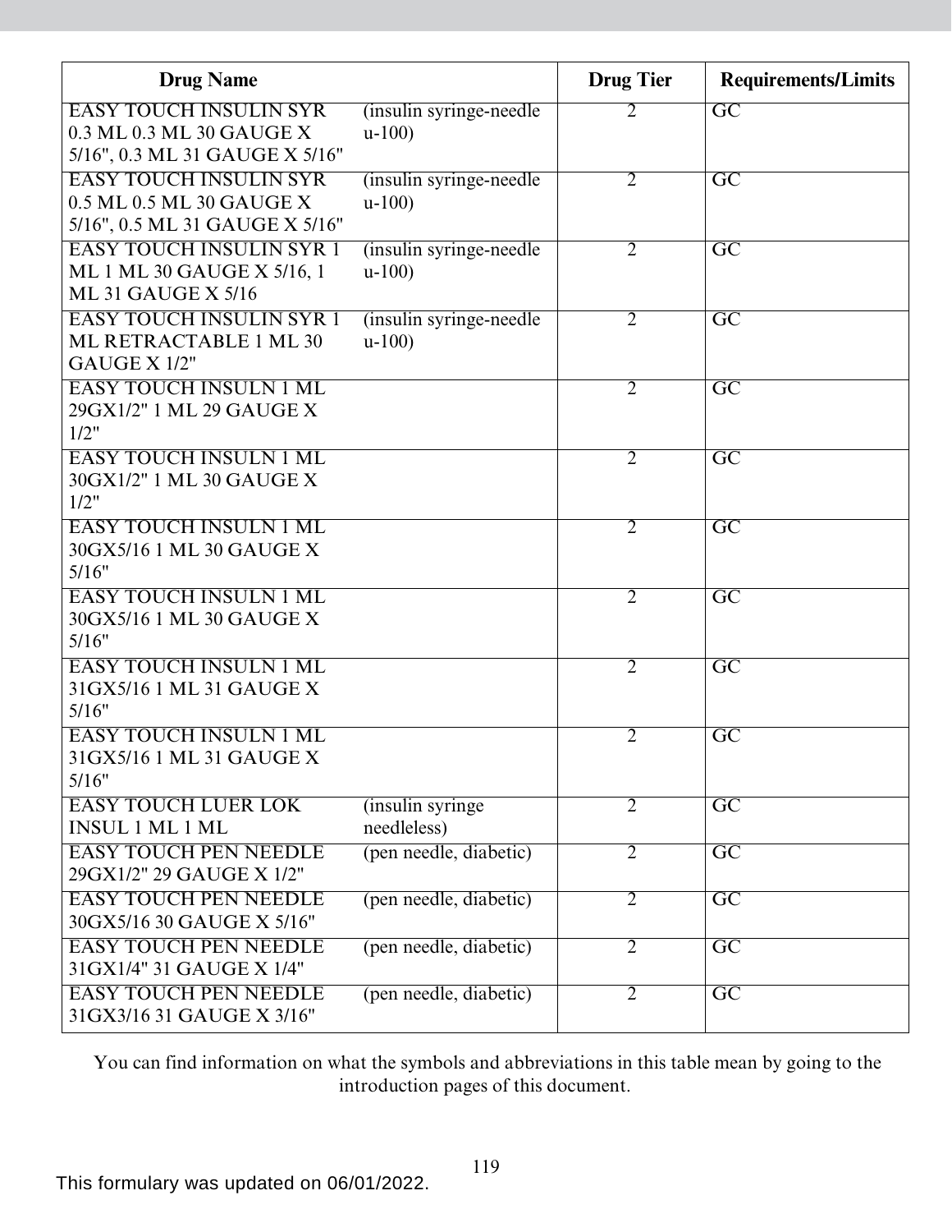| Drug Name | | Drug Tier | Requirements/Limits |
|---|---|---|---|
| EASY TOUCH INSULIN SYR 0.3 ML 0.3 ML 30 GAUGE X 5/16", 0.3 ML 31 GAUGE X 5/16" | (insulin syringe-needle u-100) | 2 | GC |
| EASY TOUCH INSULIN SYR 0.5 ML 0.5 ML 30 GAUGE X 5/16", 0.5 ML 31 GAUGE X 5/16" | (insulin syringe-needle u-100) | 2 | GC |
| EASY TOUCH INSULIN SYR 1 ML 1 ML 30 GAUGE X 5/16, 1 ML 31 GAUGE X 5/16 | (insulin syringe-needle u-100) | 2 | GC |
| EASY TOUCH INSULIN SYR 1 ML RETRACTABLE 1 ML 30 GAUGE X 1/2" | (insulin syringe-needle u-100) | 2 | GC |
| EASY TOUCH INSULN 1 ML 29GX1/2" 1 ML 29 GAUGE X 1/2" | | 2 | GC |
| EASY TOUCH INSULN 1 ML 30GX1/2" 1 ML 30 GAUGE X 1/2" | | 2 | GC |
| EASY TOUCH INSULN 1 ML 30GX5/16 1 ML 30 GAUGE X 5/16" | | 2 | GC |
| EASY TOUCH INSULN 1 ML 30GX5/16 1 ML 30 GAUGE X 5/16" | | 2 | GC |
| EASY TOUCH INSULN 1 ML 31GX5/16 1 ML 31 GAUGE X 5/16" | | 2 | GC |
| EASY TOUCH INSULN 1 ML 31GX5/16 1 ML 31 GAUGE X 5/16" | | 2 | GC |
| EASY TOUCH LUER LOK INSUL 1 ML 1 ML | (insulin syringe needleless) | 2 | GC |
| EASY TOUCH PEN NEEDLE 29GX1/2" 29 GAUGE X 1/2" | (pen needle, diabetic) | 2 | GC |
| EASY TOUCH PEN NEEDLE 30GX5/16 30 GAUGE X 5/16" | (pen needle, diabetic) | 2 | GC |
| EASY TOUCH PEN NEEDLE 31GX1/4" 31 GAUGE X 1/4" | (pen needle, diabetic) | 2 | GC |
| EASY TOUCH PEN NEEDLE 31GX3/16 31 GAUGE X 3/16" | (pen needle, diabetic) | 2 | GC |

You can find information on what the symbols and abbreviations in this table mean by going to the introduction pages of this document.

This formulary was updated on 06/01/2022.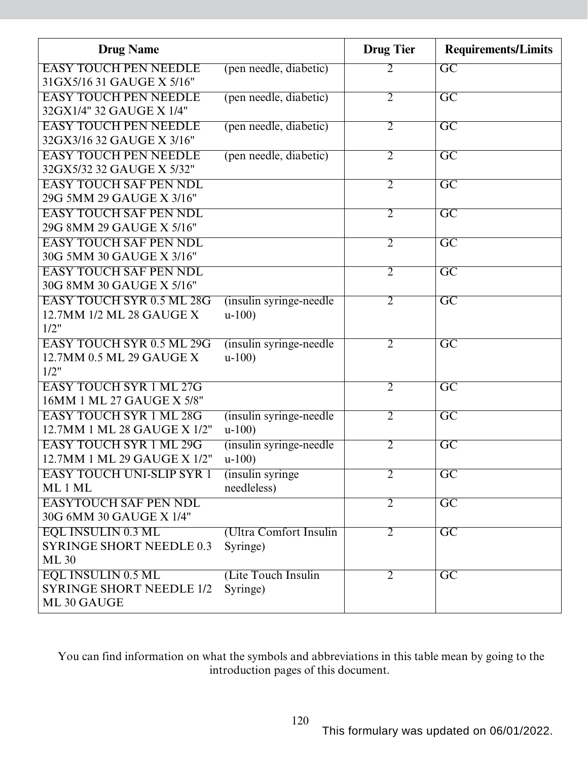| Drug Name | | Drug Tier | Requirements/Limits |
|---|---|---|---|
| EASY TOUCH PEN NEEDLE 31GX5/16 31 GAUGE X 5/16" | (pen needle, diabetic) | 2 | GC |
| EASY TOUCH PEN NEEDLE 32GX1/4" 32 GAUGE X 1/4" | (pen needle, diabetic) | 2 | GC |
| EASY TOUCH PEN NEEDLE 32GX3/16 32 GAUGE X 3/16" | (pen needle, diabetic) | 2 | GC |
| EASY TOUCH PEN NEEDLE 32GX5/32 32 GAUGE X 5/32" | (pen needle, diabetic) | 2 | GC |
| EASY TOUCH SAF PEN NDL 29G 5MM 29 GAUGE X 3/16" | | 2 | GC |
| EASY TOUCH SAF PEN NDL 29G 8MM 29 GAUGE X 5/16" | | 2 | GC |
| EASY TOUCH SAF PEN NDL 30G 5MM 30 GAUGE X 3/16" | | 2 | GC |
| EASY TOUCH SAF PEN NDL 30G 8MM 30 GAUGE X 5/16" | | 2 | GC |
| EASY TOUCH SYR 0.5 ML 28G 12.7MM 1/2 ML 28 GAUGE X 1/2" | (insulin syringe-needle u-100) | 2 | GC |
| EASY TOUCH SYR 0.5 ML 29G 12.7MM 0.5 ML 29 GAUGE X 1/2" | (insulin syringe-needle u-100) | 2 | GC |
| EASY TOUCH SYR 1 ML 27G 16MM 1 ML 27 GAUGE X 5/8" | | 2 | GC |
| EASY TOUCH SYR 1 ML 28G 12.7MM 1 ML 28 GAUGE X 1/2" | (insulin syringe-needle u-100) | 2 | GC |
| EASY TOUCH SYR 1 ML 29G 12.7MM 1 ML 29 GAUGE X 1/2" | (insulin syringe-needle u-100) | 2 | GC |
| EASY TOUCH UNI-SLIP SYR 1 ML 1 ML | (insulin syringe needleless) | 2 | GC |
| EASYTOUCH SAF PEN NDL 30G 6MM 30 GAUGE X 1/4" | | 2 | GC |
| EQL INSULIN 0.3 ML SYRINGE SHORT NEEDLE 0.3 ML 30 | (Ultra Comfort Insulin Syringe) | 2 | GC |
| EQL INSULIN 0.5 ML SYRINGE SHORT NEEDLE 1/2 ML 30 GAUGE | (Lite Touch Insulin Syringe) | 2 | GC |

You can find information on what the symbols and abbreviations in this table mean by going to the introduction pages of this document.

This formulary was updated on 06/01/2022.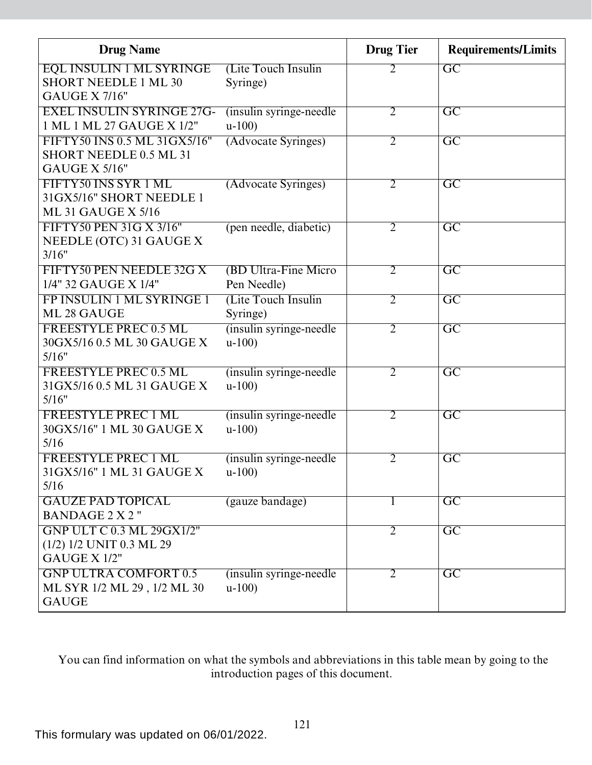| Drug Name | | Drug Tier | Requirements/Limits |
|---|---|---|---|
| EQL INSULIN 1 ML SYRINGE SHORT NEEDLE 1 ML 30 GAUGE X 7/16" | (Lite Touch Insulin Syringe) | 2 | GC |
| EXEL INSULIN SYRINGE 27G-1 ML 1 ML 27 GAUGE X 1/2" | (insulin syringe-needle u-100) | 2 | GC |
| FIFTY50 INS 0.5 ML 31GX5/16" SHORT NEEDLE 0.5 ML 31 GAUGE X 5/16" | (Advocate Syringes) | 2 | GC |
| FIFTY50 INS SYR 1 ML 31GX5/16" SHORT NEEDLE 1 ML 31 GAUGE X 5/16 | (Advocate Syringes) | 2 | GC |
| FIFTY50 PEN 31G X 3/16" NEEDLE (OTC) 31 GAUGE X 3/16" | (pen needle, diabetic) | 2 | GC |
| FIFTY50 PEN NEEDLE 32G X 1/4" 32 GAUGE X 1/4" | (BD Ultra-Fine Micro Pen Needle) | 2 | GC |
| FP INSULIN 1 ML SYRINGE 1 ML 28 GAUGE | (Lite Touch Insulin Syringe) | 2 | GC |
| FREESTYLE PREC 0.5 ML 30GX5/16 0.5 ML 30 GAUGE X 5/16" | (insulin syringe-needle u-100) | 2 | GC |
| FREESTYLE PREC 0.5 ML 31GX5/16 0.5 ML 31 GAUGE X 5/16" | (insulin syringe-needle u-100) | 2 | GC |
| FREESTYLE PREC 1 ML 30GX5/16" 1 ML 30 GAUGE X 5/16 | (insulin syringe-needle u-100) | 2 | GC |
| FREESTYLE PREC 1 ML 31GX5/16" 1 ML 31 GAUGE X 5/16 | (insulin syringe-needle u-100) | 2 | GC |
| GAUZE PAD TOPICAL BANDAGE 2 X 2 " | (gauze bandage) | 1 | GC |
| GNP ULT C 0.3 ML 29GX1/2" (1/2) 1/2 UNIT 0.3 ML 29 GAUGE X 1/2" | | 2 | GC |
| GNP ULTRA COMFORT 0.5 ML SYR 1/2 ML 29 , 1/2 ML 30 GAUGE | (insulin syringe-needle u-100) | 2 | GC |

You can find information on what the symbols and abbreviations in this table mean by going to the introduction pages of this document.

This formulary was updated on 06/01/2022.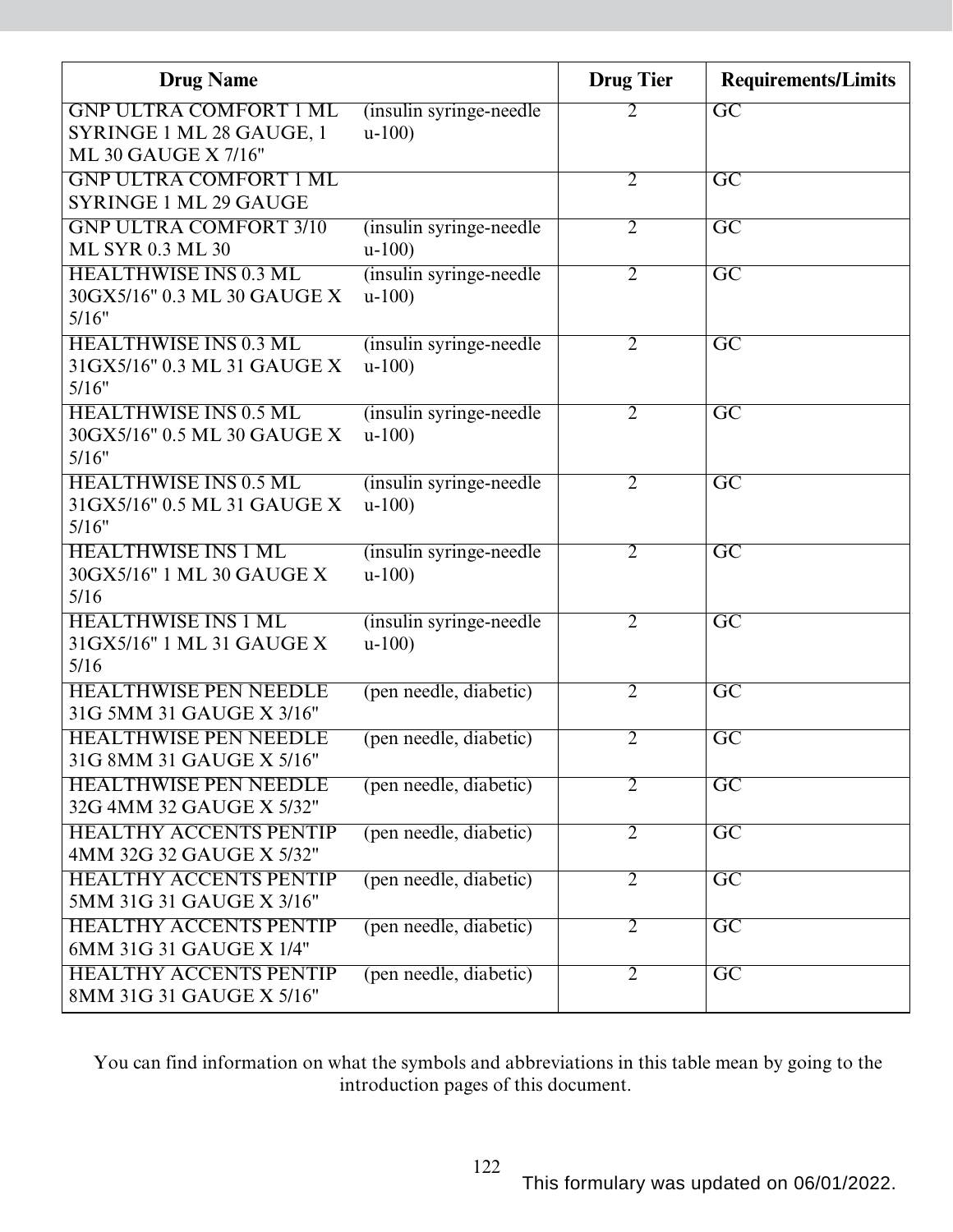| Drug Name | | Drug Tier | Requirements/Limits |
|---|---|---|---|
| GNP ULTRA COMFORT 1 ML SYRINGE 1 ML 28 GAUGE, 1 ML 30 GAUGE X 7/16" | (insulin syringe-needle u-100) | 2 | GC |
| GNP ULTRA COMFORT 1 ML SYRINGE 1 ML 29 GAUGE | | 2 | GC |
| GNP ULTRA COMFORT 3/10 ML SYR 0.3 ML 30 | (insulin syringe-needle u-100) | 2 | GC |
| HEALTHWISE INS 0.3 ML 30GX5/16" 0.3 ML 30 GAUGE X 5/16" | (insulin syringe-needle u-100) | 2 | GC |
| HEALTHWISE INS 0.3 ML 31GX5/16" 0.3 ML 31 GAUGE X 5/16" | (insulin syringe-needle u-100) | 2 | GC |
| HEALTHWISE INS 0.5 ML 30GX5/16" 0.5 ML 30 GAUGE X 5/16" | (insulin syringe-needle u-100) | 2 | GC |
| HEALTHWISE INS 0.5 ML 31GX5/16" 0.5 ML 31 GAUGE X 5/16" | (insulin syringe-needle u-100) | 2 | GC |
| HEALTHWISE INS 1 ML 30GX5/16" 1 ML 30 GAUGE X 5/16 | (insulin syringe-needle u-100) | 2 | GC |
| HEALTHWISE INS 1 ML 31GX5/16" 1 ML 31 GAUGE X 5/16 | (insulin syringe-needle u-100) | 2 | GC |
| HEALTHWISE PEN NEEDLE 31G 5MM 31 GAUGE X 3/16" | (pen needle, diabetic) | 2 | GC |
| HEALTHWISE PEN NEEDLE 31G 8MM 31 GAUGE X 5/16" | (pen needle, diabetic) | 2 | GC |
| HEALTHWISE PEN NEEDLE 32G 4MM 32 GAUGE X 5/32" | (pen needle, diabetic) | 2 | GC |
| HEALTHY ACCENTS PENTIP 4MM 32G 32 GAUGE X 5/32" | (pen needle, diabetic) | 2 | GC |
| HEALTHY ACCENTS PENTIP 5MM 31G 31 GAUGE X 3/16" | (pen needle, diabetic) | 2 | GC |
| HEALTHY ACCENTS PENTIP 6MM 31G 31 GAUGE X 1/4" | (pen needle, diabetic) | 2 | GC |
| HEALTHY ACCENTS PENTIP 8MM 31G 31 GAUGE X 5/16" | (pen needle, diabetic) | 2 | GC |

You can find information on what the symbols and abbreviations in this table mean by going to the introduction pages of this document.

This formulary was updated on 06/01/2022.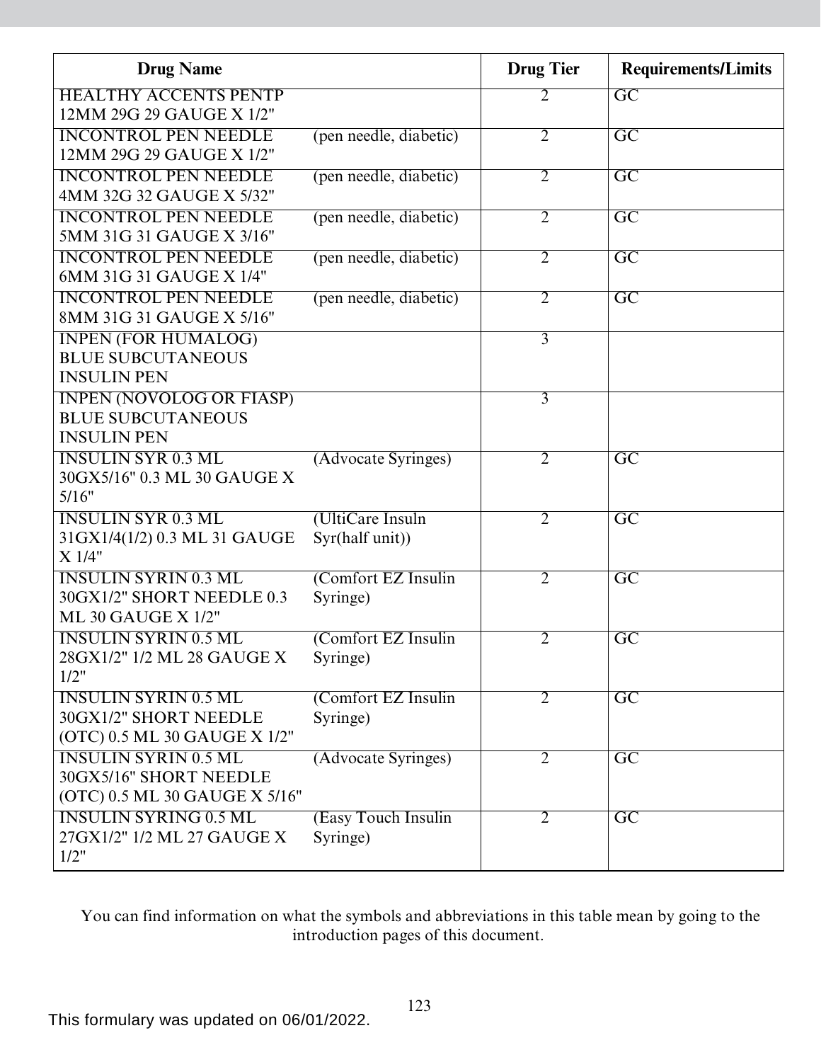| Drug Name | | Drug Tier | Requirements/Limits |
|---|---|---|---|
| HEALTHY ACCENTS PENTP 12MM 29G 29 GAUGE X 1/2" | | 2 | GC |
| INCONTROL PEN NEEDLE 12MM 29G 29 GAUGE X 1/2" | (pen needle, diabetic) | 2 | GC |
| INCONTROL PEN NEEDLE 4MM 32G 32 GAUGE X 5/32" | (pen needle, diabetic) | 2 | GC |
| INCONTROL PEN NEEDLE 5MM 31G 31 GAUGE X 3/16" | (pen needle, diabetic) | 2 | GC |
| INCONTROL PEN NEEDLE 6MM 31G 31 GAUGE X 1/4" | (pen needle, diabetic) | 2 | GC |
| INCONTROL PEN NEEDLE 8MM 31G 31 GAUGE X 5/16" | (pen needle, diabetic) | 2 | GC |
| INPEN (FOR HUMALOG) BLUE SUBCUTANEOUS INSULIN PEN | | 3 | |
| INPEN (NOVOLOG OR FIASP) BLUE SUBCUTANEOUS INSULIN PEN | | 3 | |
| INSULIN SYR 0.3 ML 30GX5/16" 0.3 ML 30 GAUGE X 5/16" | (Advocate Syringes) | 2 | GC |
| INSULIN SYR 0.3 ML 31GX1/4(1/2) 0.3 ML 31 GAUGE X 1/4" | (UltiCare Insuln Syr(half unit)) | 2 | GC |
| INSULIN SYRIN 0.3 ML 30GX1/2" SHORT NEEDLE 0.3 ML 30 GAUGE X 1/2" | (Comfort EZ Insulin Syringe) | 2 | GC |
| INSULIN SYRIN 0.5 ML 28GX1/2" 1/2 ML 28 GAUGE X 1/2" | (Comfort EZ Insulin Syringe) | 2 | GC |
| INSULIN SYRIN 0.5 ML 30GX1/2" SHORT NEEDLE (OTC) 0.5 ML 30 GAUGE X 1/2" | (Comfort EZ Insulin Syringe) | 2 | GC |
| INSULIN SYRIN 0.5 ML 30GX5/16" SHORT NEEDLE (OTC) 0.5 ML 30 GAUGE X 5/16" | (Advocate Syringes) | 2 | GC |
| INSULIN SYRING 0.5 ML 27GX1/2" 1/2 ML 27 GAUGE X 1/2" | (Easy Touch Insulin Syringe) | 2 | GC |

You can find information on what the symbols and abbreviations in this table mean by going to the introduction pages of this document.

This formulary was updated on 06/01/2022.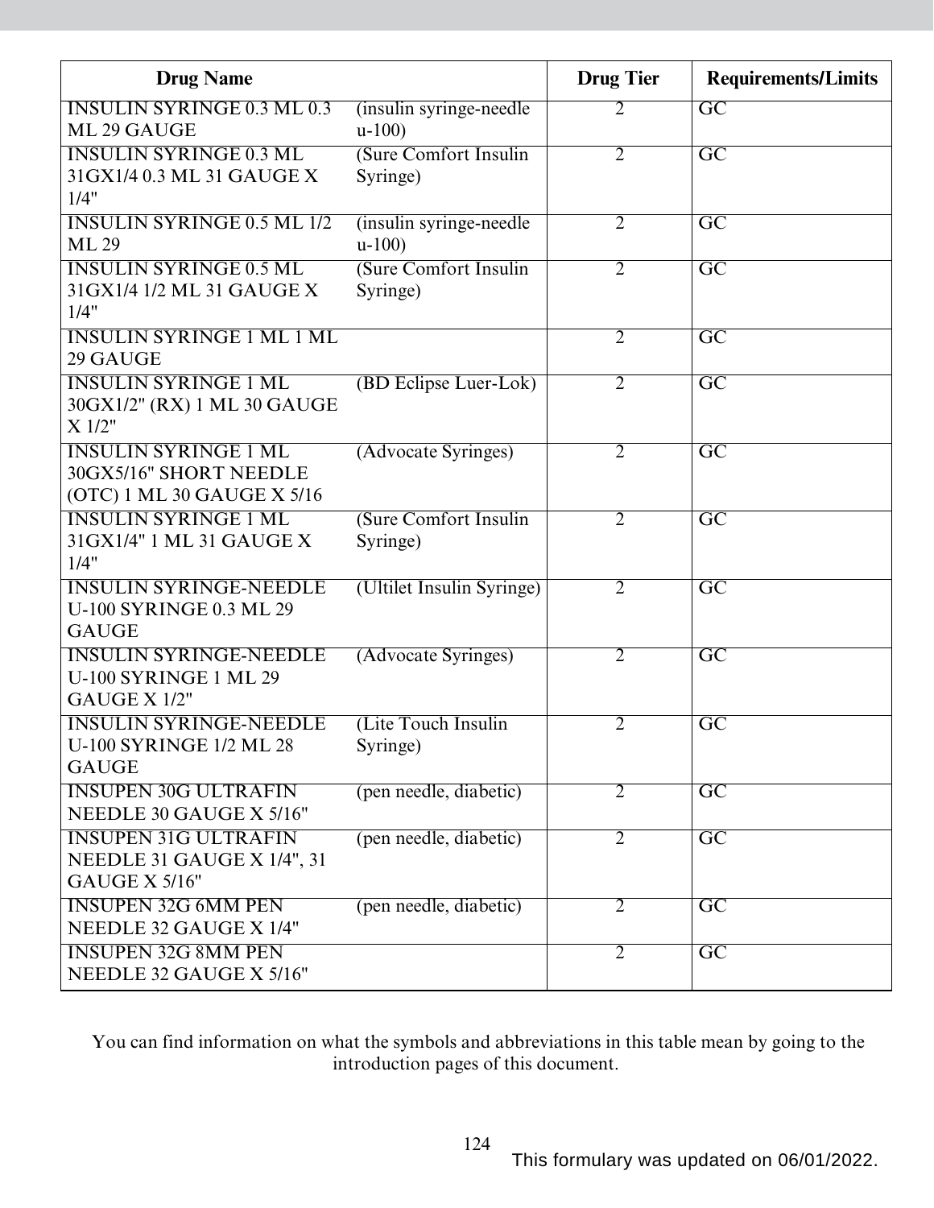| Drug Name | | Drug Tier | Requirements/Limits |
|---|---|---|---|
| INSULIN SYRINGE 0.3 ML 0.3 ML 29 GAUGE | (insulin syringe-needle u-100) | 2 | GC |
| INSULIN SYRINGE 0.3 ML 31GX1/4 0.3 ML 31 GAUGE X 1/4" | (Sure Comfort Insulin Syringe) | 2 | GC |
| INSULIN SYRINGE 0.5 ML 1/2 ML 29 | (insulin syringe-needle u-100) | 2 | GC |
| INSULIN SYRINGE 0.5 ML 31GX1/4 1/2 ML 31 GAUGE X 1/4" | (Sure Comfort Insulin Syringe) | 2 | GC |
| INSULIN SYRINGE 1 ML 1 ML 29 GAUGE | | 2 | GC |
| INSULIN SYRINGE 1 ML 30GX1/2" (RX) 1 ML 30 GAUGE X 1/2" | (BD Eclipse Luer-Lok) | 2 | GC |
| INSULIN SYRINGE 1 ML 30GX5/16" SHORT NEEDLE (OTC) 1 ML 30 GAUGE X 5/16 | (Advocate Syringes) | 2 | GC |
| INSULIN SYRINGE 1 ML 31GX1/4" 1 ML 31 GAUGE X 1/4" | (Sure Comfort Insulin Syringe) | 2 | GC |
| INSULIN SYRINGE-NEEDLE U-100 SYRINGE 0.3 ML 29 GAUGE | (Ultilet Insulin Syringe) | 2 | GC |
| INSULIN SYRINGE-NEEDLE U-100 SYRINGE 1 ML 29 GAUGE X 1/2" | (Advocate Syringes) | 2 | GC |
| INSULIN SYRINGE-NEEDLE U-100 SYRINGE 1/2 ML 28 GAUGE | (Lite Touch Insulin Syringe) | 2 | GC |
| INSUPEN 30G ULTRAFIN NEEDLE 30 GAUGE X 5/16" | (pen needle, diabetic) | 2 | GC |
| INSUPEN 31G ULTRAFIN NEEDLE 31 GAUGE X 1/4", 31 GAUGE X 5/16" | (pen needle, diabetic) | 2 | GC |
| INSUPEN 32G 6MM PEN NEEDLE 32 GAUGE X 1/4" | (pen needle, diabetic) | 2 | GC |
| INSUPEN 32G 8MM PEN NEEDLE 32 GAUGE X 5/16" | | 2 | GC |

You can find information on what the symbols and abbreviations in this table mean by going to the introduction pages of this document.

This formulary was updated on 06/01/2022.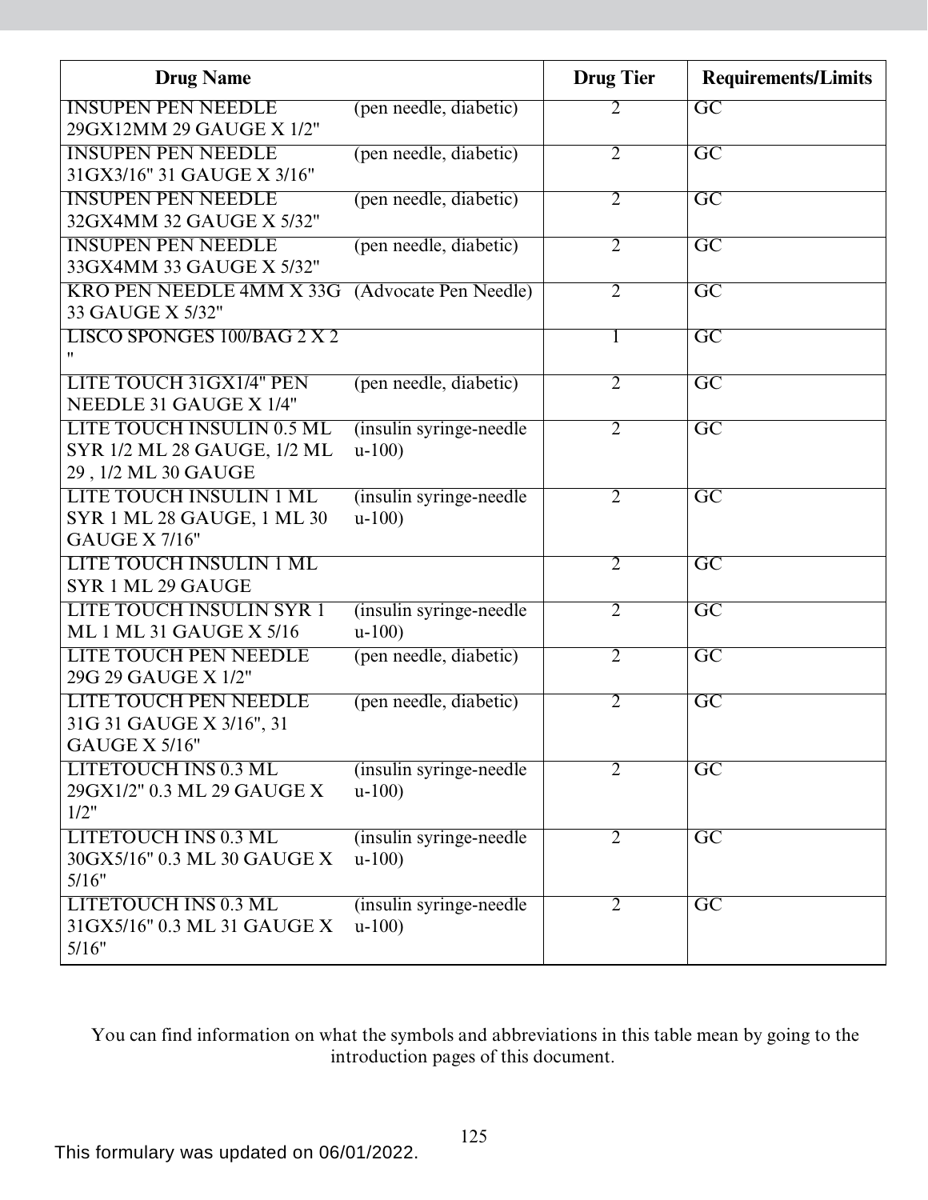| Drug Name | | Drug Tier | Requirements/Limits |
|---|---|---|---|
| INSUPEN PEN NEEDLE 29GX12MM 29 GAUGE X 1/2" | (pen needle, diabetic) | 2 | GC |
| INSUPEN PEN NEEDLE 31GX3/16" 31 GAUGE X 3/16" | (pen needle, diabetic) | 2 | GC |
| INSUPEN PEN NEEDLE 32GX4MM 32 GAUGE X 5/32" | (pen needle, diabetic) | 2 | GC |
| INSUPEN PEN NEEDLE 33GX4MM 33 GAUGE X 5/32" | (pen needle, diabetic) | 2 | GC |
| KRO PEN NEEDLE 4MM X 33G 33 GAUGE X 5/32" | (Advocate Pen Needle) | 2 | GC |
| LISCO SPONGES 100/BAG 2 X 2 " | | 1 | GC |
| LITE TOUCH 31GX1/4" PEN NEEDLE 31 GAUGE X 1/4" | (pen needle, diabetic) | 2 | GC |
| LITE TOUCH INSULIN 0.5 ML SYR 1/2 ML 28 GAUGE, 1/2 ML 29 , 1/2 ML 30 GAUGE | (insulin syringe-needle u-100) | 2 | GC |
| LITE TOUCH INSULIN 1 ML SYR 1 ML 28 GAUGE, 1 ML 30 GAUGE X 7/16" | (insulin syringe-needle u-100) | 2 | GC |
| LITE TOUCH INSULIN 1 ML SYR 1 ML 29 GAUGE | | 2 | GC |
| LITE TOUCH INSULIN SYR 1 ML 1 ML 31 GAUGE X 5/16 | (insulin syringe-needle u-100) | 2 | GC |
| LITE TOUCH PEN NEEDLE 29G 29 GAUGE X 1/2" | (pen needle, diabetic) | 2 | GC |
| LITE TOUCH PEN NEEDLE 31G 31 GAUGE X 3/16", 31 GAUGE X 5/16" | (pen needle, diabetic) | 2 | GC |
| LITETOUCH INS 0.3 ML 29GX1/2" 0.3 ML 29 GAUGE X 1/2" | (insulin syringe-needle u-100) | 2 | GC |
| LITETOUCH INS 0.3 ML 30GX5/16" 0.3 ML 30 GAUGE X 5/16" | (insulin syringe-needle u-100) | 2 | GC |
| LITETOUCH INS 0.3 ML 31GX5/16" 0.3 ML 31 GAUGE X 5/16" | (insulin syringe-needle u-100) | 2 | GC |

You can find information on what the symbols and abbreviations in this table mean by going to the introduction pages of this document.

This formulary was updated on 06/01/2022.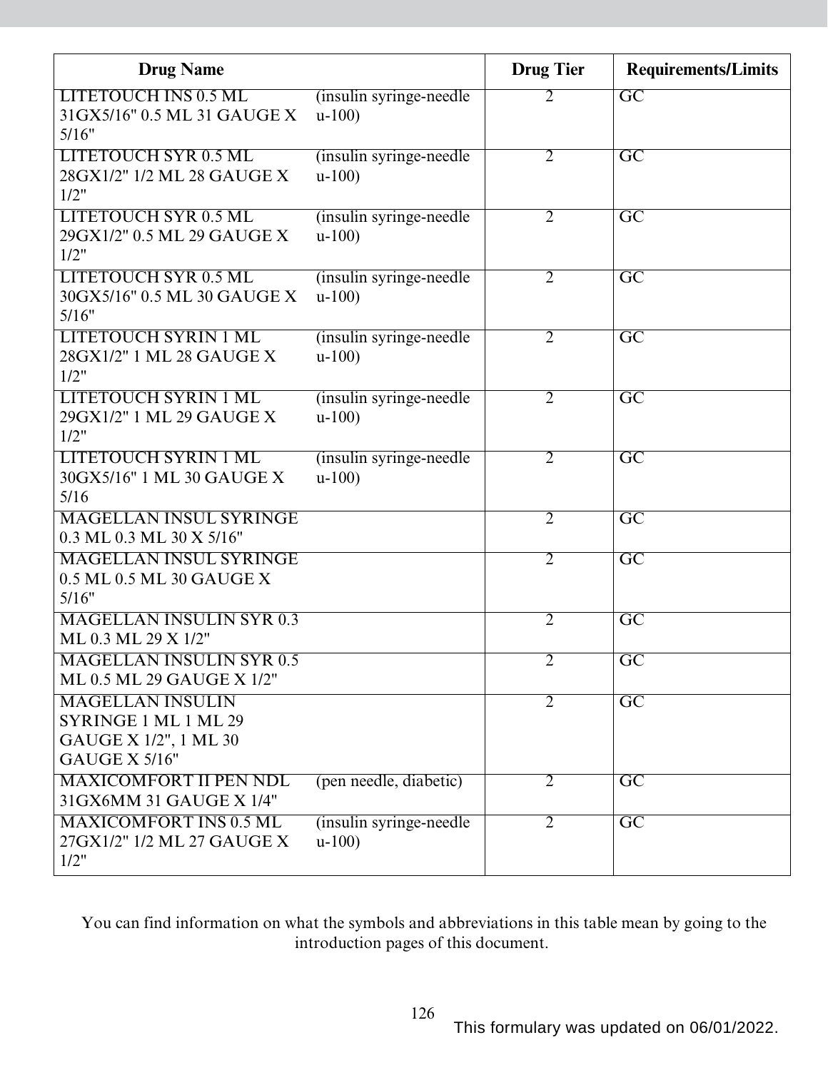| Drug Name | | Drug Tier | Requirements/Limits |
|---|---|---|---|
| LITETOUCH INS 0.5 ML 31GX5/16" 0.5 ML 31 GAUGE X 5/16" | (insulin syringe-needle u-100) | 2 | GC |
| LITETOUCH SYR 0.5 ML 28GX1/2" 1/2 ML 28 GAUGE X 1/2" | (insulin syringe-needle u-100) | 2 | GC |
| LITETOUCH SYR 0.5 ML 29GX1/2" 0.5 ML 29 GAUGE X 1/2" | (insulin syringe-needle u-100) | 2 | GC |
| LITETOUCH SYR 0.5 ML 30GX5/16" 0.5 ML 30 GAUGE X 5/16" | (insulin syringe-needle u-100) | 2 | GC |
| LITETOUCH SYRIN 1 ML 28GX1/2" 1 ML 28 GAUGE X 1/2" | (insulin syringe-needle u-100) | 2 | GC |
| LITETOUCH SYRIN 1 ML 29GX1/2" 1 ML 29 GAUGE X 1/2" | (insulin syringe-needle u-100) | 2 | GC |
| LITETOUCH SYRIN 1 ML 30GX5/16" 1 ML 30 GAUGE X 5/16 | (insulin syringe-needle u-100) | 2 | GC |
| MAGELLAN INSUL SYRINGE 0.3 ML 0.3 ML 30 X 5/16" | | 2 | GC |
| MAGELLAN INSUL SYRINGE 0.5 ML 0.5 ML 30 GAUGE X 5/16" | | 2 | GC |
| MAGELLAN INSULIN SYR 0.3 ML 0.3 ML 29 X 1/2" | | 2 | GC |
| MAGELLAN INSULIN SYR 0.5 ML 0.5 ML 29 GAUGE X 1/2" | | 2 | GC |
| MAGELLAN INSULIN SYRINGE 1 ML 1 ML 29 GAUGE X 1/2", 1 ML 30 GAUGE X 5/16" | | 2 | GC |
| MAXICOMFORT II PEN NDL 31GX6MM 31 GAUGE X 1/4" | (pen needle, diabetic) | 2 | GC |
| MAXICOMFORT INS 0.5 ML 27GX1/2" 1/2 ML 27 GAUGE X 1/2" | (insulin syringe-needle u-100) | 2 | GC |

You can find information on what the symbols and abbreviations in this table mean by going to the introduction pages of this document.

This formulary was updated on 06/01/2022.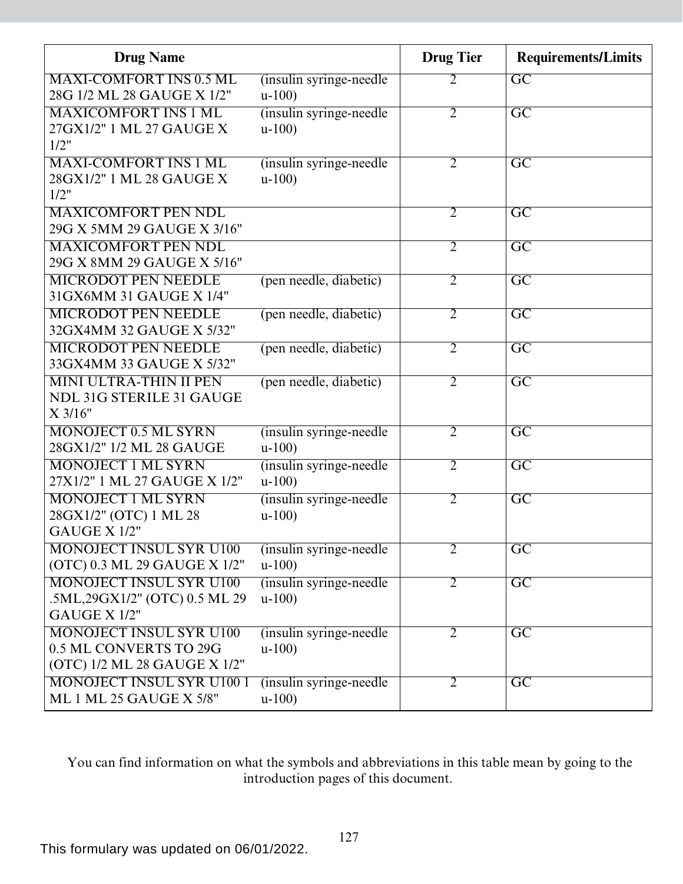| Drug Name | | Drug Tier | Requirements/Limits |
|---|---|---|---|
| MAXI-COMFORT INS 0.5 ML 28G 1/2 ML 28 GAUGE X 1/2" | (insulin syringe-needle u-100) | 2 | GC |
| MAXICOMFORT INS 1 ML 27GX1/2" 1 ML 27 GAUGE X 1/2" | (insulin syringe-needle u-100) | 2 | GC |
| MAXI-COMFORT INS 1 ML 28GX1/2" 1 ML 28 GAUGE X 1/2" | (insulin syringe-needle u-100) | 2 | GC |
| MAXICOMFORT PEN NDL 29G X 5MM 29 GAUGE X 3/16" | | 2 | GC |
| MAXICOMFORT PEN NDL 29G X 8MM 29 GAUGE X 5/16" | | 2 | GC |
| MICRODOT PEN NEEDLE 31GX6MM 31 GAUGE X 1/4" | (pen needle, diabetic) | 2 | GC |
| MICRODOT PEN NEEDLE 32GX4MM 32 GAUGE X 5/32" | (pen needle, diabetic) | 2 | GC |
| MICRODOT PEN NEEDLE 33GX4MM 33 GAUGE X 5/32" | (pen needle, diabetic) | 2 | GC |
| MINI ULTRA-THIN II PEN NDL 31G STERILE 31 GAUGE X 3/16" | (pen needle, diabetic) | 2 | GC |
| MONOJECT 0.5 ML SYRN 28GX1/2" 1/2 ML 28 GAUGE | (insulin syringe-needle u-100) | 2 | GC |
| MONOJECT 1 ML SYRN 27X1/2" 1 ML 27 GAUGE X 1/2" | (insulin syringe-needle u-100) | 2 | GC |
| MONOJECT 1 ML SYRN 28GX1/2" (OTC) 1 ML 28 GAUGE X 1/2" | (insulin syringe-needle u-100) | 2 | GC |
| MONOJECT INSUL SYR U100 (OTC) 0.3 ML 29 GAUGE X 1/2" | (insulin syringe-needle u-100) | 2 | GC |
| MONOJECT INSUL SYR U100 .5ML,29GX1/2" (OTC) 0.5 ML 29 GAUGE X 1/2" | (insulin syringe-needle u-100) | 2 | GC |
| MONOJECT INSUL SYR U100 0.5 ML CONVERTS TO 29G (OTC) 1/2 ML 28 GAUGE X 1/2" | (insulin syringe-needle u-100) | 2 | GC |
| MONOJECT INSUL SYR U100 1 ML 1 ML 25 GAUGE X 5/8" | (insulin syringe-needle u-100) | 2 | GC |

You can find information on what the symbols and abbreviations in this table mean by going to the introduction pages of this document.

This formulary was updated on 06/01/2022.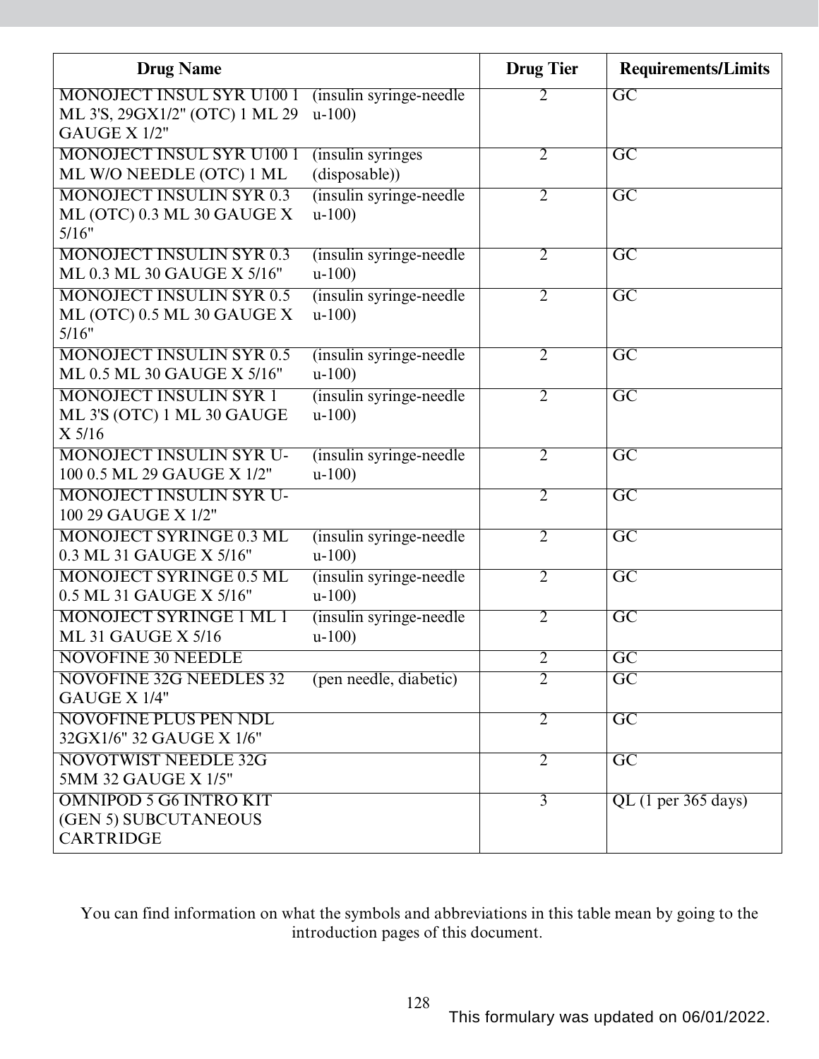| Drug Name | | Drug Tier | Requirements/Limits |
|---|---|---|---|
| MONOJECT INSUL SYR U100 1 ML 3'S, 29GX1/2" (OTC) 1 ML 29 GAUGE X 1/2" | (insulin syringe-needle u-100) | 2 | GC |
| MONOJECT INSUL SYR U100 1 ML W/O NEEDLE (OTC) 1 ML | (insulin syringes (disposable)) | 2 | GC |
| MONOJECT INSULIN SYR 0.3 ML (OTC) 0.3 ML 30 GAUGE X 5/16" | (insulin syringe-needle u-100) | 2 | GC |
| MONOJECT INSULIN SYR 0.3 ML 0.3 ML 30 GAUGE X 5/16" | (insulin syringe-needle u-100) | 2 | GC |
| MONOJECT INSULIN SYR 0.5 ML (OTC) 0.5 ML 30 GAUGE X 5/16" | (insulin syringe-needle u-100) | 2 | GC |
| MONOJECT INSULIN SYR 0.5 ML 0.5 ML 30 GAUGE X 5/16" | (insulin syringe-needle u-100) | 2 | GC |
| MONOJECT INSULIN SYR 1 ML 3'S (OTC) 1 ML 30 GAUGE X 5/16 | (insulin syringe-needle u-100) | 2 | GC |
| MONOJECT INSULIN SYR U-100 0.5 ML 29 GAUGE X 1/2" | (insulin syringe-needle u-100) | 2 | GC |
| MONOJECT INSULIN SYR U-100 29 GAUGE X 1/2" | | 2 | GC |
| MONOJECT SYRINGE 0.3 ML 0.3 ML 31 GAUGE X 5/16" | (insulin syringe-needle u-100) | 2 | GC |
| MONOJECT SYRINGE 0.5 ML 0.5 ML 31 GAUGE X 5/16" | (insulin syringe-needle u-100) | 2 | GC |
| MONOJECT SYRINGE 1 ML 1 ML 31 GAUGE X 5/16 | (insulin syringe-needle u-100) | 2 | GC |
| NOVOFINE 30 NEEDLE | | 2 | GC |
| NOVOFINE 32G NEEDLES 32 GAUGE X 1/4" | (pen needle, diabetic) | 2 | GC |
| NOVOFINE PLUS PEN NDL 32GX1/6" 32 GAUGE X 1/6" | | 2 | GC |
| NOVOTWIST NEEDLE 32G 5MM 32 GAUGE X 1/5" | | 2 | GC |
| OMNIPOD 5 G6 INTRO KIT (GEN 5) SUBCUTANEOUS CARTRIDGE | | 3 | QL (1 per 365 days) |

You can find information on what the symbols and abbreviations in this table mean by going to the introduction pages of this document.

This formulary was updated on 06/01/2022.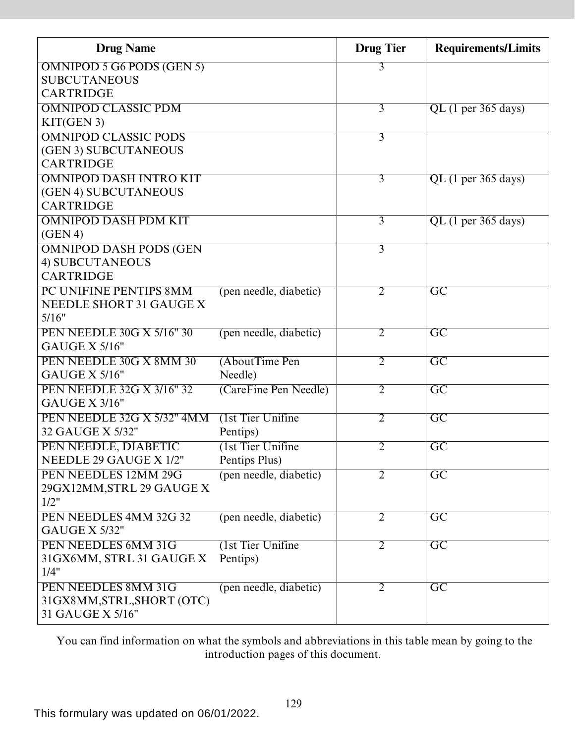| Drug Name | | Drug Tier | Requirements/Limits |
|---|---|---|---|
| OMNIPOD 5 G6 PODS (GEN 5) SUBCUTANEOUS CARTRIDGE | | 3 | |
| OMNIPOD CLASSIC PDM KIT(GEN 3) | | 3 | QL (1 per 365 days) |
| OMNIPOD CLASSIC PODS (GEN 3) SUBCUTANEOUS CARTRIDGE | | 3 | |
| OMNIPOD DASH INTRO KIT (GEN 4) SUBCUTANEOUS CARTRIDGE | | 3 | QL (1 per 365 days) |
| OMNIPOD DASH PDM KIT (GEN 4) | | 3 | QL (1 per 365 days) |
| OMNIPOD DASH PODS (GEN 4) SUBCUTANEOUS CARTRIDGE | | 3 | |
| PC UNIFINE PENTIPS 8MM NEEDLE SHORT 31 GAUGE X 5/16" | (pen needle, diabetic) | 2 | GC |
| PEN NEEDLE 30G X 5/16" 30 GAUGE X 5/16" | (pen needle, diabetic) | 2 | GC |
| PEN NEEDLE 30G X 8MM 30 GAUGE X 5/16" | (AboutTime Pen Needle) | 2 | GC |
| PEN NEEDLE 32G X 3/16" 32 GAUGE X 3/16" | (CareFine Pen Needle) | 2 | GC |
| PEN NEEDLE 32G X 5/32" 4MM 32 GAUGE X 5/32" | (1st Tier Unifine Pentips) | 2 | GC |
| PEN NEEDLE, DIABETIC NEEDLE 29 GAUGE X 1/2" | (1st Tier Unifine Pentips Plus) | 2 | GC |
| PEN NEEDLES 12MM 29G 29GX12MM,STRL 29 GAUGE X 1/2" | (pen needle, diabetic) | 2 | GC |
| PEN NEEDLES 4MM 32G 32 GAUGE X 5/32" | (pen needle, diabetic) | 2 | GC |
| PEN NEEDLES 6MM 31G 31GX6MM, STRL 31 GAUGE X 1/4" | (1st Tier Unifine Pentips) | 2 | GC |
| PEN NEEDLES 8MM 31G 31GX8MM,STRL,SHORT (OTC) 31 GAUGE X 5/16" | (pen needle, diabetic) | 2 | GC |

You can find information on what the symbols and abbreviations in this table mean by going to the introduction pages of this document.

This formulary was updated on 06/01/2022.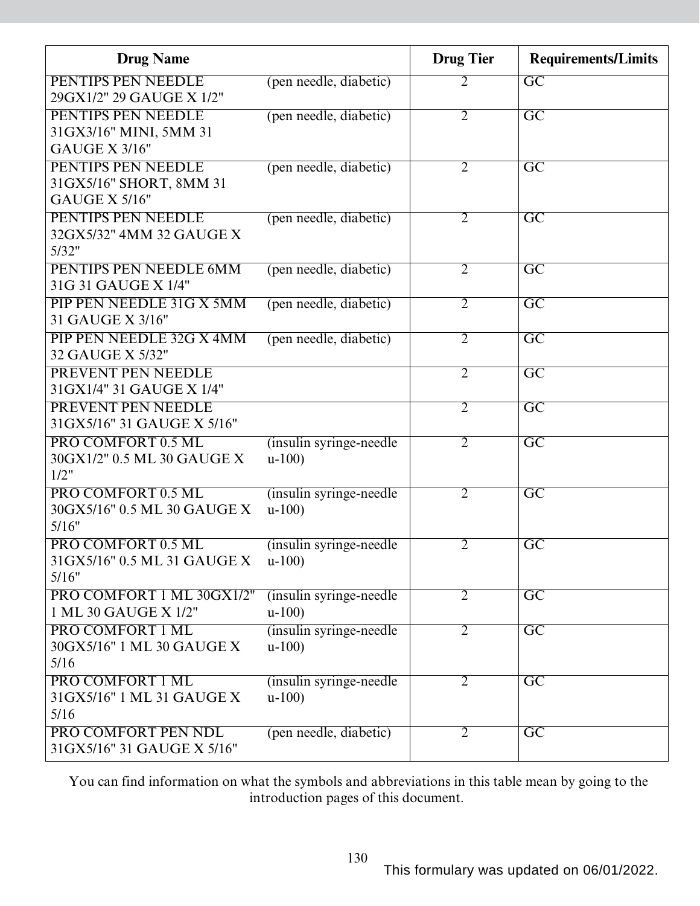| Drug Name | | Drug Tier | Requirements/Limits |
|---|---|---|---|
| PENTIPS PEN NEEDLE 29GX1/2" 29 GAUGE X 1/2" | (pen needle, diabetic) | 2 | GC |
| PENTIPS PEN NEEDLE 31GX3/16" MINI, 5MM 31 GAUGE X 3/16" | (pen needle, diabetic) | 2 | GC |
| PENTIPS PEN NEEDLE 31GX5/16" SHORT, 8MM 31 GAUGE X 5/16" | (pen needle, diabetic) | 2 | GC |
| PENTIPS PEN NEEDLE 32GX5/32" 4MM 32 GAUGE X 5/32" | (pen needle, diabetic) | 2 | GC |
| PENTIPS PEN NEEDLE 6MM 31G 31 GAUGE X 1/4" | (pen needle, diabetic) | 2 | GC |
| PIP PEN NEEDLE 31G X 5MM 31 GAUGE X 3/16" | (pen needle, diabetic) | 2 | GC |
| PIP PEN NEEDLE 32G X 4MM 32 GAUGE X 5/32" | (pen needle, diabetic) | 2 | GC |
| PREVENT PEN NEEDLE 31GX1/4" 31 GAUGE X 1/4" | | 2 | GC |
| PREVENT PEN NEEDLE 31GX5/16" 31 GAUGE X 5/16" | | 2 | GC |
| PRO COMFORT 0.5 ML 30GX1/2" 0.5 ML 30 GAUGE X 1/2" | (insulin syringe-needle u-100) | 2 | GC |
| PRO COMFORT 0.5 ML 30GX5/16" 0.5 ML 30 GAUGE X 5/16" | (insulin syringe-needle u-100) | 2 | GC |
| PRO COMFORT 0.5 ML 31GX5/16" 0.5 ML 31 GAUGE X 5/16" | (insulin syringe-needle u-100) | 2 | GC |
| PRO COMFORT 1 ML 30GX1/2" 1 ML 30 GAUGE X 1/2" | (insulin syringe-needle u-100) | 2 | GC |
| PRO COMFORT 1 ML 30GX5/16" 1 ML 30 GAUGE X 5/16 | (insulin syringe-needle u-100) | 2 | GC |
| PRO COMFORT 1 ML 31GX5/16" 1 ML 31 GAUGE X 5/16 | (insulin syringe-needle u-100) | 2 | GC |
| PRO COMFORT PEN NDL 31GX5/16" 31 GAUGE X 5/16" | (pen needle, diabetic) | 2 | GC |

You can find information on what the symbols and abbreviations in this table mean by going to the introduction pages of this document.

This formulary was updated on 06/01/2022.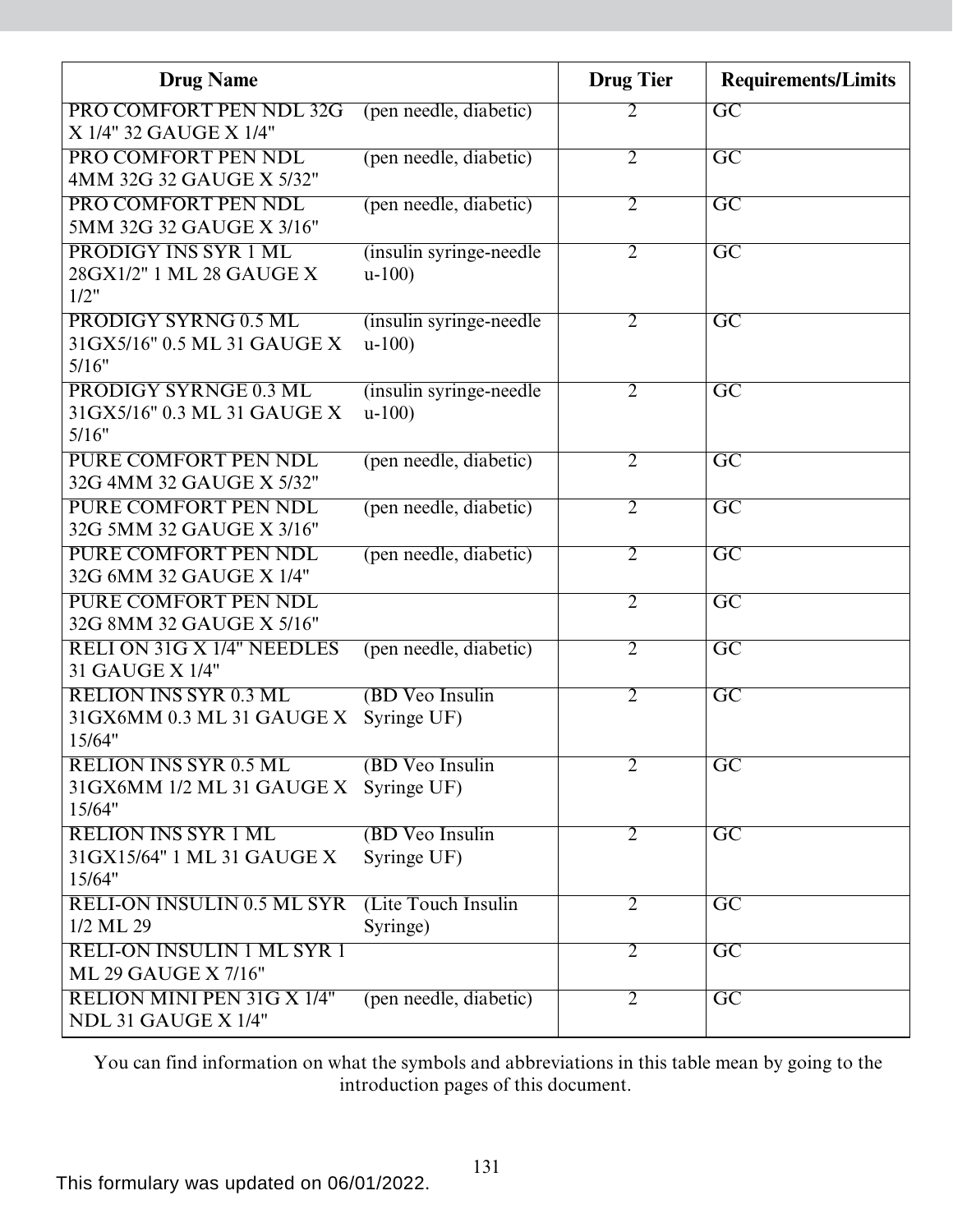| Drug Name | | Drug Tier | Requirements/Limits |
|---|---|---|---|
| PRO COMFORT PEN NDL 32G X 1/4" 32 GAUGE X 1/4" | (pen needle, diabetic) | 2 | GC |
| PRO COMFORT PEN NDL 4MM 32G 32 GAUGE X 5/32" | (pen needle, diabetic) | 2 | GC |
| PRO COMFORT PEN NDL 5MM 32G 32 GAUGE X 3/16" | (pen needle, diabetic) | 2 | GC |
| PRODIGY INS SYR 1 ML 28GX1/2" 1 ML 28 GAUGE X 1/2" | (insulin syringe-needle u-100) | 2 | GC |
| PRODIGY SYRNG 0.5 ML 31GX5/16" 0.5 ML 31 GAUGE X 5/16" | (insulin syringe-needle u-100) | 2 | GC |
| PRODIGY SYRNGE 0.3 ML 31GX5/16" 0.3 ML 31 GAUGE X 5/16" | (insulin syringe-needle u-100) | 2 | GC |
| PURE COMFORT PEN NDL 32G 4MM 32 GAUGE X 5/32" | (pen needle, diabetic) | 2 | GC |
| PURE COMFORT PEN NDL 32G 5MM 32 GAUGE X 3/16" | (pen needle, diabetic) | 2 | GC |
| PURE COMFORT PEN NDL 32G 6MM 32 GAUGE X 1/4" | (pen needle, diabetic) | 2 | GC |
| PURE COMFORT PEN NDL 32G 8MM 32 GAUGE X 5/16" | | 2 | GC |
| RELI ON 31G X 1/4" NEEDLES 31 GAUGE X 1/4" | (pen needle, diabetic) | 2 | GC |
| RELION INS SYR 0.3 ML 31GX6MM 0.3 ML 31 GAUGE X 15/64" | (BD Veo Insulin Syringe UF) | 2 | GC |
| RELION INS SYR 0.5 ML 31GX6MM 1/2 ML 31 GAUGE X 15/64" | (BD Veo Insulin Syringe UF) | 2 | GC |
| RELION INS SYR 1 ML 31GX15/64" 1 ML 31 GAUGE X 15/64" | (BD Veo Insulin Syringe UF) | 2 | GC |
| RELI-ON INSULIN 0.5 ML SYR 1/2 ML 29 | (Lite Touch Insulin Syringe) | 2 | GC |
| RELI-ON INSULIN 1 ML SYR 1 ML 29 GAUGE X 7/16" | | 2 | GC |
| RELION MINI PEN 31G X 1/4" NDL 31 GAUGE X 1/4" | (pen needle, diabetic) | 2 | GC |

You can find information on what the symbols and abbreviations in this table mean by going to the introduction pages of this document.

This formulary was updated on 06/01/2022.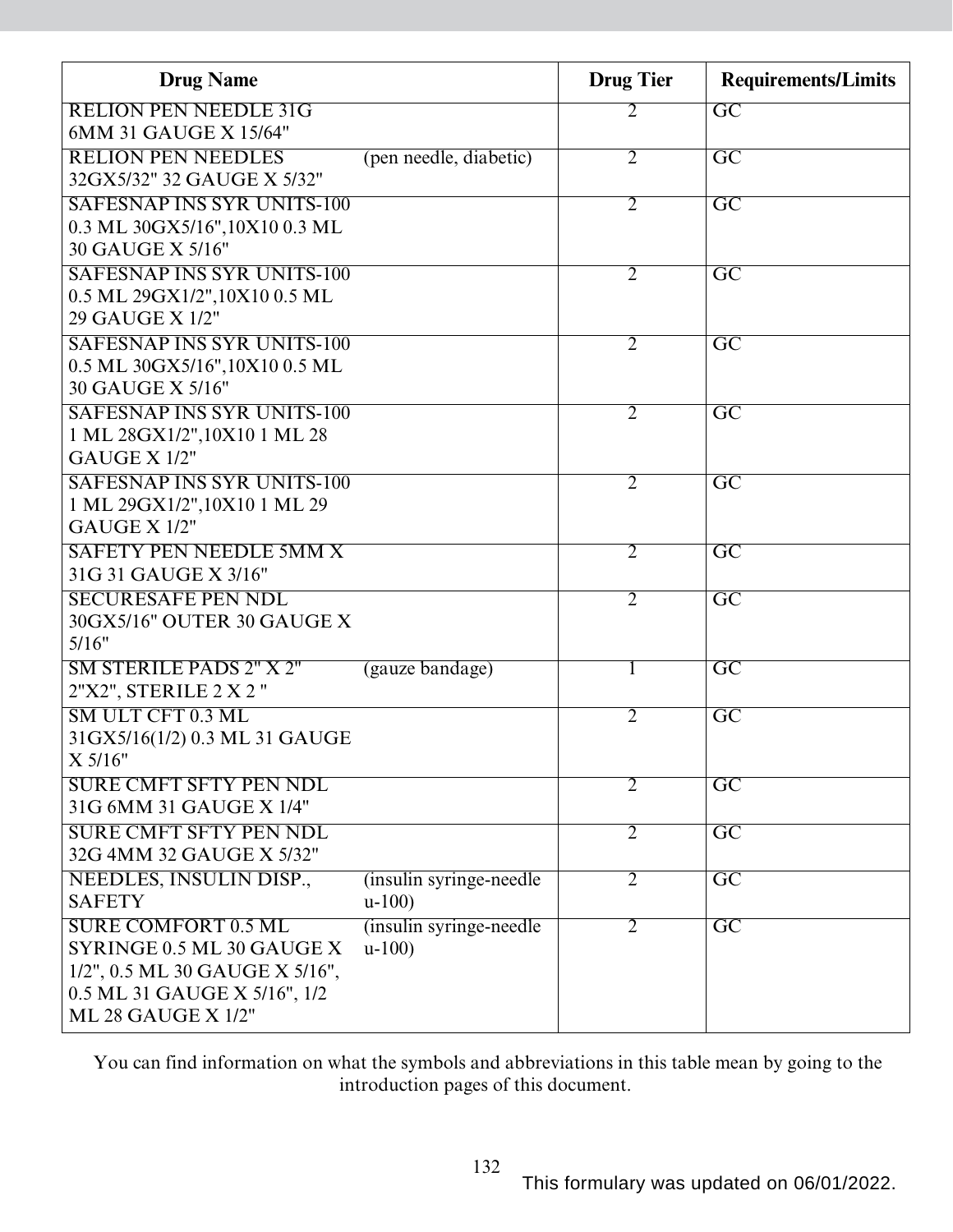| Drug Name | | Drug Tier | Requirements/Limits |
|---|---|---|---|
| RELION PEN NEEDLE 31G 6MM 31 GAUGE X 15/64" | | 2 | GC |
| RELION PEN NEEDLES 32GX5/32" 32 GAUGE X 5/32" | (pen needle, diabetic) | 2 | GC |
| SAFESNAP INS SYR UNITS-100 0.3 ML 30GX5/16",10X10 0.3 ML 30 GAUGE X 5/16" | | 2 | GC |
| SAFESNAP INS SYR UNITS-100 0.5 ML 29GX1/2",10X10 0.5 ML 29 GAUGE X 1/2" | | 2 | GC |
| SAFESNAP INS SYR UNITS-100 0.5 ML 30GX5/16",10X10 0.5 ML 30 GAUGE X 5/16" | | 2 | GC |
| SAFESNAP INS SYR UNITS-100 1 ML 28GX1/2",10X10 1 ML 28 GAUGE X 1/2" | | 2 | GC |
| SAFESNAP INS SYR UNITS-100 1 ML 29GX1/2",10X10 1 ML 29 GAUGE X 1/2" | | 2 | GC |
| SAFETY PEN NEEDLE 5MM X 31G 31 GAUGE X 3/16" | | 2 | GC |
| SECURESAFE PEN NDL 30GX5/16" OUTER 30 GAUGE X 5/16" | | 2 | GC |
| SM STERILE PADS 2" X 2" 2"X2", STERILE 2 X 2 " | (gauze bandage) | 1 | GC |
| SM ULT CFT 0.3 ML 31GX5/16(1/2) 0.3 ML 31 GAUGE X 5/16" | | 2 | GC |
| SURE CMFT SFTY PEN NDL 31G 6MM 31 GAUGE X 1/4" | | 2 | GC |
| SURE CMFT SFTY PEN NDL 32G 4MM 32 GAUGE X 5/32" | | 2 | GC |
| NEEDLES, INSULIN DISP., SAFETY | (insulin syringe-needle u-100) | 2 | GC |
| SURE COMFORT 0.5 ML SYRINGE 0.5 ML 30 GAUGE X 1/2", 0.5 ML 30 GAUGE X 5/16", 0.5 ML 31 GAUGE X 5/16", 1/2 ML 28 GAUGE X 1/2" | (insulin syringe-needle u-100) | 2 | GC |

You can find information on what the symbols and abbreviations in this table mean by going to the introduction pages of this document.

This formulary was updated on 06/01/2022.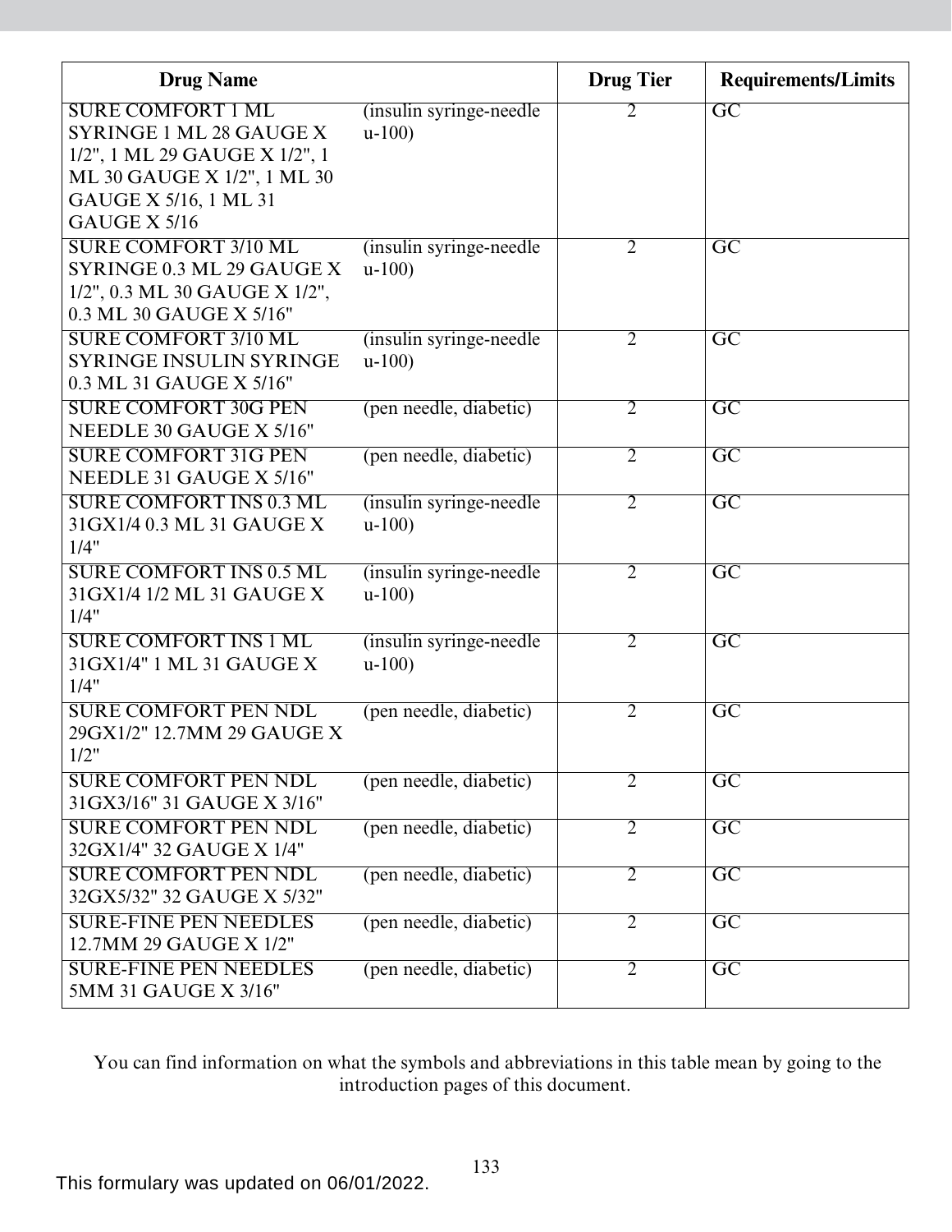| Drug Name | | Drug Tier | Requirements/Limits |
|---|---|---|---|
| SURE COMFORT 1 ML SYRINGE 1 ML 28 GAUGE X 1/2", 1 ML 29 GAUGE X 1/2", 1 ML 30 GAUGE X 1/2", 1 ML 30 GAUGE X 5/16, 1 ML 31 GAUGE X 5/16 | (insulin syringe-needle u-100) | 2 | GC |
| SURE COMFORT 3/10 ML SYRINGE 0.3 ML 29 GAUGE X 1/2", 0.3 ML 30 GAUGE X 1/2", 0.3 ML 30 GAUGE X 5/16" | (insulin syringe-needle u-100) | 2 | GC |
| SURE COMFORT 3/10 ML SYRINGE INSULIN SYRINGE 0.3 ML 31 GAUGE X 5/16" | (insulin syringe-needle u-100) | 2 | GC |
| SURE COMFORT 30G PEN NEEDLE 30 GAUGE X 5/16" | (pen needle, diabetic) | 2 | GC |
| SURE COMFORT 31G PEN NEEDLE 31 GAUGE X 5/16" | (pen needle, diabetic) | 2 | GC |
| SURE COMFORT INS 0.3 ML 31GX1/4 0.3 ML 31 GAUGE X 1/4" | (insulin syringe-needle u-100) | 2 | GC |
| SURE COMFORT INS 0.5 ML 31GX1/4 1/2 ML 31 GAUGE X 1/4" | (insulin syringe-needle u-100) | 2 | GC |
| SURE COMFORT INS 1 ML 31GX1/4" 1 ML 31 GAUGE X 1/4" | (insulin syringe-needle u-100) | 2 | GC |
| SURE COMFORT PEN NDL 29GX1/2" 12.7MM 29 GAUGE X 1/2" | (pen needle, diabetic) | 2 | GC |
| SURE COMFORT PEN NDL 31GX3/16" 31 GAUGE X 3/16" | (pen needle, diabetic) | 2 | GC |
| SURE COMFORT PEN NDL 32GX1/4" 32 GAUGE X 1/4" | (pen needle, diabetic) | 2 | GC |
| SURE COMFORT PEN NDL 32GX5/32" 32 GAUGE X 5/32" | (pen needle, diabetic) | 2 | GC |
| SURE-FINE PEN NEEDLES 12.7MM 29 GAUGE X 1/2" | (pen needle, diabetic) | 2 | GC |
| SURE-FINE PEN NEEDLES 5MM 31 GAUGE X 3/16" | (pen needle, diabetic) | 2 | GC |

You can find information on what the symbols and abbreviations in this table mean by going to the introduction pages of this document.

This formulary was updated on 06/01/2022.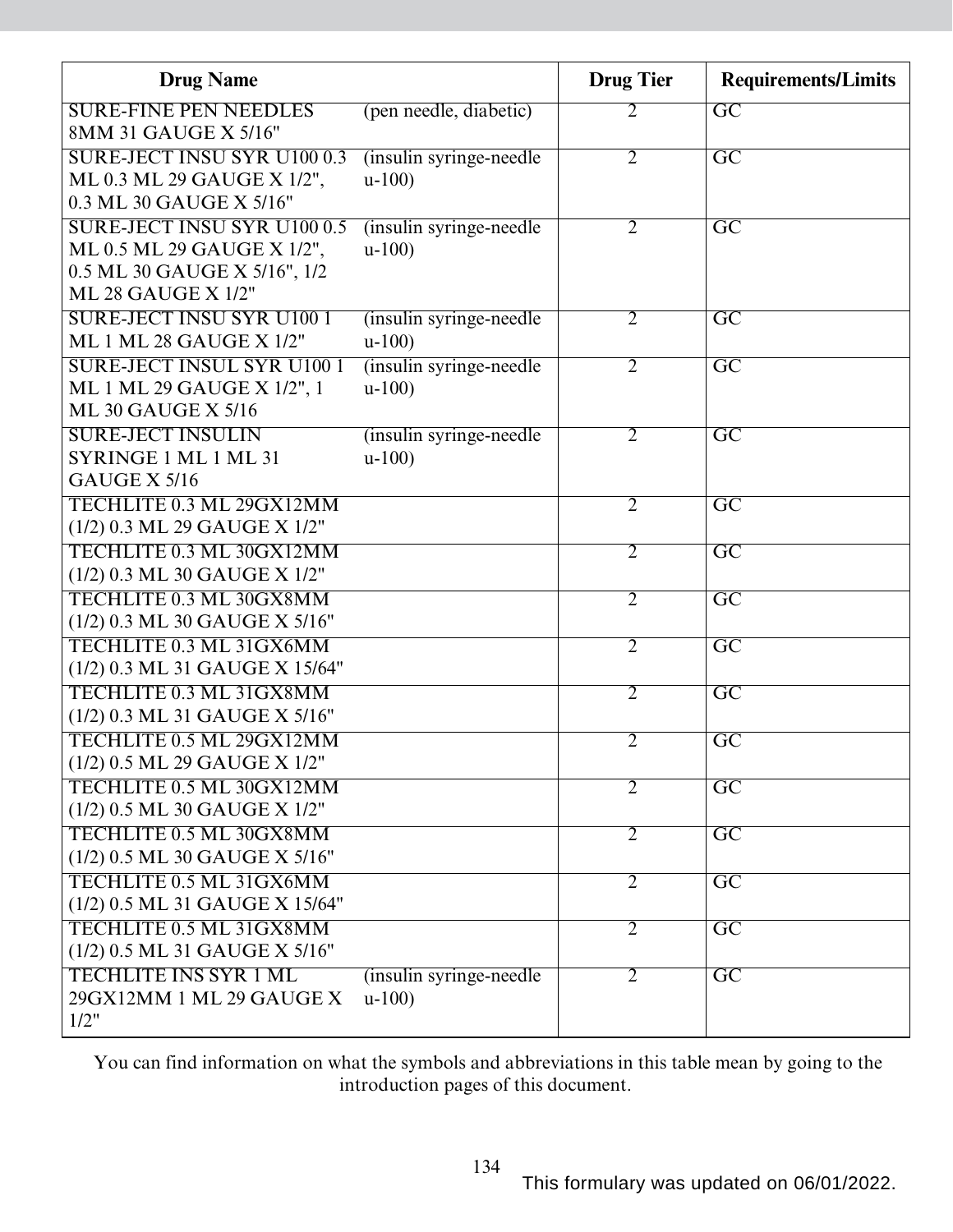| Drug Name | | Drug Tier | Requirements/Limits |
|---|---|---|---|
| SURE-FINE PEN NEEDLES 8MM 31 GAUGE X 5/16" | (pen needle, diabetic) | 2 | GC |
| SURE-JECT INSU SYR U100 0.3 ML 0.3 ML 29 GAUGE X 1/2", 0.3 ML 30 GAUGE X 5/16" | (insulin syringe-needle u-100) | 2 | GC |
| SURE-JECT INSU SYR U100 0.5 ML 0.5 ML 29 GAUGE X 1/2", 0.5 ML 30 GAUGE X 5/16", 1/2 ML 28 GAUGE X 1/2" | (insulin syringe-needle u-100) | 2 | GC |
| SURE-JECT INSU SYR U100 1 ML 1 ML 28 GAUGE X 1/2" | (insulin syringe-needle u-100) | 2 | GC |
| SURE-JECT INSUL SYR U100 1 ML 1 ML 29 GAUGE X 1/2", 1 ML 30 GAUGE X 5/16 | (insulin syringe-needle u-100) | 2 | GC |
| SURE-JECT INSULIN SYRINGE 1 ML 1 ML 31 GAUGE X 5/16 | (insulin syringe-needle u-100) | 2 | GC |
| TECHLITE 0.3 ML 29GX12MM (1/2) 0.3 ML 29 GAUGE X 1/2" | | 2 | GC |
| TECHLITE 0.3 ML 30GX12MM (1/2) 0.3 ML 30 GAUGE X 1/2" | | 2 | GC |
| TECHLITE 0.3 ML 30GX8MM (1/2) 0.3 ML 30 GAUGE X 5/16" | | 2 | GC |
| TECHLITE 0.3 ML 31GX6MM (1/2) 0.3 ML 31 GAUGE X 15/64" | | 2 | GC |
| TECHLITE 0.3 ML 31GX8MM (1/2) 0.3 ML 31 GAUGE X 5/16" | | 2 | GC |
| TECHLITE 0.5 ML 29GX12MM (1/2) 0.5 ML 29 GAUGE X 1/2" | | 2 | GC |
| TECHLITE 0.5 ML 30GX12MM (1/2) 0.5 ML 30 GAUGE X 1/2" | | 2 | GC |
| TECHLITE 0.5 ML 30GX8MM (1/2) 0.5 ML 30 GAUGE X 5/16" | | 2 | GC |
| TECHLITE 0.5 ML 31GX6MM (1/2) 0.5 ML 31 GAUGE X 15/64" | | 2 | GC |
| TECHLITE 0.5 ML 31GX8MM (1/2) 0.5 ML 31 GAUGE X 5/16" | | 2 | GC |
| TECHLITE INS SYR 1 ML 29GX12MM 1 ML 29 GAUGE X 1/2" | (insulin syringe-needle u-100) | 2 | GC |

You can find information on what the symbols and abbreviations in this table mean by going to the introduction pages of this document.

This formulary was updated on 06/01/2022.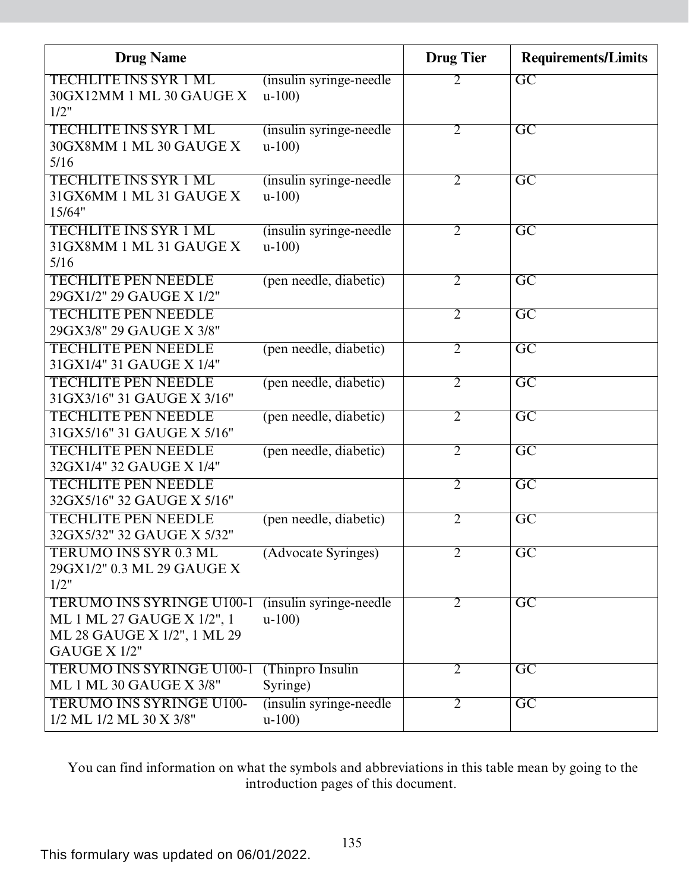| Drug Name | | Drug Tier | Requirements/Limits |
|---|---|---|---|
| TECHLITE INS SYR 1 ML 30GX12MM 1 ML 30 GAUGE X 1/2" | (insulin syringe-needle u-100) | 2 | GC |
| TECHLITE INS SYR 1 ML 30GX8MM 1 ML 30 GAUGE X 5/16 | (insulin syringe-needle u-100) | 2 | GC |
| TECHLITE INS SYR 1 ML 31GX6MM 1 ML 31 GAUGE X 15/64" | (insulin syringe-needle u-100) | 2 | GC |
| TECHLITE INS SYR 1 ML 31GX8MM 1 ML 31 GAUGE X 5/16 | (insulin syringe-needle u-100) | 2 | GC |
| TECHLITE PEN NEEDLE 29GX1/2" 29 GAUGE X 1/2" | (pen needle, diabetic) | 2 | GC |
| TECHLITE PEN NEEDLE 29GX3/8" 29 GAUGE X 3/8" | | 2 | GC |
| TECHLITE PEN NEEDLE 31GX1/4" 31 GAUGE X 1/4" | (pen needle, diabetic) | 2 | GC |
| TECHLITE PEN NEEDLE 31GX3/16" 31 GAUGE X 3/16" | (pen needle, diabetic) | 2 | GC |
| TECHLITE PEN NEEDLE 31GX5/16" 31 GAUGE X 5/16" | (pen needle, diabetic) | 2 | GC |
| TECHLITE PEN NEEDLE 32GX1/4" 32 GAUGE X 1/4" | (pen needle, diabetic) | 2 | GC |
| TECHLITE PEN NEEDLE 32GX5/16" 32 GAUGE X 5/16" | | 2 | GC |
| TECHLITE PEN NEEDLE 32GX5/32" 32 GAUGE X 5/32" | (pen needle, diabetic) | 2 | GC |
| TERUMO INS SYR 0.3 ML 29GX1/2" 0.3 ML 29 GAUGE X 1/2" | (Advocate Syringes) | 2 | GC |
| TERUMO INS SYRINGE U100-1 ML 1 ML 27 GAUGE X 1/2", 1 ML 28 GAUGE X 1/2", 1 ML 29 GAUGE X 1/2" | (insulin syringe-needle u-100) | 2 | GC |
| TERUMO INS SYRINGE U100-1 ML 1 ML 30 GAUGE X 3/8" | (Thinpro Insulin Syringe) | 2 | GC |
| TERUMO INS SYRINGE U100-1/2 ML 1/2 ML 30 X 3/8" | (insulin syringe-needle u-100) | 2 | GC |

You can find information on what the symbols and abbreviations in this table mean by going to the introduction pages of this document.

This formulary was updated on 06/01/2022.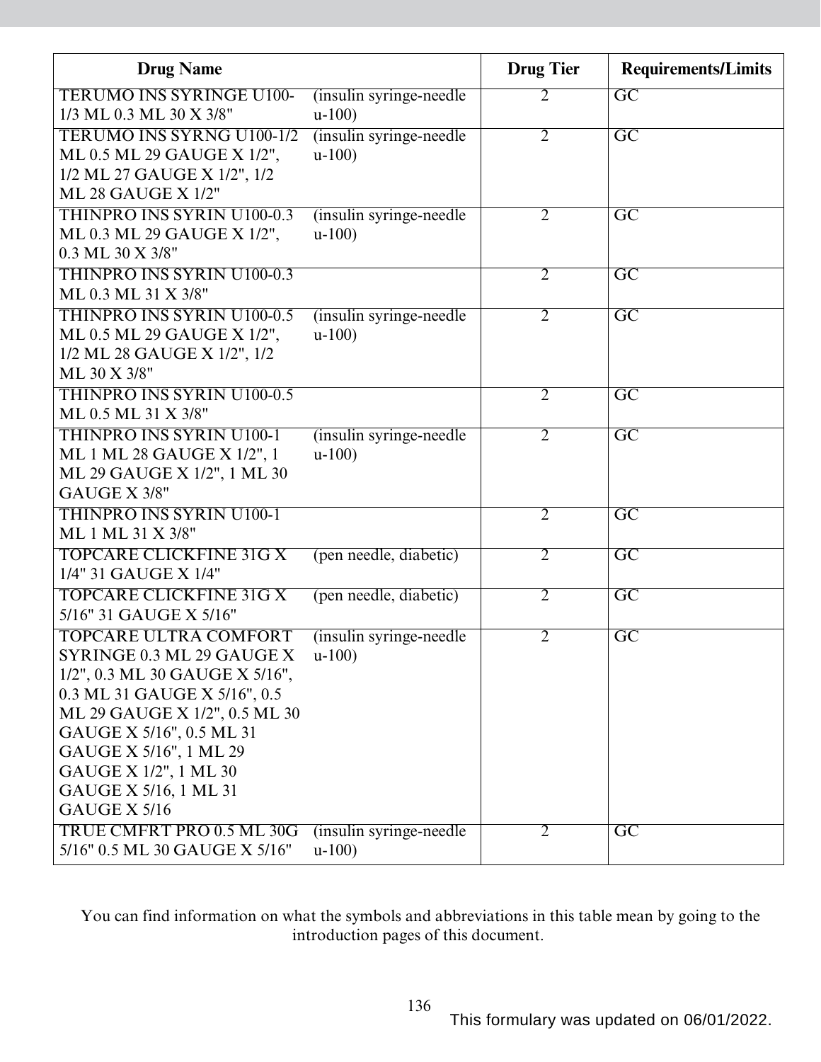| Drug Name | | Drug Tier | Requirements/Limits |
|---|---|---|---|
| TERUMO INS SYRINGE U100-1/3 ML 0.3 ML 30 X 3/8" | (insulin syringe-needle u-100) | 2 | GC |
| TERUMO INS SYRNG U100-1/2 ML 0.5 ML 29 GAUGE X 1/2", 1/2 ML 27 GAUGE X 1/2", 1/2 ML 28 GAUGE X 1/2" | (insulin syringe-needle u-100) | 2 | GC |
| THINPRO INS SYRIN U100-0.3 ML 0.3 ML 29 GAUGE X 1/2", 0.3 ML 30 X 3/8" | (insulin syringe-needle u-100) | 2 | GC |
| THINPRO INS SYRIN U100-0.3 ML 0.3 ML 31 X 3/8" | | 2 | GC |
| THINPRO INS SYRIN U100-0.5 ML 0.5 ML 29 GAUGE X 1/2", 1/2 ML 28 GAUGE X 1/2", 1/2 ML 30 X 3/8" | (insulin syringe-needle u-100) | 2 | GC |
| THINPRO INS SYRIN U100-0.5 ML 0.5 ML 31 X 3/8" | | 2 | GC |
| THINPRO INS SYRIN U100-1 ML 1 ML 28 GAUGE X 1/2", 1 ML 29 GAUGE X 1/2", 1 ML 30 GAUGE X 3/8" | (insulin syringe-needle u-100) | 2 | GC |
| THINPRO INS SYRIN U100-1 ML 1 ML 31 X 3/8" | | 2 | GC |
| TOPCARE CLICKFINE 31G X 1/4" 31 GAUGE X 1/4" | (pen needle, diabetic) | 2 | GC |
| TOPCARE CLICKFINE 31G X 5/16" 31 GAUGE X 5/16" | (pen needle, diabetic) | 2 | GC |
| TOPCARE ULTRA COMFORT SYRINGE 0.3 ML 29 GAUGE X 1/2", 0.3 ML 30 GAUGE X 5/16", 0.3 ML 31 GAUGE X 5/16", 0.5 ML 29 GAUGE X 1/2", 0.5 ML 30 GAUGE X 5/16", 0.5 ML 31 GAUGE X 5/16", 1 ML 29 GAUGE X 1/2", 1 ML 30 GAUGE X 5/16, 1 ML 31 GAUGE X 5/16 | (insulin syringe-needle u-100) | 2 | GC |
| TRUE CMFRT PRO 0.5 ML 30G 5/16" 0.5 ML 30 GAUGE X 5/16" | (insulin syringe-needle u-100) | 2 | GC |

You can find information on what the symbols and abbreviations in this table mean by going to the introduction pages of this document.

This formulary was updated on 06/01/2022.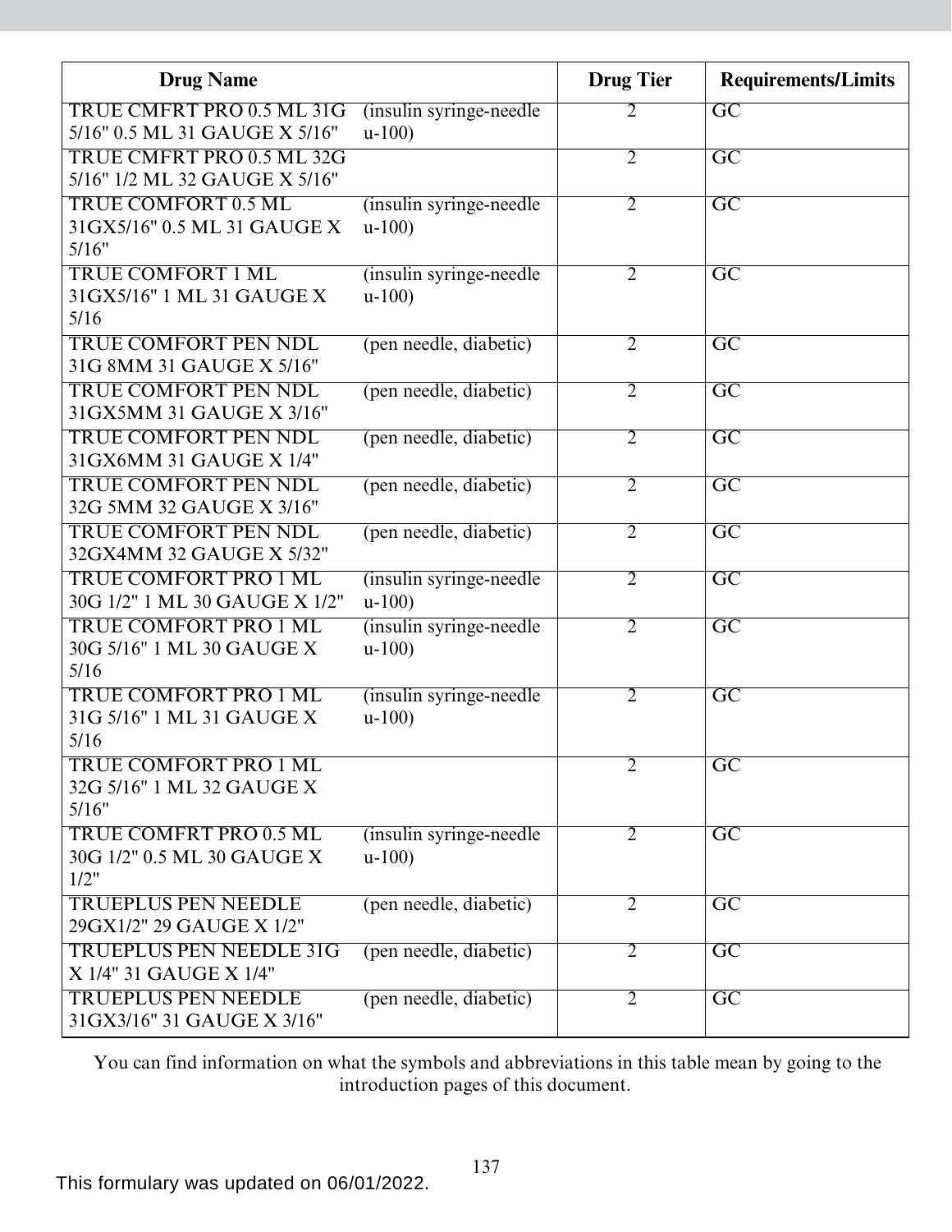| Drug Name | | Drug Tier | Requirements/Limits |
|---|---|---|---|
| TRUE CMFRT PRO 0.5 ML 31G 5/16" 0.5 ML 31 GAUGE X 5/16" | (insulin syringe-needle u-100) | 2 | GC |
| TRUE CMFRT PRO 0.5 ML 32G 5/16" 1/2 ML 32 GAUGE X 5/16" | | 2 | GC |
| TRUE COMFORT 0.5 ML 31GX5/16" 0.5 ML 31 GAUGE X 5/16" | (insulin syringe-needle u-100) | 2 | GC |
| TRUE COMFORT 1 ML 31GX5/16" 1 ML 31 GAUGE X 5/16 | (insulin syringe-needle u-100) | 2 | GC |
| TRUE COMFORT PEN NDL 31G 8MM 31 GAUGE X 5/16" | (pen needle, diabetic) | 2 | GC |
| TRUE COMFORT PEN NDL 31GX5MM 31 GAUGE X 3/16" | (pen needle, diabetic) | 2 | GC |
| TRUE COMFORT PEN NDL 31GX6MM 31 GAUGE X 1/4" | (pen needle, diabetic) | 2 | GC |
| TRUE COMFORT PEN NDL 32G 5MM 32 GAUGE X 3/16" | (pen needle, diabetic) | 2 | GC |
| TRUE COMFORT PEN NDL 32GX4MM 32 GAUGE X 5/32" | (pen needle, diabetic) | 2 | GC |
| TRUE COMFORT PRO 1 ML 30G 1/2" 1 ML 30 GAUGE X 1/2" | (insulin syringe-needle u-100) | 2 | GC |
| TRUE COMFORT PRO 1 ML 30G 5/16" 1 ML 30 GAUGE X 5/16 | (insulin syringe-needle u-100) | 2 | GC |
| TRUE COMFORT PRO 1 ML 31G 5/16" 1 ML 31 GAUGE X 5/16 | (insulin syringe-needle u-100) | 2 | GC |
| TRUE COMFORT PRO 1 ML 32G 5/16" 1 ML 32 GAUGE X 5/16" | | 2 | GC |
| TRUE COMFRT PRO 0.5 ML 30G 1/2" 0.5 ML 30 GAUGE X 1/2" | (insulin syringe-needle u-100) | 2 | GC |
| TRUEPLUS PEN NEEDLE 29GX1/2" 29 GAUGE X 1/2" | (pen needle, diabetic) | 2 | GC |
| TRUEPLUS PEN NEEDLE 31G X 1/4" 31 GAUGE X 1/4" | (pen needle, diabetic) | 2 | GC |
| TRUEPLUS PEN NEEDLE 31GX3/16" 31 GAUGE X 3/16" | (pen needle, diabetic) | 2 | GC |

You can find information on what the symbols and abbreviations in this table mean by going to the introduction pages of this document.

This formulary was updated on 06/01/2022.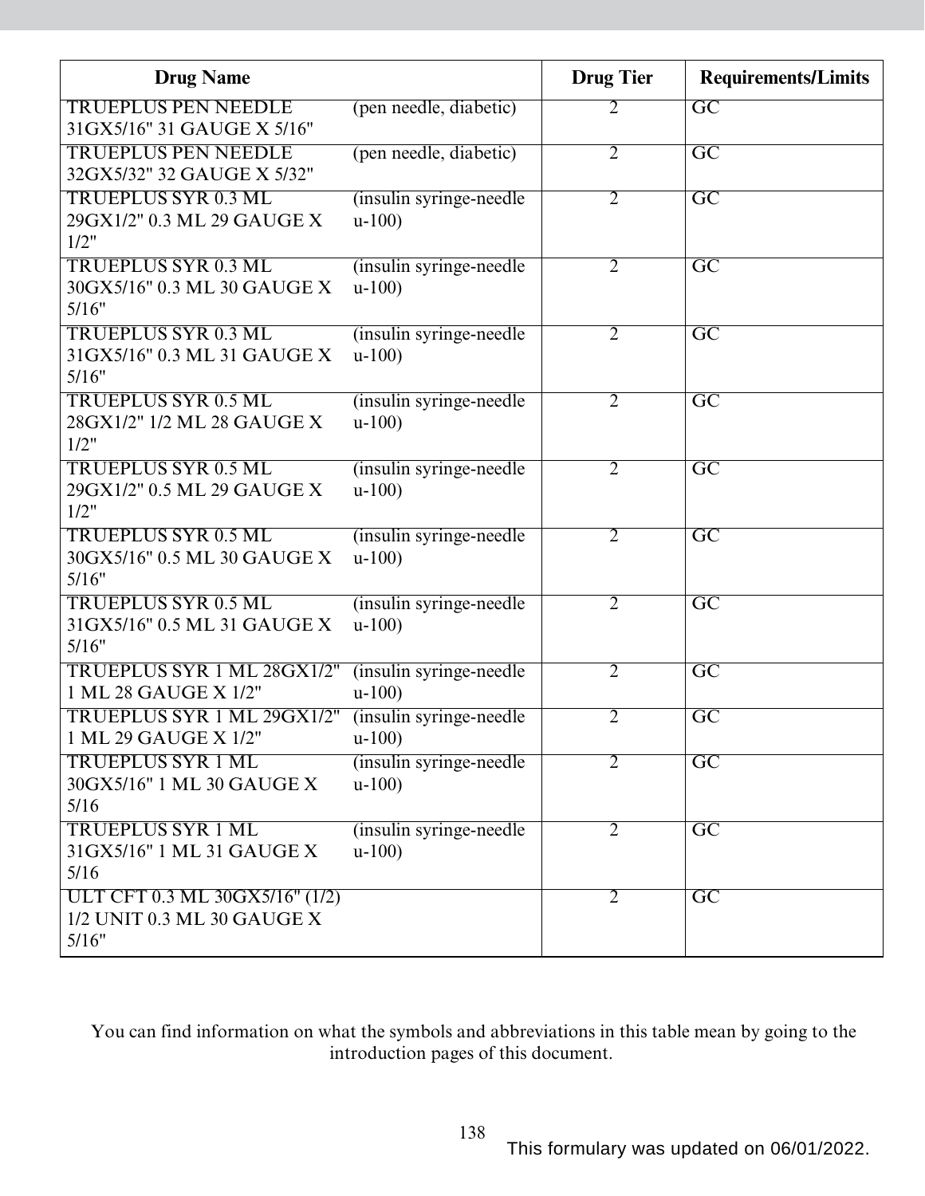| Drug Name | | Drug Tier | Requirements/Limits |
|---|---|---|---|
| TRUEPLUS PEN NEEDLE 31GX5/16" 31 GAUGE X 5/16" | (pen needle, diabetic) | 2 | GC |
| TRUEPLUS PEN NEEDLE 32GX5/32" 32 GAUGE X 5/32" | (pen needle, diabetic) | 2 | GC |
| TRUEPLUS SYR 0.3 ML 29GX1/2" 0.3 ML 29 GAUGE X 1/2" | (insulin syringe-needle u-100) | 2 | GC |
| TRUEPLUS SYR 0.3 ML 30GX5/16" 0.3 ML 30 GAUGE X 5/16" | (insulin syringe-needle u-100) | 2 | GC |
| TRUEPLUS SYR 0.3 ML 31GX5/16" 0.3 ML 31 GAUGE X 5/16" | (insulin syringe-needle u-100) | 2 | GC |
| TRUEPLUS SYR 0.5 ML 28GX1/2" 1/2 ML 28 GAUGE X 1/2" | (insulin syringe-needle u-100) | 2 | GC |
| TRUEPLUS SYR 0.5 ML 29GX1/2" 0.5 ML 29 GAUGE X 1/2" | (insulin syringe-needle u-100) | 2 | GC |
| TRUEPLUS SYR 0.5 ML 30GX5/16" 0.5 ML 30 GAUGE X 5/16" | (insulin syringe-needle u-100) | 2 | GC |
| TRUEPLUS SYR 0.5 ML 31GX5/16" 0.5 ML 31 GAUGE X 5/16" | (insulin syringe-needle u-100) | 2 | GC |
| TRUEPLUS SYR 1 ML 28GX1/2" 1 ML 28 GAUGE X 1/2" | (insulin syringe-needle u-100) | 2 | GC |
| TRUEPLUS SYR 1 ML 29GX1/2" 1 ML 29 GAUGE X 1/2" | (insulin syringe-needle u-100) | 2 | GC |
| TRUEPLUS SYR 1 ML 30GX5/16" 1 ML 30 GAUGE X 5/16 | (insulin syringe-needle u-100) | 2 | GC |
| TRUEPLUS SYR 1 ML 31GX5/16" 1 ML 31 GAUGE X 5/16 | (insulin syringe-needle u-100) | 2 | GC |
| ULT CFT 0.3 ML 30GX5/16" (1/2) 1/2 UNIT 0.3 ML 30 GAUGE X 5/16" | | 2 | GC |

You can find information on what the symbols and abbreviations in this table mean by going to the introduction pages of this document.

This formulary was updated on 06/01/2022.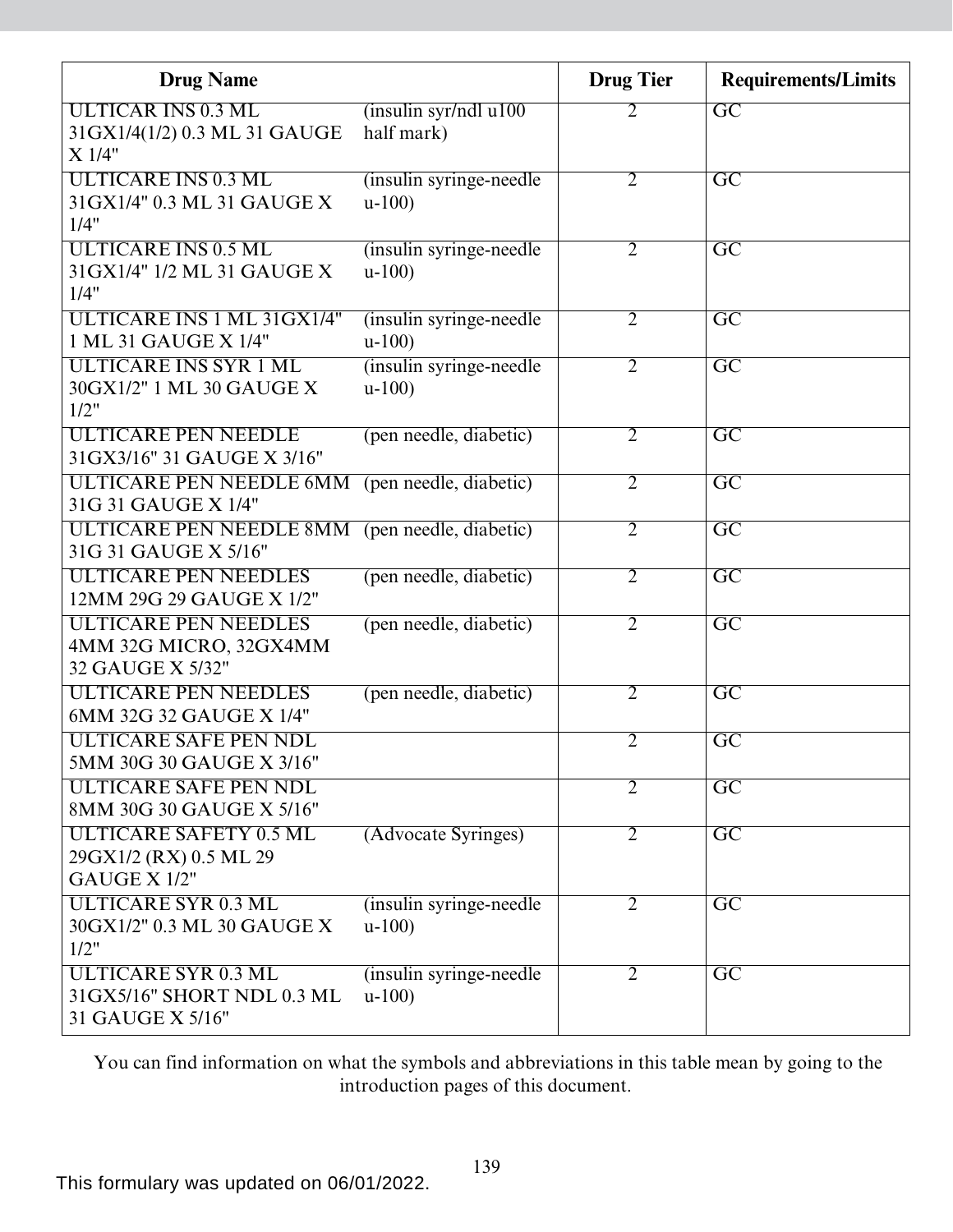| Drug Name | | Drug Tier | Requirements/Limits |
|---|---|---|---|
| ULTICAR INS 0.3 ML 31GX1/4(1/2) 0.3 ML 31 GAUGE X 1/4" | (insulin syr/ndl u100 half mark) | 2 | GC |
| ULTICARE INS 0.3 ML 31GX1/4" 0.3 ML 31 GAUGE X 1/4" | (insulin syringe-needle u-100) | 2 | GC |
| ULTICARE INS 0.5 ML 31GX1/4" 1/2 ML 31 GAUGE X 1/4" | (insulin syringe-needle u-100) | 2 | GC |
| ULTICARE INS 1 ML 31GX1/4" 1 ML 31 GAUGE X 1/4" | (insulin syringe-needle u-100) | 2 | GC |
| ULTICARE INS SYR 1 ML 30GX1/2" 1 ML 30 GAUGE X 1/2" | (insulin syringe-needle u-100) | 2 | GC |
| ULTICARE PEN NEEDLE 31GX3/16" 31 GAUGE X 3/16" | (pen needle, diabetic) | 2 | GC |
| ULTICARE PEN NEEDLE 6MM 31G 31 GAUGE X 1/4" | (pen needle, diabetic) | 2 | GC |
| ULTICARE PEN NEEDLE 8MM 31G 31 GAUGE X 5/16" | (pen needle, diabetic) | 2 | GC |
| ULTICARE PEN NEEDLES 12MM 29G 29 GAUGE X 1/2" | (pen needle, diabetic) | 2 | GC |
| ULTICARE PEN NEEDLES 4MM 32G MICRO, 32GX4MM 32 GAUGE X 5/32" | (pen needle, diabetic) | 2 | GC |
| ULTICARE PEN NEEDLES 6MM 32G 32 GAUGE X 1/4" | (pen needle, diabetic) | 2 | GC |
| ULTICARE SAFE PEN NDL 5MM 30G 30 GAUGE X 3/16" | | 2 | GC |
| ULTICARE SAFE PEN NDL 8MM 30G 30 GAUGE X 5/16" | | 2 | GC |
| ULTICARE SAFETY 0.5 ML 29GX1/2 (RX) 0.5 ML 29 GAUGE X 1/2" | (Advocate Syringes) | 2 | GC |
| ULTICARE SYR 0.3 ML 30GX1/2" 0.3 ML 30 GAUGE X 1/2" | (insulin syringe-needle u-100) | 2 | GC |
| ULTICARE SYR 0.3 ML 31GX5/16" SHORT NDL 0.3 ML 31 GAUGE X 5/16" | (insulin syringe-needle u-100) | 2 | GC |

You can find information on what the symbols and abbreviations in this table mean by going to the introduction pages of this document.

This formulary was updated on 06/01/2022.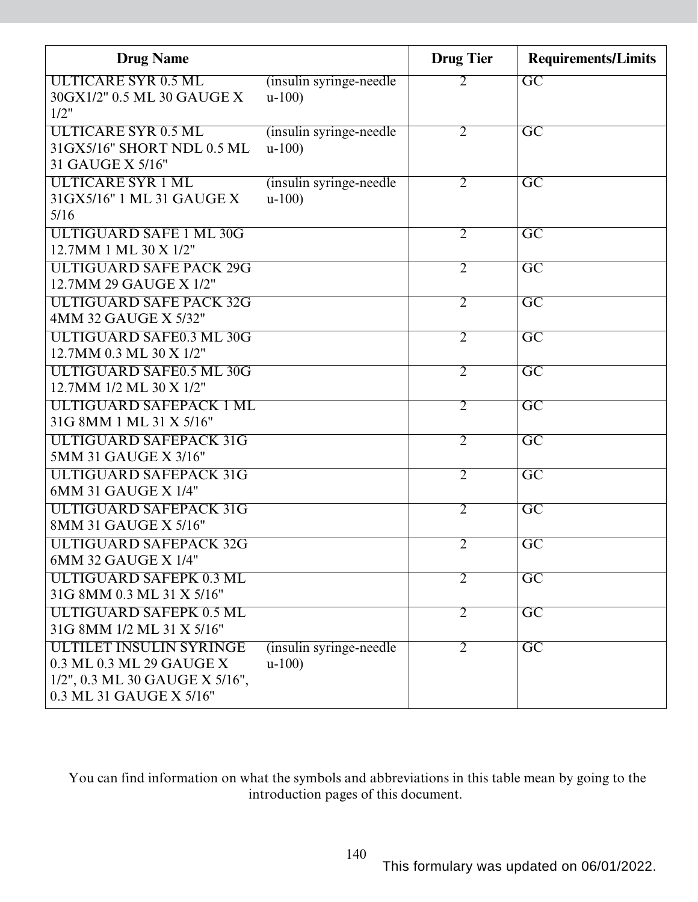| Drug Name | | Drug Tier | Requirements/Limits |
|---|---|---|---|
| ULTICARE SYR 0.5 ML 30GX1/2" 0.5 ML 30 GAUGE X 1/2" | (insulin syringe-needle u-100) | 2 | GC |
| ULTICARE SYR 0.5 ML 31GX5/16" SHORT NDL 0.5 ML 31 GAUGE X 5/16" | (insulin syringe-needle u-100) | 2 | GC |
| ULTICARE SYR 1 ML 31GX5/16" 1 ML 31 GAUGE X 5/16 | (insulin syringe-needle u-100) | 2 | GC |
| ULTIGUARD SAFE 1 ML 30G 12.7MM 1 ML 30 X 1/2" | | 2 | GC |
| ULTIGUARD SAFE PACK 29G 12.7MM 29 GAUGE X 1/2" | | 2 | GC |
| ULTIGUARD SAFE PACK 32G 4MM 32 GAUGE X 5/32" | | 2 | GC |
| ULTIGUARD SAFE0.3 ML 30G 12.7MM 0.3 ML 30 X 1/2" | | 2 | GC |
| ULTIGUARD SAFE0.5 ML 30G 12.7MM 1/2 ML 30 X 1/2" | | 2 | GC |
| ULTIGUARD SAFEPACK 1 ML 31G 8MM 1 ML 31 X 5/16" | | 2 | GC |
| ULTIGUARD SAFEPACK 31G 5MM 31 GAUGE X 3/16" | | 2 | GC |
| ULTIGUARD SAFEPACK 31G 6MM 31 GAUGE X 1/4" | | 2 | GC |
| ULTIGUARD SAFEPACK 31G 8MM 31 GAUGE X 5/16" | | 2 | GC |
| ULTIGUARD SAFEPACK 32G 6MM 32 GAUGE X 1/4" | | 2 | GC |
| ULTIGUARD SAFEPK 0.3 ML 31G 8MM 0.3 ML 31 X 5/16" | | 2 | GC |
| ULTIGUARD SAFEPK 0.5 ML 31G 8MM 1/2 ML 31 X 5/16" | | 2 | GC |
| ULTILET INSULIN SYRINGE 0.3 ML 0.3 ML 29 GAUGE X 1/2", 0.3 ML 30 GAUGE X 5/16", 0.3 ML 31 GAUGE X 5/16" | (insulin syringe-needle u-100) | 2 | GC |

You can find information on what the symbols and abbreviations in this table mean by going to the introduction pages of this document.

This formulary was updated on 06/01/2022.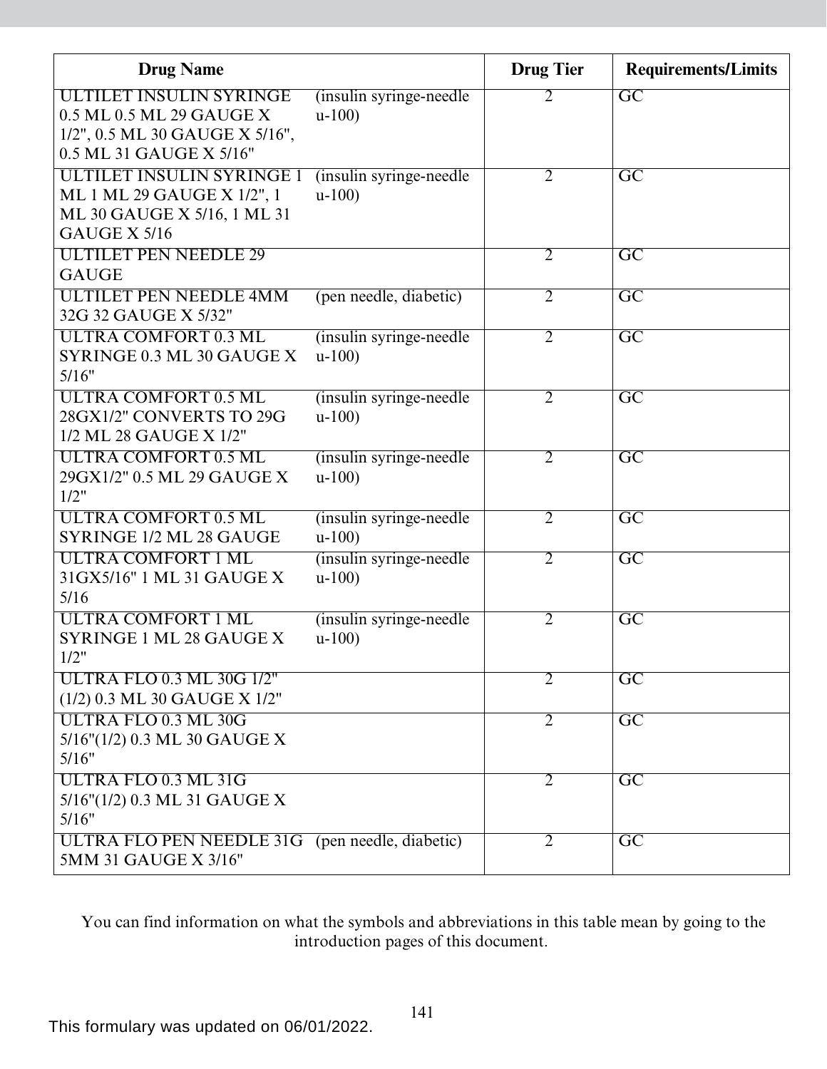| Drug Name | | Drug Tier | Requirements/Limits |
|---|---|---|---|
| ULTILET INSULIN SYRINGE 0.5 ML 0.5 ML 29 GAUGE X 1/2", 0.5 ML 30 GAUGE X 5/16", 0.5 ML 31 GAUGE X 5/16" | (insulin syringe-needle u-100) | 2 | GC |
| ULTILET INSULIN SYRINGE 1 ML 1 ML 29 GAUGE X 1/2", 1 ML 30 GAUGE X 5/16, 1 ML 31 GAUGE X 5/16 | (insulin syringe-needle u-100) | 2 | GC |
| ULTILET PEN NEEDLE 29 GAUGE | | 2 | GC |
| ULTILET PEN NEEDLE 4MM 32G 32 GAUGE X 5/32" | (pen needle, diabetic) | 2 | GC |
| ULTRA COMFORT 0.3 ML SYRINGE 0.3 ML 30 GAUGE X 5/16" | (insulin syringe-needle u-100) | 2 | GC |
| ULTRA COMFORT 0.5 ML 28GX1/2" CONVERTS TO 29G 1/2 ML 28 GAUGE X 1/2" | (insulin syringe-needle u-100) | 2 | GC |
| ULTRA COMFORT 0.5 ML 29GX1/2" 0.5 ML 29 GAUGE X 1/2" | (insulin syringe-needle u-100) | 2 | GC |
| ULTRA COMFORT 0.5 ML SYRINGE 1/2 ML 28 GAUGE | (insulin syringe-needle u-100) | 2 | GC |
| ULTRA COMFORT 1 ML 31GX5/16" 1 ML 31 GAUGE X 5/16 | (insulin syringe-needle u-100) | 2 | GC |
| ULTRA COMFORT 1 ML SYRINGE 1 ML 28 GAUGE X 1/2" | (insulin syringe-needle u-100) | 2 | GC |
| ULTRA FLO 0.3 ML 30G 1/2" (1/2) 0.3 ML 30 GAUGE X 1/2" | | 2 | GC |
| ULTRA FLO 0.3 ML 30G 5/16"(1/2) 0.3 ML 30 GAUGE X 5/16" | | 2 | GC |
| ULTRA FLO 0.3 ML 31G 5/16"(1/2) 0.3 ML 31 GAUGE X 5/16" | | 2 | GC |
| ULTRA FLO PEN NEEDLE 31G 5MM 31 GAUGE X 3/16" | (pen needle, diabetic) | 2 | GC |

You can find information on what the symbols and abbreviations in this table mean by going to the introduction pages of this document.

This formulary was updated on 06/01/2022.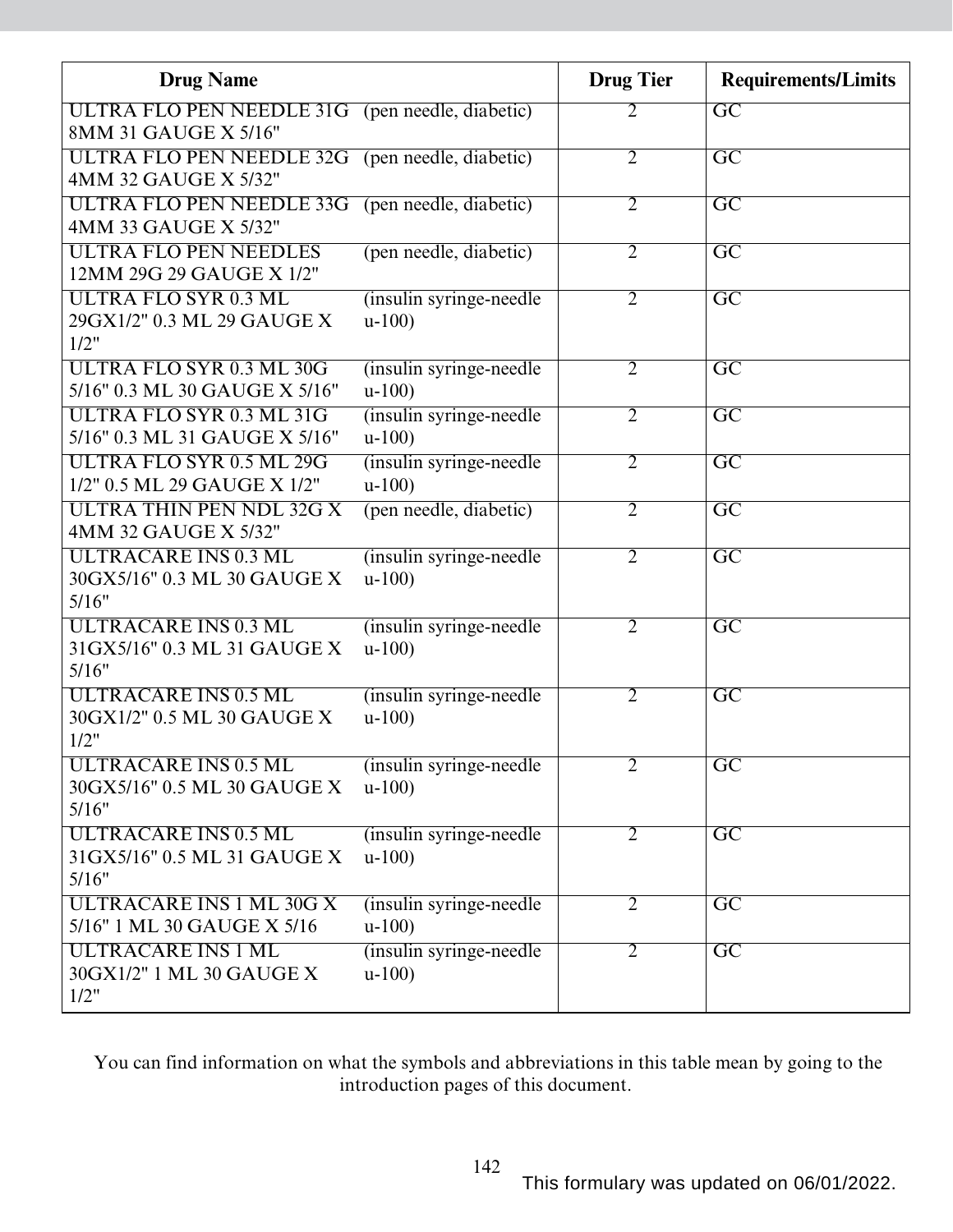| Drug Name | | Drug Tier | Requirements/Limits |
|---|---|---|---|
| ULTRA FLO PEN NEEDLE 31G 8MM 31 GAUGE X 5/16" | (pen needle, diabetic) | 2 | GC |
| ULTRA FLO PEN NEEDLE 32G 4MM 32 GAUGE X 5/32" | (pen needle, diabetic) | 2 | GC |
| ULTRA FLO PEN NEEDLE 33G 4MM 33 GAUGE X 5/32" | (pen needle, diabetic) | 2 | GC |
| ULTRA FLO PEN NEEDLES 12MM 29G 29 GAUGE X 1/2" | (pen needle, diabetic) | 2 | GC |
| ULTRA FLO SYR 0.3 ML 29GX1/2" 0.3 ML 29 GAUGE X 1/2" | (insulin syringe-needle u-100) | 2 | GC |
| ULTRA FLO SYR 0.3 ML 30G 5/16" 0.3 ML 30 GAUGE X 5/16" | (insulin syringe-needle u-100) | 2 | GC |
| ULTRA FLO SYR 0.3 ML 31G 5/16" 0.3 ML 31 GAUGE X 5/16" | (insulin syringe-needle u-100) | 2 | GC |
| ULTRA FLO SYR 0.5 ML 29G 1/2" 0.5 ML 29 GAUGE X 1/2" | (insulin syringe-needle u-100) | 2 | GC |
| ULTRA THIN PEN NDL 32G X 4MM 32 GAUGE X 5/32" | (pen needle, diabetic) | 2 | GC |
| ULTRACARE INS 0.3 ML 30GX5/16" 0.3 ML 30 GAUGE X 5/16" | (insulin syringe-needle u-100) | 2 | GC |
| ULTRACARE INS 0.3 ML 31GX5/16" 0.3 ML 31 GAUGE X 5/16" | (insulin syringe-needle u-100) | 2 | GC |
| ULTRACARE INS 0.5 ML 30GX1/2" 0.5 ML 30 GAUGE X 1/2" | (insulin syringe-needle u-100) | 2 | GC |
| ULTRACARE INS 0.5 ML 30GX5/16" 0.5 ML 30 GAUGE X 5/16" | (insulin syringe-needle u-100) | 2 | GC |
| ULTRACARE INS 0.5 ML 31GX5/16" 0.5 ML 31 GAUGE X 5/16" | (insulin syringe-needle u-100) | 2 | GC |
| ULTRACARE INS 1 ML 30G X 5/16" 1 ML 30 GAUGE X 5/16 | (insulin syringe-needle u-100) | 2 | GC |
| ULTRACARE INS 1 ML 30GX1/2" 1 ML 30 GAUGE X 1/2" | (insulin syringe-needle u-100) | 2 | GC |

You can find information on what the symbols and abbreviations in this table mean by going to the introduction pages of this document.

This formulary was updated on 06/01/2022.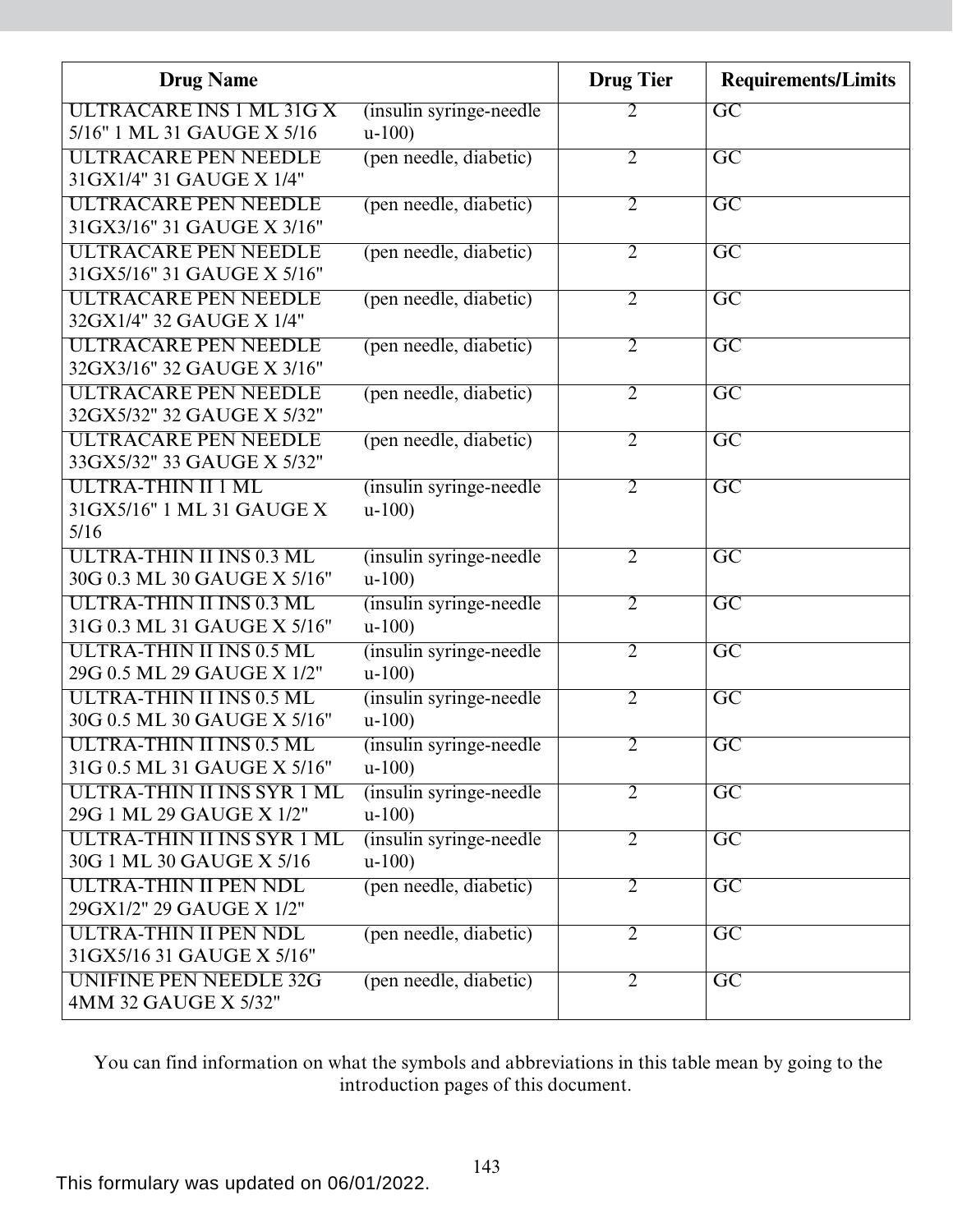| Drug Name | | Drug Tier | Requirements/Limits |
|---|---|---|---|
| ULTRACARE INS 1 ML 31G X 5/16" 1 ML 31 GAUGE X 5/16 | (insulin syringe-needle u-100) | 2 | GC |
| ULTRACARE PEN NEEDLE 31GX1/4" 31 GAUGE X 1/4" | (pen needle, diabetic) | 2 | GC |
| ULTRACARE PEN NEEDLE 31GX3/16" 31 GAUGE X 3/16" | (pen needle, diabetic) | 2 | GC |
| ULTRACARE PEN NEEDLE 31GX5/16" 31 GAUGE X 5/16" | (pen needle, diabetic) | 2 | GC |
| ULTRACARE PEN NEEDLE 32GX1/4" 32 GAUGE X 1/4" | (pen needle, diabetic) | 2 | GC |
| ULTRACARE PEN NEEDLE 32GX3/16" 32 GAUGE X 3/16" | (pen needle, diabetic) | 2 | GC |
| ULTRACARE PEN NEEDLE 32GX5/32" 32 GAUGE X 5/32" | (pen needle, diabetic) | 2 | GC |
| ULTRACARE PEN NEEDLE 33GX5/32" 33 GAUGE X 5/32" | (pen needle, diabetic) | 2 | GC |
| ULTRA-THIN II 1 ML 31GX5/16" 1 ML 31 GAUGE X 5/16 | (insulin syringe-needle u-100) | 2 | GC |
| ULTRA-THIN II INS 0.3 ML 30G 0.3 ML 30 GAUGE X 5/16" | (insulin syringe-needle u-100) | 2 | GC |
| ULTRA-THIN II INS 0.3 ML 31G 0.3 ML 31 GAUGE X 5/16" | (insulin syringe-needle u-100) | 2 | GC |
| ULTRA-THIN II INS 0.5 ML 29G 0.5 ML 29 GAUGE X 1/2" | (insulin syringe-needle u-100) | 2 | GC |
| ULTRA-THIN II INS 0.5 ML 30G 0.5 ML 30 GAUGE X 5/16" | (insulin syringe-needle u-100) | 2 | GC |
| ULTRA-THIN II INS 0.5 ML 31G 0.5 ML 31 GAUGE X 5/16" | (insulin syringe-needle u-100) | 2 | GC |
| ULTRA-THIN II INS SYR 1 ML 29G 1 ML 29 GAUGE X 1/2" | (insulin syringe-needle u-100) | 2 | GC |
| ULTRA-THIN II INS SYR 1 ML 30G 1 ML 30 GAUGE X 5/16 | (insulin syringe-needle u-100) | 2 | GC |
| ULTRA-THIN II PEN NDL 29GX1/2" 29 GAUGE X 1/2" | (pen needle, diabetic) | 2 | GC |
| ULTRA-THIN II PEN NDL 31GX5/16 31 GAUGE X 5/16" | (pen needle, diabetic) | 2 | GC |
| UNIFINE PEN NEEDLE 32G 4MM 32 GAUGE X 5/32" | (pen needle, diabetic) | 2 | GC |

You can find information on what the symbols and abbreviations in this table mean by going to the introduction pages of this document.

This formulary was updated on 06/01/2022.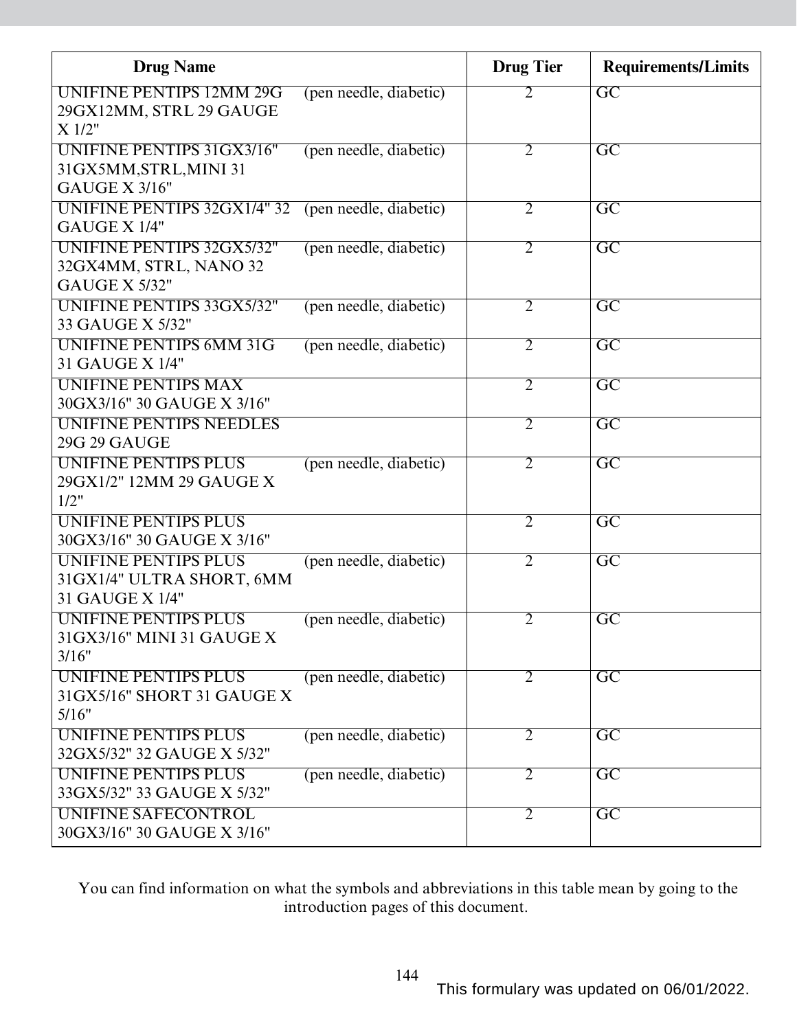| Drug Name | | Drug Tier | Requirements/Limits |
|---|---|---|---|
| UNIFINE PENTIPS 12MM 29G 29GX12MM, STRL 29 GAUGE X 1/2" | (pen needle, diabetic) | 2 | GC |
| UNIFINE PENTIPS 31GX3/16" 31GX5MM,STRL,MINI 31 GAUGE X 3/16" | (pen needle, diabetic) | 2 | GC |
| UNIFINE PENTIPS 32GX1/4" 32 GAUGE X 1/4" | (pen needle, diabetic) | 2 | GC |
| UNIFINE PENTIPS 32GX5/32" 32GX4MM, STRL, NANO 32 GAUGE X 5/32" | (pen needle, diabetic) | 2 | GC |
| UNIFINE PENTIPS 33GX5/32" 33 GAUGE X 5/32" | (pen needle, diabetic) | 2 | GC |
| UNIFINE PENTIPS 6MM 31G 31 GAUGE X 1/4" | (pen needle, diabetic) | 2 | GC |
| UNIFINE PENTIPS MAX 30GX3/16" 30 GAUGE X 3/16" | | 2 | GC |
| UNIFINE PENTIPS NEEDLES 29G 29 GAUGE | | 2 | GC |
| UNIFINE PENTIPS PLUS 29GX1/2" 12MM 29 GAUGE X 1/2" | (pen needle, diabetic) | 2 | GC |
| UNIFINE PENTIPS PLUS 30GX3/16" 30 GAUGE X 3/16" | | 2 | GC |
| UNIFINE PENTIPS PLUS 31GX1/4" ULTRA SHORT, 6MM 31 GAUGE X 1/4" | (pen needle, diabetic) | 2 | GC |
| UNIFINE PENTIPS PLUS 31GX3/16" MINI 31 GAUGE X 3/16" | (pen needle, diabetic) | 2 | GC |
| UNIFINE PENTIPS PLUS 31GX5/16" SHORT 31 GAUGE X 5/16" | (pen needle, diabetic) | 2 | GC |
| UNIFINE PENTIPS PLUS 32GX5/32" 32 GAUGE X 5/32" | (pen needle, diabetic) | 2 | GC |
| UNIFINE PENTIPS PLUS 33GX5/32" 33 GAUGE X 5/32" | (pen needle, diabetic) | 2 | GC |
| UNIFINE SAFECONTROL 30GX3/16" 30 GAUGE X 3/16" | | 2 | GC |

You can find information on what the symbols and abbreviations in this table mean by going to the introduction pages of this document.

This formulary was updated on 06/01/2022.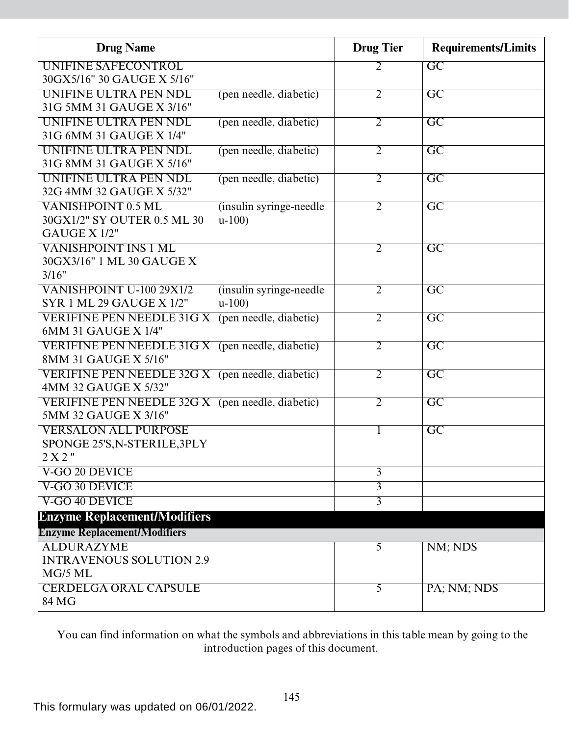| Drug Name | | Drug Tier | Requirements/Limits |
|---|---|---|---|
| UNIFINE SAFECONTROL 30GX5/16" 30 GAUGE X 5/16" | | 2 | GC |
| UNIFINE ULTRA PEN NDL 31G 5MM 31 GAUGE X 3/16" | (pen needle, diabetic) | 2 | GC |
| UNIFINE ULTRA PEN NDL 31G 6MM 31 GAUGE X 1/4" | (pen needle, diabetic) | 2 | GC |
| UNIFINE ULTRA PEN NDL 31G 8MM 31 GAUGE X 5/16" | (pen needle, diabetic) | 2 | GC |
| UNIFINE ULTRA PEN NDL 32G 4MM 32 GAUGE X 5/32" | (pen needle, diabetic) | 2 | GC |
| VANISHPOINT 0.5 ML 30GX1/2" SY OUTER 0.5 ML 30 GAUGE X 1/2" | (insulin syringe-needle u-100) | 2 | GC |
| VANISHPOINT INS 1 ML 30GX3/16" 1 ML 30 GAUGE X 3/16" | | 2 | GC |
| VANISHPOINT U-100 29X1/2 SYR 1 ML 29 GAUGE X 1/2" | (insulin syringe-needle u-100) | 2 | GC |
| VERIFINE PEN NEEDLE 31G X 6MM 31 GAUGE X 1/4" | (pen needle, diabetic) | 2 | GC |
| VERIFINE PEN NEEDLE 31G X 8MM 31 GAUGE X 5/16" | (pen needle, diabetic) | 2 | GC |
| VERIFINE PEN NEEDLE 32G X 4MM 32 GAUGE X 5/32" | (pen needle, diabetic) | 2 | GC |
| VERIFINE PEN NEEDLE 32G X 5MM 32 GAUGE X 3/16" | (pen needle, diabetic) | 2 | GC |
| VERSALON ALL PURPOSE SPONGE 25'S,N-STERILE,3PLY 2 X 2 " | | 1 | GC |
| V-GO 20 DEVICE | | 3 | |
| V-GO 30 DEVICE | | 3 | |
| V-GO 40 DEVICE | | 3 | |
| **Enzyme Replacement/Modifiers** | | | |
| **Enzyme Replacement/Modifiers** | | | |
| ALDURAZYME INTRAVENOUS SOLUTION 2.9 MG/5 ML | | 5 | NM; NDS |
| CERDELGA ORAL CAPSULE 84 MG | | 5 | PA; NM; NDS |

You can find information on what the symbols and abbreviations in this table mean by going to the introduction pages of this document.

This formulary was updated on 06/01/2022.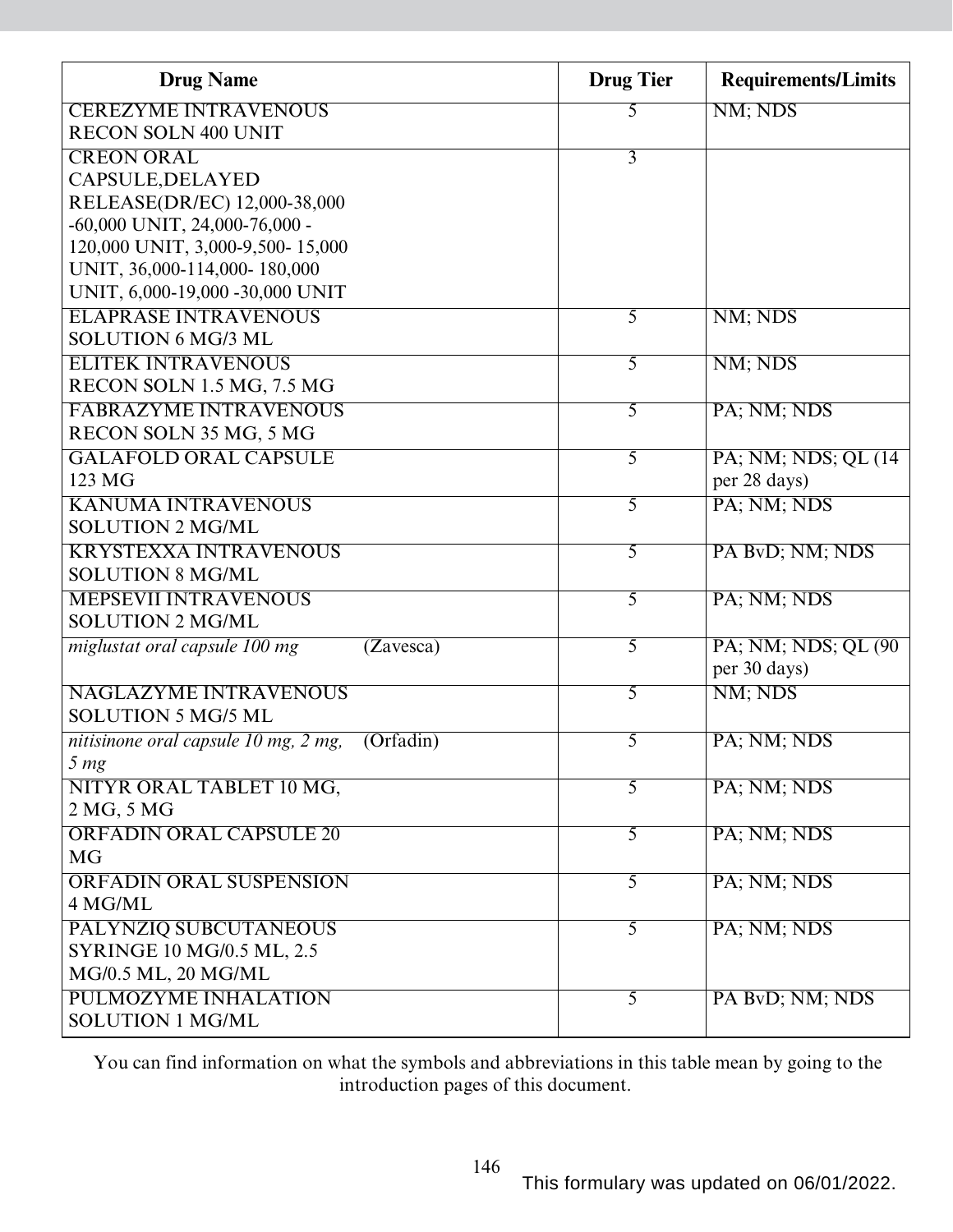| Drug Name | Drug Tier | Requirements/Limits |
|---|---|---|
| CEREZYME INTRAVENOUS RECON SOLN 400 UNIT | 5 | NM; NDS |
| CREON ORAL CAPSULE,DELAYED RELEASE(DR/EC) 12,000-38,000 -60,000 UNIT, 24,000-76,000 - 120,000 UNIT, 3,000-9,500- 15,000 UNIT, 36,000-114,000- 180,000 UNIT, 6,000-19,000 -30,000 UNIT | 3 | |
| ELAPRASE INTRAVENOUS SOLUTION 6 MG/3 ML | 5 | NM; NDS |
| ELITEK INTRAVENOUS RECON SOLN 1.5 MG, 7.5 MG | 5 | NM; NDS |
| FABRAZYME INTRAVENOUS RECON SOLN 35 MG, 5 MG | 5 | PA; NM; NDS |
| GALAFOLD ORAL CAPSULE 123 MG | 5 | PA; NM; NDS; QL (14 per 28 days) |
| KANUMA INTRAVENOUS SOLUTION 2 MG/ML | 5 | PA; NM; NDS |
| KRYSTEXXA INTRAVENOUS SOLUTION 8 MG/ML | 5 | PA BvD; NM; NDS |
| MEPSEVII INTRAVENOUS SOLUTION 2 MG/ML | 5 | PA; NM; NDS |
| *miglustat oral capsule 100 mg* (Zavesca) | 5 | PA; NM; NDS; QL (90 per 30 days) |
| NAGLAZYME INTRAVENOUS SOLUTION 5 MG/5 ML | 5 | NM; NDS |
| *nitisinone oral capsule 10 mg, 2 mg, 5 mg* (Orfadin) | 5 | PA; NM; NDS |
| NITYR ORAL TABLET 10 MG, 2 MG, 5 MG | 5 | PA; NM; NDS |
| ORFADIN ORAL CAPSULE 20 MG | 5 | PA; NM; NDS |
| ORFADIN ORAL SUSPENSION 4 MG/ML | 5 | PA; NM; NDS |
| PALYNZIQ SUBCUTANEOUS SYRINGE 10 MG/0.5 ML, 2.5 MG/0.5 ML, 20 MG/ML | 5 | PA; NM; NDS |
| PULMOZYME INHALATION SOLUTION 1 MG/ML | 5 | PA BvD; NM; NDS |

You can find information on what the symbols and abbreviations in this table mean by going to the introduction pages of this document.

This formulary was updated on 06/01/2022.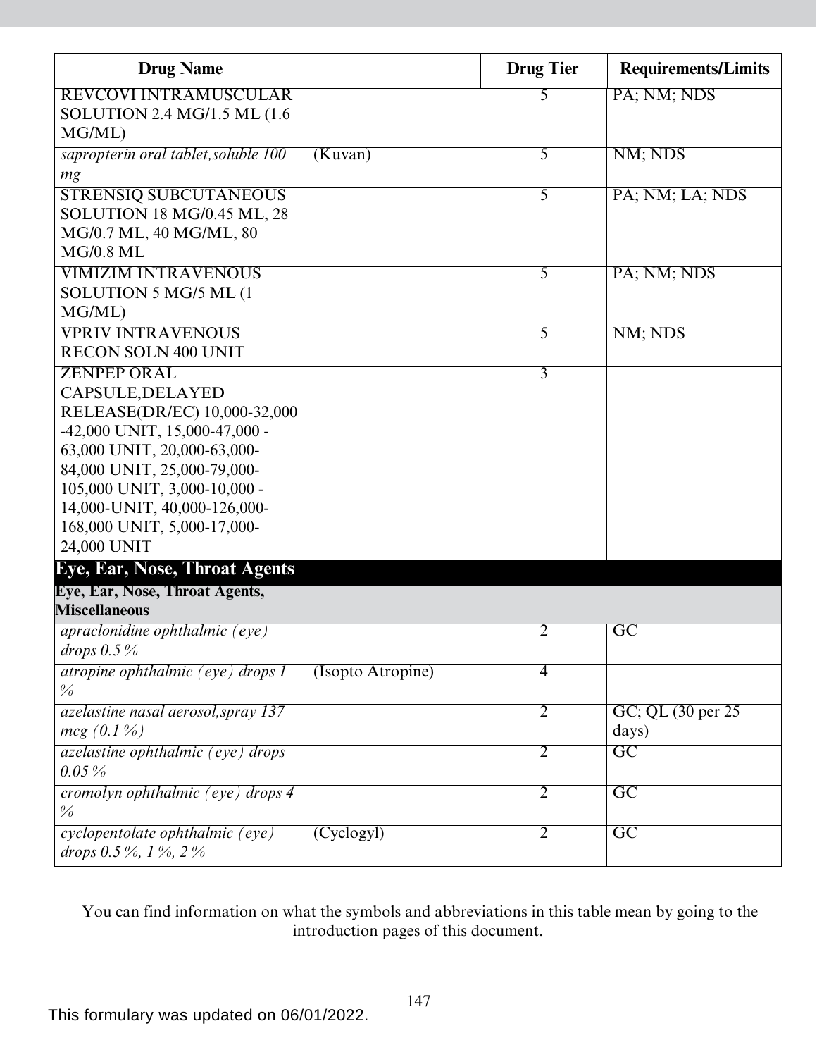| Drug Name | | Drug Tier | Requirements/Limits |
|---|---|---|---|
| REVCOVI INTRAMUSCULAR SOLUTION 2.4 MG/1.5 ML (1.6 MG/ML) | | 5 | PA; NM; NDS |
| *sapropterin oral tablet,soluble 100 mg* | (Kuvan) | 5 | NM; NDS |
| STRENSIQ SUBCUTANEOUS SOLUTION 18 MG/0.45 ML, 28 MG/0.7 ML, 40 MG/ML, 80 MG/0.8 ML | | 5 | PA; NM; LA; NDS |
| VIMIZIM INTRAVENOUS SOLUTION 5 MG/5 ML (1 MG/ML) | | 5 | PA; NM; NDS |
| VPRIV INTRAVENOUS RECON SOLN 400 UNIT | | 5 | NM; NDS |
| ZENPEP ORAL CAPSULE,DELAYED RELEASE(DR/EC) 10,000-32,000 -42,000 UNIT, 15,000-47,000 - 63,000 UNIT, 20,000-63,000- 84,000 UNIT, 25,000-79,000- 105,000 UNIT, 3,000-10,000 - 14,000-UNIT, 40,000-126,000- 168,000 UNIT, 5,000-17,000- 24,000 UNIT | | 3 | |
| **Eye, Ear, Nose, Throat Agents** | | | |
| **Eye, Ear, Nose, Throat Agents, Miscellaneous** | | | |
| *apraclonidine ophthalmic (eye) drops 0.5 %* | | 2 | GC |
| *atropine ophthalmic (eye) drops 1 %* | (Isopto Atropine) | 4 | |
| *azelastine nasal aerosol,spray 137 mcg (0.1 %)* | | 2 | GC; QL (30 per 25 days) |
| *azelastine ophthalmic (eye) drops 0.05 %* | | 2 | GC |
| *cromolyn ophthalmic (eye) drops 4 %* | | 2 | GC |
| *cyclopentolate ophthalmic (eye) drops 0.5 %, 1 %, 2 %* | (Cyclogyl) | 2 | GC |

You can find information on what the symbols and abbreviations in this table mean by going to the introduction pages of this document.

This formulary was updated on 06/01/2022.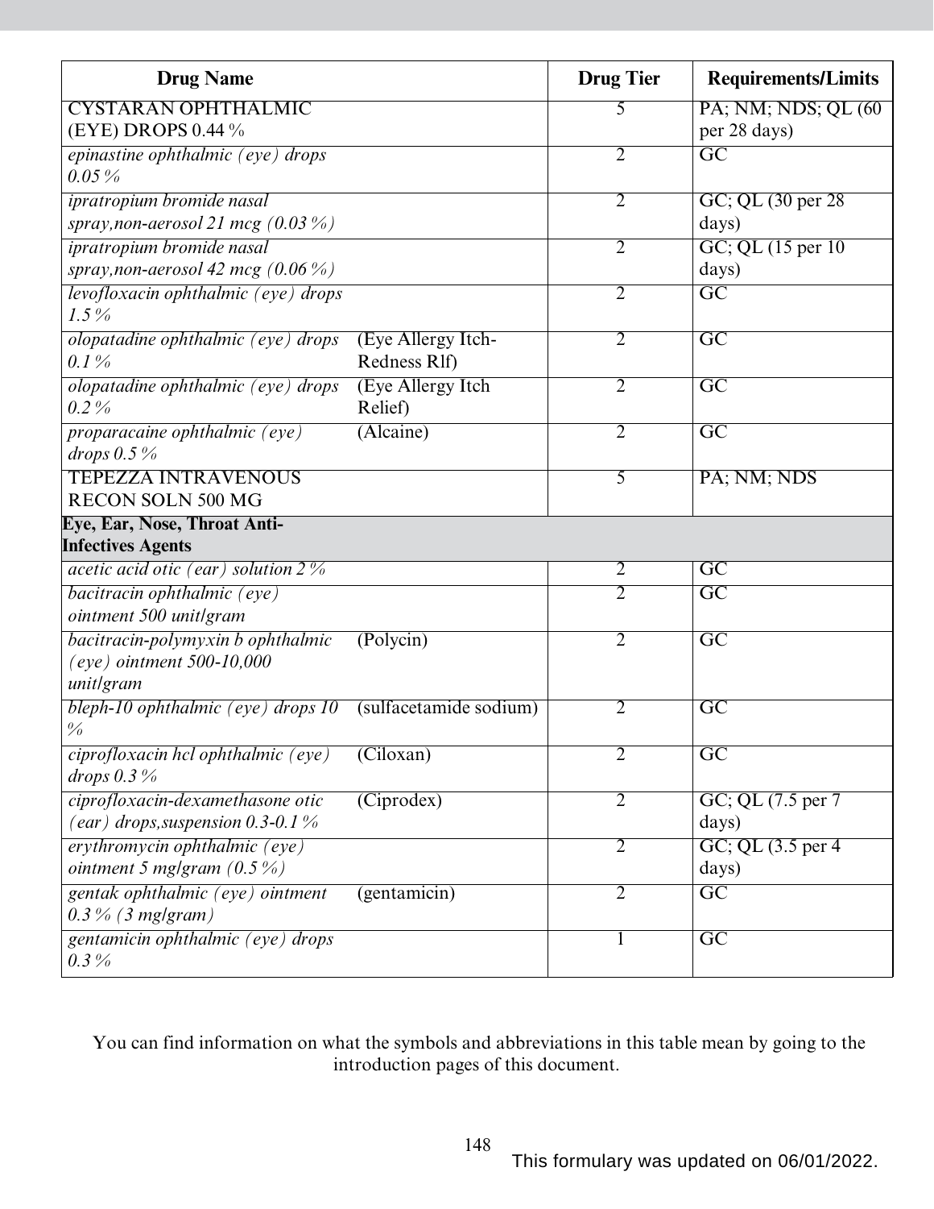| Drug Name | | Drug Tier | Requirements/Limits |
|---|---|---|---|
| CYSTARAN OPHTHALMIC (EYE) DROPS 0.44 % | | 5 | PA; NM; NDS; QL (60 per 28 days) |
| *epinastine ophthalmic (eye) drops 0.05 %* | | 2 | GC |
| *ipratropium bromide nasal spray,non-aerosol 21 mcg (0.03 %)* | | 2 | GC; QL (30 per 28 days) |
| *ipratropium bromide nasal spray,non-aerosol 42 mcg (0.06 %)* | | 2 | GC; QL (15 per 10 days) |
| *levofloxacin ophthalmic (eye) drops 1.5 %* | | 2 | GC |
| *olopatadine ophthalmic (eye) drops 0.1 %* | (Eye Allergy Itch-Redness Rlf) | 2 | GC |
| *olopatadine ophthalmic (eye) drops 0.2 %* | (Eye Allergy Itch Relief) | 2 | GC |
| *proparacaine ophthalmic (eye) drops 0.5 %* | (Alcaine) | 2 | GC |
| TEPEZZA INTRAVENOUS RECON SOLN 500 MG | | 5 | PA; NM; NDS |
| **Eye, Ear, Nose, Throat Anti-Infectives Agents** | | | |
| *acetic acid otic (ear) solution 2 %* | | 2 | GC |
| *bacitracin ophthalmic (eye) ointment 500 unit/gram* | | 2 | GC |
| *bacitracin-polymyxin b ophthalmic (eye) ointment 500-10,000 unit/gram* | (Polycin) | 2 | GC |
| *bleph-10 ophthalmic (eye) drops 10 %* | (sulfacetamide sodium) | 2 | GC |
| *ciprofloxacin hcl ophthalmic (eye) drops 0.3 %* | (Ciloxan) | 2 | GC |
| *ciprofloxacin-dexamethasone otic (ear) drops,suspension 0.3-0.1 %* | (Ciprodex) | 2 | GC; QL (7.5 per 7 days) |
| *erythromycin ophthalmic (eye) ointment 5 mg/gram (0.5 %)* | | 2 | GC; QL (3.5 per 4 days) |
| *gentak ophthalmic (eye) ointment 0.3 % (3 mg/gram)* | (gentamicin) | 2 | GC |
| *gentamicin ophthalmic (eye) drops 0.3 %* | | 1 | GC |

You can find information on what the symbols and abbreviations in this table mean by going to the introduction pages of this document.

This formulary was updated on 06/01/2022.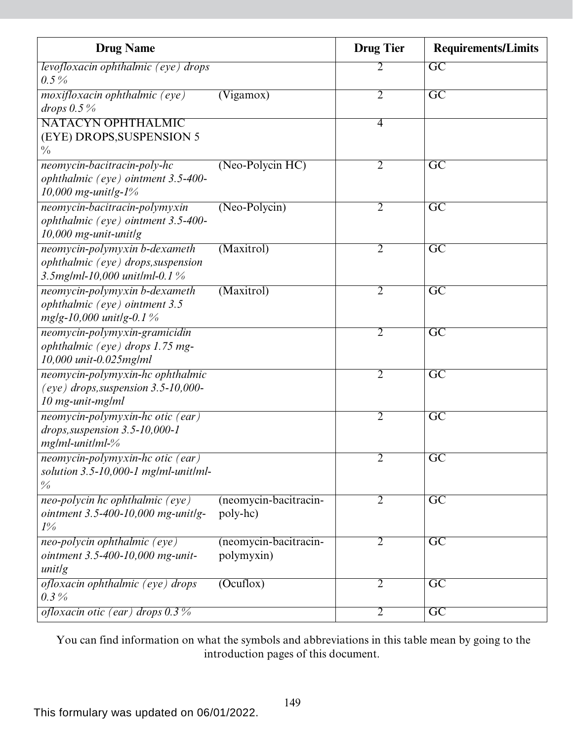| Drug Name | | Drug Tier | Requirements/Limits |
|---|---|---|---|
| *levofloxacin ophthalmic (eye) drops 0.5 %* | | 2 | GC |
| *moxifloxacin ophthalmic (eye) drops 0.5 %* | (Vigamox) | 2 | GC |
| NATACYN OPHTHALMIC (EYE) DROPS,SUSPENSION 5 % | | 4 | |
| *neomycin-bacitracin-poly-hc ophthalmic (eye) ointment 3.5-400-10,000 mg-unit/g-1%* | (Neo-Polycin HC) | 2 | GC |
| *neomycin-bacitracin-polymyxin ophthalmic (eye) ointment 3.5-400-10,000 mg-unit-unit/g* | (Neo-Polycin) | 2 | GC |
| *neomycin-polymyxin b-dexameth ophthalmic (eye) drops,suspension 3.5mg/ml-10,000 unit/ml-0.1 %* | (Maxitrol) | 2 | GC |
| *neomycin-polymyxin b-dexameth ophthalmic (eye) ointment 3.5 mg/g-10,000 unit/g-0.1 %* | (Maxitrol) | 2 | GC |
| *neomycin-polymyxin-gramicidin ophthalmic (eye) drops 1.75 mg-10,000 unit-0.025mg/ml* | | 2 | GC |
| *neomycin-polymyxin-hc ophthalmic (eye) drops,suspension 3.5-10,000-10 mg-unit-mg/ml* | | 2 | GC |
| *neomycin-polymyxin-hc otic (ear) drops,suspension 3.5-10,000-1 mg/ml-unit/ml-%* | | 2 | GC |
| *neomycin-polymyxin-hc otic (ear) solution 3.5-10,000-1 mg/ml-unit/ml-%* | | 2 | GC |
| *neo-polycin hc ophthalmic (eye) ointment 3.5-400-10,000 mg-unit/g-1%* | (neomycin-bacitracin-poly-hc) | 2 | GC |
| *neo-polycin ophthalmic (eye) ointment 3.5-400-10,000 mg-unit-unit/g* | (neomycin-bacitracin-polymyxin) | 2 | GC |
| *ofloxacin ophthalmic (eye) drops 0.3 %* | (Ocuflox) | 2 | GC |
| *ofloxacin otic (ear) drops 0.3 %* | | 2 | GC |

You can find information on what the symbols and abbreviations in this table mean by going to the introduction pages of this document.

This formulary was updated on 06/01/2022.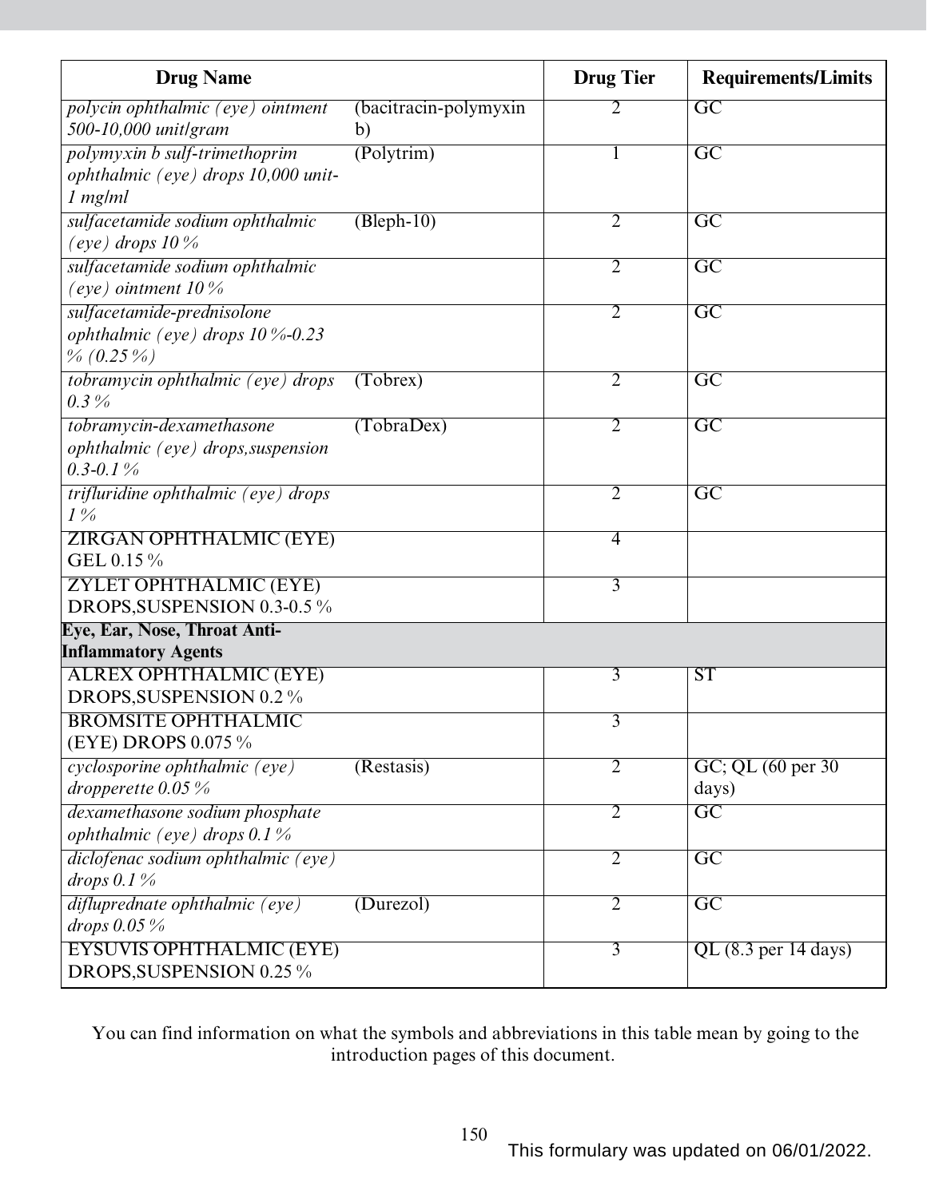| Drug Name | | Drug Tier | Requirements/Limits |
|---|---|---|---|
| *polycin ophthalmic (eye) ointment 500-10,000 unit/gram* | (bacitracin-polymyxin b) | 2 | GC |
| *polymyxin b sulf-trimethoprim ophthalmic (eye) drops 10,000 unit-1 mg/ml* | (Polytrim) | 1 | GC |
| *sulfacetamide sodium ophthalmic (eye) drops 10 %* | (Bleph-10) | 2 | GC |
| *sulfacetamide sodium ophthalmic (eye) ointment 10 %* | | 2 | GC |
| *sulfacetamide-prednisolone ophthalmic (eye) drops 10 %-0.23 % (0.25 %)* | | 2 | GC |
| *tobramycin ophthalmic (eye) drops 0.3 %* | (Tobrex) | 2 | GC |
| *tobramycin-dexamethasone ophthalmic (eye) drops,suspension 0.3-0.1 %* | (TobraDex) | 2 | GC |
| *trifluridine ophthalmic (eye) drops 1 %* | | 2 | GC |
| ZIRGAN OPHTHALMIC (EYE) GEL 0.15 % | | 4 | |
| ZYLET OPHTHALMIC (EYE) DROPS,SUSPENSION 0.3-0.5 % | | 3 | |
| **Eye, Ear, Nose, Throat Anti-Inflammatory Agents** | | | |
| ALREX OPHTHALMIC (EYE) DROPS,SUSPENSION 0.2 % | | 3 | ST |
| BROMSITE OPHTHALMIC (EYE) DROPS 0.075 % | | 3 | |
| *cyclosporine ophthalmic (eye) dropperette 0.05 %* | (Restasis) | 2 | GC; QL (60 per 30 days) |
| *dexamethasone sodium phosphate ophthalmic (eye) drops 0.1 %* | | 2 | GC |
| *diclofenac sodium ophthalmic (eye) drops 0.1 %* | | 2 | GC |
| *difluprednate ophthalmic (eye) drops 0.05 %* | (Durezol) | 2 | GC |
| EYSUVIS OPHTHALMIC (EYE) DROPS,SUSPENSION 0.25 % | | 3 | QL (8.3 per 14 days) |

You can find information on what the symbols and abbreviations in this table mean by going to the introduction pages of this document.

This formulary was updated on 06/01/2022.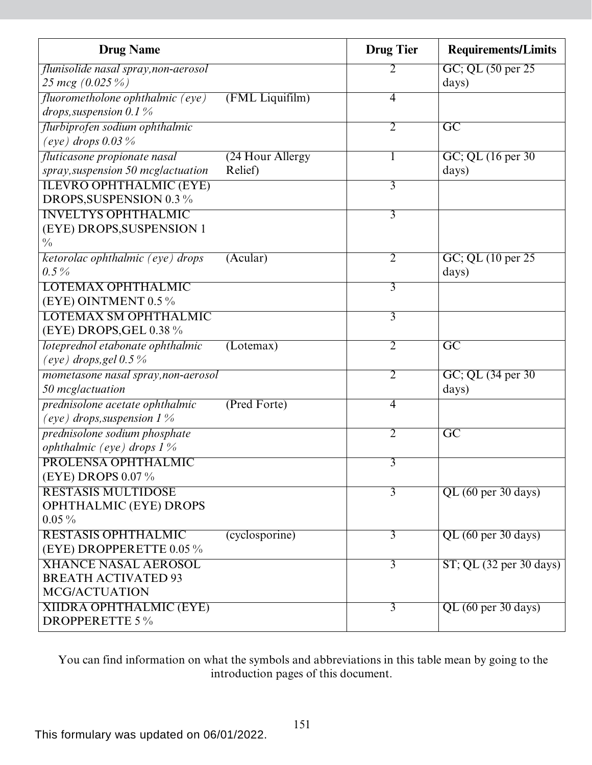| Drug Name | | Drug Tier | Requirements/Limits |
|---|---|---|---|
| *flunisolide nasal spray,non-aerosol 25 mcg (0.025 %)* | | 2 | GC; QL (50 per 25 days) |
| *fluorometholone ophthalmic (eye) drops,suspension 0.1 %* | (FML Liquifilm) | 4 | |
| *flurbiprofen sodium ophthalmic (eye) drops 0.03 %* | | 2 | GC |
| *fluticasone propionate nasal spray,suspension 50 mcg/actuation* | (24 Hour Allergy Relief) | 1 | GC; QL (16 per 30 days) |
| ILEVRO OPHTHALMIC (EYE) DROPS,SUSPENSION 0.3 % | | 3 | |
| INVELTYS OPHTHALMIC (EYE) DROPS,SUSPENSION 1 % | | 3 | |
| *ketorolac ophthalmic (eye) drops 0.5 %* | (Acular) | 2 | GC; QL (10 per 25 days) |
| LOTEMAX OPHTHALMIC (EYE) OINTMENT 0.5 % | | 3 | |
| LOTEMAX SM OPHTHALMIC (EYE) DROPS,GEL 0.38 % | | 3 | |
| *loteprednol etabonate ophthalmic (eye) drops,gel 0.5 %* | (Lotemax) | 2 | GC |
| *mometasone nasal spray,non-aerosol 50 mcg/actuation* | | 2 | GC; QL (34 per 30 days) |
| *prednisolone acetate ophthalmic (eye) drops,suspension 1 %* | (Pred Forte) | 4 | |
| *prednisolone sodium phosphate ophthalmic (eye) drops 1 %* | | 2 | GC |
| PROLENSA OPHTHALMIC (EYE) DROPS 0.07 % | | 3 | |
| RESTASIS MULTIDOSE OPHTHALMIC (EYE) DROPS 0.05 % | | 3 | QL (60 per 30 days) |
| RESTASIS OPHTHALMIC (EYE) DROPPERETTE 0.05 % | (cyclosporine) | 3 | QL (60 per 30 days) |
| XHANCE NASAL AEROSOL BREATH ACTIVATED 93 MCG/ACTUATION | | 3 | ST; QL (32 per 30 days) |
| XIIDRA OPHTHALMIC (EYE) DROPPERETTE 5 % | | 3 | QL (60 per 30 days) |

You can find information on what the symbols and abbreviations in this table mean by going to the introduction pages of this document.

This formulary was updated on 06/01/2022.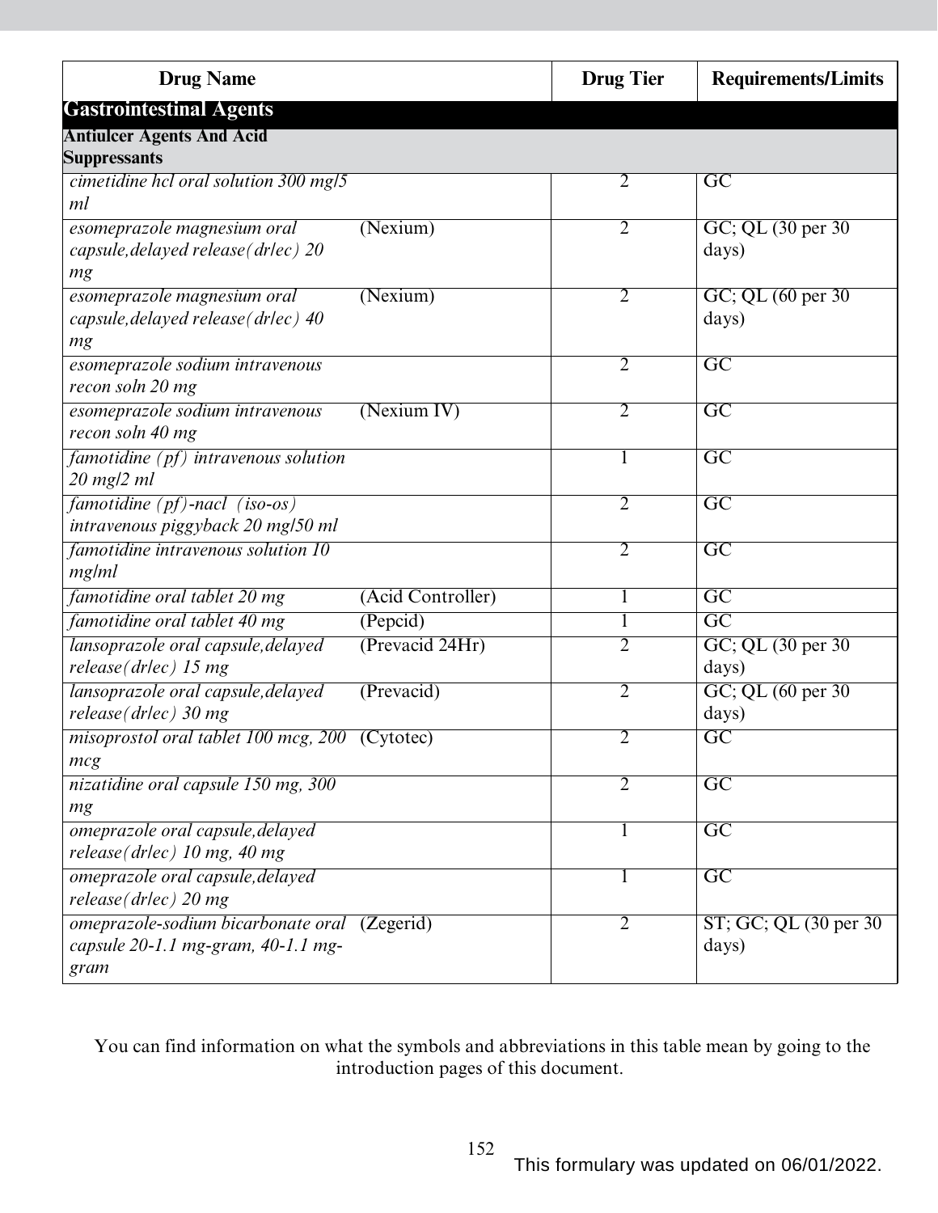| Drug Name | | Drug Tier | Requirements/Limits |
|---|---|---|---|
| **Gastrointestinal Agents** | | | |
| **Antiulcer Agents And Acid Suppressants** | | | |
| *cimetidine hcl oral solution 300 mg/5 ml* | | 2 | GC |
| *esomeprazole magnesium oral capsule,delayed release(dr/ec) 20 mg* | (Nexium) | 2 | GC; QL (30 per 30 days) |
| *esomeprazole magnesium oral capsule,delayed release(dr/ec) 40 mg* | (Nexium) | 2 | GC; QL (60 per 30 days) |
| *esomeprazole sodium intravenous recon soln 20 mg* | | 2 | GC |
| *esomeprazole sodium intravenous recon soln 40 mg* | (Nexium IV) | 2 | GC |
| *famotidine (pf) intravenous solution 20 mg/2 ml* | | 1 | GC |
| *famotidine (pf)-nacl (iso-os) intravenous piggyback 20 mg/50 ml* | | 2 | GC |
| *famotidine intravenous solution 10 mg/ml* | | 2 | GC |
| *famotidine oral tablet 20 mg* | (Acid Controller) | 1 | GC |
| *famotidine oral tablet 40 mg* | (Pepcid) | 1 | GC |
| *lansoprazole oral capsule,delayed release(dr/ec) 15 mg* | (Prevacid 24Hr) | 2 | GC; QL (30 per 30 days) |
| *lansoprazole oral capsule,delayed release(dr/ec) 30 mg* | (Prevacid) | 2 | GC; QL (60 per 30 days) |
| *misoprostol oral tablet 100 mcg, 200 mcg* | (Cytotec) | 2 | GC |
| *nizatidine oral capsule 150 mg, 300 mg* | | 2 | GC |
| *omeprazole oral capsule,delayed release(dr/ec) 10 mg, 40 mg* | | 1 | GC |
| *omeprazole oral capsule,delayed release(dr/ec) 20 mg* | | 1 | GC |
| *omeprazole-sodium bicarbonate oral capsule 20-1.1 mg-gram, 40-1.1 mg-gram* | (Zegerid) | 2 | ST; GC; QL (30 per 30 days) |

You can find information on what the symbols and abbreviations in this table mean by going to the introduction pages of this document.

This formulary was updated on 06/01/2022.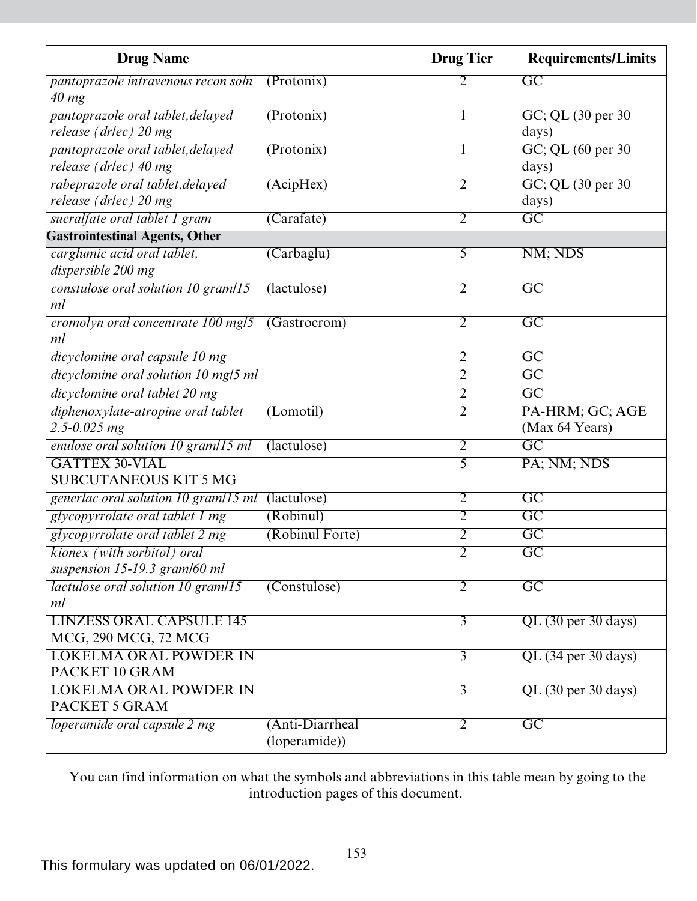| Drug Name | | Drug Tier | Requirements/Limits |
|---|---|---|---|
| *pantoprazole intravenous recon soln 40 mg* | (Protonix) | 2 | GC |
| *pantoprazole oral tablet,delayed release (dr/ec) 20 mg* | (Protonix) | 1 | GC; QL (30 per 30 days) |
| *pantoprazole oral tablet,delayed release (dr/ec) 40 mg* | (Protonix) | 1 | GC; QL (60 per 30 days) |
| *rabeprazole oral tablet,delayed release (dr/ec) 20 mg* | (AcipHex) | 2 | GC; QL (30 per 30 days) |
| *sucralfate oral tablet 1 gram* | (Carafate) | 2 | GC |
| **Gastrointestinal Agents, Other** | | | |
| *carglumic acid oral tablet, dispersible 200 mg* | (Carbaglu) | 5 | NM; NDS |
| *constulose oral solution 10 gram/15 ml* | (lactulose) | 2 | GC |
| *cromolyn oral concentrate 100 mg/5 ml* | (Gastrocrom) | 2 | GC |
| *dicyclomine oral capsule 10 mg* | | 2 | GC |
| *dicyclomine oral solution 10 mg/5 ml* | | 2 | GC |
| *dicyclomine oral tablet 20 mg* | | 2 | GC |
| *diphenoxylate-atropine oral tablet 2.5-0.025 mg* | (Lomotil) | 2 | PA-HRM; GC; AGE (Max 64 Years) |
| *enulose oral solution 10 gram/15 ml* | (lactulose) | 2 | GC |
| GATTEX 30-VIAL SUBCUTANEOUS KIT 5 MG | | 5 | PA; NM; NDS |
| *generlac oral solution 10 gram/15 ml* | (lactulose) | 2 | GC |
| *glycopyrrolate oral tablet 1 mg* | (Robinul) | 2 | GC |
| *glycopyrrolate oral tablet 2 mg* | (Robinul Forte) | 2 | GC |
| *kionex (with sorbitol) oral suspension 15-19.3 gram/60 ml* | | 2 | GC |
| *lactulose oral solution 10 gram/15 ml* | (Constulose) | 2 | GC |
| LINZESS ORAL CAPSULE 145 MCG, 290 MCG, 72 MCG | | 3 | QL (30 per 30 days) |
| LOKELMA ORAL POWDER IN PACKET 10 GRAM | | 3 | QL (34 per 30 days) |
| LOKELMA ORAL POWDER IN PACKET 5 GRAM | | 3 | QL (30 per 30 days) |
| *loperamide oral capsule 2 mg* | (Anti-Diarrheal (loperamide)) | 2 | GC |

You can find information on what the symbols and abbreviations in this table mean by going to the introduction pages of this document.

This formulary was updated on 06/01/2022.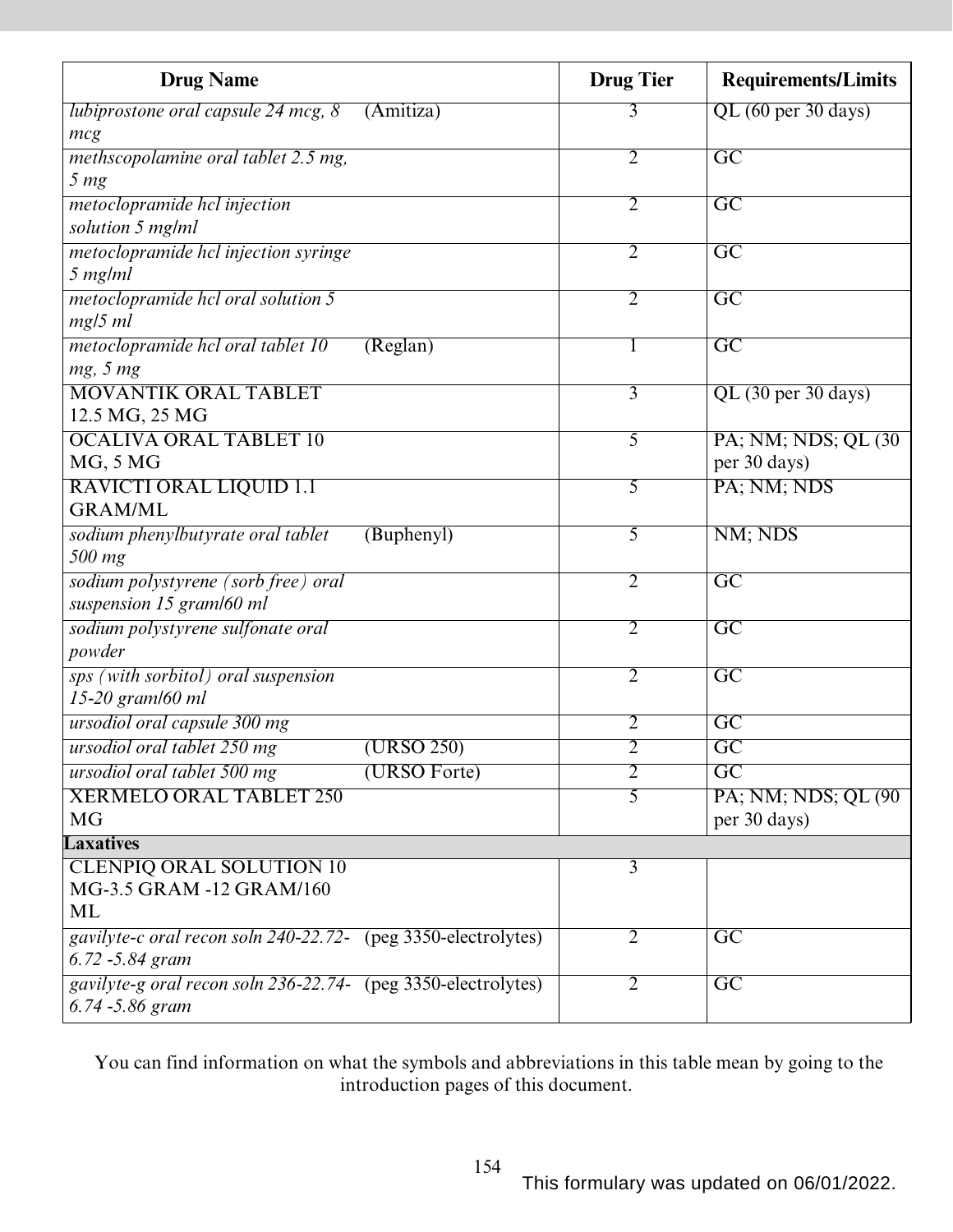| Drug Name | | Drug Tier | Requirements/Limits |
|---|---|---|---|
| *lubiprostone oral capsule 24 mcg, 8 mcg* | (Amitiza) | 3 | QL (60 per 30 days) |
| *methscopolamine oral tablet 2.5 mg, 5 mg* | | 2 | GC |
| *metoclopramide hcl injection solution 5 mg/ml* | | 2 | GC |
| *metoclopramide hcl injection syringe 5 mg/ml* | | 2 | GC |
| *metoclopramide hcl oral solution 5 mg/5 ml* | | 2 | GC |
| *metoclopramide hcl oral tablet 10 mg, 5 mg* | (Reglan) | 1 | GC |
| MOVANTIK ORAL TABLET 12.5 MG, 25 MG | | 3 | QL (30 per 30 days) |
| OCALIVA ORAL TABLET 10 MG, 5 MG | | 5 | PA; NM; NDS; QL (30 per 30 days) |
| RAVICTI ORAL LIQUID 1.1 GRAM/ML | | 5 | PA; NM; NDS |
| *sodium phenylbutyrate oral tablet 500 mg* | (Buphenyl) | 5 | NM; NDS |
| *sodium polystyrene (sorb free) oral suspension 15 gram/60 ml* | | 2 | GC |
| *sodium polystyrene sulfonate oral powder* | | 2 | GC |
| *sps (with sorbitol) oral suspension 15-20 gram/60 ml* | | 2 | GC |
| *ursodiol oral capsule 300 mg* | | 2 | GC |
| *ursodiol oral tablet 250 mg* | (URSO 250) | 2 | GC |
| *ursodiol oral tablet 500 mg* | (URSO Forte) | 2 | GC |
| XERMELO ORAL TABLET 250 MG | | 5 | PA; NM; NDS; QL (90 per 30 days) |
| **Laxatives** | | | |
| CLENPIQ ORAL SOLUTION 10 MG-3.5 GRAM -12 GRAM/160 ML | | 3 | |
| *gavilyte-c oral recon soln 240-22.72-6.72 -5.84 gram* | (peg 3350-electrolytes) | 2 | GC |
| *gavilyte-g oral recon soln 236-22.74-6.74 -5.86 gram* | (peg 3350-electrolytes) | 2 | GC |

You can find information on what the symbols and abbreviations in this table mean by going to the introduction pages of this document.

This formulary was updated on 06/01/2022.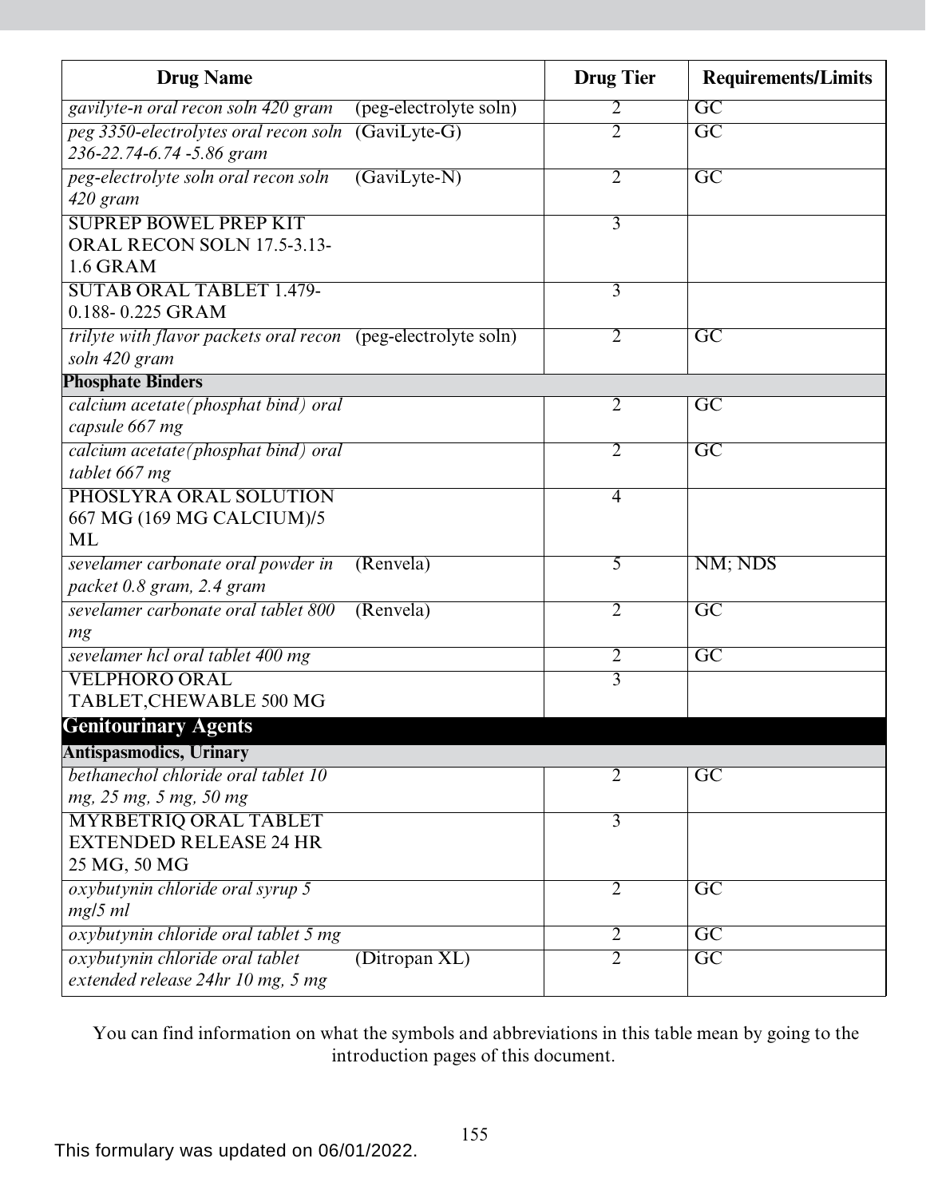| Drug Name | | Drug Tier | Requirements/Limits |
|---|---|---|---|
| *gavilyte-n oral recon soln 420 gram* | (peg-electrolyte soln) | 2 | GC |
| *peg 3350-electrolytes oral recon soln 236-22.74-6.74 -5.86 gram* | (GaviLyte-G) | 2 | GC |
| *peg-electrolyte soln oral recon soln 420 gram* | (GaviLyte-N) | 2 | GC |
| SUPREP BOWEL PREP KIT ORAL RECON SOLN 17.5-3.13-1.6 GRAM | | 3 | |
| SUTAB ORAL TABLET 1.479-0.188- 0.225 GRAM | | 3 | |
| *trilyte with flavor packets oral recon soln 420 gram* | (peg-electrolyte soln) | 2 | GC |
| **Phosphate Binders** | | | |
| *calcium acetate(phosphat bind) oral capsule 667 mg* | | 2 | GC |
| *calcium acetate(phosphat bind) oral tablet 667 mg* | | 2 | GC |
| PHOSLYRA ORAL SOLUTION 667 MG (169 MG CALCIUM)/5 ML | | 4 | |
| *sevelamer carbonate oral powder in packet 0.8 gram, 2.4 gram* | (Renvela) | 5 | NM; NDS |
| *sevelamer carbonate oral tablet 800 mg* | (Renvela) | 2 | GC |
| *sevelamer hcl oral tablet 400 mg* | | 2 | GC |
| VELPHORO ORAL TABLET,CHEWABLE 500 MG | | 3 | |
| **Genitourinary Agents** | | | |
| **Antispasmodics, Urinary** | | | |
| *bethanechol chloride oral tablet 10 mg, 25 mg, 5 mg, 50 mg* | | 2 | GC |
| MYRBETRIQ ORAL TABLET EXTENDED RELEASE 24 HR 25 MG, 50 MG | | 3 | |
| *oxybutynin chloride oral syrup 5 mg/5 ml* | | 2 | GC |
| *oxybutynin chloride oral tablet 5 mg* | | 2 | GC |
| *oxybutynin chloride oral tablet extended release 24hr 10 mg, 5 mg* | (Ditropan XL) | 2 | GC |

You can find information on what the symbols and abbreviations in this table mean by going to the introduction pages of this document.

This formulary was updated on 06/01/2022.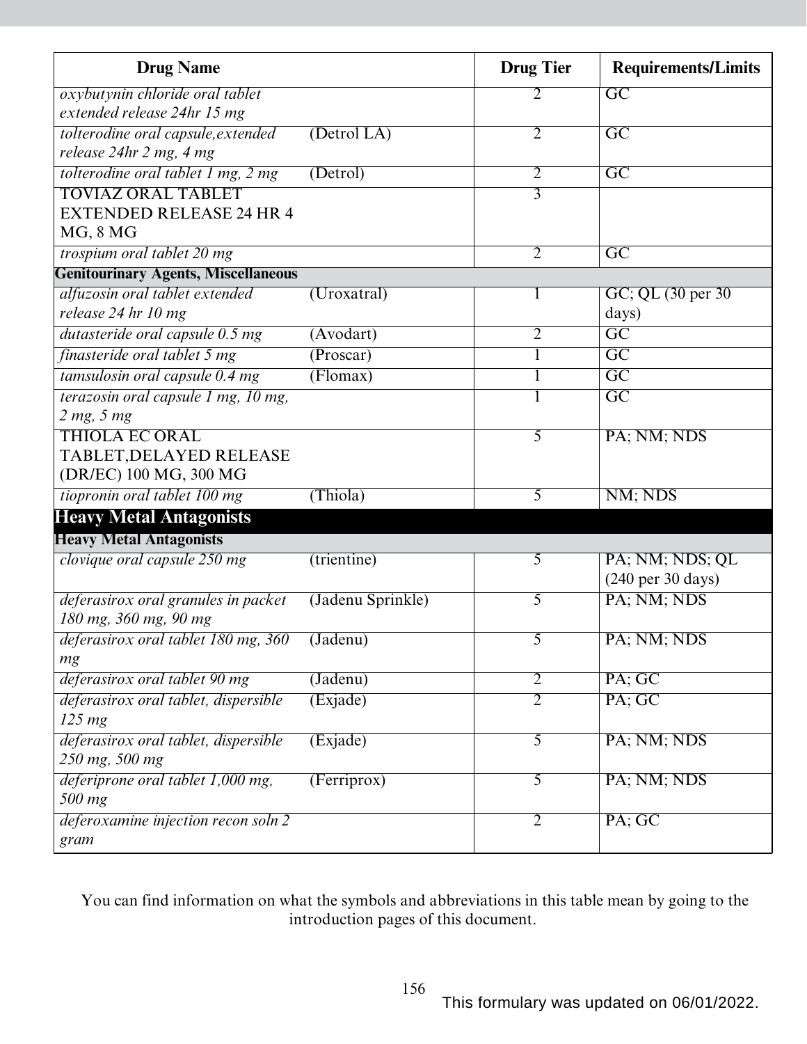| Drug Name | | Drug Tier | Requirements/Limits |
|---|---|---|---|
| *oxybutynin chloride oral tablet extended release 24hr 15 mg* | | 2 | GC |
| *tolterodine oral capsule,extended release 24hr 2 mg, 4 mg* | (Detrol LA) | 2 | GC |
| *tolterodine oral tablet 1 mg, 2 mg* | (Detrol) | 2 | GC |
| TOVIAZ ORAL TABLET EXTENDED RELEASE 24 HR 4 MG, 8 MG | | 3 | |
| *trospium oral tablet 20 mg* | | 2 | GC |
| **Genitourinary Agents, Miscellaneous** | | | |
| *alfuzosin oral tablet extended release 24 hr 10 mg* | (Uroxatral) | 1 | GC; QL (30 per 30 days) |
| *dutasteride oral capsule 0.5 mg* | (Avodart) | 2 | GC |
| *finasteride oral tablet 5 mg* | (Proscar) | 1 | GC |
| *tamsulosin oral capsule 0.4 mg* | (Flomax) | 1 | GC |
| *terazosin oral capsule 1 mg, 10 mg, 2 mg, 5 mg* | | 1 | GC |
| THIOLA EC ORAL TABLET,DELAYED RELEASE (DR/EC) 100 MG, 300 MG | | 5 | PA; NM; NDS |
| *tiopronin oral tablet 100 mg* | (Thiola) | 5 | NM; NDS |
| **Heavy Metal Antagonists** | | | |
| **Heavy Metal Antagonists** | | | |
| *clovique oral capsule 250 mg* | (trientine) | 5 | PA; NM; NDS; QL (240 per 30 days) |
| *deferasirox oral granules in packet 180 mg, 360 mg, 90 mg* | (Jadenu Sprinkle) | 5 | PA; NM; NDS |
| *deferasirox oral tablet 180 mg, 360 mg* | (Jadenu) | 5 | PA; NM; NDS |
| *deferasirox oral tablet 90 mg* | (Jadenu) | 2 | PA; GC |
| *deferasirox oral tablet, dispersible 125 mg* | (Exjade) | 2 | PA; GC |
| *deferasirox oral tablet, dispersible 250 mg, 500 mg* | (Exjade) | 5 | PA; NM; NDS |
| *deferiprone oral tablet 1,000 mg, 500 mg* | (Ferriprox) | 5 | PA; NM; NDS |
| *deferoxamine injection recon soln 2 gram* | | 2 | PA; GC |

You can find information on what the symbols and abbreviations in this table mean by going to the introduction pages of this document.

This formulary was updated on 06/01/2022.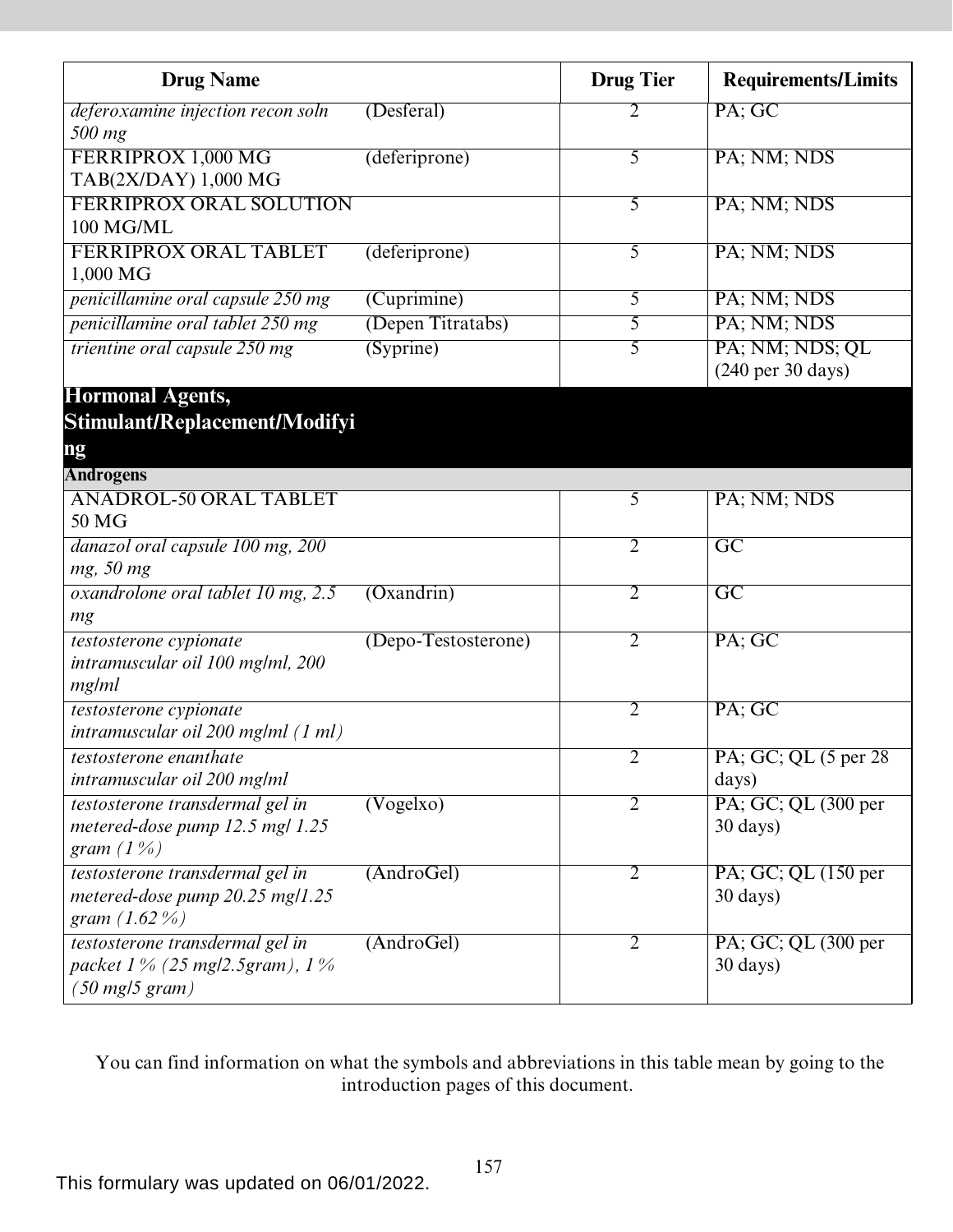| Drug Name | | Drug Tier | Requirements/Limits |
|---|---|---|---|
| *deferoxamine injection recon soln 500 mg* | (Desferal) | 2 | PA; GC |
| FERRIPROX 1,000 MG TAB(2X/DAY) 1,000 MG | (deferiprone) | 5 | PA; NM; NDS |
| FERRIPROX ORAL SOLUTION 100 MG/ML | | 5 | PA; NM; NDS |
| FERRIPROX ORAL TABLET 1,000 MG | (deferiprone) | 5 | PA; NM; NDS |
| *penicillamine oral capsule 250 mg* | (Cuprimine) | 5 | PA; NM; NDS |
| *penicillamine oral tablet 250 mg* | (Depen Titratabs) | 5 | PA; NM; NDS |
| *trientine oral capsule 250 mg* | (Syprine) | 5 | PA; NM; NDS; QL (240 per 30 days) |
| **Hormonal Agents, Stimulant/Replacement/Modifying** | | | |
| **Androgens** | | | |
| ANADROL-50 ORAL TABLET 50 MG | | 5 | PA; NM; NDS |
| *danazol oral capsule 100 mg, 200 mg, 50 mg* | | 2 | GC |
| *oxandrolone oral tablet 10 mg, 2.5 mg* | (Oxandrin) | 2 | GC |
| *testosterone cypionate intramuscular oil 100 mg/ml, 200 mg/ml* | (Depo-Testosterone) | 2 | PA; GC |
| *testosterone cypionate intramuscular oil 200 mg/ml (1 ml)* | | 2 | PA; GC |
| *testosterone enanthate intramuscular oil 200 mg/ml* | | 2 | PA; GC; QL (5 per 28 days) |
| *testosterone transdermal gel in metered-dose pump 12.5 mg/ 1.25 gram (1%)* | (Vogelxo) | 2 | PA; GC; QL (300 per 30 days) |
| *testosterone transdermal gel in metered-dose pump 20.25 mg/1.25 gram (1.62%)* | (AndroGel) | 2 | PA; GC; QL (150 per 30 days) |
| *testosterone transdermal gel in packet 1% (25 mg/2.5gram), 1% (50 mg/5 gram)* | (AndroGel) | 2 | PA; GC; QL (300 per 30 days) |

You can find information on what the symbols and abbreviations in this table mean by going to the introduction pages of this document.

This formulary was updated on 06/01/2022.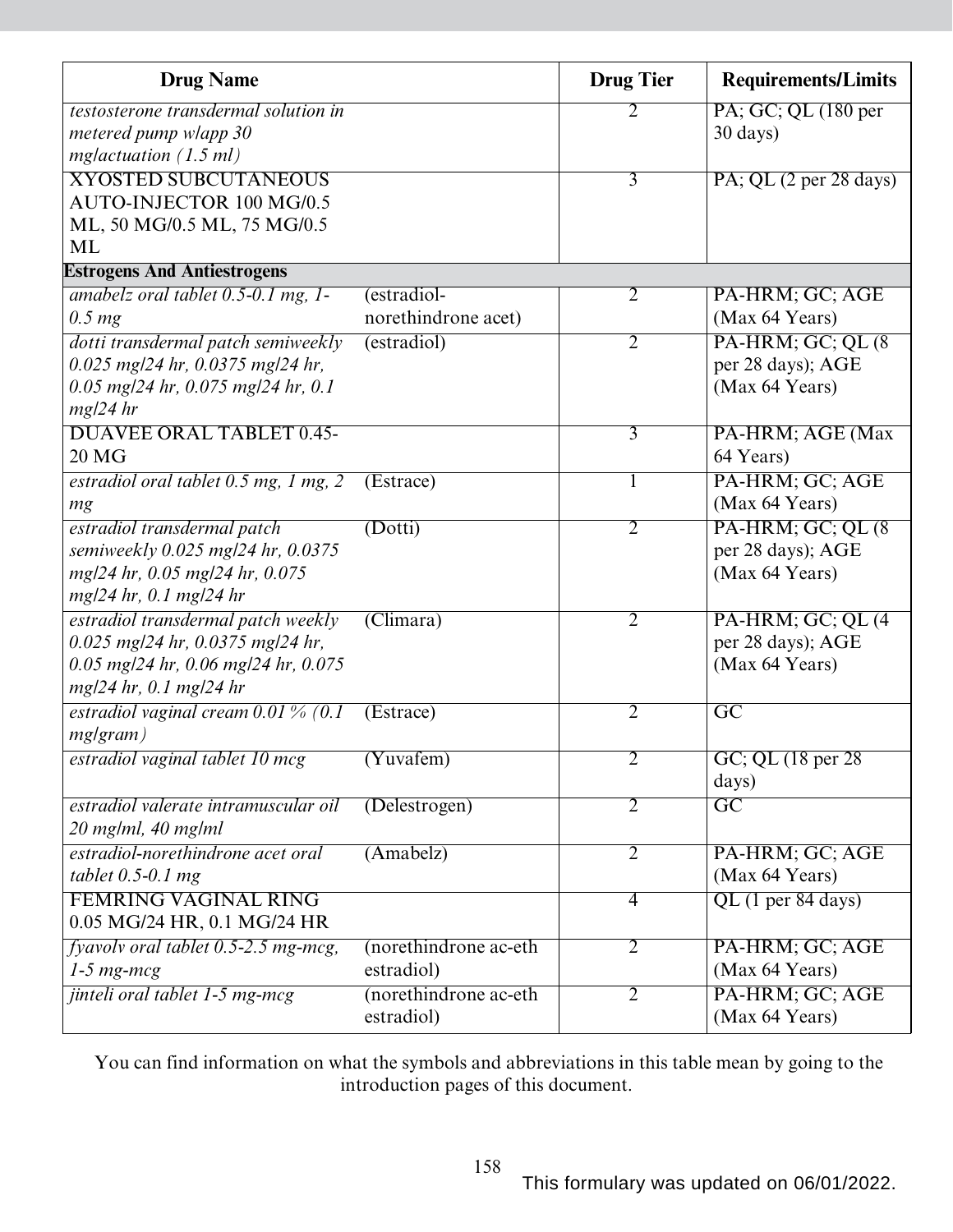| Drug Name | | Drug Tier | Requirements/Limits |
|---|---|---|---|
| *testosterone transdermal solution in metered pump w/app 30 mg/actuation (1.5 ml)* | | 2 | PA; GC; QL (180 per 30 days) |
| XYOSTED SUBCUTANEOUS AUTO-INJECTOR 100 MG/0.5 ML, 50 MG/0.5 ML, 75 MG/0.5 ML | | 3 | PA; QL (2 per 28 days) |
| **Estrogens And Antiestrogens** | | | |
| *amabelz oral tablet 0.5-0.1 mg, 1-0.5 mg* | (estradiol-norethindrone acet) | 2 | PA-HRM; GC; AGE (Max 64 Years) |
| *dotti transdermal patch semiweekly 0.025 mg/24 hr, 0.0375 mg/24 hr, 0.05 mg/24 hr, 0.075 mg/24 hr, 0.1 mg/24 hr* | (estradiol) | 2 | PA-HRM; GC; QL (8 per 28 days); AGE (Max 64 Years) |
| DUAVEE ORAL TABLET 0.45-20 MG | | 3 | PA-HRM; AGE (Max 64 Years) |
| *estradiol oral tablet 0.5 mg, 1 mg, 2 mg* | (Estrace) | 1 | PA-HRM; GC; AGE (Max 64 Years) |
| *estradiol transdermal patch semiweekly 0.025 mg/24 hr, 0.0375 mg/24 hr, 0.05 mg/24 hr, 0.075 mg/24 hr, 0.1 mg/24 hr* | (Dotti) | 2 | PA-HRM; GC; QL (8 per 28 days); AGE (Max 64 Years) |
| *estradiol transdermal patch weekly 0.025 mg/24 hr, 0.0375 mg/24 hr, 0.05 mg/24 hr, 0.06 mg/24 hr, 0.075 mg/24 hr, 0.1 mg/24 hr* | (Climara) | 2 | PA-HRM; GC; QL (4 per 28 days); AGE (Max 64 Years) |
| *estradiol vaginal cream 0.01 % (0.1 mg/gram)* | (Estrace) | 2 | GC |
| *estradiol vaginal tablet 10 mcg* | (Yuvafem) | 2 | GC; QL (18 per 28 days) |
| *estradiol valerate intramuscular oil 20 mg/ml, 40 mg/ml* | (Delestrogen) | 2 | GC |
| *estradiol-norethindrone acet oral tablet 0.5-0.1 mg* | (Amabelz) | 2 | PA-HRM; GC; AGE (Max 64 Years) |
| FEMRING VAGINAL RING 0.05 MG/24 HR, 0.1 MG/24 HR | | 4 | QL (1 per 84 days) |
| *fyavolv oral tablet 0.5-2.5 mg-mcg, 1-5 mg-mcg* | (norethindrone ac-eth estradiol) | 2 | PA-HRM; GC; AGE (Max 64 Years) |
| *jinteli oral tablet 1-5 mg-mcg* | (norethindrone ac-eth estradiol) | 2 | PA-HRM; GC; AGE (Max 64 Years) |

You can find information on what the symbols and abbreviations in this table mean by going to the introduction pages of this document.

This formulary was updated on 06/01/2022.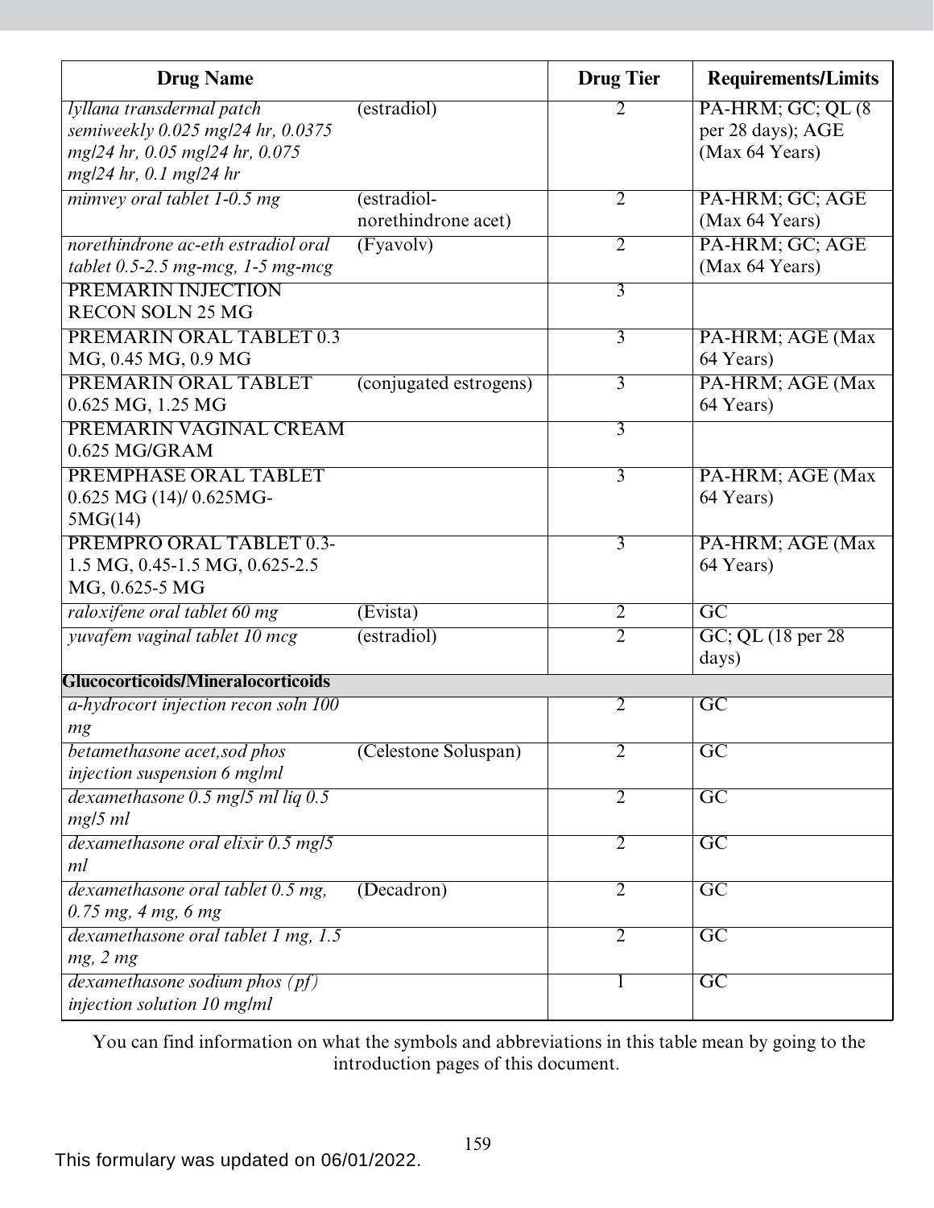| Drug Name | | Drug Tier | Requirements/Limits |
|---|---|---|---|
| *lyllana transdermal patch semiweekly 0.025 mg/24 hr, 0.0375 mg/24 hr, 0.05 mg/24 hr, 0.075 mg/24 hr, 0.1 mg/24 hr* | (estradiol) | 2 | PA-HRM; GC; QL (8 per 28 days); AGE (Max 64 Years) |
| *mimvey oral tablet 1-0.5 mg* | (estradiol-norethindrone acet) | 2 | PA-HRM; GC; AGE (Max 64 Years) |
| *norethindrone ac-eth estradiol oral tablet 0.5-2.5 mg-mcg, 1-5 mg-mcg* | (Fyavolv) | 2 | PA-HRM; GC; AGE (Max 64 Years) |
| PREMARIN INJECTION RECON SOLN 25 MG | | 3 | |
| PREMARIN ORAL TABLET 0.3 MG, 0.45 MG, 0.9 MG | | 3 | PA-HRM; AGE (Max 64 Years) |
| PREMARIN ORAL TABLET 0.625 MG, 1.25 MG | (conjugated estrogens) | 3 | PA-HRM; AGE (Max 64 Years) |
| PREMARIN VAGINAL CREAM 0.625 MG/GRAM | | 3 | |
| PREMPHASE ORAL TABLET 0.625 MG (14)/ 0.625MG-5MG(14) | | 3 | PA-HRM; AGE (Max 64 Years) |
| PREMPRO ORAL TABLET 0.3-1.5 MG, 0.45-1.5 MG, 0.625-2.5 MG, 0.625-5 MG | | 3 | PA-HRM; AGE (Max 64 Years) |
| *raloxifene oral tablet 60 mg* | (Evista) | 2 | GC |
| *yuvafem vaginal tablet 10 mcg* | (estradiol) | 2 | GC; QL (18 per 28 days) |
| **Glucocorticoids/Mineralocorticoids** | | | |
| *a-hydrocort injection recon soln 100 mg* | | 2 | GC |
| *betamethasone acet,sod phos injection suspension 6 mg/ml* | (Celestone Soluspan) | 2 | GC |
| *dexamethasone 0.5 mg/5 ml liq 0.5 mg/5 ml* | | 2 | GC |
| *dexamethasone oral elixir 0.5 mg/5 ml* | | 2 | GC |
| *dexamethasone oral tablet 0.5 mg, 0.75 mg, 4 mg, 6 mg* | (Decadron) | 2 | GC |
| *dexamethasone oral tablet 1 mg, 1.5 mg, 2 mg* | | 2 | GC |
| *dexamethasone sodium phos (pf) injection solution 10 mg/ml* | | 1 | GC |

You can find information on what the symbols and abbreviations in this table mean by going to the introduction pages of this document.

This formulary was updated on 06/01/2022.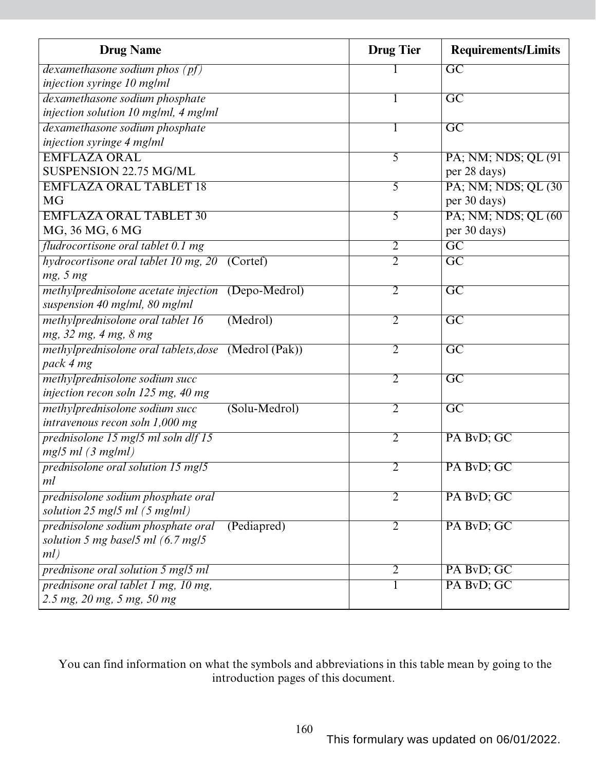| Drug Name | Drug Tier | Requirements/Limits |
|---|---|---|
| *dexamethasone sodium phos (pf) injection syringe 10 mg/ml* | 1 | GC |
| *dexamethasone sodium phosphate injection solution 10 mg/ml, 4 mg/ml* | 1 | GC |
| *dexamethasone sodium phosphate injection syringe 4 mg/ml* | 1 | GC |
| EMFLAZA ORAL SUSPENSION 22.75 MG/ML | 5 | PA; NM; NDS; QL (91 per 28 days) |
| EMFLAZA ORAL TABLET 18 MG | 5 | PA; NM; NDS; QL (30 per 30 days) |
| EMFLAZA ORAL TABLET 30 MG, 36 MG, 6 MG | 5 | PA; NM; NDS; QL (60 per 30 days) |
| *fludrocortisone oral tablet 0.1 mg* | 2 | GC |
| *hydrocortisone oral tablet 10 mg, 20 mg, 5 mg* (Cortef) | 2 | GC |
| *methylprednisolone acetate injection suspension 40 mg/ml, 80 mg/ml* (Depo-Medrol) | 2 | GC |
| *methylprednisolone oral tablet 16 mg, 32 mg, 4 mg, 8 mg* (Medrol) | 2 | GC |
| *methylprednisolone oral tablets,dose pack 4 mg* (Medrol (Pak)) | 2 | GC |
| *methylprednisolone sodium succ injection recon soln 125 mg, 40 mg* | 2 | GC |
| *methylprednisolone sodium succ intravenous recon soln 1,000 mg* (Solu-Medrol) | 2 | GC |
| *prednisolone 15 mg/5 ml soln d/f 15 mg/5 ml (3 mg/ml)* | 2 | PA BvD; GC |
| *prednisolone oral solution 15 mg/5 ml* | 2 | PA BvD; GC |
| *prednisolone sodium phosphate oral solution 25 mg/5 ml (5 mg/ml)* | 2 | PA BvD; GC |
| *prednisolone sodium phosphate oral solution 5 mg base/5 ml (6.7 mg/5 ml)* (Pediapred) | 2 | PA BvD; GC |
| *prednisone oral solution 5 mg/5 ml* | 2 | PA BvD; GC |
| *prednisone oral tablet 1 mg, 10 mg, 2.5 mg, 20 mg, 5 mg, 50 mg* | 1 | PA BvD; GC |

You can find information on what the symbols and abbreviations in this table mean by going to the introduction pages of this document.

This formulary was updated on 06/01/2022.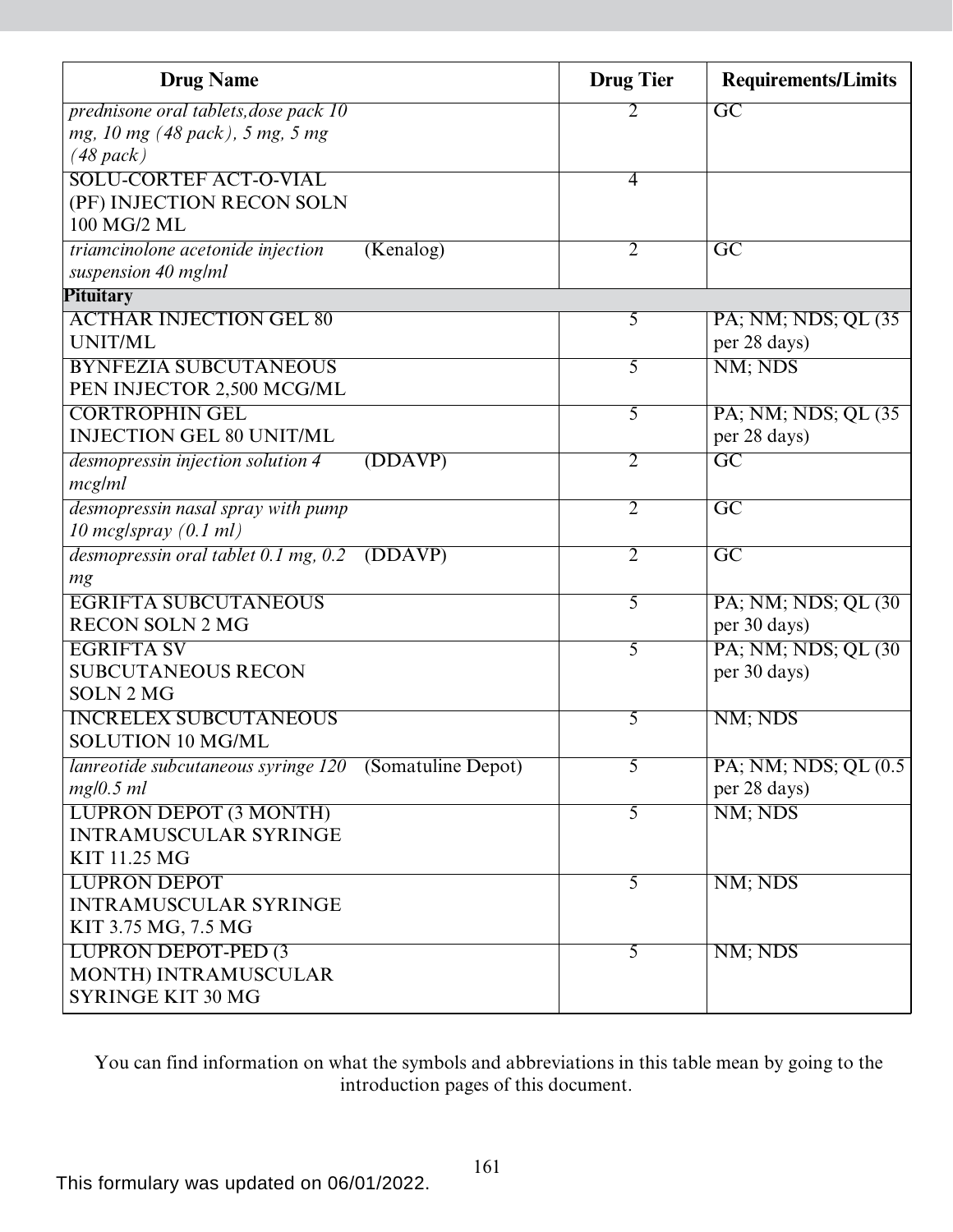| Drug Name | | Drug Tier | Requirements/Limits |
|---|---|---|---|
| *prednisone oral tablets,dose pack 10 mg, 10 mg (48 pack), 5 mg, 5 mg (48 pack)* | | 2 | GC |
| SOLU-CORTEF ACT-O-VIAL (PF) INJECTION RECON SOLN 100 MG/2 ML | | 4 | |
| *triamcinolone acetonide injection suspension 40 mg/ml* | (Kenalog) | 2 | GC |
| **Pituitary** | | | |
| ACTHAR INJECTION GEL 80 UNIT/ML | | 5 | PA; NM; NDS; QL (35 per 28 days) |
| BYNFEZIA SUBCUTANEOUS PEN INJECTOR 2,500 MCG/ML | | 5 | NM; NDS |
| CORTROPHIN GEL INJECTION GEL 80 UNIT/ML | | 5 | PA; NM; NDS; QL (35 per 28 days) |
| *desmopressin injection solution 4 mcg/ml* | (DDAVP) | 2 | GC |
| *desmopressin nasal spray with pump 10 mcg/spray (0.1 ml)* | | 2 | GC |
| *desmopressin oral tablet 0.1 mg, 0.2 mg* | (DDAVP) | 2 | GC |
| EGRIFTA SUBCUTANEOUS RECON SOLN 2 MG | | 5 | PA; NM; NDS; QL (30 per 30 days) |
| EGRIFTA SV SUBCUTANEOUS RECON SOLN 2 MG | | 5 | PA; NM; NDS; QL (30 per 30 days) |
| INCRELEX SUBCUTANEOUS SOLUTION 10 MG/ML | | 5 | NM; NDS |
| *lanreotide subcutaneous syringe 120 mg/0.5 ml* | (Somatuline Depot) | 5 | PA; NM; NDS; QL (0.5 per 28 days) |
| LUPRON DEPOT (3 MONTH) INTRAMUSCULAR SYRINGE KIT 11.25 MG | | 5 | NM; NDS |
| LUPRON DEPOT INTRAMUSCULAR SYRINGE KIT 3.75 MG, 7.5 MG | | 5 | NM; NDS |
| LUPRON DEPOT-PED (3 MONTH) INTRAMUSCULAR SYRINGE KIT 30 MG | | 5 | NM; NDS |

You can find information on what the symbols and abbreviations in this table mean by going to the introduction pages of this document.

This formulary was updated on 06/01/2022.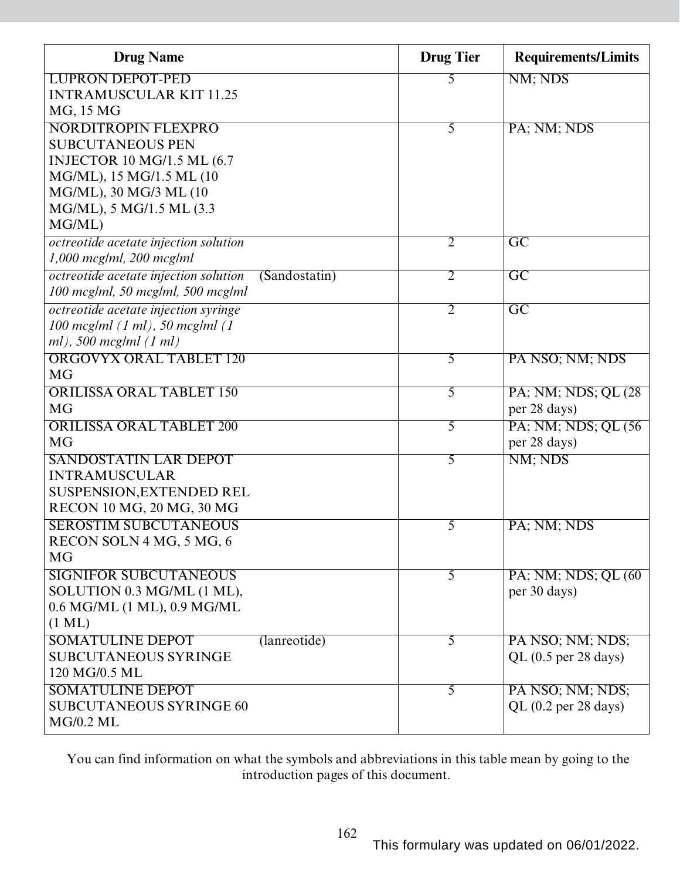| Drug Name | Drug Tier | Requirements/Limits |
|---|---|---|
| LUPRON DEPOT-PED INTRAMUSCULAR KIT 11.25 MG, 15 MG | 5 | NM; NDS |
| NORDITROPIN FLEXPRO SUBCUTANEOUS PEN INJECTOR 10 MG/1.5 ML (6.7 MG/ML), 15 MG/1.5 ML (10 MG/ML), 30 MG/3 ML (10 MG/ML), 5 MG/1.5 ML (3.3 MG/ML) | 5 | PA; NM; NDS |
| *octreotide acetate injection solution 1,000 mcg/ml, 200 mcg/ml* | 2 | GC |
| *octreotide acetate injection solution 100 mcg/ml, 50 mcg/ml, 500 mcg/ml* (Sandostatin) | 2 | GC |
| *octreotide acetate injection syringe 100 mcg/ml (1 ml), 50 mcg/ml (1 ml), 500 mcg/ml (1 ml)* | 2 | GC |
| ORGOVYX ORAL TABLET 120 MG | 5 | PA NSO; NM; NDS |
| ORILISSA ORAL TABLET 150 MG | 5 | PA; NM; NDS; QL (28 per 28 days) |
| ORILISSA ORAL TABLET 200 MG | 5 | PA; NM; NDS; QL (56 per 28 days) |
| SANDOSTATIN LAR DEPOT INTRAMUSCULAR SUSPENSION,EXTENDED REL RECON 10 MG, 20 MG, 30 MG | 5 | NM; NDS |
| SEROSTIM SUBCUTANEOUS RECON SOLN 4 MG, 5 MG, 6 MG | 5 | PA; NM; NDS |
| SIGNIFOR SUBCUTANEOUS SOLUTION 0.3 MG/ML (1 ML), 0.6 MG/ML (1 ML), 0.9 MG/ML (1 ML) | 5 | PA; NM; NDS; QL (60 per 30 days) |
| SOMATULINE DEPOT SUBCUTANEOUS SYRINGE 120 MG/0.5 ML (lanreotide) | 5 | PA NSO; NM; NDS; QL (0.5 per 28 days) |
| SOMATULINE DEPOT SUBCUTANEOUS SYRINGE 60 MG/0.2 ML | 5 | PA NSO; NM; NDS; QL (0.2 per 28 days) |

You can find information on what the symbols and abbreviations in this table mean by going to the introduction pages of this document.

This formulary was updated on 06/01/2022.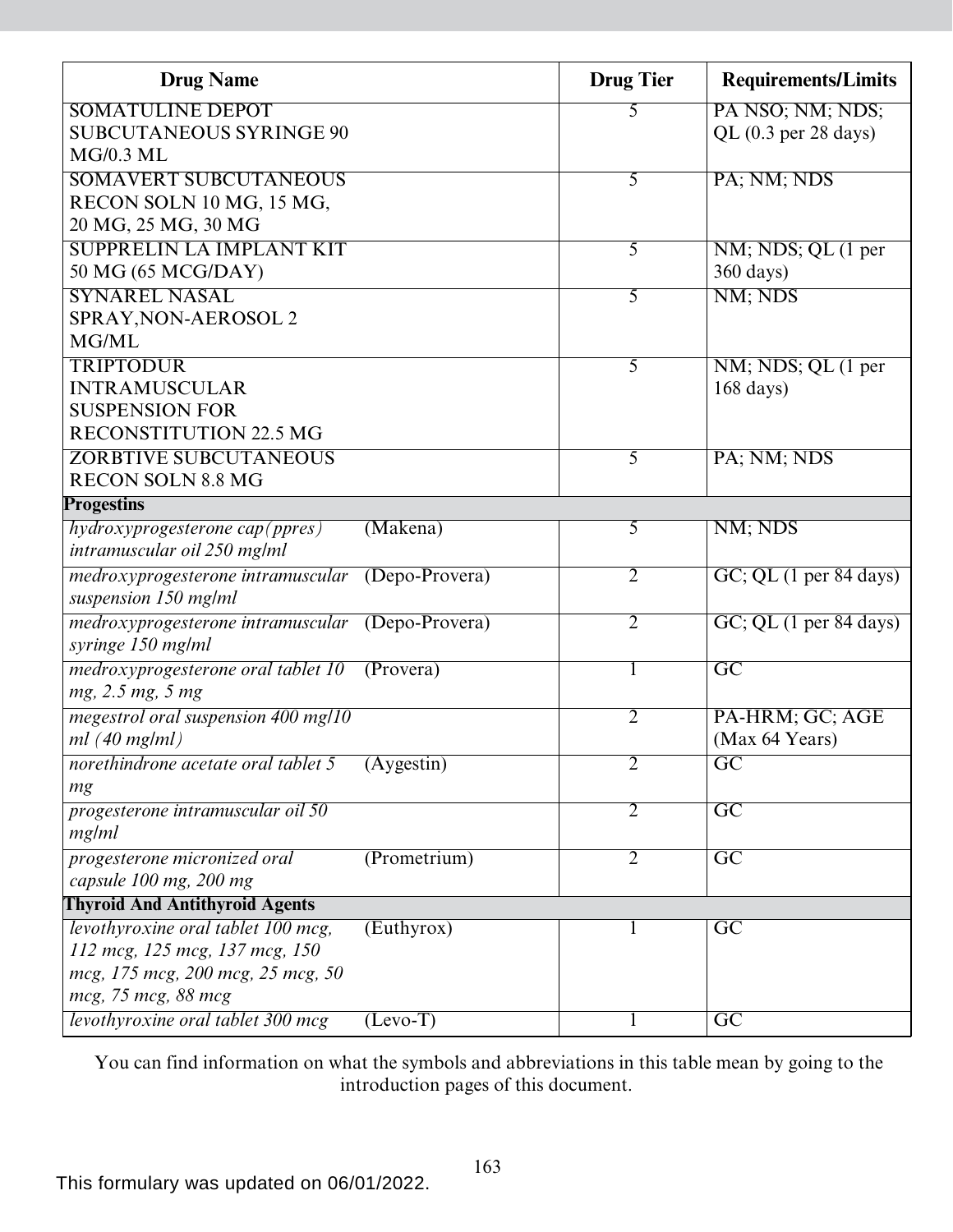| Drug Name | | Drug Tier | Requirements/Limits |
|---|---|---|---|
| SOMATULINE DEPOT SUBCUTANEOUS SYRINGE 90 MG/0.3 ML | | 5 | PA NSO; NM; NDS; QL (0.3 per 28 days) |
| SOMAVERT SUBCUTANEOUS RECON SOLN 10 MG, 15 MG, 20 MG, 25 MG, 30 MG | | 5 | PA; NM; NDS |
| SUPPRELIN LA IMPLANT KIT 50 MG (65 MCG/DAY) | | 5 | NM; NDS; QL (1 per 360 days) |
| SYNAREL NASAL SPRAY,NON-AEROSOL 2 MG/ML | | 5 | NM; NDS |
| TRIPTODUR INTRAMUSCULAR SUSPENSION FOR RECONSTITUTION 22.5 MG | | 5 | NM; NDS; QL (1 per 168 days) |
| ZORBTIVE SUBCUTANEOUS RECON SOLN 8.8 MG | | 5 | PA; NM; NDS |
| **Progestins** | | | |
| *hydroxyprogesterone cap(ppres) intramuscular oil 250 mg/ml* | (Makena) | 5 | NM; NDS |
| *medroxyprogesterone intramuscular suspension 150 mg/ml* | (Depo-Provera) | 2 | GC; QL (1 per 84 days) |
| *medroxyprogesterone intramuscular syringe 150 mg/ml* | (Depo-Provera) | 2 | GC; QL (1 per 84 days) |
| *medroxyprogesterone oral tablet 10 mg, 2.5 mg, 5 mg* | (Provera) | 1 | GC |
| *megestrol oral suspension 400 mg/10 ml (40 mg/ml)* | | 2 | PA-HRM; GC; AGE (Max 64 Years) |
| *norethindrone acetate oral tablet 5 mg* | (Aygestin) | 2 | GC |
| *progesterone intramuscular oil 50 mg/ml* | | 2 | GC |
| *progesterone micronized oral capsule 100 mg, 200 mg* | (Prometrium) | 2 | GC |
| **Thyroid And Antithyroid Agents** | | | |
| *levothyroxine oral tablet 100 mcg, 112 mcg, 125 mcg, 137 mcg, 150 mcg, 175 mcg, 200 mcg, 25 mcg, 50 mcg, 75 mcg, 88 mcg* | (Euthyrox) | 1 | GC |
| *levothyroxine oral tablet 300 mcg* | (Levo-T) | 1 | GC |

You can find information on what the symbols and abbreviations in this table mean by going to the introduction pages of this document.

This formulary was updated on 06/01/2022.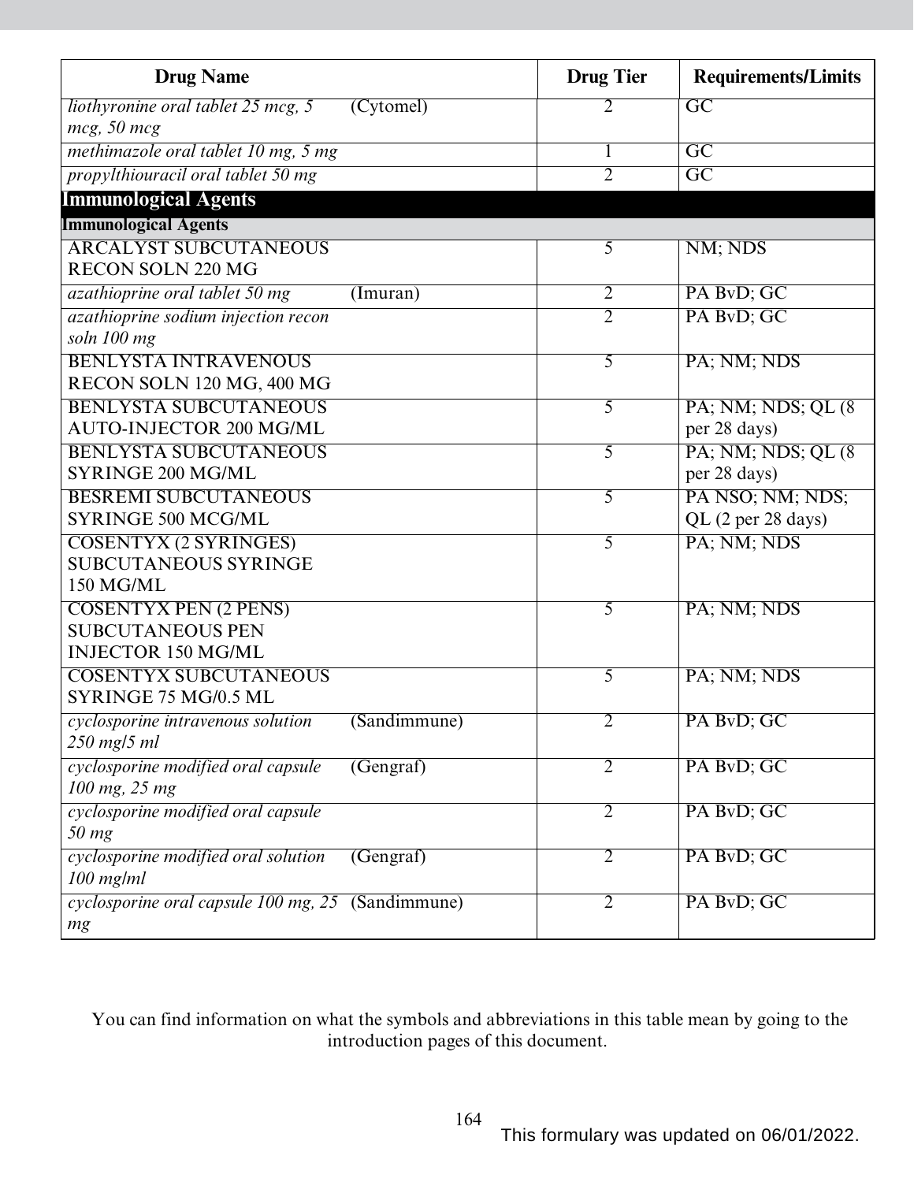| Drug Name | | Drug Tier | Requirements/Limits |
|---|---|---|---|
| *liothyronine oral tablet 25 mcg, 5 mcg, 50 mcg* | (Cytomel) | 2 | GC |
| *methimazole oral tablet 10 mg, 5 mg* | | 1 | GC |
| *propylthiouracil oral tablet 50 mg* | | 2 | GC |
| **Immunological Agents** | | | |
| **Immunological Agents** | | | |
| ARCALYST SUBCUTANEOUS RECON SOLN 220 MG | | 5 | NM; NDS |
| *azathioprine oral tablet 50 mg* | (Imuran) | 2 | PA BvD; GC |
| *azathioprine sodium injection recon soln 100 mg* | | 2 | PA BvD; GC |
| BENLYSTA INTRAVENOUS RECON SOLN 120 MG, 400 MG | | 5 | PA; NM; NDS |
| BENLYSTA SUBCUTANEOUS AUTO-INJECTOR 200 MG/ML | | 5 | PA; NM; NDS; QL (8 per 28 days) |
| BENLYSTA SUBCUTANEOUS SYRINGE 200 MG/ML | | 5 | PA; NM; NDS; QL (8 per 28 days) |
| BESREMI SUBCUTANEOUS SYRINGE 500 MCG/ML | | 5 | PA NSO; NM; NDS; QL (2 per 28 days) |
| COSENTYX (2 SYRINGES) SUBCUTANEOUS SYRINGE 150 MG/ML | | 5 | PA; NM; NDS |
| COSENTYX PEN (2 PENS) SUBCUTANEOUS PEN INJECTOR 150 MG/ML | | 5 | PA; NM; NDS |
| COSENTYX SUBCUTANEOUS SYRINGE 75 MG/0.5 ML | | 5 | PA; NM; NDS |
| *cyclosporine intravenous solution 250 mg/5 ml* | (Sandimmune) | 2 | PA BvD; GC |
| *cyclosporine modified oral capsule 100 mg, 25 mg* | (Gengraf) | 2 | PA BvD; GC |
| *cyclosporine modified oral capsule 50 mg* | | 2 | PA BvD; GC |
| *cyclosporine modified oral solution 100 mg/ml* | (Gengraf) | 2 | PA BvD; GC |
| *cyclosporine oral capsule 100 mg, 25 mg* | (Sandimmune) | 2 | PA BvD; GC |

You can find information on what the symbols and abbreviations in this table mean by going to the introduction pages of this document.

This formulary was updated on 06/01/2022.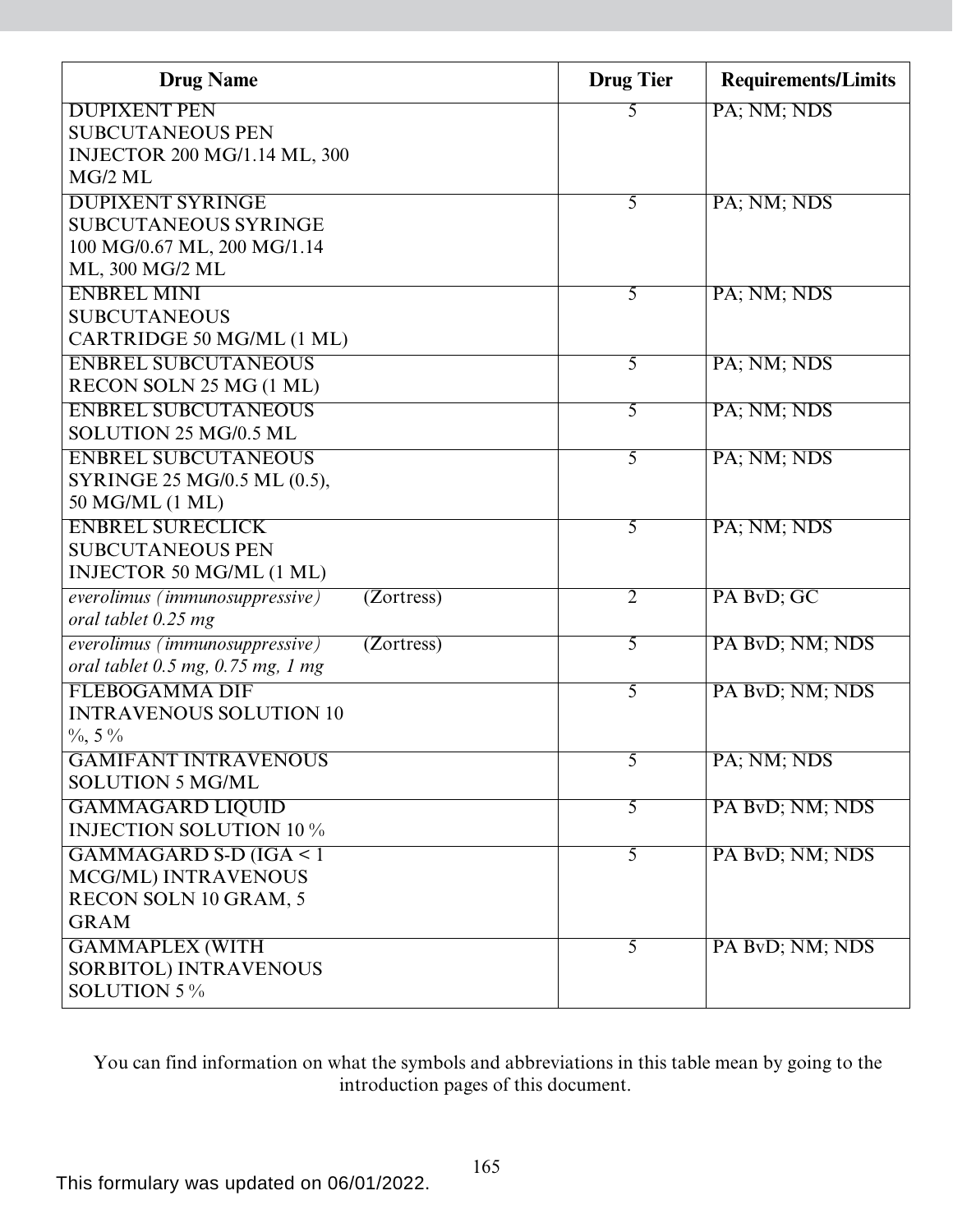| Drug Name | Drug Tier | Requirements/Limits |
|---|---|---|
| DUPIXENT PEN SUBCUTANEOUS PEN INJECTOR 200 MG/1.14 ML, 300 MG/2 ML | 5 | PA; NM; NDS |
| DUPIXENT SYRINGE SUBCUTANEOUS SYRINGE 100 MG/0.67 ML, 200 MG/1.14 ML, 300 MG/2 ML | 5 | PA; NM; NDS |
| ENBREL MINI SUBCUTANEOUS CARTRIDGE 50 MG/ML (1 ML) | 5 | PA; NM; NDS |
| ENBREL SUBCUTANEOUS RECON SOLN 25 MG (1 ML) | 5 | PA; NM; NDS |
| ENBREL SUBCUTANEOUS SOLUTION 25 MG/0.5 ML | 5 | PA; NM; NDS |
| ENBREL SUBCUTANEOUS SYRINGE 25 MG/0.5 ML (0.5), 50 MG/ML (1 ML) | 5 | PA; NM; NDS |
| ENBREL SURECLICK SUBCUTANEOUS PEN INJECTOR 50 MG/ML (1 ML) | 5 | PA; NM; NDS |
| *everolimus (immunosuppressive) oral tablet 0.25 mg* (Zortress) | 2 | PA BvD; GC |
| *everolimus (immunosuppressive) oral tablet 0.5 mg, 0.75 mg, 1 mg* (Zortress) | 5 | PA BvD; NM; NDS |
| FLEBOGAMMA DIF INTRAVENOUS SOLUTION 10 %, 5 % | 5 | PA BvD; NM; NDS |
| GAMIFANT INTRAVENOUS SOLUTION 5 MG/ML | 5 | PA; NM; NDS |
| GAMMAGARD LIQUID INJECTION SOLUTION 10 % | 5 | PA BvD; NM; NDS |
| GAMMAGARD S-D (IGA < 1 MCG/ML) INTRAVENOUS RECON SOLN 10 GRAM, 5 GRAM | 5 | PA BvD; NM; NDS |
| GAMMAPLEX (WITH SORBITOL) INTRAVENOUS SOLUTION 5 % | 5 | PA BvD; NM; NDS |

You can find information on what the symbols and abbreviations in this table mean by going to the introduction pages of this document.

This formulary was updated on 06/01/2022.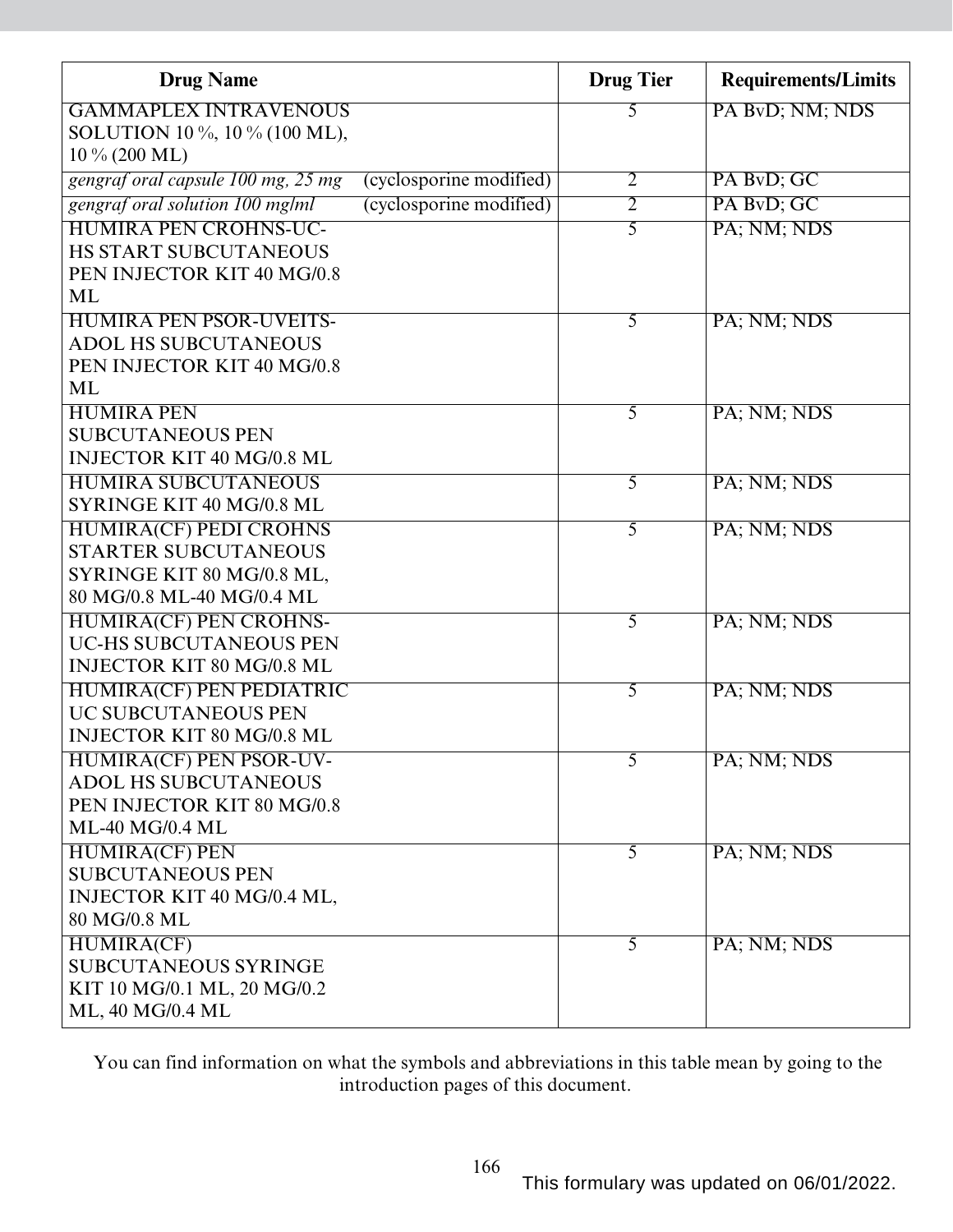| Drug Name | Drug Tier | Requirements/Limits |
|---|---|---|
| GAMMAPLEX INTRAVENOUS SOLUTION 10 %, 10 % (100 ML), 10 % (200 ML) | 5 | PA BvD; NM; NDS |
| *gengraf oral capsule 100 mg, 25 mg* (cyclosporine modified) | 2 | PA BvD; GC |
| *gengraf oral solution 100 mg/ml* (cyclosporine modified) | 2 | PA BvD; GC |
| HUMIRA PEN CROHNS-UC-HS START SUBCUTANEOUS PEN INJECTOR KIT 40 MG/0.8 ML | 5 | PA; NM; NDS |
| HUMIRA PEN PSOR-UVEITS-ADOL HS SUBCUTANEOUS PEN INJECTOR KIT 40 MG/0.8 ML | 5 | PA; NM; NDS |
| HUMIRA PEN SUBCUTANEOUS PEN INJECTOR KIT 40 MG/0.8 ML | 5 | PA; NM; NDS |
| HUMIRA SUBCUTANEOUS SYRINGE KIT 40 MG/0.8 ML | 5 | PA; NM; NDS |
| HUMIRA(CF) PEDI CROHNS STARTER SUBCUTANEOUS SYRINGE KIT 80 MG/0.8 ML, 80 MG/0.8 ML-40 MG/0.4 ML | 5 | PA; NM; NDS |
| HUMIRA(CF) PEN CROHNS-UC-HS SUBCUTANEOUS PEN INJECTOR KIT 80 MG/0.8 ML | 5 | PA; NM; NDS |
| HUMIRA(CF) PEN PEDIATRIC UC SUBCUTANEOUS PEN INJECTOR KIT 80 MG/0.8 ML | 5 | PA; NM; NDS |
| HUMIRA(CF) PEN PSOR-UV-ADOL HS SUBCUTANEOUS PEN INJECTOR KIT 80 MG/0.8 ML-40 MG/0.4 ML | 5 | PA; NM; NDS |
| HUMIRA(CF) PEN SUBCUTANEOUS PEN INJECTOR KIT 40 MG/0.4 ML, 80 MG/0.8 ML | 5 | PA; NM; NDS |
| HUMIRA(CF) SUBCUTANEOUS SYRINGE KIT 10 MG/0.1 ML, 20 MG/0.2 ML, 40 MG/0.4 ML | 5 | PA; NM; NDS |

You can find information on what the symbols and abbreviations in this table mean by going to the introduction pages of this document.

This formulary was updated on 06/01/2022.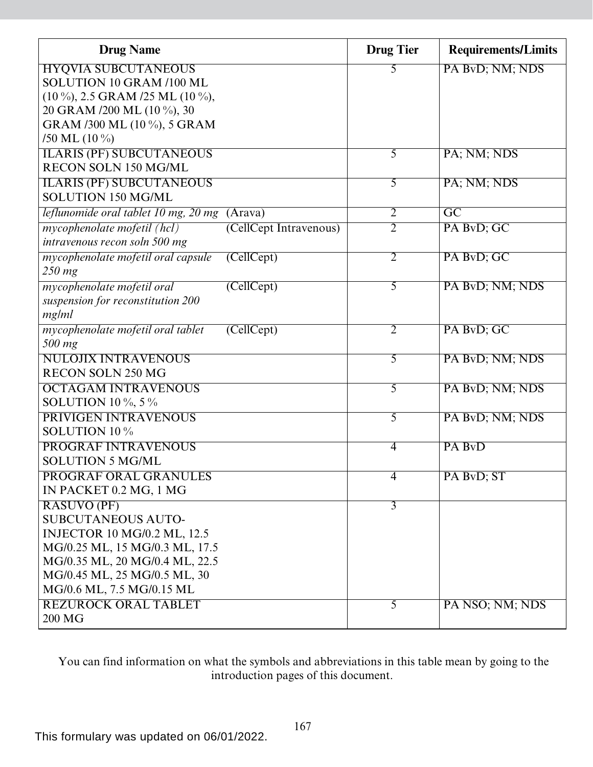| Drug Name | Drug Tier | Requirements/Limits |
|---|---|---|
| HYQVIA SUBCUTANEOUS SOLUTION 10 GRAM /100 ML (10 %), 2.5 GRAM /25 ML (10 %), 20 GRAM /200 ML (10 %), 30 GRAM /300 ML (10 %), 5 GRAM /50 ML (10 %) | 5 | PA BvD; NM; NDS |
| ILARIS (PF) SUBCUTANEOUS RECON SOLN 150 MG/ML | 5 | PA; NM; NDS |
| ILARIS (PF) SUBCUTANEOUS SOLUTION 150 MG/ML | 5 | PA; NM; NDS |
| *leflunomide oral tablet 10 mg, 20 mg* (Arava) | 2 | GC |
| *mycophenolate mofetil (hcl) intravenous recon soln 500 mg* (CellCept Intravenous) | 2 | PA BvD; GC |
| *mycophenolate mofetil oral capsule 250 mg* (CellCept) | 2 | PA BvD; GC |
| *mycophenolate mofetil oral suspension for reconstitution 200 mg/ml* (CellCept) | 5 | PA BvD; NM; NDS |
| *mycophenolate mofetil oral tablet 500 mg* (CellCept) | 2 | PA BvD; GC |
| NULOJIX INTRAVENOUS RECON SOLN 250 MG | 5 | PA BvD; NM; NDS |
| OCTAGAM INTRAVENOUS SOLUTION 10 %, 5 % | 5 | PA BvD; NM; NDS |
| PRIVIGEN INTRAVENOUS SOLUTION 10 % | 5 | PA BvD; NM; NDS |
| PROGRAF INTRAVENOUS SOLUTION 5 MG/ML | 4 | PA BvD |
| PROGRAF ORAL GRANULES IN PACKET 0.2 MG, 1 MG | 4 | PA BvD; ST |
| RASUVO (PF) SUBCUTANEOUS AUTO-INJECTOR 10 MG/0.2 ML, 12.5 MG/0.25 ML, 15 MG/0.3 ML, 17.5 MG/0.35 ML, 20 MG/0.4 ML, 22.5 MG/0.45 ML, 25 MG/0.5 ML, 30 MG/0.6 ML, 7.5 MG/0.15 ML | 3 | |
| REZUROCK ORAL TABLET 200 MG | 5 | PA NSO; NM; NDS |

You can find information on what the symbols and abbreviations in this table mean by going to the introduction pages of this document.

This formulary was updated on 06/01/2022.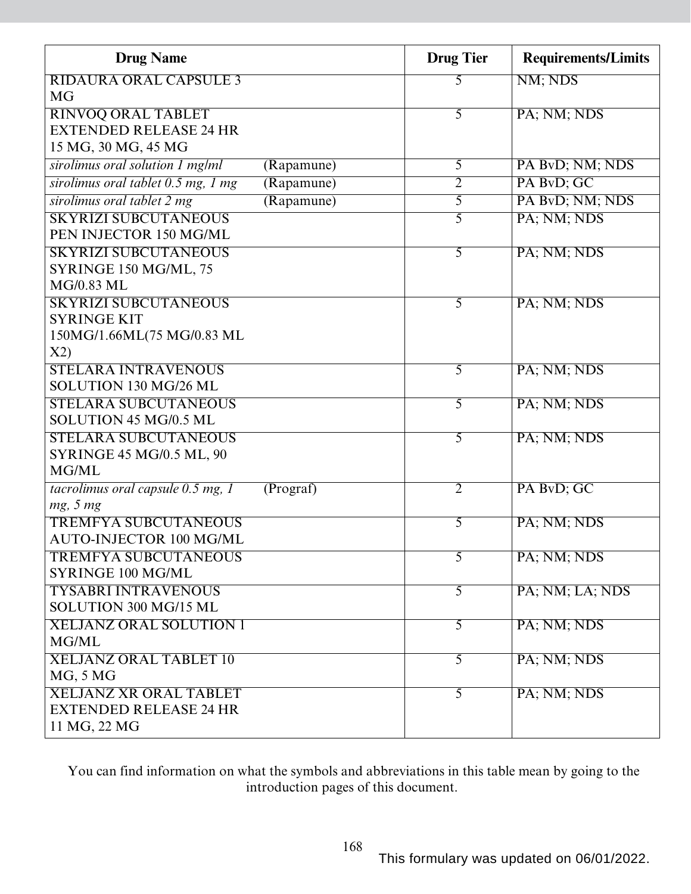| Drug Name | Drug Tier | Requirements/Limits |
|---|---|---|
| RIDAURA ORAL CAPSULE 3 MG | 5 | NM; NDS |
| RINVOQ ORAL TABLET EXTENDED RELEASE 24 HR 15 MG, 30 MG, 45 MG | 5 | PA; NM; NDS |
| *sirolimus oral solution 1 mg/ml* (Rapamune) | 5 | PA BvD; NM; NDS |
| *sirolimus oral tablet 0.5 mg, 1 mg* (Rapamune) | 2 | PA BvD; GC |
| *sirolimus oral tablet 2 mg* (Rapamune) | 5 | PA BvD; NM; NDS |
| SKYRIZI SUBCUTANEOUS PEN INJECTOR 150 MG/ML | 5 | PA; NM; NDS |
| SKYRIZI SUBCUTANEOUS SYRINGE 150 MG/ML, 75 MG/0.83 ML | 5 | PA; NM; NDS |
| SKYRIZI SUBCUTANEOUS SYRINGE KIT 150MG/1.66ML(75 MG/0.83 ML X2) | 5 | PA; NM; NDS |
| STELARA INTRAVENOUS SOLUTION 130 MG/26 ML | 5 | PA; NM; NDS |
| STELARA SUBCUTANEOUS SOLUTION 45 MG/0.5 ML | 5 | PA; NM; NDS |
| STELARA SUBCUTANEOUS SYRINGE 45 MG/0.5 ML, 90 MG/ML | 5 | PA; NM; NDS |
| *tacrolimus oral capsule 0.5 mg, 1 mg, 5 mg* (Prograf) | 2 | PA BvD; GC |
| TREMFYA SUBCUTANEOUS AUTO-INJECTOR 100 MG/ML | 5 | PA; NM; NDS |
| TREMFYA SUBCUTANEOUS SYRINGE 100 MG/ML | 5 | PA; NM; NDS |
| TYSABRI INTRAVENOUS SOLUTION 300 MG/15 ML | 5 | PA; NM; LA; NDS |
| XELJANZ ORAL SOLUTION 1 MG/ML | 5 | PA; NM; NDS |
| XELJANZ ORAL TABLET 10 MG, 5 MG | 5 | PA; NM; NDS |
| XELJANZ XR ORAL TABLET EXTENDED RELEASE 24 HR 11 MG, 22 MG | 5 | PA; NM; NDS |

You can find information on what the symbols and abbreviations in this table mean by going to the introduction pages of this document.

This formulary was updated on 06/01/2022.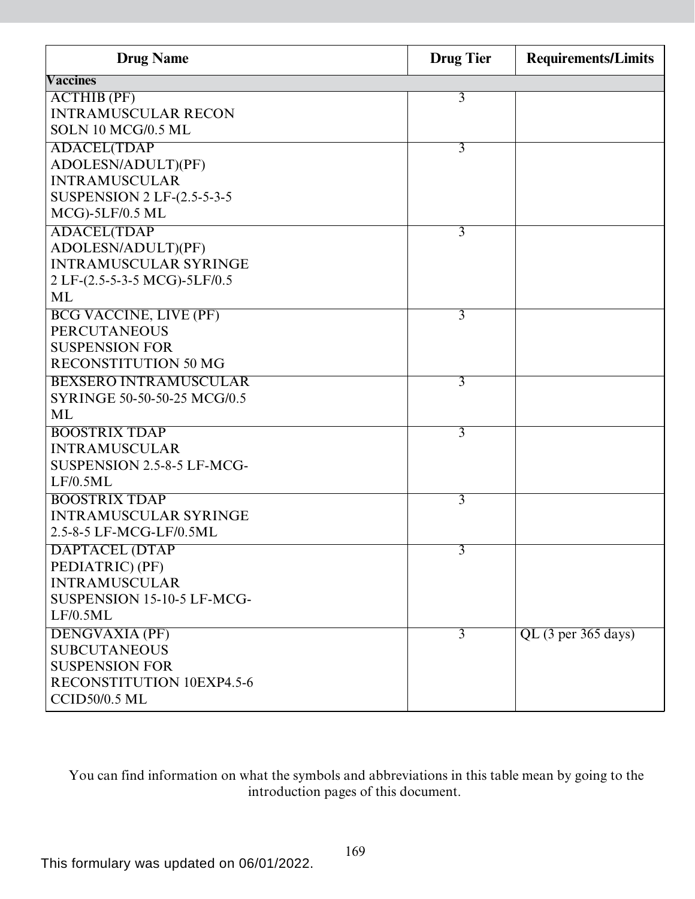| Drug Name | Drug Tier | Requirements/Limits |
|---|---|---|
| **Vaccines** | | |
| ACTHIB (PF) INTRAMUSCULAR RECON SOLN 10 MCG/0.5 ML | 3 | |
| ADACEL(TDAP ADOLESN/ADULT)(PF) INTRAMUSCULAR SUSPENSION 2 LF-(2.5-5-3-5 MCG)-5LF/0.5 ML | 3 | |
| ADACEL(TDAP ADOLESN/ADULT)(PF) INTRAMUSCULAR SYRINGE 2 LF-(2.5-5-3-5 MCG)-5LF/0.5 ML | 3 | |
| BCG VACCINE, LIVE (PF) PERCUTANEOUS SUSPENSION FOR RECONSTITUTION 50 MG | 3 | |
| BEXSERO INTRAMUSCULAR SYRINGE 50-50-50-25 MCG/0.5 ML | 3 | |
| BOOSTRIX TDAP INTRAMUSCULAR SUSPENSION 2.5-8-5 LF-MCG-LF/0.5ML | 3 | |
| BOOSTRIX TDAP INTRAMUSCULAR SYRINGE 2.5-8-5 LF-MCG-LF/0.5ML | 3 | |
| DAPTACEL (DTAP PEDIATRIC) (PF) INTRAMUSCULAR SUSPENSION 15-10-5 LF-MCG-LF/0.5ML | 3 | |
| DENGVAXIA (PF) SUBCUTANEOUS SUSPENSION FOR RECONSTITUTION 10EXP4.5-6 CCID50/0.5 ML | 3 | QL (3 per 365 days) |

You can find information on what the symbols and abbreviations in this table mean by going to the introduction pages of this document.

This formulary was updated on 06/01/2022.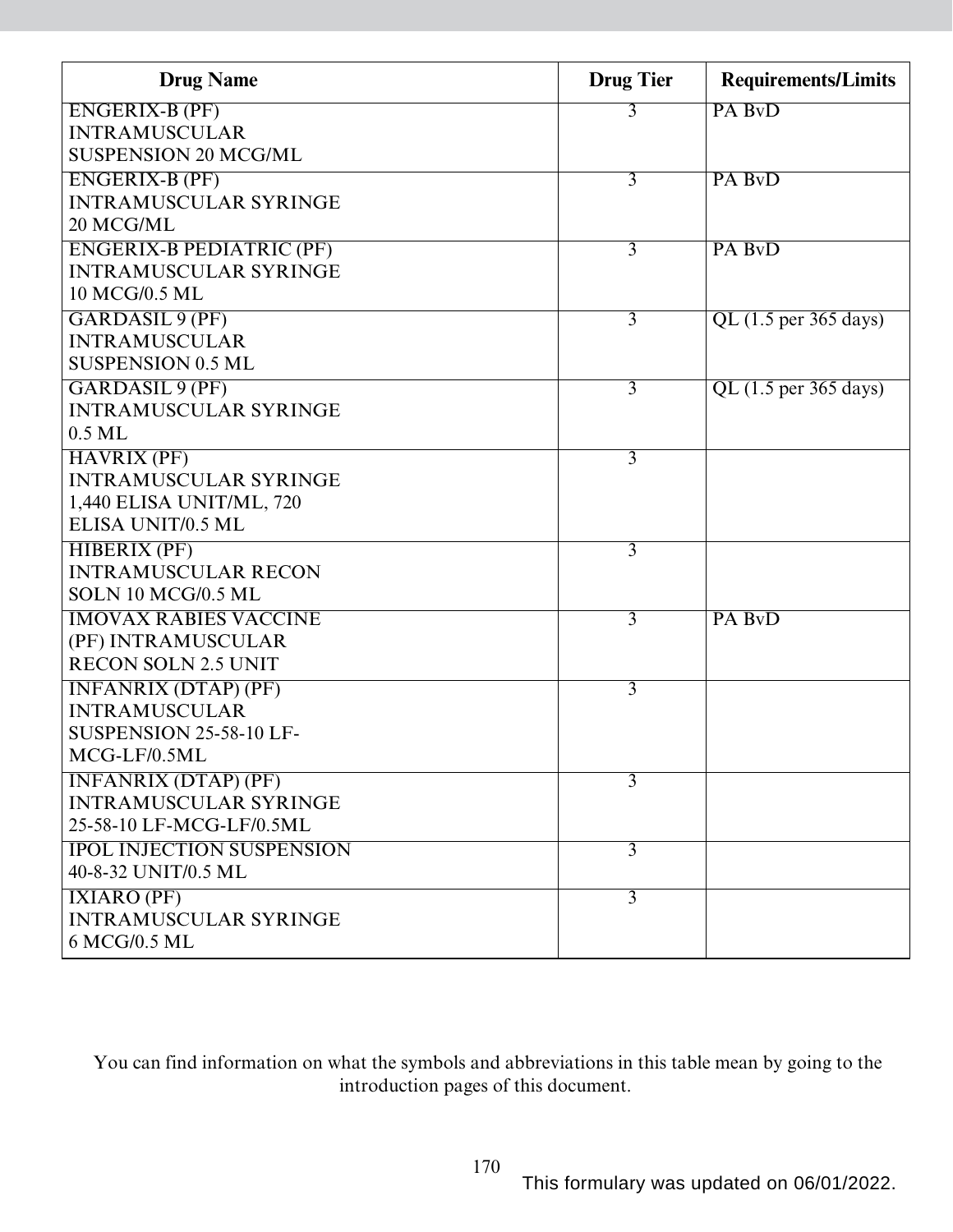| Drug Name | Drug Tier | Requirements/Limits |
|---|---|---|
| ENGERIX-B (PF) INTRAMUSCULAR SUSPENSION 20 MCG/ML | 3 | PA BvD |
| ENGERIX-B (PF) INTRAMUSCULAR SYRINGE 20 MCG/ML | 3 | PA BvD |
| ENGERIX-B PEDIATRIC (PF) INTRAMUSCULAR SYRINGE 10 MCG/0.5 ML | 3 | PA BvD |
| GARDASIL 9 (PF) INTRAMUSCULAR SUSPENSION 0.5 ML | 3 | QL (1.5 per 365 days) |
| GARDASIL 9 (PF) INTRAMUSCULAR SYRINGE 0.5 ML | 3 | QL (1.5 per 365 days) |
| HAVRIX (PF) INTRAMUSCULAR SYRINGE 1,440 ELISA UNIT/ML, 720 ELISA UNIT/0.5 ML | 3 | |
| HIBERIX (PF) INTRAMUSCULAR RECON SOLN 10 MCG/0.5 ML | 3 | |
| IMOVAX RABIES VACCINE (PF) INTRAMUSCULAR RECON SOLN 2.5 UNIT | 3 | PA BvD |
| INFANRIX (DTAP) (PF) INTRAMUSCULAR SUSPENSION 25-58-10 LF-MCG-LF/0.5ML | 3 | |
| INFANRIX (DTAP) (PF) INTRAMUSCULAR SYRINGE 25-58-10 LF-MCG-LF/0.5ML | 3 | |
| IPOL INJECTION SUSPENSION 40-8-32 UNIT/0.5 ML | 3 | |
| IXIARO (PF) INTRAMUSCULAR SYRINGE 6 MCG/0.5 ML | 3 | |

You can find information on what the symbols and abbreviations in this table mean by going to the introduction pages of this document.

This formulary was updated on 06/01/2022.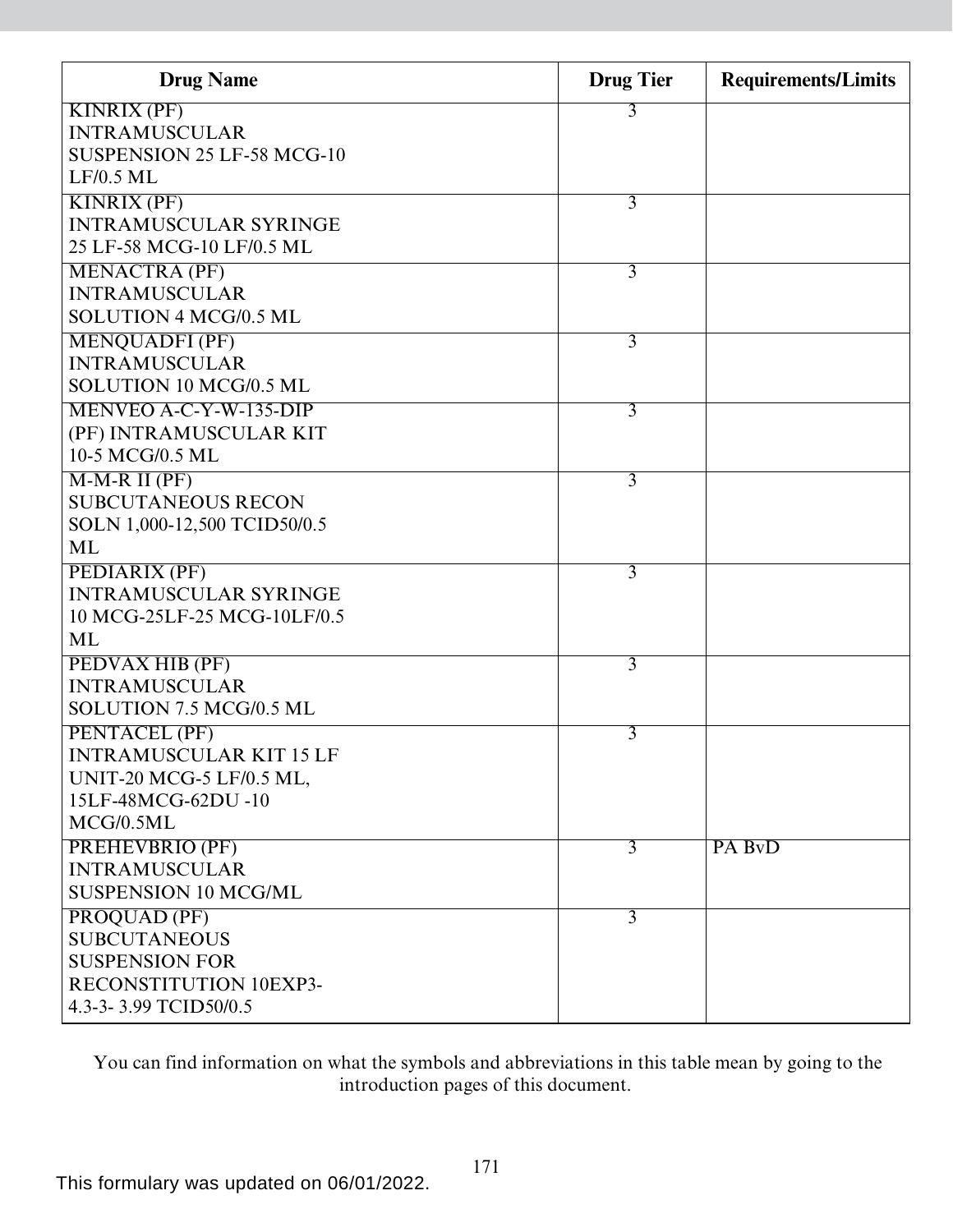| Drug Name | Drug Tier | Requirements/Limits |
|---|---|---|
| KINRIX (PF) INTRAMUSCULAR SUSPENSION 25 LF-58 MCG-10 LF/0.5 ML | 3 | |
| KINRIX (PF) INTRAMUSCULAR SYRINGE 25 LF-58 MCG-10 LF/0.5 ML | 3 | |
| MENACTRA (PF) INTRAMUSCULAR SOLUTION 4 MCG/0.5 ML | 3 | |
| MENQUADFI (PF) INTRAMUSCULAR SOLUTION 10 MCG/0.5 ML | 3 | |
| MENVEO A-C-Y-W-135-DIP (PF) INTRAMUSCULAR KIT 10-5 MCG/0.5 ML | 3 | |
| M-M-R II (PF) SUBCUTANEOUS RECON SOLN 1,000-12,500 TCID50/0.5 ML | 3 | |
| PEDIARIX (PF) INTRAMUSCULAR SYRINGE 10 MCG-25LF-25 MCG-10LF/0.5 ML | 3 | |
| PEDVAX HIB (PF) INTRAMUSCULAR SOLUTION 7.5 MCG/0.5 ML | 3 | |
| PENTACEL (PF) INTRAMUSCULAR KIT 15 LF UNIT-20 MCG-5 LF/0.5 ML, 15LF-48MCG-62DU -10 MCG/0.5ML | 3 | |
| PREHEVBRIO (PF) INTRAMUSCULAR SUSPENSION 10 MCG/ML | 3 | PA BvD |
| PROQUAD (PF) SUBCUTANEOUS SUSPENSION FOR RECONSTITUTION 10EXP3-4.3-3- 3.99 TCID50/0.5 | 3 | |

You can find information on what the symbols and abbreviations in this table mean by going to the introduction pages of this document.

This formulary was updated on 06/01/2022.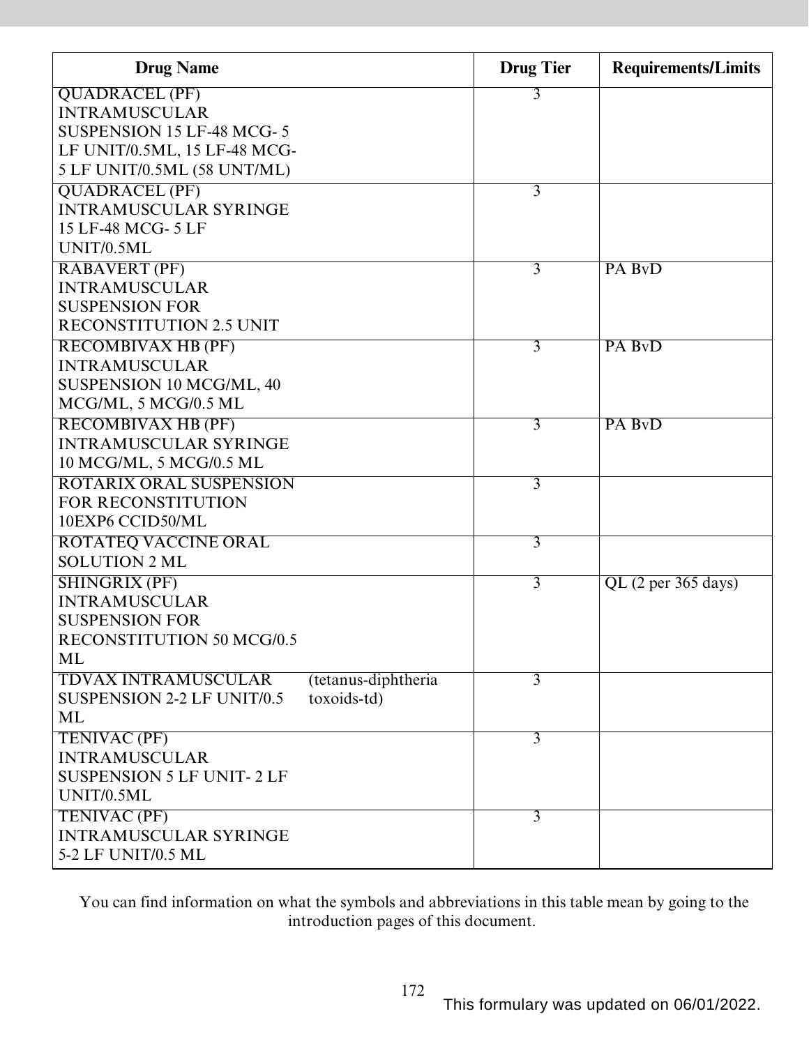| Drug Name | Drug Tier | Requirements/Limits |
|---|---|---|
| QUADRACEL (PF) INTRAMUSCULAR SUSPENSION 15 LF-48 MCG- 5 LF UNIT/0.5ML, 15 LF-48 MCG- 5 LF UNIT/0.5ML (58 UNT/ML) | 3 | |
| QUADRACEL (PF) INTRAMUSCULAR SYRINGE 15 LF-48 MCG- 5 LF UNIT/0.5ML | 3 | |
| RABAVERT (PF) INTRAMUSCULAR SUSPENSION FOR RECONSTITUTION 2.5 UNIT | 3 | PA BvD |
| RECOMBIVAX HB (PF) INTRAMUSCULAR SUSPENSION 10 MCG/ML, 40 MCG/ML, 5 MCG/0.5 ML | 3 | PA BvD |
| RECOMBIVAX HB (PF) INTRAMUSCULAR SYRINGE 10 MCG/ML, 5 MCG/0.5 ML | 3 | PA BvD |
| ROTARIX ORAL SUSPENSION FOR RECONSTITUTION 10EXP6 CCID50/ML | 3 | |
| ROTATEQ VACCINE ORAL SOLUTION 2 ML | 3 | |
| SHINGRIX (PF) INTRAMUSCULAR SUSPENSION FOR RECONSTITUTION 50 MCG/0.5 ML | 3 | QL (2 per 365 days) |
| TDVAX INTRAMUSCULAR SUSPENSION 2-2 LF UNIT/0.5 ML (tetanus-diphtheria toxoids-td) | 3 | |
| TENIVAC (PF) INTRAMUSCULAR SUSPENSION 5 LF UNIT- 2 LF UNIT/0.5ML | 3 | |
| TENIVAC (PF) INTRAMUSCULAR SYRINGE 5-2 LF UNIT/0.5 ML | 3 | |

You can find information on what the symbols and abbreviations in this table mean by going to the introduction pages of this document.

This formulary was updated on 06/01/2022.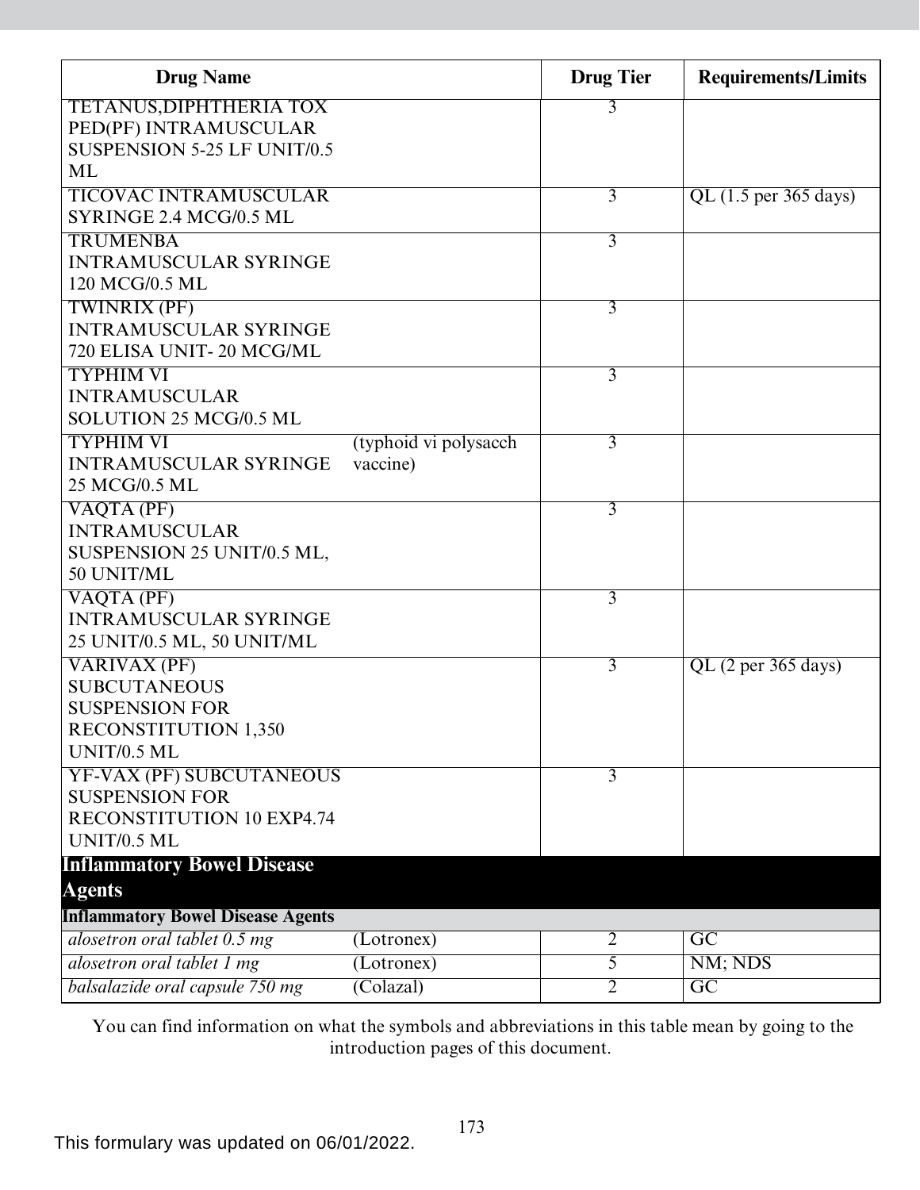| Drug Name | | Drug Tier | Requirements/Limits |
|---|---|---|---|
| TETANUS,DIPHTHERIA TOX PED(PF) INTRAMUSCULAR SUSPENSION 5-25 LF UNIT/0.5 ML | | 3 | |
| TICOVAC INTRAMUSCULAR SYRINGE 2.4 MCG/0.5 ML | | 3 | QL (1.5 per 365 days) |
| TRUMENBA INTRAMUSCULAR SYRINGE 120 MCG/0.5 ML | | 3 | |
| TWINRIX (PF) INTRAMUSCULAR SYRINGE 720 ELISA UNIT- 20 MCG/ML | | 3 | |
| TYPHIM VI INTRAMUSCULAR SOLUTION 25 MCG/0.5 ML | | 3 | |
| TYPHIM VI INTRAMUSCULAR SYRINGE 25 MCG/0.5 ML | (typhoid vi polysacch vaccine) | 3 | |
| VAQTA (PF) INTRAMUSCULAR SUSPENSION 25 UNIT/0.5 ML, 50 UNIT/ML | | 3 | |
| VAQTA (PF) INTRAMUSCULAR SYRINGE 25 UNIT/0.5 ML, 50 UNIT/ML | | 3 | |
| VARIVAX (PF) SUBCUTANEOUS SUSPENSION FOR RECONSTITUTION 1,350 UNIT/0.5 ML | | 3 | QL (2 per 365 days) |
| YF-VAX (PF) SUBCUTANEOUS SUSPENSION FOR RECONSTITUTION 10 EXP4.74 UNIT/0.5 ML | | 3 | |
| **Inflammatory Bowel Disease Agents** | | | |
| **Inflammatory Bowel Disease Agents** | | | |
| *alosetron oral tablet 0.5 mg* | (Lotronex) | 2 | GC |
| *alosetron oral tablet 1 mg* | (Lotronex) | 5 | NM; NDS |
| *balsalazide oral capsule 750 mg* | (Colazal) | 2 | GC |

You can find information on what the symbols and abbreviations in this table mean by going to the introduction pages of this document.

This formulary was updated on 06/01/2022.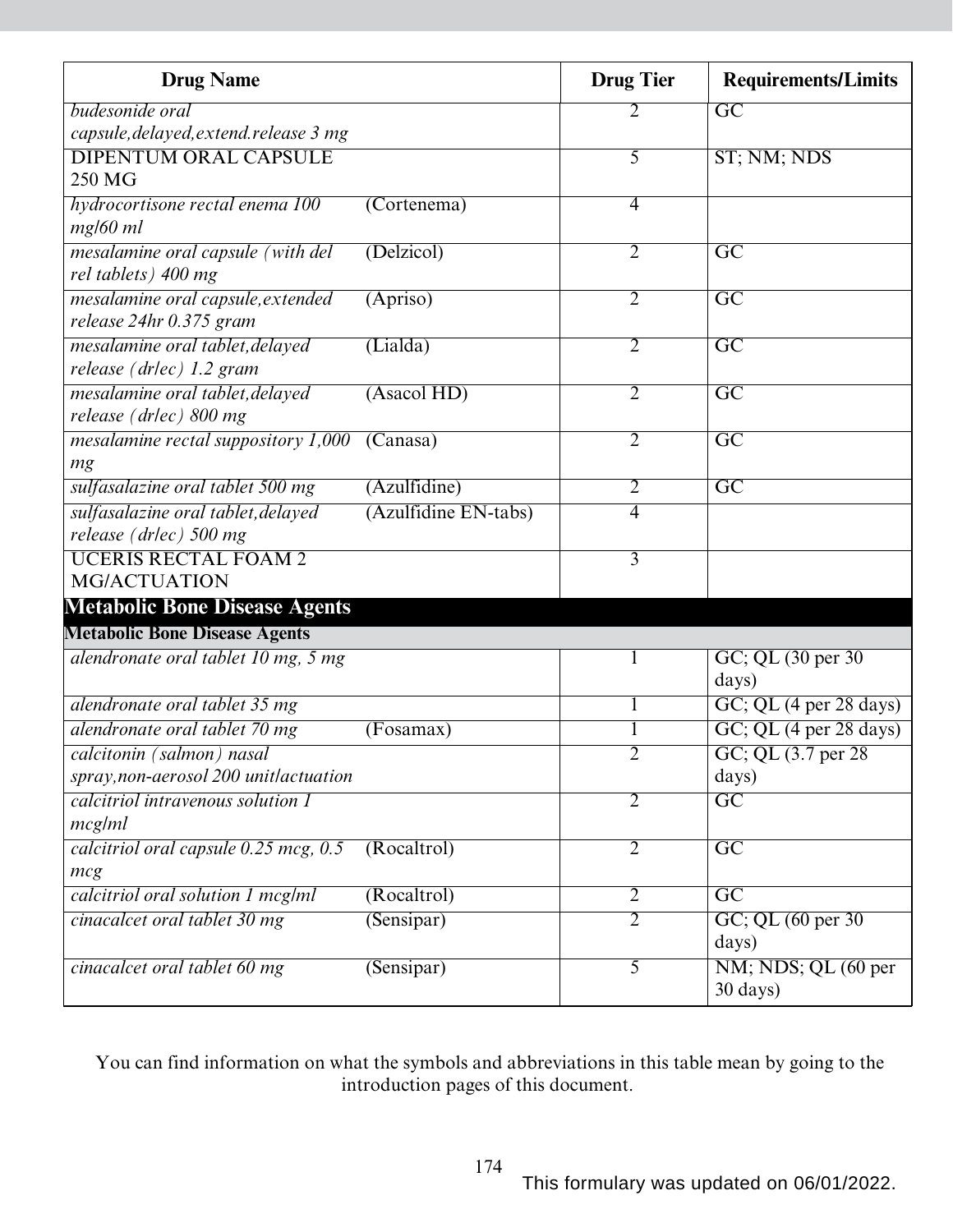| Drug Name | | Drug Tier | Requirements/Limits |
|---|---|---|---|
| *budesonide oral capsule,delayed,extend.release 3 mg* | | 2 | GC |
| DIPENTUM ORAL CAPSULE 250 MG | | 5 | ST; NM; NDS |
| *hydrocortisone rectal enema 100 mg/60 ml* | (Cortenema) | 4 | |
| *mesalamine oral capsule (with del rel tablets) 400 mg* | (Delzicol) | 2 | GC |
| *mesalamine oral capsule,extended release 24hr 0.375 gram* | (Apriso) | 2 | GC |
| *mesalamine oral tablet,delayed release (dr/ec) 1.2 gram* | (Lialda) | 2 | GC |
| *mesalamine oral tablet,delayed release (dr/ec) 800 mg* | (Asacol HD) | 2 | GC |
| *mesalamine rectal suppository 1,000 mg* | (Canasa) | 2 | GC |
| *sulfasalazine oral tablet 500 mg* | (Azulfidine) | 2 | GC |
| *sulfasalazine oral tablet,delayed release (dr/ec) 500 mg* | (Azulfidine EN-tabs) | 4 | |
| UCERIS RECTAL FOAM 2 MG/ACTUATION | | 3 | |
| **Metabolic Bone Disease Agents** | | | |
| **Metabolic Bone Disease Agents** | | | |
| *alendronate oral tablet 10 mg, 5 mg* | | 1 | GC; QL (30 per 30 days) |
| *alendronate oral tablet 35 mg* | | 1 | GC; QL (4 per 28 days) |
| *alendronate oral tablet 70 mg* | (Fosamax) | 1 | GC; QL (4 per 28 days) |
| *calcitonin (salmon) nasal spray,non-aerosol 200 unit/actuation* | | 2 | GC; QL (3.7 per 28 days) |
| *calcitriol intravenous solution 1 mcg/ml* | | 2 | GC |
| *calcitriol oral capsule 0.25 mcg, 0.5 mcg* | (Rocaltrol) | 2 | GC |
| *calcitriol oral solution 1 mcg/ml* | (Rocaltrol) | 2 | GC |
| *cinacalcet oral tablet 30 mg* | (Sensipar) | 2 | GC; QL (60 per 30 days) |
| *cinacalcet oral tablet 60 mg* | (Sensipar) | 5 | NM; NDS; QL (60 per 30 days) |

You can find information on what the symbols and abbreviations in this table mean by going to the introduction pages of this document.

This formulary was updated on 06/01/2022.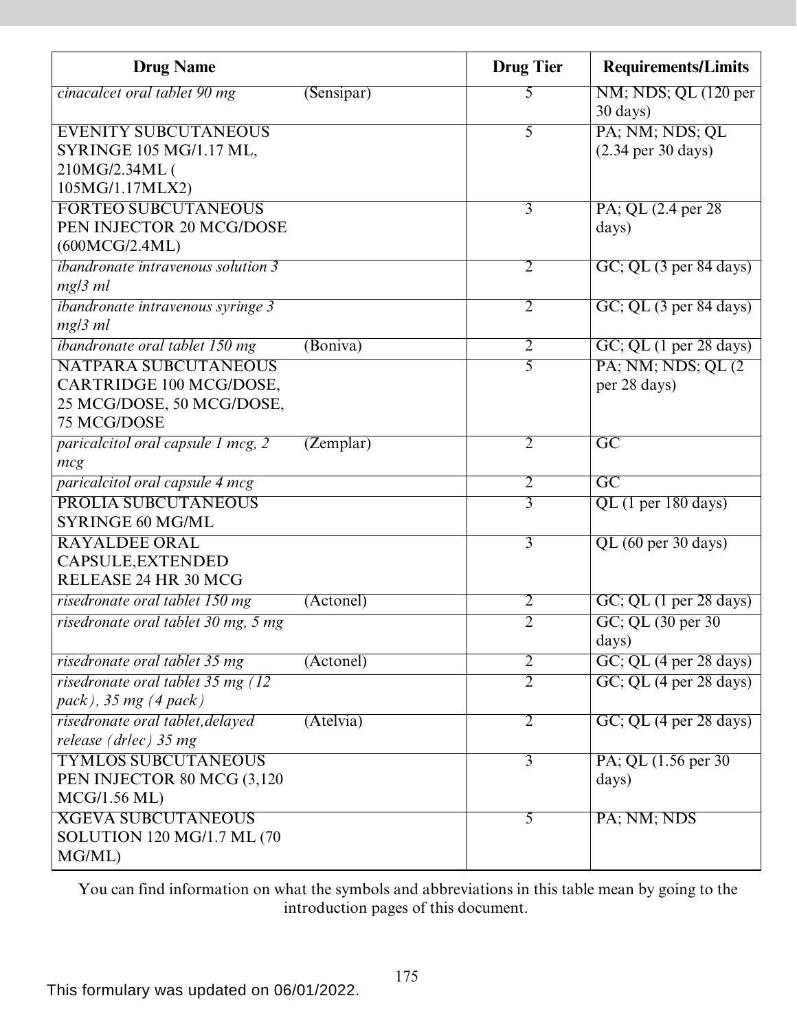| Drug Name | | Drug Tier | Requirements/Limits |
|---|---|---|---|
| *cinacalcet oral tablet 90 mg* | (Sensipar) | 5 | NM; NDS; QL (120 per 30 days) |
| EVENITY SUBCUTANEOUS SYRINGE 105 MG/1.17 ML, 210MG/2.34ML ( 105MG/1.17MLX2) | | 5 | PA; NM; NDS; QL (2.34 per 30 days) |
| FORTEO SUBCUTANEOUS PEN INJECTOR 20 MCG/DOSE (600MCG/2.4ML) | | 3 | PA; QL (2.4 per 28 days) |
| *ibandronate intravenous solution 3 mg/3 ml* | | 2 | GC; QL (3 per 84 days) |
| *ibandronate intravenous syringe 3 mg/3 ml* | | 2 | GC; QL (3 per 84 days) |
| *ibandronate oral tablet 150 mg* | (Boniva) | 2 | GC; QL (1 per 28 days) |
| NATPARA SUBCUTANEOUS CARTRIDGE 100 MCG/DOSE, 25 MCG/DOSE, 50 MCG/DOSE, 75 MCG/DOSE | | 5 | PA; NM; NDS; QL (2 per 28 days) |
| *paricalcitol oral capsule 1 mcg, 2 mcg* | (Zemplar) | 2 | GC |
| *paricalcitol oral capsule 4 mcg* | | 2 | GC |
| PROLIA SUBCUTANEOUS SYRINGE 60 MG/ML | | 3 | QL (1 per 180 days) |
| RAYALDEE ORAL CAPSULE,EXTENDED RELEASE 24 HR 30 MCG | | 3 | QL (60 per 30 days) |
| *risedronate oral tablet 150 mg* | (Actonel) | 2 | GC; QL (1 per 28 days) |
| *risedronate oral tablet 30 mg, 5 mg* | | 2 | GC; QL (30 per 30 days) |
| *risedronate oral tablet 35 mg* | (Actonel) | 2 | GC; QL (4 per 28 days) |
| *risedronate oral tablet 35 mg (12 pack), 35 mg (4 pack)* | | 2 | GC; QL (4 per 28 days) |
| *risedronate oral tablet,delayed release (dr/ec) 35 mg* | (Atelvia) | 2 | GC; QL (4 per 28 days) |
| TYMLOS SUBCUTANEOUS PEN INJECTOR 80 MCG (3,120 MCG/1.56 ML) | | 3 | PA; QL (1.56 per 30 days) |
| XGEVA SUBCUTANEOUS SOLUTION 120 MG/1.7 ML (70 MG/ML) | | 5 | PA; NM; NDS |

You can find information on what the symbols and abbreviations in this table mean by going to the introduction pages of this document.

This formulary was updated on 06/01/2022.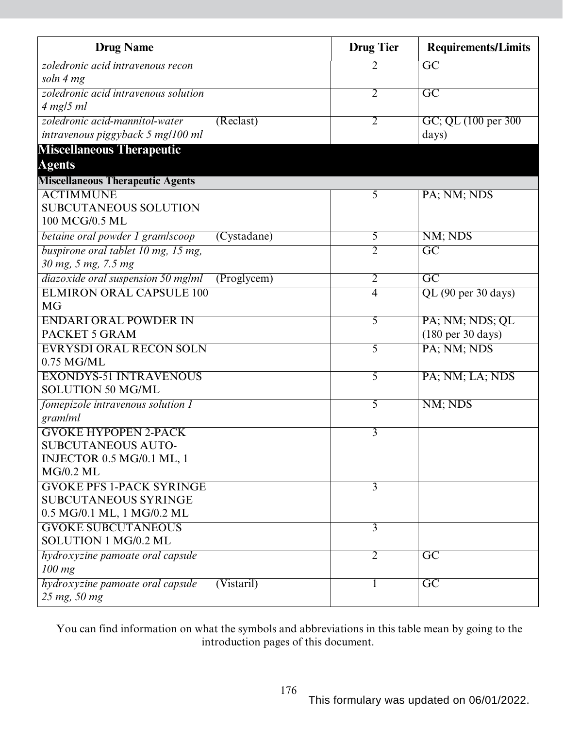| Drug Name | Drug Tier | Requirements/Limits |
|---|---|---|
| *zoledronic acid intravenous recon soln 4 mg* | 2 | GC |
| *zoledronic acid intravenous solution 4 mg/5 ml* | 2 | GC |
| *zoledronic acid-mannitol-water intravenous piggyback 5 mg/100 ml* (Reclast) | 2 | GC; QL (100 per 300 days) |
| **Miscellaneous Therapeutic Agents** | | |
| **Miscellaneous Therapeutic Agents** | | |
| ACTIMMUNE SUBCUTANEOUS SOLUTION 100 MCG/0.5 ML | 5 | PA; NM; NDS |
| *betaine oral powder 1 gram/scoop* (Cystadane) | 5 | NM; NDS |
| *buspirone oral tablet 10 mg, 15 mg, 30 mg, 5 mg, 7.5 mg* | 2 | GC |
| *diazoxide oral suspension 50 mg/ml* (Proglycem) | 2 | GC |
| ELMIRON ORAL CAPSULE 100 MG | 4 | QL (90 per 30 days) |
| ENDARI ORAL POWDER IN PACKET 5 GRAM | 5 | PA; NM; NDS; QL (180 per 30 days) |
| EVRYSDI ORAL RECON SOLN 0.75 MG/ML | 5 | PA; NM; NDS |
| EXONDYS-51 INTRAVENOUS SOLUTION 50 MG/ML | 5 | PA; NM; LA; NDS |
| *fomepizole intravenous solution 1 gram/ml* | 5 | NM; NDS |
| GVOKE HYPOPEN 2-PACK SUBCUTANEOUS AUTO-INJECTOR 0.5 MG/0.1 ML, 1 MG/0.2 ML | 3 | |
| GVOKE PFS 1-PACK SYRINGE SUBCUTANEOUS SYRINGE 0.5 MG/0.1 ML, 1 MG/0.2 ML | 3 | |
| GVOKE SUBCUTANEOUS SOLUTION 1 MG/0.2 ML | 3 | |
| *hydroxyzine pamoate oral capsule 100 mg* | 2 | GC |
| *hydroxyzine pamoate oral capsule 25 mg, 50 mg* (Vistaril) | 1 | GC |

You can find information on what the symbols and abbreviations in this table mean by going to the introduction pages of this document.

This formulary was updated on 06/01/2022.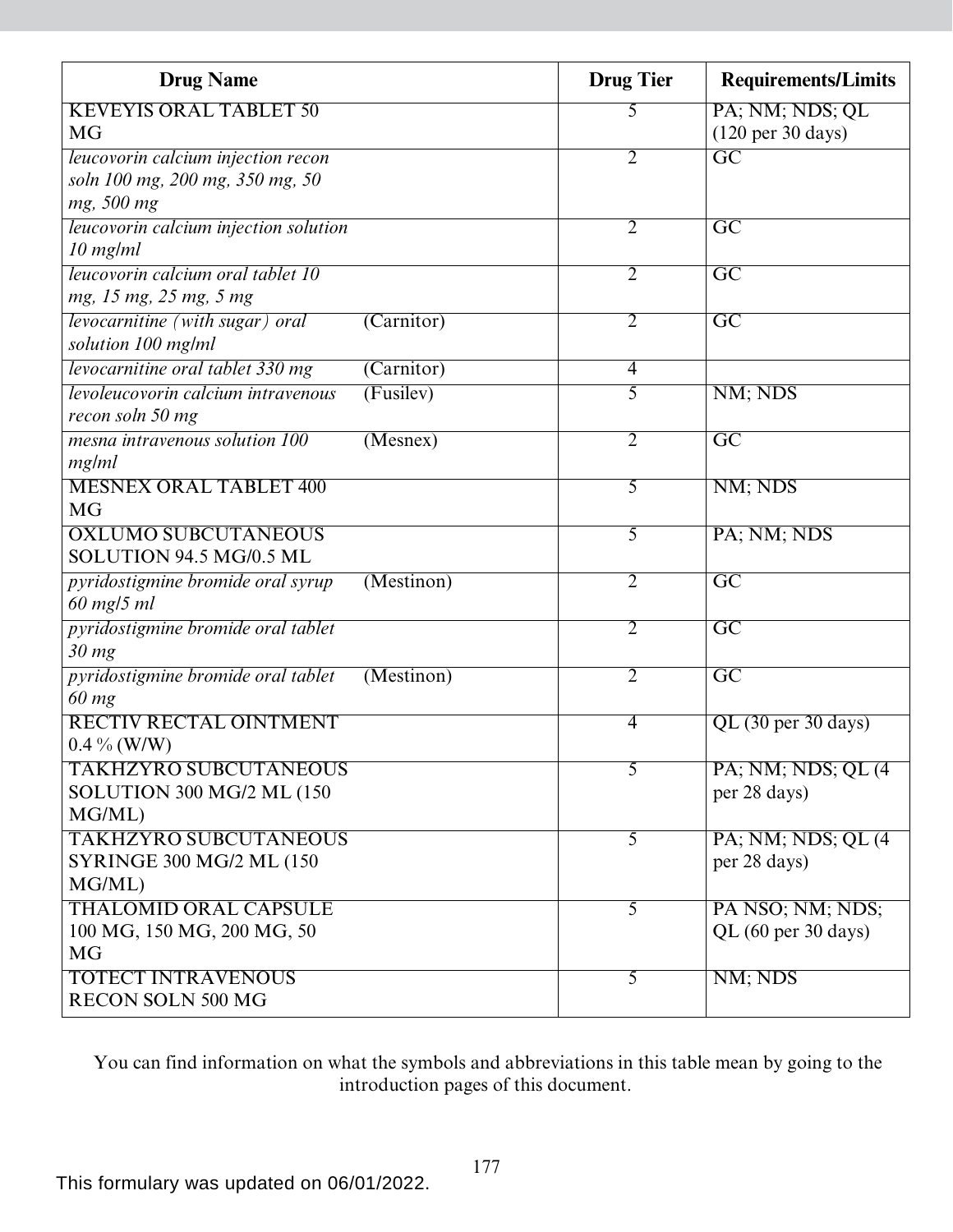| Drug Name | | Drug Tier | Requirements/Limits |
|---|---|---|---|
| KEVEYIS ORAL TABLET 50 MG | | 5 | PA; NM; NDS; QL (120 per 30 days) |
| *leucovorin calcium injection recon soln 100 mg, 200 mg, 350 mg, 50 mg, 500 mg* | | 2 | GC |
| *leucovorin calcium injection solution 10 mg/ml* | | 2 | GC |
| *leucovorin calcium oral tablet 10 mg, 15 mg, 25 mg, 5 mg* | | 2 | GC |
| *levocarnitine (with sugar) oral solution 100 mg/ml* | (Carnitor) | 2 | GC |
| *levocarnitine oral tablet 330 mg* | (Carnitor) | 4 | |
| *levoleucovorin calcium intravenous recon soln 50 mg* | (Fusilev) | 5 | NM; NDS |
| *mesna intravenous solution 100 mg/ml* | (Mesnex) | 2 | GC |
| MESNEX ORAL TABLET 400 MG | | 5 | NM; NDS |
| OXLUMO SUBCUTANEOUS SOLUTION 94.5 MG/0.5 ML | | 5 | PA; NM; NDS |
| *pyridostigmine bromide oral syrup 60 mg/5 ml* | (Mestinon) | 2 | GC |
| *pyridostigmine bromide oral tablet 30 mg* | | 2 | GC |
| *pyridostigmine bromide oral tablet 60 mg* | (Mestinon) | 2 | GC |
| RECTIV RECTAL OINTMENT 0.4 % (W/W) | | 4 | QL (30 per 30 days) |
| TAKHZYRO SUBCUTANEOUS SOLUTION 300 MG/2 ML (150 MG/ML) | | 5 | PA; NM; NDS; QL (4 per 28 days) |
| TAKHZYRO SUBCUTANEOUS SYRINGE 300 MG/2 ML (150 MG/ML) | | 5 | PA; NM; NDS; QL (4 per 28 days) |
| THALOMID ORAL CAPSULE 100 MG, 150 MG, 200 MG, 50 MG | | 5 | PA NSO; NM; NDS; QL (60 per 30 days) |
| TOTECT INTRAVENOUS RECON SOLN 500 MG | | 5 | NM; NDS |

You can find information on what the symbols and abbreviations in this table mean by going to the introduction pages of this document.

This formulary was updated on 06/01/2022.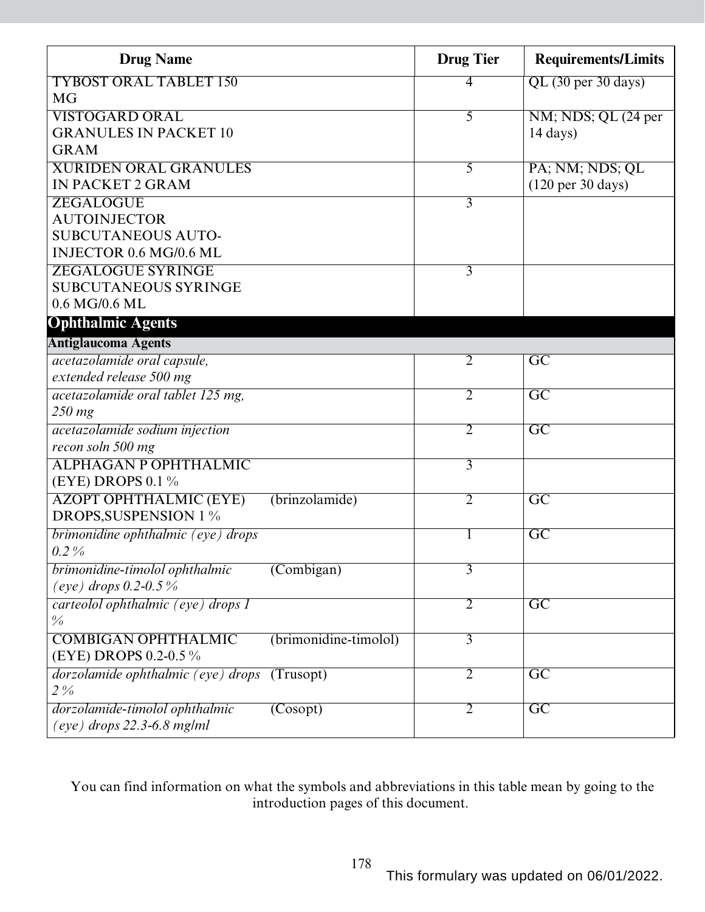| Drug Name | | Drug Tier | Requirements/Limits |
|---|---|---|---|
| TYBOST ORAL TABLET 150 MG | | 4 | QL (30 per 30 days) |
| VISTOGARD ORAL GRANULES IN PACKET 10 GRAM | | 5 | NM; NDS; QL (24 per 14 days) |
| XURIDEN ORAL GRANULES IN PACKET 2 GRAM | | 5 | PA; NM; NDS; QL (120 per 30 days) |
| ZEGALOGUE AUTOINJECTOR SUBCUTANEOUS AUTO-INJECTOR 0.6 MG/0.6 ML | | 3 | |
| ZEGALOGUE SYRINGE SUBCUTANEOUS SYRINGE 0.6 MG/0.6 ML | | 3 | |
| **Ophthalmic Agents** | | | |
| **Antiglaucoma Agents** | | | |
| *acetazolamide oral capsule, extended release 500 mg* | | 2 | GC |
| *acetazolamide oral tablet 125 mg, 250 mg* | | 2 | GC |
| *acetazolamide sodium injection recon soln 500 mg* | | 2 | GC |
| ALPHAGAN P OPHTHALMIC (EYE) DROPS 0.1 % | | 3 | |
| AZOPT OPHTHALMIC (EYE) DROPS,SUSPENSION 1 % | (brinzolamide) | 2 | GC |
| *brimonidine ophthalmic (eye) drops 0.2 %* | | 1 | GC |
| *brimonidine-timolol ophthalmic (eye) drops 0.2-0.5 %* | (Combigan) | 3 | |
| *carteolol ophthalmic (eye) drops 1 %* | | 2 | GC |
| COMBIGAN OPHTHALMIC (EYE) DROPS 0.2-0.5 % | (brimonidine-timolol) | 3 | |
| *dorzolamide ophthalmic (eye) drops 2 %* | (Trusopt) | 2 | GC |
| *dorzolamide-timolol ophthalmic (eye) drops 22.3-6.8 mg/ml* | (Cosopt) | 2 | GC |

You can find information on what the symbols and abbreviations in this table mean by going to the introduction pages of this document.

This formulary was updated on 06/01/2022.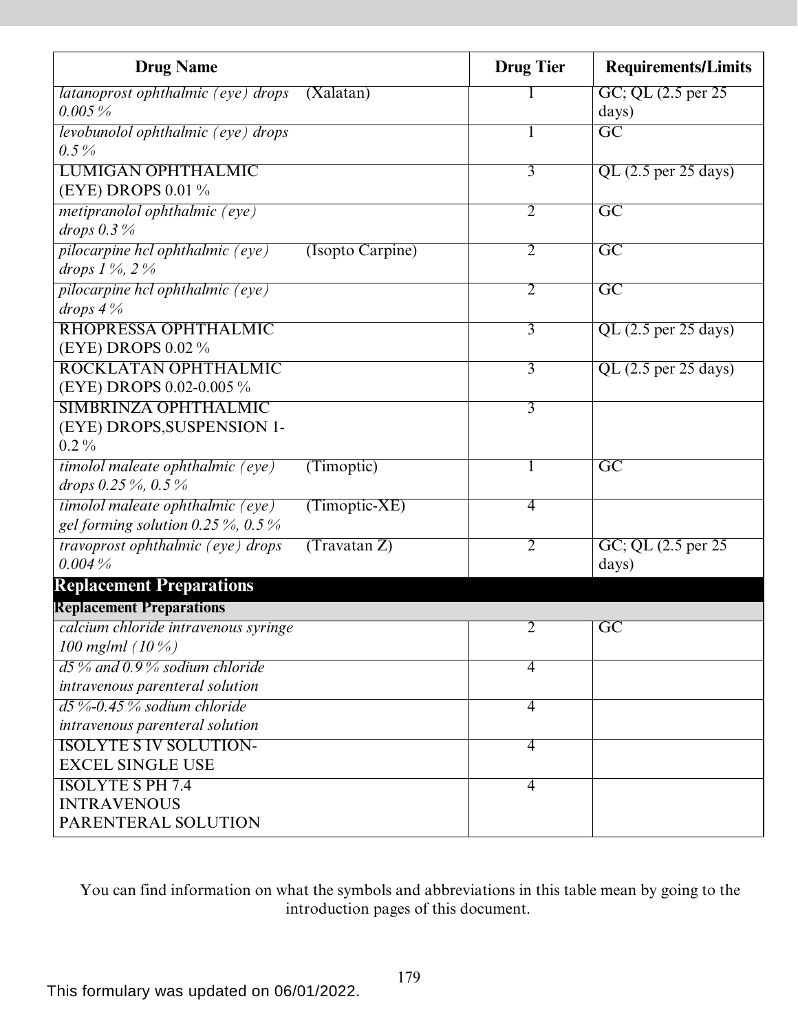| Drug Name | | Drug Tier | Requirements/Limits |
|---|---|---|---|
| *latanoprost ophthalmic (eye) drops 0.005 %* | (Xalatan) | 1 | GC; QL (2.5 per 25 days) |
| *levobunolol ophthalmic (eye) drops 0.5 %* | | 1 | GC |
| LUMIGAN OPHTHALMIC (EYE) DROPS 0.01 % | | 3 | QL (2.5 per 25 days) |
| *metipranolol ophthalmic (eye) drops 0.3 %* | | 2 | GC |
| *pilocarpine hcl ophthalmic (eye) drops 1 %, 2 %* | (Isopto Carpine) | 2 | GC |
| *pilocarpine hcl ophthalmic (eye) drops 4 %* | | 2 | GC |
| RHOPRESSA OPHTHALMIC (EYE) DROPS 0.02 % | | 3 | QL (2.5 per 25 days) |
| ROCKLATAN OPHTHALMIC (EYE) DROPS 0.02-0.005 % | | 3 | QL (2.5 per 25 days) |
| SIMBRINZA OPHTHALMIC (EYE) DROPS,SUSPENSION 1-0.2 % | | 3 | |
| *timolol maleate ophthalmic (eye) drops 0.25 %, 0.5 %* | (Timoptic) | 1 | GC |
| *timolol maleate ophthalmic (eye) gel forming solution 0.25 %, 0.5 %* | (Timoptic-XE) | 4 | |
| *travoprost ophthalmic (eye) drops 0.004 %* | (Travatan Z) | 2 | GC; QL (2.5 per 25 days) |
| **Replacement Preparations** | | | |
| **Replacement Preparations** | | | |
| *calcium chloride intravenous syringe 100 mg/ml (10 %)* | | 2 | GC |
| *d5 % and 0.9 % sodium chloride intravenous parenteral solution* | | 4 | |
| *d5 %-0.45 % sodium chloride intravenous parenteral solution* | | 4 | |
| ISOLYTE S IV SOLUTION-EXCEL SINGLE USE | | 4 | |
| ISOLYTE S PH 7.4 INTRAVENOUS PARENTERAL SOLUTION | | 4 | |

You can find information on what the symbols and abbreviations in this table mean by going to the introduction pages of this document.

This formulary was updated on 06/01/2022.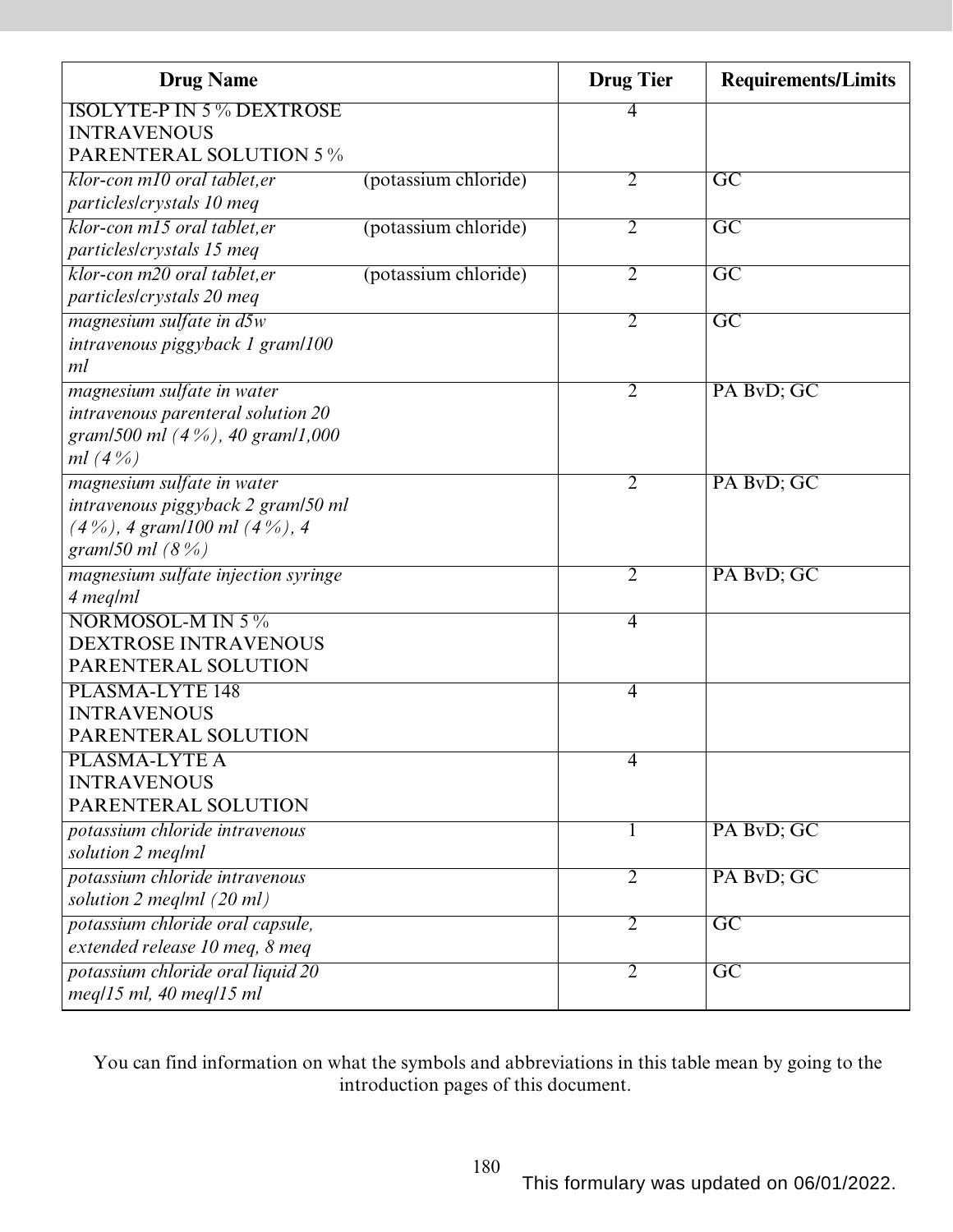| Drug Name | Drug Tier | Requirements/Limits |
|---|---|---|
| ISOLYTE-P IN 5 % DEXTROSE INTRAVENOUS PARENTERAL SOLUTION 5 % | 4 | |
| *klor-con m10 oral tablet,er particles/crystals 10 meq* (potassium chloride) | 2 | GC |
| *klor-con m15 oral tablet,er particles/crystals 15 meq* (potassium chloride) | 2 | GC |
| *klor-con m20 oral tablet,er particles/crystals 20 meq* (potassium chloride) | 2 | GC |
| *magnesium sulfate in d5w intravenous piggyback 1 gram/100 ml* | 2 | GC |
| *magnesium sulfate in water intravenous parenteral solution 20 gram/500 ml (4 %), 40 gram/1,000 ml (4 %)* | 2 | PA BvD; GC |
| *magnesium sulfate in water intravenous piggyback 2 gram/50 ml (4 %), 4 gram/100 ml (4 %), 4 gram/50 ml (8 %)* | 2 | PA BvD; GC |
| *magnesium sulfate injection syringe 4 meq/ml* | 2 | PA BvD; GC |
| NORMOSOL-M IN 5 % DEXTROSE INTRAVENOUS PARENTERAL SOLUTION | 4 | |
| PLASMA-LYTE 148 INTRAVENOUS PARENTERAL SOLUTION | 4 | |
| PLASMA-LYTE A INTRAVENOUS PARENTERAL SOLUTION | 4 | |
| *potassium chloride intravenous solution 2 meq/ml* | 1 | PA BvD; GC |
| *potassium chloride intravenous solution 2 meq/ml (20 ml)* | 2 | PA BvD; GC |
| *potassium chloride oral capsule, extended release 10 meq, 8 meq* | 2 | GC |
| *potassium chloride oral liquid 20 meq/15 ml, 40 meq/15 ml* | 2 | GC |

You can find information on what the symbols and abbreviations in this table mean by going to the introduction pages of this document.

This formulary was updated on 06/01/2022.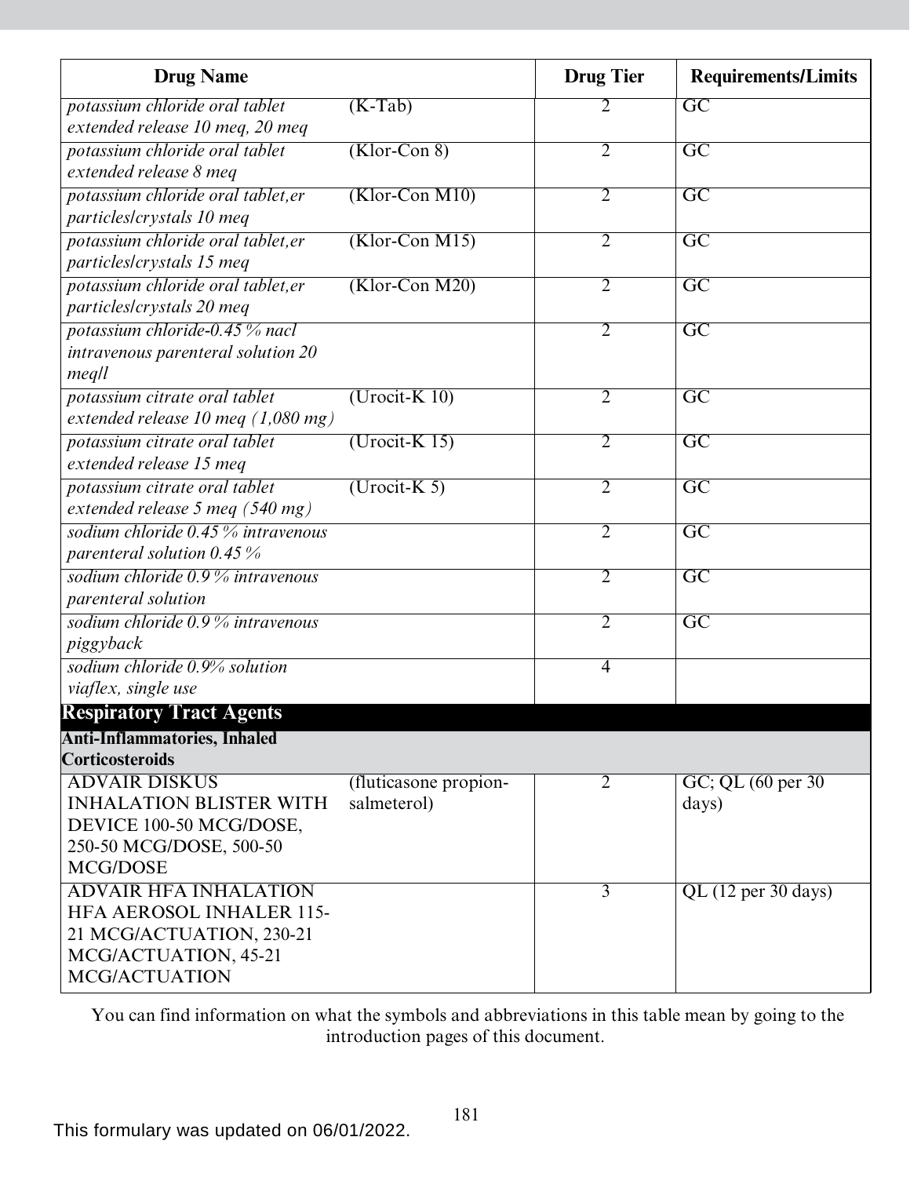| Drug Name | | Drug Tier | Requirements/Limits |
|---|---|---|---|
| *potassium chloride oral tablet extended release 10 meq, 20 meq* | (K-Tab) | 2 | GC |
| *potassium chloride oral tablet extended release 8 meq* | (Klor-Con 8) | 2 | GC |
| *potassium chloride oral tablet,er particles/crystals 10 meq* | (Klor-Con M10) | 2 | GC |
| *potassium chloride oral tablet,er particles/crystals 15 meq* | (Klor-Con M15) | 2 | GC |
| *potassium chloride oral tablet,er particles/crystals 20 meq* | (Klor-Con M20) | 2 | GC |
| *potassium chloride-0.45 % nacl intravenous parenteral solution 20 meq/l* | | 2 | GC |
| *potassium citrate oral tablet extended release 10 meq (1,080 mg)* | (Urocit-K 10) | 2 | GC |
| *potassium citrate oral tablet extended release 15 meq* | (Urocit-K 15) | 2 | GC |
| *potassium citrate oral tablet extended release 5 meq (540 mg)* | (Urocit-K 5) | 2 | GC |
| *sodium chloride 0.45 % intravenous parenteral solution 0.45 %* | | 2 | GC |
| *sodium chloride 0.9 % intravenous parenteral solution* | | 2 | GC |
| *sodium chloride 0.9 % intravenous piggyback* | | 2 | GC |
| *sodium chloride 0.9% solution viaflex, single use* | | 4 | |
| **Respiratory Tract Agents** | | | |
| **Anti-Inflammatories, Inhaled Corticosteroids** | | | |
| ADVAIR DISKUS INHALATION BLISTER WITH DEVICE 100-50 MCG/DOSE, 250-50 MCG/DOSE, 500-50 MCG/DOSE | (fluticasone propion-salmeterol) | 2 | GC; QL (60 per 30 days) |
| ADVAIR HFA INHALATION HFA AEROSOL INHALER 115-21 MCG/ACTUATION, 230-21 MCG/ACTUATION, 45-21 MCG/ACTUATION | | 3 | QL (12 per 30 days) |

You can find information on what the symbols and abbreviations in this table mean by going to the introduction pages of this document.

This formulary was updated on 06/01/2022.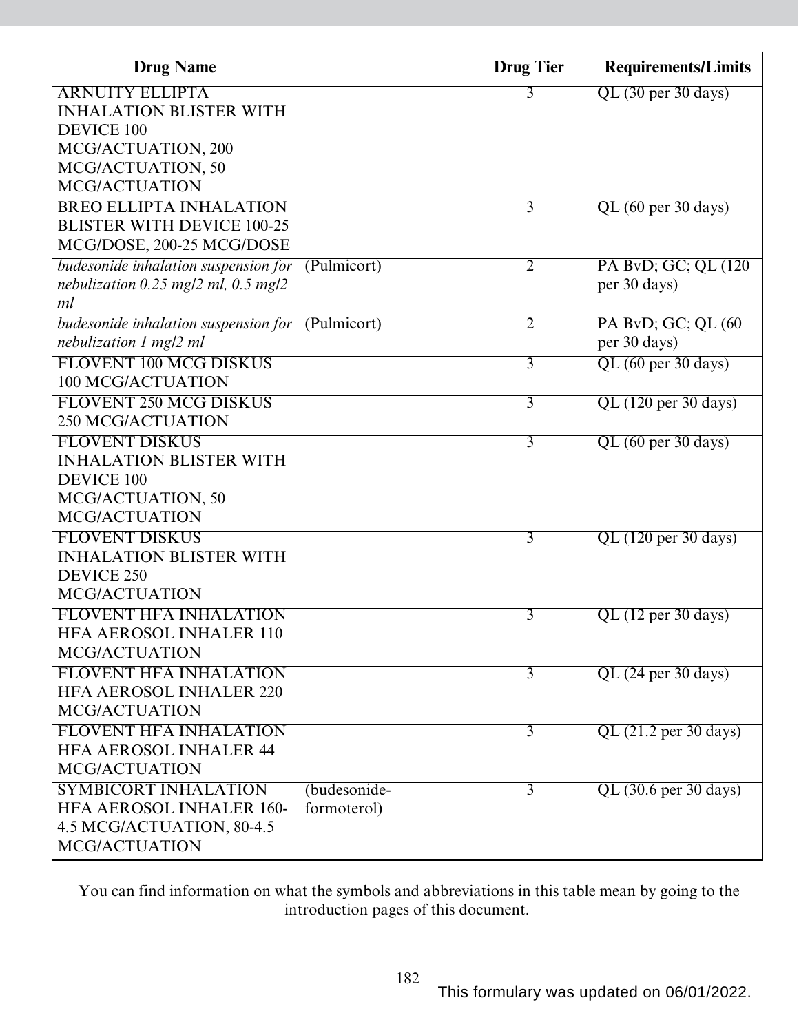| Drug Name | | Drug Tier | Requirements/Limits |
|---|---|---|---|
| ARNUITY ELLIPTA INHALATION BLISTER WITH DEVICE 100 MCG/ACTUATION, 200 MCG/ACTUATION, 50 MCG/ACTUATION | | 3 | QL (30 per 30 days) |
| BREO ELLIPTA INHALATION BLISTER WITH DEVICE 100-25 MCG/DOSE, 200-25 MCG/DOSE | | 3 | QL (60 per 30 days) |
| *budesonide inhalation suspension for nebulization 0.25 mg/2 ml, 0.5 mg/2 ml* | (Pulmicort) | 2 | PA BvD; GC; QL (120 per 30 days) |
| *budesonide inhalation suspension for nebulization 1 mg/2 ml* | (Pulmicort) | 2 | PA BvD; GC; QL (60 per 30 days) |
| FLOVENT 100 MCG DISKUS 100 MCG/ACTUATION | | 3 | QL (60 per 30 days) |
| FLOVENT 250 MCG DISKUS 250 MCG/ACTUATION | | 3 | QL (120 per 30 days) |
| FLOVENT DISKUS INHALATION BLISTER WITH DEVICE 100 MCG/ACTUATION, 50 MCG/ACTUATION | | 3 | QL (60 per 30 days) |
| FLOVENT DISKUS INHALATION BLISTER WITH DEVICE 250 MCG/ACTUATION | | 3 | QL (120 per 30 days) |
| FLOVENT HFA INHALATION HFA AEROSOL INHALER 110 MCG/ACTUATION | | 3 | QL (12 per 30 days) |
| FLOVENT HFA INHALATION HFA AEROSOL INHALER 220 MCG/ACTUATION | | 3 | QL (24 per 30 days) |
| FLOVENT HFA INHALATION HFA AEROSOL INHALER 44 MCG/ACTUATION | | 3 | QL (21.2 per 30 days) |
| SYMBICORT INHALATION HFA AEROSOL INHALER 160-4.5 MCG/ACTUATION, 80-4.5 MCG/ACTUATION | (budesonide-formoterol) | 3 | QL (30.6 per 30 days) |

You can find information on what the symbols and abbreviations in this table mean by going to the introduction pages of this document.

This formulary was updated on 06/01/2022.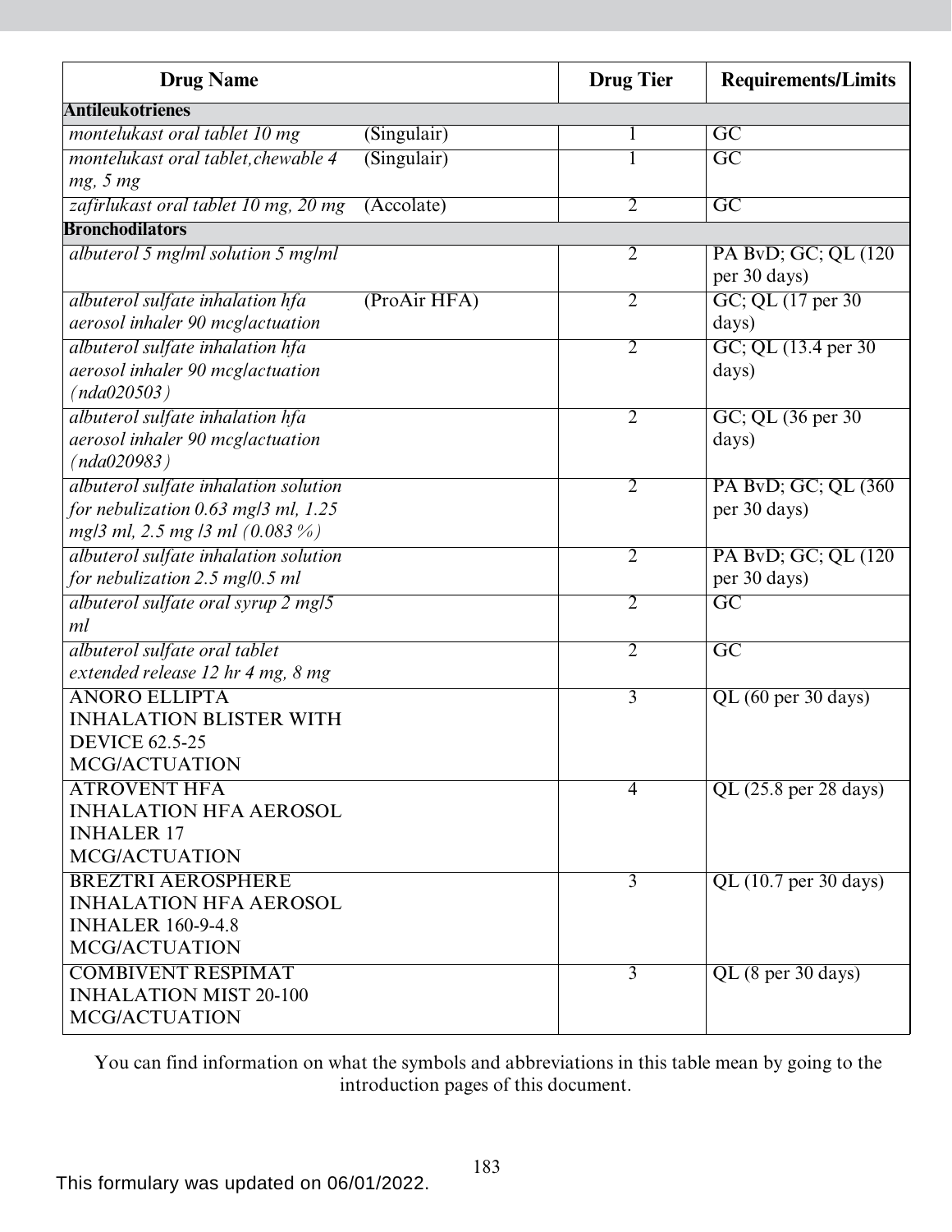| Drug Name | | Drug Tier | Requirements/Limits |
|---|---|---|---|
| **Antileukotrienes** | | | |
| *montelukast oral tablet 10 mg* | (Singulair) | 1 | GC |
| *montelukast oral tablet,chewable 4 mg, 5 mg* | (Singulair) | 1 | GC |
| *zafirlukast oral tablet 10 mg, 20 mg* | (Accolate) | 2 | GC |
| **Bronchodilators** | | | |
| *albuterol 5 mg/ml solution 5 mg/ml* | | 2 | PA BvD; GC; QL (120 per 30 days) |
| *albuterol sulfate inhalation hfa aerosol inhaler 90 mcg/actuation* | (ProAir HFA) | 2 | GC; QL (17 per 30 days) |
| *albuterol sulfate inhalation hfa aerosol inhaler 90 mcg/actuation (nda020503)* | | 2 | GC; QL (13.4 per 30 days) |
| *albuterol sulfate inhalation hfa aerosol inhaler 90 mcg/actuation (nda020983)* | | 2 | GC; QL (36 per 30 days) |
| *albuterol sulfate inhalation solution for nebulization 0.63 mg/3 ml, 1.25 mg/3 ml, 2.5 mg /3 ml (0.083 %)* | | 2 | PA BvD; GC; QL (360 per 30 days) |
| *albuterol sulfate inhalation solution for nebulization 2.5 mg/0.5 ml* | | 2 | PA BvD; GC; QL (120 per 30 days) |
| *albuterol sulfate oral syrup 2 mg/5 ml* | | 2 | GC |
| *albuterol sulfate oral tablet extended release 12 hr 4 mg, 8 mg* | | 2 | GC |
| ANORO ELLIPTA INHALATION BLISTER WITH DEVICE 62.5-25 MCG/ACTUATION | | 3 | QL (60 per 30 days) |
| ATROVENT HFA INHALATION HFA AEROSOL INHALER 17 MCG/ACTUATION | | 4 | QL (25.8 per 28 days) |
| BREZTRI AEROSPHERE INHALATION HFA AEROSOL INHALER 160-9-4.8 MCG/ACTUATION | | 3 | QL (10.7 per 30 days) |
| COMBIVENT RESPIMAT INHALATION MIST 20-100 MCG/ACTUATION | | 3 | QL (8 per 30 days) |

You can find information on what the symbols and abbreviations in this table mean by going to the introduction pages of this document.

This formulary was updated on 06/01/2022.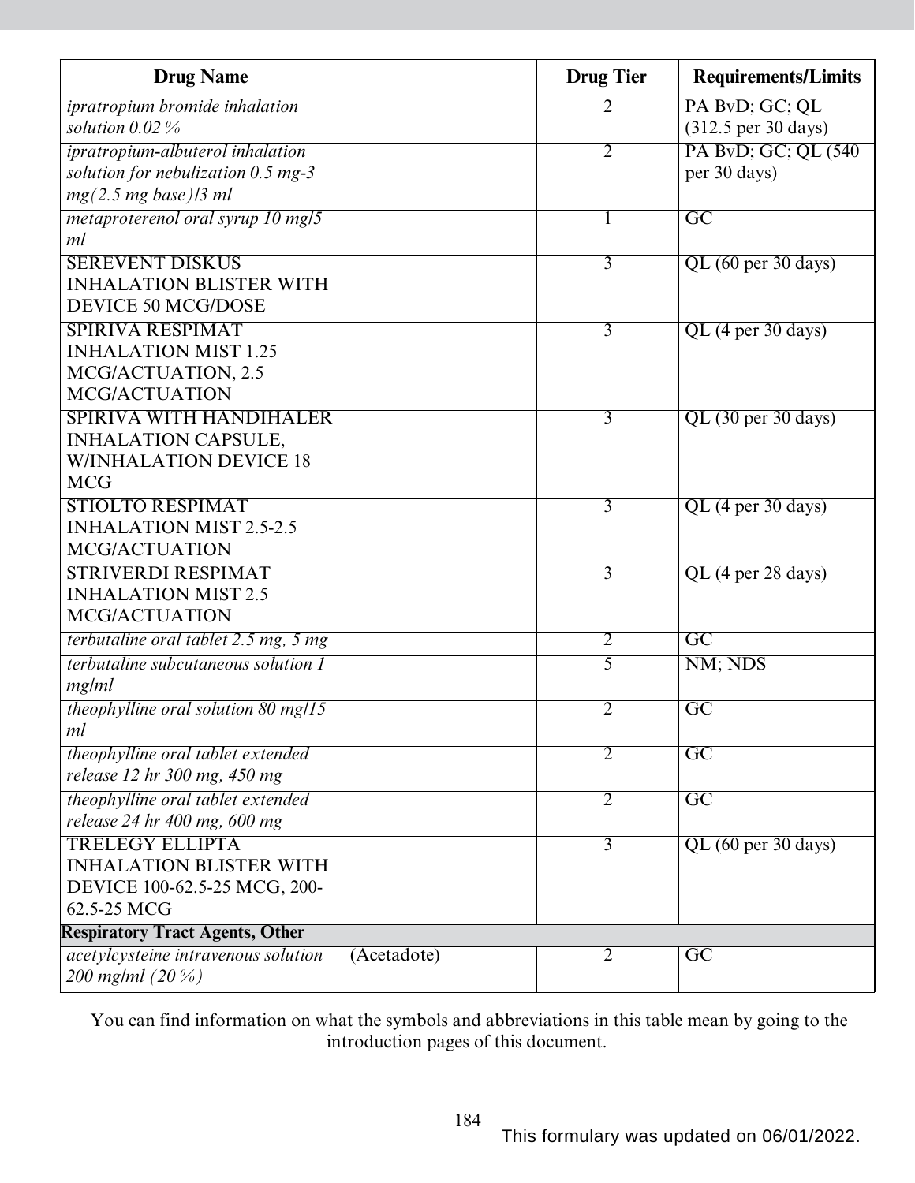| Drug Name | Drug Tier | Requirements/Limits |
| --- | --- | --- |
| *ipratropium bromide inhalation solution 0.02 %* | 2 | PA BvD; GC; QL (312.5 per 30 days) |
| *ipratropium-albuterol inhalation solution for nebulization 0.5 mg-3 mg(2.5 mg base)/3 ml* | 2 | PA BvD; GC; QL (540 per 30 days) |
| *metaproterenol oral syrup 10 mg/5 ml* | 1 | GC |
| SEREVENT DISKUS INHALATION BLISTER WITH DEVICE 50 MCG/DOSE | 3 | QL (60 per 30 days) |
| SPIRIVA RESPIMAT INHALATION MIST 1.25 MCG/ACTUATION, 2.5 MCG/ACTUATION | 3 | QL (4 per 30 days) |
| SPIRIVA WITH HANDIHALER INHALATION CAPSULE, W/INHALATION DEVICE 18 MCG | 3 | QL (30 per 30 days) |
| STIOLTO RESPIMAT INHALATION MIST 2.5-2.5 MCG/ACTUATION | 3 | QL (4 per 30 days) |
| STRIVERDI RESPIMAT INHALATION MIST 2.5 MCG/ACTUATION | 3 | QL (4 per 28 days) |
| *terbutaline oral tablet 2.5 mg, 5 mg* | 2 | GC |
| *terbutaline subcutaneous solution 1 mg/ml* | 5 | NM; NDS |
| *theophylline oral solution 80 mg/15 ml* | 2 | GC |
| *theophylline oral tablet extended release 12 hr 300 mg, 450 mg* | 2 | GC |
| *theophylline oral tablet extended release 24 hr 400 mg, 600 mg* | 2 | GC |
| TRELEGY ELLIPTA INHALATION BLISTER WITH DEVICE 100-62.5-25 MCG, 200-62.5-25 MCG | 3 | QL (60 per 30 days) |
| **Respiratory Tract Agents, Other** | | |
| *acetylcysteine intravenous solution 200 mg/ml (20 %)* (Acetadote) | 2 | GC |

You can find information on what the symbols and abbreviations in this table mean by going to the introduction pages of this document.

This formulary was updated on 06/01/2022.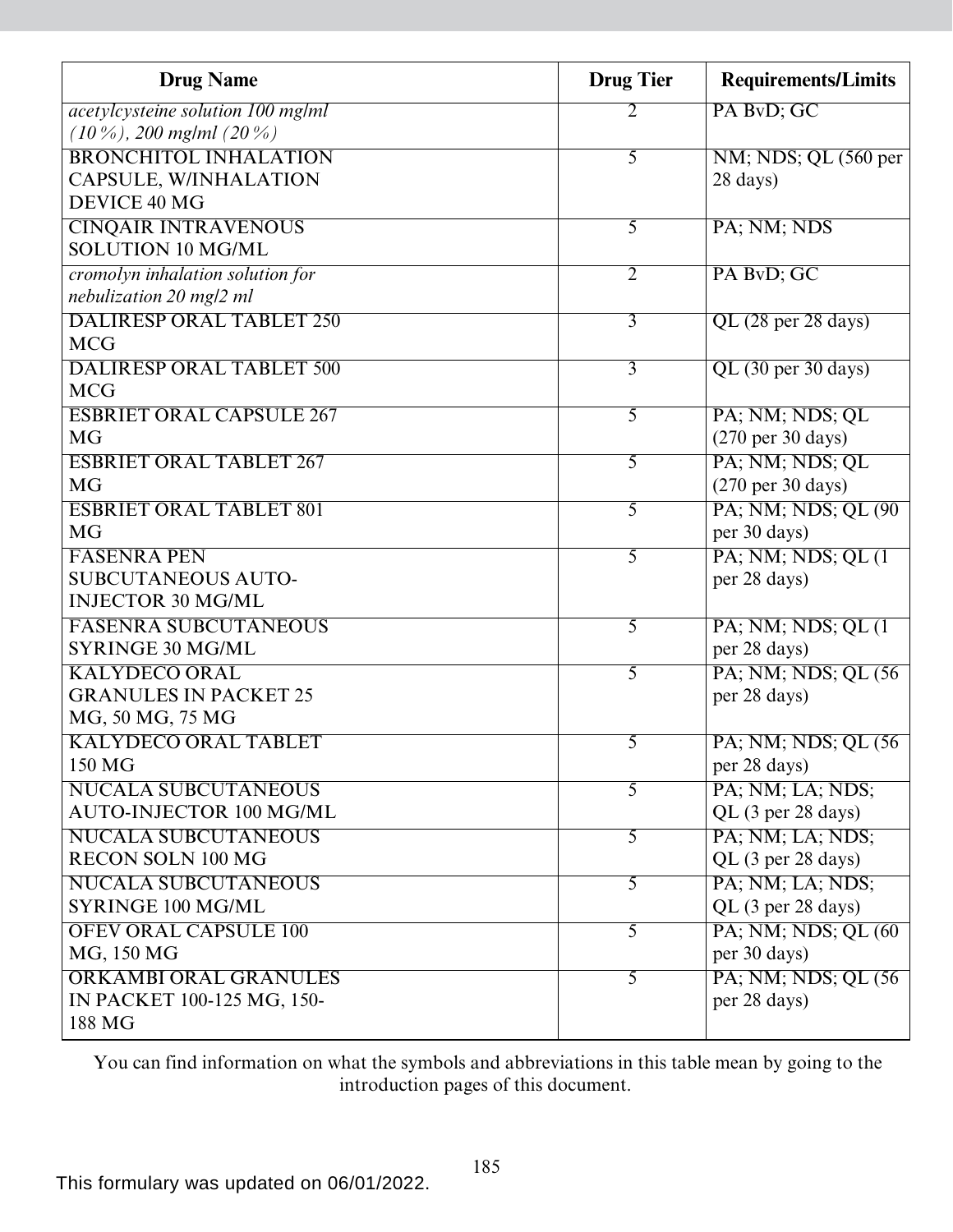| Drug Name | Drug Tier | Requirements/Limits |
|---|---|---|
| *acetylcysteine solution 100 mg/ml (10%), 200 mg/ml (20%)* | 2 | PA BvD; GC |
| BRONCHITOL INHALATION CAPSULE, W/INHALATION DEVICE 40 MG | 5 | NM; NDS; QL (560 per 28 days) |
| CINQAIR INTRAVENOUS SOLUTION 10 MG/ML | 5 | PA; NM; NDS |
| *cromolyn inhalation solution for nebulization 20 mg/2 ml* | 2 | PA BvD; GC |
| DALIRESP ORAL TABLET 250 MCG | 3 | QL (28 per 28 days) |
| DALIRESP ORAL TABLET 500 MCG | 3 | QL (30 per 30 days) |
| ESBRIET ORAL CAPSULE 267 MG | 5 | PA; NM; NDS; QL (270 per 30 days) |
| ESBRIET ORAL TABLET 267 MG | 5 | PA; NM; NDS; QL (270 per 30 days) |
| ESBRIET ORAL TABLET 801 MG | 5 | PA; NM; NDS; QL (90 per 30 days) |
| FASENRA PEN SUBCUTANEOUS AUTO-INJECTOR 30 MG/ML | 5 | PA; NM; NDS; QL (1 per 28 days) |
| FASENRA SUBCUTANEOUS SYRINGE 30 MG/ML | 5 | PA; NM; NDS; QL (1 per 28 days) |
| KALYDECO ORAL GRANULES IN PACKET 25 MG, 50 MG, 75 MG | 5 | PA; NM; NDS; QL (56 per 28 days) |
| KALYDECO ORAL TABLET 150 MG | 5 | PA; NM; NDS; QL (56 per 28 days) |
| NUCALA SUBCUTANEOUS AUTO-INJECTOR 100 MG/ML | 5 | PA; NM; LA; NDS; QL (3 per 28 days) |
| NUCALA SUBCUTANEOUS RECON SOLN 100 MG | 5 | PA; NM; LA; NDS; QL (3 per 28 days) |
| NUCALA SUBCUTANEOUS SYRINGE 100 MG/ML | 5 | PA; NM; LA; NDS; QL (3 per 28 days) |
| OFEV ORAL CAPSULE 100 MG, 150 MG | 5 | PA; NM; NDS; QL (60 per 30 days) |
| ORKAMBI ORAL GRANULES IN PACKET 100-125 MG, 150-188 MG | 5 | PA; NM; NDS; QL (56 per 28 days) |

You can find information on what the symbols and abbreviations in this table mean by going to the introduction pages of this document.

This formulary was updated on 06/01/2022.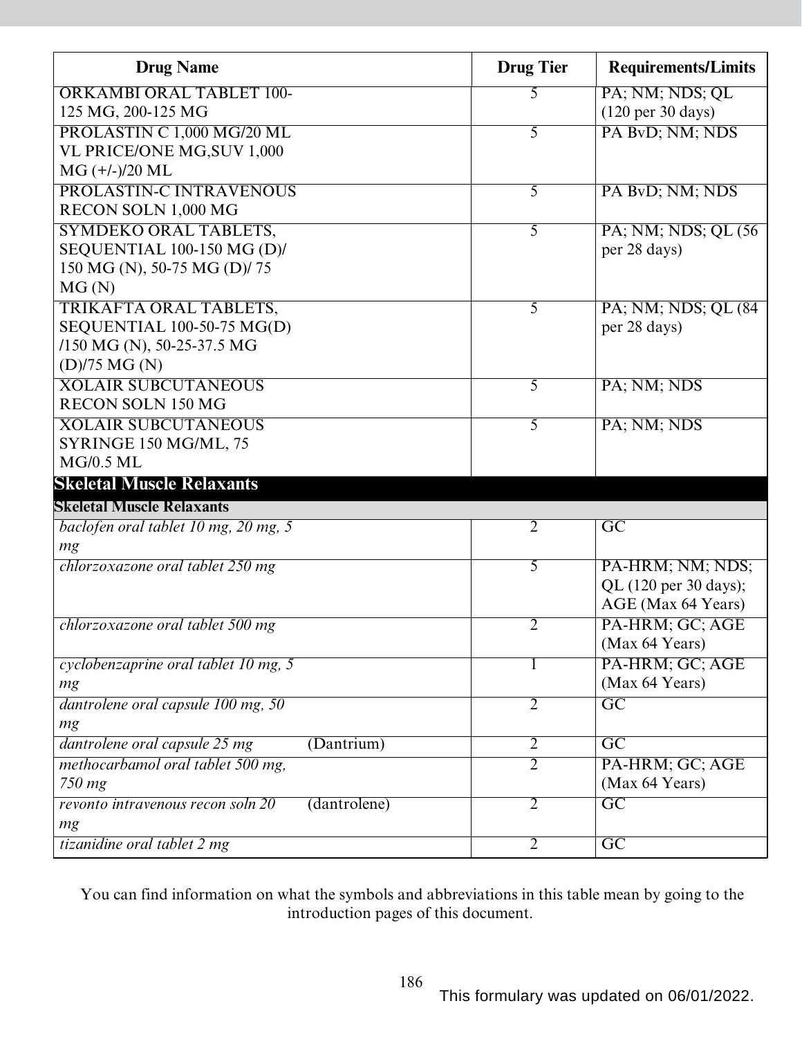| Drug Name | Drug Tier | Requirements/Limits |
|---|---|---|
| ORKAMBI ORAL TABLET 100-125 MG, 200-125 MG | 5 | PA; NM; NDS; QL (120 per 30 days) |
| PROLASTIN C 1,000 MG/20 ML VL PRICE/ONE MG,SUV 1,000 MG (+/-)/20 ML | 5 | PA BvD; NM; NDS |
| PROLASTIN-C INTRAVENOUS RECON SOLN 1,000 MG | 5 | PA BvD; NM; NDS |
| SYMDEKO ORAL TABLETS, SEQUENTIAL 100-150 MG (D)/ 150 MG (N), 50-75 MG (D)/ 75 MG (N) | 5 | PA; NM; NDS; QL (56 per 28 days) |
| TRIKAFTA ORAL TABLETS, SEQUENTIAL 100-50-75 MG(D) /150 MG (N), 50-25-37.5 MG (D)/75 MG (N) | 5 | PA; NM; NDS; QL (84 per 28 days) |
| XOLAIR SUBCUTANEOUS RECON SOLN 150 MG | 5 | PA; NM; NDS |
| XOLAIR SUBCUTANEOUS SYRINGE 150 MG/ML, 75 MG/0.5 ML | 5 | PA; NM; NDS |
| **Skeletal Muscle Relaxants** | | |
| **Skeletal Muscle Relaxants** | | |
| *baclofen oral tablet 10 mg, 20 mg, 5 mg* | 2 | GC |
| *chlorzoxazone oral tablet 250 mg* | 5 | PA-HRM; NM; NDS; QL (120 per 30 days); AGE (Max 64 Years) |
| *chlorzoxazone oral tablet 500 mg* | 2 | PA-HRM; GC; AGE (Max 64 Years) |
| *cyclobenzaprine oral tablet 10 mg, 5 mg* | 1 | PA-HRM; GC; AGE (Max 64 Years) |
| *dantrolene oral capsule 100 mg, 50 mg* | 2 | GC |
| *dantrolene oral capsule 25 mg* (Dantrium) | 2 | GC |
| *methocarbamol oral tablet 500 mg, 750 mg* | 2 | PA-HRM; GC; AGE (Max 64 Years) |
| *revonto intravenous recon soln 20 mg* (dantrolene) | 2 | GC |
| *tizanidine oral tablet 2 mg* | 2 | GC |

You can find information on what the symbols and abbreviations in this table mean by going to the introduction pages of this document.

This formulary was updated on 06/01/2022.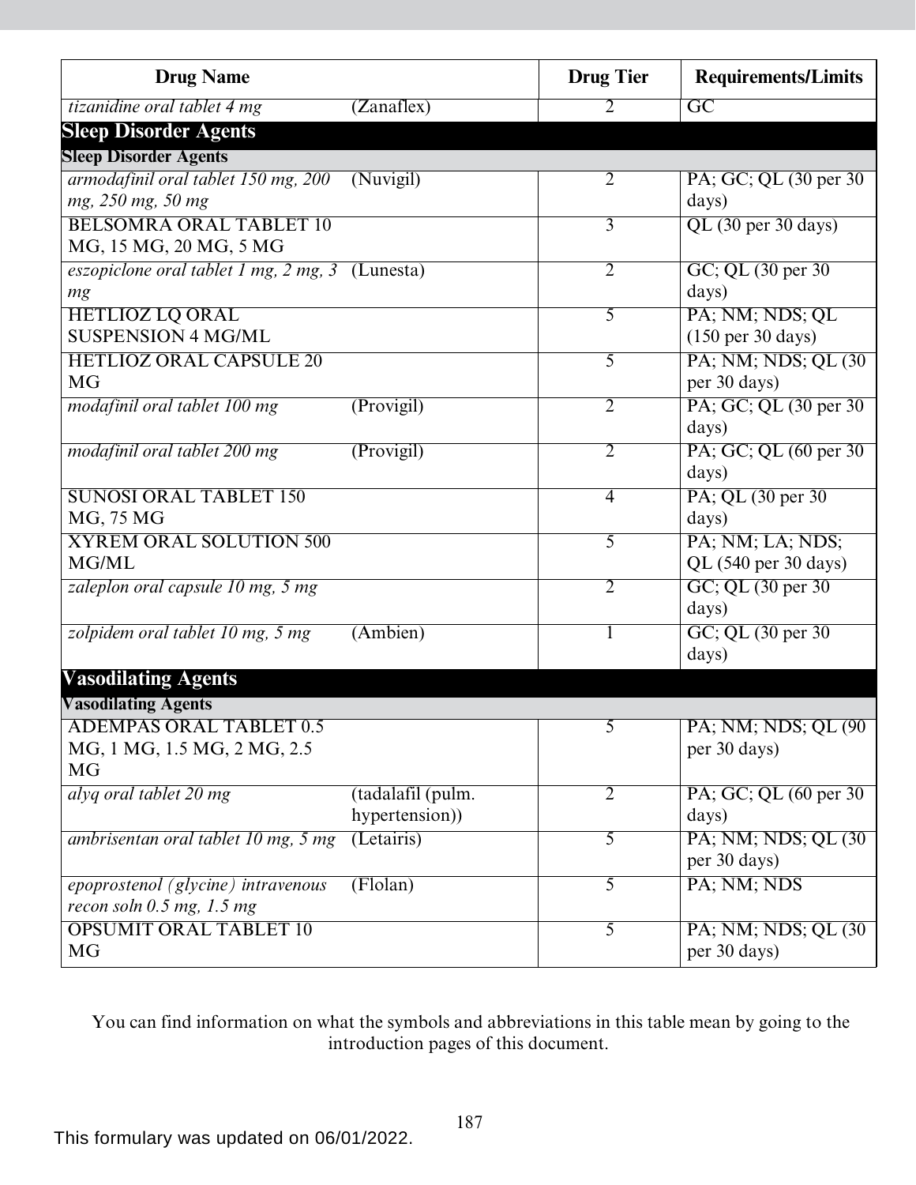| Drug Name | | Drug Tier | Requirements/Limits |
|---|---|---|---|
| *tizanidine oral tablet 4 mg* | (Zanaflex) | 2 | GC |
| **Sleep Disorder Agents** | | | |
| **Sleep Disorder Agents** | | | |
| *armodafinil oral tablet 150 mg, 200 mg, 250 mg, 50 mg* | (Nuvigil) | 2 | PA; GC; QL (30 per 30 days) |
| BELSOMRA ORAL TABLET 10 MG, 15 MG, 20 MG, 5 MG | | 3 | QL (30 per 30 days) |
| *eszopiclone oral tablet 1 mg, 2 mg, 3 mg* | (Lunesta) | 2 | GC; QL (30 per 30 days) |
| HETLIOZ LQ ORAL SUSPENSION 4 MG/ML | | 5 | PA; NM; NDS; QL (150 per 30 days) |
| HETLIOZ ORAL CAPSULE 20 MG | | 5 | PA; NM; NDS; QL (30 per 30 days) |
| *modafinil oral tablet 100 mg* | (Provigil) | 2 | PA; GC; QL (30 per 30 days) |
| *modafinil oral tablet 200 mg* | (Provigil) | 2 | PA; GC; QL (60 per 30 days) |
| SUNOSI ORAL TABLET 150 MG, 75 MG | | 4 | PA; QL (30 per 30 days) |
| XYREM ORAL SOLUTION 500 MG/ML | | 5 | PA; NM; LA; NDS; QL (540 per 30 days) |
| *zaleplon oral capsule 10 mg, 5 mg* | | 2 | GC; QL (30 per 30 days) |
| *zolpidem oral tablet 10 mg, 5 mg* | (Ambien) | 1 | GC; QL (30 per 30 days) |
| **Vasodilating Agents** | | | |
| **Vasodilating Agents** | | | |
| ADEMPAS ORAL TABLET 0.5 MG, 1 MG, 1.5 MG, 2 MG, 2.5 MG | | 5 | PA; NM; NDS; QL (90 per 30 days) |
| *alyq oral tablet 20 mg* | (tadalafil (pulm. hypertension)) | 2 | PA; GC; QL (60 per 30 days) |
| *ambrisentan oral tablet 10 mg, 5 mg* | (Letairis) | 5 | PA; NM; NDS; QL (30 per 30 days) |
| *epoprostenol (glycine) intravenous recon soln 0.5 mg, 1.5 mg* | (Flolan) | 5 | PA; NM; NDS |
| OPSUMIT ORAL TABLET 10 MG | | 5 | PA; NM; NDS; QL (30 per 30 days) |

You can find information on what the symbols and abbreviations in this table mean by going to the introduction pages of this document.

This formulary was updated on 06/01/2022.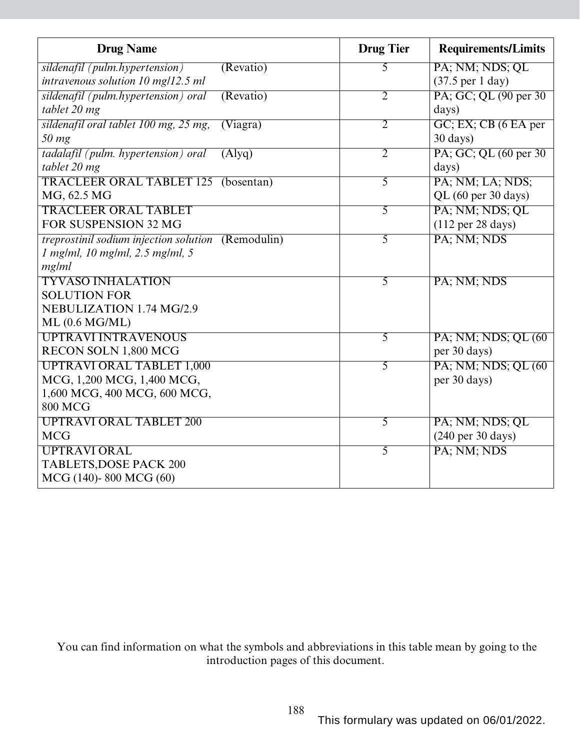| Drug Name | | Drug Tier | Requirements/Limits |
|---|---|---|---|
| *sildenafil (pulm.hypertension) intravenous solution 10 mg/12.5 ml* | (Revatio) | 5 | PA; NM; NDS; QL (37.5 per 1 day) |
| *sildenafil (pulm.hypertension) oral tablet 20 mg* | (Revatio) | 2 | PA; GC; QL (90 per 30 days) |
| *sildenafil oral tablet 100 mg, 25 mg, 50 mg* | (Viagra) | 2 | GC; EX; CB (6 EA per 30 days) |
| *tadalafil (pulm. hypertension) oral tablet 20 mg* | (Alyq) | 2 | PA; GC; QL (60 per 30 days) |
| TRACLEER ORAL TABLET 125 MG, 62.5 MG | (bosentan) | 5 | PA; NM; LA; NDS; QL (60 per 30 days) |
| TRACLEER ORAL TABLET FOR SUSPENSION 32 MG | | 5 | PA; NM; NDS; QL (112 per 28 days) |
| *treprostinil sodium injection solution 1 mg/ml, 10 mg/ml, 2.5 mg/ml, 5 mg/ml* | (Remodulin) | 5 | PA; NM; NDS |
| TYVASO INHALATION SOLUTION FOR NEBULIZATION 1.74 MG/2.9 ML (0.6 MG/ML) | | 5 | PA; NM; NDS |
| UPTRAVI INTRAVENOUS RECON SOLN 1,800 MCG | | 5 | PA; NM; NDS; QL (60 per 30 days) |
| UPTRAVI ORAL TABLET 1,000 MCG, 1,200 MCG, 1,400 MCG, 1,600 MCG, 400 MCG, 600 MCG, 800 MCG | | 5 | PA; NM; NDS; QL (60 per 30 days) |
| UPTRAVI ORAL TABLET 200 MCG | | 5 | PA; NM; NDS; QL (240 per 30 days) |
| UPTRAVI ORAL TABLETS,DOSE PACK 200 MCG (140)- 800 MCG (60) | | 5 | PA; NM; NDS |

You can find information on what the symbols and abbreviations in this table mean by going to the introduction pages of this document.

This formulary was updated on 06/01/2022.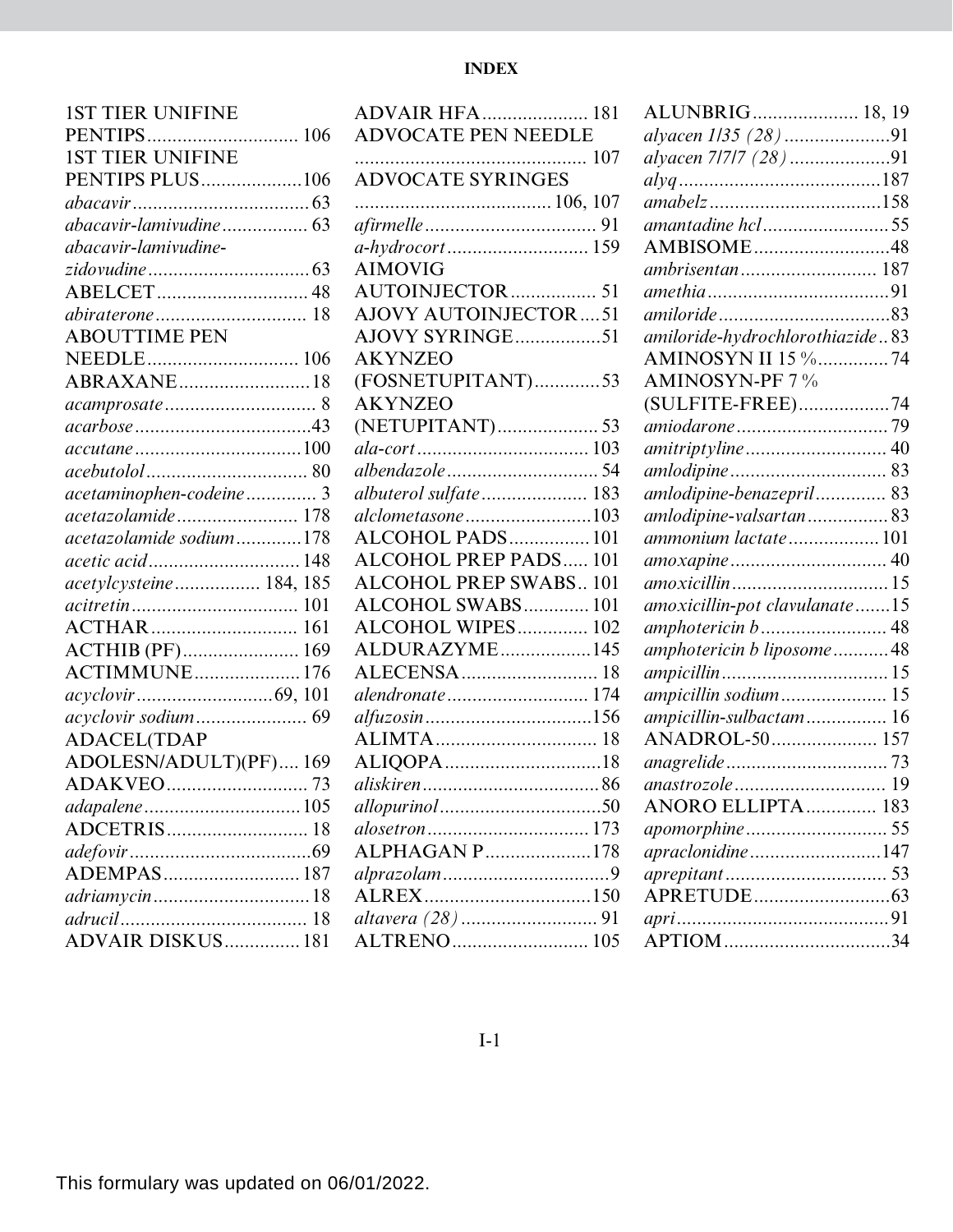# INDEX

1ST TIER UNIFINE PENTIPS .......... 106
1ST TIER UNIFINE PENTIPS PLUS .......... 106
*abacavir* .......... 63
*abacavir-lamivudine* .......... 63
*abacavir-lamivudine-zidovudine* .......... 63
ABELCET .......... 48
*abiraterone* .......... 18
ABOUTTIME PEN NEEDLE .......... 106
ABRAXANE .......... 18
*acamprosate* .......... 8
*acarbose* .......... 43
*accutane* .......... 100
*acebutolol* .......... 80
*acetaminophen-codeine* .......... 3
*acetazolamide* .......... 178
*acetazolamide sodium* .......... 178
*acetic acid* .......... 148
*acetylcysteine* .......... 184, 185
*acitretin* .......... 101
ACTHAR .......... 161
ACTHIB (PF) .......... 169
ACTIMMUNE .......... 176
*acyclovir* .......... 69, 101
*acyclovir sodium* .......... 69
ADACEL(TDAP ADOLESN/ADULT)(PF) .......... 169
ADAKVEO .......... 73
*adapalene* .......... 105
ADCETRIS .......... 18
*adefovir* .......... 69
ADEMPAS .......... 187
*adriamycin* .......... 18
*adrucil* .......... 18
ADVAIR DISKUS .......... 181
ADVAIR HFA .......... 181
ADVOCATE PEN NEEDLE .......... 107
ADVOCATE SYRINGES .......... 106, 107
*afirmelle* .......... 91
*a-hydrocort* .......... 159
AIMOVIG AUTOINJECTOR .......... 51
AJOVY AUTOINJECTOR .......... 51
AJOVY SYRINGE .......... 51
AKYNZEO (FOSNETUPITANT) .......... 53
AKYNZEO (NETUPITANT) .......... 53
*ala-cort* .......... 103
*albendazole* .......... 54
*albuterol sulfate* .......... 183
*alclometasone* .......... 103
ALCOHOL PADS .......... 101
ALCOHOL PREP PADS .......... 101
ALCOHOL PREP SWABS .......... 101
ALCOHOL SWABS .......... 101
ALCOHOL WIPES .......... 102
ALDURAZYME .......... 145
ALECENSA .......... 18
*alendronate* .......... 174
*alfuzosin* .......... 156
ALIMTA .......... 18
ALIQOPA .......... 18
*aliskiren* .......... 86
*allopurinol* .......... 50
*alosetron* .......... 173
ALPHAGAN P .......... 178
*alprazolam* .......... 9
ALREX .......... 150
*altavera (28)* .......... 91
ALTRENO .......... 105
ALUNBRIG .......... 18, 19
*alyacen 1/35 (28)* .......... 91
*alyacen 7/7/7 (28)* .......... 91
*alyq* .......... 187
*amabelz* .......... 158
*amantadine hcl* .......... 55
AMBISOME .......... 48
*ambrisentan* .......... 187
*amethia* .......... 91
*amiloride* .......... 83
*amiloride-hydrochlorothiazide* .......... 83
AMINOSYN II 15 % .......... 74
AMINOSYN-PF 7 % (SULFITE-FREE) .......... 74
*amiodarone* .......... 79
*amitriptyline* .......... 40
*amlodipine* .......... 83
*amlodipine-benazepril* .......... 83
*amlodipine-valsartan* .......... 83
*ammonium lactate* .......... 101
*amoxapine* .......... 40
*amoxicillin* .......... 15
*amoxicillin-pot clavulanate* .......... 15
*amphotericin b* .......... 48
*amphotericin b liposome* .......... 48
*ampicillin* .......... 15
*ampicillin sodium* .......... 15
*ampicillin-sulbactam* .......... 16
ANADROL-50 .......... 157
*anagrelide* .......... 73
*anastrozole* .......... 19
ANORO ELLIPTA .......... 183
*apomorphine* .......... 55
*apraclonidine* .......... 147
*aprepitant* .......... 53
APRETUDE .......... 63
*apri* .......... 91
APTIOM .......... 34

This formulary was updated on 06/01/2022.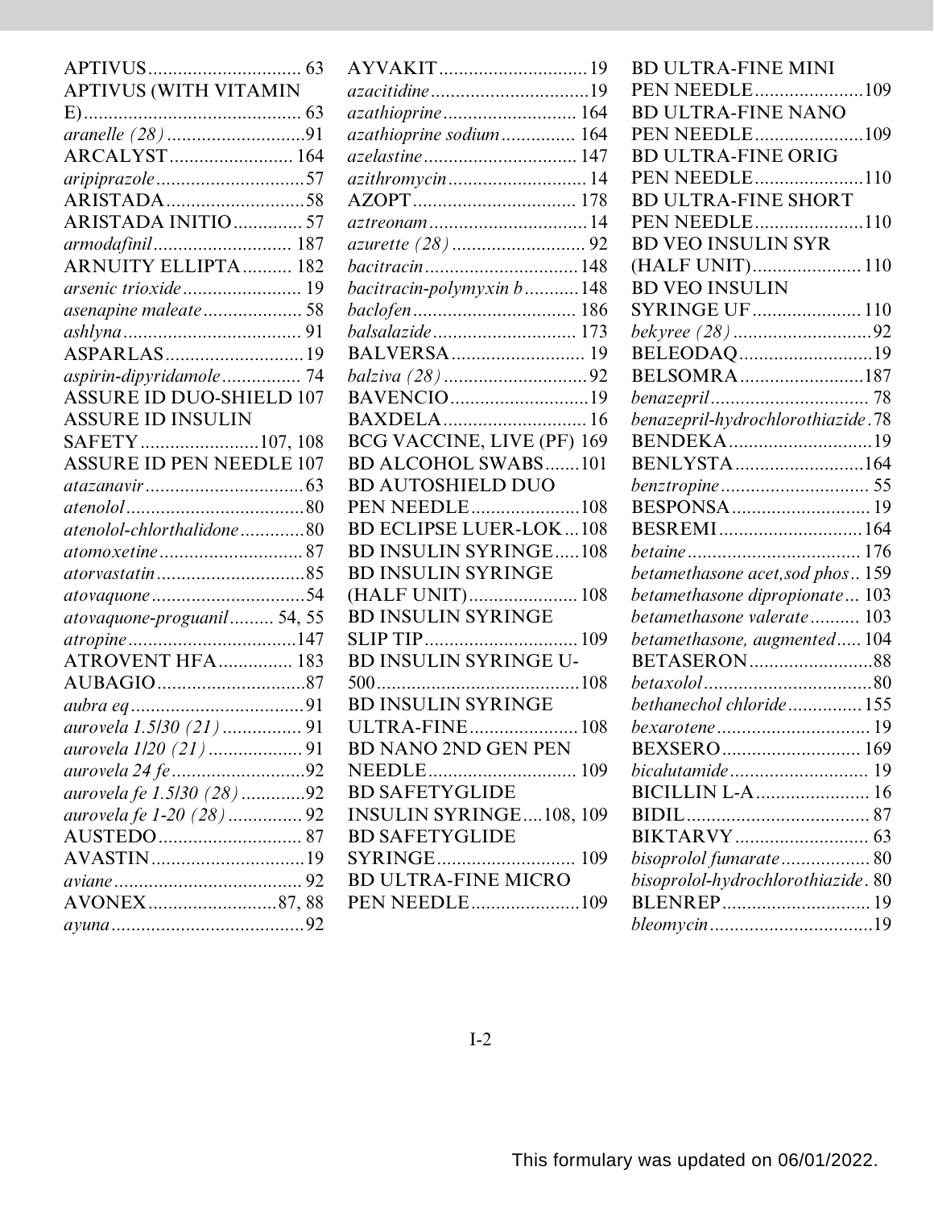APTIVUS ............................... 63
APTIVUS (WITH VITAMIN E) ............................... 63
*aranelle (28)* ............................... 91
ARCALYST ............................... 164
*aripiprazole* ............................... 57
ARISTADA ............................... 58
ARISTADA INITIO ............................... 57
*armodafinil* ............................... 187
ARNUITY ELLIPTA ............................... 182
*arsenic trioxide* ............................... 19
*asenapine maleate* ............................... 58
*ashlyna* ............................... 91
ASPARLAS ............................... 19
*aspirin-dipyridamole* ............................... 74
ASSURE ID DUO-SHIELD 107
ASSURE ID INSULIN SAFETY ............................... 107, 108
ASSURE ID PEN NEEDLE 107
*atazanavir* ............................... 63
*atenolol* ............................... 80
*atenolol-chlorthalidone* ............................... 80
*atomoxetine* ............................... 87
*atorvastatin* ............................... 85
*atovaquone* ............................... 54
*atovaquone-proguanil* ............................... 54, 55
*atropine* ............................... 147
ATROVENT HFA ............................... 183
AUBAGIO ............................... 87
*aubra eq* ............................... 91
*aurovela 1.5/30 (21)* ............................... 91
*aurovela 1/20 (21)* ............................... 91
*aurovela 24 fe* ............................... 92
*aurovela fe 1.5/30 (28)* ............................... 92
*aurovela fe 1-20 (28)* ............................... 92
AUSTEDO ............................... 87
AVASTIN ............................... 19
*aviane* ............................... 92
AVONEX ............................... 87, 88
*ayuna* ............................... 92
AYVAKIT ............................... 19
*azacitidine* ............................... 19
*azathioprine* ............................... 164
*azathioprine sodium* ............................... 164
*azelastine* ............................... 147
*azithromycin* ............................... 14
AZOPT ............................... 178
*aztreonam* ............................... 14
*azurette (28)* ............................... 92
*bacitracin* ............................... 148
*bacitracin-polymyxin b* ............................... 148
*baclofen* ............................... 186
*balsalazide* ............................... 173
BALVERSA ............................... 19
*balziva (28)* ............................... 92
BAVENCIO ............................... 19
BAXDELA ............................... 16
BCG VACCINE, LIVE (PF) 169
BD ALCOHOL SWABS ............................... 101
BD AUTOSHIELD DUO PEN NEEDLE ............................... 108
BD ECLIPSE LUER-LOK ... 108
BD INSULIN SYRINGE ..... 108
BD INSULIN SYRINGE (HALF UNIT) ............................... 108
BD INSULIN SYRINGE SLIP TIP ............................... 109
BD INSULIN SYRINGE U-500 ............................... 108
BD INSULIN SYRINGE ULTRA-FINE ............................... 108
BD NANO 2ND GEN PEN NEEDLE ............................... 109
BD SAFETYGLIDE INSULIN SYRINGE .... 108, 109
BD SAFETYGLIDE SYRINGE ............................... 109
BD ULTRA-FINE MICRO PEN NEEDLE ............................... 109
BD ULTRA-FINE MINI PEN NEEDLE ............................... 109
BD ULTRA-FINE NANO PEN NEEDLE ............................... 109
BD ULTRA-FINE ORIG PEN NEEDLE ............................... 110
BD ULTRA-FINE SHORT PEN NEEDLE ............................... 110
BD VEO INSULIN SYR (HALF UNIT) ............................... 110
BD VEO INSULIN SYRINGE UF ............................... 110
*bekyree (28)* ............................... 92
BELEODAQ ............................... 19
BELSOMRA ............................... 187
*benazepril* ............................... 78
*benazepril-hydrochlorothiazide* . 78
BENDEKA ............................... 19
BENLYSTA ............................... 164
*benztropine* ............................... 55
BESPONSA ............................... 19
BESREMI ............................... 164
*betaine* ............................... 176
*betamethasone acet,sod phos* .. 159
*betamethasone dipropionate* ... 103
*betamethasone valerate* ............................... 103
*betamethasone, augmented* ..... 104
BETASERON ............................... 88
*betaxolol* ............................... 80
*bethanechol chloride* ............................... 155
*bexarotene* ............................... 19
BEXSERO ............................... 169
*bicalutamide* ............................... 19
BICILLIN L-A ............................... 16
BIDIL ............................... 87
BIKTARVY ............................... 63
*bisoprolol fumarate* ............................... 80
*bisoprolol-hydrochlorothiazide* . 80
BLENREP ............................... 19
*bleomycin* ............................... 19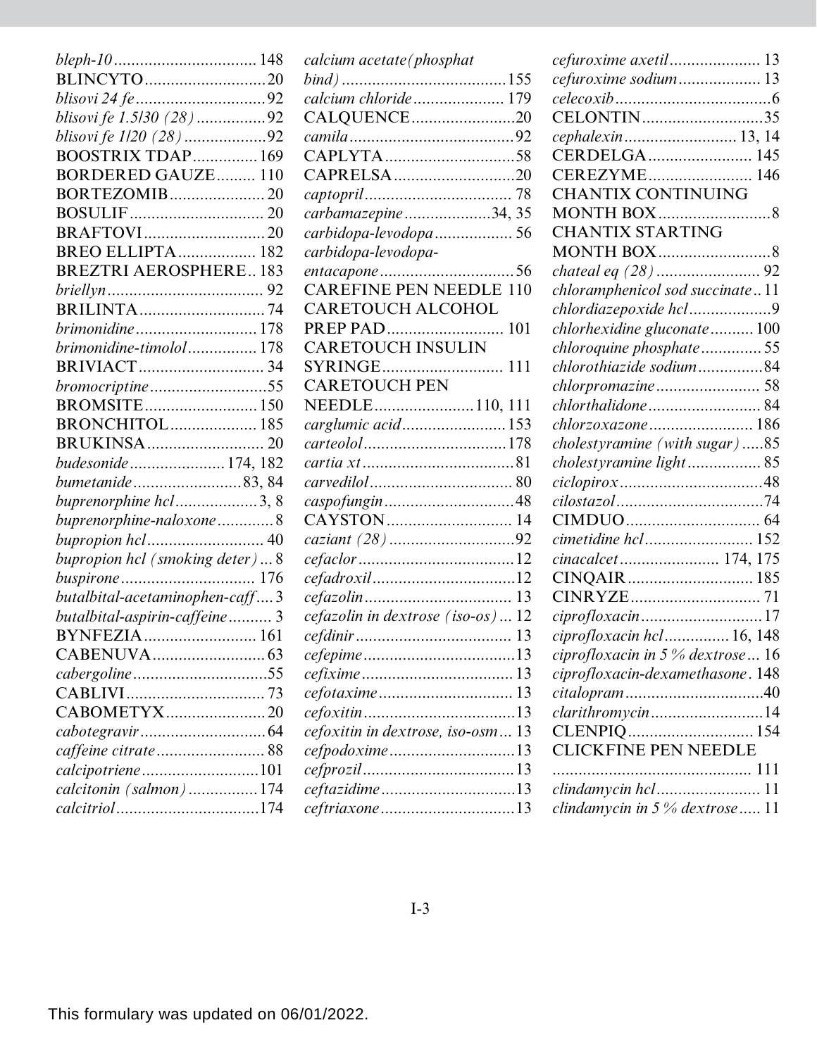*bleph-10* ................................. 148
BLINCYTO ............................ 20
*blisovi 24 fe* ............................. 92
*blisovi fe 1.5/30 (28)* ................ 92
*blisovi fe 1/20 (28)* .................. 92
BOOSTRIX TDAP ............... 169
BORDERED GAUZE ......... 110
BORTEZOMIB ...................... 20
BOSULIF ............................... 20
BRAFTOVI ............................ 20
BREO ELLIPTA .................. 182
BREZTRI AEROSPHERE .. 183
*briellyn* .................................... 92
BRILINTA ............................. 74
*brimonidine* ............................ 178
*brimonidine-timolol* ................ 178
BRIVIACT ............................. 34
*bromocriptine* ........................... 55
BROMSITE .......................... 150
BRONCHITOL .................... 185
BRUKINSA ........................... 20
*budesonide* ...................... 174, 182
*bumetanide* ......................... 83, 84
*buprenorphine hcl* ................... 3, 8
*buprenorphine-naloxone* ............. 8
*bupropion hcl* ........................... 40
*bupropion hcl (smoking deter)* ... 8
*buspirone* ............................... 176
*butalbital-acetaminophen-caff* .... 3
*butalbital-aspirin-caffeine* .......... 3
BYNFEZIA .......................... 161
CABENUVA .......................... 63
*cabergoline* ............................... 55
CABLIVI ................................ 73
CABOMETYX ....................... 20
*cabotegravir* ............................. 64
*caffeine citrate* ......................... 88
*calcipotriene* ........................... 101
*calcitonin (salmon)* ................ 174
*calcitriol* ................................. 174
*calcium acetate(phosphat bind)* ...................................... 155
*calcium chloride* ..................... 179
CALQUENCE ........................ 20
*camila* ...................................... 92
CAPLYTA .............................. 58
CAPRELSA ............................ 20
*captopril* .................................. 78
*carbamazepine* .................... 34, 35
*carbidopa-levodopa* .................. 56
*carbidopa-levodopa-entacapone* ............................... 56
CAREFINE PEN NEEDLE 110
CARETOUCH ALCOHOL PREP PAD ........................... 101
CARETOUCH INSULIN SYRINGE ............................ 111
CARETOUCH PEN NEEDLE ....................... 110, 111
*carglumic acid* ........................ 153
*carteolol* ................................. 178
*cartia xt* ................................... 81
*carvedilol* ................................. 80
*caspofungin* .............................. 48
CAYSTON ............................. 14
*caziant (28)* ............................. 92
*cefaclor* .................................... 12
*cefadroxil* ................................. 12
*cefazolin* .................................. 13
*cefazolin in dextrose (iso-os)* ... 12
*cefdinir* .................................... 13
*cefepime* ................................... 13
*cefixime* ................................... 13
*cefotaxime* ............................... 13
*cefoxitin* ................................... 13
*cefoxitin in dextrose, iso-osm* ... 13
*cefpodoxime* ............................. 13
*cefprozil* ................................... 13
*ceftazidime* ............................... 13
*ceftriaxone* ............................... 13
*cefuroxime axetil* ..................... 13
*cefuroxime sodium* ................... 13
*celecoxib* .................................... 6
CELONTIN ............................ 35
*cephalexin* .......................... 13, 14
CERDELGA ........................ 145
CEREZYME ........................ 146
CHANTIX CONTINUING MONTH BOX .......................... 8
CHANTIX STARTING MONTH BOX .......................... 8
*chateal eq (28)* ........................ 92
*chloramphenicol sod succinate* .. 11
*chlordiazepoxide hcl* .................. 9
*chlorhexidine gluconate* .......... 100
*chloroquine phosphate* .............. 55
*chlorothiazide sodium* ............... 84
*chlorpromazine* ........................ 58
*chlorthalidone* .......................... 84
*chlorzoxazone* ........................ 186
*cholestyramine (with sugar)* ..... 85
*cholestyramine light* ................. 85
*ciclopirox* ................................. 48
*cilostazol* .................................. 74
CIMDUO ............................... 64
*cimetidine hcl* ......................... 152
*cinacalcet* ....................... 174, 175
CINQAIR ............................. 185
CINRYZE .............................. 71
*ciprofloxacin* ............................ 17
*ciprofloxacin hcl* ............... 16, 148
*ciprofloxacin in 5 % dextrose* ... 16
*ciprofloxacin-dexamethasone* . 148
*citalopram* ................................ 40
*clarithromycin* .......................... 14
CLENPIQ ............................. 154
CLICKFINE PEN NEEDLE ............................................. 111
*clindamycin hcl* ........................ 11
*clindamycin in 5 % dextrose* ..... 11

This formulary was updated on 06/01/2022.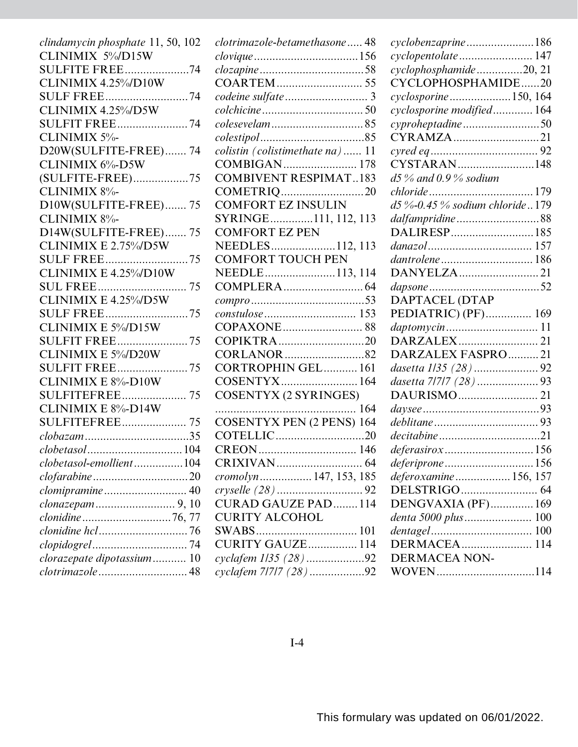*clindamycin phosphate* 11, 50, 102
CLINIMIX 5%/D15W SULFITE FREE.....................74
CLINIMIX 4.25%/D10W SULF FREE...........................74
CLINIMIX 4.25%/D5W SULFIT FREE.......................74
CLINIMIX 5%-D20W(SULFITE-FREE)....... 74
CLINIMIX 6%-D5W (SULFITE-FREE)..................75
CLINIMIX 8%-D10W(SULFITE-FREE)....... 75
CLINIMIX 8%-D14W(SULFITE-FREE)....... 75
CLINIMIX E 2.75%/D5W SULF FREE...........................75
CLINIMIX E 4.25%/D10W SUL FREE............................. 75
CLINIMIX E 4.25%/D5W SULF FREE...........................75
CLINIMIX E 5%/D15W SULFIT FREE.......................75
CLINIMIX E 5%/D20W SULFIT FREE.......................75
CLINIMIX E 8%-D10W SULFITEFREE..................... 75
CLINIMIX E 8%-D14W SULFITEFREE..................... 75
*clobazam*..................................35
*clobetasol*...............................104
*clobetasol-emollient*................104
*clofarabine*...............................20
*clomipramine*........................... 40
*clonazepam*.......................... 9, 10
*clonidine*.............................76, 77
*clonidine hcl*.............................76
*clopidogrel*............................... 74
*clorazepate dipotassium*........... 10
*clotrimazole*............................. 48
*clotrimazole-betamethasone*..... 48
*clovique*..................................156
*clozapine*..................................58
COARTEM............................ 55
*codeine sulfate*........................... 3
*colchicine*................................. 50
*colesevelam*.............................. 85
*colestipol*..................................85
*colistin (colistimethate na)*...... 11
COMBIGAN........................ 178
COMBIVENT RESPIMAT..183
COMETRIQ...........................20
COMFORT EZ INSULIN SYRINGE..............111, 112, 113
COMFORT EZ PEN NEEDLES.....................112, 113
COMFORT TOUCH PEN NEEDLE.......................113, 114
COMPLERA.......................... 64
*compro*.....................................53
*constulose*.............................. 153
COPAXONE.......................... 88
COPIKTRA............................20
CORLANOR..........................82
CORTROPHIN GEL...........161
COSENTYX.........................164
COSENTYX (2 SYRINGES) .............................................. 164
COSENTYX PEN (2 PENS) 164
COTELLIC.............................20
CREON................................ 146
CRIXIVAN............................ 64
*cromolyn*................. 147, 153, 185
*cryselle (28)*............................ 92
CURAD GAUZE PAD........114
CURITY ALCOHOL SWABS................................. 101
CURITY GAUZE................ 114
*cyclafem 1/35 (28)*...................92
*cyclafem 7/7/7 (28)*..................92
*cyclobenzaprine*......................186
*cyclopentolate*........................ 147
*cyclophosphamide*...............20, 21
CYCLOPHOSPHAMIDE......20
*cyclosporine*....................150, 164
*cyclosporine modified*............. 164
*cyproheptadine*.........................50
CYRAMZA............................21
*cyred eq*................................... 92
CYSTARAN.........................148
*d5 % and 0.9 % sodium chloride*..................................179
*d5 %-0.45 % sodium chloride*..179
*dalfampridine*...........................88
DALIRESP...........................185
*danazol*.................................. 157
*dantrolene*.............................. 186
DANYELZA.......................... 21
*dapsone*....................................52
DAPTACEL (DTAP PEDIATRIC) (PF)............... 169
*daptomycin*.............................. 11
DARZALEX.......................... 21
DARZALEX FASPRO.......... 21
*dasetta 1/35 (28)*..................... 92
*dasetta 7/7/7 (28)*.................... 93
DAURISMO.......................... 21
*daysee*......................................93
*deblitane*.................................. 93
*decitabine*.................................21
*deferasirox*.............................156
*deferiprone*.............................156
*deferoxamine*.................. 156, 157
DELSTRIGO......................... 64
DENGVAXIA (PF).............. 169
*denta 5000 plus*...................... 100
*dentagel*................................. 100
DERMACEA....................... 114
DERMACEA NON-WOVEN................................114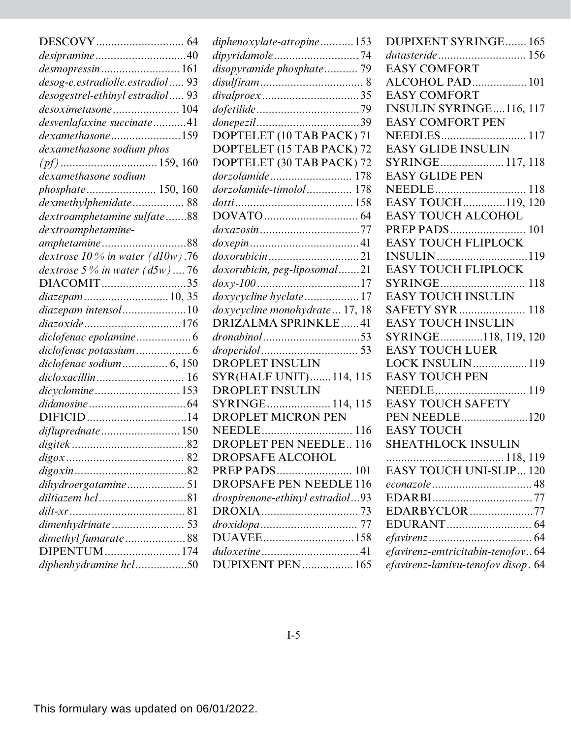DESCOVY ............................. 64
*desipramine* ..............................40
*desmopressin* .......................... 161
*desog-e.estradiol/e.estradiol* ..... 93
*desogestrel-ethinyl estradiol* ..... 93
*desoximetasone* ...................... 104
*desvenlafaxine succinate* ...........41
*dexamethasone* .......................159
*dexamethasone sodium phos (pf)* ................................159, 160
*dexamethasone sodium phosphate* ....................... 150, 160
*dexmethylphenidate* ................. 88
*dextroamphetamine sulfate* .......88
*dextroamphetamine-amphetamine* ............................88
*dextrose 10 % in water (d10w)* .76
*dextrose 5 % in water (d5w)* .... 76
DIACOMIT............................35
*diazepam* ............................10, 35
*diazepam intensol* .....................10
*diazoxide* ................................176
*diclofenac epolamine* .................. 6
*diclofenac potassium* .................. 6
*diclofenac sodium* ............... 6, 150
*dicloxacillin* ............................. 16
*dicyclomine* ............................ 153
*didanosine* ................................64
DIFICID.................................14
*difluprednate* .......................... 150
*digitek* ......................................82
*digox* ....................................... 82
*digoxin* .....................................82
*dihydroergotamine* ................... 51
*diltiazem hcl* .............................81
*dilt-xr* ...................................... 81
*dimenhydrinate* ........................ 53
*dimethyl fumarate* .................... 88
DIPENTUM.........................174
*diphenhydramine hcl* .................50
*diphenoxylate-atropine* ...........153
*dipyridamole* ............................ 74
*disopyramide phosphate* ........... 79
*disulfiram* .................................. 8
*divalproex* ................................ 35
*dofetilide* ..................................79
*donepezil* ..................................39
DOPTELET (10 TAB PACK) 71
DOPTELET (15 TAB PACK) 72
DOPTELET (30 TAB PACK) 72
*dorzolamide* ........................... 178
*dorzolamide-timolol* ............... 178
*dotti* ....................................... 158
DOVATO............................... 64
*doxazosin* .................................77
*doxepin* ....................................41
*doxorubicin* ..............................21
*doxorubicin, peg-liposomal* .......21
*doxy-100* ..................................17
*doxycycline hyclate* ..................17
*doxycycline monohydrate* ... 17, 18
DRIZALMA SPRINKLE......41
*dronabinol* ................................53
*droperidol* ................................ 53
DROPLET INSULIN SYR(HALF UNIT).......114, 115
DROPLET INSULIN SYRINGE.....................114, 115
DROPLET MICRON PEN NEEDLE.............................. 116
DROPLET PEN NEEDLE.. 116
DROPSAFE ALCOHOL PREP PADS......................... 101
DROPSAFE PEN NEEDLE 116
*drospirenone-ethinyl estradiol* ...93
DROXIA................................ 73
*droxidopa* ................................ 77
DUAVEE..............................158
*duloxetine* ................................41
DUPIXENT PEN.................165
DUPIXENT SYRINGE....... 165
*dutasteride* ............................. 156
EASY COMFORT ALCOHOL PAD.................. 101
EASY COMFORT INSULIN SYRINGE....116, 117
EASY COMFORT PEN NEEDLES............................ 117
EASY GLIDE INSULIN SYRINGE.....................117, 118
EASY GLIDE PEN NEEDLE.............................. 118
EASY TOUCH..............119, 120
EASY TOUCH ALCOHOL PREP PADS......................... 101
EASY TOUCH FLIPLOCK INSULIN..............................119
EASY TOUCH FLIPLOCK SYRINGE............................ 118
EASY TOUCH INSULIN SAFETY SYR...................... 118
EASY TOUCH INSULIN SYRINGE..............118, 119, 120
EASY TOUCH LUER LOCK INSULIN..................119
EASY TOUCH PEN NEEDLE.............................. 119
EASY TOUCH SAFETY PEN NEEDLE......................120
EASY TOUCH SHEATHLOCK INSULIN ....................................... 118, 119
EASY TOUCH UNI-SLIP... 120
*econazole* ................................. 48
EDARBI.................................77
EDARBYCLOR.....................77
EDURANT............................ 64
*efavirenz* .................................. 64
*efavirenz-emtricitabin-tenofov* .. 64
*efavirenz-lamivu-tenofov disop* . 64

This formulary was updated on 06/01/2022.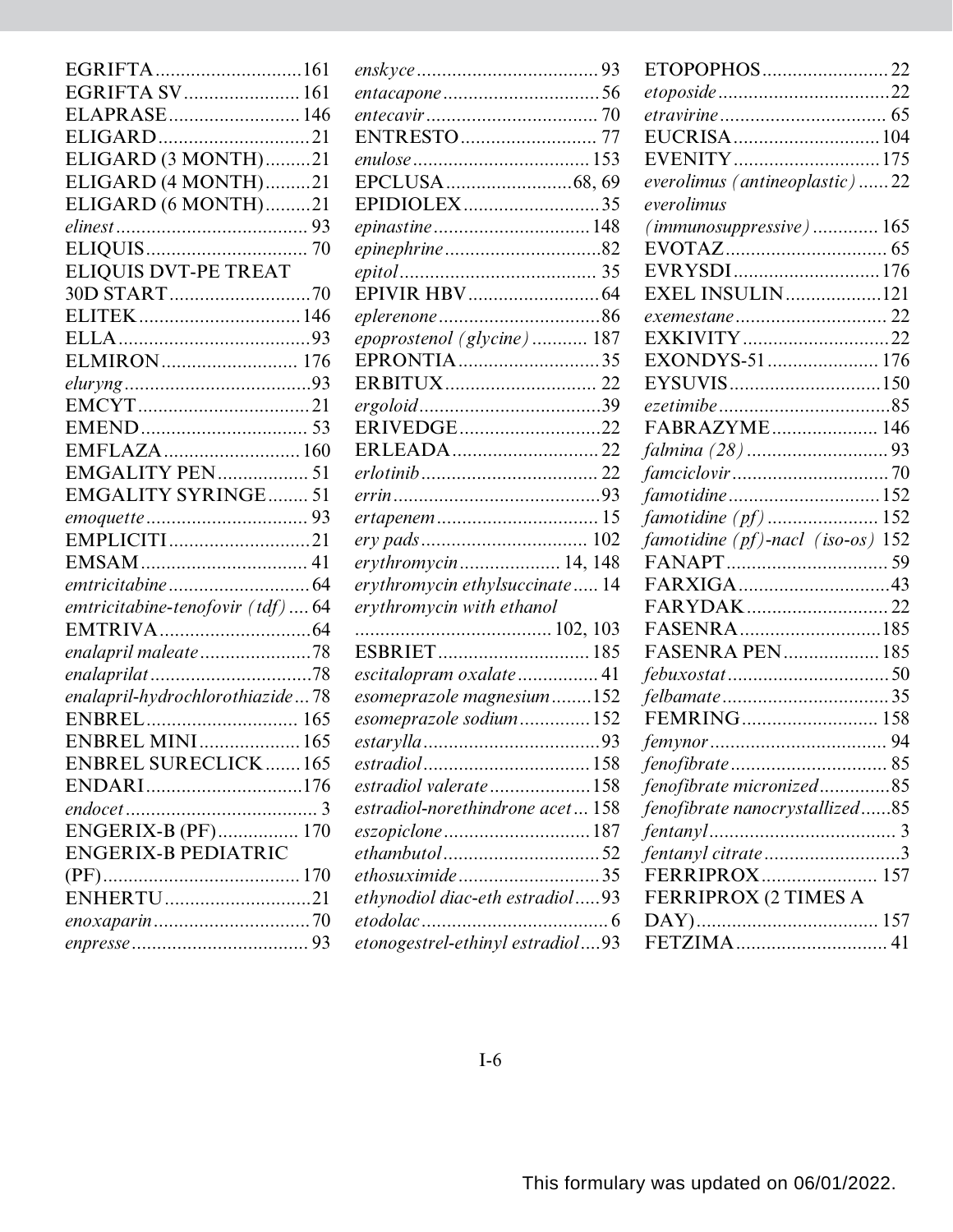EGRIFTA....161
EGRIFTA SV....161
ELAPRASE....146
ELIGARD....21
ELIGARD (3 MONTH)....21
ELIGARD (4 MONTH)....21
ELIGARD (6 MONTH)....21
*elinest*....93
ELIQUIS....70
ELIQUIS DVT-PE TREAT 30D START....70
ELITEK....146
ELLA....93
ELMIRON....176
*eluryng*....93
EMCYT....21
EMEND....53
EMFLAZA....160
EMGALITY PEN....51
EMGALITY SYRINGE....51
*emoquette*....93
EMPLICITI....21
EMSAM....41
*emtricitabine*....64
*emtricitabine-tenofovir (tdf)*....64
EMTRIVA....64
*enalapril maleate*....78
*enalaprilat*....78
*enalapril-hydrochlorothiazide*....78
ENBREL....165
ENBREL MINI....165
ENBREL SURECLICK....165
ENDARI....176
*endocet*....3
ENGERIX-B (PF)....170
ENGERIX-B PEDIATRIC (PF)....170
ENHERTU....21
*enoxaparin*....70
*enpresse*....93
*enskyce*....93
*entacapone*....56
*entecavir*....70
ENTRESTO....77
*enulose*....153
EPCLUSA....68, 69
EPIDIOLEX....35
*epinastine*....148
*epinephrine*....82
*epitol*....35
EPIVIR HBV....64
*eplerenone*....86
*epoprostenol (glycine)*....187
EPRONTIA....35
ERBITUX....22
*ergoloid*....39
ERIVEDGE....22
ERLEADA....22
*erlotinib*....22
*errin*....93
*ertapenem*....15
*ery pads*....102
*erythromycin*....14, 148
*erythromycin ethylsuccinate*....14
*erythromycin with ethanol*....102, 103
ESBRIET....185
*escitalopram oxalate*....41
*esomeprazole magnesium*....152
*esomeprazole sodium*....152
*estarylla*....93
*estradiol*....158
*estradiol valerate*....158
*estradiol-norethindrone acet*....158
*eszopiclone*....187
*ethambutol*....52
*ethosuximide*....35
*ethynodiol diac-eth estradiol*....93
*etodolac*....6
*etonogestrel-ethinyl estradiol*....93
ETOPOPHOS....22
*etoposide*....22
*etravirine*....65
EUCRISA....104
EVENITY....175
*everolimus (antineoplastic)*....22
*everolimus (immunosuppressive)*....165
EVOTAZ....65
EVRYSDI....176
EXEL INSULIN....121
*exemestane*....22
EXKIVITY....22
EXONDYS-51....176
EYSUVIS....150
*ezetimibe*....85
FABRAZYME....146
*falmina (28)*....93
*famciclovir*....70
*famotidine*....152
*famotidine (pf)*....152
*famotidine (pf)-nacl (iso-os)*....152
FANAPT....59
FARXIGA....43
FARYDAK....22
FASENRA....185
FASENRA PEN....185
*febuxostat*....50
*felbamate*....35
FEMRING....158
*femynor*....94
*fenofibrate*....85
*fenofibrate micronized*....85
*fenofibrate nanocrystallized*....85
*fentanyl*....3
*fentanyl citrate*....3
FERRIPROX....157
FERRIPROX (2 TIMES A DAY)....157
FETZIMA....41

This formulary was updated on 06/01/2022.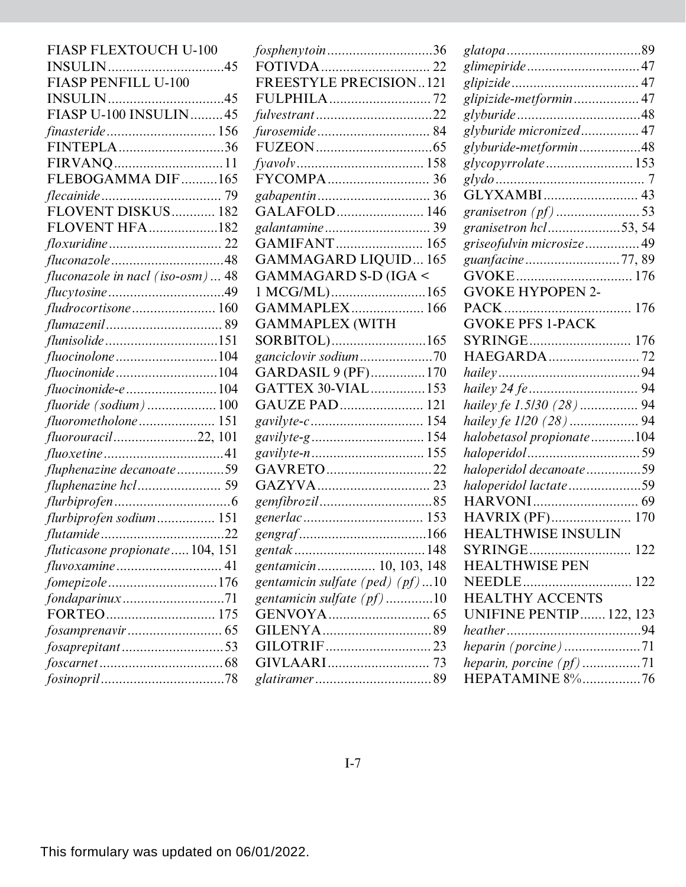FIASP FLEXTOUCH U-100 INSULIN................................45
FIASP PENFILL U-100 INSULIN................................45
FIASP U-100 INSULIN.........45
*finasteride*.............................156
FINTEPLA............................36
FIRVANQ.............................11
FLEBOGAMMA DIF..........165
*flecainide*................................79
FLOVENT DISKUS............182
FLOVENT HFA...................182
*floxuridine*...............................22
*fluconazole*...............................48
*fluconazole in nacl (iso-osm)*...48
*flucytosine*................................49
*fludrocortisone*.......................160
*flumazenil*................................89
*flunisolide*...............................151
*fluocinolone*............................104
*fluocinonide*............................104
*fluocinonide-e*.........................104
*fluoride (sodium)*...................100
*fluorometholone*.....................151
*fluorouracil*.......................22, 101
*fluoxetine*.................................41
*fluphenazine decanoate*.............59
*fluphenazine hcl*.......................59
*flurbiprofen*................................6
*flurbiprofen sodium*................151
*flutamide*..................................22
*fluticasone propionate*.....104, 151
*fluvoxamine*.............................41
*fomepizole*..............................176
*fondaparinux*............................71
FORTEO..............................175
*fosamprenavir*..........................65
*fosaprepitant*............................53
*foscarnet*..................................68
*fosinopril*..................................78
*fosphenytoin*............................36
FOTIVDA.............................22
FREESTYLE PRECISION..121
FULPHILA............................72
*fulvestrant*................................22
*furosemide*...............................84
FUZEON................................65
*fyavolv*...................................158
FYCOMPA............................36
*gabapentin*...............................36
GALAFOLD........................146
*galantamine*.............................39
GAMIFANT........................165
GAMMAGARD LIQUID...165
GAMMAGARD S-D (IGA < 1 MCG/ML)..........................165
GAMMAPLEX....................166
GAMMAPLEX (WITH SORBITOL)..........................165
*ganciclovir sodium*....................70
GARDASIL 9 (PF)..............170
GATTEX 30-VIAL..............153
GAUZE PAD.......................121
*gavilyte-c*...............................154
*gavilyte-g*...............................154
*gavilyte-n*...............................155
GAVRETO.............................22
GAZYVA...............................23
*gemfibrozil*...............................85
*generlac*.................................153
*gengraf*...................................166
*gentak*....................................148
*gentamicin*................10, 103, 148
*gentamicin sulfate (ped) (pf)*...10
*gentamicin sulfate (pf)*.............10
GENVOYA............................65
GILENYA..............................89
GILOTRIF.............................23
GIVLAARI............................73
*glatiramer*................................89
*glatopa*.....................................89
*glimepiride*...............................47
*glipizide*...................................47
*glipizide-metformin*..................47
*glyburide*..................................48
*glyburide micronized*................47
*glyburide-metformin*.................48
*glycopyrrolate*........................153
*glydo*..........................................7
GLYXAMBI..........................43
*granisetron (pf)*.......................53
*granisetron hcl*....................53, 54
*griseofulvin microsize*...............49
*guanfacine*..........................77, 89
GVOKE................................176
GVOKE HYPOPEN 2-PACK...................................176
GVOKE PFS 1-PACK SYRINGE............................176
HAEGARDA.........................72
*hailey*.......................................94
*hailey 24 fe*..............................94
*hailey fe 1.5/30 (28)*................94
*hailey fe 1/20 (28)*...................94
*halobetasol propionate*............104
*haloperidol*...............................59
*haloperidol decanoate*...............59
*haloperidol lactate*....................59
HARVONI.............................69
HAVRIX (PF)......................170
HEALTHWISE INSULIN SYRINGE............................122
HEALTHWISE PEN NEEDLE..............................122
HEALTHY ACCENTS UNIFINE PENTIP.......122, 123
*heather*.....................................94
*heparin (porcine)*.....................71
*heparin, porcine (pf)*................71
HEPATAMINE 8%................76

This formulary was updated on 06/01/2022.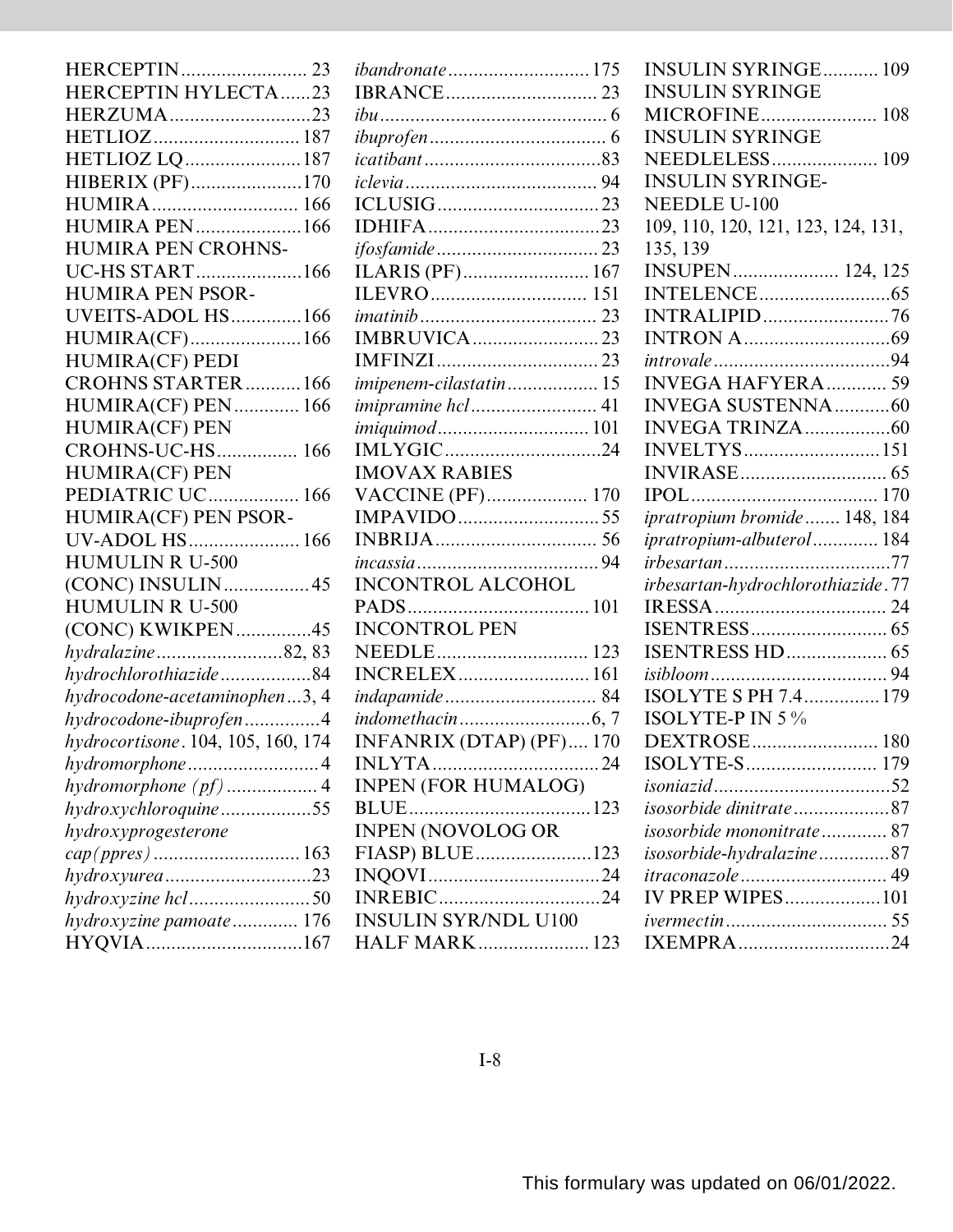HERCEPTIN......................... 23
HERCEPTIN HYLECTA......23
HERZUMA............................23
HETLIOZ............................. 187
HETLIOZ LQ.......................187
HIBERIX (PF)......................170
HUMIRA............................. 166
HUMIRA PEN.....................166
HUMIRA PEN CROHNS-UC-HS START.....................166
HUMIRA PEN PSOR-UVEITS-ADOL HS..............166
HUMIRA(CF)......................166
HUMIRA(CF) PEDI CROHNS STARTER...........166
HUMIRA(CF) PEN............. 166
HUMIRA(CF) PEN CROHNS-UC-HS................ 166
HUMIRA(CF) PEN PEDIATRIC UC.................. 166
HUMIRA(CF) PEN PSOR-UV-ADOL HS...................... 166
HUMULIN R U-500 (CONC) INSULIN.................45
HUMULIN R U-500 (CONC) KWIKPEN...............45
*hydralazine*.........................82, 83
*hydrochlorothiazide*..................84
*hydrocodone-acetaminophen*...3, 4
*hydrocodone-ibuprofen*...............4
*hydrocortisone*. 104, 105, 160, 174
*hydromorphone*..........................4
*hydromorphone (pf)* .................. 4
*hydroxychloroquine*..................55
*hydroxyprogesterone cap(ppres)* ............................. 163
*hydroxyurea*.............................23
*hydroxyzine hcl*........................50
*hydroxyzine pamoate*............. 176
HYQVIA...............................167
*ibandronate*............................175
IBRANCE.............................. 23
*ibu*............................................. 6
*ibuprofen*................................... 6
*icatibant*...................................83
*iclevia*...................................... 94
ICLUSIG................................23
IDHIFA..................................23
*ifosfamide*................................23
ILARIS (PF).........................167
ILEVRO............................... 151
*imatinib*................................... 23
IMBRUVICA.........................23
IMFINZI................................23
*imipenem-cilastatin*.................. 15
*imipramine hcl*......................... 41
*imiquimod*..............................101
IMLYGIC...............................24
IMOVAX RABIES VACCINE (PF)...................170
IMPAVIDO............................55
INBRIJA................................ 56
*incassia*....................................94
INCONTROL ALCOHOL PADS....................................101
INCONTROL PEN NEEDLE.............................. 123
INCRELEX.......................... 161
*indapamide*.............................. 84
*indomethacin*..........................6, 7
INFANRIX (DTAP) (PF).... 170
INLYTA.................................24
INPEN (FOR HUMALOG) BLUE....................................123
INPEN (NOVOLOG OR FIASP) BLUE.......................123
INQOVI..................................24
INREBIC................................24
INSULIN SYR/NDL U100 HALF MARK...................... 123
INSULIN SYRINGE........... 109
INSULIN SYRINGE MICROFINE....................... 108
INSULIN SYRINGE NEEDLELESS..................... 109
INSULIN SYRINGE-NEEDLE U-100
109, 110, 120, 121, 123, 124, 131, 135, 139
INSUPEN..................... 124, 125
INTELENCE..........................65
INTRALIPID.........................76
INTRON A.............................69
*introvale*...................................94
INVEGA HAFYERA............ 59
INVEGA SUSTENNA...........60
INVEGA TRINZA.................60
INVELTYS...........................151
INVIRASE............................. 65
IPOL..................................... 170
*ipratropium bromide*....... 148, 184
*ipratropium-albuterol*............. 184
*irbesartan*.................................77
*irbesartan-hydrochlorothiazide*.77
IRESSA.................................. 24
ISENTRESS........................... 65
ISENTRESS HD.................... 65
*isibloom*................................... 94
ISOLYTE S PH 7.4...............179
ISOLYTE-P IN 5 % DEXTROSE......................... 180
ISOLYTE-S.......................... 179
*isoniazid*...................................52
*isosorbide dinitrate*...................87
*isosorbide mononitrate*............. 87
*isosorbide-hydralazine*..............87
*itraconazole*............................. 49
IV PREP WIPES...................101
*ivermectin*................................ 55
IXEMPRA..............................24

This formulary was updated on 06/01/2022.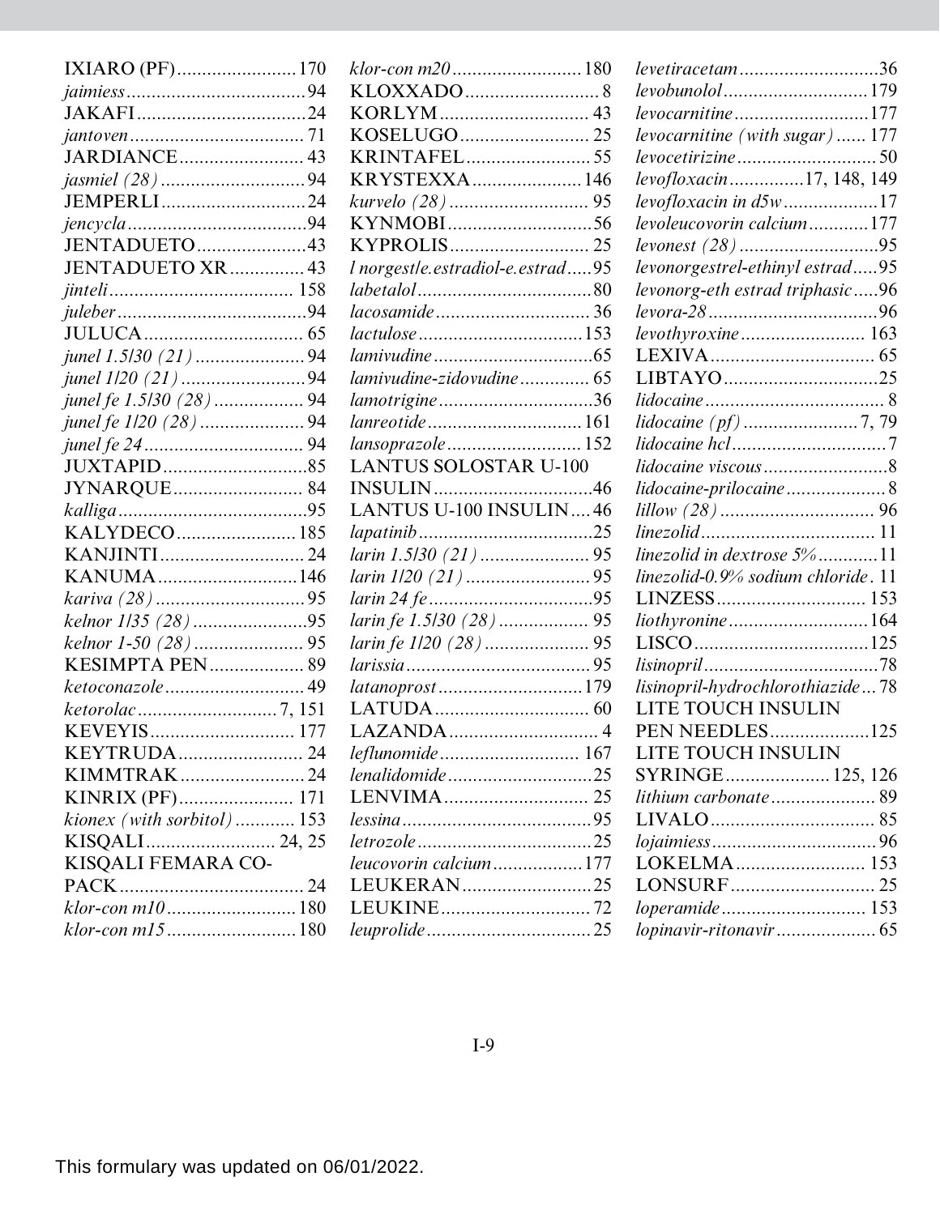IXIARO (PF) ........ 170
*jaimiess* ........ 94
JAKAFI ........ 24
*jantoven* ........ 71
JARDIANCE ........ 43
*jasmiel (28)* ........ 94
JEMPERLI ........ 24
*jencycla* ........ 94
JENTADUETO ........ 43
JENTADUETO XR ........ 43
*jinteli* ........ 158
*juleber* ........ 94
JULUCA ........ 65
*junel 1.5/30 (21)* ........ 94
*junel 1/20 (21)* ........ 94
*junel fe 1.5/30 (28)* ........ 94
*junel fe 1/20 (28)* ........ 94
*junel fe 24* ........ 94
JUXTAPID ........ 85
JYNARQUE ........ 84
*kalliga* ........ 95
KALYDECO ........ 185
KANJINTI ........ 24
KANUMA ........ 146
*kariva (28)* ........ 95
*kelnor 1/35 (28)* ........ 95
*kelnor 1-50 (28)* ........ 95
KESIMPTA PEN ........ 89
*ketoconazole* ........ 49
*ketorolac* ........ 7, 151
KEVEYIS ........ 177
KEYTRUDA ........ 24
KIMMTRAK ........ 24
KINRIX (PF) ........ 171
*kionex (with sorbitol)* ........ 153
KISQALI ........ 24, 25
KISQALI FEMARA CO-PACK ........ 24
*klor-con m10* ........ 180
*klor-con m15* ........ 180
*klor-con m20* ........ 180
KLOXXADO ........ 8
KORLYM ........ 43
KOSELUGO ........ 25
KRINTAFEL ........ 55
KRYSTEXXA ........ 146
*kurvelo (28)* ........ 95
KYNMOBI ........ 56
KYPROLIS ........ 25
*l norgest/e.estradiol-e.estrad* ........ 95
*labetalol* ........ 80
*lacosamide* ........ 36
*lactulose* ........ 153
*lamivudine* ........ 65
*lamivudine-zidovudine* ........ 65
*lamotrigine* ........ 36
*lanreotide* ........ 161
*lansoprazole* ........ 152
LANTUS SOLOSTAR U-100 INSULIN ........ 46
LANTUS U-100 INSULIN ........ 46
*lapatinib* ........ 25
*larin 1.5/30 (21)* ........ 95
*larin 1/20 (21)* ........ 95
*larin 24 fe* ........ 95
*larin fe 1.5/30 (28)* ........ 95
*larin fe 1/20 (28)* ........ 95
*larissia* ........ 95
*latanoprost* ........ 179
LATUDA ........ 60
LAZANDA ........ 4
*leflunomide* ........ 167
*lenalidomide* ........ 25
LENVIMA ........ 25
*lessina* ........ 95
*letrozole* ........ 25
*leucovorin calcium* ........ 177
LEUKERAN ........ 25
LEUKINE ........ 72
*leuprolide* ........ 25
*levetiracetam* ........ 36
*levobunolol* ........ 179
*levocarnitine* ........ 177
*levocarnitine (with sugar)* ........ 177
*levocetirizine* ........ 50
*levofloxacin* ........ 17, 148, 149
*levofloxacin in d5w* ........ 17
*levoleucovorin calcium* ........ 177
*levonest (28)* ........ 95
*levonorgestrel-ethinyl estrad* ........ 95
*levonorg-eth estrad triphasic* ........ 96
*levora-28* ........ 96
*levothyroxine* ........ 163
LEXIVA ........ 65
LIBTAYO ........ 25
*lidocaine* ........ 8
*lidocaine (pf)* ........ 7, 79
*lidocaine hcl* ........ 7
*lidocaine viscous* ........ 8
*lidocaine-prilocaine* ........ 8
*lillow (28)* ........ 96
*linezolid* ........ 11
*linezolid in dextrose 5%* ........ 11
*linezolid-0.9% sodium chloride* ........ 11
LINZESS ........ 153
*liothyronine* ........ 164
LISCO ........ 125
*lisinopril* ........ 78
*lisinopril-hydrochlorothiazide* ........ 78
LITE TOUCH INSULIN PEN NEEDLES ........ 125
LITE TOUCH INSULIN SYRINGE ........ 125, 126
*lithium carbonate* ........ 89
LIVALO ........ 85
*lojaimiess* ........ 96
LOKELMA ........ 153
LONSURF ........ 25
*loperamide* ........ 153
*lopinavir-ritonavir* ........ 65

This formulary was updated on 06/01/2022.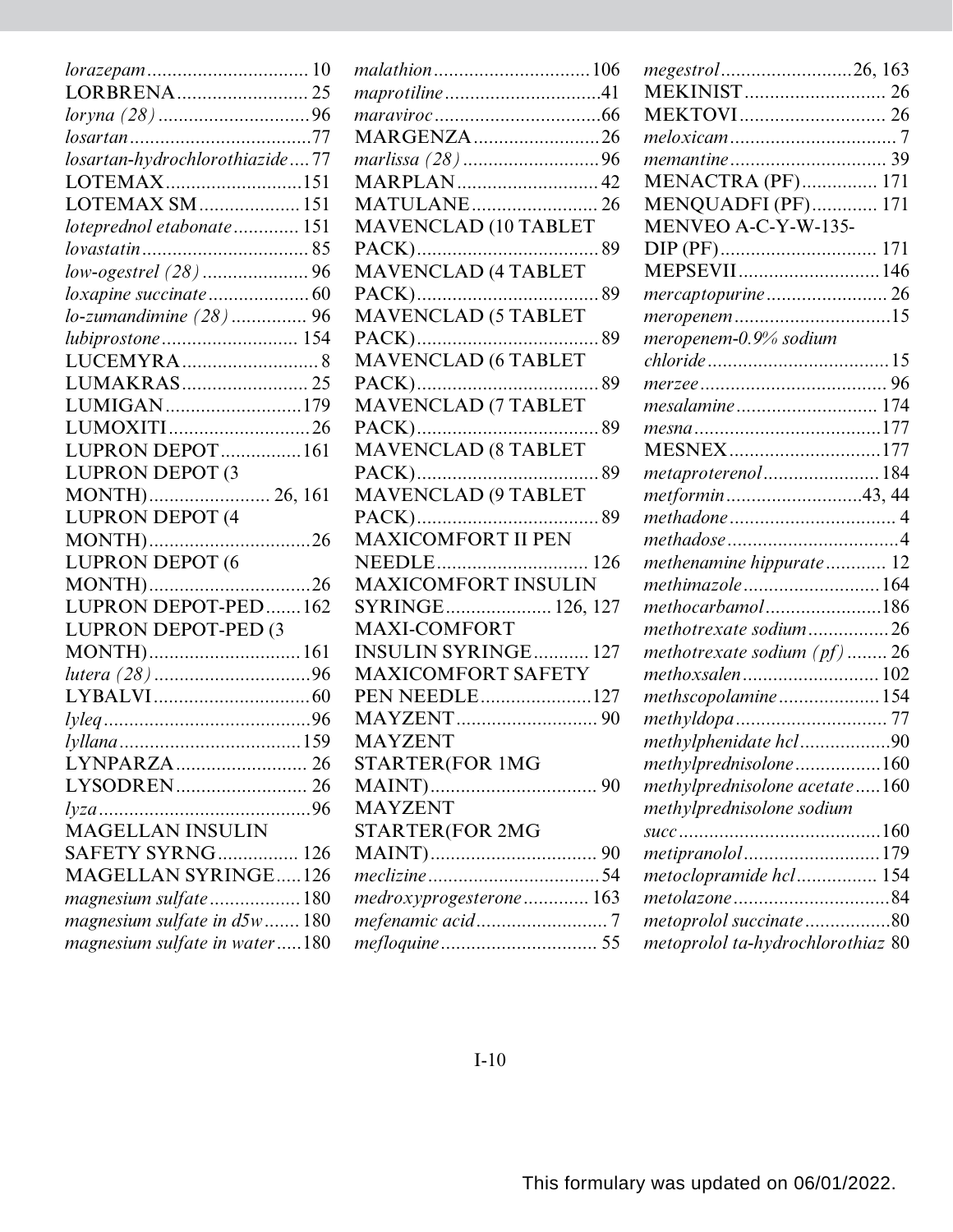*lorazepam* ................................ 10
LORBRENA .......................... 25
*loryna (28)* .............................. 96
*losartan* .................................... 77
*losartan-hydrochlorothiazide* .... 77
LOTEMAX ........................... 151
LOTEMAX SM .................... 151
*loteprednol etabonate* ............. 151
*lovastatin* ................................. 85
*low-ogestrel (28)* ..................... 96
*loxapine succinate* .................... 60
*lo-zumandimine (28)* ............... 96
*lubiprostone* ........................... 154
LUCEMYRA ............................ 8
LUMAKRAS ......................... 25
LUMIGAN ........................... 179
LUMOXITI ............................ 26
LUPRON DEPOT ................ 161
LUPRON DEPOT (3 MONTH) ........................ 26, 161
LUPRON DEPOT (4 MONTH) ................................ 26
LUPRON DEPOT (6 MONTH) ................................ 26
LUPRON DEPOT-PED ....... 162
LUPRON DEPOT-PED (3 MONTH) .............................. 161
*lutera (28)* ............................... 96
LYBALVI ............................... 60
*lyleq* ......................................... 96
*lyllana* .................................... 159
LYNPARZA .......................... 26
LYSODREN .......................... 26
*lyza* .......................................... 96
MAGELLAN INSULIN SAFETY SYRNG ................ 126
MAGELLAN SYRINGE ..... 126
*magnesium sulfate* .................. 180
*magnesium sulfate in d5w* ....... 180
*magnesium sulfate in water* ..... 180
*malathion* ............................... 106
*maprotiline* ............................... 41
*maraviroc* ................................. 66
MARGENZA ......................... 26
*marlissa (28)* ........................... 96
MARPLAN ............................ 42
MATULANE ......................... 26
MAVENCLAD (10 TABLET PACK) .................................... 89
MAVENCLAD (4 TABLET PACK) .................................... 89
MAVENCLAD (5 TABLET PACK) .................................... 89
MAVENCLAD (6 TABLET PACK) .................................... 89
MAVENCLAD (7 TABLET PACK) .................................... 89
MAVENCLAD (8 TABLET PACK) .................................... 89
MAVENCLAD (9 TABLET PACK) .................................... 89
MAXICOMFORT II PEN NEEDLE .............................. 126
MAXICOMFORT INSULIN SYRINGE ..................... 126, 127
MAXI-COMFORT INSULIN SYRINGE ........... 127
MAXICOMFORT SAFETY PEN NEEDLE ...................... 127
MAYZENT ............................ 90
MAYZENT STARTER(FOR 1MG MAINT) ................................. 90
MAYZENT STARTER(FOR 2MG MAINT) ................................. 90
*meclizine* .................................. 54
*medroxyprogesterone* ............. 163
*mefenamic acid* .......................... 7
*mefloquine* ............................... 55
*megestrol* .......................... 26, 163
MEKINIST ............................ 26
MEKTOVI ............................. 26
*meloxicam* ................................. 7
*memantine* ............................... 39
MENACTRA (PF) ............... 171
MENQUADFI (PF) ............. 171
MENVEO A-C-Y-W-135-DIP (PF) ............................... 171
MEPSEVII ............................ 146
*mercaptopurine* ........................ 26
*meropenem* ............................... 15
*meropenem-0.9% sodium chloride* .................................... 15
*merzee* ..................................... 96
*mesalamine* ............................ 174
*mesna* ..................................... 177
MESNEX .............................. 177
*metaproterenol* ....................... 184
*metformin* ........................... 43, 44
*methadone* .................................. 4
*methadose* .................................. 4
*methenamine hippurate* ............ 12
*methimazole* ........................... 164
*methocarbamol* ....................... 186
*methotrexate sodium* ................ 26
*methotrexate sodium (pf)* ........ 26
*methoxsalen* ........................... 102
*methscopolamine* .................... 154
*methyldopa* .............................. 77
*methylphenidate hcl* .................. 90
*methylprednisolone* ................. 160
*methylprednisolone acetate* ..... 160
*methylprednisolone sodium succ* ........................................ 160
*metipranolol* ........................... 179
*metoclopramide hcl* ................ 154
*metolazone* ............................... 84
*metoprolol succinate* ................. 80
*metoprolol ta-hydrochlorothiaz* 80

This formulary was updated on 06/01/2022.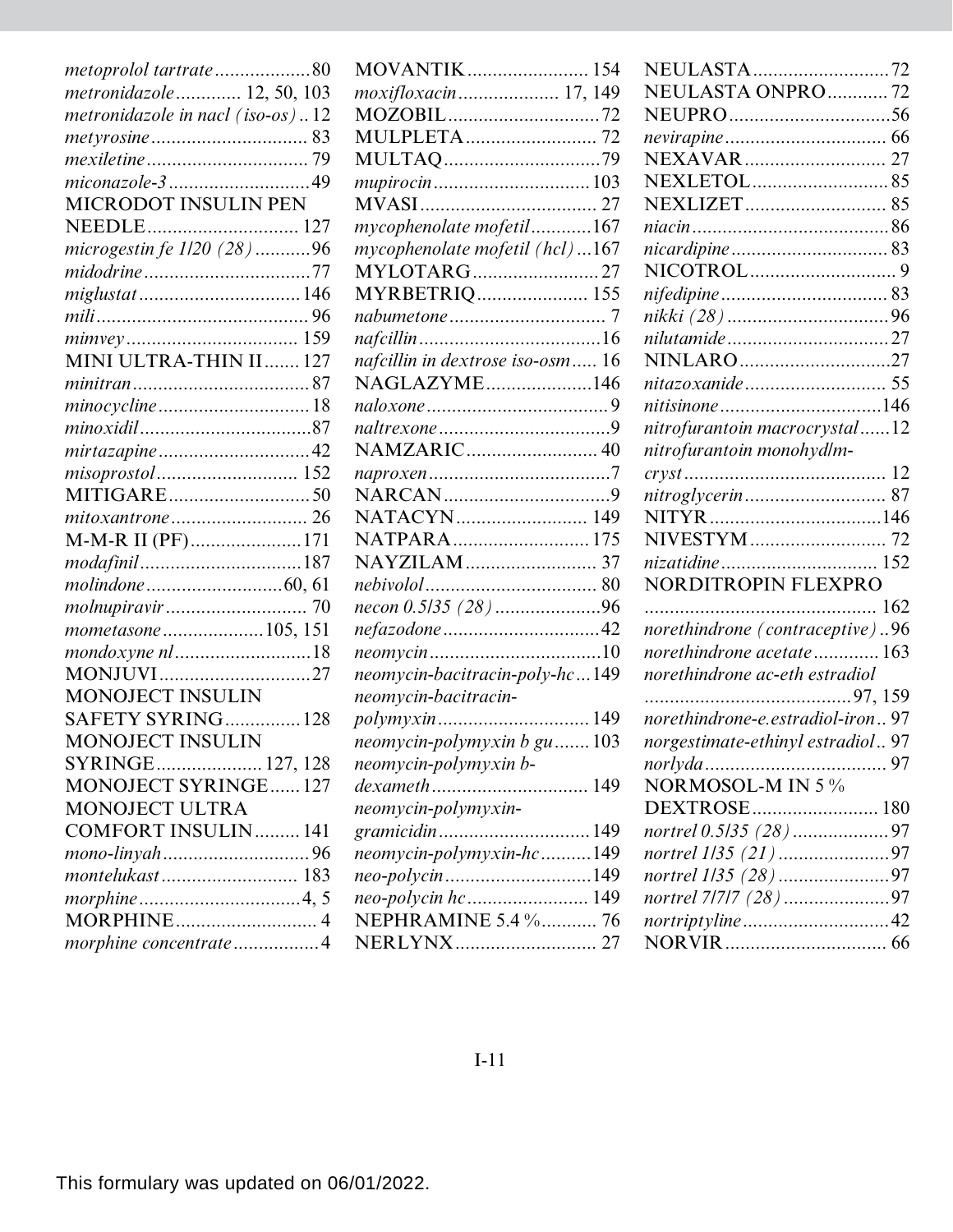*metoprolol tartrate* ................... 80
*metronidazole* ............. 12, 50, 103
*metronidazole in nacl (iso-os)* .. 12
*metyrosine* ............................... 83
*mexiletine* ................................ 79
*miconazole-3* ............................ 49
MICRODOT INSULIN PEN NEEDLE .............................. 127
*microgestin fe 1/20 (28)* ........... 96
*midodrine* ................................. 77
*miglustat* ................................ 146
*mili* .......................................... 96
*mimvey* .................................. 159
MINI ULTRA-THIN II ....... 127
*minitran* ................................... 87
*minocycline* .............................. 18
*minoxidil* .................................. 87
*mirtazapine* .............................. 42
*misoprostol* ............................ 152
MITIGARE ............................ 50
*mitoxantrone* ........................... 26
M-M-R II (PF) ...................... 171
*modafinil* ................................ 187
*molindone* ........................... 60, 61
*molnupiravir* ............................ 70
*mometasone* .................... 105, 151
*mondoxyne nl* ........................... 18
MONJUVI .............................. 27
MONOJECT INSULIN SAFETY SYRING ............... 128
MONOJECT INSULIN SYRINGE ..................... 127, 128
MONOJECT SYRINGE ...... 127
MONOJECT ULTRA COMFORT INSULIN ......... 141
*mono-linyah* ............................. 96
*montelukast* ........................... 183
*morphine* ................................ 4, 5
MORPHINE ............................ 4
*morphine concentrate* ................ 4
MOVANTIK ........................ 154
*moxifloxacin* .................... 17, 149
MOZOBIL .............................. 72
MULPLETA .......................... 72
MULTAQ ............................... 79
*mupirocin* ............................... 103
MVASI ................................... 27
*mycophenolate mofetil* ............ 167
*mycophenolate mofetil (hcl)* ... 167
MYLOTARG ......................... 27
MYRBETRIQ ...................... 155
*nabumetone* ............................... 7
*nafcillin* .................................... 16
*nafcillin in dextrose iso-osm* ..... 16
NAGLAZYME ..................... 146
*naloxone* .................................... 9
*naltrexone* .................................. 9
NAMZARIC .......................... 40
*naproxen* .................................... 7
NARCAN ................................. 9
NATACYN .......................... 149
NATPARA ........................... 175
NAYZILAM .......................... 37
*nebivolol* .................................. 80
*necon 0.5/35 (28)* ..................... 96
*nefazodone* ............................... 42
*neomycin* .................................. 10
*neomycin-bacitracin-poly-hc* ... 149
*neomycin-bacitracin-polymyxin* .............................. 149
*neomycin-polymyxin b gu* ....... 103
*neomycin-polymyxin b-dexameth* ................................ 149
*neomycin-polymyxin-gramicidin* .............................. 149
*neomycin-polymyxin-hc* .......... 149
*neo-polycin* ............................. 149
*neo-polycin hc* ........................ 149
NEPHRAMINE 5.4 % ........... 76
NERLYNX ............................ 27
NEULASTA ........................... 72
NEULASTA ONPRO ............ 72
NEUPRO ................................ 56
*nevirapine* ................................. 66
NEXAVAR ............................ 27
NEXLETOL ........................... 85
NEXLIZET ............................ 85
*niacin* ........................................ 86
*nicardipine* ................................ 83
NICOTROL ............................. 9
*nifedipine* .................................. 83
*nikki (28)* ................................. 96
*nilutamide* ................................. 27
NINLARO .............................. 27
*nitazoxanide* ............................. 55
*nitisinone* ................................ 146
*nitrofurantoin macrocrystal* ...... 12
*nitrofurantoin monohyd/m-cryst* ........................................ 12
*nitroglycerin* ............................. 87
NITYR .................................. 146
NIVESTYM ........................... 72
*nizatidine* ................................ 152
NORDITROPIN FLEXPRO .............................................. 162
*norethindrone (contraceptive)* .. 96
*norethindrone acetate* ............. 163
*norethindrone ac-eth estradiol* .......................................... 97, 159
*norethindrone-e.estradiol-iron* .. 97
*norgestimate-ethinyl estradiol* .. 97
*norlyda* ..................................... 97
NORMOSOL-M IN 5 % DEXTROSE ......................... 180
*nortrel 0.5/35 (28)* ................... 97
*nortrel 1/35 (21)* ...................... 97
*nortrel 1/35 (28)* ...................... 97
*nortrel 7/7/7 (28)* ..................... 97
*nortriptyline* ............................. 42
NORVIR ................................. 66

This formulary was updated on 06/01/2022.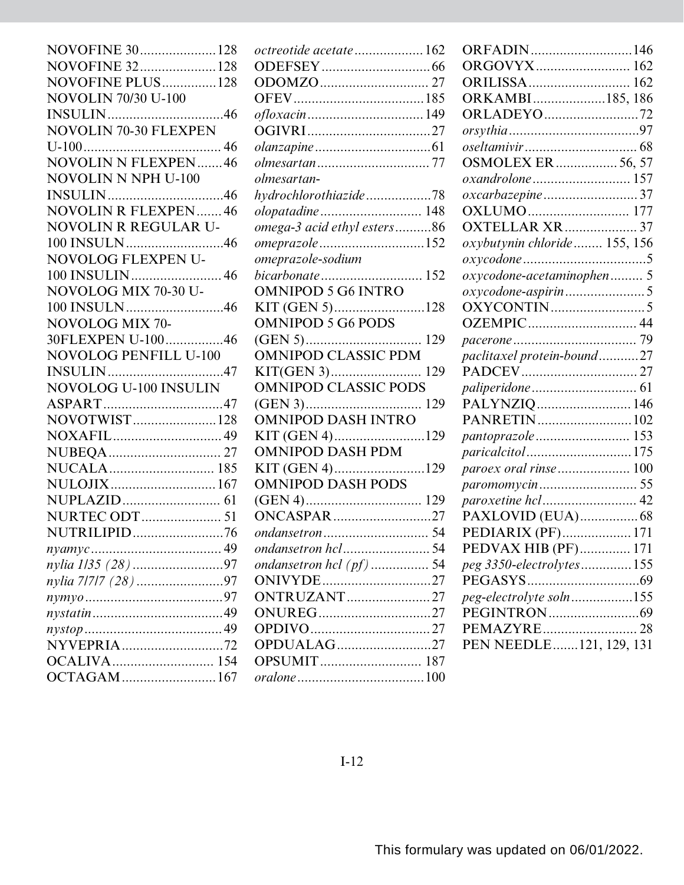NOVOFINE 30.....................128
NOVOFINE 32.....................128
NOVOFINE PLUS...............128
NOVOLIN 70/30 U-100 INSULIN................................46
NOVOLIN 70-30 FLEXPEN U-100...................................... 46
NOVOLIN N FLEXPEN.......46
NOVOLIN N NPH U-100 INSULIN................................46
NOVOLIN R FLEXPEN.......46
NOVOLIN R REGULAR U-100 INSULN...........................46
NOVOLOG FLEXPEN U-100 INSULIN......................... 46
NOVOLOG MIX 70-30 U-100 INSULN...........................46
NOVOLOG MIX 70-30FLEXPEN U-100................46
NOVOLOG PENFILL U-100 INSULIN................................47
NOVOLOG U-100 INSULIN ASPART.................................47
NOVOTWIST.......................128
NOXAFIL..............................49
NUBEQA............................... 27
NUCALA............................. 185
NULOJIX.............................167
NUPLAZID........................... 61
NURTEC ODT...................... 51
NUTRILIPID.........................76
*nyamyc*.................................... 49
*nylia 1/35 (28)*.........................97
*nylia 7/7/7 (28)*........................97
*nymyo*......................................97
*nystatin*....................................49
*nystop*......................................49
NYVEPRIA............................72
OCALIVA............................ 154
OCTAGAM..........................167
*octreotide acetate*...................162
ODEFSEY..............................66
ODOMZO.............................. 27
OFEV....................................185
*ofloxacin*................................149
OGIVRI..................................27
*olanzapine*................................61
*olmesartan*............................... 77
*olmesartan-hydrochlorothiazide*..................78
*olopatadine*............................ 148
*omega-3 acid ethyl esters*..........86
*omeprazole*.............................152
*omeprazole-sodium bicarbonate*............................ 152
OMNIPOD 5 G6 INTRO KIT (GEN 5).........................128
OMNIPOD 5 G6 PODS (GEN 5)................................ 129
OMNIPOD CLASSIC PDM KIT(GEN 3)......................... 129
OMNIPOD CLASSIC PODS (GEN 3)................................ 129
OMNIPOD DASH INTRO KIT (GEN 4).........................129
OMNIPOD DASH PDM KIT (GEN 4).........................129
OMNIPOD DASH PODS (GEN 4)................................ 129
ONCASPAR...........................27
*ondansetron*............................. 54
*ondansetron hcl*........................ 54
*ondansetron hcl (pf)*................ 54
ONIVYDE..............................27
ONTRUZANT.......................27
ONUREG...............................27
OPDIVO.................................27
OPDUALAG..........................27
OPSUMIT............................ 187
*oralone*...................................100
ORFADIN............................146
ORGOVYX.......................... 162
ORILISSA............................ 162
ORKAMBI....................185, 186
ORLADEYO..........................72
*orsythia*....................................97
*oseltamivir*............................... 68
OSMOLEX ER................. 56, 57
*oxandrolone*........................... 157
*oxcarbazepine*..........................37
OXLUMO............................ 177
OXTELLAR XR.................... 37
*oxybutynin chloride*........ 155, 156
*oxycodone*..................................5
*oxycodone-acetaminophen*......... 5
*oxycodone-aspirin*...................... 5
OXYCONTIN..........................5
OZEMPIC.............................. 44
*pacerone*.................................. 79
*paclitaxel protein-bound*...........27
PADCEV................................ 27
*paliperidone*............................. 61
PALYNZIQ.......................... 146
PANRETIN..........................102
*pantoprazole*.......................... 153
*paricalcitol*.............................175
*paroex oral rinse*.................... 100
*paromomycin*........................... 55
*paroxetine hcl*.......................... 42
PAXLOVID (EUA)................68
PEDIARIX (PF)...................171
PEDVAX HIB (PF).............. 171
*peg 3350-electrolytes*..............155
PEGASYS...............................69
*peg-electrolyte soln*.................155
PEGINTRON.........................69
PEMAZYRE.......................... 28
PEN NEEDLE.......121, 129, 131

I-12

This formulary was updated on 06/01/2022.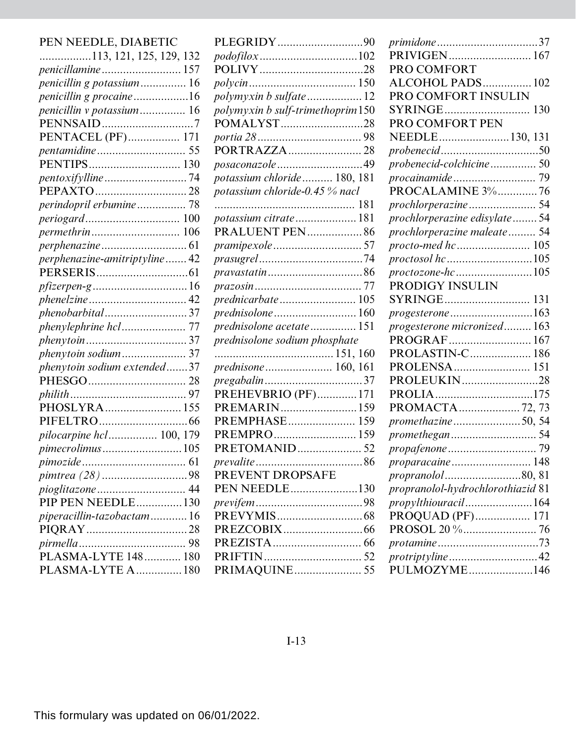PEN NEEDLE, DIABETIC ................113, 121, 125, 129, 132
*penicillamine* .......................... 157
*penicillin g potassium* ............... 16
*penicillin g procaine* ..................16
*penicillin v potassium* ............... 16
PENNSAID..............................7
PENTACEL (PF)................. 171
*pentamidine* ............................ 55
PENTIPS.............................. 130
*pentoxifylline* ........................... 74
PEPAXTO.............................. 28
*perindopril erbumine* ................ 78
*periogard* ............................... 100
*permethrin* ............................. 106
*perphenazine* ............................ 61
*perphenazine-amitriptyline* ....... 42
PERSERIS..............................61
*pfizerpen-g* ...............................16
*phenelzine* ................................ 42
*phenobarbital* ........................... 37
*phenylephrine hcl* ..................... 77
*phenytoin* ................................. 37
*phenytoin sodium* ..................... 37
*phenytoin sodium extended* .......37
PHESGO................................ 28
*philith* ...................................... 97
PHOSLYRA......................... 155
PIFELTRO.............................66
*pilocarpine hcl* ................ 100, 179
*pimecrolimus* ...........................105
*pimozide* .................................. 61
*pimtrea (28)* ............................98
*pioglitazone* ............................. 44
PIP PEN NEEDLE...............130
*piperacillin-tazobactam* ............16
PIQRAY................................. 28
*pirmella* ................................... 98
PLASMA-LYTE 148............ 180
PLASMA-LYTE A..............180
PLEGRIDY............................90
*podofilox* ................................102
POLIVY..................................28
*polycin* ................................... 150
*polymyxin b sulfate* ..................12
*polymyxin b sulf-trimethoprim* 150
POMALYST...........................28
*portia 28* .................................. 98
PORTRAZZA........................ 28
*posaconazole* ............................49
*potassium chloride* .......... 180, 181
*potassium chloride-0.45 % nacl* .............................................. 181
*potassium citrate* .................... 181
PRALUENT PEN..................86
*pramipexole* ............................. 57
*prasugrel* ..................................74
*pravastatin* ...............................86
*prazosin* ................................... 77
*prednicarbate* ......................... 105
*prednisolone* ........................... 160
*prednisolone acetate* ............... 151
*prednisolone sodium phosphate* .......................................151, 160
*prednisone* ...................... 160, 161
*pregabalin* ................................37
PREHEVBRIO (PF).............171
PREMARIN.........................159
PREMPHASE...................... 159
PREMPRO........................... 159
PRETOMANID..................... 52
*prevalite* ...................................86
PREVENT DROPSAFE PEN NEEDLE......................130
*previfem* ...................................98
PREVYMIS............................68
PREZCOBIX..........................66
PREZISTA............................. 66
PRIFTIN................................ 52
PRIMAQUINE...................... 55
*primidone* .................................37
PRIVIGEN........................... 167
PRO COMFORT ALCOHOL PADS................102
PRO COMFORT INSULIN SYRINGE............................ 130
PRO COMFORT PEN NEEDLE.......................130, 131
*probenecid* ................................50
*probenecid-colchicine* ............... 50
*procainamide* ........................... 79
PROCALAMINE 3%.............76
*prochlorperazine* ...................... 54
*prochlorperazine edisylate* ........ 54
*prochlorperazine maleate* ......... 54
*procto-med hc* ........................ 105
*proctosol hc* ............................105
*proctozone-hc* .........................105
PRODIGY INSULIN SYRINGE............................ 131
*progesterone* ...........................163
*progesterone micronized* ......... 163
PROGRAF........................... 167
PROLASTIN-C.................... 186
PROLENSA......................... 151
PROLEUKIN.........................28
PROLIA................................175
PROMACTA.................... 72, 73
*promethazine* ......................50, 54
*promethegan* ............................ 54
*propafenone* ............................. 79
*proparacaine* .......................... 148
*propranolol* .........................80, 81
*propranolol-hydrochlorothiazid* 81
*propylthiouracil* ......................164
PROQUAD (PF).................. 171
PROSOL 20 %........................ 76
*protamine* .................................73
*protriptyline* .............................42
PULMOZYME....................146

This formulary was updated on 06/01/2022.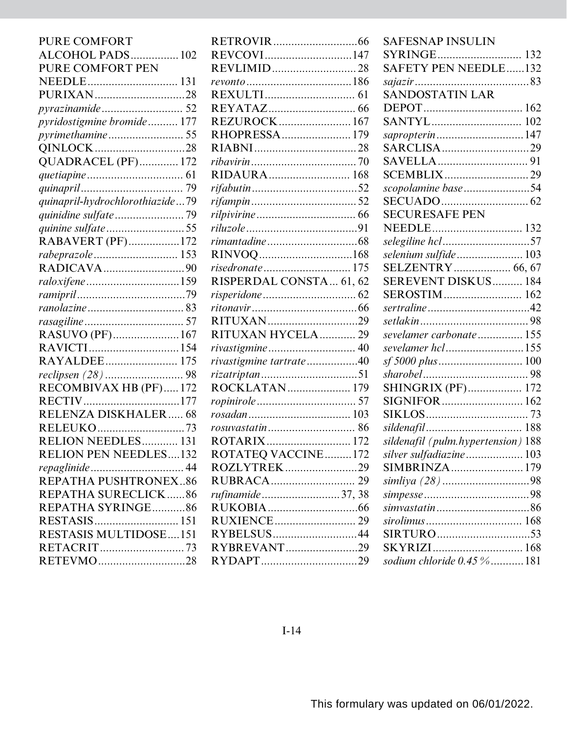PURE COMFORT ALCOHOL PADS ................ 102
PURE COMFORT PEN NEEDLE .............................. 131
PURIXAN .............................. 28
*pyrazinamide* ........................... 52
*pyridostigmine bromide* .......... 177
*pyrimethamine* ......................... 55
QINLOCK .............................. 28
QUADRACEL (PF) ............. 172
*quetiapine* ................................ 61
*quinapril* .................................. 79
*quinapril-hydrochlorothiazide* ... 79
*quinidine sulfate* ....................... 79
*quinine sulfate* .......................... 55
RABAVERT (PF) ................. 172
*rabeprazole* ............................ 153
RADICAVA ........................... 90
*raloxifene* ............................... 159
*ramipril* .................................... 79
*ranolazine* ................................ 83
*rasagiline* ................................. 57
RASUVO (PF) ...................... 167
RAVICTI .............................. 154
RAYALDEE ........................ 175
*reclipsen (28)* .......................... 98
RECOMBIVAX HB (PF) ..... 172
RECTIV ................................ 177
RELENZA DISKHALER ..... 68
RELEUKO ............................. 73
RELION NEEDLES ............ 131
RELION PEN NEEDLES .... 132
*repaglinide* ............................... 44
REPATHA PUSHTRONEX .. 86
REPATHA SURECLICK ...... 86
REPATHA SYRINGE ........... 86
RESTASIS ............................ 151
RESTASIS MULTIDOSE .... 151
RETACRIT ............................ 73
RETEVMO ............................. 28
RETROVIR ............................ 66
REVCOVI ............................. 147
REVLIMID ............................ 28
*revonto* ................................... 186
REXULTI .............................. 61
REYATAZ ............................. 66
REZUROCK ........................ 167
RHOPRESSA ....................... 179
RIABNI .................................. 28
*ribavirin* ................................... 70
RIDAURA ........................... 168
*rifabutin* ................................... 52
*rifampin* ................................... 52
*rilpivirine* ................................. 66
*riluzole* ..................................... 91
*rimantadine* .............................. 68
RINVOQ ............................... 168
*risedronate* ............................. 175
RISPERDAL CONSTA ... 61, 62
*risperidone* ............................... 62
*ritonavir* ................................... 66
RITUXAN .............................. 29
RITUXAN HYCELA ............ 29
*rivastigmine* ............................. 40
*rivastigmine tartrate* ................. 40
*rizatriptan* ................................ 51
ROCKLATAN ..................... 179
*ropinirole* ................................. 57
*rosadan* .................................. 103
*rosuvastatin* ............................. 86
ROTARIX ............................ 172
ROTATEQ VACCINE ......... 172
ROZLYTREK ........................ 29
RUBRACA ............................ 29
*rufinamide* ......................... 37, 38
RUKOBIA .............................. 66
RUXIENCE ........................... 29
RYBELSUS ............................ 44
RYBREVANT ........................ 29
RYDAPT ................................ 29
SAFESNAP INSULIN SYRINGE ............................ 132
SAFETY PEN NEEDLE ...... 132
*sajazir* ...................................... 83
SANDOSTATIN LAR DEPOT ................................. 162
SANTYL .............................. 102
*sapropterin* ............................. 147
SARCLISA ............................. 29
SAVELLA .............................. 91
SCEMBLIX ............................ 29
*scopolamine base* ...................... 54
SECUADO ............................. 62
SECURESAFE PEN NEEDLE .............................. 132
*selegiline hcl* ............................. 57
*selenium sulfide* ...................... 103
SELZENTRY ................... 66, 67
SEREVENT DISKUS .......... 184
SEROSTIM .......................... 162
*sertraline* .................................. 42
*setlakin* ..................................... 98
*sevelamer carbonate* ............... 155
*sevelamer hcl* .......................... 155
*sf 5000 plus* ............................ 100
*sharobel* ................................... 98
SHINGRIX (PF) .................. 172
SIGNIFOR ........................... 162
SIKLOS .................................. 73
*sildenafil* ................................ 188
*sildenafil (pulm.hypertension)* 188
*silver sulfadiazine* ................... 103
SIMBRINZA ........................ 179
*simliya (28)* ............................. 98
*simpesse* .................................. 98
*simvastatin* ............................... 86
*sirolimus* ................................ 168
SIRTURO ............................... 53
SKYRIZI .............................. 168
*sodium chloride 0.45 %* ........... 181

This formulary was updated on 06/01/2022.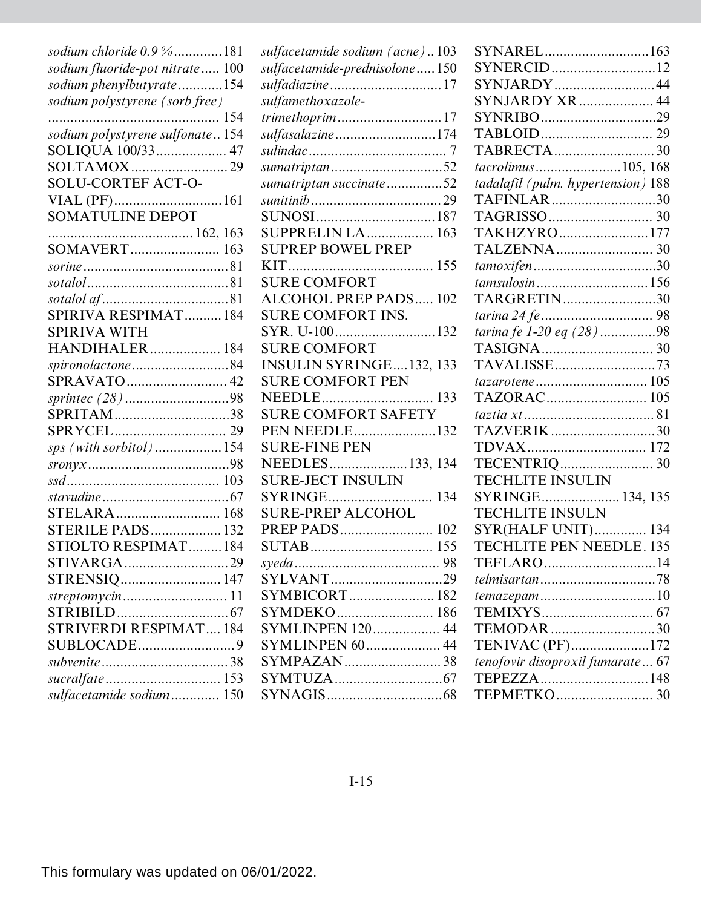*sodium chloride 0.9 %* ............181
*sodium fluoride-pot nitrate* ..... 100
*sodium phenylbutyrate* ............154
*sodium polystyrene (sorb free)* ............................................. 154
*sodium polystyrene sulfonate* .. 154
SOLIQUA 100/33 ................... 47
SOLTAMOX ......................... 29
SOLU-CORTEF ACT-O-VIAL (PF) ............................161
SOMATULINE DEPOT ...................................... 162, 163
SOMAVERT ........................ 163
*sorine* ......................................81
*sotalol* ......................................81
*sotalol af* ..................................81
SPIRIVA RESPIMAT ..........184
SPIRIVA WITH HANDIHALER ................... 184
*spironolactone* ..........................84
SPRAVATO ........................... 42
*sprintec (28)* ............................98
SPRITAM ...............................38
SPRYCEL .............................. 29
*sps (with sorbitol)* ..................154
*sronyx* ......................................98
*ssd* .......................................... 103
*stavudine* ..................................67
STELARA ............................ 168
STERILE PADS ...................132
STIOLTO RESPIMAT .........184
STIVARGA ............................29
STRENSIQ ...........................147
*streptomycin* ............................ 11
STRIBILD ..............................67
STRIVERDI RESPIMAT .... 184
SUBLOCADE ..........................9
*subvenite* ..................................38
*sucralfate* ...............................153
*sulfacetamide sodium* ............. 150
*sulfacetamide sodium (acne)* .. 103
*sulfacetamide-prednisolone* .....150
*sulfadiazine* ..............................17
*sulfamethoxazole-trimethoprim* ............................17
*sulfasalazine* ...........................174
*sulindac* ..................................... 7
*sumatriptan* ..............................52
*sumatriptan succinate* ...............52
*sunitinib* ...................................29
SUNOSI ................................187
SUPPRELIN LA .................. 163
SUPREP BOWEL PREP KIT ....................................... 155
SURE COMFORT ALCOHOL PREP PADS ..... 102
SURE COMFORT INS. SYR. U-100 ...........................132
SURE COMFORT INSULIN SYRINGE ....132, 133
SURE COMFORT PEN NEEDLE .............................. 133
SURE COMFORT SAFETY PEN NEEDLE .....................132
SURE-FINE PEN NEEDLES .....................133, 134
SURE-JECT INSULIN SYRINGE ............................ 134
SURE-PREP ALCOHOL PREP PADS ......................... 102
SUTAB ................................. 155
*syeda* ....................................... 98
SYLVANT ..............................29
SYMBICORT .......................182
SYMDEKO .......................... 186
SYMLINPEN 120 .................. 44
SYMLINPEN 60 .................... 44
SYMPAZAN .......................... 38
SYMTUZA .............................67
SYNAGIS ...............................68
SYNAREL ............................163
SYNERCID ............................12
SYNJARDY ...........................44
SYNJARDY XR .................... 44
SYNRIBO ...............................29
TABLOID .............................. 29
TABRECTA ...........................30
*tacrolimus* .......................105, 168
*tadalafil (pulm. hypertension)* 188
TAFINLAR ............................30
TAGRISSO ............................ 30
TAKHZYRO ........................177
TALZENNA .......................... 30
*tamoxifen* .................................30
*tamsulosin* ..............................156
TARGRETIN .........................30
*tarina 24 fe* .............................. 98
*tarina fe 1-20 eq (28)* ...............98
TASIGNA .............................. 30
TAVALISSE ...........................73
*tazarotene* .............................. 105
TAZORAC ........................... 105
*taztia xt* ................................... 81
TAZVERIK ............................30
TDVAX ................................ 172
TECENTRIQ ......................... 30
TECHLITE INSULIN SYRINGE ..................... 134, 135
TECHLITE INSULN SYR(HALF UNIT) .............. 134
TECHLITE PEN NEEDLE . 135
TEFLARO ..............................14
*telmisartan* ...............................78
*temazepam* ...............................10
TEMIXYS .............................. 67
TEMODAR ............................30
TENIVAC (PF) .....................172
*tenofovir disoproxil fumarate* ... 67
TEPEZZA .............................148
TEPMETKO .......................... 30

This formulary was updated on 06/01/2022.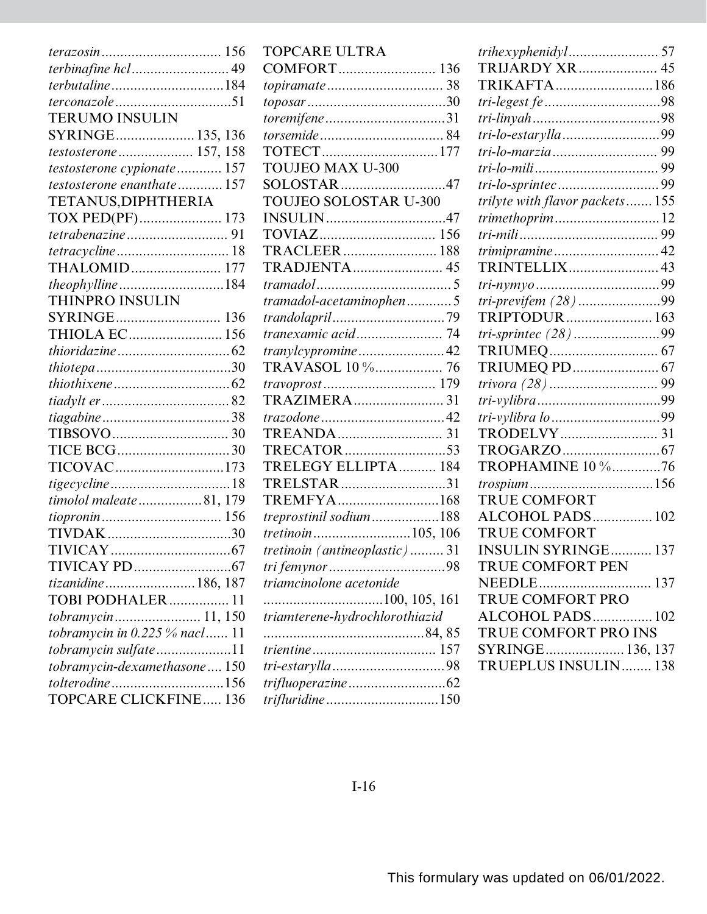*terazosin* ................................ 156
*terbinafine hcl* .......................... 49
*terbutaline* ..............................184
*terconazole* ...............................51
TERUMO INSULIN SYRINGE..................... 135, 136
*testosterone* .................... 157, 158
*testosterone cypionate* ............ 157
*testosterone enanthate* ............ 157
TETANUS,DIPHTHERIA TOX PED(PF)...................... 173
*tetrabenazine* ........................... 91
*tetracycline* .............................. 18
THALOMID........................ 177
*theophylline* ............................184
THINPRO INSULIN SYRINGE............................ 136
THIOLA EC......................... 156
*thioridazine* ..............................62
*thiotepa* ....................................30
*thiothixene* ...............................62
*tiadylt er* ..................................82
*tiagabine* ..................................38
TIBSOVO............................... 30
TICE BCG..............................30
TICOVAC.............................173
*tigecycline* ................................18
*timolol maleate* ................. 81, 179
*tiopronin* ................................ 156
TIVDAK.................................30
TIVICAY................................67
TIVICAY PD..........................67
*tizanidine* ........................186, 187
TOBI PODHALER................ 11
*tobramycin* ....................... 11, 150
*tobramycin in 0.225 % nacl* ...... 11
*tobramycin sulfate* ....................11
*tobramycin-dexamethasone* .... 150
*tolterodine* ..............................156
TOPCARE CLICKFINE..... 136
TOPCARE ULTRA COMFORT.......................... 136
*topiramate* ............................... 38
*toposar* .....................................30
*toremifene* ................................31
*torsemide* ................................. 84
TOTECT...............................177
TOUJEO MAX U-300 SOLOSTAR............................47
TOUJEO SOLOSTAR U-300 INSULIN................................47
TOVIAZ............................... 156
TRACLEER......................... 188
TRADJENTA........................ 45
*tramadol* ....................................5
*tramadol-acetaminophen* ............5
*trandolapril* ...............................79
*tranexamic acid* ....................... 74
*tranylcypromine* .......................42
TRAVASOL 10 %.................. 76
*travoprost* .............................. 179
TRAZIMERA........................ 31
*trazodone* .................................42
TREANDA............................ 31
TRECATOR...........................53
TRELEGY ELLIPTA.......... 184
TRELSTAR............................31
TREMFYA...........................168
*treprostinil sodium* ..................188
*tretinoin* ..........................105, 106
*tretinoin (antineoplastic)* ......... 31
*tri femynor* ...............................98
*triamcinolone acetonide* ................................100, 105, 161
*triamterene-hydrochlorothiazid* ...........................................84, 85
*trientine* ................................. 157
*tri-estarylla* ..............................98
*trifluoperazine* ..........................62
*trifluridine* ..............................150
*trihexyphenidyl* ........................ 57
TRIJARDY XR..................... 45
TRIKAFTA..........................186
*tri-legest fe* ...............................98
*tri-linyah* ..................................98
*tri-lo-estarylla* ..........................99
*tri-lo-marzia* ............................ 99
*tri-lo-mili* ................................. 99
*tri-lo-sprintec* ...........................99
*trilyte with flavor packets* ....... 155
*trimethoprim* ............................12
*tri-mili* ..................................... 99
*trimipramine* ............................ 42
TRINTELLIX........................ 43
*tri-nymyo* .................................99
*tri-previfem (28)* ......................99
TRIPTODUR....................... 163
*tri-sprintec (28)* .......................99
TRIUMEQ............................. 67
TRIUMEQ PD....................... 67
*trivora (28)* ............................. 99
*tri-vylibra* .................................99
*tri-vylibra lo* .............................99
TRODELVY.......................... 31
TROGARZO..........................67
TROPHAMINE 10 %.............76
*trospium* .................................156
TRUE COMFORT ALCOHOL PADS................ 102
TRUE COMFORT INSULIN SYRINGE........... 137
TRUE COMFORT PEN NEEDLE.............................. 137
TRUE COMFORT PRO ALCOHOL PADS................ 102
TRUE COMFORT PRO INS SYRINGE..................... 136, 137
TRUEPLUS INSULIN........ 138

This formulary was updated on 06/01/2022.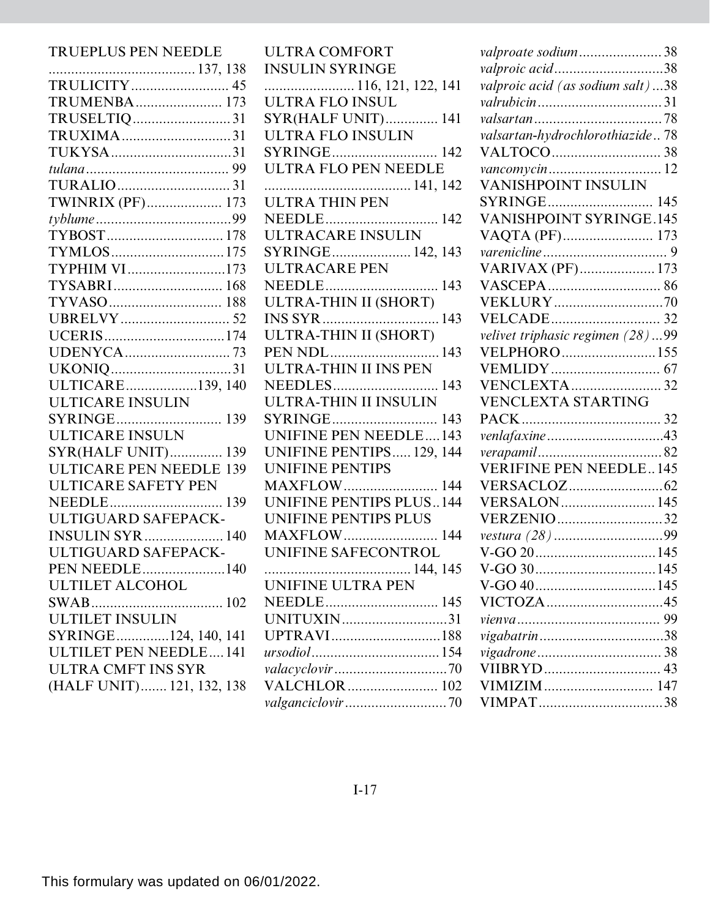TRUEPLUS PEN NEEDLE ....................................... 137, 138
TRULICITY .......................... 45
TRUMENBA ....................... 173
TRUSELTIQ .......................... 31
TRUXIMA ............................. 31
TUKYSA ................................ 31
*tulana* ...................................... 99
TURALIO .............................. 31
TWINRIX (PF) .................... 173
*tyblume* .................................... 99
TYBOST ............................... 178
TYMLOS .............................. 175
TYPHIM VI .......................... 173
TYSABRI ............................. 168
TYVASO .............................. 188
UBRELVY ............................. 52
UCERIS ................................ 174
UDENYCA ............................ 73
UKONIQ ................................ 31
ULTICARE ................... 139, 140
ULTICARE INSULIN SYRINGE ............................ 139
ULTICARE INSULN SYR(HALF UNIT) .............. 139
ULTICARE PEN NEEDLE 139
ULTICARE SAFETY PEN NEEDLE .............................. 139
ULTIGUARD SAFEPACK-INSULIN SYR ..................... 140
ULTIGUARD SAFEPACK-PEN NEEDLE ...................... 140
ULTILET ALCOHOL SWAB ................................... 102
ULTILET INSULIN SYRINGE .............. 124, 140, 141
ULTILET PEN NEEDLE .... 141
ULTRA CMFT INS SYR (HALF UNIT) ....... 121, 132, 138
ULTRA COMFORT INSULIN SYRINGE ........................ 116, 121, 122, 141
ULTRA FLO INSUL SYR(HALF UNIT) .............. 141
ULTRA FLO INSULIN SYRINGE ............................ 142
ULTRA FLO PEN NEEDLE ....................................... 141, 142
ULTRA THIN PEN NEEDLE .............................. 142
ULTRACARE INSULIN SYRINGE ..................... 142, 143
ULTRACARE PEN NEEDLE .............................. 143
ULTRA-THIN II (SHORT) INS SYR ............................... 143
ULTRA-THIN II (SHORT) PEN NDL ............................. 143
ULTRA-THIN II INS PEN NEEDLES ............................ 143
ULTRA-THIN II INSULIN SYRINGE ............................ 143
UNIFINE PEN NEEDLE .... 143
UNIFINE PENTIPS ..... 129, 144
UNIFINE PENTIPS MAXFLOW ......................... 144
UNIFINE PENTIPS PLUS .. 144
UNIFINE PENTIPS PLUS MAXFLOW ......................... 144
UNIFINE SAFECONTROL ....................................... 144, 145
UNIFINE ULTRA PEN NEEDLE .............................. 145
UNITUXIN ............................ 31
UPTRAVI ............................. 188
*ursodiol* .................................. 154
*valacyclovir* .............................. 70
VALCHLOR ........................ 102
*valganciclovir* ........................... 70
*valproate sodium* ...................... 38
*valproic acid* ............................. 38
*valproic acid (as sodium salt)* ... 38
*valrubicin* ................................. 31
*valsartan* .................................. 78
*valsartan-hydrochlorothiazide* .. 78
VALTOCO ............................. 38
*vancomycin* .............................. 12
VANISHPOINT INSULIN SYRINGE ............................ 145
VANISHPOINT SYRINGE . 145
VAQTA (PF) ........................ 173
*varenicline* ................................. 9
VARIVAX (PF) .................... 173
VASCEPA .............................. 86
VEKLURY ............................. 70
VELCADE ............................. 32
*velivet triphasic regimen (28)* ... 99
VELPHORO ......................... 155
VEMLIDY ............................. 67
VENCLEXTA ........................ 32
VENCLEXTA STARTING PACK ..................................... 32
*venlafaxine* ............................... 43
*verapamil* ................................. 82
VERIFINE PEN NEEDLE .. 145
VERSACLOZ ......................... 62
VERSALON ......................... 145
VERZENIO ............................ 32
*vestura (28)* ............................. 99
V-GO 20 ................................ 145
V-GO 30 ................................ 145
V-GO 40 ................................ 145
VICTOZA ............................... 45
*vienva* ...................................... 99
*vigabatrin* ................................. 38
*vigadrone* ................................. 38
VIIBRYD ............................... 43
VIMIZIM ............................. 147
VIMPAT ................................. 38

This formulary was updated on 06/01/2022.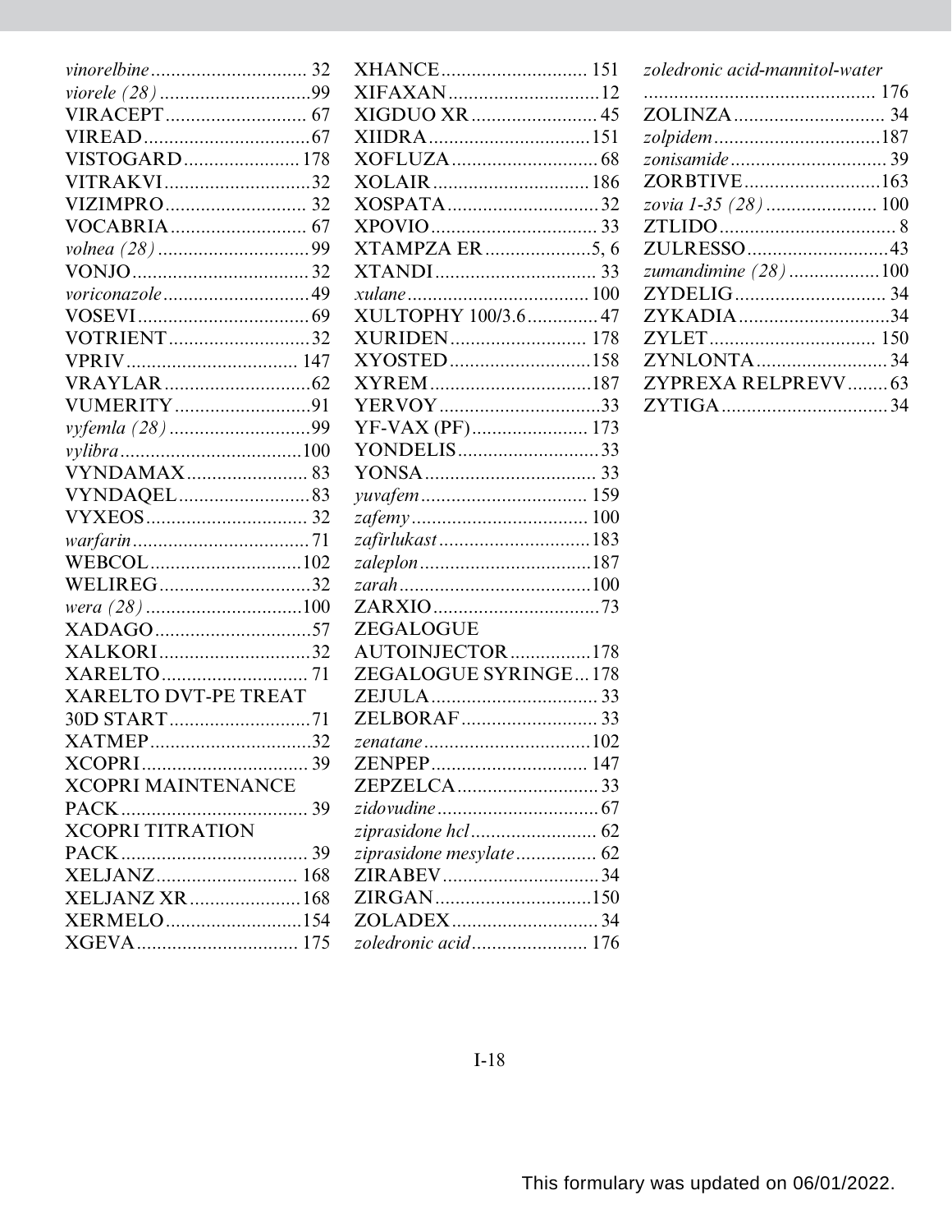*vinorelbine* ............................... 32
*viorele (28)* ..............................99
VIRACEPT............................ 67
VIREAD.................................67
VISTOGARD....................... 178
VITRAKVI.............................32
VIZIMPRO............................ 32
VOCABRIA........................... 67
*volnea (28)* ..............................99
VONJO...................................32
*voriconazole*.............................49
VOSEVI..................................69
VOTRIENT............................32
VPRIV.................................. 147
VRAYLAR.............................62
VUMERITY...........................91
*vyfemla (28)* ............................99
*vylibra*....................................100
VYNDAMAX........................ 83
VYNDAQEL..........................83
VYXEOS................................ 32
*warfarin*...................................71
WEBCOL..............................102
WELIREG..............................32
*wera (28)* ...............................100
XADAGO...............................57
XALKORI..............................32
XARELTO............................. 71
XARELTO DVT-PE TREAT 30D START............................71
XATMEP................................32
XCOPRI................................. 39
XCOPRI MAINTENANCE PACK...................................... 39
XCOPRI TITRATION PACK...................................... 39
XELJANZ............................ 168
XELJANZ XR......................168
XERMELO...........................154
XGEVA................................ 175
XHANCE............................. 151
XIFAXAN..............................12
XIGDUO XR......................... 45
XIIDRA................................151
XOFLUZA............................. 68
XOLAIR...............................186
XOSPATA..............................32
XPOVIO................................. 33
XTAMPZA ER.....................5, 6
XTANDI................................ 33
*xulane*....................................100
XULTOPHY 100/3.6..............47
XURIDEN........................... 178
XYOSTED............................158
XYREM................................187
YERVOY................................33
YF-VAX (PF)....................... 173
YONDELIS............................33
YONSA.................................. 33
*yuvafem*................................. 159
*zafemy*................................... 100
*zafirlukast*..............................183
*zaleplon*..................................187
*zarah*......................................100
ZARXIO.................................73
ZEGALOGUE AUTOINJECTOR................178
ZEGALOGUE SYRINGE...178
ZEJULA................................. 33
ZELBORAF........................... 33
*zenatane*.................................102
ZENPEP............................... 147
ZEPZELCA............................33
*zidovudine*................................67
*ziprasidone hcl*......................... 62
*ziprasidone mesylate*................ 62
ZIRABEV...............................34
ZIRGAN...............................150
ZOLADEX.............................34
*zoledronic acid*....................... 176
*zoledronic acid-mannitol-water* .............................................. 176
ZOLINZA.............................. 34
*zolpidem*.................................187
*zonisamide*............................... 39
ZORBTIVE...........................163
*zovia 1-35 (28)* ...................... 100
ZTLIDO................................... 8
ZULRESSO............................43
*zumandimine (28)* ..................100
ZYDELIG.............................. 34
ZYKADIA..............................34
ZYLET................................. 150
ZYNLONTA..........................34
ZYPREXA RELPREVV........63
ZYTIGA.................................34

This formulary was updated on 06/01/2022.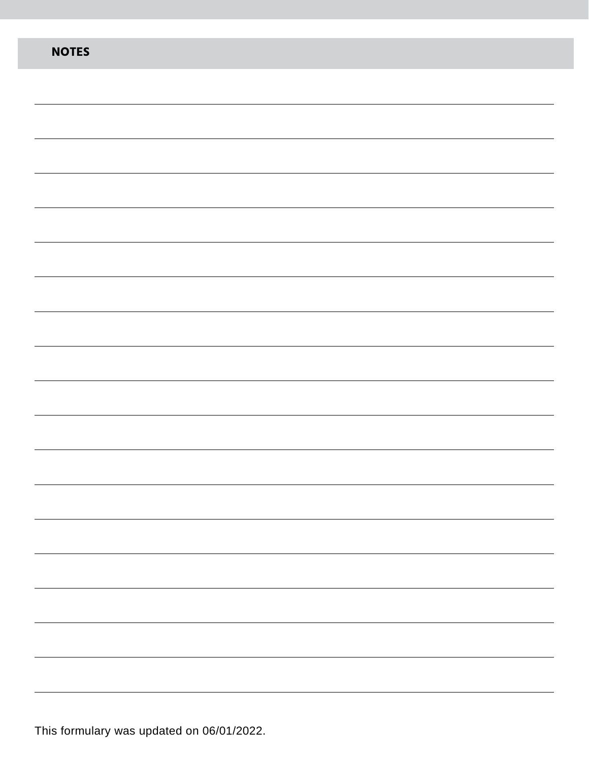## NOTES

This formulary was updated on 06/01/2022.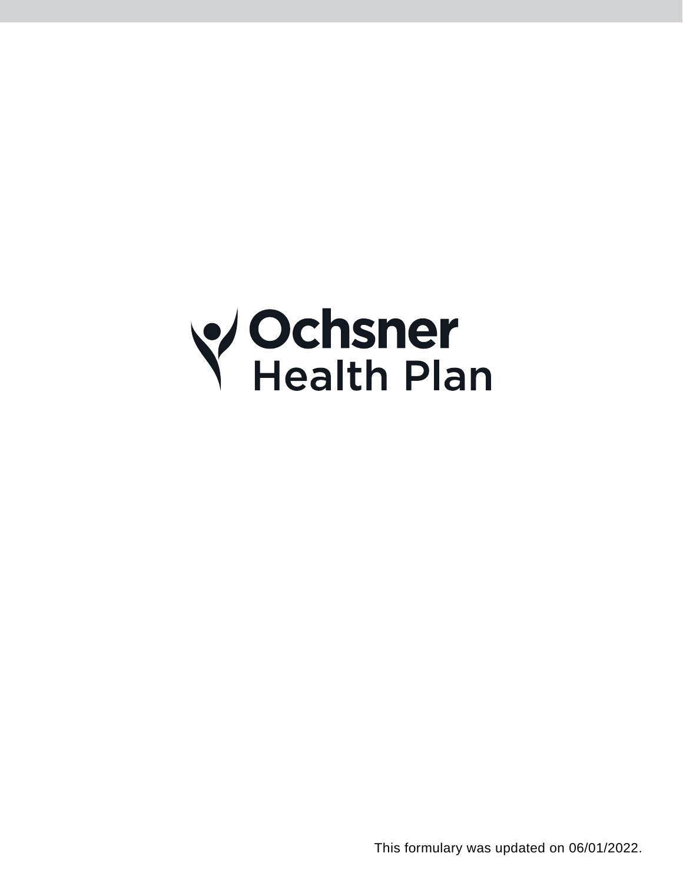Ochsner Health Plan

This formulary was updated on 06/01/2022.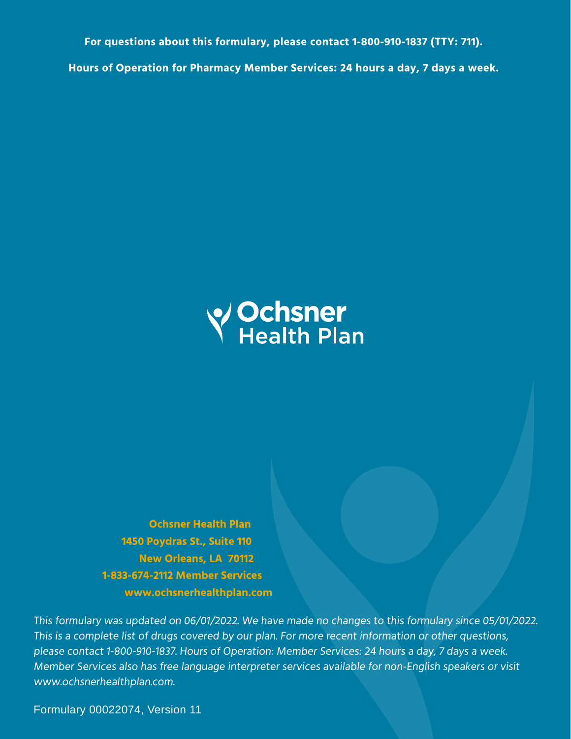**For questions about this formulary, please contact 1-800-910-1837 (TTY: 711).**

**Hours of Operation for Pharmacy Member Services: 24 hours a day, 7 days a week.**

Ochsner Health Plan

**Ochsner Health Plan**
**1450 Poydras St., Suite 110**
**New Orleans, LA 70112**
**1-833-674-2112 Member Services**
**www.ochsnerhealthplan.com**

*This formulary was updated on 06/01/2022. We have made no changes to this formulary since 05/01/2022. This is a complete list of drugs covered by our plan. For more recent information or other questions, please contact 1-800-910-1837. Hours of Operation: Member Services: 24 hours a day, 7 days a week. Member Services also has free language interpreter services available for non-English speakers or visit www.ochsnerhealthplan.com.*

Formulary 00022074, Version 11